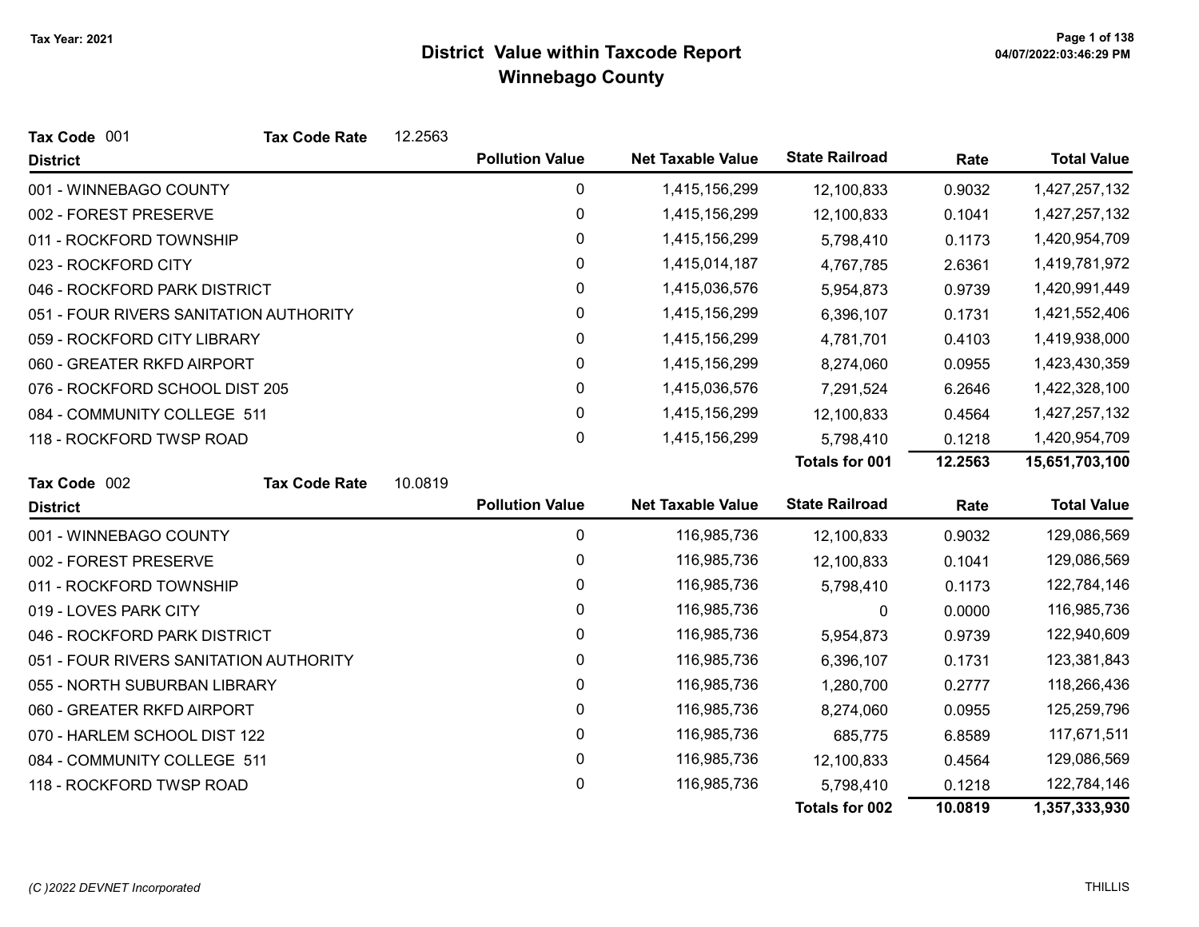# District Value within Taxcode Report

## Winnebago County

Tax Year: 2021

**Tax Code** 001 **Tax Code Rate** 12.2563

| District | Pollution Value | Net Taxable Value | State Railroad | Rate | Total Value |
|---|---|---|---|---|---|
| 001 - WINNEBAGO COUNTY | 0 | 1,415,156,299 | 12,100,833 | 0.9032 | 1,427,257,132 |
| 002 - FOREST PRESERVE | 0 | 1,415,156,299 | 12,100,833 | 0.1041 | 1,427,257,132 |
| 011 - ROCKFORD TOWNSHIP | 0 | 1,415,156,299 | 5,798,410 | 0.1173 | 1,420,954,709 |
| 023 - ROCKFORD CITY | 0 | 1,415,014,187 | 4,767,785 | 2.6361 | 1,419,781,972 |
| 046 - ROCKFORD PARK DISTRICT | 0 | 1,415,036,576 | 5,954,873 | 0.9739 | 1,420,991,449 |
| 051 - FOUR RIVERS SANITATION AUTHORITY | 0 | 1,415,156,299 | 6,396,107 | 0.1731 | 1,421,552,406 |
| 059 - ROCKFORD CITY LIBRARY | 0 | 1,415,156,299 | 4,781,701 | 0.4103 | 1,419,938,000 |
| 060 - GREATER RKFD AIRPORT | 0 | 1,415,156,299 | 8,274,060 | 0.0955 | 1,423,430,359 |
| 076 - ROCKFORD SCHOOL DIST 205 | 0 | 1,415,036,576 | 7,291,524 | 6.2646 | 1,422,328,100 |
| 084 - COMMUNITY COLLEGE 511 | 0 | 1,415,156,299 | 12,100,833 | 0.4564 | 1,427,257,132 |
| 118 - ROCKFORD TWSP ROAD | 0 | 1,415,156,299 | 5,798,410 | 0.1218 | 1,420,954,709 |
| | | | **Totals for 001** | **12.2563** | **15,651,703,100** |

**Tax Code** 002 **Tax Code Rate** 10.0819

| District | Pollution Value | Net Taxable Value | State Railroad | Rate | Total Value |
|---|---|---|---|---|---|
| 001 - WINNEBAGO COUNTY | 0 | 116,985,736 | 12,100,833 | 0.9032 | 129,086,569 |
| 002 - FOREST PRESERVE | 0 | 116,985,736 | 12,100,833 | 0.1041 | 129,086,569 |
| 011 - ROCKFORD TOWNSHIP | 0 | 116,985,736 | 5,798,410 | 0.1173 | 122,784,146 |
| 019 - LOVES PARK CITY | 0 | 116,985,736 | 0 | 0.0000 | 116,985,736 |
| 046 - ROCKFORD PARK DISTRICT | 0 | 116,985,736 | 5,954,873 | 0.9739 | 122,940,609 |
| 051 - FOUR RIVERS SANITATION AUTHORITY | 0 | 116,985,736 | 6,396,107 | 0.1731 | 123,381,843 |
| 055 - NORTH SUBURBAN LIBRARY | 0 | 116,985,736 | 1,280,700 | 0.2777 | 118,266,436 |
| 060 - GREATER RKFD AIRPORT | 0 | 116,985,736 | 8,274,060 | 0.0955 | 125,259,796 |
| 070 - HARLEM SCHOOL DIST 122 | 0 | 116,985,736 | 685,775 | 6.8589 | 117,671,511 |
| 084 - COMMUNITY COLLEGE 511 | 0 | 116,985,736 | 12,100,833 | 0.4564 | 129,086,569 |
| 118 - ROCKFORD TWSP ROAD | 0 | 116,985,736 | 5,798,410 | 0.1218 | 122,784,146 |
| | | | **Totals for 002** | **10.0819** | **1,357,333,930** |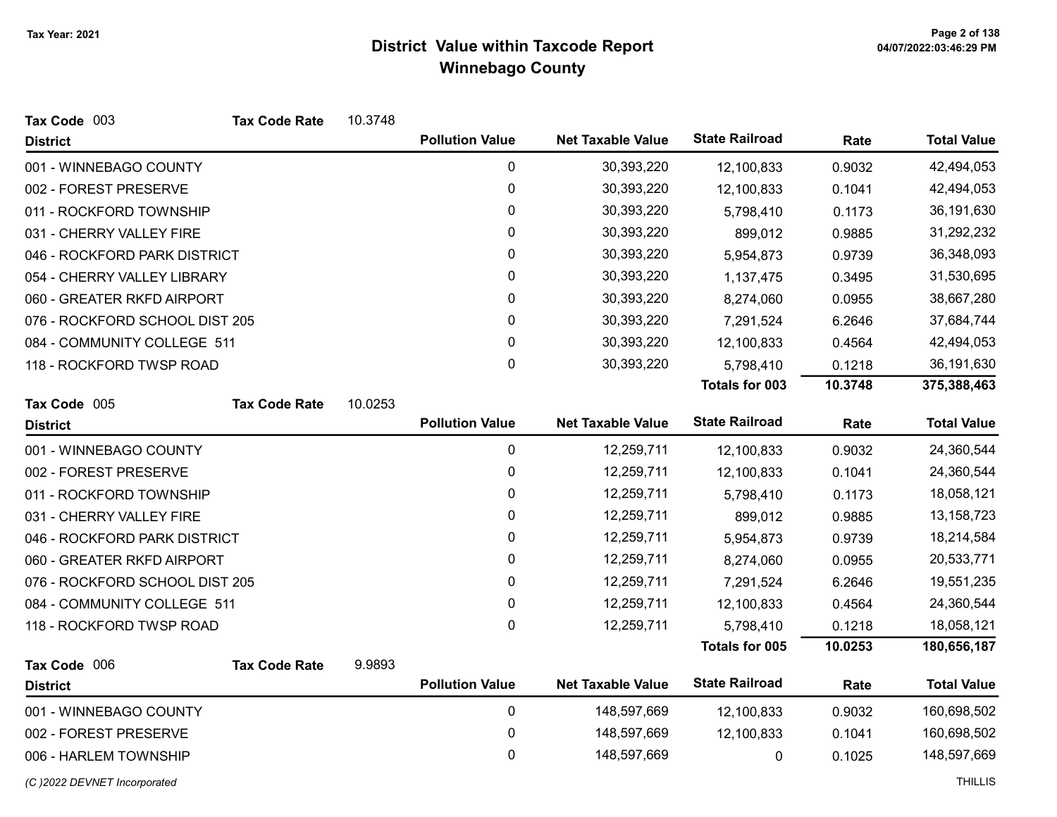# District Value within Taxcode Report

## Winnebago County

Tax Year: 2021

**Tax Code** 003 **Tax Code Rate** 10.3748

| District | Pollution Value | Net Taxable Value | State Railroad | Rate | Total Value |
|---|---|---|---|---|---|
| 001 - WINNEBAGO COUNTY | 0 | 30,393,220 | 12,100,833 | 0.9032 | 42,494,053 |
| 002 - FOREST PRESERVE | 0 | 30,393,220 | 12,100,833 | 0.1041 | 42,494,053 |
| 011 - ROCKFORD TOWNSHIP | 0 | 30,393,220 | 5,798,410 | 0.1173 | 36,191,630 |
| 031 - CHERRY VALLEY FIRE | 0 | 30,393,220 | 899,012 | 0.9885 | 31,292,232 |
| 046 - ROCKFORD PARK DISTRICT | 0 | 30,393,220 | 5,954,873 | 0.9739 | 36,348,093 |
| 054 - CHERRY VALLEY LIBRARY | 0 | 30,393,220 | 1,137,475 | 0.3495 | 31,530,695 |
| 060 - GREATER RKFD AIRPORT | 0 | 30,393,220 | 8,274,060 | 0.0955 | 38,667,280 |
| 076 - ROCKFORD SCHOOL DIST 205 | 0 | 30,393,220 | 7,291,524 | 6.2646 | 37,684,744 |
| 084 - COMMUNITY COLLEGE 511 | 0 | 30,393,220 | 12,100,833 | 0.4564 | 42,494,053 |
| 118 - ROCKFORD TWSP ROAD | 0 | 30,393,220 | 5,798,410 | 0.1218 | 36,191,630 |
| | | | **Totals for 003** | **10.3748** | **375,388,463** |

**Tax Code** 005 **Tax Code Rate** 10.0253

| District | Pollution Value | Net Taxable Value | State Railroad | Rate | Total Value |
|---|---|---|---|---|---|
| 001 - WINNEBAGO COUNTY | 0 | 12,259,711 | 12,100,833 | 0.9032 | 24,360,544 |
| 002 - FOREST PRESERVE | 0 | 12,259,711 | 12,100,833 | 0.1041 | 24,360,544 |
| 011 - ROCKFORD TOWNSHIP | 0 | 12,259,711 | 5,798,410 | 0.1173 | 18,058,121 |
| 031 - CHERRY VALLEY FIRE | 0 | 12,259,711 | 899,012 | 0.9885 | 13,158,723 |
| 046 - ROCKFORD PARK DISTRICT | 0 | 12,259,711 | 5,954,873 | 0.9739 | 18,214,584 |
| 060 - GREATER RKFD AIRPORT | 0 | 12,259,711 | 8,274,060 | 0.0955 | 20,533,771 |
| 076 - ROCKFORD SCHOOL DIST 205 | 0 | 12,259,711 | 7,291,524 | 6.2646 | 19,551,235 |
| 084 - COMMUNITY COLLEGE 511 | 0 | 12,259,711 | 12,100,833 | 0.4564 | 24,360,544 |
| 118 - ROCKFORD TWSP ROAD | 0 | 12,259,711 | 5,798,410 | 0.1218 | 18,058,121 |
| | | | **Totals for 005** | **10.0253** | **180,656,187** |

**Tax Code** 006 **Tax Code Rate** 9.9893

| District | Pollution Value | Net Taxable Value | State Railroad | Rate | Total Value |
|---|---|---|---|---|---|
| 001 - WINNEBAGO COUNTY | 0 | 148,597,669 | 12,100,833 | 0.9032 | 160,698,502 |
| 002 - FOREST PRESERVE | 0 | 148,597,669 | 12,100,833 | 0.1041 | 160,698,502 |
| 006 - HARLEM TOWNSHIP | 0 | 148,597,669 | 0 | 0.1025 | 148,597,669 |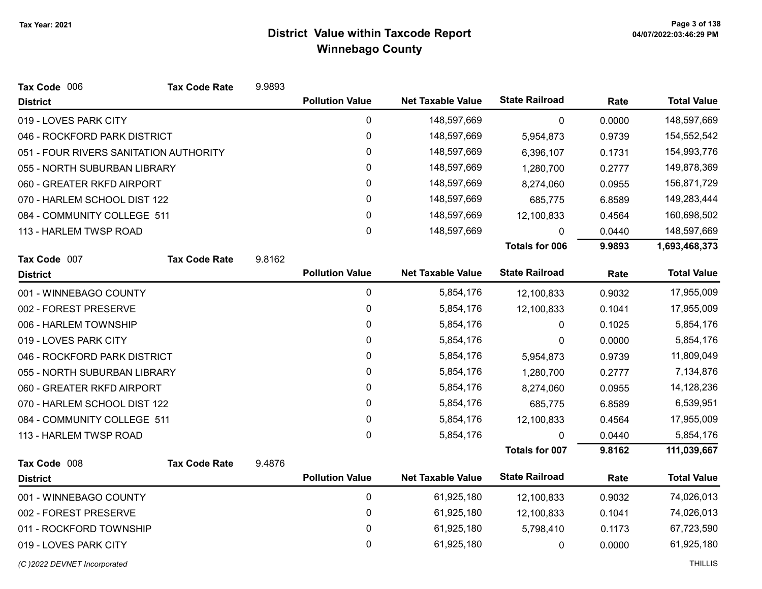**Tax Year: 2021**

# District Value within Taxcode Report
## Winnebago County

**Tax Code** 006 **Tax Code Rate** 9.9893

| District | Pollution Value | Net Taxable Value | State Railroad | Rate | Total Value |
|---|---|---|---|---|---|
| 019 - LOVES PARK CITY | 0 | 148,597,669 | 0 | 0.0000 | 148,597,669 |
| 046 - ROCKFORD PARK DISTRICT | 0 | 148,597,669 | 5,954,873 | 0.9739 | 154,552,542 |
| 051 - FOUR RIVERS SANITATION AUTHORITY | 0 | 148,597,669 | 6,396,107 | 0.1731 | 154,993,776 |
| 055 - NORTH SUBURBAN LIBRARY | 0 | 148,597,669 | 1,280,700 | 0.2777 | 149,878,369 |
| 060 - GREATER RKFD AIRPORT | 0 | 148,597,669 | 8,274,060 | 0.0955 | 156,871,729 |
| 070 - HARLEM SCHOOL DIST 122 | 0 | 148,597,669 | 685,775 | 6.8589 | 149,283,444 |
| 084 - COMMUNITY COLLEGE 511 | 0 | 148,597,669 | 12,100,833 | 0.4564 | 160,698,502 |
| 113 - HARLEM TWSP ROAD | 0 | 148,597,669 | 0 | 0.0440 | 148,597,669 |
| | | | **Totals for 006** | **9.9893** | **1,693,468,373** |

**Tax Code** 007 **Tax Code Rate** 9.8162

| District | Pollution Value | Net Taxable Value | State Railroad | Rate | Total Value |
|---|---|---|---|---|---|
| 001 - WINNEBAGO COUNTY | 0 | 5,854,176 | 12,100,833 | 0.9032 | 17,955,009 |
| 002 - FOREST PRESERVE | 0 | 5,854,176 | 12,100,833 | 0.1041 | 17,955,009 |
| 006 - HARLEM TOWNSHIP | 0 | 5,854,176 | 0 | 0.1025 | 5,854,176 |
| 019 - LOVES PARK CITY | 0 | 5,854,176 | 0 | 0.0000 | 5,854,176 |
| 046 - ROCKFORD PARK DISTRICT | 0 | 5,854,176 | 5,954,873 | 0.9739 | 11,809,049 |
| 055 - NORTH SUBURBAN LIBRARY | 0 | 5,854,176 | 1,280,700 | 0.2777 | 7,134,876 |
| 060 - GREATER RKFD AIRPORT | 0 | 5,854,176 | 8,274,060 | 0.0955 | 14,128,236 |
| 070 - HARLEM SCHOOL DIST 122 | 0 | 5,854,176 | 685,775 | 6.8589 | 6,539,951 |
| 084 - COMMUNITY COLLEGE 511 | 0 | 5,854,176 | 12,100,833 | 0.4564 | 17,955,009 |
| 113 - HARLEM TWSP ROAD | 0 | 5,854,176 | 0 | 0.0440 | 5,854,176 |
| | | | **Totals for 007** | **9.8162** | **111,039,667** |

**Tax Code** 008 **Tax Code Rate** 9.4876

| District | Pollution Value | Net Taxable Value | State Railroad | Rate | Total Value |
|---|---|---|---|---|---|
| 001 - WINNEBAGO COUNTY | 0 | 61,925,180 | 12,100,833 | 0.9032 | 74,026,013 |
| 002 - FOREST PRESERVE | 0 | 61,925,180 | 12,100,833 | 0.1041 | 74,026,013 |
| 011 - ROCKFORD TOWNSHIP | 0 | 61,925,180 | 5,798,410 | 0.1173 | 67,723,590 |
| 019 - LOVES PARK CITY | 0 | 61,925,180 | 0 | 0.0000 | 61,925,180 |

*(C )2022 DEVNET Incorporated* THILLIS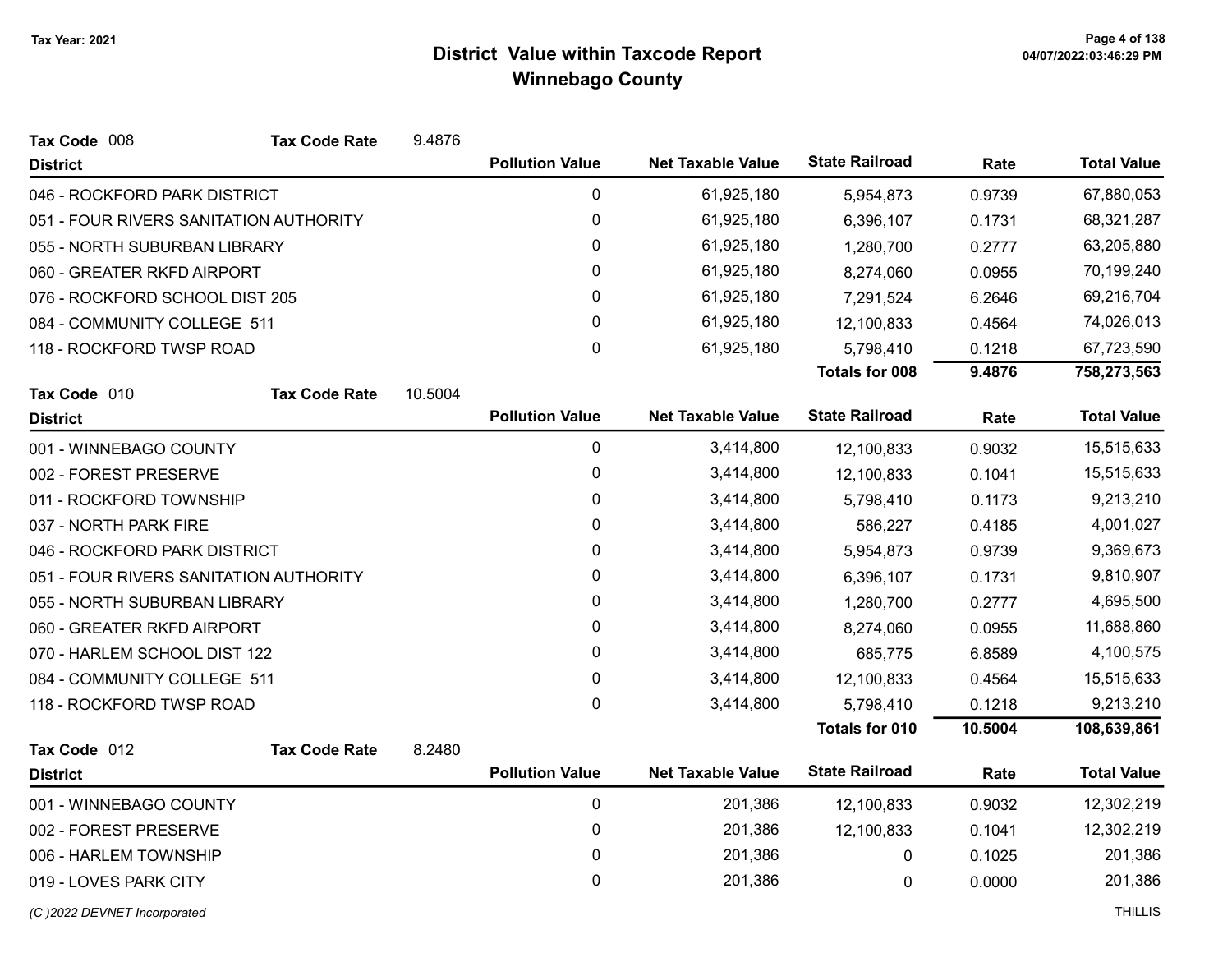Tax Year: 2021

# District Value within Taxcode Report
## Winnebago County

**Tax Code** 008 **Tax Code Rate** 9.4876

| District | Pollution Value | Net Taxable Value | State Railroad | Rate | Total Value |
|---|---|---|---|---|---|
| 046 - ROCKFORD PARK DISTRICT | 0 | 61,925,180 | 5,954,873 | 0.9739 | 67,880,053 |
| 051 - FOUR RIVERS SANITATION AUTHORITY | 0 | 61,925,180 | 6,396,107 | 0.1731 | 68,321,287 |
| 055 - NORTH SUBURBAN LIBRARY | 0 | 61,925,180 | 1,280,700 | 0.2777 | 63,205,880 |
| 060 - GREATER RKFD AIRPORT | 0 | 61,925,180 | 8,274,060 | 0.0955 | 70,199,240 |
| 076 - ROCKFORD SCHOOL DIST 205 | 0 | 61,925,180 | 7,291,524 | 6.2646 | 69,216,704 |
| 084 - COMMUNITY COLLEGE 511 | 0 | 61,925,180 | 12,100,833 | 0.4564 | 74,026,013 |
| 118 - ROCKFORD TWSP ROAD | 0 | 61,925,180 | 5,798,410 | 0.1218 | 67,723,590 |
| | | | **Totals for 008** | **9.4876** | **758,273,563** |

**Tax Code** 010 **Tax Code Rate** 10.5004

| District | Pollution Value | Net Taxable Value | State Railroad | Rate | Total Value |
|---|---|---|---|---|---|
| 001 - WINNEBAGO COUNTY | 0 | 3,414,800 | 12,100,833 | 0.9032 | 15,515,633 |
| 002 - FOREST PRESERVE | 0 | 3,414,800 | 12,100,833 | 0.1041 | 15,515,633 |
| 011 - ROCKFORD TOWNSHIP | 0 | 3,414,800 | 5,798,410 | 0.1173 | 9,213,210 |
| 037 - NORTH PARK FIRE | 0 | 3,414,800 | 586,227 | 0.4185 | 4,001,027 |
| 046 - ROCKFORD PARK DISTRICT | 0 | 3,414,800 | 5,954,873 | 0.9739 | 9,369,673 |
| 051 - FOUR RIVERS SANITATION AUTHORITY | 0 | 3,414,800 | 6,396,107 | 0.1731 | 9,810,907 |
| 055 - NORTH SUBURBAN LIBRARY | 0 | 3,414,800 | 1,280,700 | 0.2777 | 4,695,500 |
| 060 - GREATER RKFD AIRPORT | 0 | 3,414,800 | 8,274,060 | 0.0955 | 11,688,860 |
| 070 - HARLEM SCHOOL DIST 122 | 0 | 3,414,800 | 685,775 | 6.8589 | 4,100,575 |
| 084 - COMMUNITY COLLEGE 511 | 0 | 3,414,800 | 12,100,833 | 0.4564 | 15,515,633 |
| 118 - ROCKFORD TWSP ROAD | 0 | 3,414,800 | 5,798,410 | 0.1218 | 9,213,210 |
| | | | **Totals for 010** | **10.5004** | **108,639,861** |

**Tax Code** 012 **Tax Code Rate** 8.2480

| District | Pollution Value | Net Taxable Value | State Railroad | Rate | Total Value |
|---|---|---|---|---|---|
| 001 - WINNEBAGO COUNTY | 0 | 201,386 | 12,100,833 | 0.9032 | 12,302,219 |
| 002 - FOREST PRESERVE | 0 | 201,386 | 12,100,833 | 0.1041 | 12,302,219 |
| 006 - HARLEM TOWNSHIP | 0 | 201,386 | 0 | 0.1025 | 201,386 |
| 019 - LOVES PARK CITY | 0 | 201,386 | 0 | 0.0000 | 201,386 |

(C )2022 DEVNET Incorporated THILLIS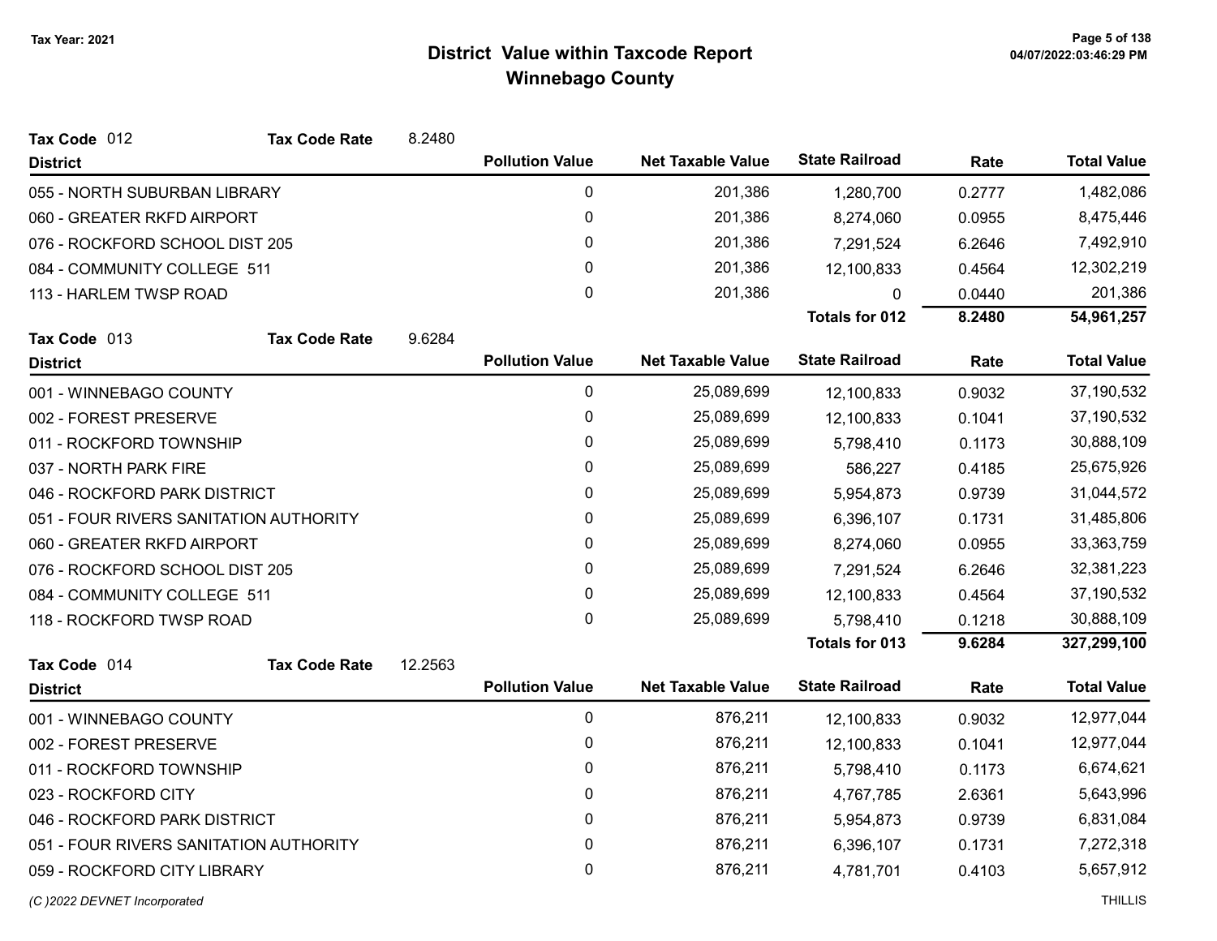**Tax Year: 2021**

# District Value within Taxcode Report
## Winnebago County

**Tax Code** 012 **Tax Code Rate** 8.2480

| District | Pollution Value | Net Taxable Value | State Railroad | Rate | Total Value |
|---|---|---|---|---|---|
| 055 - NORTH SUBURBAN LIBRARY | 0 | 201,386 | 1,280,700 | 0.2777 | 1,482,086 |
| 060 - GREATER RKFD AIRPORT | 0 | 201,386 | 8,274,060 | 0.0955 | 8,475,446 |
| 076 - ROCKFORD SCHOOL DIST 205 | 0 | 201,386 | 7,291,524 | 6.2646 | 7,492,910 |
| 084 - COMMUNITY COLLEGE 511 | 0 | 201,386 | 12,100,833 | 0.4564 | 12,302,219 |
| 113 - HARLEM TWSP ROAD | 0 | 201,386 | 0 | 0.0440 | 201,386 |
| | | | **Totals for 012** | **8.2480** | **54,961,257** |

**Tax Code** 013 **Tax Code Rate** 9.6284

| District | Pollution Value | Net Taxable Value | State Railroad | Rate | Total Value |
|---|---|---|---|---|---|
| 001 - WINNEBAGO COUNTY | 0 | 25,089,699 | 12,100,833 | 0.9032 | 37,190,532 |
| 002 - FOREST PRESERVE | 0 | 25,089,699 | 12,100,833 | 0.1041 | 37,190,532 |
| 011 - ROCKFORD TOWNSHIP | 0 | 25,089,699 | 5,798,410 | 0.1173 | 30,888,109 |
| 037 - NORTH PARK FIRE | 0 | 25,089,699 | 586,227 | 0.4185 | 25,675,926 |
| 046 - ROCKFORD PARK DISTRICT | 0 | 25,089,699 | 5,954,873 | 0.9739 | 31,044,572 |
| 051 - FOUR RIVERS SANITATION AUTHORITY | 0 | 25,089,699 | 6,396,107 | 0.1731 | 31,485,806 |
| 060 - GREATER RKFD AIRPORT | 0 | 25,089,699 | 8,274,060 | 0.0955 | 33,363,759 |
| 076 - ROCKFORD SCHOOL DIST 205 | 0 | 25,089,699 | 7,291,524 | 6.2646 | 32,381,223 |
| 084 - COMMUNITY COLLEGE 511 | 0 | 25,089,699 | 12,100,833 | 0.4564 | 37,190,532 |
| 118 - ROCKFORD TWSP ROAD | 0 | 25,089,699 | 5,798,410 | 0.1218 | 30,888,109 |
| | | | **Totals for 013** | **9.6284** | **327,299,100** |

**Tax Code** 014 **Tax Code Rate** 12.2563

| District | Pollution Value | Net Taxable Value | State Railroad | Rate | Total Value |
|---|---|---|---|---|---|
| 001 - WINNEBAGO COUNTY | 0 | 876,211 | 12,100,833 | 0.9032 | 12,977,044 |
| 002 - FOREST PRESERVE | 0 | 876,211 | 12,100,833 | 0.1041 | 12,977,044 |
| 011 - ROCKFORD TOWNSHIP | 0 | 876,211 | 5,798,410 | 0.1173 | 6,674,621 |
| 023 - ROCKFORD CITY | 0 | 876,211 | 4,767,785 | 2.6361 | 5,643,996 |
| 046 - ROCKFORD PARK DISTRICT | 0 | 876,211 | 5,954,873 | 0.9739 | 6,831,084 |
| 051 - FOUR RIVERS SANITATION AUTHORITY | 0 | 876,211 | 6,396,107 | 0.1731 | 7,272,318 |
| 059 - ROCKFORD CITY LIBRARY | 0 | 876,211 | 4,781,701 | 0.4103 | 5,657,912 |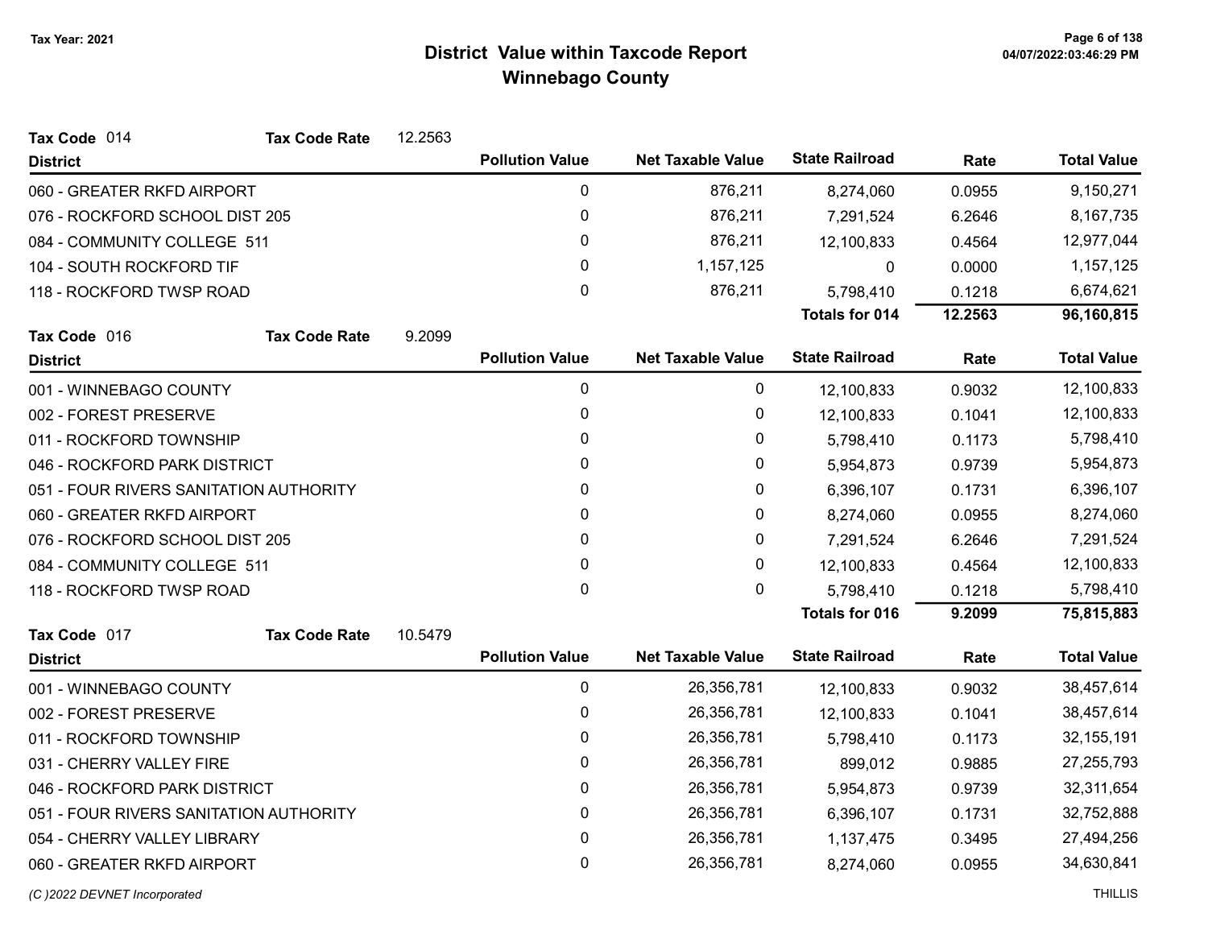# District Value within Taxcode Report

## Winnebago County

Tax Year: 2021

**Tax Code** 014 **Tax Code Rate** 12.2563

| District | Pollution Value | Net Taxable Value | State Railroad | Rate | Total Value |
|---|---|---|---|---|---|
| 060 - GREATER RKFD AIRPORT | 0 | 876,211 | 8,274,060 | 0.0955 | 9,150,271 |
| 076 - ROCKFORD SCHOOL DIST 205 | 0 | 876,211 | 7,291,524 | 6.2646 | 8,167,735 |
| 084 - COMMUNITY COLLEGE 511 | 0 | 876,211 | 12,100,833 | 0.4564 | 12,977,044 |
| 104 - SOUTH ROCKFORD TIF | 0 | 1,157,125 | 0 | 0.0000 | 1,157,125 |
| 118 - ROCKFORD TWSP ROAD | 0 | 876,211 | 5,798,410 | 0.1218 | 6,674,621 |
| | | | **Totals for 014** | **12.2563** | **96,160,815** |

**Tax Code** 016 **Tax Code Rate** 9.2099

| District | Pollution Value | Net Taxable Value | State Railroad | Rate | Total Value |
|---|---|---|---|---|---|
| 001 - WINNEBAGO COUNTY | 0 | 0 | 12,100,833 | 0.9032 | 12,100,833 |
| 002 - FOREST PRESERVE | 0 | 0 | 12,100,833 | 0.1041 | 12,100,833 |
| 011 - ROCKFORD TOWNSHIP | 0 | 0 | 5,798,410 | 0.1173 | 5,798,410 |
| 046 - ROCKFORD PARK DISTRICT | 0 | 0 | 5,954,873 | 0.9739 | 5,954,873 |
| 051 - FOUR RIVERS SANITATION AUTHORITY | 0 | 0 | 6,396,107 | 0.1731 | 6,396,107 |
| 060 - GREATER RKFD AIRPORT | 0 | 0 | 8,274,060 | 0.0955 | 8,274,060 |
| 076 - ROCKFORD SCHOOL DIST 205 | 0 | 0 | 7,291,524 | 6.2646 | 7,291,524 |
| 084 - COMMUNITY COLLEGE 511 | 0 | 0 | 12,100,833 | 0.4564 | 12,100,833 |
| 118 - ROCKFORD TWSP ROAD | 0 | 0 | 5,798,410 | 0.1218 | 5,798,410 |
| | | | **Totals for 016** | **9.2099** | **75,815,883** |

**Tax Code** 017 **Tax Code Rate** 10.5479

| District | Pollution Value | Net Taxable Value | State Railroad | Rate | Total Value |
|---|---|---|---|---|---|
| 001 - WINNEBAGO COUNTY | 0 | 26,356,781 | 12,100,833 | 0.9032 | 38,457,614 |
| 002 - FOREST PRESERVE | 0 | 26,356,781 | 12,100,833 | 0.1041 | 38,457,614 |
| 011 - ROCKFORD TOWNSHIP | 0 | 26,356,781 | 5,798,410 | 0.1173 | 32,155,191 |
| 031 - CHERRY VALLEY FIRE | 0 | 26,356,781 | 899,012 | 0.9885 | 27,255,793 |
| 046 - ROCKFORD PARK DISTRICT | 0 | 26,356,781 | 5,954,873 | 0.9739 | 32,311,654 |
| 051 - FOUR RIVERS SANITATION AUTHORITY | 0 | 26,356,781 | 6,396,107 | 0.1731 | 32,752,888 |
| 054 - CHERRY VALLEY LIBRARY | 0 | 26,356,781 | 1,137,475 | 0.3495 | 27,494,256 |
| 060 - GREATER RKFD AIRPORT | 0 | 26,356,781 | 8,274,060 | 0.0955 | 34,630,841 |

(C )2022 DEVNET Incorporated

THILLIS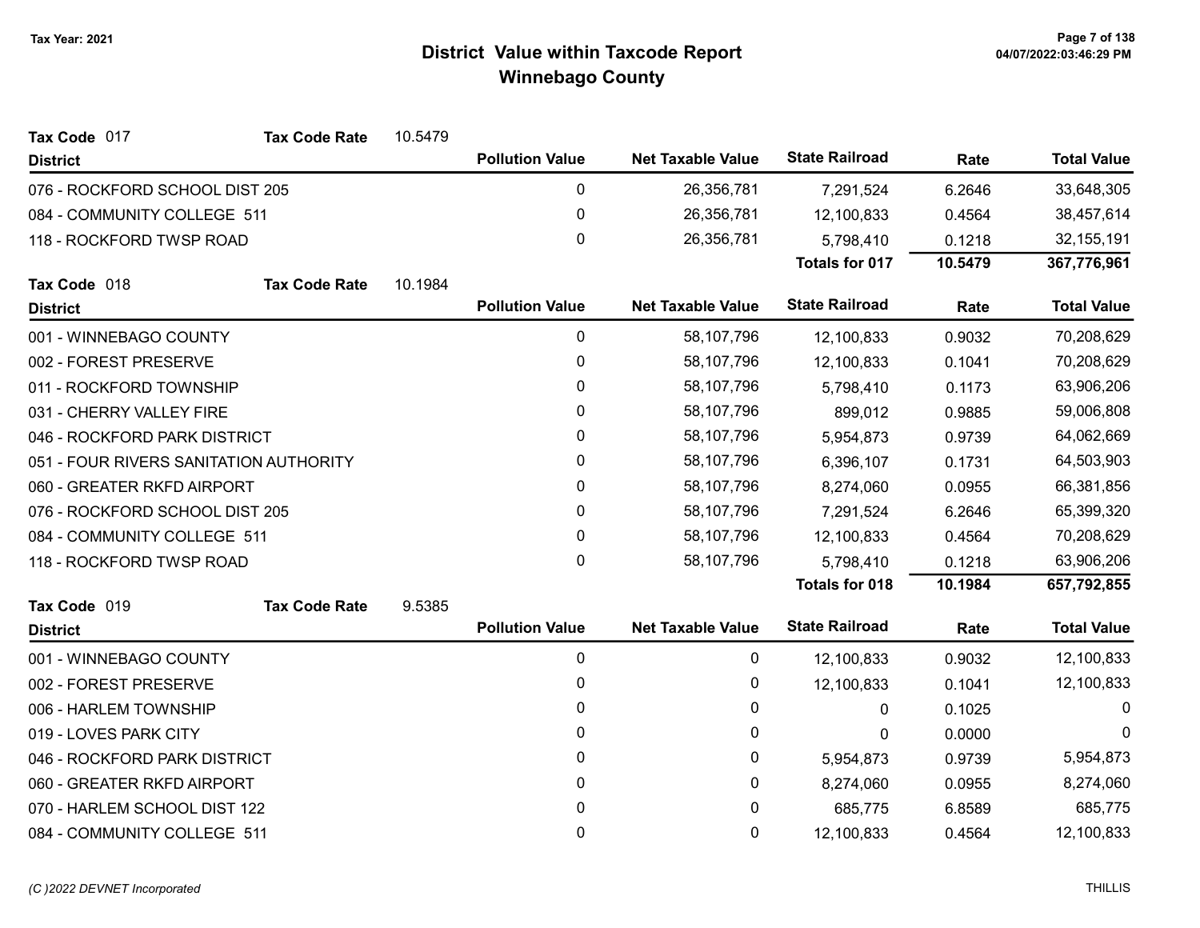# District Value within Taxcode Report

## Winnebago County

Tax Year: 2021

**Tax Code** 017 **Tax Code Rate** 10.5479

| District | Pollution Value | Net Taxable Value | State Railroad | Rate | Total Value |
|---|---|---|---|---|---|
| 076 - ROCKFORD SCHOOL DIST 205 | 0 | 26,356,781 | 7,291,524 | 6.2646 | 33,648,305 |
| 084 - COMMUNITY COLLEGE 511 | 0 | 26,356,781 | 12,100,833 | 0.4564 | 38,457,614 |
| 118 - ROCKFORD TWSP ROAD | 0 | 26,356,781 | 5,798,410 | 0.1218 | 32,155,191 |
| | | | **Totals for 017** | **10.5479** | **367,776,961** |

**Tax Code** 018 **Tax Code Rate** 10.1984

| District | Pollution Value | Net Taxable Value | State Railroad | Rate | Total Value |
|---|---|---|---|---|---|
| 001 - WINNEBAGO COUNTY | 0 | 58,107,796 | 12,100,833 | 0.9032 | 70,208,629 |
| 002 - FOREST PRESERVE | 0 | 58,107,796 | 12,100,833 | 0.1041 | 70,208,629 |
| 011 - ROCKFORD TOWNSHIP | 0 | 58,107,796 | 5,798,410 | 0.1173 | 63,906,206 |
| 031 - CHERRY VALLEY FIRE | 0 | 58,107,796 | 899,012 | 0.9885 | 59,006,808 |
| 046 - ROCKFORD PARK DISTRICT | 0 | 58,107,796 | 5,954,873 | 0.9739 | 64,062,669 |
| 051 - FOUR RIVERS SANITATION AUTHORITY | 0 | 58,107,796 | 6,396,107 | 0.1731 | 64,503,903 |
| 060 - GREATER RKFD AIRPORT | 0 | 58,107,796 | 8,274,060 | 0.0955 | 66,381,856 |
| 076 - ROCKFORD SCHOOL DIST 205 | 0 | 58,107,796 | 7,291,524 | 6.2646 | 65,399,320 |
| 084 - COMMUNITY COLLEGE 511 | 0 | 58,107,796 | 12,100,833 | 0.4564 | 70,208,629 |
| 118 - ROCKFORD TWSP ROAD | 0 | 58,107,796 | 5,798,410 | 0.1218 | 63,906,206 |
| | | | **Totals for 018** | **10.1984** | **657,792,855** |

**Tax Code** 019 **Tax Code Rate** 9.5385

| District | Pollution Value | Net Taxable Value | State Railroad | Rate | Total Value |
|---|---|---|---|---|---|
| 001 - WINNEBAGO COUNTY | 0 | 0 | 12,100,833 | 0.9032 | 12,100,833 |
| 002 - FOREST PRESERVE | 0 | 0 | 12,100,833 | 0.1041 | 12,100,833 |
| 006 - HARLEM TOWNSHIP | 0 | 0 | 0 | 0.1025 | 0 |
| 019 - LOVES PARK CITY | 0 | 0 | 0 | 0.0000 | 0 |
| 046 - ROCKFORD PARK DISTRICT | 0 | 0 | 5,954,873 | 0.9739 | 5,954,873 |
| 060 - GREATER RKFD AIRPORT | 0 | 0 | 8,274,060 | 0.0955 | 8,274,060 |
| 070 - HARLEM SCHOOL DIST 122 | 0 | 0 | 685,775 | 6.8589 | 685,775 |
| 084 - COMMUNITY COLLEGE 511 | 0 | 0 | 12,100,833 | 0.4564 | 12,100,833 |

*(C )2022 DEVNET Incorporated* THILLIS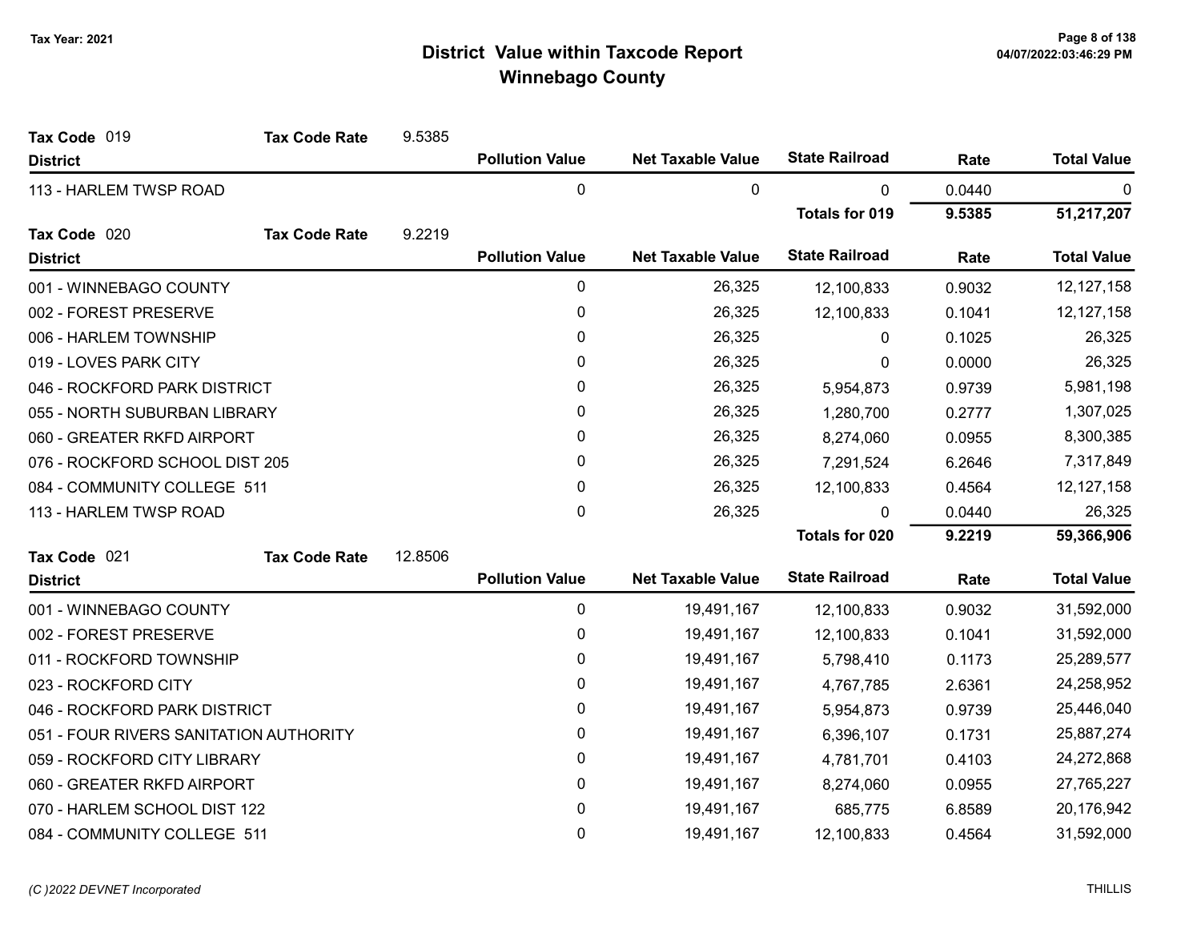# District Value within Taxcode Report
## Winnebago County

Tax Year: 2021

**Tax Code** 019 **Tax Code Rate** 9.5385

| District | Pollution Value | Net Taxable Value | State Railroad | Rate | Total Value |
|---|---|---|---|---|---|
| 113 - HARLEM TWSP ROAD | 0 | 0 | 0 | 0.0440 | 0 |
| | | | **Totals for 019** | **9.5385** | **51,217,207** |

**Tax Code** 020 **Tax Code Rate** 9.2219

| District | Pollution Value | Net Taxable Value | State Railroad | Rate | Total Value |
|---|---|---|---|---|---|
| 001 - WINNEBAGO COUNTY | 0 | 26,325 | 12,100,833 | 0.9032 | 12,127,158 |
| 002 - FOREST PRESERVE | 0 | 26,325 | 12,100,833 | 0.1041 | 12,127,158 |
| 006 - HARLEM TOWNSHIP | 0 | 26,325 | 0 | 0.1025 | 26,325 |
| 019 - LOVES PARK CITY | 0 | 26,325 | 0 | 0.0000 | 26,325 |
| 046 - ROCKFORD PARK DISTRICT | 0 | 26,325 | 5,954,873 | 0.9739 | 5,981,198 |
| 055 - NORTH SUBURBAN LIBRARY | 0 | 26,325 | 1,280,700 | 0.2777 | 1,307,025 |
| 060 - GREATER RKFD AIRPORT | 0 | 26,325 | 8,274,060 | 0.0955 | 8,300,385 |
| 076 - ROCKFORD SCHOOL DIST 205 | 0 | 26,325 | 7,291,524 | 6.2646 | 7,317,849 |
| 084 - COMMUNITY COLLEGE 511 | 0 | 26,325 | 12,100,833 | 0.4564 | 12,127,158 |
| 113 - HARLEM TWSP ROAD | 0 | 26,325 | 0 | 0.0440 | 26,325 |
| | | | **Totals for 020** | **9.2219** | **59,366,906** |

**Tax Code** 021 **Tax Code Rate** 12.8506

| District | Pollution Value | Net Taxable Value | State Railroad | Rate | Total Value |
|---|---|---|---|---|---|
| 001 - WINNEBAGO COUNTY | 0 | 19,491,167 | 12,100,833 | 0.9032 | 31,592,000 |
| 002 - FOREST PRESERVE | 0 | 19,491,167 | 12,100,833 | 0.1041 | 31,592,000 |
| 011 - ROCKFORD TOWNSHIP | 0 | 19,491,167 | 5,798,410 | 0.1173 | 25,289,577 |
| 023 - ROCKFORD CITY | 0 | 19,491,167 | 4,767,785 | 2.6361 | 24,258,952 |
| 046 - ROCKFORD PARK DISTRICT | 0 | 19,491,167 | 5,954,873 | 0.9739 | 25,446,040 |
| 051 - FOUR RIVERS SANITATION AUTHORITY | 0 | 19,491,167 | 6,396,107 | 0.1731 | 25,887,274 |
| 059 - ROCKFORD CITY LIBRARY | 0 | 19,491,167 | 4,781,701 | 0.4103 | 24,272,868 |
| 060 - GREATER RKFD AIRPORT | 0 | 19,491,167 | 8,274,060 | 0.0955 | 27,765,227 |
| 070 - HARLEM SCHOOL DIST 122 | 0 | 19,491,167 | 685,775 | 6.8589 | 20,176,942 |
| 084 - COMMUNITY COLLEGE 511 | 0 | 19,491,167 | 12,100,833 | 0.4564 | 31,592,000 |

*(C )2022 DEVNET Incorporated* THILLIS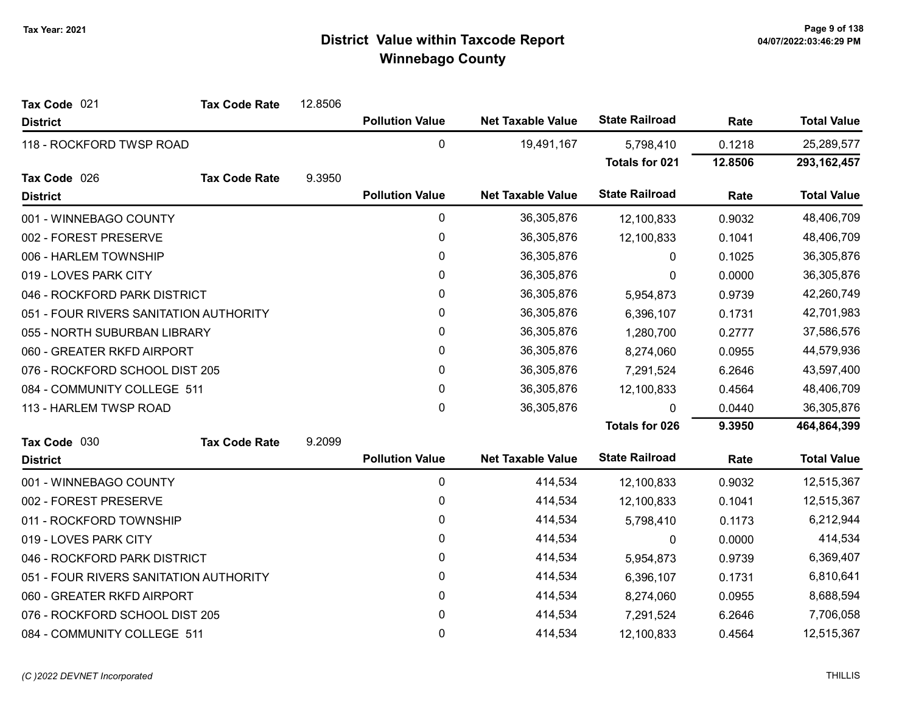# District Value within Taxcode Report
## Winnebago County

Tax Year: 2021

**Tax Code** 021 **Tax Code Rate** 12.8506

| District | Pollution Value | Net Taxable Value | State Railroad | Rate | Total Value |
|---|---|---|---|---|---|
| 118 - ROCKFORD TWSP ROAD | 0 | 19,491,167 | 5,798,410 | 0.1218 | 25,289,577 |
| | | | **Totals for 021** | **12.8506** | **293,162,457** |

**Tax Code** 026 **Tax Code Rate** 9.3950

| District | Pollution Value | Net Taxable Value | State Railroad | Rate | Total Value |
|---|---|---|---|---|---|
| 001 - WINNEBAGO COUNTY | 0 | 36,305,876 | 12,100,833 | 0.9032 | 48,406,709 |
| 002 - FOREST PRESERVE | 0 | 36,305,876 | 12,100,833 | 0.1041 | 48,406,709 |
| 006 - HARLEM TOWNSHIP | 0 | 36,305,876 | 0 | 0.1025 | 36,305,876 |
| 019 - LOVES PARK CITY | 0 | 36,305,876 | 0 | 0.0000 | 36,305,876 |
| 046 - ROCKFORD PARK DISTRICT | 0 | 36,305,876 | 5,954,873 | 0.9739 | 42,260,749 |
| 051 - FOUR RIVERS SANITATION AUTHORITY | 0 | 36,305,876 | 6,396,107 | 0.1731 | 42,701,983 |
| 055 - NORTH SUBURBAN LIBRARY | 0 | 36,305,876 | 1,280,700 | 0.2777 | 37,586,576 |
| 060 - GREATER RKFD AIRPORT | 0 | 36,305,876 | 8,274,060 | 0.0955 | 44,579,936 |
| 076 - ROCKFORD SCHOOL DIST 205 | 0 | 36,305,876 | 7,291,524 | 6.2646 | 43,597,400 |
| 084 - COMMUNITY COLLEGE 511 | 0 | 36,305,876 | 12,100,833 | 0.4564 | 48,406,709 |
| 113 - HARLEM TWSP ROAD | 0 | 36,305,876 | 0 | 0.0440 | 36,305,876 |
| | | | **Totals for 026** | **9.3950** | **464,864,399** |

**Tax Code** 030 **Tax Code Rate** 9.2099

| District | Pollution Value | Net Taxable Value | State Railroad | Rate | Total Value |
|---|---|---|---|---|---|
| 001 - WINNEBAGO COUNTY | 0 | 414,534 | 12,100,833 | 0.9032 | 12,515,367 |
| 002 - FOREST PRESERVE | 0 | 414,534 | 12,100,833 | 0.1041 | 12,515,367 |
| 011 - ROCKFORD TOWNSHIP | 0 | 414,534 | 5,798,410 | 0.1173 | 6,212,944 |
| 019 - LOVES PARK CITY | 0 | 414,534 | 0 | 0.0000 | 414,534 |
| 046 - ROCKFORD PARK DISTRICT | 0 | 414,534 | 5,954,873 | 0.9739 | 6,369,407 |
| 051 - FOUR RIVERS SANITATION AUTHORITY | 0 | 414,534 | 6,396,107 | 0.1731 | 6,810,641 |
| 060 - GREATER RKFD AIRPORT | 0 | 414,534 | 8,274,060 | 0.0955 | 8,688,594 |
| 076 - ROCKFORD SCHOOL DIST 205 | 0 | 414,534 | 7,291,524 | 6.2646 | 7,706,058 |
| 084 - COMMUNITY COLLEGE 511 | 0 | 414,534 | 12,100,833 | 0.4564 | 12,515,367 |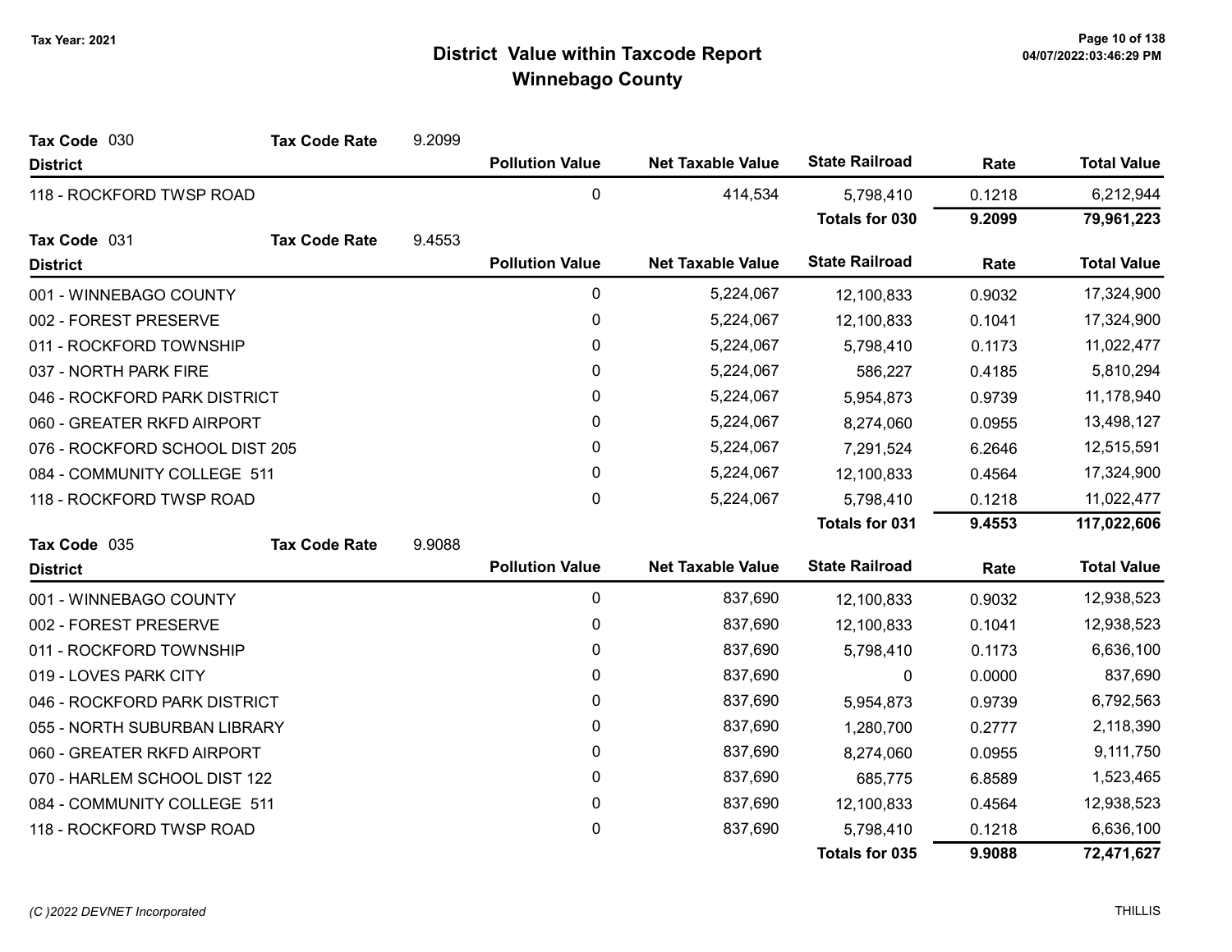# District Value within Taxcode Report
## Winnebago County

Tax Year: 2021

**Tax Code** 030 — **Tax Code Rate** 9.2099

| District | Pollution Value | Net Taxable Value | State Railroad | Rate | Total Value |
|---|---|---|---|---|---|
| 118 - ROCKFORD TWSP ROAD | 0 | 414,534 | 5,798,410 | 0.1218 | 6,212,944 |
| | | | **Totals for 030** | **9.2099** | **79,961,223** |

**Tax Code** 031 — **Tax Code Rate** 9.4553

| District | Pollution Value | Net Taxable Value | State Railroad | Rate | Total Value |
|---|---|---|---|---|---|
| 001 - WINNEBAGO COUNTY | 0 | 5,224,067 | 12,100,833 | 0.9032 | 17,324,900 |
| 002 - FOREST PRESERVE | 0 | 5,224,067 | 12,100,833 | 0.1041 | 17,324,900 |
| 011 - ROCKFORD TOWNSHIP | 0 | 5,224,067 | 5,798,410 | 0.1173 | 11,022,477 |
| 037 - NORTH PARK FIRE | 0 | 5,224,067 | 586,227 | 0.4185 | 5,810,294 |
| 046 - ROCKFORD PARK DISTRICT | 0 | 5,224,067 | 5,954,873 | 0.9739 | 11,178,940 |
| 060 - GREATER RKFD AIRPORT | 0 | 5,224,067 | 8,274,060 | 0.0955 | 13,498,127 |
| 076 - ROCKFORD SCHOOL DIST 205 | 0 | 5,224,067 | 7,291,524 | 6.2646 | 12,515,591 |
| 084 - COMMUNITY COLLEGE 511 | 0 | 5,224,067 | 12,100,833 | 0.4564 | 17,324,900 |
| 118 - ROCKFORD TWSP ROAD | 0 | 5,224,067 | 5,798,410 | 0.1218 | 11,022,477 |
| | | | **Totals for 031** | **9.4553** | **117,022,606** |

**Tax Code** 035 — **Tax Code Rate** 9.9088

| District | Pollution Value | Net Taxable Value | State Railroad | Rate | Total Value |
|---|---|---|---|---|---|
| 001 - WINNEBAGO COUNTY | 0 | 837,690 | 12,100,833 | 0.9032 | 12,938,523 |
| 002 - FOREST PRESERVE | 0 | 837,690 | 12,100,833 | 0.1041 | 12,938,523 |
| 011 - ROCKFORD TOWNSHIP | 0 | 837,690 | 5,798,410 | 0.1173 | 6,636,100 |
| 019 - LOVES PARK CITY | 0 | 837,690 | 0 | 0.0000 | 837,690 |
| 046 - ROCKFORD PARK DISTRICT | 0 | 837,690 | 5,954,873 | 0.9739 | 6,792,563 |
| 055 - NORTH SUBURBAN LIBRARY | 0 | 837,690 | 1,280,700 | 0.2777 | 2,118,390 |
| 060 - GREATER RKFD AIRPORT | 0 | 837,690 | 8,274,060 | 0.0955 | 9,111,750 |
| 070 - HARLEM SCHOOL DIST 122 | 0 | 837,690 | 685,775 | 6.8589 | 1,523,465 |
| 084 - COMMUNITY COLLEGE 511 | 0 | 837,690 | 12,100,833 | 0.4564 | 12,938,523 |
| 118 - ROCKFORD TWSP ROAD | 0 | 837,690 | 5,798,410 | 0.1218 | 6,636,100 |
| | | | **Totals for 035** | **9.9088** | **72,471,627** |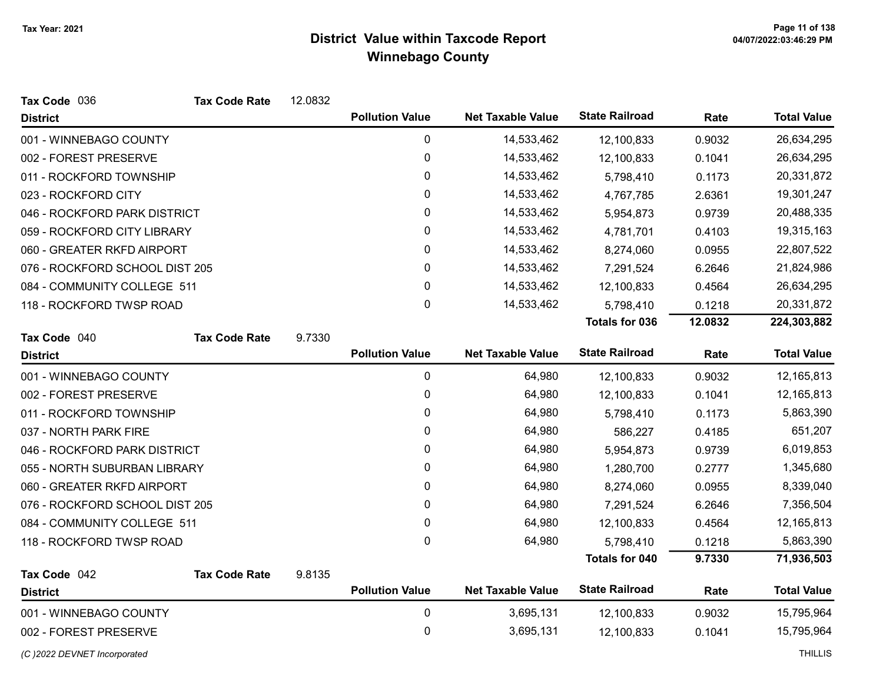Tax Year: 2021

# District Value within Taxcode Report
## Winnebago County

**Tax Code** 036 **Tax Code Rate** 12.0832

| District | Pollution Value | Net Taxable Value | State Railroad | Rate | Total Value |
|---|---|---|---|---|---|
| 001 - WINNEBAGO COUNTY | 0 | 14,533,462 | 12,100,833 | 0.9032 | 26,634,295 |
| 002 - FOREST PRESERVE | 0 | 14,533,462 | 12,100,833 | 0.1041 | 26,634,295 |
| 011 - ROCKFORD TOWNSHIP | 0 | 14,533,462 | 5,798,410 | 0.1173 | 20,331,872 |
| 023 - ROCKFORD CITY | 0 | 14,533,462 | 4,767,785 | 2.6361 | 19,301,247 |
| 046 - ROCKFORD PARK DISTRICT | 0 | 14,533,462 | 5,954,873 | 0.9739 | 20,488,335 |
| 059 - ROCKFORD CITY LIBRARY | 0 | 14,533,462 | 4,781,701 | 0.4103 | 19,315,163 |
| 060 - GREATER RKFD AIRPORT | 0 | 14,533,462 | 8,274,060 | 0.0955 | 22,807,522 |
| 076 - ROCKFORD SCHOOL DIST 205 | 0 | 14,533,462 | 7,291,524 | 6.2646 | 21,824,986 |
| 084 - COMMUNITY COLLEGE 511 | 0 | 14,533,462 | 12,100,833 | 0.4564 | 26,634,295 |
| 118 - ROCKFORD TWSP ROAD | 0 | 14,533,462 | 5,798,410 | 0.1218 | 20,331,872 |
| | | | **Totals for 036** | **12.0832** | **224,303,882** |

**Tax Code** 040 **Tax Code Rate** 9.7330

| District | Pollution Value | Net Taxable Value | State Railroad | Rate | Total Value |
|---|---|---|---|---|---|
| 001 - WINNEBAGO COUNTY | 0 | 64,980 | 12,100,833 | 0.9032 | 12,165,813 |
| 002 - FOREST PRESERVE | 0 | 64,980 | 12,100,833 | 0.1041 | 12,165,813 |
| 011 - ROCKFORD TOWNSHIP | 0 | 64,980 | 5,798,410 | 0.1173 | 5,863,390 |
| 037 - NORTH PARK FIRE | 0 | 64,980 | 586,227 | 0.4185 | 651,207 |
| 046 - ROCKFORD PARK DISTRICT | 0 | 64,980 | 5,954,873 | 0.9739 | 6,019,853 |
| 055 - NORTH SUBURBAN LIBRARY | 0 | 64,980 | 1,280,700 | 0.2777 | 1,345,680 |
| 060 - GREATER RKFD AIRPORT | 0 | 64,980 | 8,274,060 | 0.0955 | 8,339,040 |
| 076 - ROCKFORD SCHOOL DIST 205 | 0 | 64,980 | 7,291,524 | 6.2646 | 7,356,504 |
| 084 - COMMUNITY COLLEGE 511 | 0 | 64,980 | 12,100,833 | 0.4564 | 12,165,813 |
| 118 - ROCKFORD TWSP ROAD | 0 | 64,980 | 5,798,410 | 0.1218 | 5,863,390 |
| | | | **Totals for 040** | **9.7330** | **71,936,503** |

**Tax Code** 042 **Tax Code Rate** 9.8135

| District | Pollution Value | Net Taxable Value | State Railroad | Rate | Total Value |
|---|---|---|---|---|---|
| 001 - WINNEBAGO COUNTY | 0 | 3,695,131 | 12,100,833 | 0.9032 | 15,795,964 |
| 002 - FOREST PRESERVE | 0 | 3,695,131 | 12,100,833 | 0.1041 | 15,795,964 |

(C )2022 DEVNET Incorporated THILLIS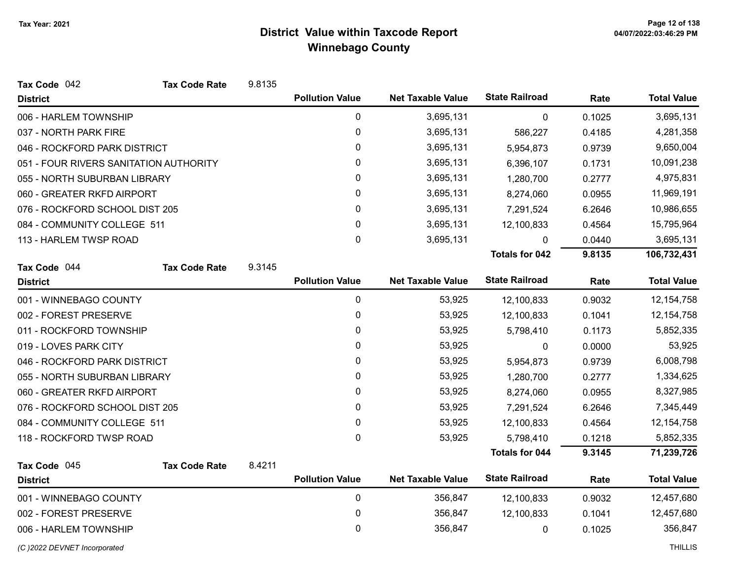# District Value within Taxcode Report
## Winnebago County

Tax Year: 2021

**Tax Code** 042 **Tax Code Rate** 9.8135

| District | Pollution Value | Net Taxable Value | State Railroad | Rate | Total Value |
|---|---|---|---|---|---|
| 006 - HARLEM TOWNSHIP | 0 | 3,695,131 | 0 | 0.1025 | 3,695,131 |
| 037 - NORTH PARK FIRE | 0 | 3,695,131 | 586,227 | 0.4185 | 4,281,358 |
| 046 - ROCKFORD PARK DISTRICT | 0 | 3,695,131 | 5,954,873 | 0.9739 | 9,650,004 |
| 051 - FOUR RIVERS SANITATION AUTHORITY | 0 | 3,695,131 | 6,396,107 | 0.1731 | 10,091,238 |
| 055 - NORTH SUBURBAN LIBRARY | 0 | 3,695,131 | 1,280,700 | 0.2777 | 4,975,831 |
| 060 - GREATER RKFD AIRPORT | 0 | 3,695,131 | 8,274,060 | 0.0955 | 11,969,191 |
| 076 - ROCKFORD SCHOOL DIST 205 | 0 | 3,695,131 | 7,291,524 | 6.2646 | 10,986,655 |
| 084 - COMMUNITY COLLEGE 511 | 0 | 3,695,131 | 12,100,833 | 0.4564 | 15,795,964 |
| 113 - HARLEM TWSP ROAD | 0 | 3,695,131 | 0 | 0.0440 | 3,695,131 |
| | | | **Totals for 042** | **9.8135** | **106,732,431** |

**Tax Code** 044 **Tax Code Rate** 9.3145

| District | Pollution Value | Net Taxable Value | State Railroad | Rate | Total Value |
|---|---|---|---|---|---|
| 001 - WINNEBAGO COUNTY | 0 | 53,925 | 12,100,833 | 0.9032 | 12,154,758 |
| 002 - FOREST PRESERVE | 0 | 53,925 | 12,100,833 | 0.1041 | 12,154,758 |
| 011 - ROCKFORD TOWNSHIP | 0 | 53,925 | 5,798,410 | 0.1173 | 5,852,335 |
| 019 - LOVES PARK CITY | 0 | 53,925 | 0 | 0.0000 | 53,925 |
| 046 - ROCKFORD PARK DISTRICT | 0 | 53,925 | 5,954,873 | 0.9739 | 6,008,798 |
| 055 - NORTH SUBURBAN LIBRARY | 0 | 53,925 | 1,280,700 | 0.2777 | 1,334,625 |
| 060 - GREATER RKFD AIRPORT | 0 | 53,925 | 8,274,060 | 0.0955 | 8,327,985 |
| 076 - ROCKFORD SCHOOL DIST 205 | 0 | 53,925 | 7,291,524 | 6.2646 | 7,345,449 |
| 084 - COMMUNITY COLLEGE 511 | 0 | 53,925 | 12,100,833 | 0.4564 | 12,154,758 |
| 118 - ROCKFORD TWSP ROAD | 0 | 53,925 | 5,798,410 | 0.1218 | 5,852,335 |
| | | | **Totals for 044** | **9.3145** | **71,239,726** |

**Tax Code** 045 **Tax Code Rate** 8.4211

| District | Pollution Value | Net Taxable Value | State Railroad | Rate | Total Value |
|---|---|---|---|---|---|
| 001 - WINNEBAGO COUNTY | 0 | 356,847 | 12,100,833 | 0.9032 | 12,457,680 |
| 002 - FOREST PRESERVE | 0 | 356,847 | 12,100,833 | 0.1041 | 12,457,680 |
| 006 - HARLEM TOWNSHIP | 0 | 356,847 | 0 | 0.1025 | 356,847 |

*(C )2022 DEVNET Incorporated* THILLIS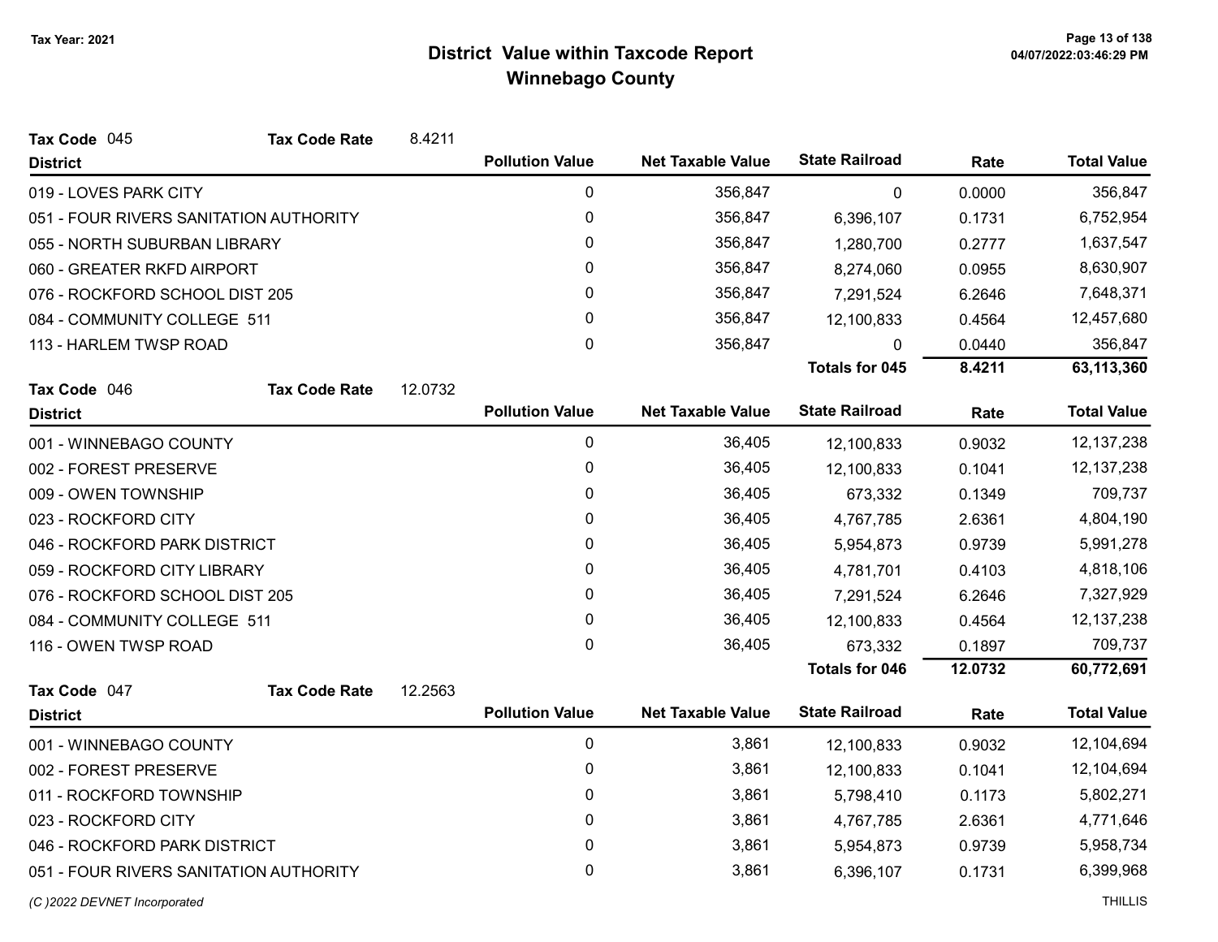# District Value within Taxcode Report
## Winnebago County

Tax Year: 2021

**Tax Code** 045 **Tax Code Rate** 8.4211

| District | Pollution Value | Net Taxable Value | State Railroad | Rate | Total Value |
|---|---|---|---|---|---|
| 019 - LOVES PARK CITY | 0 | 356,847 | 0 | 0.0000 | 356,847 |
| 051 - FOUR RIVERS SANITATION AUTHORITY | 0 | 356,847 | 6,396,107 | 0.1731 | 6,752,954 |
| 055 - NORTH SUBURBAN LIBRARY | 0 | 356,847 | 1,280,700 | 0.2777 | 1,637,547 |
| 060 - GREATER RKFD AIRPORT | 0 | 356,847 | 8,274,060 | 0.0955 | 8,630,907 |
| 076 - ROCKFORD SCHOOL DIST 205 | 0 | 356,847 | 7,291,524 | 6.2646 | 7,648,371 |
| 084 - COMMUNITY COLLEGE 511 | 0 | 356,847 | 12,100,833 | 0.4564 | 12,457,680 |
| 113 - HARLEM TWSP ROAD | 0 | 356,847 | 0 | 0.0440 | 356,847 |
| | | | **Totals for 045** | **8.4211** | **63,113,360** |

**Tax Code** 046 **Tax Code Rate** 12.0732

| District | Pollution Value | Net Taxable Value | State Railroad | Rate | Total Value |
|---|---|---|---|---|---|
| 001 - WINNEBAGO COUNTY | 0 | 36,405 | 12,100,833 | 0.9032 | 12,137,238 |
| 002 - FOREST PRESERVE | 0 | 36,405 | 12,100,833 | 0.1041 | 12,137,238 |
| 009 - OWEN TOWNSHIP | 0 | 36,405 | 673,332 | 0.1349 | 709,737 |
| 023 - ROCKFORD CITY | 0 | 36,405 | 4,767,785 | 2.6361 | 4,804,190 |
| 046 - ROCKFORD PARK DISTRICT | 0 | 36,405 | 5,954,873 | 0.9739 | 5,991,278 |
| 059 - ROCKFORD CITY LIBRARY | 0 | 36,405 | 4,781,701 | 0.4103 | 4,818,106 |
| 076 - ROCKFORD SCHOOL DIST 205 | 0 | 36,405 | 7,291,524 | 6.2646 | 7,327,929 |
| 084 - COMMUNITY COLLEGE 511 | 0 | 36,405 | 12,100,833 | 0.4564 | 12,137,238 |
| 116 - OWEN TWSP ROAD | 0 | 36,405 | 673,332 | 0.1897 | 709,737 |
| | | | **Totals for 046** | **12.0732** | **60,772,691** |

**Tax Code** 047 **Tax Code Rate** 12.2563

| District | Pollution Value | Net Taxable Value | State Railroad | Rate | Total Value |
|---|---|---|---|---|---|
| 001 - WINNEBAGO COUNTY | 0 | 3,861 | 12,100,833 | 0.9032 | 12,104,694 |
| 002 - FOREST PRESERVE | 0 | 3,861 | 12,100,833 | 0.1041 | 12,104,694 |
| 011 - ROCKFORD TOWNSHIP | 0 | 3,861 | 5,798,410 | 0.1173 | 5,802,271 |
| 023 - ROCKFORD CITY | 0 | 3,861 | 4,767,785 | 2.6361 | 4,771,646 |
| 046 - ROCKFORD PARK DISTRICT | 0 | 3,861 | 5,954,873 | 0.9739 | 5,958,734 |
| 051 - FOUR RIVERS SANITATION AUTHORITY | 0 | 3,861 | 6,396,107 | 0.1731 | 6,399,968 |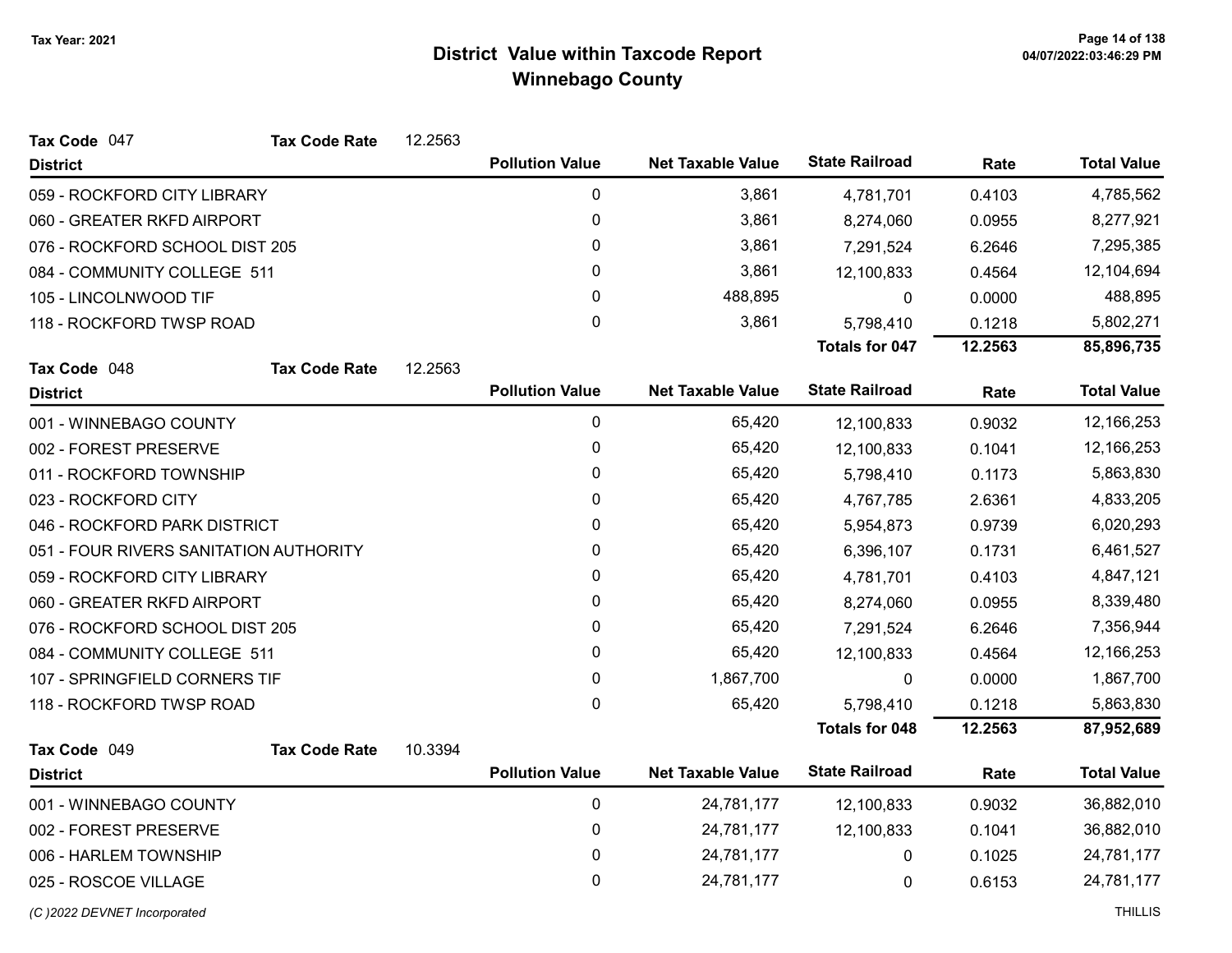Tax Year: 2021

# District Value within Taxcode Report
## Winnebago County

**Tax Code** 047 **Tax Code Rate** 12.2563

| District | Pollution Value | Net Taxable Value | State Railroad | Rate | Total Value |
|---|---|---|---|---|---|
| 059 - ROCKFORD CITY LIBRARY | 0 | 3,861 | 4,781,701 | 0.4103 | 4,785,562 |
| 060 - GREATER RKFD AIRPORT | 0 | 3,861 | 8,274,060 | 0.0955 | 8,277,921 |
| 076 - ROCKFORD SCHOOL DIST 205 | 0 | 3,861 | 7,291,524 | 6.2646 | 7,295,385 |
| 084 - COMMUNITY COLLEGE 511 | 0 | 3,861 | 12,100,833 | 0.4564 | 12,104,694 |
| 105 - LINCOLNWOOD TIF | 0 | 488,895 | 0 | 0.0000 | 488,895 |
| 118 - ROCKFORD TWSP ROAD | 0 | 3,861 | 5,798,410 | 0.1218 | 5,802,271 |
| | | | **Totals for 047** | **12.2563** | **85,896,735** |

**Tax Code** 048 **Tax Code Rate** 12.2563

| District | Pollution Value | Net Taxable Value | State Railroad | Rate | Total Value |
|---|---|---|---|---|---|
| 001 - WINNEBAGO COUNTY | 0 | 65,420 | 12,100,833 | 0.9032 | 12,166,253 |
| 002 - FOREST PRESERVE | 0 | 65,420 | 12,100,833 | 0.1041 | 12,166,253 |
| 011 - ROCKFORD TOWNSHIP | 0 | 65,420 | 5,798,410 | 0.1173 | 5,863,830 |
| 023 - ROCKFORD CITY | 0 | 65,420 | 4,767,785 | 2.6361 | 4,833,205 |
| 046 - ROCKFORD PARK DISTRICT | 0 | 65,420 | 5,954,873 | 0.9739 | 6,020,293 |
| 051 - FOUR RIVERS SANITATION AUTHORITY | 0 | 65,420 | 6,396,107 | 0.1731 | 6,461,527 |
| 059 - ROCKFORD CITY LIBRARY | 0 | 65,420 | 4,781,701 | 0.4103 | 4,847,121 |
| 060 - GREATER RKFD AIRPORT | 0 | 65,420 | 8,274,060 | 0.0955 | 8,339,480 |
| 076 - ROCKFORD SCHOOL DIST 205 | 0 | 65,420 | 7,291,524 | 6.2646 | 7,356,944 |
| 084 - COMMUNITY COLLEGE 511 | 0 | 65,420 | 12,100,833 | 0.4564 | 12,166,253 |
| 107 - SPRINGFIELD CORNERS TIF | 0 | 1,867,700 | 0 | 0.0000 | 1,867,700 |
| 118 - ROCKFORD TWSP ROAD | 0 | 65,420 | 5,798,410 | 0.1218 | 5,863,830 |
| | | | **Totals for 048** | **12.2563** | **87,952,689** |

**Tax Code** 049 **Tax Code Rate** 10.3394

| District | Pollution Value | Net Taxable Value | State Railroad | Rate | Total Value |
|---|---|---|---|---|---|
| 001 - WINNEBAGO COUNTY | 0 | 24,781,177 | 12,100,833 | 0.9032 | 36,882,010 |
| 002 - FOREST PRESERVE | 0 | 24,781,177 | 12,100,833 | 0.1041 | 36,882,010 |
| 006 - HARLEM TOWNSHIP | 0 | 24,781,177 | 0 | 0.1025 | 24,781,177 |
| 025 - ROSCOE VILLAGE | 0 | 24,781,177 | 0 | 0.6153 | 24,781,177 |

*(C )2022 DEVNET Incorporated* THILLIS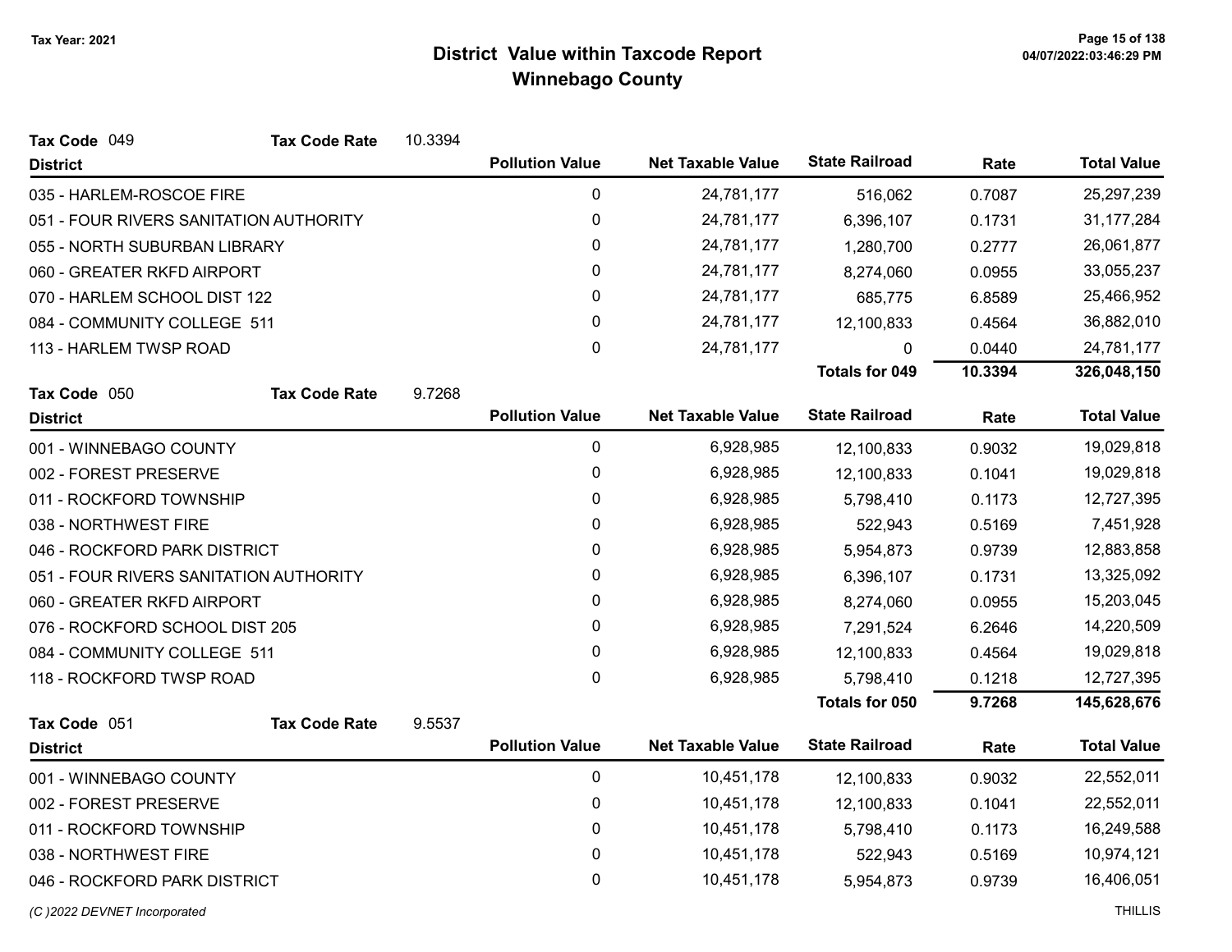# District Value within Taxcode Report

## Winnebago County

Tax Year: 2021

**Tax Code** 049 **Tax Code Rate** 10.3394

| District | Pollution Value | Net Taxable Value | State Railroad | Rate | Total Value |
|---|---|---|---|---|---|
| 035 - HARLEM-ROSCOE FIRE | 0 | 24,781,177 | 516,062 | 0.7087 | 25,297,239 |
| 051 - FOUR RIVERS SANITATION AUTHORITY | 0 | 24,781,177 | 6,396,107 | 0.1731 | 31,177,284 |
| 055 - NORTH SUBURBAN LIBRARY | 0 | 24,781,177 | 1,280,700 | 0.2777 | 26,061,877 |
| 060 - GREATER RKFD AIRPORT | 0 | 24,781,177 | 8,274,060 | 0.0955 | 33,055,237 |
| 070 - HARLEM SCHOOL DIST 122 | 0 | 24,781,177 | 685,775 | 6.8589 | 25,466,952 |
| 084 - COMMUNITY COLLEGE 511 | 0 | 24,781,177 | 12,100,833 | 0.4564 | 36,882,010 |
| 113 - HARLEM TWSP ROAD | 0 | 24,781,177 | 0 | 0.0440 | 24,781,177 |
| | | | **Totals for 049** | **10.3394** | **326,048,150** |

**Tax Code** 050 **Tax Code Rate** 9.7268

| District | Pollution Value | Net Taxable Value | State Railroad | Rate | Total Value |
|---|---|---|---|---|---|
| 001 - WINNEBAGO COUNTY | 0 | 6,928,985 | 12,100,833 | 0.9032 | 19,029,818 |
| 002 - FOREST PRESERVE | 0 | 6,928,985 | 12,100,833 | 0.1041 | 19,029,818 |
| 011 - ROCKFORD TOWNSHIP | 0 | 6,928,985 | 5,798,410 | 0.1173 | 12,727,395 |
| 038 - NORTHWEST FIRE | 0 | 6,928,985 | 522,943 | 0.5169 | 7,451,928 |
| 046 - ROCKFORD PARK DISTRICT | 0 | 6,928,985 | 5,954,873 | 0.9739 | 12,883,858 |
| 051 - FOUR RIVERS SANITATION AUTHORITY | 0 | 6,928,985 | 6,396,107 | 0.1731 | 13,325,092 |
| 060 - GREATER RKFD AIRPORT | 0 | 6,928,985 | 8,274,060 | 0.0955 | 15,203,045 |
| 076 - ROCKFORD SCHOOL DIST 205 | 0 | 6,928,985 | 7,291,524 | 6.2646 | 14,220,509 |
| 084 - COMMUNITY COLLEGE 511 | 0 | 6,928,985 | 12,100,833 | 0.4564 | 19,029,818 |
| 118 - ROCKFORD TWSP ROAD | 0 | 6,928,985 | 5,798,410 | 0.1218 | 12,727,395 |
| | | | **Totals for 050** | **9.7268** | **145,628,676** |

**Tax Code** 051 **Tax Code Rate** 9.5537

| District | Pollution Value | Net Taxable Value | State Railroad | Rate | Total Value |
|---|---|---|---|---|---|
| 001 - WINNEBAGO COUNTY | 0 | 10,451,178 | 12,100,833 | 0.9032 | 22,552,011 |
| 002 - FOREST PRESERVE | 0 | 10,451,178 | 12,100,833 | 0.1041 | 22,552,011 |
| 011 - ROCKFORD TOWNSHIP | 0 | 10,451,178 | 5,798,410 | 0.1173 | 16,249,588 |
| 038 - NORTHWEST FIRE | 0 | 10,451,178 | 522,943 | 0.5169 | 10,974,121 |
| 046 - ROCKFORD PARK DISTRICT | 0 | 10,451,178 | 5,954,873 | 0.9739 | 16,406,051 |

(C )2022 DEVNET Incorporated THILLIS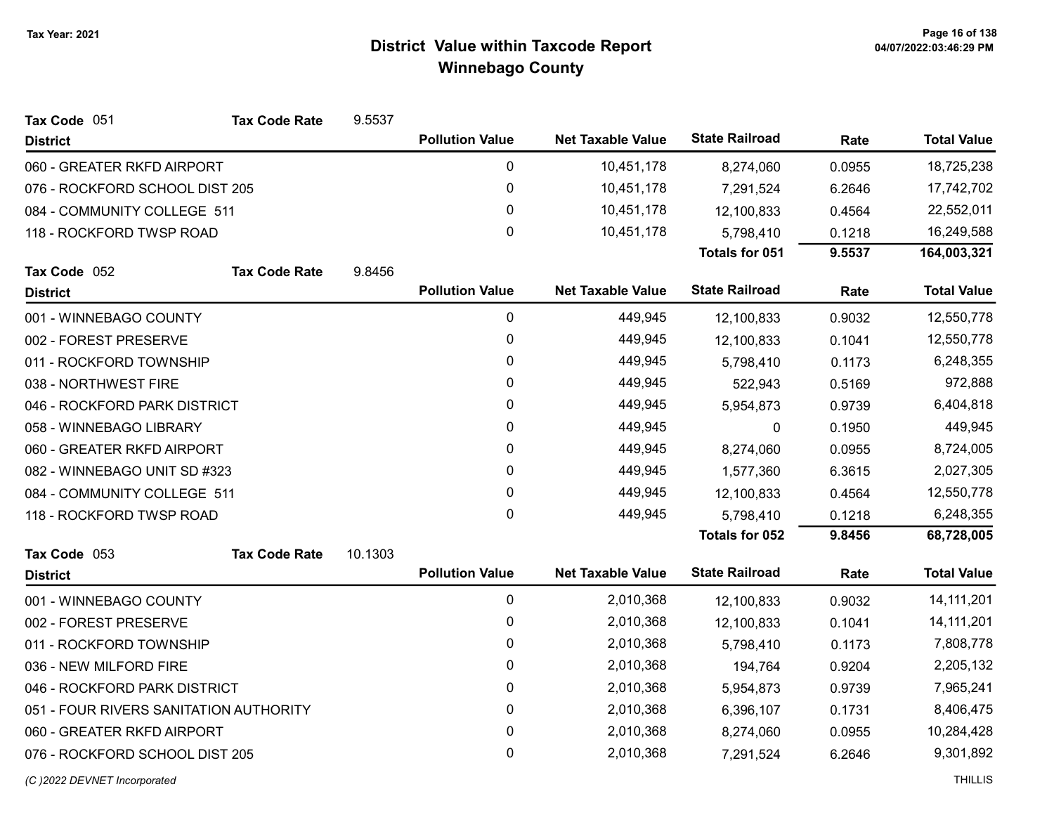# District Value within Taxcode Report

## Winnebago County

Tax Year: 2021

**Tax Code** 051 **Tax Code Rate** 9.5537

| District | Pollution Value | Net Taxable Value | State Railroad | Rate | Total Value |
|---|---|---|---|---|---|
| 060 - GREATER RKFD AIRPORT | 0 | 10,451,178 | 8,274,060 | 0.0955 | 18,725,238 |
| 076 - ROCKFORD SCHOOL DIST 205 | 0 | 10,451,178 | 7,291,524 | 6.2646 | 17,742,702 |
| 084 - COMMUNITY COLLEGE 511 | 0 | 10,451,178 | 12,100,833 | 0.4564 | 22,552,011 |
| 118 - ROCKFORD TWSP ROAD | 0 | 10,451,178 | 5,798,410 | 0.1218 | 16,249,588 |
| | | | **Totals for 051** | **9.5537** | **164,003,321** |

**Tax Code** 052 **Tax Code Rate** 9.8456

| District | Pollution Value | Net Taxable Value | State Railroad | Rate | Total Value |
|---|---|---|---|---|---|
| 001 - WINNEBAGO COUNTY | 0 | 449,945 | 12,100,833 | 0.9032 | 12,550,778 |
| 002 - FOREST PRESERVE | 0 | 449,945 | 12,100,833 | 0.1041 | 12,550,778 |
| 011 - ROCKFORD TOWNSHIP | 0 | 449,945 | 5,798,410 | 0.1173 | 6,248,355 |
| 038 - NORTHWEST FIRE | 0 | 449,945 | 522,943 | 0.5169 | 972,888 |
| 046 - ROCKFORD PARK DISTRICT | 0 | 449,945 | 5,954,873 | 0.9739 | 6,404,818 |
| 058 - WINNEBAGO LIBRARY | 0 | 449,945 | 0 | 0.1950 | 449,945 |
| 060 - GREATER RKFD AIRPORT | 0 | 449,945 | 8,274,060 | 0.0955 | 8,724,005 |
| 082 - WINNEBAGO UNIT SD #323 | 0 | 449,945 | 1,577,360 | 6.3615 | 2,027,305 |
| 084 - COMMUNITY COLLEGE 511 | 0 | 449,945 | 12,100,833 | 0.4564 | 12,550,778 |
| 118 - ROCKFORD TWSP ROAD | 0 | 449,945 | 5,798,410 | 0.1218 | 6,248,355 |
| | | | **Totals for 052** | **9.8456** | **68,728,005** |

**Tax Code** 053 **Tax Code Rate** 10.1303

| District | Pollution Value | Net Taxable Value | State Railroad | Rate | Total Value |
|---|---|---|---|---|---|
| 001 - WINNEBAGO COUNTY | 0 | 2,010,368 | 12,100,833 | 0.9032 | 14,111,201 |
| 002 - FOREST PRESERVE | 0 | 2,010,368 | 12,100,833 | 0.1041 | 14,111,201 |
| 011 - ROCKFORD TOWNSHIP | 0 | 2,010,368 | 5,798,410 | 0.1173 | 7,808,778 |
| 036 - NEW MILFORD FIRE | 0 | 2,010,368 | 194,764 | 0.9204 | 2,205,132 |
| 046 - ROCKFORD PARK DISTRICT | 0 | 2,010,368 | 5,954,873 | 0.9739 | 7,965,241 |
| 051 - FOUR RIVERS SANITATION AUTHORITY | 0 | 2,010,368 | 6,396,107 | 0.1731 | 8,406,475 |
| 060 - GREATER RKFD AIRPORT | 0 | 2,010,368 | 8,274,060 | 0.0955 | 10,284,428 |
| 076 - ROCKFORD SCHOOL DIST 205 | 0 | 2,010,368 | 7,291,524 | 6.2646 | 9,301,892 |

(C )2022 DEVNET Incorporated THILLIS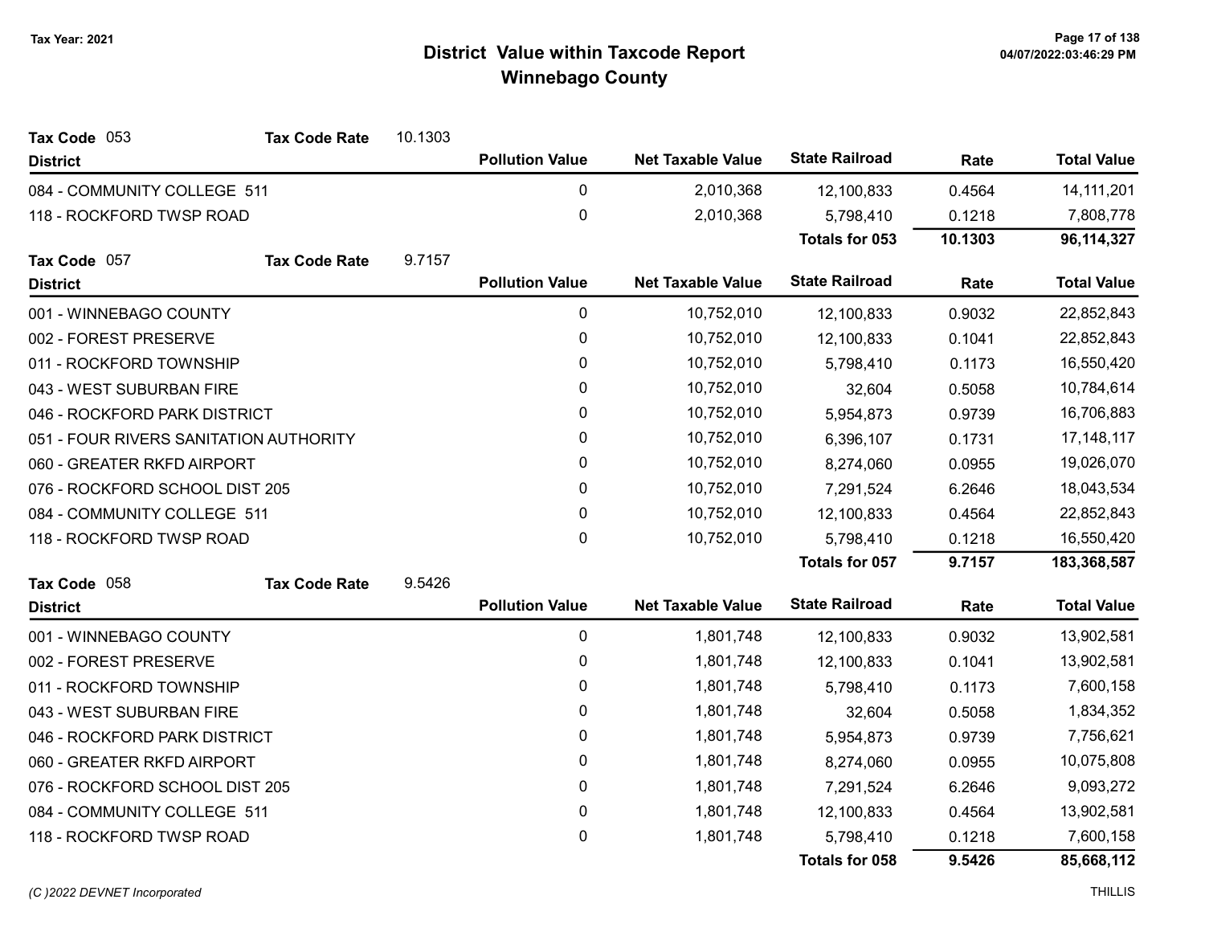Tax Year: 2021

# District Value within Taxcode Report
## Winnebago County

**Tax Code** 053 **Tax Code Rate** 10.1303

| District | Pollution Value | Net Taxable Value | State Railroad | Rate | Total Value |
|---|---|---|---|---|---|
| 084 - COMMUNITY COLLEGE 511 | 0 | 2,010,368 | 12,100,833 | 0.4564 | 14,111,201 |
| 118 - ROCKFORD TWSP ROAD | 0 | 2,010,368 | 5,798,410 | 0.1218 | 7,808,778 |
| | | | **Totals for 053** | **10.1303** | **96,114,327** |

**Tax Code** 057 **Tax Code Rate** 9.7157

| District | Pollution Value | Net Taxable Value | State Railroad | Rate | Total Value |
|---|---|---|---|---|---|
| 001 - WINNEBAGO COUNTY | 0 | 10,752,010 | 12,100,833 | 0.9032 | 22,852,843 |
| 002 - FOREST PRESERVE | 0 | 10,752,010 | 12,100,833 | 0.1041 | 22,852,843 |
| 011 - ROCKFORD TOWNSHIP | 0 | 10,752,010 | 5,798,410 | 0.1173 | 16,550,420 |
| 043 - WEST SUBURBAN FIRE | 0 | 10,752,010 | 32,604 | 0.5058 | 10,784,614 |
| 046 - ROCKFORD PARK DISTRICT | 0 | 10,752,010 | 5,954,873 | 0.9739 | 16,706,883 |
| 051 - FOUR RIVERS SANITATION AUTHORITY | 0 | 10,752,010 | 6,396,107 | 0.1731 | 17,148,117 |
| 060 - GREATER RKFD AIRPORT | 0 | 10,752,010 | 8,274,060 | 0.0955 | 19,026,070 |
| 076 - ROCKFORD SCHOOL DIST 205 | 0 | 10,752,010 | 7,291,524 | 6.2646 | 18,043,534 |
| 084 - COMMUNITY COLLEGE 511 | 0 | 10,752,010 | 12,100,833 | 0.4564 | 22,852,843 |
| 118 - ROCKFORD TWSP ROAD | 0 | 10,752,010 | 5,798,410 | 0.1218 | 16,550,420 |
| | | | **Totals for 057** | **9.7157** | **183,368,587** |

**Tax Code** 058 **Tax Code Rate** 9.5426

| District | Pollution Value | Net Taxable Value | State Railroad | Rate | Total Value |
|---|---|---|---|---|---|
| 001 - WINNEBAGO COUNTY | 0 | 1,801,748 | 12,100,833 | 0.9032 | 13,902,581 |
| 002 - FOREST PRESERVE | 0 | 1,801,748 | 12,100,833 | 0.1041 | 13,902,581 |
| 011 - ROCKFORD TOWNSHIP | 0 | 1,801,748 | 5,798,410 | 0.1173 | 7,600,158 |
| 043 - WEST SUBURBAN FIRE | 0 | 1,801,748 | 32,604 | 0.5058 | 1,834,352 |
| 046 - ROCKFORD PARK DISTRICT | 0 | 1,801,748 | 5,954,873 | 0.9739 | 7,756,621 |
| 060 - GREATER RKFD AIRPORT | 0 | 1,801,748 | 8,274,060 | 0.0955 | 10,075,808 |
| 076 - ROCKFORD SCHOOL DIST 205 | 0 | 1,801,748 | 7,291,524 | 6.2646 | 9,093,272 |
| 084 - COMMUNITY COLLEGE 511 | 0 | 1,801,748 | 12,100,833 | 0.4564 | 13,902,581 |
| 118 - ROCKFORD TWSP ROAD | 0 | 1,801,748 | 5,798,410 | 0.1218 | 7,600,158 |
| | | | **Totals for 058** | **9.5426** | **85,668,112** |

*(C )2022 DEVNET Incorporated* THILLIS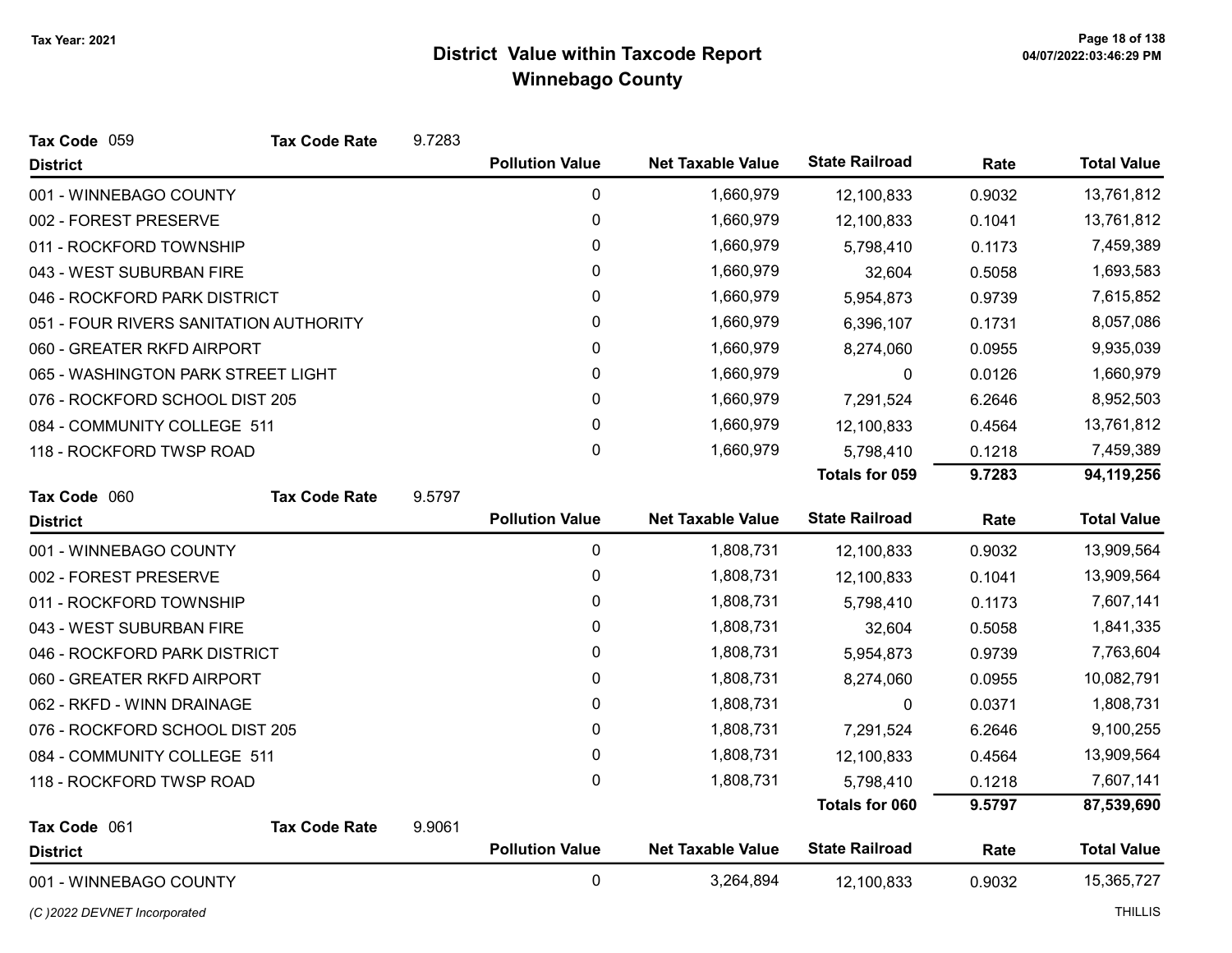# District Value within Taxcode Report
## Winnebago County

Tax Year: 2021

**Tax Code 059** | **Tax Code Rate** 9.7283

| District | Pollution Value | Net Taxable Value | State Railroad | Rate | Total Value |
|---|---|---|---|---|---|
| 001 - WINNEBAGO COUNTY | 0 | 1,660,979 | 12,100,833 | 0.9032 | 13,761,812 |
| 002 - FOREST PRESERVE | 0 | 1,660,979 | 12,100,833 | 0.1041 | 13,761,812 |
| 011 - ROCKFORD TOWNSHIP | 0 | 1,660,979 | 5,798,410 | 0.1173 | 7,459,389 |
| 043 - WEST SUBURBAN FIRE | 0 | 1,660,979 | 32,604 | 0.5058 | 1,693,583 |
| 046 - ROCKFORD PARK DISTRICT | 0 | 1,660,979 | 5,954,873 | 0.9739 | 7,615,852 |
| 051 - FOUR RIVERS SANITATION AUTHORITY | 0 | 1,660,979 | 6,396,107 | 0.1731 | 8,057,086 |
| 060 - GREATER RKFD AIRPORT | 0 | 1,660,979 | 8,274,060 | 0.0955 | 9,935,039 |
| 065 - WASHINGTON PARK STREET LIGHT | 0 | 1,660,979 | 0 | 0.0126 | 1,660,979 |
| 076 - ROCKFORD SCHOOL DIST 205 | 0 | 1,660,979 | 7,291,524 | 6.2646 | 8,952,503 |
| 084 - COMMUNITY COLLEGE 511 | 0 | 1,660,979 | 12,100,833 | 0.4564 | 13,761,812 |
| 118 - ROCKFORD TWSP ROAD | 0 | 1,660,979 | 5,798,410 | 0.1218 | 7,459,389 |
| | | | **Totals for 059** | **9.7283** | **94,119,256** |

**Tax Code 060** | **Tax Code Rate** 9.5797

| District | Pollution Value | Net Taxable Value | State Railroad | Rate | Total Value |
|---|---|---|---|---|---|
| 001 - WINNEBAGO COUNTY | 0 | 1,808,731 | 12,100,833 | 0.9032 | 13,909,564 |
| 002 - FOREST PRESERVE | 0 | 1,808,731 | 12,100,833 | 0.1041 | 13,909,564 |
| 011 - ROCKFORD TOWNSHIP | 0 | 1,808,731 | 5,798,410 | 0.1173 | 7,607,141 |
| 043 - WEST SUBURBAN FIRE | 0 | 1,808,731 | 32,604 | 0.5058 | 1,841,335 |
| 046 - ROCKFORD PARK DISTRICT | 0 | 1,808,731 | 5,954,873 | 0.9739 | 7,763,604 |
| 060 - GREATER RKFD AIRPORT | 0 | 1,808,731 | 8,274,060 | 0.0955 | 10,082,791 |
| 062 - RKFD - WINN DRAINAGE | 0 | 1,808,731 | 0 | 0.0371 | 1,808,731 |
| 076 - ROCKFORD SCHOOL DIST 205 | 0 | 1,808,731 | 7,291,524 | 6.2646 | 9,100,255 |
| 084 - COMMUNITY COLLEGE 511 | 0 | 1,808,731 | 12,100,833 | 0.4564 | 13,909,564 |
| 118 - ROCKFORD TWSP ROAD | 0 | 1,808,731 | 5,798,410 | 0.1218 | 7,607,141 |
| | | | **Totals for 060** | **9.5797** | **87,539,690** |

**Tax Code 061** | **Tax Code Rate** 9.9061

| District | Pollution Value | Net Taxable Value | State Railroad | Rate | Total Value |
|---|---|---|---|---|---|
| 001 - WINNEBAGO COUNTY | 0 | 3,264,894 | 12,100,833 | 0.9032 | 15,365,727 |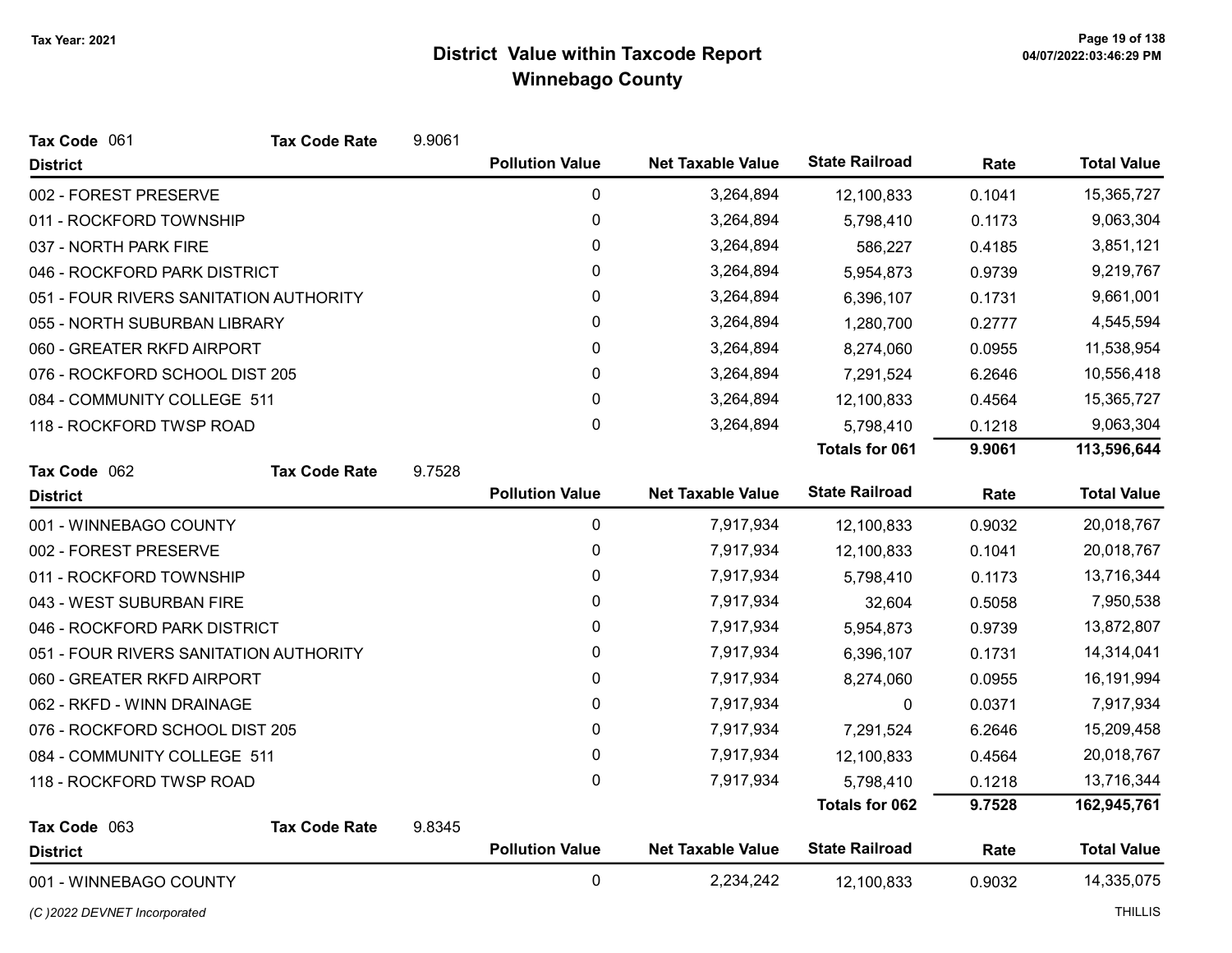# District Value within Taxcode Report
## Winnebago County

Tax Year: 2021

**Tax Code** 061 **Tax Code Rate** 9.9061

| District | Pollution Value | Net Taxable Value | State Railroad | Rate | Total Value |
|---|---|---|---|---|---|
| 002 - FOREST PRESERVE | 0 | 3,264,894 | 12,100,833 | 0.1041 | 15,365,727 |
| 011 - ROCKFORD TOWNSHIP | 0 | 3,264,894 | 5,798,410 | 0.1173 | 9,063,304 |
| 037 - NORTH PARK FIRE | 0 | 3,264,894 | 586,227 | 0.4185 | 3,851,121 |
| 046 - ROCKFORD PARK DISTRICT | 0 | 3,264,894 | 5,954,873 | 0.9739 | 9,219,767 |
| 051 - FOUR RIVERS SANITATION AUTHORITY | 0 | 3,264,894 | 6,396,107 | 0.1731 | 9,661,001 |
| 055 - NORTH SUBURBAN LIBRARY | 0 | 3,264,894 | 1,280,700 | 0.2777 | 4,545,594 |
| 060 - GREATER RKFD AIRPORT | 0 | 3,264,894 | 8,274,060 | 0.0955 | 11,538,954 |
| 076 - ROCKFORD SCHOOL DIST 205 | 0 | 3,264,894 | 7,291,524 | 6.2646 | 10,556,418 |
| 084 - COMMUNITY COLLEGE 511 | 0 | 3,264,894 | 12,100,833 | 0.4564 | 15,365,727 |
| 118 - ROCKFORD TWSP ROAD | 0 | 3,264,894 | 5,798,410 | 0.1218 | 9,063,304 |
| | | | **Totals for 061** | **9.9061** | **113,596,644** |

**Tax Code** 062 **Tax Code Rate** 9.7528

| District | Pollution Value | Net Taxable Value | State Railroad | Rate | Total Value |
|---|---|---|---|---|---|
| 001 - WINNEBAGO COUNTY | 0 | 7,917,934 | 12,100,833 | 0.9032 | 20,018,767 |
| 002 - FOREST PRESERVE | 0 | 7,917,934 | 12,100,833 | 0.1041 | 20,018,767 |
| 011 - ROCKFORD TOWNSHIP | 0 | 7,917,934 | 5,798,410 | 0.1173 | 13,716,344 |
| 043 - WEST SUBURBAN FIRE | 0 | 7,917,934 | 32,604 | 0.5058 | 7,950,538 |
| 046 - ROCKFORD PARK DISTRICT | 0 | 7,917,934 | 5,954,873 | 0.9739 | 13,872,807 |
| 051 - FOUR RIVERS SANITATION AUTHORITY | 0 | 7,917,934 | 6,396,107 | 0.1731 | 14,314,041 |
| 060 - GREATER RKFD AIRPORT | 0 | 7,917,934 | 8,274,060 | 0.0955 | 16,191,994 |
| 062 - RKFD - WINN DRAINAGE | 0 | 7,917,934 | 0 | 0.0371 | 7,917,934 |
| 076 - ROCKFORD SCHOOL DIST 205 | 0 | 7,917,934 | 7,291,524 | 6.2646 | 15,209,458 |
| 084 - COMMUNITY COLLEGE 511 | 0 | 7,917,934 | 12,100,833 | 0.4564 | 20,018,767 |
| 118 - ROCKFORD TWSP ROAD | 0 | 7,917,934 | 5,798,410 | 0.1218 | 13,716,344 |
| | | | **Totals for 062** | **9.7528** | **162,945,761** |

**Tax Code** 063 **Tax Code Rate** 9.8345

| District | Pollution Value | Net Taxable Value | State Railroad | Rate | Total Value |
|---|---|---|---|---|---|
| 001 - WINNEBAGO COUNTY | 0 | 2,234,242 | 12,100,833 | 0.9032 | 14,335,075 |

(C )2022 DEVNET Incorporated — THILLIS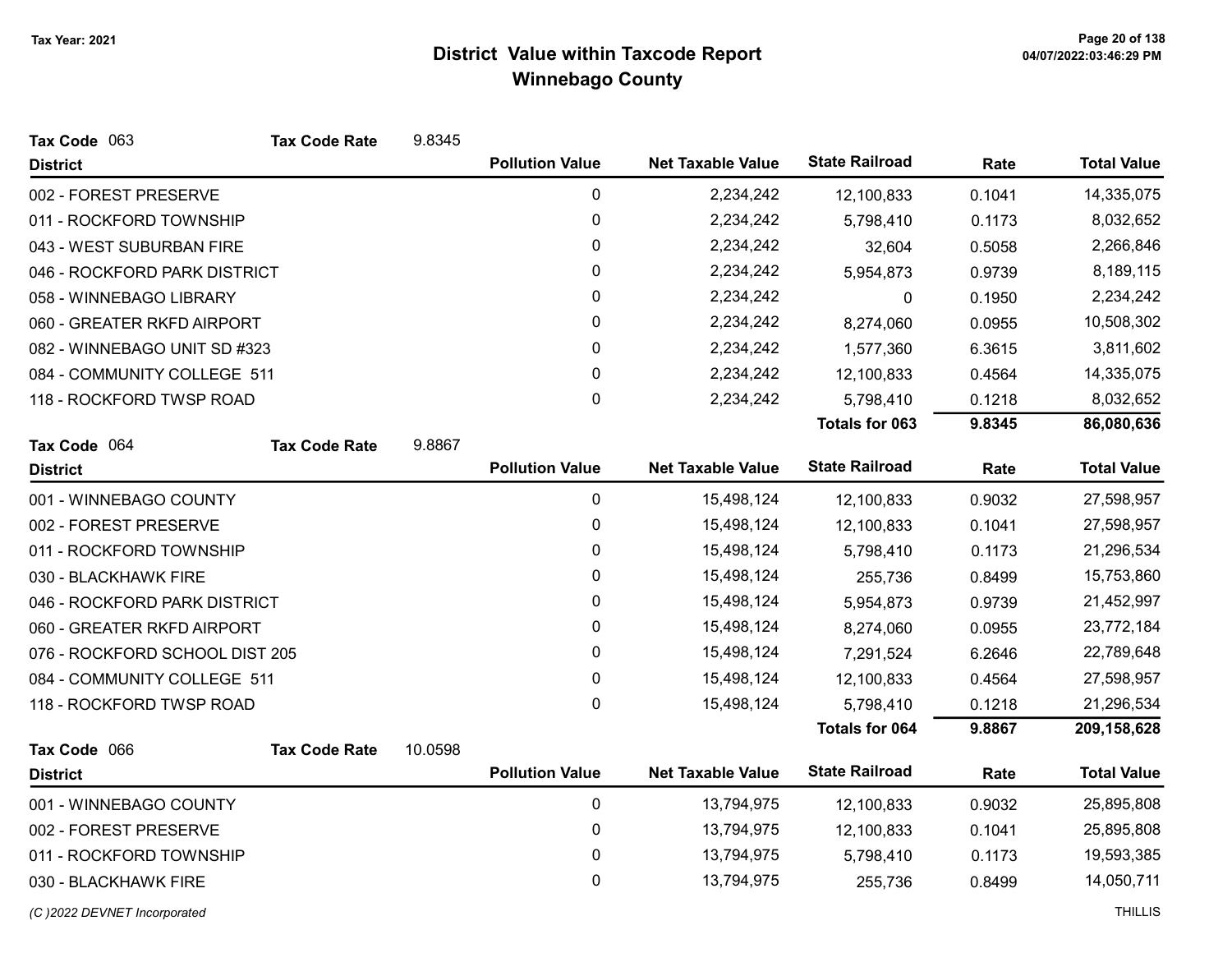# District Value within Taxcode Report

## Winnebago County

Tax Year: 2021

**Tax Code** 063 **Tax Code Rate** 9.8345

| District | Pollution Value | Net Taxable Value | State Railroad | Rate | Total Value |
|---|---|---|---|---|---|
| 002 - FOREST PRESERVE | 0 | 2,234,242 | 12,100,833 | 0.1041 | 14,335,075 |
| 011 - ROCKFORD TOWNSHIP | 0 | 2,234,242 | 5,798,410 | 0.1173 | 8,032,652 |
| 043 - WEST SUBURBAN FIRE | 0 | 2,234,242 | 32,604 | 0.5058 | 2,266,846 |
| 046 - ROCKFORD PARK DISTRICT | 0 | 2,234,242 | 5,954,873 | 0.9739 | 8,189,115 |
| 058 - WINNEBAGO LIBRARY | 0 | 2,234,242 | 0 | 0.1950 | 2,234,242 |
| 060 - GREATER RKFD AIRPORT | 0 | 2,234,242 | 8,274,060 | 0.0955 | 10,508,302 |
| 082 - WINNEBAGO UNIT SD #323 | 0 | 2,234,242 | 1,577,360 | 6.3615 | 3,811,602 |
| 084 - COMMUNITY COLLEGE 511 | 0 | 2,234,242 | 12,100,833 | 0.4564 | 14,335,075 |
| 118 - ROCKFORD TWSP ROAD | 0 | 2,234,242 | 5,798,410 | 0.1218 | 8,032,652 |
| | | | **Totals for 063** | **9.8345** | **86,080,636** |

**Tax Code** 064 **Tax Code Rate** 9.8867

| District | Pollution Value | Net Taxable Value | State Railroad | Rate | Total Value |
|---|---|---|---|---|---|
| 001 - WINNEBAGO COUNTY | 0 | 15,498,124 | 12,100,833 | 0.9032 | 27,598,957 |
| 002 - FOREST PRESERVE | 0 | 15,498,124 | 12,100,833 | 0.1041 | 27,598,957 |
| 011 - ROCKFORD TOWNSHIP | 0 | 15,498,124 | 5,798,410 | 0.1173 | 21,296,534 |
| 030 - BLACKHAWK FIRE | 0 | 15,498,124 | 255,736 | 0.8499 | 15,753,860 |
| 046 - ROCKFORD PARK DISTRICT | 0 | 15,498,124 | 5,954,873 | 0.9739 | 21,452,997 |
| 060 - GREATER RKFD AIRPORT | 0 | 15,498,124 | 8,274,060 | 0.0955 | 23,772,184 |
| 076 - ROCKFORD SCHOOL DIST 205 | 0 | 15,498,124 | 7,291,524 | 6.2646 | 22,789,648 |
| 084 - COMMUNITY COLLEGE 511 | 0 | 15,498,124 | 12,100,833 | 0.4564 | 27,598,957 |
| 118 - ROCKFORD TWSP ROAD | 0 | 15,498,124 | 5,798,410 | 0.1218 | 21,296,534 |
| | | | **Totals for 064** | **9.8867** | **209,158,628** |

**Tax Code** 066 **Tax Code Rate** 10.0598

| District | Pollution Value | Net Taxable Value | State Railroad | Rate | Total Value |
|---|---|---|---|---|---|
| 001 - WINNEBAGO COUNTY | 0 | 13,794,975 | 12,100,833 | 0.9032 | 25,895,808 |
| 002 - FOREST PRESERVE | 0 | 13,794,975 | 12,100,833 | 0.1041 | 25,895,808 |
| 011 - ROCKFORD TOWNSHIP | 0 | 13,794,975 | 5,798,410 | 0.1173 | 19,593,385 |
| 030 - BLACKHAWK FIRE | 0 | 13,794,975 | 255,736 | 0.8499 | 14,050,711 |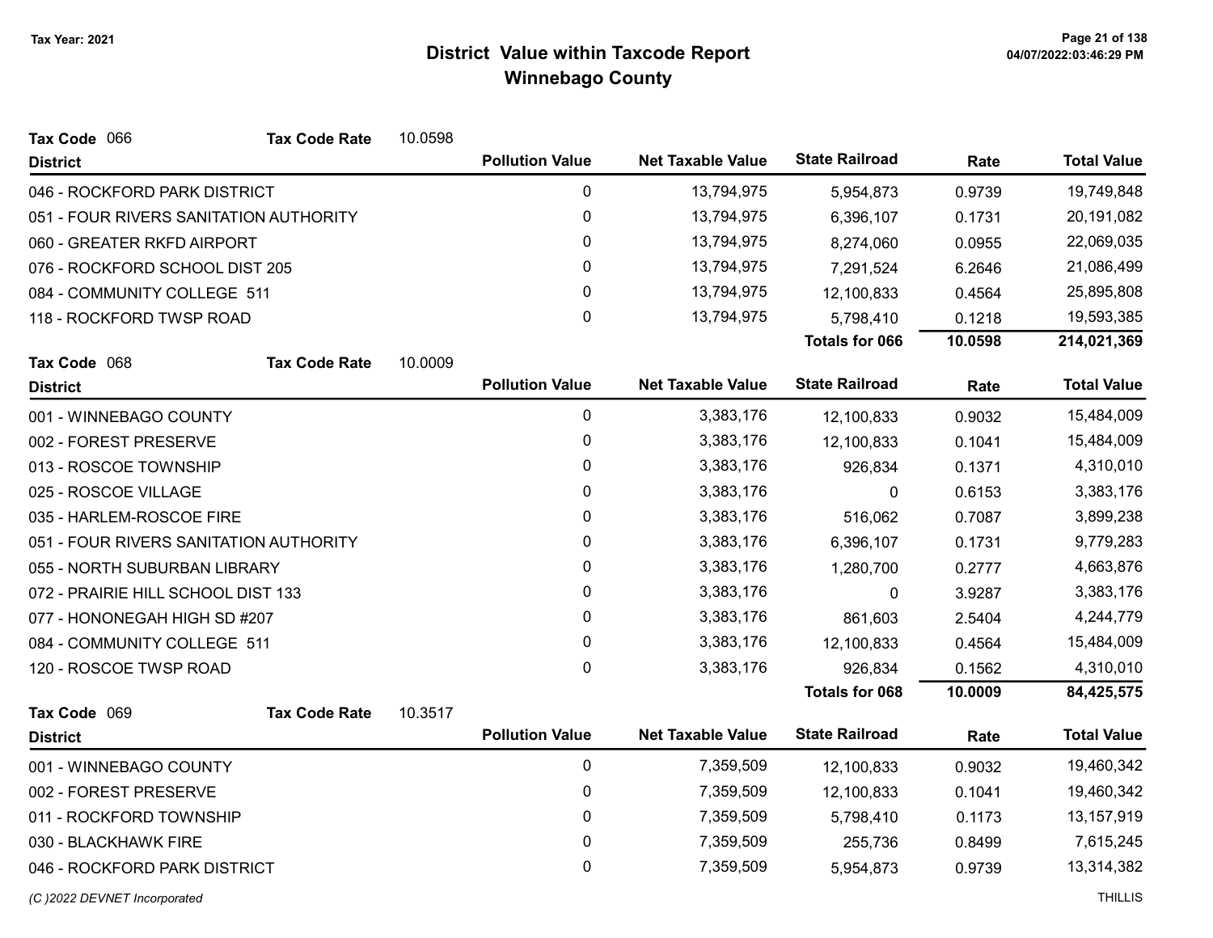# District Value within Taxcode Report
## Winnebago County

Tax Year: 2021

**Tax Code** 066 **Tax Code Rate** 10.0598

| District | Pollution Value | Net Taxable Value | State Railroad | Rate | Total Value |
|---|---|---|---|---|---|
| 046 - ROCKFORD PARK DISTRICT | 0 | 13,794,975 | 5,954,873 | 0.9739 | 19,749,848 |
| 051 - FOUR RIVERS SANITATION AUTHORITY | 0 | 13,794,975 | 6,396,107 | 0.1731 | 20,191,082 |
| 060 - GREATER RKFD AIRPORT | 0 | 13,794,975 | 8,274,060 | 0.0955 | 22,069,035 |
| 076 - ROCKFORD SCHOOL DIST 205 | 0 | 13,794,975 | 7,291,524 | 6.2646 | 21,086,499 |
| 084 - COMMUNITY COLLEGE 511 | 0 | 13,794,975 | 12,100,833 | 0.4564 | 25,895,808 |
| 118 - ROCKFORD TWSP ROAD | 0 | 13,794,975 | 5,798,410 | 0.1218 | 19,593,385 |
| | | | **Totals for 066** | **10.0598** | **214,021,369** |

**Tax Code** 068 **Tax Code Rate** 10.0009

| District | Pollution Value | Net Taxable Value | State Railroad | Rate | Total Value |
|---|---|---|---|---|---|
| 001 - WINNEBAGO COUNTY | 0 | 3,383,176 | 12,100,833 | 0.9032 | 15,484,009 |
| 002 - FOREST PRESERVE | 0 | 3,383,176 | 12,100,833 | 0.1041 | 15,484,009 |
| 013 - ROSCOE TOWNSHIP | 0 | 3,383,176 | 926,834 | 0.1371 | 4,310,010 |
| 025 - ROSCOE VILLAGE | 0 | 3,383,176 | 0 | 0.6153 | 3,383,176 |
| 035 - HARLEM-ROSCOE FIRE | 0 | 3,383,176 | 516,062 | 0.7087 | 3,899,238 |
| 051 - FOUR RIVERS SANITATION AUTHORITY | 0 | 3,383,176 | 6,396,107 | 0.1731 | 9,779,283 |
| 055 - NORTH SUBURBAN LIBRARY | 0 | 3,383,176 | 1,280,700 | 0.2777 | 4,663,876 |
| 072 - PRAIRIE HILL SCHOOL DIST 133 | 0 | 3,383,176 | 0 | 3.9287 | 3,383,176 |
| 077 - HONONEGAH HIGH SD #207 | 0 | 3,383,176 | 861,603 | 2.5404 | 4,244,779 |
| 084 - COMMUNITY COLLEGE 511 | 0 | 3,383,176 | 12,100,833 | 0.4564 | 15,484,009 |
| 120 - ROSCOE TWSP ROAD | 0 | 3,383,176 | 926,834 | 0.1562 | 4,310,010 |
| | | | **Totals for 068** | **10.0009** | **84,425,575** |

**Tax Code** 069 **Tax Code Rate** 10.3517

| District | Pollution Value | Net Taxable Value | State Railroad | Rate | Total Value |
|---|---|---|---|---|---|
| 001 - WINNEBAGO COUNTY | 0 | 7,359,509 | 12,100,833 | 0.9032 | 19,460,342 |
| 002 - FOREST PRESERVE | 0 | 7,359,509 | 12,100,833 | 0.1041 | 19,460,342 |
| 011 - ROCKFORD TOWNSHIP | 0 | 7,359,509 | 5,798,410 | 0.1173 | 13,157,919 |
| 030 - BLACKHAWK FIRE | 0 | 7,359,509 | 255,736 | 0.8499 | 7,615,245 |
| 046 - ROCKFORD PARK DISTRICT | 0 | 7,359,509 | 5,954,873 | 0.9739 | 13,314,382 |

*(C )2022 DEVNET Incorporated* THILLIS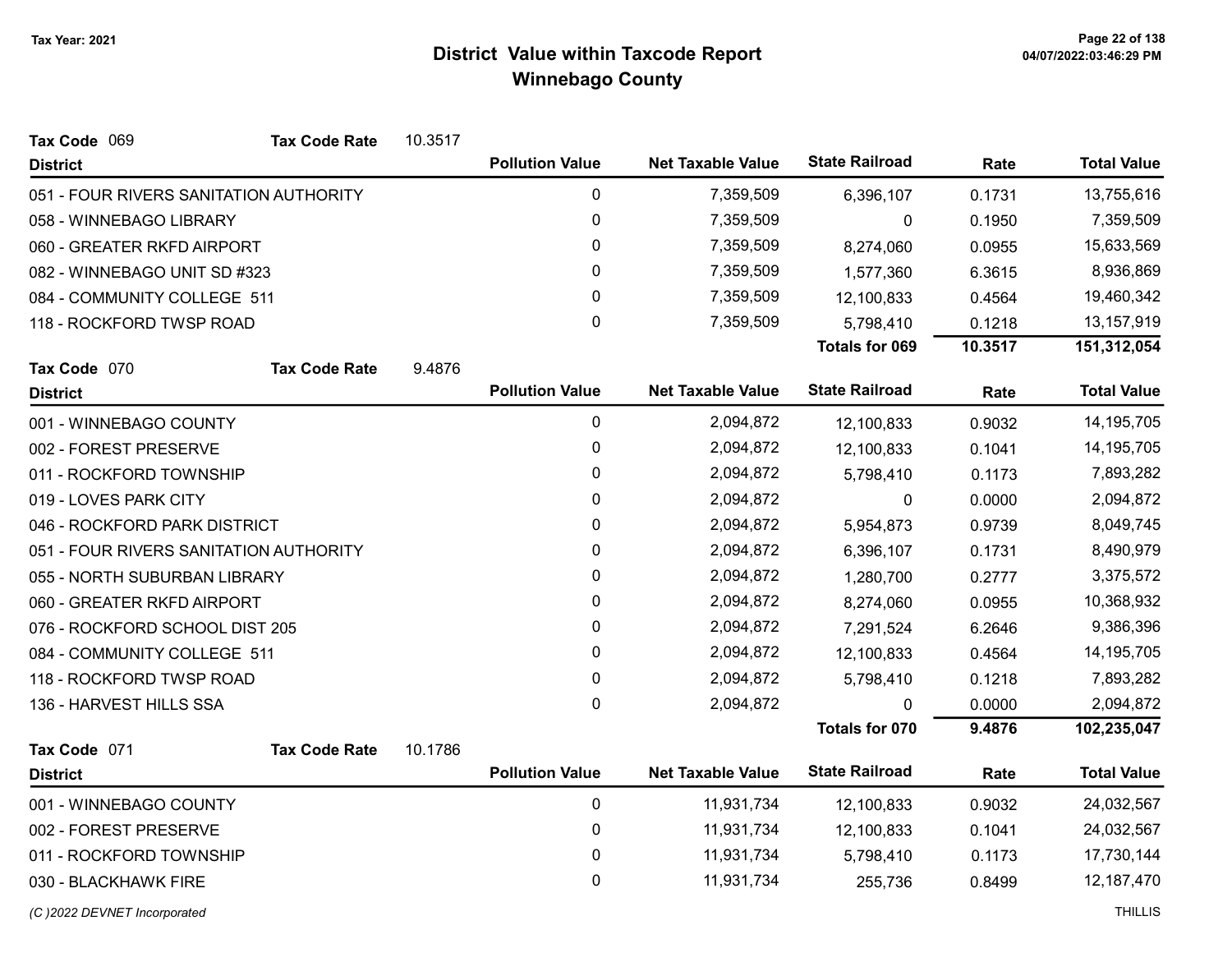# District Value within Taxcode Report
## Winnebago County

Tax Year: 2021

**Tax Code** 069 **Tax Code Rate** 10.3517

| District | Pollution Value | Net Taxable Value | State Railroad | Rate | Total Value |
|---|---|---|---|---|---|
| 051 - FOUR RIVERS SANITATION AUTHORITY | 0 | 7,359,509 | 6,396,107 | 0.1731 | 13,755,616 |
| 058 - WINNEBAGO LIBRARY | 0 | 7,359,509 | 0 | 0.1950 | 7,359,509 |
| 060 - GREATER RKFD AIRPORT | 0 | 7,359,509 | 8,274,060 | 0.0955 | 15,633,569 |
| 082 - WINNEBAGO UNIT SD #323 | 0 | 7,359,509 | 1,577,360 | 6.3615 | 8,936,869 |
| 084 - COMMUNITY COLLEGE 511 | 0 | 7,359,509 | 12,100,833 | 0.4564 | 19,460,342 |
| 118 - ROCKFORD TWSP ROAD | 0 | 7,359,509 | 5,798,410 | 0.1218 | 13,157,919 |
| | | | **Totals for 069** | **10.3517** | **151,312,054** |

**Tax Code** 070 **Tax Code Rate** 9.4876

| District | Pollution Value | Net Taxable Value | State Railroad | Rate | Total Value |
|---|---|---|---|---|---|
| 001 - WINNEBAGO COUNTY | 0 | 2,094,872 | 12,100,833 | 0.9032 | 14,195,705 |
| 002 - FOREST PRESERVE | 0 | 2,094,872 | 12,100,833 | 0.1041 | 14,195,705 |
| 011 - ROCKFORD TOWNSHIP | 0 | 2,094,872 | 5,798,410 | 0.1173 | 7,893,282 |
| 019 - LOVES PARK CITY | 0 | 2,094,872 | 0 | 0.0000 | 2,094,872 |
| 046 - ROCKFORD PARK DISTRICT | 0 | 2,094,872 | 5,954,873 | 0.9739 | 8,049,745 |
| 051 - FOUR RIVERS SANITATION AUTHORITY | 0 | 2,094,872 | 6,396,107 | 0.1731 | 8,490,979 |
| 055 - NORTH SUBURBAN LIBRARY | 0 | 2,094,872 | 1,280,700 | 0.2777 | 3,375,572 |
| 060 - GREATER RKFD AIRPORT | 0 | 2,094,872 | 8,274,060 | 0.0955 | 10,368,932 |
| 076 - ROCKFORD SCHOOL DIST 205 | 0 | 2,094,872 | 7,291,524 | 6.2646 | 9,386,396 |
| 084 - COMMUNITY COLLEGE 511 | 0 | 2,094,872 | 12,100,833 | 0.4564 | 14,195,705 |
| 118 - ROCKFORD TWSP ROAD | 0 | 2,094,872 | 5,798,410 | 0.1218 | 7,893,282 |
| 136 - HARVEST HILLS SSA | 0 | 2,094,872 | 0 | 0.0000 | 2,094,872 |
| | | | **Totals for 070** | **9.4876** | **102,235,047** |

**Tax Code** 071 **Tax Code Rate** 10.1786

| District | Pollution Value | Net Taxable Value | State Railroad | Rate | Total Value |
|---|---|---|---|---|---|
| 001 - WINNEBAGO COUNTY | 0 | 11,931,734 | 12,100,833 | 0.9032 | 24,032,567 |
| 002 - FOREST PRESERVE | 0 | 11,931,734 | 12,100,833 | 0.1041 | 24,032,567 |
| 011 - ROCKFORD TOWNSHIP | 0 | 11,931,734 | 5,798,410 | 0.1173 | 17,730,144 |
| 030 - BLACKHAWK FIRE | 0 | 11,931,734 | 255,736 | 0.8499 | 12,187,470 |

*(C )2022 DEVNET Incorporated* THILLIS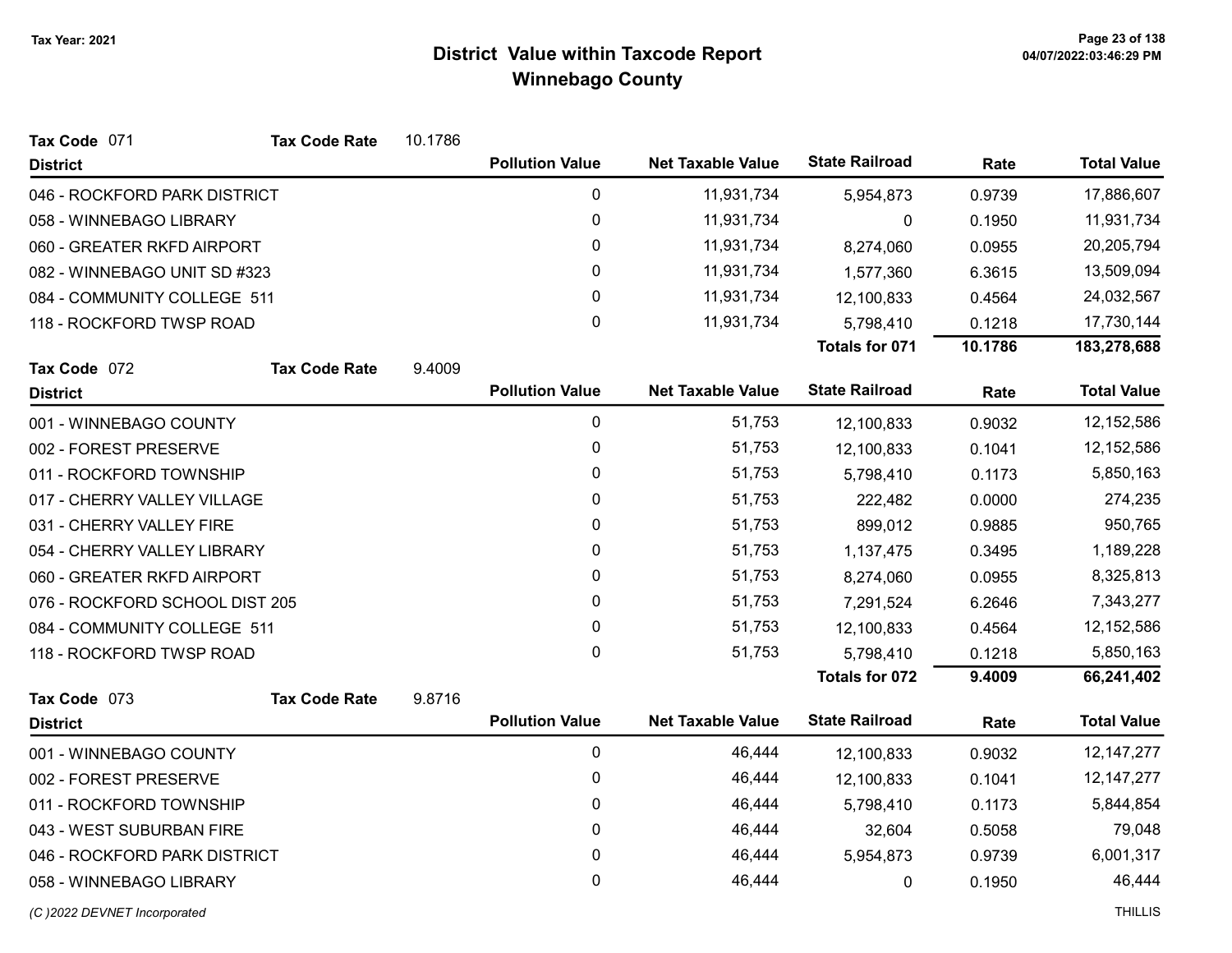# District Value within Taxcode Report
## Winnebago County

Tax Year: 2021

**Tax Code** 071 **Tax Code Rate** 10.1786

| District | Pollution Value | Net Taxable Value | State Railroad | Rate | Total Value |
|---|---|---|---|---|---|
| 046 - ROCKFORD PARK DISTRICT | 0 | 11,931,734 | 5,954,873 | 0.9739 | 17,886,607 |
| 058 - WINNEBAGO LIBRARY | 0 | 11,931,734 | 0 | 0.1950 | 11,931,734 |
| 060 - GREATER RKFD AIRPORT | 0 | 11,931,734 | 8,274,060 | 0.0955 | 20,205,794 |
| 082 - WINNEBAGO UNIT SD #323 | 0 | 11,931,734 | 1,577,360 | 6.3615 | 13,509,094 |
| 084 - COMMUNITY COLLEGE 511 | 0 | 11,931,734 | 12,100,833 | 0.4564 | 24,032,567 |
| 118 - ROCKFORD TWSP ROAD | 0 | 11,931,734 | 5,798,410 | 0.1218 | 17,730,144 |
| | | | **Totals for 071** | **10.1786** | **183,278,688** |

**Tax Code** 072 **Tax Code Rate** 9.4009

| District | Pollution Value | Net Taxable Value | State Railroad | Rate | Total Value |
|---|---|---|---|---|---|
| 001 - WINNEBAGO COUNTY | 0 | 51,753 | 12,100,833 | 0.9032 | 12,152,586 |
| 002 - FOREST PRESERVE | 0 | 51,753 | 12,100,833 | 0.1041 | 12,152,586 |
| 011 - ROCKFORD TOWNSHIP | 0 | 51,753 | 5,798,410 | 0.1173 | 5,850,163 |
| 017 - CHERRY VALLEY VILLAGE | 0 | 51,753 | 222,482 | 0.0000 | 274,235 |
| 031 - CHERRY VALLEY FIRE | 0 | 51,753 | 899,012 | 0.9885 | 950,765 |
| 054 - CHERRY VALLEY LIBRARY | 0 | 51,753 | 1,137,475 | 0.3495 | 1,189,228 |
| 060 - GREATER RKFD AIRPORT | 0 | 51,753 | 8,274,060 | 0.0955 | 8,325,813 |
| 076 - ROCKFORD SCHOOL DIST 205 | 0 | 51,753 | 7,291,524 | 6.2646 | 7,343,277 |
| 084 - COMMUNITY COLLEGE 511 | 0 | 51,753 | 12,100,833 | 0.4564 | 12,152,586 |
| 118 - ROCKFORD TWSP ROAD | 0 | 51,753 | 5,798,410 | 0.1218 | 5,850,163 |
| | | | **Totals for 072** | **9.4009** | **66,241,402** |

**Tax Code** 073 **Tax Code Rate** 9.8716

| District | Pollution Value | Net Taxable Value | State Railroad | Rate | Total Value |
|---|---|---|---|---|---|
| 001 - WINNEBAGO COUNTY | 0 | 46,444 | 12,100,833 | 0.9032 | 12,147,277 |
| 002 - FOREST PRESERVE | 0 | 46,444 | 12,100,833 | 0.1041 | 12,147,277 |
| 011 - ROCKFORD TOWNSHIP | 0 | 46,444 | 5,798,410 | 0.1173 | 5,844,854 |
| 043 - WEST SUBURBAN FIRE | 0 | 46,444 | 32,604 | 0.5058 | 79,048 |
| 046 - ROCKFORD PARK DISTRICT | 0 | 46,444 | 5,954,873 | 0.9739 | 6,001,317 |
| 058 - WINNEBAGO LIBRARY | 0 | 46,444 | 0 | 0.1950 | 46,444 |

*(C )2022 DEVNET Incorporated* THILLIS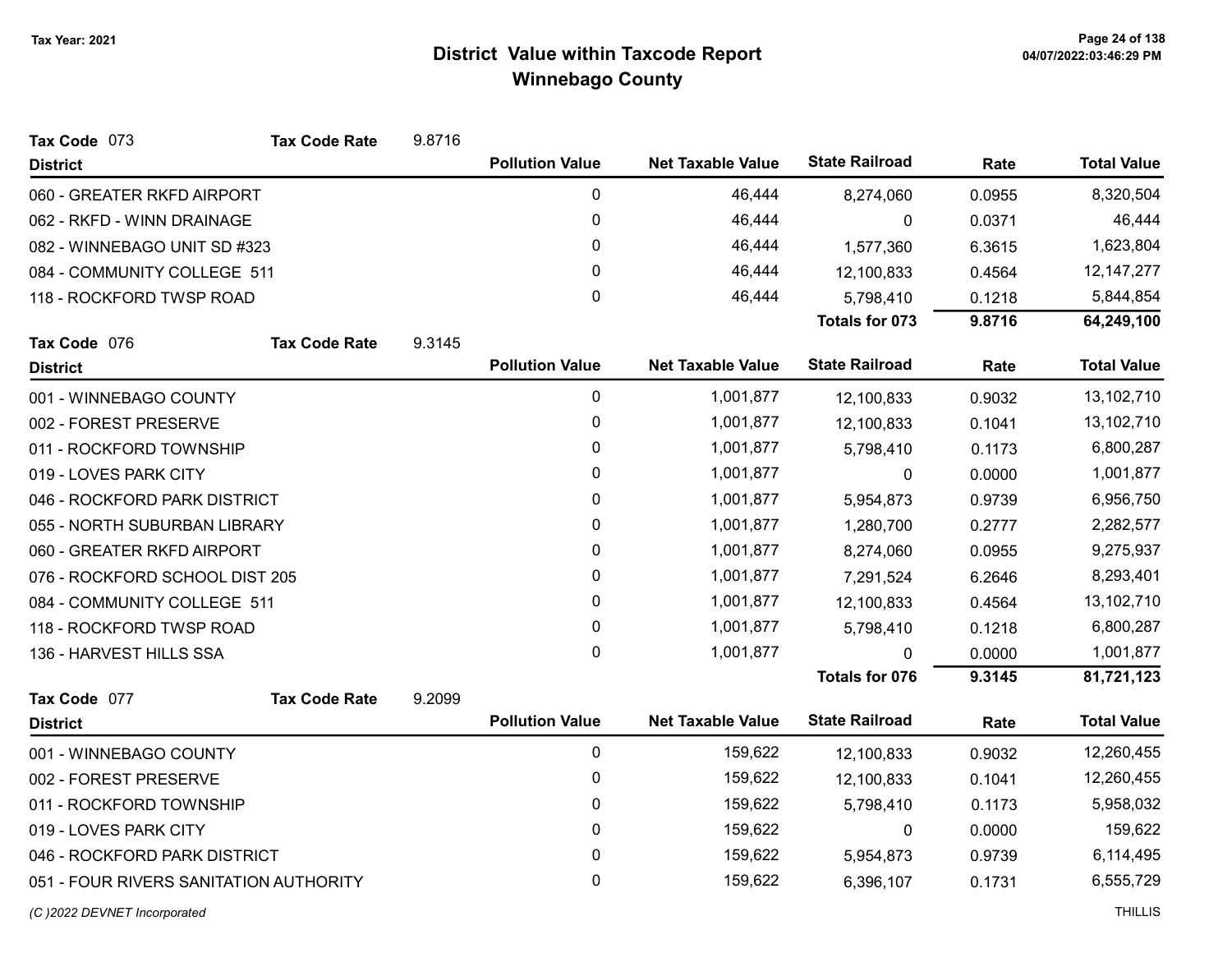# District Value within Taxcode Report

## Winnebago County

Tax Year: 2021

**Tax Code** 073 **Tax Code Rate** 9.8716

| District | Pollution Value | Net Taxable Value | State Railroad | Rate | Total Value |
|---|---|---|---|---|---|
| 060 - GREATER RKFD AIRPORT | 0 | 46,444 | 8,274,060 | 0.0955 | 8,320,504 |
| 062 - RKFD - WINN DRAINAGE | 0 | 46,444 | 0 | 0.0371 | 46,444 |
| 082 - WINNEBAGO UNIT SD #323 | 0 | 46,444 | 1,577,360 | 6.3615 | 1,623,804 |
| 084 - COMMUNITY COLLEGE 511 | 0 | 46,444 | 12,100,833 | 0.4564 | 12,147,277 |
| 118 - ROCKFORD TWSP ROAD | 0 | 46,444 | 5,798,410 | 0.1218 | 5,844,854 |
| | | | **Totals for 073** | **9.8716** | **64,249,100** |

**Tax Code** 076 **Tax Code Rate** 9.3145

| District | Pollution Value | Net Taxable Value | State Railroad | Rate | Total Value |
|---|---|---|---|---|---|
| 001 - WINNEBAGO COUNTY | 0 | 1,001,877 | 12,100,833 | 0.9032 | 13,102,710 |
| 002 - FOREST PRESERVE | 0 | 1,001,877 | 12,100,833 | 0.1041 | 13,102,710 |
| 011 - ROCKFORD TOWNSHIP | 0 | 1,001,877 | 5,798,410 | 0.1173 | 6,800,287 |
| 019 - LOVES PARK CITY | 0 | 1,001,877 | 0 | 0.0000 | 1,001,877 |
| 046 - ROCKFORD PARK DISTRICT | 0 | 1,001,877 | 5,954,873 | 0.9739 | 6,956,750 |
| 055 - NORTH SUBURBAN LIBRARY | 0 | 1,001,877 | 1,280,700 | 0.2777 | 2,282,577 |
| 060 - GREATER RKFD AIRPORT | 0 | 1,001,877 | 8,274,060 | 0.0955 | 9,275,937 |
| 076 - ROCKFORD SCHOOL DIST 205 | 0 | 1,001,877 | 7,291,524 | 6.2646 | 8,293,401 |
| 084 - COMMUNITY COLLEGE 511 | 0 | 1,001,877 | 12,100,833 | 0.4564 | 13,102,710 |
| 118 - ROCKFORD TWSP ROAD | 0 | 1,001,877 | 5,798,410 | 0.1218 | 6,800,287 |
| 136 - HARVEST HILLS SSA | 0 | 1,001,877 | 0 | 0.0000 | 1,001,877 |
| | | | **Totals for 076** | **9.3145** | **81,721,123** |

**Tax Code** 077 **Tax Code Rate** 9.2099

| District | Pollution Value | Net Taxable Value | State Railroad | Rate | Total Value |
|---|---|---|---|---|---|
| 001 - WINNEBAGO COUNTY | 0 | 159,622 | 12,100,833 | 0.9032 | 12,260,455 |
| 002 - FOREST PRESERVE | 0 | 159,622 | 12,100,833 | 0.1041 | 12,260,455 |
| 011 - ROCKFORD TOWNSHIP | 0 | 159,622 | 5,798,410 | 0.1173 | 5,958,032 |
| 019 - LOVES PARK CITY | 0 | 159,622 | 0 | 0.0000 | 159,622 |
| 046 - ROCKFORD PARK DISTRICT | 0 | 159,622 | 5,954,873 | 0.9739 | 6,114,495 |
| 051 - FOUR RIVERS SANITATION AUTHORITY | 0 | 159,622 | 6,396,107 | 0.1731 | 6,555,729 |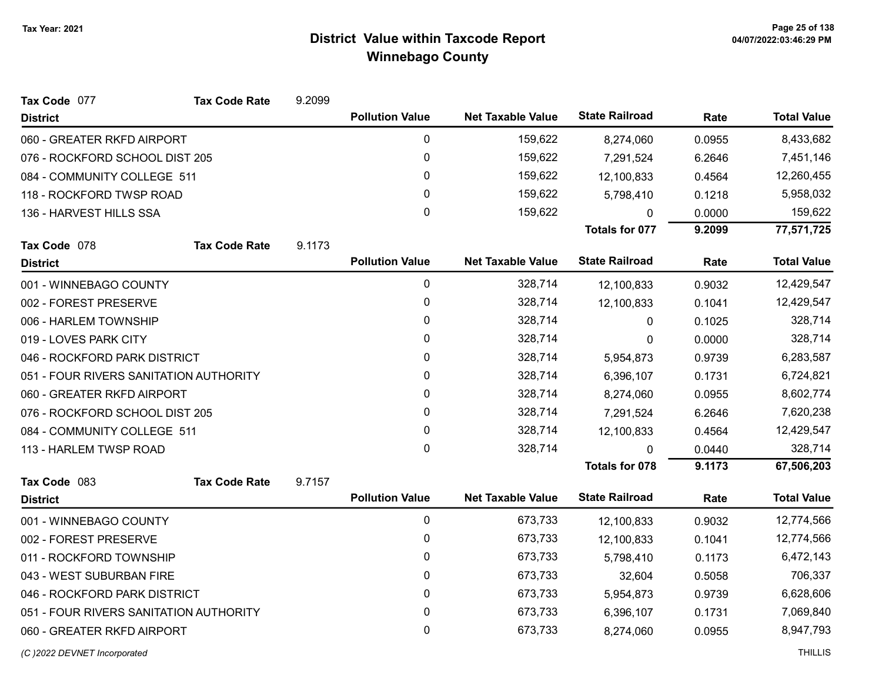# District Value within Taxcode Report
## Winnebago County

Tax Year: 2021

**Tax Code** 077 **Tax Code Rate** 9.2099

| District | Pollution Value | Net Taxable Value | State Railroad | Rate | Total Value |
|---|---|---|---|---|---|
| 060 - GREATER RKFD AIRPORT | 0 | 159,622 | 8,274,060 | 0.0955 | 8,433,682 |
| 076 - ROCKFORD SCHOOL DIST 205 | 0 | 159,622 | 7,291,524 | 6.2646 | 7,451,146 |
| 084 - COMMUNITY COLLEGE 511 | 0 | 159,622 | 12,100,833 | 0.4564 | 12,260,455 |
| 118 - ROCKFORD TWSP ROAD | 0 | 159,622 | 5,798,410 | 0.1218 | 5,958,032 |
| 136 - HARVEST HILLS SSA | 0 | 159,622 | 0 | 0.0000 | 159,622 |
| | | | **Totals for 077** | **9.2099** | **77,571,725** |

**Tax Code** 078 **Tax Code Rate** 9.1173

| District | Pollution Value | Net Taxable Value | State Railroad | Rate | Total Value |
|---|---|---|---|---|---|
| 001 - WINNEBAGO COUNTY | 0 | 328,714 | 12,100,833 | 0.9032 | 12,429,547 |
| 002 - FOREST PRESERVE | 0 | 328,714 | 12,100,833 | 0.1041 | 12,429,547 |
| 006 - HARLEM TOWNSHIP | 0 | 328,714 | 0 | 0.1025 | 328,714 |
| 019 - LOVES PARK CITY | 0 | 328,714 | 0 | 0.0000 | 328,714 |
| 046 - ROCKFORD PARK DISTRICT | 0 | 328,714 | 5,954,873 | 0.9739 | 6,283,587 |
| 051 - FOUR RIVERS SANITATION AUTHORITY | 0 | 328,714 | 6,396,107 | 0.1731 | 6,724,821 |
| 060 - GREATER RKFD AIRPORT | 0 | 328,714 | 8,274,060 | 0.0955 | 8,602,774 |
| 076 - ROCKFORD SCHOOL DIST 205 | 0 | 328,714 | 7,291,524 | 6.2646 | 7,620,238 |
| 084 - COMMUNITY COLLEGE 511 | 0 | 328,714 | 12,100,833 | 0.4564 | 12,429,547 |
| 113 - HARLEM TWSP ROAD | 0 | 328,714 | 0 | 0.0440 | 328,714 |
| | | | **Totals for 078** | **9.1173** | **67,506,203** |

**Tax Code** 083 **Tax Code Rate** 9.7157

| District | Pollution Value | Net Taxable Value | State Railroad | Rate | Total Value |
|---|---|---|---|---|---|
| 001 - WINNEBAGO COUNTY | 0 | 673,733 | 12,100,833 | 0.9032 | 12,774,566 |
| 002 - FOREST PRESERVE | 0 | 673,733 | 12,100,833 | 0.1041 | 12,774,566 |
| 011 - ROCKFORD TOWNSHIP | 0 | 673,733 | 5,798,410 | 0.1173 | 6,472,143 |
| 043 - WEST SUBURBAN FIRE | 0 | 673,733 | 32,604 | 0.5058 | 706,337 |
| 046 - ROCKFORD PARK DISTRICT | 0 | 673,733 | 5,954,873 | 0.9739 | 6,628,606 |
| 051 - FOUR RIVERS SANITATION AUTHORITY | 0 | 673,733 | 6,396,107 | 0.1731 | 7,069,840 |
| 060 - GREATER RKFD AIRPORT | 0 | 673,733 | 8,274,060 | 0.0955 | 8,947,793 |

*(C )2022 DEVNET Incorporated* THILLIS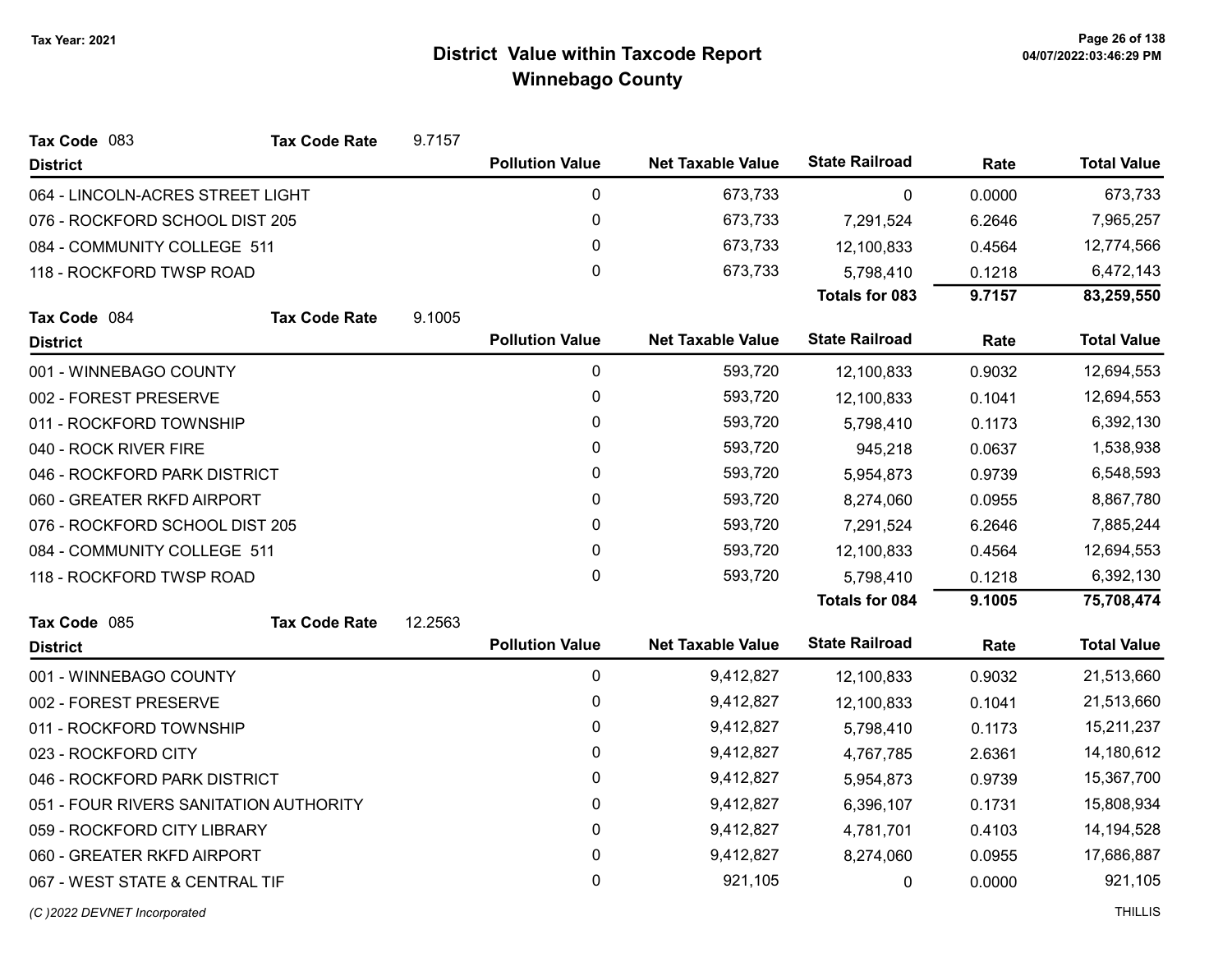# District Value within Taxcode Report
## Winnebago County

Tax Year: 2021

**Tax Code** 083 **Tax Code Rate** 9.7157

| District | Pollution Value | Net Taxable Value | State Railroad | Rate | Total Value |
|---|---|---|---|---|---|
| 064 - LINCOLN-ACRES STREET LIGHT | 0 | 673,733 | 0 | 0.0000 | 673,733 |
| 076 - ROCKFORD SCHOOL DIST 205 | 0 | 673,733 | 7,291,524 | 6.2646 | 7,965,257 |
| 084 - COMMUNITY COLLEGE 511 | 0 | 673,733 | 12,100,833 | 0.4564 | 12,774,566 |
| 118 - ROCKFORD TWSP ROAD | 0 | 673,733 | 5,798,410 | 0.1218 | 6,472,143 |
| | | | **Totals for 083** | **9.7157** | **83,259,550** |

**Tax Code** 084 **Tax Code Rate** 9.1005

| District | Pollution Value | Net Taxable Value | State Railroad | Rate | Total Value |
|---|---|---|---|---|---|
| 001 - WINNEBAGO COUNTY | 0 | 593,720 | 12,100,833 | 0.9032 | 12,694,553 |
| 002 - FOREST PRESERVE | 0 | 593,720 | 12,100,833 | 0.1041 | 12,694,553 |
| 011 - ROCKFORD TOWNSHIP | 0 | 593,720 | 5,798,410 | 0.1173 | 6,392,130 |
| 040 - ROCK RIVER FIRE | 0 | 593,720 | 945,218 | 0.0637 | 1,538,938 |
| 046 - ROCKFORD PARK DISTRICT | 0 | 593,720 | 5,954,873 | 0.9739 | 6,548,593 |
| 060 - GREATER RKFD AIRPORT | 0 | 593,720 | 8,274,060 | 0.0955 | 8,867,780 |
| 076 - ROCKFORD SCHOOL DIST 205 | 0 | 593,720 | 7,291,524 | 6.2646 | 7,885,244 |
| 084 - COMMUNITY COLLEGE 511 | 0 | 593,720 | 12,100,833 | 0.4564 | 12,694,553 |
| 118 - ROCKFORD TWSP ROAD | 0 | 593,720 | 5,798,410 | 0.1218 | 6,392,130 |
| | | | **Totals for 084** | **9.1005** | **75,708,474** |

**Tax Code** 085 **Tax Code Rate** 12.2563

| District | Pollution Value | Net Taxable Value | State Railroad | Rate | Total Value |
|---|---|---|---|---|---|
| 001 - WINNEBAGO COUNTY | 0 | 9,412,827 | 12,100,833 | 0.9032 | 21,513,660 |
| 002 - FOREST PRESERVE | 0 | 9,412,827 | 12,100,833 | 0.1041 | 21,513,660 |
| 011 - ROCKFORD TOWNSHIP | 0 | 9,412,827 | 5,798,410 | 0.1173 | 15,211,237 |
| 023 - ROCKFORD CITY | 0 | 9,412,827 | 4,767,785 | 2.6361 | 14,180,612 |
| 046 - ROCKFORD PARK DISTRICT | 0 | 9,412,827 | 5,954,873 | 0.9739 | 15,367,700 |
| 051 - FOUR RIVERS SANITATION AUTHORITY | 0 | 9,412,827 | 6,396,107 | 0.1731 | 15,808,934 |
| 059 - ROCKFORD CITY LIBRARY | 0 | 9,412,827 | 4,781,701 | 0.4103 | 14,194,528 |
| 060 - GREATER RKFD AIRPORT | 0 | 9,412,827 | 8,274,060 | 0.0955 | 17,686,887 |
| 067 - WEST STATE & CENTRAL TIF | 0 | 921,105 | 0 | 0.0000 | 921,105 |

*(C )2022 DEVNET Incorporated* THILLIS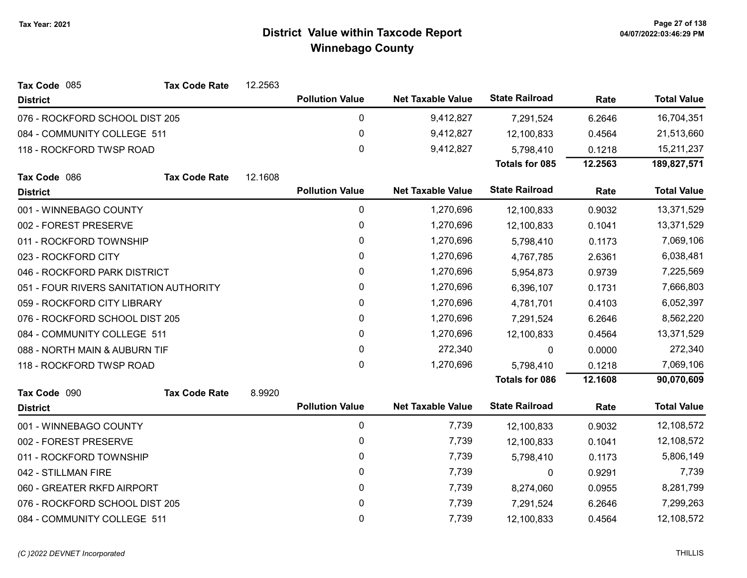# District Value within Taxcode Report
## Winnebago County

Tax Year: 2021

**Tax Code** 085 **Tax Code Rate** 12.2563

| District | Pollution Value | Net Taxable Value | State Railroad | Rate | Total Value |
|---|---|---|---|---|---|
| 076 - ROCKFORD SCHOOL DIST 205 | 0 | 9,412,827 | 7,291,524 | 6.2646 | 16,704,351 |
| 084 - COMMUNITY COLLEGE 511 | 0 | 9,412,827 | 12,100,833 | 0.4564 | 21,513,660 |
| 118 - ROCKFORD TWSP ROAD | 0 | 9,412,827 | 5,798,410 | 0.1218 | 15,211,237 |
| | | | **Totals for 085** | **12.2563** | **189,827,571** |

**Tax Code** 086 **Tax Code Rate** 12.1608

| District | Pollution Value | Net Taxable Value | State Railroad | Rate | Total Value |
|---|---|---|---|---|---|
| 001 - WINNEBAGO COUNTY | 0 | 1,270,696 | 12,100,833 | 0.9032 | 13,371,529 |
| 002 - FOREST PRESERVE | 0 | 1,270,696 | 12,100,833 | 0.1041 | 13,371,529 |
| 011 - ROCKFORD TOWNSHIP | 0 | 1,270,696 | 5,798,410 | 0.1173 | 7,069,106 |
| 023 - ROCKFORD CITY | 0 | 1,270,696 | 4,767,785 | 2.6361 | 6,038,481 |
| 046 - ROCKFORD PARK DISTRICT | 0 | 1,270,696 | 5,954,873 | 0.9739 | 7,225,569 |
| 051 - FOUR RIVERS SANITATION AUTHORITY | 0 | 1,270,696 | 6,396,107 | 0.1731 | 7,666,803 |
| 059 - ROCKFORD CITY LIBRARY | 0 | 1,270,696 | 4,781,701 | 0.4103 | 6,052,397 |
| 076 - ROCKFORD SCHOOL DIST 205 | 0 | 1,270,696 | 7,291,524 | 6.2646 | 8,562,220 |
| 084 - COMMUNITY COLLEGE 511 | 0 | 1,270,696 | 12,100,833 | 0.4564 | 13,371,529 |
| 088 - NORTH MAIN & AUBURN TIF | 0 | 272,340 | 0 | 0.0000 | 272,340 |
| 118 - ROCKFORD TWSP ROAD | 0 | 1,270,696 | 5,798,410 | 0.1218 | 7,069,106 |
| | | | **Totals for 086** | **12.1608** | **90,070,609** |

**Tax Code** 090 **Tax Code Rate** 8.9920

| District | Pollution Value | Net Taxable Value | State Railroad | Rate | Total Value |
|---|---|---|---|---|---|
| 001 - WINNEBAGO COUNTY | 0 | 7,739 | 12,100,833 | 0.9032 | 12,108,572 |
| 002 - FOREST PRESERVE | 0 | 7,739 | 12,100,833 | 0.1041 | 12,108,572 |
| 011 - ROCKFORD TOWNSHIP | 0 | 7,739 | 5,798,410 | 0.1173 | 5,806,149 |
| 042 - STILLMAN FIRE | 0 | 7,739 | 0 | 0.9291 | 7,739 |
| 060 - GREATER RKFD AIRPORT | 0 | 7,739 | 8,274,060 | 0.0955 | 8,281,799 |
| 076 - ROCKFORD SCHOOL DIST 205 | 0 | 7,739 | 7,291,524 | 6.2646 | 7,299,263 |
| 084 - COMMUNITY COLLEGE 511 | 0 | 7,739 | 12,100,833 | 0.4564 | 12,108,572 |

(C )2022 DEVNET Incorporated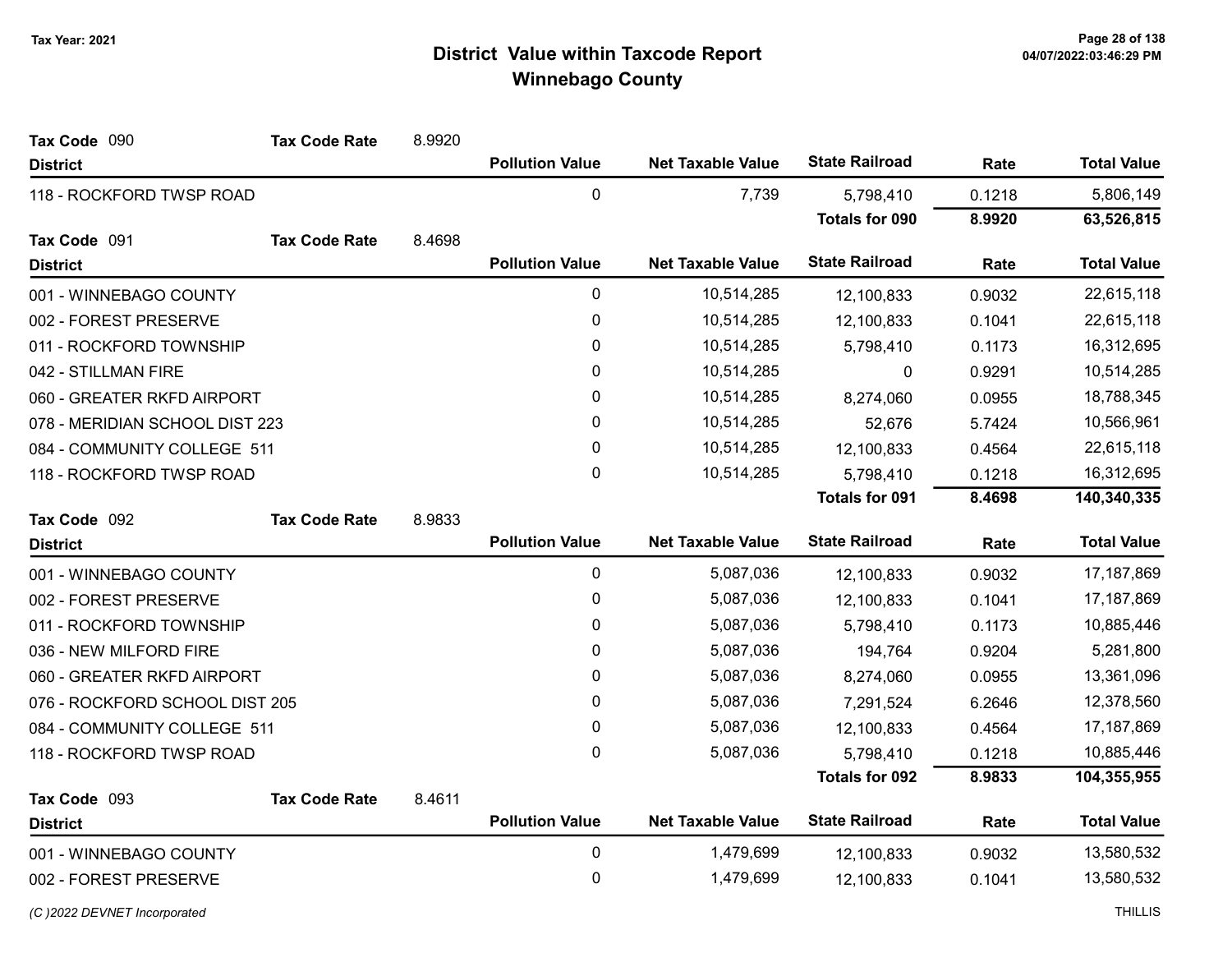# District Value within Taxcode Report
## Winnebago County

Tax Year: 2021

**Tax Code** 090 **Tax Code Rate** 8.9920

| District | Pollution Value | Net Taxable Value | State Railroad | Rate | Total Value |
|---|---|---|---|---|---|
| 118 - ROCKFORD TWSP ROAD | 0 | 7,739 | 5,798,410 | 0.1218 | 5,806,149 |
| | | | **Totals for 090** | **8.9920** | **63,526,815** |

**Tax Code** 091 **Tax Code Rate** 8.4698

| District | Pollution Value | Net Taxable Value | State Railroad | Rate | Total Value |
|---|---|---|---|---|---|
| 001 - WINNEBAGO COUNTY | 0 | 10,514,285 | 12,100,833 | 0.9032 | 22,615,118 |
| 002 - FOREST PRESERVE | 0 | 10,514,285 | 12,100,833 | 0.1041 | 22,615,118 |
| 011 - ROCKFORD TOWNSHIP | 0 | 10,514,285 | 5,798,410 | 0.1173 | 16,312,695 |
| 042 - STILLMAN FIRE | 0 | 10,514,285 | 0 | 0.9291 | 10,514,285 |
| 060 - GREATER RKFD AIRPORT | 0 | 10,514,285 | 8,274,060 | 0.0955 | 18,788,345 |
| 078 - MERIDIAN SCHOOL DIST 223 | 0 | 10,514,285 | 52,676 | 5.7424 | 10,566,961 |
| 084 - COMMUNITY COLLEGE 511 | 0 | 10,514,285 | 12,100,833 | 0.4564 | 22,615,118 |
| 118 - ROCKFORD TWSP ROAD | 0 | 10,514,285 | 5,798,410 | 0.1218 | 16,312,695 |
| | | | **Totals for 091** | **8.4698** | **140,340,335** |

**Tax Code** 092 **Tax Code Rate** 8.9833

| District | Pollution Value | Net Taxable Value | State Railroad | Rate | Total Value |
|---|---|---|---|---|---|
| 001 - WINNEBAGO COUNTY | 0 | 5,087,036 | 12,100,833 | 0.9032 | 17,187,869 |
| 002 - FOREST PRESERVE | 0 | 5,087,036 | 12,100,833 | 0.1041 | 17,187,869 |
| 011 - ROCKFORD TOWNSHIP | 0 | 5,087,036 | 5,798,410 | 0.1173 | 10,885,446 |
| 036 - NEW MILFORD FIRE | 0 | 5,087,036 | 194,764 | 0.9204 | 5,281,800 |
| 060 - GREATER RKFD AIRPORT | 0 | 5,087,036 | 8,274,060 | 0.0955 | 13,361,096 |
| 076 - ROCKFORD SCHOOL DIST 205 | 0 | 5,087,036 | 7,291,524 | 6.2646 | 12,378,560 |
| 084 - COMMUNITY COLLEGE 511 | 0 | 5,087,036 | 12,100,833 | 0.4564 | 17,187,869 |
| 118 - ROCKFORD TWSP ROAD | 0 | 5,087,036 | 5,798,410 | 0.1218 | 10,885,446 |
| | | | **Totals for 092** | **8.9833** | **104,355,955** |

**Tax Code** 093 **Tax Code Rate** 8.4611

| District | Pollution Value | Net Taxable Value | State Railroad | Rate | Total Value |
|---|---|---|---|---|---|
| 001 - WINNEBAGO COUNTY | 0 | 1,479,699 | 12,100,833 | 0.9032 | 13,580,532 |
| 002 - FOREST PRESERVE | 0 | 1,479,699 | 12,100,833 | 0.1041 | 13,580,532 |

*(C )2022 DEVNET Incorporated* THILLIS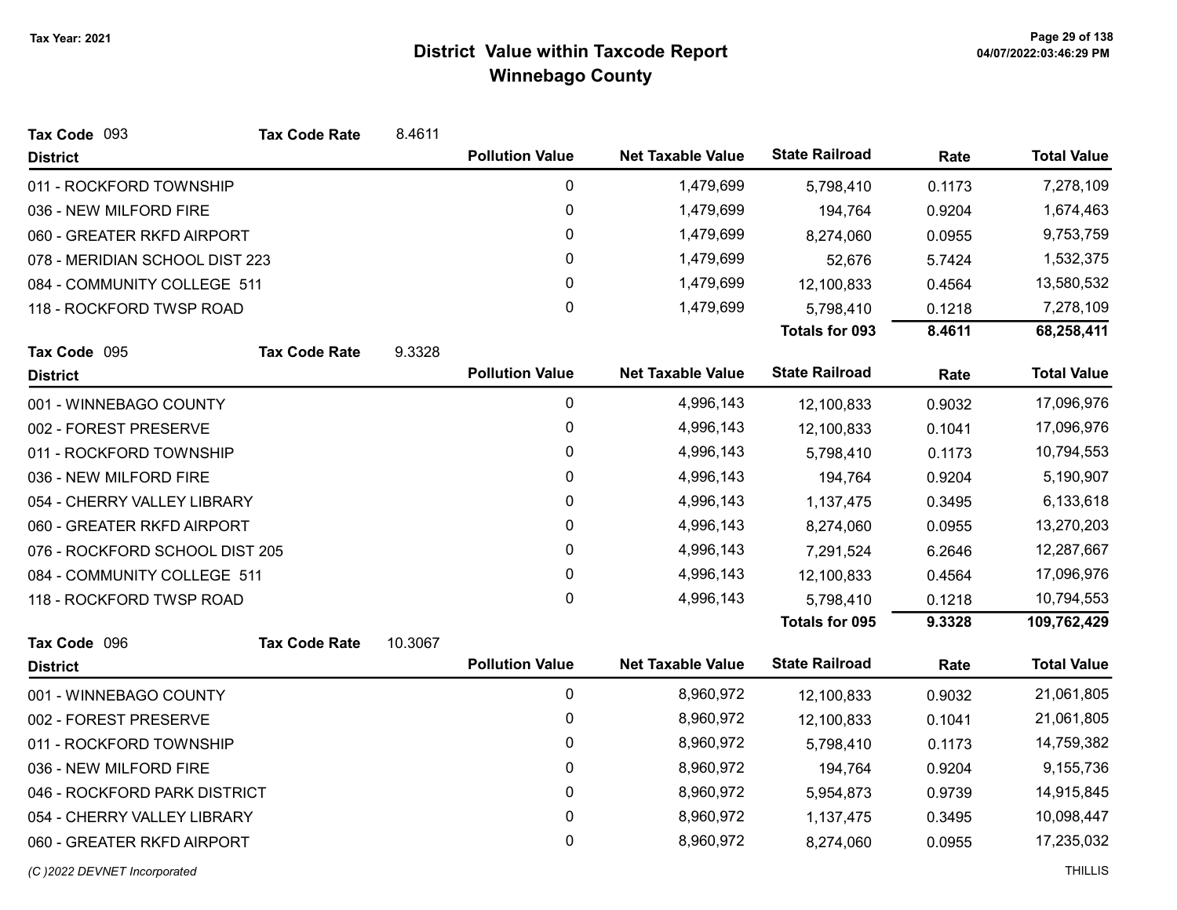# District Value within Taxcode Report
## Winnebago County

Tax Year: 2021

**Tax Code** 093 **Tax Code Rate** 8.4611

| District | Pollution Value | Net Taxable Value | State Railroad | Rate | Total Value |
|---|---|---|---|---|---|
| 011 - ROCKFORD TOWNSHIP | 0 | 1,479,699 | 5,798,410 | 0.1173 | 7,278,109 |
| 036 - NEW MILFORD FIRE | 0 | 1,479,699 | 194,764 | 0.9204 | 1,674,463 |
| 060 - GREATER RKFD AIRPORT | 0 | 1,479,699 | 8,274,060 | 0.0955 | 9,753,759 |
| 078 - MERIDIAN SCHOOL DIST 223 | 0 | 1,479,699 | 52,676 | 5.7424 | 1,532,375 |
| 084 - COMMUNITY COLLEGE 511 | 0 | 1,479,699 | 12,100,833 | 0.4564 | 13,580,532 |
| 118 - ROCKFORD TWSP ROAD | 0 | 1,479,699 | 5,798,410 | 0.1218 | 7,278,109 |
| | | | **Totals for 093** | **8.4611** | **68,258,411** |

**Tax Code** 095 **Tax Code Rate** 9.3328

| District | Pollution Value | Net Taxable Value | State Railroad | Rate | Total Value |
|---|---|---|---|---|---|
| 001 - WINNEBAGO COUNTY | 0 | 4,996,143 | 12,100,833 | 0.9032 | 17,096,976 |
| 002 - FOREST PRESERVE | 0 | 4,996,143 | 12,100,833 | 0.1041 | 17,096,976 |
| 011 - ROCKFORD TOWNSHIP | 0 | 4,996,143 | 5,798,410 | 0.1173 | 10,794,553 |
| 036 - NEW MILFORD FIRE | 0 | 4,996,143 | 194,764 | 0.9204 | 5,190,907 |
| 054 - CHERRY VALLEY LIBRARY | 0 | 4,996,143 | 1,137,475 | 0.3495 | 6,133,618 |
| 060 - GREATER RKFD AIRPORT | 0 | 4,996,143 | 8,274,060 | 0.0955 | 13,270,203 |
| 076 - ROCKFORD SCHOOL DIST 205 | 0 | 4,996,143 | 7,291,524 | 6.2646 | 12,287,667 |
| 084 - COMMUNITY COLLEGE 511 | 0 | 4,996,143 | 12,100,833 | 0.4564 | 17,096,976 |
| 118 - ROCKFORD TWSP ROAD | 0 | 4,996,143 | 5,798,410 | 0.1218 | 10,794,553 |
| | | | **Totals for 095** | **9.3328** | **109,762,429** |

**Tax Code** 096 **Tax Code Rate** 10.3067

| District | Pollution Value | Net Taxable Value | State Railroad | Rate | Total Value |
|---|---|---|---|---|---|
| 001 - WINNEBAGO COUNTY | 0 | 8,960,972 | 12,100,833 | 0.9032 | 21,061,805 |
| 002 - FOREST PRESERVE | 0 | 8,960,972 | 12,100,833 | 0.1041 | 21,061,805 |
| 011 - ROCKFORD TOWNSHIP | 0 | 8,960,972 | 5,798,410 | 0.1173 | 14,759,382 |
| 036 - NEW MILFORD FIRE | 0 | 8,960,972 | 194,764 | 0.9204 | 9,155,736 |
| 046 - ROCKFORD PARK DISTRICT | 0 | 8,960,972 | 5,954,873 | 0.9739 | 14,915,845 |
| 054 - CHERRY VALLEY LIBRARY | 0 | 8,960,972 | 1,137,475 | 0.3495 | 10,098,447 |
| 060 - GREATER RKFD AIRPORT | 0 | 8,960,972 | 8,274,060 | 0.0955 | 17,235,032 |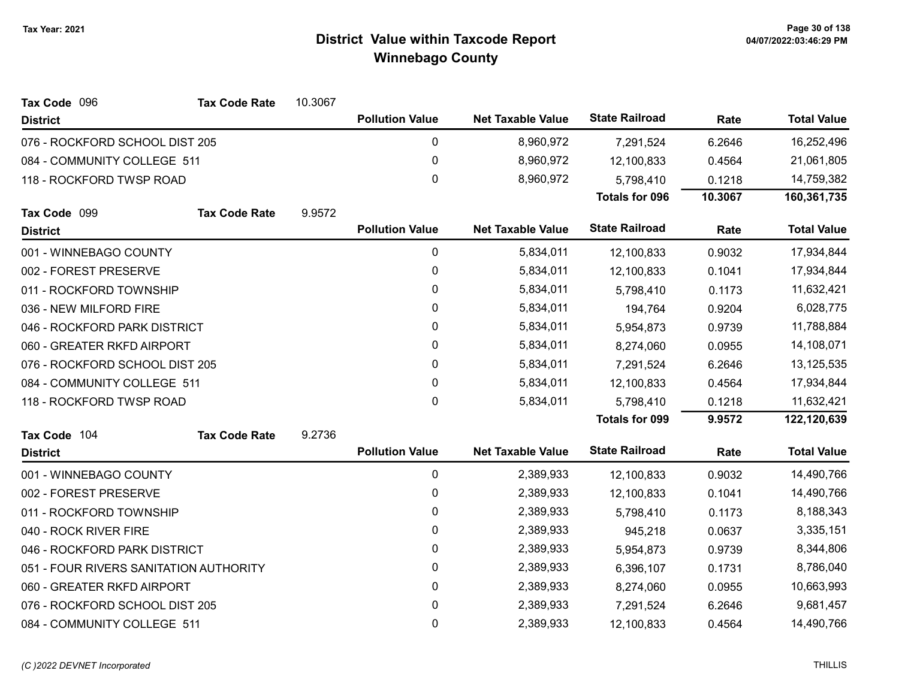# District Value within Taxcode Report

## Winnebago County

Tax Year: 2021

**Tax Code** 096 **Tax Code Rate** 10.3067

| District | Pollution Value | Net Taxable Value | State Railroad | Rate | Total Value |
|---|---|---|---|---|---|
| 076 - ROCKFORD SCHOOL DIST 205 | 0 | 8,960,972 | 7,291,524 | 6.2646 | 16,252,496 |
| 084 - COMMUNITY COLLEGE 511 | 0 | 8,960,972 | 12,100,833 | 0.4564 | 21,061,805 |
| 118 - ROCKFORD TWSP ROAD | 0 | 8,960,972 | 5,798,410 | 0.1218 | 14,759,382 |
| | | | **Totals for 096** | **10.3067** | **160,361,735** |

**Tax Code** 099 **Tax Code Rate** 9.9572

| District | Pollution Value | Net Taxable Value | State Railroad | Rate | Total Value |
|---|---|---|---|---|---|
| 001 - WINNEBAGO COUNTY | 0 | 5,834,011 | 12,100,833 | 0.9032 | 17,934,844 |
| 002 - FOREST PRESERVE | 0 | 5,834,011 | 12,100,833 | 0.1041 | 17,934,844 |
| 011 - ROCKFORD TOWNSHIP | 0 | 5,834,011 | 5,798,410 | 0.1173 | 11,632,421 |
| 036 - NEW MILFORD FIRE | 0 | 5,834,011 | 194,764 | 0.9204 | 6,028,775 |
| 046 - ROCKFORD PARK DISTRICT | 0 | 5,834,011 | 5,954,873 | 0.9739 | 11,788,884 |
| 060 - GREATER RKFD AIRPORT | 0 | 5,834,011 | 8,274,060 | 0.0955 | 14,108,071 |
| 076 - ROCKFORD SCHOOL DIST 205 | 0 | 5,834,011 | 7,291,524 | 6.2646 | 13,125,535 |
| 084 - COMMUNITY COLLEGE 511 | 0 | 5,834,011 | 12,100,833 | 0.4564 | 17,934,844 |
| 118 - ROCKFORD TWSP ROAD | 0 | 5,834,011 | 5,798,410 | 0.1218 | 11,632,421 |
| | | | **Totals for 099** | **9.9572** | **122,120,639** |

**Tax Code** 104 **Tax Code Rate** 9.2736

| District | Pollution Value | Net Taxable Value | State Railroad | Rate | Total Value |
|---|---|---|---|---|---|
| 001 - WINNEBAGO COUNTY | 0 | 2,389,933 | 12,100,833 | 0.9032 | 14,490,766 |
| 002 - FOREST PRESERVE | 0 | 2,389,933 | 12,100,833 | 0.1041 | 14,490,766 |
| 011 - ROCKFORD TOWNSHIP | 0 | 2,389,933 | 5,798,410 | 0.1173 | 8,188,343 |
| 040 - ROCK RIVER FIRE | 0 | 2,389,933 | 945,218 | 0.0637 | 3,335,151 |
| 046 - ROCKFORD PARK DISTRICT | 0 | 2,389,933 | 5,954,873 | 0.9739 | 8,344,806 |
| 051 - FOUR RIVERS SANITATION AUTHORITY | 0 | 2,389,933 | 6,396,107 | 0.1731 | 8,786,040 |
| 060 - GREATER RKFD AIRPORT | 0 | 2,389,933 | 8,274,060 | 0.0955 | 10,663,993 |
| 076 - ROCKFORD SCHOOL DIST 205 | 0 | 2,389,933 | 7,291,524 | 6.2646 | 9,681,457 |
| 084 - COMMUNITY COLLEGE 511 | 0 | 2,389,933 | 12,100,833 | 0.4564 | 14,490,766 |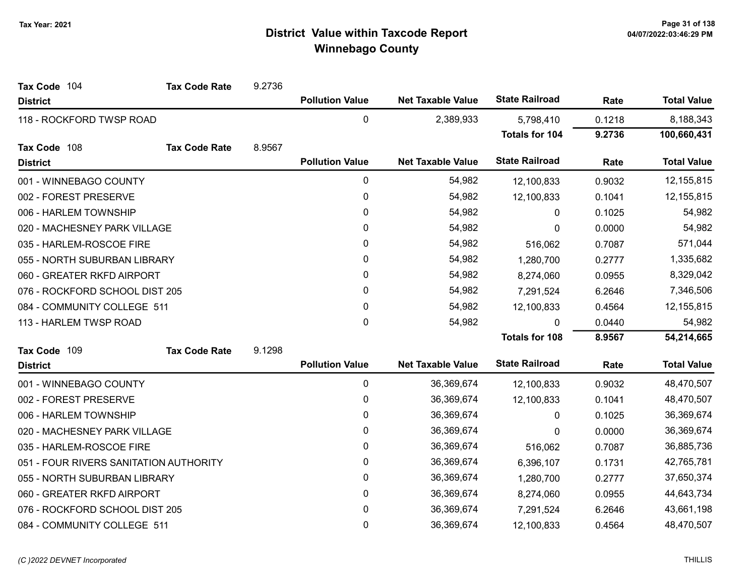# District Value within Taxcode Report
## Winnebago County

Tax Year: 2021

**Tax Code** 104 **Tax Code Rate** 9.2736

| District | Pollution Value | Net Taxable Value | State Railroad | Rate | Total Value |
|---|---|---|---|---|---|
| 118 - ROCKFORD TWSP ROAD | 0 | 2,389,933 | 5,798,410 | 0.1218 | 8,188,343 |
| | | | **Totals for 104** | **9.2736** | **100,660,431** |

**Tax Code** 108 **Tax Code Rate** 8.9567

| District | Pollution Value | Net Taxable Value | State Railroad | Rate | Total Value |
|---|---|---|---|---|---|
| 001 - WINNEBAGO COUNTY | 0 | 54,982 | 12,100,833 | 0.9032 | 12,155,815 |
| 002 - FOREST PRESERVE | 0 | 54,982 | 12,100,833 | 0.1041 | 12,155,815 |
| 006 - HARLEM TOWNSHIP | 0 | 54,982 | 0 | 0.1025 | 54,982 |
| 020 - MACHESNEY PARK VILLAGE | 0 | 54,982 | 0 | 0.0000 | 54,982 |
| 035 - HARLEM-ROSCOE FIRE | 0 | 54,982 | 516,062 | 0.7087 | 571,044 |
| 055 - NORTH SUBURBAN LIBRARY | 0 | 54,982 | 1,280,700 | 0.2777 | 1,335,682 |
| 060 - GREATER RKFD AIRPORT | 0 | 54,982 | 8,274,060 | 0.0955 | 8,329,042 |
| 076 - ROCKFORD SCHOOL DIST 205 | 0 | 54,982 | 7,291,524 | 6.2646 | 7,346,506 |
| 084 - COMMUNITY COLLEGE 511 | 0 | 54,982 | 12,100,833 | 0.4564 | 12,155,815 |
| 113 - HARLEM TWSP ROAD | 0 | 54,982 | 0 | 0.0440 | 54,982 |
| | | | **Totals for 108** | **8.9567** | **54,214,665** |

**Tax Code** 109 **Tax Code Rate** 9.1298

| District | Pollution Value | Net Taxable Value | State Railroad | Rate | Total Value |
|---|---|---|---|---|---|
| 001 - WINNEBAGO COUNTY | 0 | 36,369,674 | 12,100,833 | 0.9032 | 48,470,507 |
| 002 - FOREST PRESERVE | 0 | 36,369,674 | 12,100,833 | 0.1041 | 48,470,507 |
| 006 - HARLEM TOWNSHIP | 0 | 36,369,674 | 0 | 0.1025 | 36,369,674 |
| 020 - MACHESNEY PARK VILLAGE | 0 | 36,369,674 | 0 | 0.0000 | 36,369,674 |
| 035 - HARLEM-ROSCOE FIRE | 0 | 36,369,674 | 516,062 | 0.7087 | 36,885,736 |
| 051 - FOUR RIVERS SANITATION AUTHORITY | 0 | 36,369,674 | 6,396,107 | 0.1731 | 42,765,781 |
| 055 - NORTH SUBURBAN LIBRARY | 0 | 36,369,674 | 1,280,700 | 0.2777 | 37,650,374 |
| 060 - GREATER RKFD AIRPORT | 0 | 36,369,674 | 8,274,060 | 0.0955 | 44,643,734 |
| 076 - ROCKFORD SCHOOL DIST 205 | 0 | 36,369,674 | 7,291,524 | 6.2646 | 43,661,198 |
| 084 - COMMUNITY COLLEGE 511 | 0 | 36,369,674 | 12,100,833 | 0.4564 | 48,470,507 |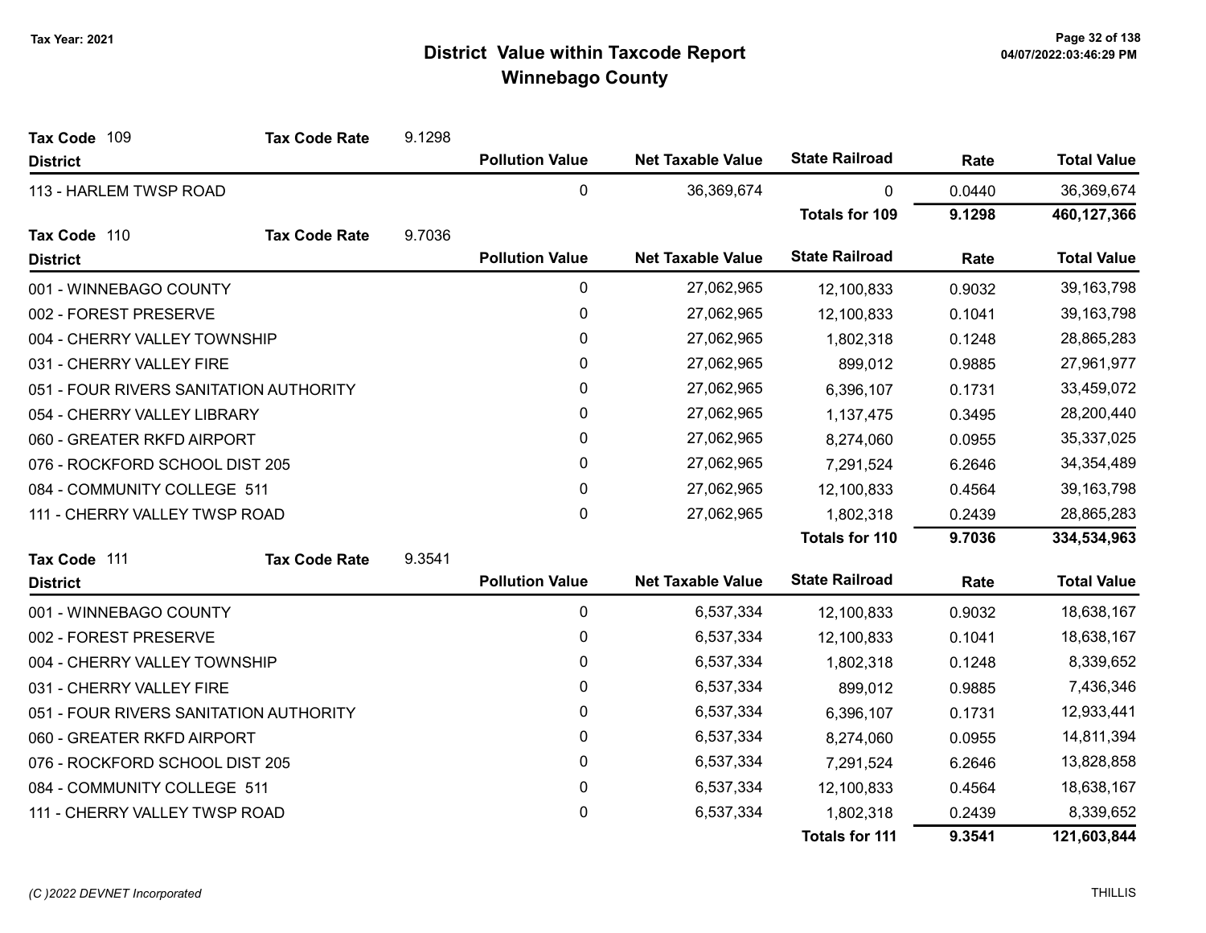# District Value within Taxcode Report

## Winnebago County

Tax Year: 2021

**Tax Code** 109 **Tax Code Rate** 9.1298

| District | Pollution Value | Net Taxable Value | State Railroad | Rate | Total Value |
|---|---|---|---|---|---|
| 113 - HARLEM TWSP ROAD | 0 | 36,369,674 | 0 | 0.0440 | 36,369,674 |
| | | | **Totals for 109** | **9.1298** | **460,127,366** |

**Tax Code** 110 **Tax Code Rate** 9.7036

| District | Pollution Value | Net Taxable Value | State Railroad | Rate | Total Value |
|---|---|---|---|---|---|
| 001 - WINNEBAGO COUNTY | 0 | 27,062,965 | 12,100,833 | 0.9032 | 39,163,798 |
| 002 - FOREST PRESERVE | 0 | 27,062,965 | 12,100,833 | 0.1041 | 39,163,798 |
| 004 - CHERRY VALLEY TOWNSHIP | 0 | 27,062,965 | 1,802,318 | 0.1248 | 28,865,283 |
| 031 - CHERRY VALLEY FIRE | 0 | 27,062,965 | 899,012 | 0.9885 | 27,961,977 |
| 051 - FOUR RIVERS SANITATION AUTHORITY | 0 | 27,062,965 | 6,396,107 | 0.1731 | 33,459,072 |
| 054 - CHERRY VALLEY LIBRARY | 0 | 27,062,965 | 1,137,475 | 0.3495 | 28,200,440 |
| 060 - GREATER RKFD AIRPORT | 0 | 27,062,965 | 8,274,060 | 0.0955 | 35,337,025 |
| 076 - ROCKFORD SCHOOL DIST 205 | 0 | 27,062,965 | 7,291,524 | 6.2646 | 34,354,489 |
| 084 - COMMUNITY COLLEGE 511 | 0 | 27,062,965 | 12,100,833 | 0.4564 | 39,163,798 |
| 111 - CHERRY VALLEY TWSP ROAD | 0 | 27,062,965 | 1,802,318 | 0.2439 | 28,865,283 |
| | | | **Totals for 110** | **9.7036** | **334,534,963** |

**Tax Code** 111 **Tax Code Rate** 9.3541

| District | Pollution Value | Net Taxable Value | State Railroad | Rate | Total Value |
|---|---|---|---|---|---|
| 001 - WINNEBAGO COUNTY | 0 | 6,537,334 | 12,100,833 | 0.9032 | 18,638,167 |
| 002 - FOREST PRESERVE | 0 | 6,537,334 | 12,100,833 | 0.1041 | 18,638,167 |
| 004 - CHERRY VALLEY TOWNSHIP | 0 | 6,537,334 | 1,802,318 | 0.1248 | 8,339,652 |
| 031 - CHERRY VALLEY FIRE | 0 | 6,537,334 | 899,012 | 0.9885 | 7,436,346 |
| 051 - FOUR RIVERS SANITATION AUTHORITY | 0 | 6,537,334 | 6,396,107 | 0.1731 | 12,933,441 |
| 060 - GREATER RKFD AIRPORT | 0 | 6,537,334 | 8,274,060 | 0.0955 | 14,811,394 |
| 076 - ROCKFORD SCHOOL DIST 205 | 0 | 6,537,334 | 7,291,524 | 6.2646 | 13,828,858 |
| 084 - COMMUNITY COLLEGE 511 | 0 | 6,537,334 | 12,100,833 | 0.4564 | 18,638,167 |
| 111 - CHERRY VALLEY TWSP ROAD | 0 | 6,537,334 | 1,802,318 | 0.2439 | 8,339,652 |
| | | | **Totals for 111** | **9.3541** | **121,603,844** |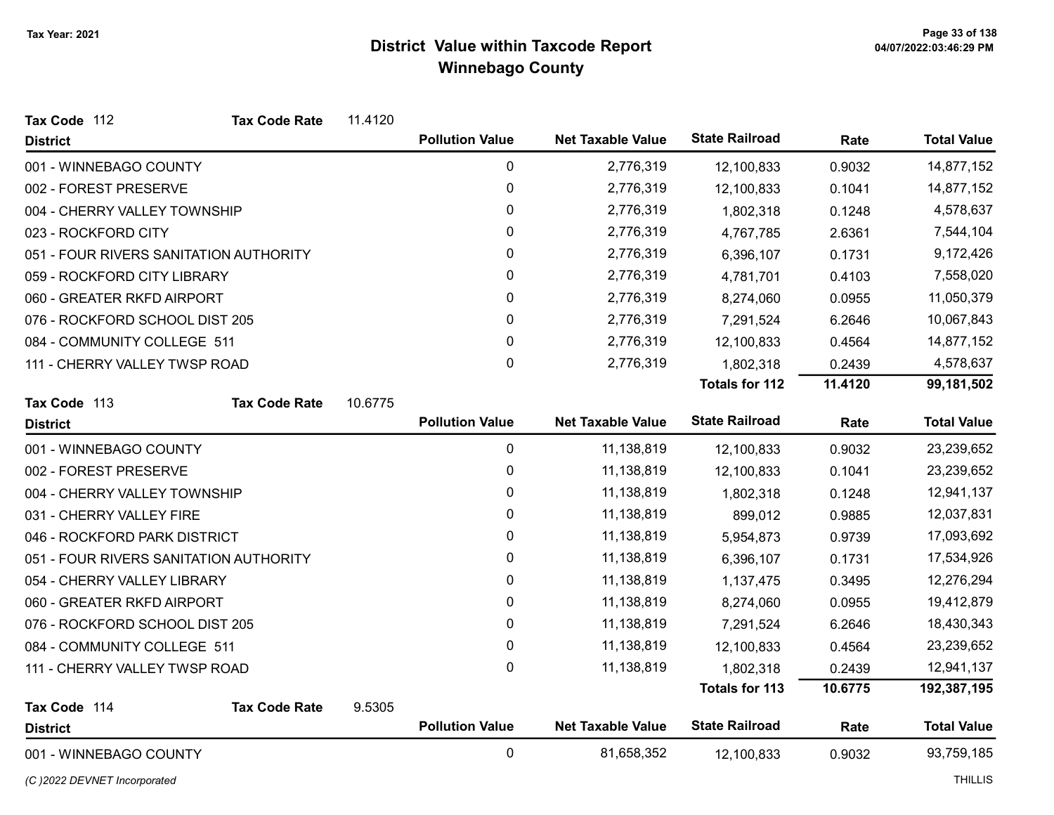# District Value within Taxcode Report
## Winnebago County

Tax Year: 2021

**Tax Code** 112 **Tax Code Rate** 11.4120

| District | Pollution Value | Net Taxable Value | State Railroad | Rate | Total Value |
|---|---|---|---|---|---|
| 001 - WINNEBAGO COUNTY | 0 | 2,776,319 | 12,100,833 | 0.9032 | 14,877,152 |
| 002 - FOREST PRESERVE | 0 | 2,776,319 | 12,100,833 | 0.1041 | 14,877,152 |
| 004 - CHERRY VALLEY TOWNSHIP | 0 | 2,776,319 | 1,802,318 | 0.1248 | 4,578,637 |
| 023 - ROCKFORD CITY | 0 | 2,776,319 | 4,767,785 | 2.6361 | 7,544,104 |
| 051 - FOUR RIVERS SANITATION AUTHORITY | 0 | 2,776,319 | 6,396,107 | 0.1731 | 9,172,426 |
| 059 - ROCKFORD CITY LIBRARY | 0 | 2,776,319 | 4,781,701 | 0.4103 | 7,558,020 |
| 060 - GREATER RKFD AIRPORT | 0 | 2,776,319 | 8,274,060 | 0.0955 | 11,050,379 |
| 076 - ROCKFORD SCHOOL DIST 205 | 0 | 2,776,319 | 7,291,524 | 6.2646 | 10,067,843 |
| 084 - COMMUNITY COLLEGE 511 | 0 | 2,776,319 | 12,100,833 | 0.4564 | 14,877,152 |
| 111 - CHERRY VALLEY TWSP ROAD | 0 | 2,776,319 | 1,802,318 | 0.2439 | 4,578,637 |
| | | | **Totals for 112** | **11.4120** | **99,181,502** |

**Tax Code** 113 **Tax Code Rate** 10.6775

| District | Pollution Value | Net Taxable Value | State Railroad | Rate | Total Value |
|---|---|---|---|---|---|
| 001 - WINNEBAGO COUNTY | 0 | 11,138,819 | 12,100,833 | 0.9032 | 23,239,652 |
| 002 - FOREST PRESERVE | 0 | 11,138,819 | 12,100,833 | 0.1041 | 23,239,652 |
| 004 - CHERRY VALLEY TOWNSHIP | 0 | 11,138,819 | 1,802,318 | 0.1248 | 12,941,137 |
| 031 - CHERRY VALLEY FIRE | 0 | 11,138,819 | 899,012 | 0.9885 | 12,037,831 |
| 046 - ROCKFORD PARK DISTRICT | 0 | 11,138,819 | 5,954,873 | 0.9739 | 17,093,692 |
| 051 - FOUR RIVERS SANITATION AUTHORITY | 0 | 11,138,819 | 6,396,107 | 0.1731 | 17,534,926 |
| 054 - CHERRY VALLEY LIBRARY | 0 | 11,138,819 | 1,137,475 | 0.3495 | 12,276,294 |
| 060 - GREATER RKFD AIRPORT | 0 | 11,138,819 | 8,274,060 | 0.0955 | 19,412,879 |
| 076 - ROCKFORD SCHOOL DIST 205 | 0 | 11,138,819 | 7,291,524 | 6.2646 | 18,430,343 |
| 084 - COMMUNITY COLLEGE 511 | 0 | 11,138,819 | 12,100,833 | 0.4564 | 23,239,652 |
| 111 - CHERRY VALLEY TWSP ROAD | 0 | 11,138,819 | 1,802,318 | 0.2439 | 12,941,137 |
| | | | **Totals for 113** | **10.6775** | **192,387,195** |

**Tax Code** 114 **Tax Code Rate** 9.5305

| District | Pollution Value | Net Taxable Value | State Railroad | Rate | Total Value |
|---|---|---|---|---|---|
| 001 - WINNEBAGO COUNTY | 0 | 81,658,352 | 12,100,833 | 0.9032 | 93,759,185 |

*(C )2022 DEVNET Incorporated* THILLIS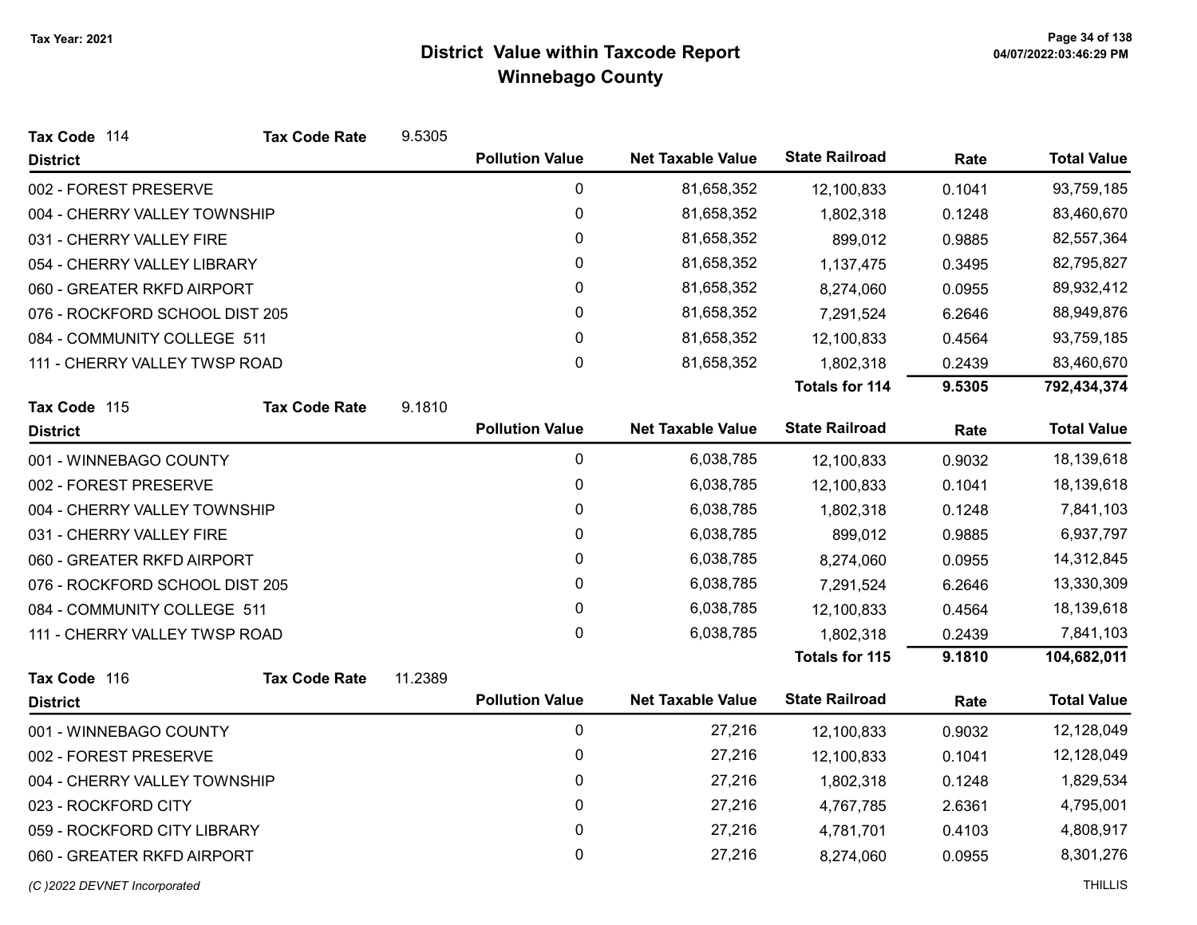# District Value within Taxcode Report
## Winnebago County

Tax Year: 2021

**Tax Code** 114 **Tax Code Rate** 9.5305

| District | Pollution Value | Net Taxable Value | State Railroad | Rate | Total Value |
|---|---|---|---|---|---|
| 002 - FOREST PRESERVE | 0 | 81,658,352 | 12,100,833 | 0.1041 | 93,759,185 |
| 004 - CHERRY VALLEY TOWNSHIP | 0 | 81,658,352 | 1,802,318 | 0.1248 | 83,460,670 |
| 031 - CHERRY VALLEY FIRE | 0 | 81,658,352 | 899,012 | 0.9885 | 82,557,364 |
| 054 - CHERRY VALLEY LIBRARY | 0 | 81,658,352 | 1,137,475 | 0.3495 | 82,795,827 |
| 060 - GREATER RKFD AIRPORT | 0 | 81,658,352 | 8,274,060 | 0.0955 | 89,932,412 |
| 076 - ROCKFORD SCHOOL DIST 205 | 0 | 81,658,352 | 7,291,524 | 6.2646 | 88,949,876 |
| 084 - COMMUNITY COLLEGE 511 | 0 | 81,658,352 | 12,100,833 | 0.4564 | 93,759,185 |
| 111 - CHERRY VALLEY TWSP ROAD | 0 | 81,658,352 | 1,802,318 | 0.2439 | 83,460,670 |
| | | | **Totals for 114** | **9.5305** | **792,434,374** |

**Tax Code** 115 **Tax Code Rate** 9.1810

| District | Pollution Value | Net Taxable Value | State Railroad | Rate | Total Value |
|---|---|---|---|---|---|
| 001 - WINNEBAGO COUNTY | 0 | 6,038,785 | 12,100,833 | 0.9032 | 18,139,618 |
| 002 - FOREST PRESERVE | 0 | 6,038,785 | 12,100,833 | 0.1041 | 18,139,618 |
| 004 - CHERRY VALLEY TOWNSHIP | 0 | 6,038,785 | 1,802,318 | 0.1248 | 7,841,103 |
| 031 - CHERRY VALLEY FIRE | 0 | 6,038,785 | 899,012 | 0.9885 | 6,937,797 |
| 060 - GREATER RKFD AIRPORT | 0 | 6,038,785 | 8,274,060 | 0.0955 | 14,312,845 |
| 076 - ROCKFORD SCHOOL DIST 205 | 0 | 6,038,785 | 7,291,524 | 6.2646 | 13,330,309 |
| 084 - COMMUNITY COLLEGE 511 | 0 | 6,038,785 | 12,100,833 | 0.4564 | 18,139,618 |
| 111 - CHERRY VALLEY TWSP ROAD | 0 | 6,038,785 | 1,802,318 | 0.2439 | 7,841,103 |
| | | | **Totals for 115** | **9.1810** | **104,682,011** |

**Tax Code** 116 **Tax Code Rate** 11.2389

| District | Pollution Value | Net Taxable Value | State Railroad | Rate | Total Value |
|---|---|---|---|---|---|
| 001 - WINNEBAGO COUNTY | 0 | 27,216 | 12,100,833 | 0.9032 | 12,128,049 |
| 002 - FOREST PRESERVE | 0 | 27,216 | 12,100,833 | 0.1041 | 12,128,049 |
| 004 - CHERRY VALLEY TOWNSHIP | 0 | 27,216 | 1,802,318 | 0.1248 | 1,829,534 |
| 023 - ROCKFORD CITY | 0 | 27,216 | 4,767,785 | 2.6361 | 4,795,001 |
| 059 - ROCKFORD CITY LIBRARY | 0 | 27,216 | 4,781,701 | 0.4103 | 4,808,917 |
| 060 - GREATER RKFD AIRPORT | 0 | 27,216 | 8,274,060 | 0.0955 | 8,301,276 |

*(C )2022 DEVNET Incorporated* THILLIS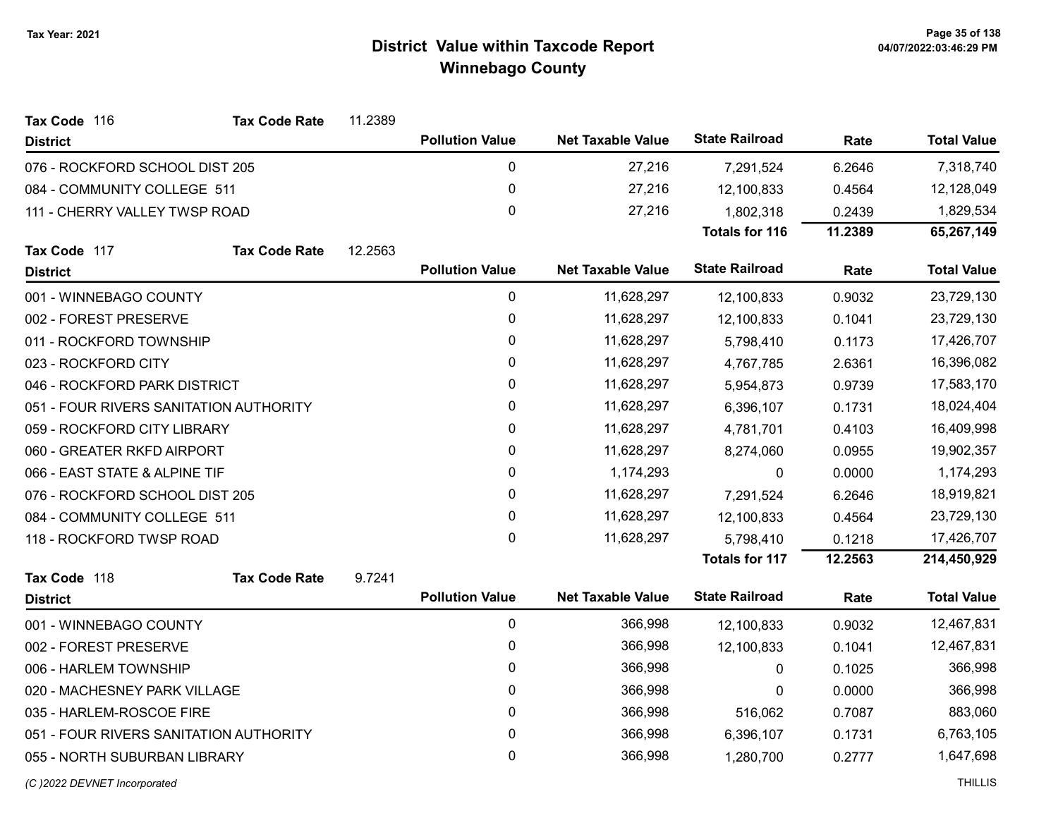# District Value within Taxcode Report

## Winnebago County

Tax Year: 2021

**Tax Code** 116 **Tax Code Rate** 11.2389

| District | Pollution Value | Net Taxable Value | State Railroad | Rate | Total Value |
|---|---|---|---|---|---|
| 076 - ROCKFORD SCHOOL DIST 205 | 0 | 27,216 | 7,291,524 | 6.2646 | 7,318,740 |
| 084 - COMMUNITY COLLEGE 511 | 0 | 27,216 | 12,100,833 | 0.4564 | 12,128,049 |
| 111 - CHERRY VALLEY TWSP ROAD | 0 | 27,216 | 1,802,318 | 0.2439 | 1,829,534 |
| | | | **Totals for 116** | **11.2389** | **65,267,149** |

**Tax Code** 117 **Tax Code Rate** 12.2563

| District | Pollution Value | Net Taxable Value | State Railroad | Rate | Total Value |
|---|---|---|---|---|---|
| 001 - WINNEBAGO COUNTY | 0 | 11,628,297 | 12,100,833 | 0.9032 | 23,729,130 |
| 002 - FOREST PRESERVE | 0 | 11,628,297 | 12,100,833 | 0.1041 | 23,729,130 |
| 011 - ROCKFORD TOWNSHIP | 0 | 11,628,297 | 5,798,410 | 0.1173 | 17,426,707 |
| 023 - ROCKFORD CITY | 0 | 11,628,297 | 4,767,785 | 2.6361 | 16,396,082 |
| 046 - ROCKFORD PARK DISTRICT | 0 | 11,628,297 | 5,954,873 | 0.9739 | 17,583,170 |
| 051 - FOUR RIVERS SANITATION AUTHORITY | 0 | 11,628,297 | 6,396,107 | 0.1731 | 18,024,404 |
| 059 - ROCKFORD CITY LIBRARY | 0 | 11,628,297 | 4,781,701 | 0.4103 | 16,409,998 |
| 060 - GREATER RKFD AIRPORT | 0 | 11,628,297 | 8,274,060 | 0.0955 | 19,902,357 |
| 066 - EAST STATE & ALPINE TIF | 0 | 1,174,293 | 0 | 0.0000 | 1,174,293 |
| 076 - ROCKFORD SCHOOL DIST 205 | 0 | 11,628,297 | 7,291,524 | 6.2646 | 18,919,821 |
| 084 - COMMUNITY COLLEGE 511 | 0 | 11,628,297 | 12,100,833 | 0.4564 | 23,729,130 |
| 118 - ROCKFORD TWSP ROAD | 0 | 11,628,297 | 5,798,410 | 0.1218 | 17,426,707 |
| | | | **Totals for 117** | **12.2563** | **214,450,929** |

**Tax Code** 118 **Tax Code Rate** 9.7241

| District | Pollution Value | Net Taxable Value | State Railroad | Rate | Total Value |
|---|---|---|---|---|---|
| 001 - WINNEBAGO COUNTY | 0 | 366,998 | 12,100,833 | 0.9032 | 12,467,831 |
| 002 - FOREST PRESERVE | 0 | 366,998 | 12,100,833 | 0.1041 | 12,467,831 |
| 006 - HARLEM TOWNSHIP | 0 | 366,998 | 0 | 0.1025 | 366,998 |
| 020 - MACHESNEY PARK VILLAGE | 0 | 366,998 | 0 | 0.0000 | 366,998 |
| 035 - HARLEM-ROSCOE FIRE | 0 | 366,998 | 516,062 | 0.7087 | 883,060 |
| 051 - FOUR RIVERS SANITATION AUTHORITY | 0 | 366,998 | 6,396,107 | 0.1731 | 6,763,105 |
| 055 - NORTH SUBURBAN LIBRARY | 0 | 366,998 | 1,280,700 | 0.2777 | 1,647,698 |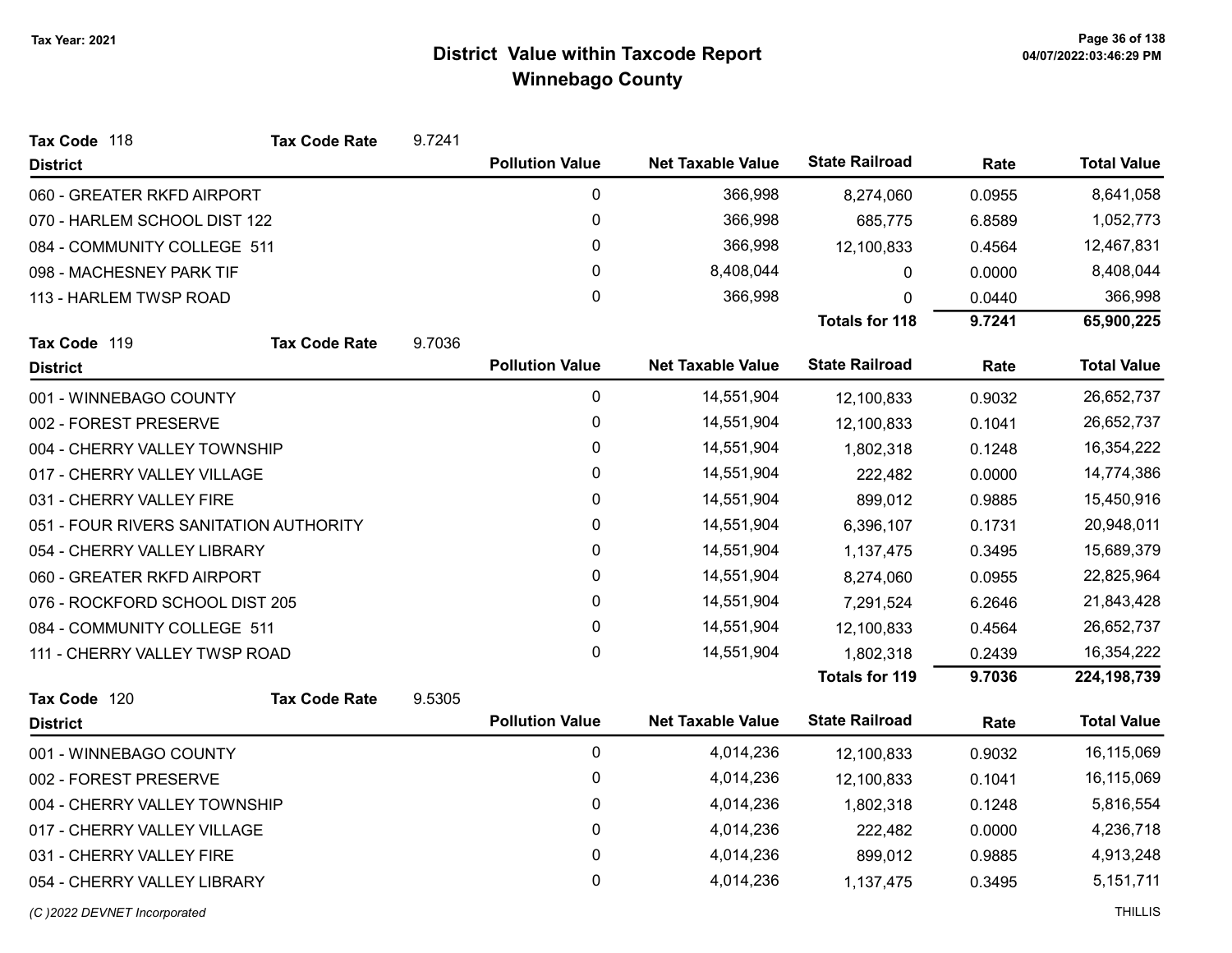# District Value within Taxcode Report
## Winnebago County

**Tax Code** 118 **Tax Code Rate** 9.7241

| District | Pollution Value | Net Taxable Value | State Railroad | Rate | Total Value |
|---|---|---|---|---|---|
| 060 - GREATER RKFD AIRPORT | 0 | 366,998 | 8,274,060 | 0.0955 | 8,641,058 |
| 070 - HARLEM SCHOOL DIST 122 | 0 | 366,998 | 685,775 | 6.8589 | 1,052,773 |
| 084 - COMMUNITY COLLEGE 511 | 0 | 366,998 | 12,100,833 | 0.4564 | 12,467,831 |
| 098 - MACHESNEY PARK TIF | 0 | 8,408,044 | 0 | 0.0000 | 8,408,044 |
| 113 - HARLEM TWSP ROAD | 0 | 366,998 | 0 | 0.0440 | 366,998 |
| | | | **Totals for 118** | **9.7241** | **65,900,225** |

**Tax Code** 119 **Tax Code Rate** 9.7036

| District | Pollution Value | Net Taxable Value | State Railroad | Rate | Total Value |
|---|---|---|---|---|---|
| 001 - WINNEBAGO COUNTY | 0 | 14,551,904 | 12,100,833 | 0.9032 | 26,652,737 |
| 002 - FOREST PRESERVE | 0 | 14,551,904 | 12,100,833 | 0.1041 | 26,652,737 |
| 004 - CHERRY VALLEY TOWNSHIP | 0 | 14,551,904 | 1,802,318 | 0.1248 | 16,354,222 |
| 017 - CHERRY VALLEY VILLAGE | 0 | 14,551,904 | 222,482 | 0.0000 | 14,774,386 |
| 031 - CHERRY VALLEY FIRE | 0 | 14,551,904 | 899,012 | 0.9885 | 15,450,916 |
| 051 - FOUR RIVERS SANITATION AUTHORITY | 0 | 14,551,904 | 6,396,107 | 0.1731 | 20,948,011 |
| 054 - CHERRY VALLEY LIBRARY | 0 | 14,551,904 | 1,137,475 | 0.3495 | 15,689,379 |
| 060 - GREATER RKFD AIRPORT | 0 | 14,551,904 | 8,274,060 | 0.0955 | 22,825,964 |
| 076 - ROCKFORD SCHOOL DIST 205 | 0 | 14,551,904 | 7,291,524 | 6.2646 | 21,843,428 |
| 084 - COMMUNITY COLLEGE 511 | 0 | 14,551,904 | 12,100,833 | 0.4564 | 26,652,737 |
| 111 - CHERRY VALLEY TWSP ROAD | 0 | 14,551,904 | 1,802,318 | 0.2439 | 16,354,222 |
| | | | **Totals for 119** | **9.7036** | **224,198,739** |

**Tax Code** 120 **Tax Code Rate** 9.5305

| District | Pollution Value | Net Taxable Value | State Railroad | Rate | Total Value |
|---|---|---|---|---|---|
| 001 - WINNEBAGO COUNTY | 0 | 4,014,236 | 12,100,833 | 0.9032 | 16,115,069 |
| 002 - FOREST PRESERVE | 0 | 4,014,236 | 12,100,833 | 0.1041 | 16,115,069 |
| 004 - CHERRY VALLEY TOWNSHIP | 0 | 4,014,236 | 1,802,318 | 0.1248 | 5,816,554 |
| 017 - CHERRY VALLEY VILLAGE | 0 | 4,014,236 | 222,482 | 0.0000 | 4,236,718 |
| 031 - CHERRY VALLEY FIRE | 0 | 4,014,236 | 899,012 | 0.9885 | 4,913,248 |
| 054 - CHERRY VALLEY LIBRARY | 0 | 4,014,236 | 1,137,475 | 0.3495 | 5,151,711 |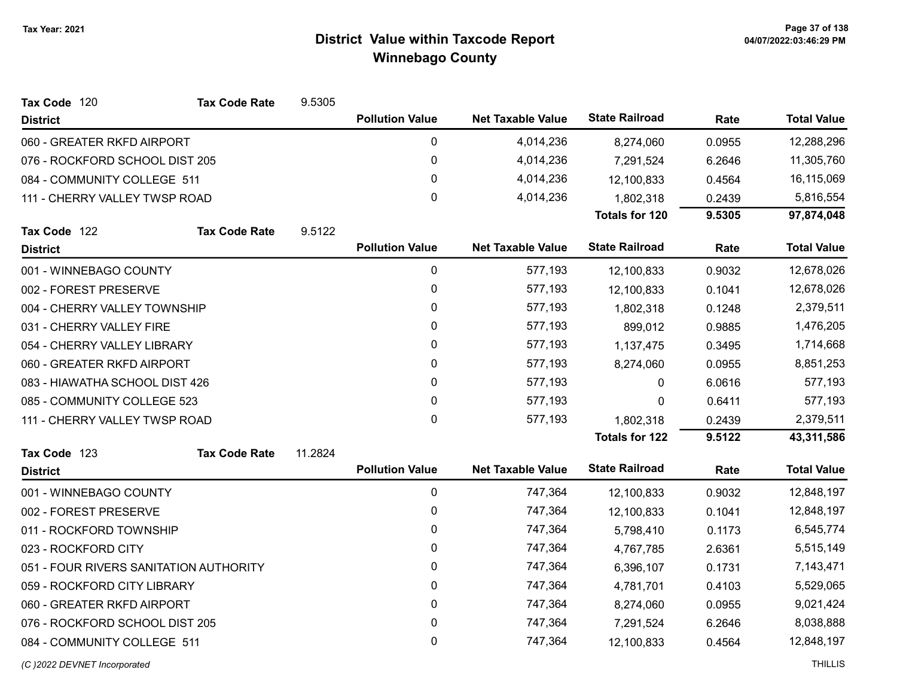# District Value within Taxcode Report
## Winnebago County

Tax Year: 2021

**Tax Code** 120 **Tax Code Rate** 9.5305

| District | Pollution Value | Net Taxable Value | State Railroad | Rate | Total Value |
|---|---|---|---|---|---|
| 060 - GREATER RKFD AIRPORT | 0 | 4,014,236 | 8,274,060 | 0.0955 | 12,288,296 |
| 076 - ROCKFORD SCHOOL DIST 205 | 0 | 4,014,236 | 7,291,524 | 6.2646 | 11,305,760 |
| 084 - COMMUNITY COLLEGE 511 | 0 | 4,014,236 | 12,100,833 | 0.4564 | 16,115,069 |
| 111 - CHERRY VALLEY TWSP ROAD | 0 | 4,014,236 | 1,802,318 | 0.2439 | 5,816,554 |
| | | | **Totals for 120** | **9.5305** | **97,874,048** |

**Tax Code** 122 **Tax Code Rate** 9.5122

| District | Pollution Value | Net Taxable Value | State Railroad | Rate | Total Value |
|---|---|---|---|---|---|
| 001 - WINNEBAGO COUNTY | 0 | 577,193 | 12,100,833 | 0.9032 | 12,678,026 |
| 002 - FOREST PRESERVE | 0 | 577,193 | 12,100,833 | 0.1041 | 12,678,026 |
| 004 - CHERRY VALLEY TOWNSHIP | 0 | 577,193 | 1,802,318 | 0.1248 | 2,379,511 |
| 031 - CHERRY VALLEY FIRE | 0 | 577,193 | 899,012 | 0.9885 | 1,476,205 |
| 054 - CHERRY VALLEY LIBRARY | 0 | 577,193 | 1,137,475 | 0.3495 | 1,714,668 |
| 060 - GREATER RKFD AIRPORT | 0 | 577,193 | 8,274,060 | 0.0955 | 8,851,253 |
| 083 - HIAWATHA SCHOOL DIST 426 | 0 | 577,193 | 0 | 6.0616 | 577,193 |
| 085 - COMMUNITY COLLEGE 523 | 0 | 577,193 | 0 | 0.6411 | 577,193 |
| 111 - CHERRY VALLEY TWSP ROAD | 0 | 577,193 | 1,802,318 | 0.2439 | 2,379,511 |
| | | | **Totals for 122** | **9.5122** | **43,311,586** |

**Tax Code** 123 **Tax Code Rate** 11.2824

| District | Pollution Value | Net Taxable Value | State Railroad | Rate | Total Value |
|---|---|---|---|---|---|
| 001 - WINNEBAGO COUNTY | 0 | 747,364 | 12,100,833 | 0.9032 | 12,848,197 |
| 002 - FOREST PRESERVE | 0 | 747,364 | 12,100,833 | 0.1041 | 12,848,197 |
| 011 - ROCKFORD TOWNSHIP | 0 | 747,364 | 5,798,410 | 0.1173 | 6,545,774 |
| 023 - ROCKFORD CITY | 0 | 747,364 | 4,767,785 | 2.6361 | 5,515,149 |
| 051 - FOUR RIVERS SANITATION AUTHORITY | 0 | 747,364 | 6,396,107 | 0.1731 | 7,143,471 |
| 059 - ROCKFORD CITY LIBRARY | 0 | 747,364 | 4,781,701 | 0.4103 | 5,529,065 |
| 060 - GREATER RKFD AIRPORT | 0 | 747,364 | 8,274,060 | 0.0955 | 9,021,424 |
| 076 - ROCKFORD SCHOOL DIST 205 | 0 | 747,364 | 7,291,524 | 6.2646 | 8,038,888 |
| 084 - COMMUNITY COLLEGE 511 | 0 | 747,364 | 12,100,833 | 0.4564 | 12,848,197 |

*(C )2022 DEVNET Incorporated* THILLIS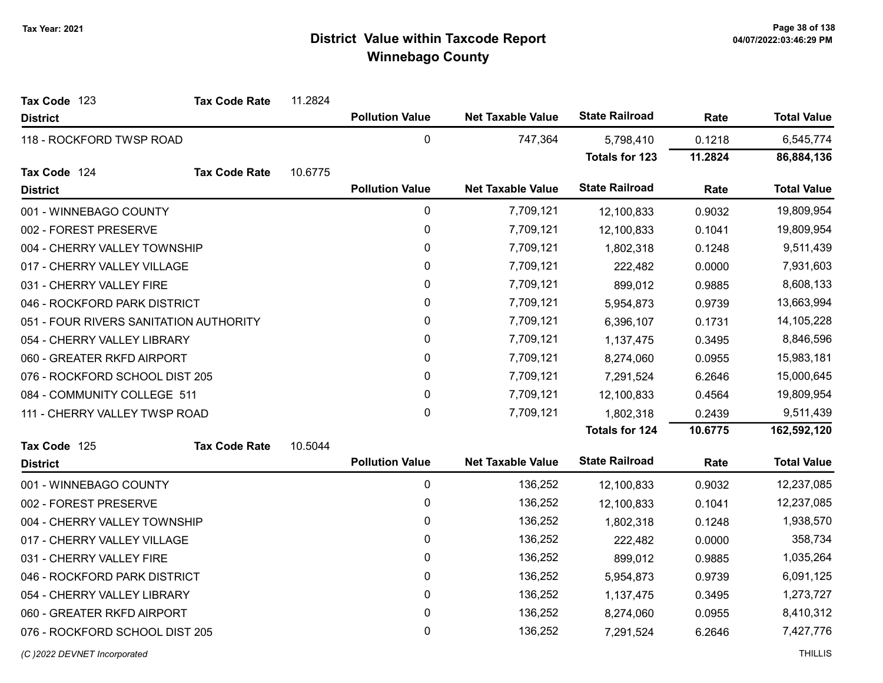# District Value within Taxcode Report
## Winnebago County

Tax Year: 2021

**Tax Code** 123 **Tax Code Rate** 11.2824

| District | Pollution Value | Net Taxable Value | State Railroad | Rate | Total Value |
|---|---|---|---|---|---|
| 118 - ROCKFORD TWSP ROAD | 0 | 747,364 | 5,798,410 | 0.1218 | 6,545,774 |
| | | | **Totals for 123** | **11.2824** | **86,884,136** |

**Tax Code** 124 **Tax Code Rate** 10.6775

| District | Pollution Value | Net Taxable Value | State Railroad | Rate | Total Value |
|---|---|---|---|---|---|
| 001 - WINNEBAGO COUNTY | 0 | 7,709,121 | 12,100,833 | 0.9032 | 19,809,954 |
| 002 - FOREST PRESERVE | 0 | 7,709,121 | 12,100,833 | 0.1041 | 19,809,954 |
| 004 - CHERRY VALLEY TOWNSHIP | 0 | 7,709,121 | 1,802,318 | 0.1248 | 9,511,439 |
| 017 - CHERRY VALLEY VILLAGE | 0 | 7,709,121 | 222,482 | 0.0000 | 7,931,603 |
| 031 - CHERRY VALLEY FIRE | 0 | 7,709,121 | 899,012 | 0.9885 | 8,608,133 |
| 046 - ROCKFORD PARK DISTRICT | 0 | 7,709,121 | 5,954,873 | 0.9739 | 13,663,994 |
| 051 - FOUR RIVERS SANITATION AUTHORITY | 0 | 7,709,121 | 6,396,107 | 0.1731 | 14,105,228 |
| 054 - CHERRY VALLEY LIBRARY | 0 | 7,709,121 | 1,137,475 | 0.3495 | 8,846,596 |
| 060 - GREATER RKFD AIRPORT | 0 | 7,709,121 | 8,274,060 | 0.0955 | 15,983,181 |
| 076 - ROCKFORD SCHOOL DIST 205 | 0 | 7,709,121 | 7,291,524 | 6.2646 | 15,000,645 |
| 084 - COMMUNITY COLLEGE 511 | 0 | 7,709,121 | 12,100,833 | 0.4564 | 19,809,954 |
| 111 - CHERRY VALLEY TWSP ROAD | 0 | 7,709,121 | 1,802,318 | 0.2439 | 9,511,439 |
| | | | **Totals for 124** | **10.6775** | **162,592,120** |

**Tax Code** 125 **Tax Code Rate** 10.5044

| District | Pollution Value | Net Taxable Value | State Railroad | Rate | Total Value |
|---|---|---|---|---|---|
| 001 - WINNEBAGO COUNTY | 0 | 136,252 | 12,100,833 | 0.9032 | 12,237,085 |
| 002 - FOREST PRESERVE | 0 | 136,252 | 12,100,833 | 0.1041 | 12,237,085 |
| 004 - CHERRY VALLEY TOWNSHIP | 0 | 136,252 | 1,802,318 | 0.1248 | 1,938,570 |
| 017 - CHERRY VALLEY VILLAGE | 0 | 136,252 | 222,482 | 0.0000 | 358,734 |
| 031 - CHERRY VALLEY FIRE | 0 | 136,252 | 899,012 | 0.9885 | 1,035,264 |
| 046 - ROCKFORD PARK DISTRICT | 0 | 136,252 | 5,954,873 | 0.9739 | 6,091,125 |
| 054 - CHERRY VALLEY LIBRARY | 0 | 136,252 | 1,137,475 | 0.3495 | 1,273,727 |
| 060 - GREATER RKFD AIRPORT | 0 | 136,252 | 8,274,060 | 0.0955 | 8,410,312 |
| 076 - ROCKFORD SCHOOL DIST 205 | 0 | 136,252 | 7,291,524 | 6.2646 | 7,427,776 |

*(C )2022 DEVNET Incorporated* THILLIS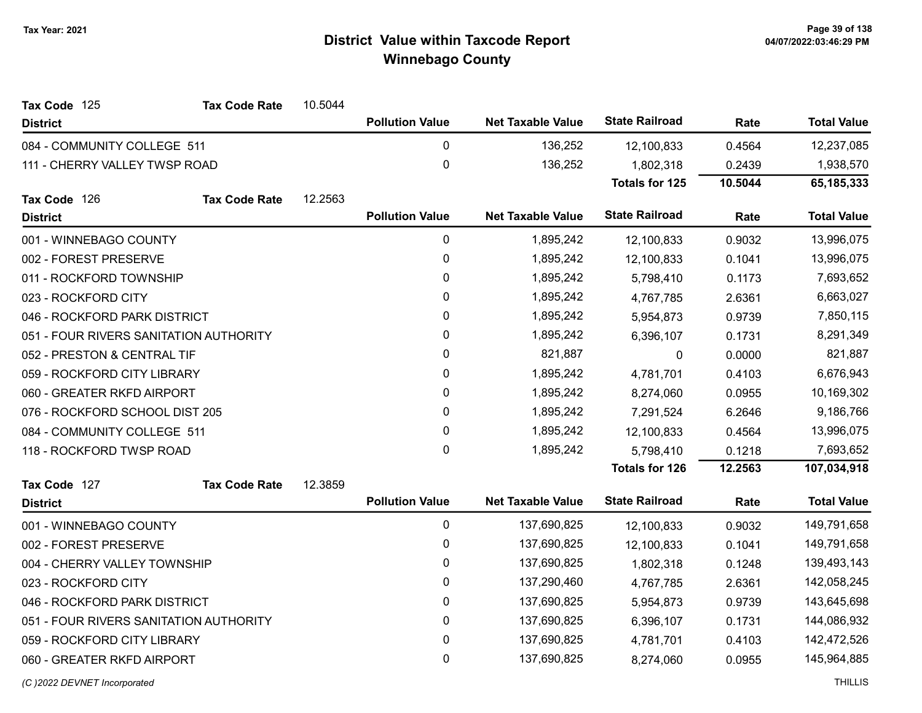# District Value within Taxcode Report
## Winnebago County

Tax Year: 2021

**Tax Code** 125 **Tax Code Rate** 10.5044

| District | Pollution Value | Net Taxable Value | State Railroad | Rate | Total Value |
|---|---|---|---|---|---|
| 084 - COMMUNITY COLLEGE 511 | 0 | 136,252 | 12,100,833 | 0.4564 | 12,237,085 |
| 111 - CHERRY VALLEY TWSP ROAD | 0 | 136,252 | 1,802,318 | 0.2439 | 1,938,570 |
| | | | **Totals for 125** | **10.5044** | **65,185,333** |

**Tax Code** 126 **Tax Code Rate** 12.2563

| District | Pollution Value | Net Taxable Value | State Railroad | Rate | Total Value |
|---|---|---|---|---|---|
| 001 - WINNEBAGO COUNTY | 0 | 1,895,242 | 12,100,833 | 0.9032 | 13,996,075 |
| 002 - FOREST PRESERVE | 0 | 1,895,242 | 12,100,833 | 0.1041 | 13,996,075 |
| 011 - ROCKFORD TOWNSHIP | 0 | 1,895,242 | 5,798,410 | 0.1173 | 7,693,652 |
| 023 - ROCKFORD CITY | 0 | 1,895,242 | 4,767,785 | 2.6361 | 6,663,027 |
| 046 - ROCKFORD PARK DISTRICT | 0 | 1,895,242 | 5,954,873 | 0.9739 | 7,850,115 |
| 051 - FOUR RIVERS SANITATION AUTHORITY | 0 | 1,895,242 | 6,396,107 | 0.1731 | 8,291,349 |
| 052 - PRESTON & CENTRAL TIF | 0 | 821,887 | 0 | 0.0000 | 821,887 |
| 059 - ROCKFORD CITY LIBRARY | 0 | 1,895,242 | 4,781,701 | 0.4103 | 6,676,943 |
| 060 - GREATER RKFD AIRPORT | 0 | 1,895,242 | 8,274,060 | 0.0955 | 10,169,302 |
| 076 - ROCKFORD SCHOOL DIST 205 | 0 | 1,895,242 | 7,291,524 | 6.2646 | 9,186,766 |
| 084 - COMMUNITY COLLEGE 511 | 0 | 1,895,242 | 12,100,833 | 0.4564 | 13,996,075 |
| 118 - ROCKFORD TWSP ROAD | 0 | 1,895,242 | 5,798,410 | 0.1218 | 7,693,652 |
| | | | **Totals for 126** | **12.2563** | **107,034,918** |

**Tax Code** 127 **Tax Code Rate** 12.3859

| District | Pollution Value | Net Taxable Value | State Railroad | Rate | Total Value |
|---|---|---|---|---|---|
| 001 - WINNEBAGO COUNTY | 0 | 137,690,825 | 12,100,833 | 0.9032 | 149,791,658 |
| 002 - FOREST PRESERVE | 0 | 137,690,825 | 12,100,833 | 0.1041 | 149,791,658 |
| 004 - CHERRY VALLEY TOWNSHIP | 0 | 137,690,825 | 1,802,318 | 0.1248 | 139,493,143 |
| 023 - ROCKFORD CITY | 0 | 137,290,460 | 4,767,785 | 2.6361 | 142,058,245 |
| 046 - ROCKFORD PARK DISTRICT | 0 | 137,690,825 | 5,954,873 | 0.9739 | 143,645,698 |
| 051 - FOUR RIVERS SANITATION AUTHORITY | 0 | 137,690,825 | 6,396,107 | 0.1731 | 144,086,932 |
| 059 - ROCKFORD CITY LIBRARY | 0 | 137,690,825 | 4,781,701 | 0.4103 | 142,472,526 |
| 060 - GREATER RKFD AIRPORT | 0 | 137,690,825 | 8,274,060 | 0.0955 | 145,964,885 |

*(C )2022 DEVNET Incorporated* THILLIS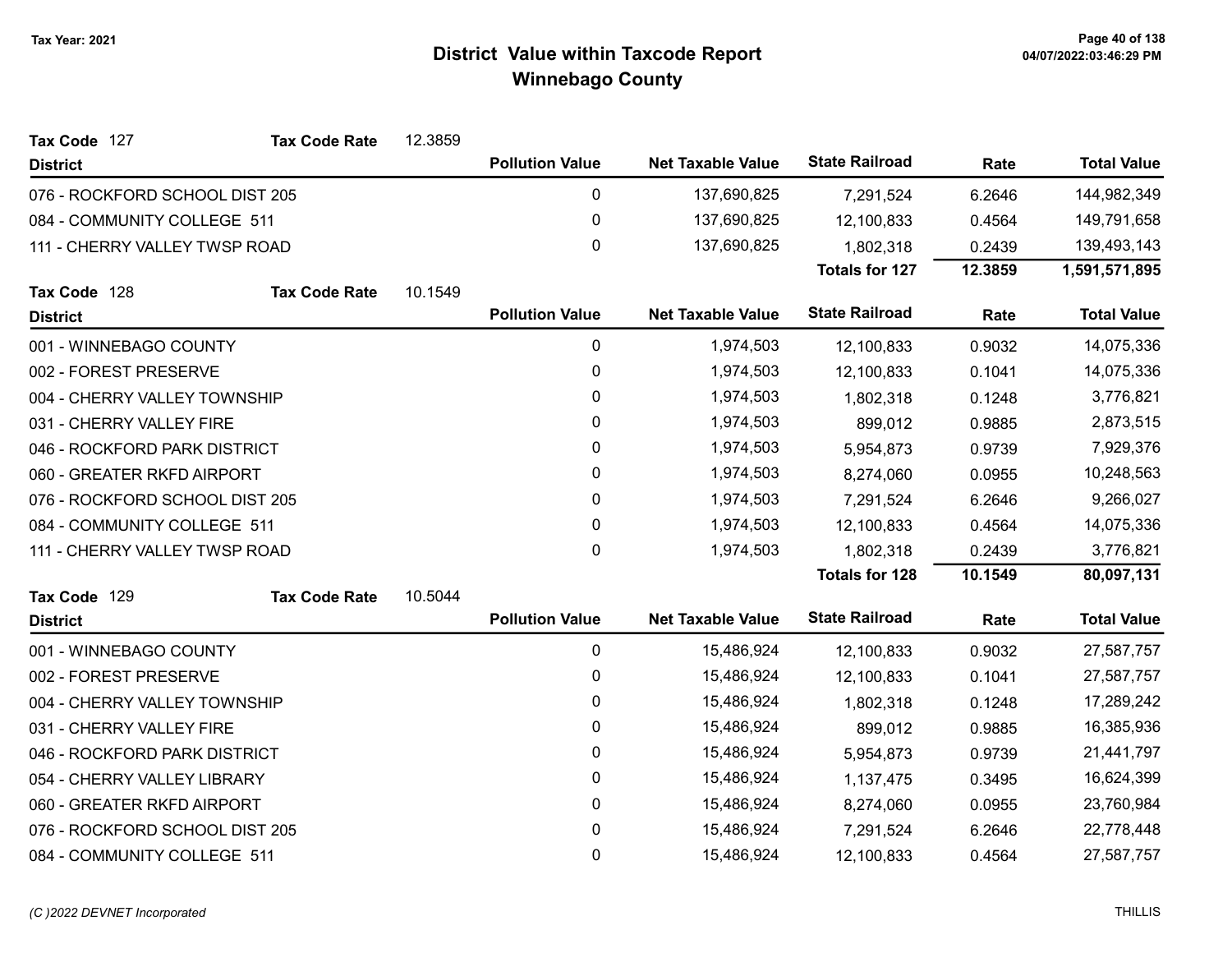Tax Year: 2021

# District Value within Taxcode Report
## Winnebago County

**Tax Code** 127 **Tax Code Rate** 12.3859

| District | Pollution Value | Net Taxable Value | State Railroad | Rate | Total Value |
|---|---|---|---|---|---|
| 076 - ROCKFORD SCHOOL DIST 205 | 0 | 137,690,825 | 7,291,524 | 6.2646 | 144,982,349 |
| 084 - COMMUNITY COLLEGE 511 | 0 | 137,690,825 | 12,100,833 | 0.4564 | 149,791,658 |
| 111 - CHERRY VALLEY TWSP ROAD | 0 | 137,690,825 | 1,802,318 | 0.2439 | 139,493,143 |
| | | | **Totals for 127** | **12.3859** | **1,591,571,895** |

**Tax Code** 128 **Tax Code Rate** 10.1549

| District | Pollution Value | Net Taxable Value | State Railroad | Rate | Total Value |
|---|---|---|---|---|---|
| 001 - WINNEBAGO COUNTY | 0 | 1,974,503 | 12,100,833 | 0.9032 | 14,075,336 |
| 002 - FOREST PRESERVE | 0 | 1,974,503 | 12,100,833 | 0.1041 | 14,075,336 |
| 004 - CHERRY VALLEY TOWNSHIP | 0 | 1,974,503 | 1,802,318 | 0.1248 | 3,776,821 |
| 031 - CHERRY VALLEY FIRE | 0 | 1,974,503 | 899,012 | 0.9885 | 2,873,515 |
| 046 - ROCKFORD PARK DISTRICT | 0 | 1,974,503 | 5,954,873 | 0.9739 | 7,929,376 |
| 060 - GREATER RKFD AIRPORT | 0 | 1,974,503 | 8,274,060 | 0.0955 | 10,248,563 |
| 076 - ROCKFORD SCHOOL DIST 205 | 0 | 1,974,503 | 7,291,524 | 6.2646 | 9,266,027 |
| 084 - COMMUNITY COLLEGE 511 | 0 | 1,974,503 | 12,100,833 | 0.4564 | 14,075,336 |
| 111 - CHERRY VALLEY TWSP ROAD | 0 | 1,974,503 | 1,802,318 | 0.2439 | 3,776,821 |
| | | | **Totals for 128** | **10.1549** | **80,097,131** |

**Tax Code** 129 **Tax Code Rate** 10.5044

| District | Pollution Value | Net Taxable Value | State Railroad | Rate | Total Value |
|---|---|---|---|---|---|
| 001 - WINNEBAGO COUNTY | 0 | 15,486,924 | 12,100,833 | 0.9032 | 27,587,757 |
| 002 - FOREST PRESERVE | 0 | 15,486,924 | 12,100,833 | 0.1041 | 27,587,757 |
| 004 - CHERRY VALLEY TOWNSHIP | 0 | 15,486,924 | 1,802,318 | 0.1248 | 17,289,242 |
| 031 - CHERRY VALLEY FIRE | 0 | 15,486,924 | 899,012 | 0.9885 | 16,385,936 |
| 046 - ROCKFORD PARK DISTRICT | 0 | 15,486,924 | 5,954,873 | 0.9739 | 21,441,797 |
| 054 - CHERRY VALLEY LIBRARY | 0 | 15,486,924 | 1,137,475 | 0.3495 | 16,624,399 |
| 060 - GREATER RKFD AIRPORT | 0 | 15,486,924 | 8,274,060 | 0.0955 | 23,760,984 |
| 076 - ROCKFORD SCHOOL DIST 205 | 0 | 15,486,924 | 7,291,524 | 6.2646 | 22,778,448 |
| 084 - COMMUNITY COLLEGE 511 | 0 | 15,486,924 | 12,100,833 | 0.4564 | 27,587,757 |

(C )2022 DEVNET Incorporated THILLIS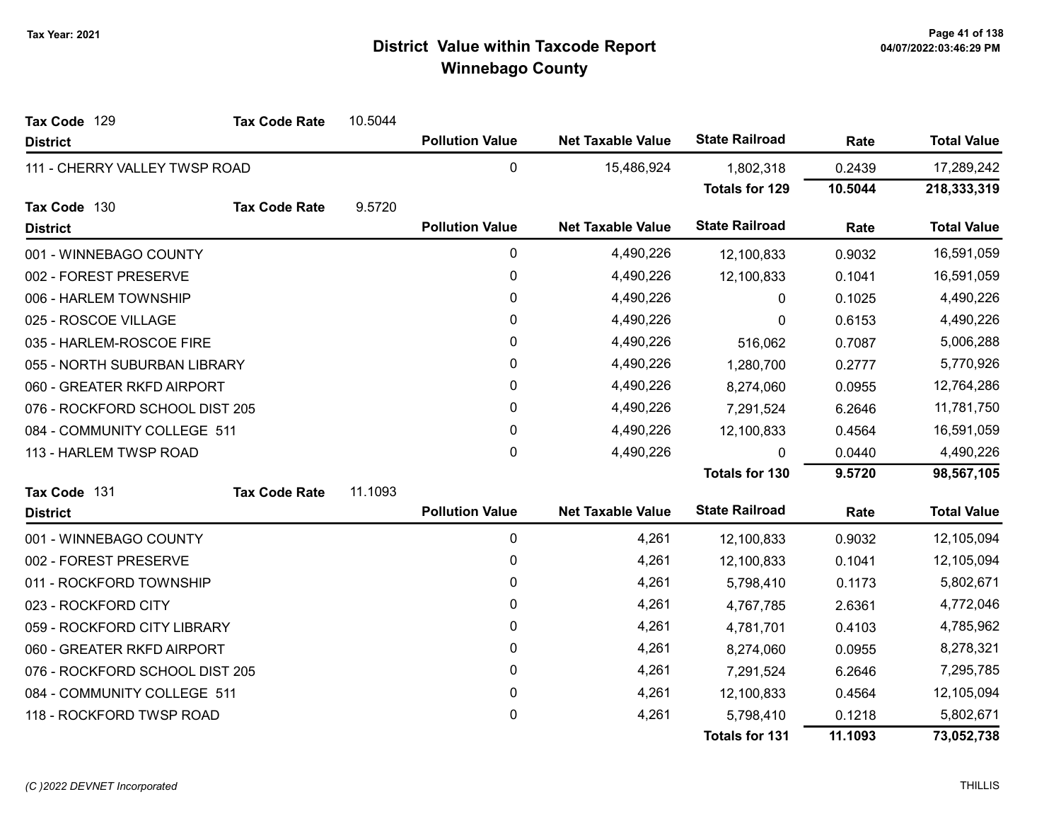# District Value within Taxcode Report
## Winnebago County

Tax Year: 2021

**Tax Code** 129 **Tax Code Rate** 10.5044

| District | Pollution Value | Net Taxable Value | State Railroad | Rate | Total Value |
|---|---|---|---|---|---|
| 111 - CHERRY VALLEY TWSP ROAD | 0 | 15,486,924 | 1,802,318 | 0.2439 | 17,289,242 |
| | | | **Totals for 129** | **10.5044** | **218,333,319** |

**Tax Code** 130 **Tax Code Rate** 9.5720

| District | Pollution Value | Net Taxable Value | State Railroad | Rate | Total Value |
|---|---|---|---|---|---|
| 001 - WINNEBAGO COUNTY | 0 | 4,490,226 | 12,100,833 | 0.9032 | 16,591,059 |
| 002 - FOREST PRESERVE | 0 | 4,490,226 | 12,100,833 | 0.1041 | 16,591,059 |
| 006 - HARLEM TOWNSHIP | 0 | 4,490,226 | 0 | 0.1025 | 4,490,226 |
| 025 - ROSCOE VILLAGE | 0 | 4,490,226 | 0 | 0.6153 | 4,490,226 |
| 035 - HARLEM-ROSCOE FIRE | 0 | 4,490,226 | 516,062 | 0.7087 | 5,006,288 |
| 055 - NORTH SUBURBAN LIBRARY | 0 | 4,490,226 | 1,280,700 | 0.2777 | 5,770,926 |
| 060 - GREATER RKFD AIRPORT | 0 | 4,490,226 | 8,274,060 | 0.0955 | 12,764,286 |
| 076 - ROCKFORD SCHOOL DIST 205 | 0 | 4,490,226 | 7,291,524 | 6.2646 | 11,781,750 |
| 084 - COMMUNITY COLLEGE 511 | 0 | 4,490,226 | 12,100,833 | 0.4564 | 16,591,059 |
| 113 - HARLEM TWSP ROAD | 0 | 4,490,226 | 0 | 0.0440 | 4,490,226 |
| | | | **Totals for 130** | **9.5720** | **98,567,105** |

**Tax Code** 131 **Tax Code Rate** 11.1093

| District | Pollution Value | Net Taxable Value | State Railroad | Rate | Total Value |
|---|---|---|---|---|---|
| 001 - WINNEBAGO COUNTY | 0 | 4,261 | 12,100,833 | 0.9032 | 12,105,094 |
| 002 - FOREST PRESERVE | 0 | 4,261 | 12,100,833 | 0.1041 | 12,105,094 |
| 011 - ROCKFORD TOWNSHIP | 0 | 4,261 | 5,798,410 | 0.1173 | 5,802,671 |
| 023 - ROCKFORD CITY | 0 | 4,261 | 4,767,785 | 2.6361 | 4,772,046 |
| 059 - ROCKFORD CITY LIBRARY | 0 | 4,261 | 4,781,701 | 0.4103 | 4,785,962 |
| 060 - GREATER RKFD AIRPORT | 0 | 4,261 | 8,274,060 | 0.0955 | 8,278,321 |
| 076 - ROCKFORD SCHOOL DIST 205 | 0 | 4,261 | 7,291,524 | 6.2646 | 7,295,785 |
| 084 - COMMUNITY COLLEGE 511 | 0 | 4,261 | 12,100,833 | 0.4564 | 12,105,094 |
| 118 - ROCKFORD TWSP ROAD | 0 | 4,261 | 5,798,410 | 0.1218 | 5,802,671 |
| | | | **Totals for 131** | **11.1093** | **73,052,738** |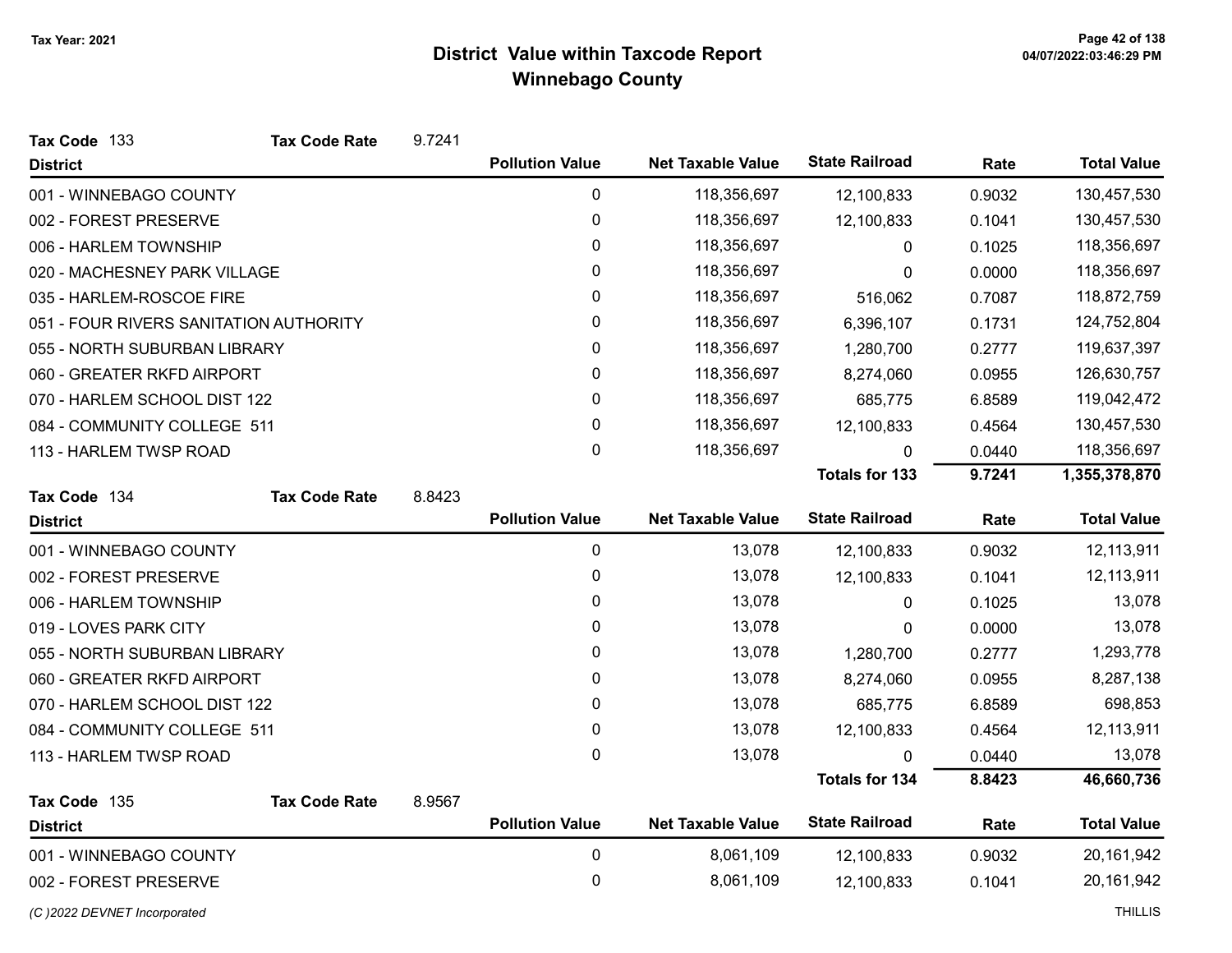# District Value within Taxcode Report
## Winnebago County

Tax Year: 2021

**Tax Code** 133 **Tax Code Rate** 9.7241

| District | Pollution Value | Net Taxable Value | State Railroad | Rate | Total Value |
|---|---|---|---|---|---|
| 001 - WINNEBAGO COUNTY | 0 | 118,356,697 | 12,100,833 | 0.9032 | 130,457,530 |
| 002 - FOREST PRESERVE | 0 | 118,356,697 | 12,100,833 | 0.1041 | 130,457,530 |
| 006 - HARLEM TOWNSHIP | 0 | 118,356,697 | 0 | 0.1025 | 118,356,697 |
| 020 - MACHESNEY PARK VILLAGE | 0 | 118,356,697 | 0 | 0.0000 | 118,356,697 |
| 035 - HARLEM-ROSCOE FIRE | 0 | 118,356,697 | 516,062 | 0.7087 | 118,872,759 |
| 051 - FOUR RIVERS SANITATION AUTHORITY | 0 | 118,356,697 | 6,396,107 | 0.1731 | 124,752,804 |
| 055 - NORTH SUBURBAN LIBRARY | 0 | 118,356,697 | 1,280,700 | 0.2777 | 119,637,397 |
| 060 - GREATER RKFD AIRPORT | 0 | 118,356,697 | 8,274,060 | 0.0955 | 126,630,757 |
| 070 - HARLEM SCHOOL DIST 122 | 0 | 118,356,697 | 685,775 | 6.8589 | 119,042,472 |
| 084 - COMMUNITY COLLEGE 511 | 0 | 118,356,697 | 12,100,833 | 0.4564 | 130,457,530 |
| 113 - HARLEM TWSP ROAD | 0 | 118,356,697 | 0 | 0.0440 | 118,356,697 |
| | | | **Totals for 133** | **9.7241** | **1,355,378,870** |

**Tax Code** 134 **Tax Code Rate** 8.8423

| District | Pollution Value | Net Taxable Value | State Railroad | Rate | Total Value |
|---|---|---|---|---|---|
| 001 - WINNEBAGO COUNTY | 0 | 13,078 | 12,100,833 | 0.9032 | 12,113,911 |
| 002 - FOREST PRESERVE | 0 | 13,078 | 12,100,833 | 0.1041 | 12,113,911 |
| 006 - HARLEM TOWNSHIP | 0 | 13,078 | 0 | 0.1025 | 13,078 |
| 019 - LOVES PARK CITY | 0 | 13,078 | 0 | 0.0000 | 13,078 |
| 055 - NORTH SUBURBAN LIBRARY | 0 | 13,078 | 1,280,700 | 0.2777 | 1,293,778 |
| 060 - GREATER RKFD AIRPORT | 0 | 13,078 | 8,274,060 | 0.0955 | 8,287,138 |
| 070 - HARLEM SCHOOL DIST 122 | 0 | 13,078 | 685,775 | 6.8589 | 698,853 |
| 084 - COMMUNITY COLLEGE 511 | 0 | 13,078 | 12,100,833 | 0.4564 | 12,113,911 |
| 113 - HARLEM TWSP ROAD | 0 | 13,078 | 0 | 0.0440 | 13,078 |
| | | | **Totals for 134** | **8.8423** | **46,660,736** |

**Tax Code** 135 **Tax Code Rate** 8.9567

| District | Pollution Value | Net Taxable Value | State Railroad | Rate | Total Value |
|---|---|---|---|---|---|
| 001 - WINNEBAGO COUNTY | 0 | 8,061,109 | 12,100,833 | 0.9032 | 20,161,942 |
| 002 - FOREST PRESERVE | 0 | 8,061,109 | 12,100,833 | 0.1041 | 20,161,942 |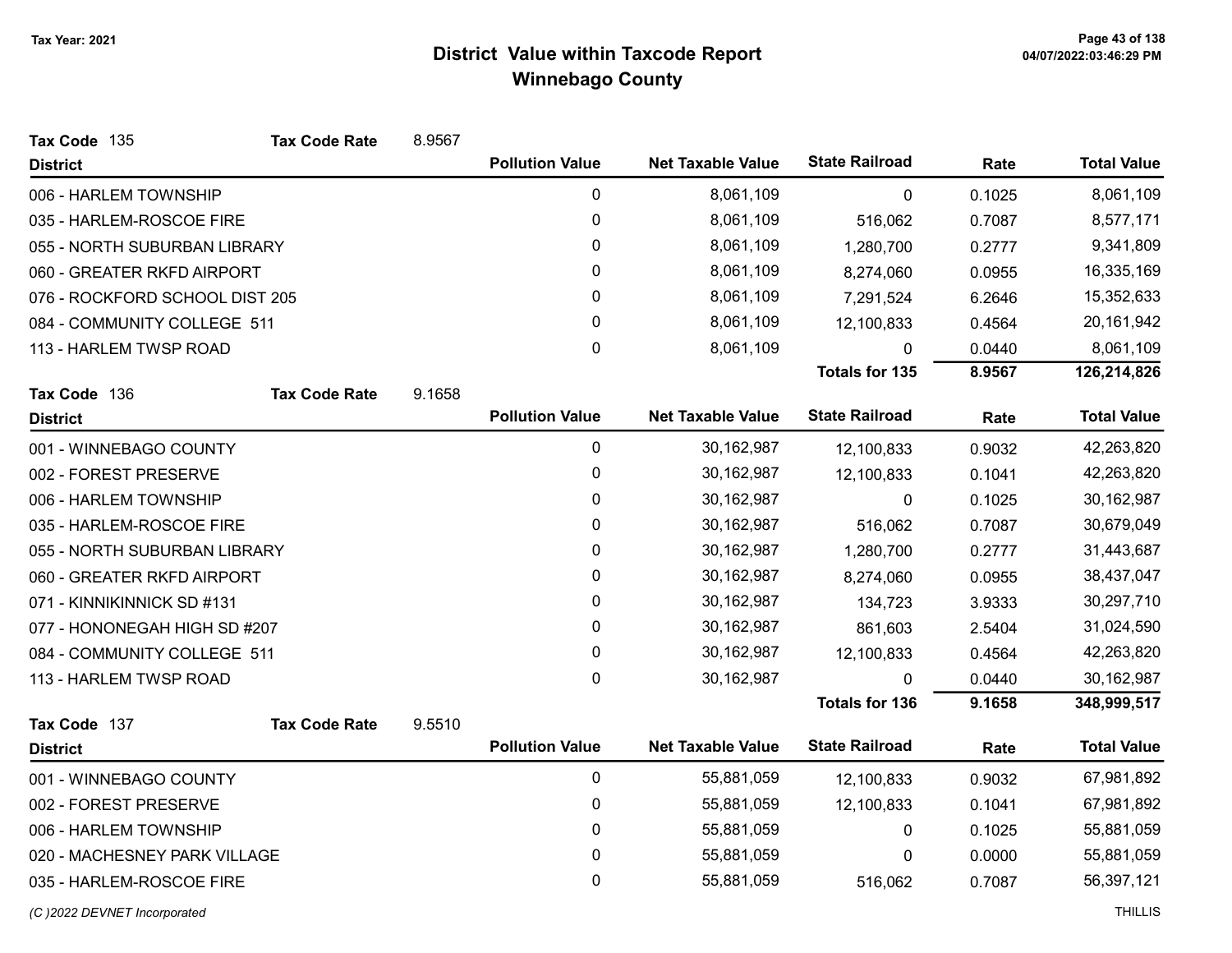# District Value within Taxcode Report

## Winnebago County

Tax Year: 2021

**Tax Code** 135 **Tax Code Rate** 8.9567

| District | Pollution Value | Net Taxable Value | State Railroad | Rate | Total Value |
|---|---|---|---|---|---|
| 006 - HARLEM TOWNSHIP | 0 | 8,061,109 | 0 | 0.1025 | 8,061,109 |
| 035 - HARLEM-ROSCOE FIRE | 0 | 8,061,109 | 516,062 | 0.7087 | 8,577,171 |
| 055 - NORTH SUBURBAN LIBRARY | 0 | 8,061,109 | 1,280,700 | 0.2777 | 9,341,809 |
| 060 - GREATER RKFD AIRPORT | 0 | 8,061,109 | 8,274,060 | 0.0955 | 16,335,169 |
| 076 - ROCKFORD SCHOOL DIST 205 | 0 | 8,061,109 | 7,291,524 | 6.2646 | 15,352,633 |
| 084 - COMMUNITY COLLEGE 511 | 0 | 8,061,109 | 12,100,833 | 0.4564 | 20,161,942 |
| 113 - HARLEM TWSP ROAD | 0 | 8,061,109 | 0 | 0.0440 | 8,061,109 |
| | | | **Totals for 135** | **8.9567** | **126,214,826** |

**Tax Code** 136 **Tax Code Rate** 9.1658

| District | Pollution Value | Net Taxable Value | State Railroad | Rate | Total Value |
|---|---|---|---|---|---|
| 001 - WINNEBAGO COUNTY | 0 | 30,162,987 | 12,100,833 | 0.9032 | 42,263,820 |
| 002 - FOREST PRESERVE | 0 | 30,162,987 | 12,100,833 | 0.1041 | 42,263,820 |
| 006 - HARLEM TOWNSHIP | 0 | 30,162,987 | 0 | 0.1025 | 30,162,987 |
| 035 - HARLEM-ROSCOE FIRE | 0 | 30,162,987 | 516,062 | 0.7087 | 30,679,049 |
| 055 - NORTH SUBURBAN LIBRARY | 0 | 30,162,987 | 1,280,700 | 0.2777 | 31,443,687 |
| 060 - GREATER RKFD AIRPORT | 0 | 30,162,987 | 8,274,060 | 0.0955 | 38,437,047 |
| 071 - KINNIKINNICK SD #131 | 0 | 30,162,987 | 134,723 | 3.9333 | 30,297,710 |
| 077 - HONONEGAH HIGH SD #207 | 0 | 30,162,987 | 861,603 | 2.5404 | 31,024,590 |
| 084 - COMMUNITY COLLEGE 511 | 0 | 30,162,987 | 12,100,833 | 0.4564 | 42,263,820 |
| 113 - HARLEM TWSP ROAD | 0 | 30,162,987 | 0 | 0.0440 | 30,162,987 |
| | | | **Totals for 136** | **9.1658** | **348,999,517** |

**Tax Code** 137 **Tax Code Rate** 9.5510

| District | Pollution Value | Net Taxable Value | State Railroad | Rate | Total Value |
|---|---|---|---|---|---|
| 001 - WINNEBAGO COUNTY | 0 | 55,881,059 | 12,100,833 | 0.9032 | 67,981,892 |
| 002 - FOREST PRESERVE | 0 | 55,881,059 | 12,100,833 | 0.1041 | 67,981,892 |
| 006 - HARLEM TOWNSHIP | 0 | 55,881,059 | 0 | 0.1025 | 55,881,059 |
| 020 - MACHESNEY PARK VILLAGE | 0 | 55,881,059 | 0 | 0.0000 | 55,881,059 |
| 035 - HARLEM-ROSCOE FIRE | 0 | 55,881,059 | 516,062 | 0.7087 | 56,397,121 |

(C )2022 DEVNET Incorporated THILLIS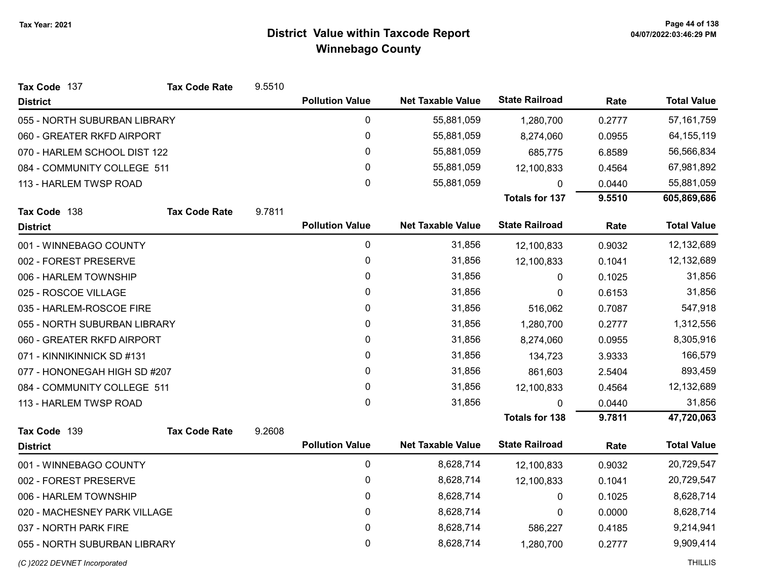# District Value within Taxcode Report
## Winnebago County

Tax Year: 2021

**Tax Code** 137 **Tax Code Rate** 9.5510

| District | Pollution Value | Net Taxable Value | State Railroad | Rate | Total Value |
|---|---|---|---|---|---|
| 055 - NORTH SUBURBAN LIBRARY | 0 | 55,881,059 | 1,280,700 | 0.2777 | 57,161,759 |
| 060 - GREATER RKFD AIRPORT | 0 | 55,881,059 | 8,274,060 | 0.0955 | 64,155,119 |
| 070 - HARLEM SCHOOL DIST 122 | 0 | 55,881,059 | 685,775 | 6.8589 | 56,566,834 |
| 084 - COMMUNITY COLLEGE 511 | 0 | 55,881,059 | 12,100,833 | 0.4564 | 67,981,892 |
| 113 - HARLEM TWSP ROAD | 0 | 55,881,059 | 0 | 0.0440 | 55,881,059 |
| | | | **Totals for 137** | **9.5510** | **605,869,686** |

**Tax Code** 138 **Tax Code Rate** 9.7811

| District | Pollution Value | Net Taxable Value | State Railroad | Rate | Total Value |
|---|---|---|---|---|---|
| 001 - WINNEBAGO COUNTY | 0 | 31,856 | 12,100,833 | 0.9032 | 12,132,689 |
| 002 - FOREST PRESERVE | 0 | 31,856 | 12,100,833 | 0.1041 | 12,132,689 |
| 006 - HARLEM TOWNSHIP | 0 | 31,856 | 0 | 0.1025 | 31,856 |
| 025 - ROSCOE VILLAGE | 0 | 31,856 | 0 | 0.6153 | 31,856 |
| 035 - HARLEM-ROSCOE FIRE | 0 | 31,856 | 516,062 | 0.7087 | 547,918 |
| 055 - NORTH SUBURBAN LIBRARY | 0 | 31,856 | 1,280,700 | 0.2777 | 1,312,556 |
| 060 - GREATER RKFD AIRPORT | 0 | 31,856 | 8,274,060 | 0.0955 | 8,305,916 |
| 071 - KINNIKINNICK SD #131 | 0 | 31,856 | 134,723 | 3.9333 | 166,579 |
| 077 - HONONEGAH HIGH SD #207 | 0 | 31,856 | 861,603 | 2.5404 | 893,459 |
| 084 - COMMUNITY COLLEGE 511 | 0 | 31,856 | 12,100,833 | 0.4564 | 12,132,689 |
| 113 - HARLEM TWSP ROAD | 0 | 31,856 | 0 | 0.0440 | 31,856 |
| | | | **Totals for 138** | **9.7811** | **47,720,063** |

**Tax Code** 139 **Tax Code Rate** 9.2608

| District | Pollution Value | Net Taxable Value | State Railroad | Rate | Total Value |
|---|---|---|---|---|---|
| 001 - WINNEBAGO COUNTY | 0 | 8,628,714 | 12,100,833 | 0.9032 | 20,729,547 |
| 002 - FOREST PRESERVE | 0 | 8,628,714 | 12,100,833 | 0.1041 | 20,729,547 |
| 006 - HARLEM TOWNSHIP | 0 | 8,628,714 | 0 | 0.1025 | 8,628,714 |
| 020 - MACHESNEY PARK VILLAGE | 0 | 8,628,714 | 0 | 0.0000 | 8,628,714 |
| 037 - NORTH PARK FIRE | 0 | 8,628,714 | 586,227 | 0.4185 | 9,214,941 |
| 055 - NORTH SUBURBAN LIBRARY | 0 | 8,628,714 | 1,280,700 | 0.2777 | 9,909,414 |

*(C )2022 DEVNET Incorporated* THILLIS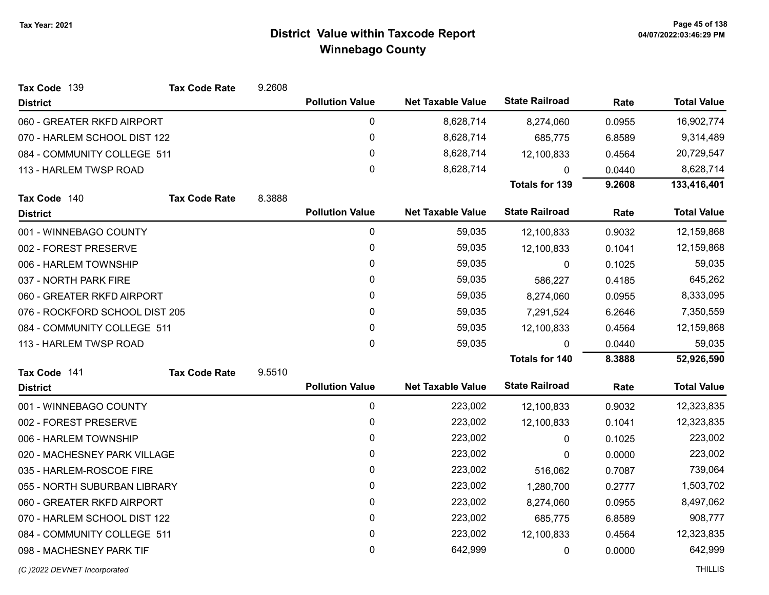# District Value within Taxcode Report
## Winnebago County

Tax Year: 2021

**Tax Code** 139 **Tax Code Rate** 9.2608

| District | Pollution Value | Net Taxable Value | State Railroad | Rate | Total Value |
|---|---|---|---|---|---|
| 060 - GREATER RKFD AIRPORT | 0 | 8,628,714 | 8,274,060 | 0.0955 | 16,902,774 |
| 070 - HARLEM SCHOOL DIST 122 | 0 | 8,628,714 | 685,775 | 6.8589 | 9,314,489 |
| 084 - COMMUNITY COLLEGE 511 | 0 | 8,628,714 | 12,100,833 | 0.4564 | 20,729,547 |
| 113 - HARLEM TWSP ROAD | 0 | 8,628,714 | 0 | 0.0440 | 8,628,714 |
| | | | **Totals for 139** | **9.2608** | **133,416,401** |

**Tax Code** 140 **Tax Code Rate** 8.3888

| District | Pollution Value | Net Taxable Value | State Railroad | Rate | Total Value |
|---|---|---|---|---|---|
| 001 - WINNEBAGO COUNTY | 0 | 59,035 | 12,100,833 | 0.9032 | 12,159,868 |
| 002 - FOREST PRESERVE | 0 | 59,035 | 12,100,833 | 0.1041 | 12,159,868 |
| 006 - HARLEM TOWNSHIP | 0 | 59,035 | 0 | 0.1025 | 59,035 |
| 037 - NORTH PARK FIRE | 0 | 59,035 | 586,227 | 0.4185 | 645,262 |
| 060 - GREATER RKFD AIRPORT | 0 | 59,035 | 8,274,060 | 0.0955 | 8,333,095 |
| 076 - ROCKFORD SCHOOL DIST 205 | 0 | 59,035 | 7,291,524 | 6.2646 | 7,350,559 |
| 084 - COMMUNITY COLLEGE 511 | 0 | 59,035 | 12,100,833 | 0.4564 | 12,159,868 |
| 113 - HARLEM TWSP ROAD | 0 | 59,035 | 0 | 0.0440 | 59,035 |
| | | | **Totals for 140** | **8.3888** | **52,926,590** |

**Tax Code** 141 **Tax Code Rate** 9.5510

| District | Pollution Value | Net Taxable Value | State Railroad | Rate | Total Value |
|---|---|---|---|---|---|
| 001 - WINNEBAGO COUNTY | 0 | 223,002 | 12,100,833 | 0.9032 | 12,323,835 |
| 002 - FOREST PRESERVE | 0 | 223,002 | 12,100,833 | 0.1041 | 12,323,835 |
| 006 - HARLEM TOWNSHIP | 0 | 223,002 | 0 | 0.1025 | 223,002 |
| 020 - MACHESNEY PARK VILLAGE | 0 | 223,002 | 0 | 0.0000 | 223,002 |
| 035 - HARLEM-ROSCOE FIRE | 0 | 223,002 | 516,062 | 0.7087 | 739,064 |
| 055 - NORTH SUBURBAN LIBRARY | 0 | 223,002 | 1,280,700 | 0.2777 | 1,503,702 |
| 060 - GREATER RKFD AIRPORT | 0 | 223,002 | 8,274,060 | 0.0955 | 8,497,062 |
| 070 - HARLEM SCHOOL DIST 122 | 0 | 223,002 | 685,775 | 6.8589 | 908,777 |
| 084 - COMMUNITY COLLEGE 511 | 0 | 223,002 | 12,100,833 | 0.4564 | 12,323,835 |
| 098 - MACHESNEY PARK TIF | 0 | 642,999 | 0 | 0.0000 | 642,999 |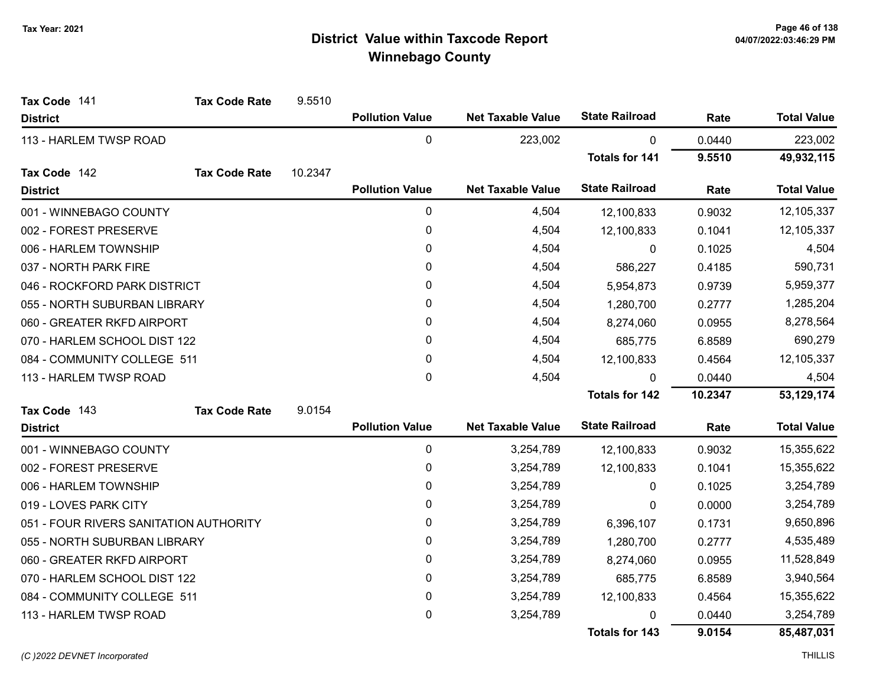# District Value within Taxcode Report
## Winnebago County

Tax Year: 2021

**Tax Code** 141 **Tax Code Rate** 9.5510

| District | Pollution Value | Net Taxable Value | State Railroad | Rate | Total Value |
|---|---|---|---|---|---|
| 113 - HARLEM TWSP ROAD | 0 | 223,002 | 0 | 0.0440 | 223,002 |
| | | | **Totals for 141** | **9.5510** | **49,932,115** |

**Tax Code** 142 **Tax Code Rate** 10.2347

| District | Pollution Value | Net Taxable Value | State Railroad | Rate | Total Value |
|---|---|---|---|---|---|
| 001 - WINNEBAGO COUNTY | 0 | 4,504 | 12,100,833 | 0.9032 | 12,105,337 |
| 002 - FOREST PRESERVE | 0 | 4,504 | 12,100,833 | 0.1041 | 12,105,337 |
| 006 - HARLEM TOWNSHIP | 0 | 4,504 | 0 | 0.1025 | 4,504 |
| 037 - NORTH PARK FIRE | 0 | 4,504 | 586,227 | 0.4185 | 590,731 |
| 046 - ROCKFORD PARK DISTRICT | 0 | 4,504 | 5,954,873 | 0.9739 | 5,959,377 |
| 055 - NORTH SUBURBAN LIBRARY | 0 | 4,504 | 1,280,700 | 0.2777 | 1,285,204 |
| 060 - GREATER RKFD AIRPORT | 0 | 4,504 | 8,274,060 | 0.0955 | 8,278,564 |
| 070 - HARLEM SCHOOL DIST 122 | 0 | 4,504 | 685,775 | 6.8589 | 690,279 |
| 084 - COMMUNITY COLLEGE 511 | 0 | 4,504 | 12,100,833 | 0.4564 | 12,105,337 |
| 113 - HARLEM TWSP ROAD | 0 | 4,504 | 0 | 0.0440 | 4,504 |
| | | | **Totals for 142** | **10.2347** | **53,129,174** |

**Tax Code** 143 **Tax Code Rate** 9.0154

| District | Pollution Value | Net Taxable Value | State Railroad | Rate | Total Value |
|---|---|---|---|---|---|
| 001 - WINNEBAGO COUNTY | 0 | 3,254,789 | 12,100,833 | 0.9032 | 15,355,622 |
| 002 - FOREST PRESERVE | 0 | 3,254,789 | 12,100,833 | 0.1041 | 15,355,622 |
| 006 - HARLEM TOWNSHIP | 0 | 3,254,789 | 0 | 0.1025 | 3,254,789 |
| 019 - LOVES PARK CITY | 0 | 3,254,789 | 0 | 0.0000 | 3,254,789 |
| 051 - FOUR RIVERS SANITATION AUTHORITY | 0 | 3,254,789 | 6,396,107 | 0.1731 | 9,650,896 |
| 055 - NORTH SUBURBAN LIBRARY | 0 | 3,254,789 | 1,280,700 | 0.2777 | 4,535,489 |
| 060 - GREATER RKFD AIRPORT | 0 | 3,254,789 | 8,274,060 | 0.0955 | 11,528,849 |
| 070 - HARLEM SCHOOL DIST 122 | 0 | 3,254,789 | 685,775 | 6.8589 | 3,940,564 |
| 084 - COMMUNITY COLLEGE 511 | 0 | 3,254,789 | 12,100,833 | 0.4564 | 15,355,622 |
| 113 - HARLEM TWSP ROAD | 0 | 3,254,789 | 0 | 0.0440 | 3,254,789 |
| | | | **Totals for 143** | **9.0154** | **85,487,031** |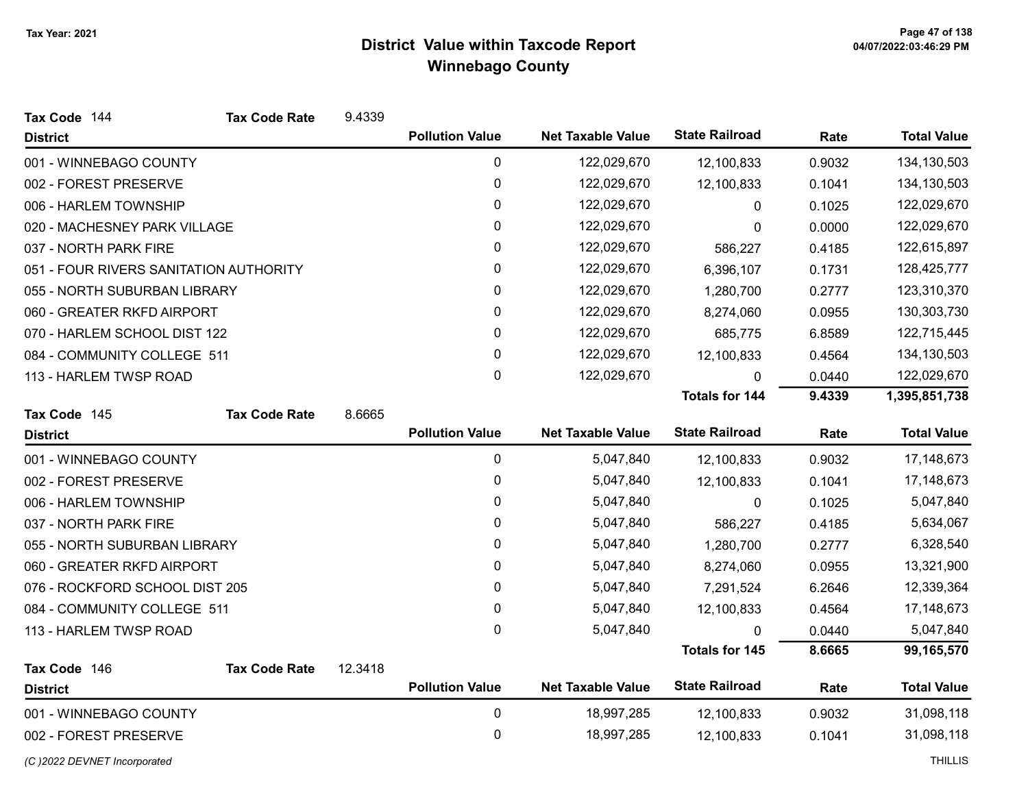# District Value within Taxcode Report
## Winnebago County

Tax Year: 2021

**Tax Code** 144 **Tax Code Rate** 9.4339

| District | Pollution Value | Net Taxable Value | State Railroad | Rate | Total Value |
|---|---|---|---|---|---|
| 001 - WINNEBAGO COUNTY | 0 | 122,029,670 | 12,100,833 | 0.9032 | 134,130,503 |
| 002 - FOREST PRESERVE | 0 | 122,029,670 | 12,100,833 | 0.1041 | 134,130,503 |
| 006 - HARLEM TOWNSHIP | 0 | 122,029,670 | 0 | 0.1025 | 122,029,670 |
| 020 - MACHESNEY PARK VILLAGE | 0 | 122,029,670 | 0 | 0.0000 | 122,029,670 |
| 037 - NORTH PARK FIRE | 0 | 122,029,670 | 586,227 | 0.4185 | 122,615,897 |
| 051 - FOUR RIVERS SANITATION AUTHORITY | 0 | 122,029,670 | 6,396,107 | 0.1731 | 128,425,777 |
| 055 - NORTH SUBURBAN LIBRARY | 0 | 122,029,670 | 1,280,700 | 0.2777 | 123,310,370 |
| 060 - GREATER RKFD AIRPORT | 0 | 122,029,670 | 8,274,060 | 0.0955 | 130,303,730 |
| 070 - HARLEM SCHOOL DIST 122 | 0 | 122,029,670 | 685,775 | 6.8589 | 122,715,445 |
| 084 - COMMUNITY COLLEGE 511 | 0 | 122,029,670 | 12,100,833 | 0.4564 | 134,130,503 |
| 113 - HARLEM TWSP ROAD | 0 | 122,029,670 | 0 | 0.0440 | 122,029,670 |
| | | | **Totals for 144** | **9.4339** | **1,395,851,738** |

**Tax Code** 145 **Tax Code Rate** 8.6665

| District | Pollution Value | Net Taxable Value | State Railroad | Rate | Total Value |
|---|---|---|---|---|---|
| 001 - WINNEBAGO COUNTY | 0 | 5,047,840 | 12,100,833 | 0.9032 | 17,148,673 |
| 002 - FOREST PRESERVE | 0 | 5,047,840 | 12,100,833 | 0.1041 | 17,148,673 |
| 006 - HARLEM TOWNSHIP | 0 | 5,047,840 | 0 | 0.1025 | 5,047,840 |
| 037 - NORTH PARK FIRE | 0 | 5,047,840 | 586,227 | 0.4185 | 5,634,067 |
| 055 - NORTH SUBURBAN LIBRARY | 0 | 5,047,840 | 1,280,700 | 0.2777 | 6,328,540 |
| 060 - GREATER RKFD AIRPORT | 0 | 5,047,840 | 8,274,060 | 0.0955 | 13,321,900 |
| 076 - ROCKFORD SCHOOL DIST 205 | 0 | 5,047,840 | 7,291,524 | 6.2646 | 12,339,364 |
| 084 - COMMUNITY COLLEGE 511 | 0 | 5,047,840 | 12,100,833 | 0.4564 | 17,148,673 |
| 113 - HARLEM TWSP ROAD | 0 | 5,047,840 | 0 | 0.0440 | 5,047,840 |
| | | | **Totals for 145** | **8.6665** | **99,165,570** |

**Tax Code** 146 **Tax Code Rate** 12.3418

| District | Pollution Value | Net Taxable Value | State Railroad | Rate | Total Value |
|---|---|---|---|---|---|
| 001 - WINNEBAGO COUNTY | 0 | 18,997,285 | 12,100,833 | 0.9032 | 31,098,118 |
| 002 - FOREST PRESERVE | 0 | 18,997,285 | 12,100,833 | 0.1041 | 31,098,118 |

(C )2022 DEVNET Incorporated — THILLIS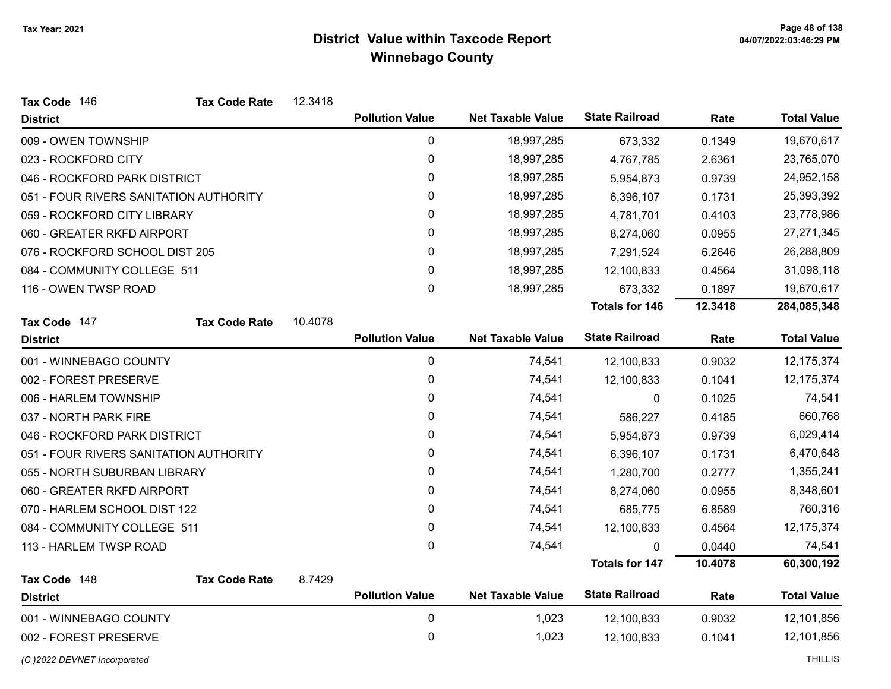# District Value within Taxcode Report
## Winnebago County

Tax Year: 2021

**Tax Code** 146 **Tax Code Rate** 12.3418

| District | Pollution Value | Net Taxable Value | State Railroad | Rate | Total Value |
|---|---|---|---|---|---|
| 009 - OWEN TOWNSHIP | 0 | 18,997,285 | 673,332 | 0.1349 | 19,670,617 |
| 023 - ROCKFORD CITY | 0 | 18,997,285 | 4,767,785 | 2.6361 | 23,765,070 |
| 046 - ROCKFORD PARK DISTRICT | 0 | 18,997,285 | 5,954,873 | 0.9739 | 24,952,158 |
| 051 - FOUR RIVERS SANITATION AUTHORITY | 0 | 18,997,285 | 6,396,107 | 0.1731 | 25,393,392 |
| 059 - ROCKFORD CITY LIBRARY | 0 | 18,997,285 | 4,781,701 | 0.4103 | 23,778,986 |
| 060 - GREATER RKFD AIRPORT | 0 | 18,997,285 | 8,274,060 | 0.0955 | 27,271,345 |
| 076 - ROCKFORD SCHOOL DIST 205 | 0 | 18,997,285 | 7,291,524 | 6.2646 | 26,288,809 |
| 084 - COMMUNITY COLLEGE 511 | 0 | 18,997,285 | 12,100,833 | 0.4564 | 31,098,118 |
| 116 - OWEN TWSP ROAD | 0 | 18,997,285 | 673,332 | 0.1897 | 19,670,617 |
| | | | **Totals for 146** | **12.3418** | **284,085,348** |

**Tax Code** 147 **Tax Code Rate** 10.4078

| District | Pollution Value | Net Taxable Value | State Railroad | Rate | Total Value |
|---|---|---|---|---|---|
| 001 - WINNEBAGO COUNTY | 0 | 74,541 | 12,100,833 | 0.9032 | 12,175,374 |
| 002 - FOREST PRESERVE | 0 | 74,541 | 12,100,833 | 0.1041 | 12,175,374 |
| 006 - HARLEM TOWNSHIP | 0 | 74,541 | 0 | 0.1025 | 74,541 |
| 037 - NORTH PARK FIRE | 0 | 74,541 | 586,227 | 0.4185 | 660,768 |
| 046 - ROCKFORD PARK DISTRICT | 0 | 74,541 | 5,954,873 | 0.9739 | 6,029,414 |
| 051 - FOUR RIVERS SANITATION AUTHORITY | 0 | 74,541 | 6,396,107 | 0.1731 | 6,470,648 |
| 055 - NORTH SUBURBAN LIBRARY | 0 | 74,541 | 1,280,700 | 0.2777 | 1,355,241 |
| 060 - GREATER RKFD AIRPORT | 0 | 74,541 | 8,274,060 | 0.0955 | 8,348,601 |
| 070 - HARLEM SCHOOL DIST 122 | 0 | 74,541 | 685,775 | 6.8589 | 760,316 |
| 084 - COMMUNITY COLLEGE 511 | 0 | 74,541 | 12,100,833 | 0.4564 | 12,175,374 |
| 113 - HARLEM TWSP ROAD | 0 | 74,541 | 0 | 0.0440 | 74,541 |
| | | | **Totals for 147** | **10.4078** | **60,300,192** |

**Tax Code** 148 **Tax Code Rate** 8.7429

| District | Pollution Value | Net Taxable Value | State Railroad | Rate | Total Value |
|---|---|---|---|---|---|
| 001 - WINNEBAGO COUNTY | 0 | 1,023 | 12,100,833 | 0.9032 | 12,101,856 |
| 002 - FOREST PRESERVE | 0 | 1,023 | 12,100,833 | 0.1041 | 12,101,856 |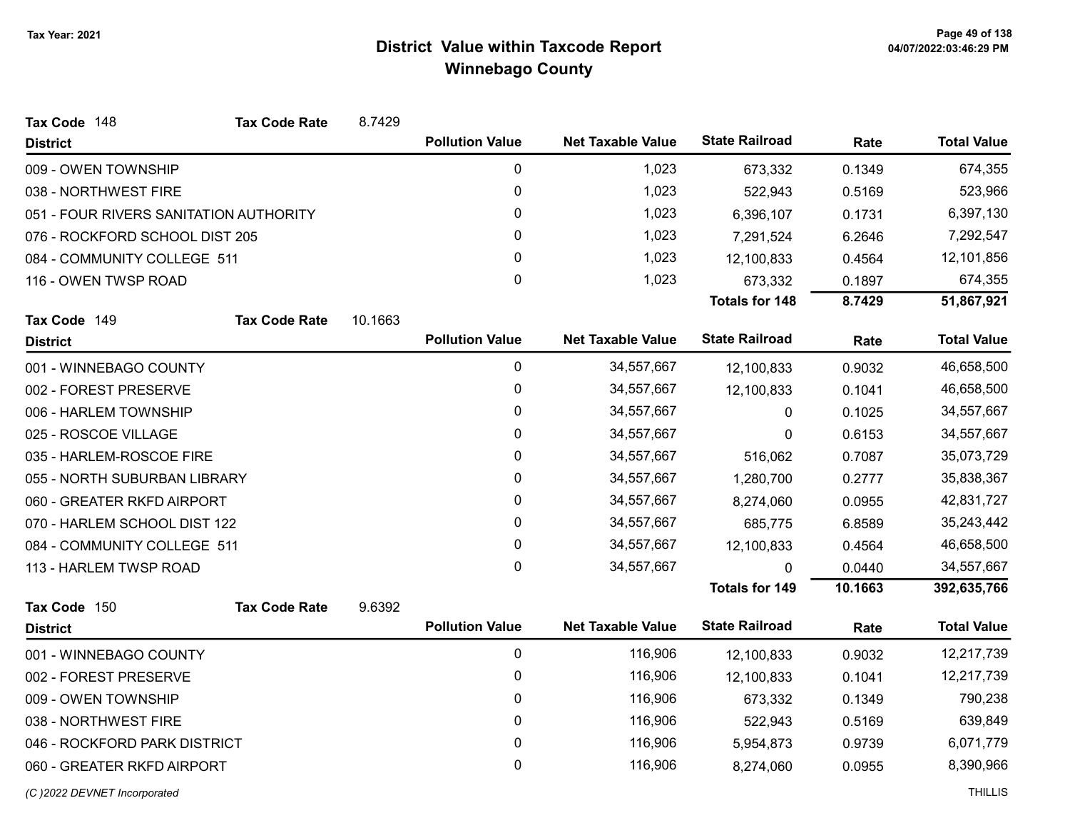Tax Year: 2021

# District Value within Taxcode Report
## Winnebago County

**Tax Code** 148 **Tax Code Rate** 8.7429

| District | Pollution Value | Net Taxable Value | State Railroad | Rate | Total Value |
|---|---|---|---|---|---|
| 009 - OWEN TOWNSHIP | 0 | 1,023 | 673,332 | 0.1349 | 674,355 |
| 038 - NORTHWEST FIRE | 0 | 1,023 | 522,943 | 0.5169 | 523,966 |
| 051 - FOUR RIVERS SANITATION AUTHORITY | 0 | 1,023 | 6,396,107 | 0.1731 | 6,397,130 |
| 076 - ROCKFORD SCHOOL DIST 205 | 0 | 1,023 | 7,291,524 | 6.2646 | 7,292,547 |
| 084 - COMMUNITY COLLEGE 511 | 0 | 1,023 | 12,100,833 | 0.4564 | 12,101,856 |
| 116 - OWEN TWSP ROAD | 0 | 1,023 | 673,332 | 0.1897 | 674,355 |
| | | | **Totals for 148** | **8.7429** | **51,867,921** |

**Tax Code** 149 **Tax Code Rate** 10.1663

| District | Pollution Value | Net Taxable Value | State Railroad | Rate | Total Value |
|---|---|---|---|---|---|
| 001 - WINNEBAGO COUNTY | 0 | 34,557,667 | 12,100,833 | 0.9032 | 46,658,500 |
| 002 - FOREST PRESERVE | 0 | 34,557,667 | 12,100,833 | 0.1041 | 46,658,500 |
| 006 - HARLEM TOWNSHIP | 0 | 34,557,667 | 0 | 0.1025 | 34,557,667 |
| 025 - ROSCOE VILLAGE | 0 | 34,557,667 | 0 | 0.6153 | 34,557,667 |
| 035 - HARLEM-ROSCOE FIRE | 0 | 34,557,667 | 516,062 | 0.7087 | 35,073,729 |
| 055 - NORTH SUBURBAN LIBRARY | 0 | 34,557,667 | 1,280,700 | 0.2777 | 35,838,367 |
| 060 - GREATER RKFD AIRPORT | 0 | 34,557,667 | 8,274,060 | 0.0955 | 42,831,727 |
| 070 - HARLEM SCHOOL DIST 122 | 0 | 34,557,667 | 685,775 | 6.8589 | 35,243,442 |
| 084 - COMMUNITY COLLEGE 511 | 0 | 34,557,667 | 12,100,833 | 0.4564 | 46,658,500 |
| 113 - HARLEM TWSP ROAD | 0 | 34,557,667 | 0 | 0.0440 | 34,557,667 |
| | | | **Totals for 149** | **10.1663** | **392,635,766** |

**Tax Code** 150 **Tax Code Rate** 9.6392

| District | Pollution Value | Net Taxable Value | State Railroad | Rate | Total Value |
|---|---|---|---|---|---|
| 001 - WINNEBAGO COUNTY | 0 | 116,906 | 12,100,833 | 0.9032 | 12,217,739 |
| 002 - FOREST PRESERVE | 0 | 116,906 | 12,100,833 | 0.1041 | 12,217,739 |
| 009 - OWEN TOWNSHIP | 0 | 116,906 | 673,332 | 0.1349 | 790,238 |
| 038 - NORTHWEST FIRE | 0 | 116,906 | 522,943 | 0.5169 | 639,849 |
| 046 - ROCKFORD PARK DISTRICT | 0 | 116,906 | 5,954,873 | 0.9739 | 6,071,779 |
| 060 - GREATER RKFD AIRPORT | 0 | 116,906 | 8,274,060 | 0.0955 | 8,390,966 |

*(C )2022 DEVNET Incorporated* THILLIS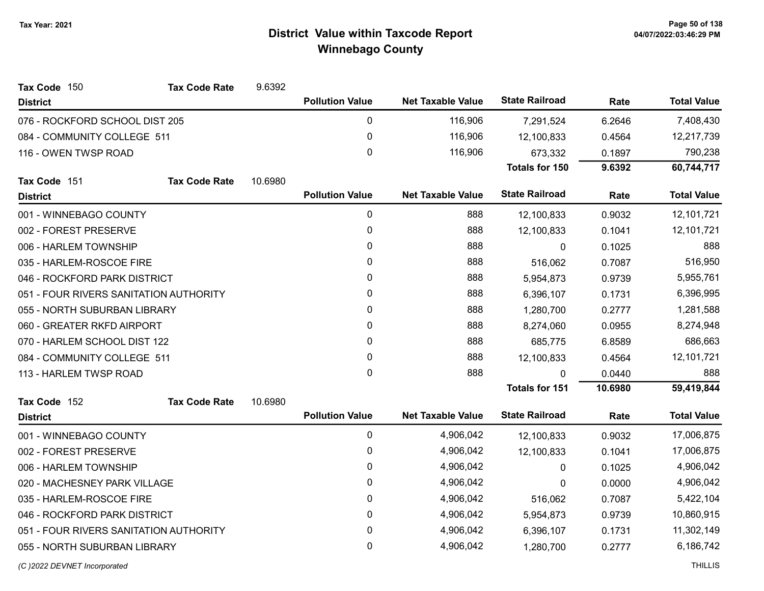# District Value within Taxcode Report
## Winnebago County

Tax Year: 2021

**Tax Code** 150 **Tax Code Rate** 9.6392

| District | Pollution Value | Net Taxable Value | State Railroad | Rate | Total Value |
|---|---|---|---|---|---|
| 076 - ROCKFORD SCHOOL DIST 205 | 0 | 116,906 | 7,291,524 | 6.2646 | 7,408,430 |
| 084 - COMMUNITY COLLEGE 511 | 0 | 116,906 | 12,100,833 | 0.4564 | 12,217,739 |
| 116 - OWEN TWSP ROAD | 0 | 116,906 | 673,332 | 0.1897 | 790,238 |
| | | | **Totals for 150** | **9.6392** | **60,744,717** |

**Tax Code** 151 **Tax Code Rate** 10.6980

| District | Pollution Value | Net Taxable Value | State Railroad | Rate | Total Value |
|---|---|---|---|---|---|
| 001 - WINNEBAGO COUNTY | 0 | 888 | 12,100,833 | 0.9032 | 12,101,721 |
| 002 - FOREST PRESERVE | 0 | 888 | 12,100,833 | 0.1041 | 12,101,721 |
| 006 - HARLEM TOWNSHIP | 0 | 888 | 0 | 0.1025 | 888 |
| 035 - HARLEM-ROSCOE FIRE | 0 | 888 | 516,062 | 0.7087 | 516,950 |
| 046 - ROCKFORD PARK DISTRICT | 0 | 888 | 5,954,873 | 0.9739 | 5,955,761 |
| 051 - FOUR RIVERS SANITATION AUTHORITY | 0 | 888 | 6,396,107 | 0.1731 | 6,396,995 |
| 055 - NORTH SUBURBAN LIBRARY | 0 | 888 | 1,280,700 | 0.2777 | 1,281,588 |
| 060 - GREATER RKFD AIRPORT | 0 | 888 | 8,274,060 | 0.0955 | 8,274,948 |
| 070 - HARLEM SCHOOL DIST 122 | 0 | 888 | 685,775 | 6.8589 | 686,663 |
| 084 - COMMUNITY COLLEGE 511 | 0 | 888 | 12,100,833 | 0.4564 | 12,101,721 |
| 113 - HARLEM TWSP ROAD | 0 | 888 | 0 | 0.0440 | 888 |
| | | | **Totals for 151** | **10.6980** | **59,419,844** |

**Tax Code** 152 **Tax Code Rate** 10.6980

| District | Pollution Value | Net Taxable Value | State Railroad | Rate | Total Value |
|---|---|---|---|---|---|
| 001 - WINNEBAGO COUNTY | 0 | 4,906,042 | 12,100,833 | 0.9032 | 17,006,875 |
| 002 - FOREST PRESERVE | 0 | 4,906,042 | 12,100,833 | 0.1041 | 17,006,875 |
| 006 - HARLEM TOWNSHIP | 0 | 4,906,042 | 0 | 0.1025 | 4,906,042 |
| 020 - MACHESNEY PARK VILLAGE | 0 | 4,906,042 | 0 | 0.0000 | 4,906,042 |
| 035 - HARLEM-ROSCOE FIRE | 0 | 4,906,042 | 516,062 | 0.7087 | 5,422,104 |
| 046 - ROCKFORD PARK DISTRICT | 0 | 4,906,042 | 5,954,873 | 0.9739 | 10,860,915 |
| 051 - FOUR RIVERS SANITATION AUTHORITY | 0 | 4,906,042 | 6,396,107 | 0.1731 | 11,302,149 |
| 055 - NORTH SUBURBAN LIBRARY | 0 | 4,906,042 | 1,280,700 | 0.2777 | 6,186,742 |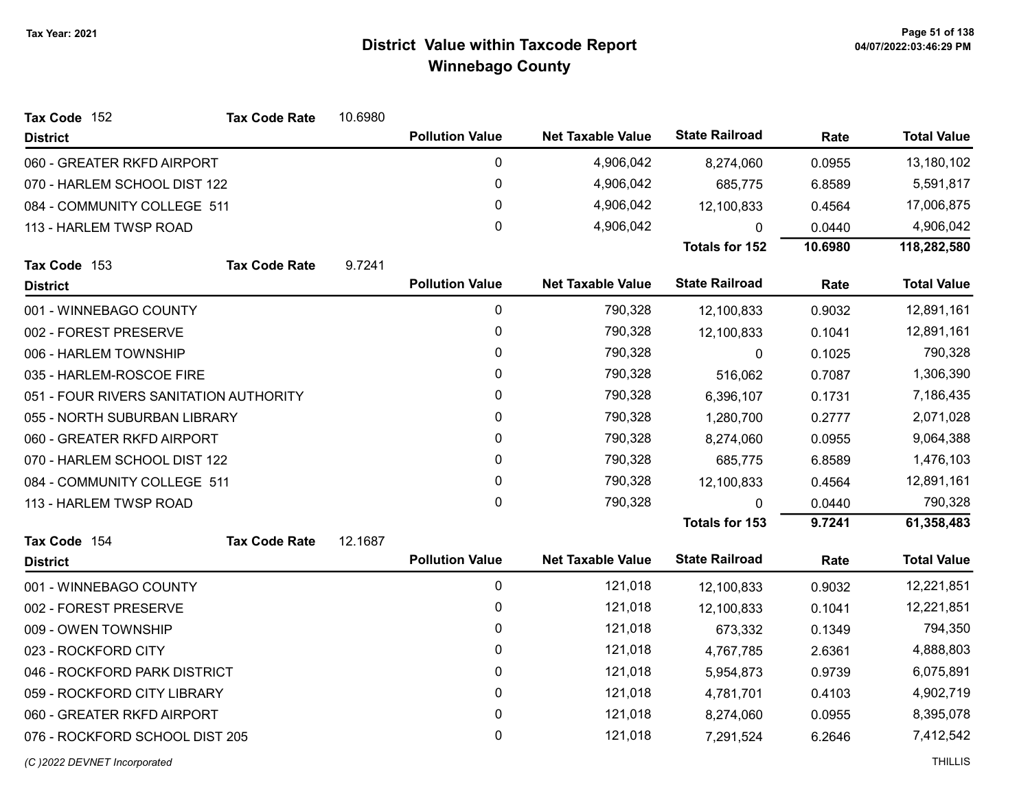# District Value within Taxcode Report
## Winnebago County

Tax Year: 2021

**Tax Code** 152 **Tax Code Rate** 10.6980

| District | Pollution Value | Net Taxable Value | State Railroad | Rate | Total Value |
|---|---|---|---|---|---|
| 060 - GREATER RKFD AIRPORT | 0 | 4,906,042 | 8,274,060 | 0.0955 | 13,180,102 |
| 070 - HARLEM SCHOOL DIST 122 | 0 | 4,906,042 | 685,775 | 6.8589 | 5,591,817 |
| 084 - COMMUNITY COLLEGE 511 | 0 | 4,906,042 | 12,100,833 | 0.4564 | 17,006,875 |
| 113 - HARLEM TWSP ROAD | 0 | 4,906,042 | 0 | 0.0440 | 4,906,042 |
| | | | **Totals for 152** | **10.6980** | **118,282,580** |

**Tax Code** 153 **Tax Code Rate** 9.7241

| District | Pollution Value | Net Taxable Value | State Railroad | Rate | Total Value |
|---|---|---|---|---|---|
| 001 - WINNEBAGO COUNTY | 0 | 790,328 | 12,100,833 | 0.9032 | 12,891,161 |
| 002 - FOREST PRESERVE | 0 | 790,328 | 12,100,833 | 0.1041 | 12,891,161 |
| 006 - HARLEM TOWNSHIP | 0 | 790,328 | 0 | 0.1025 | 790,328 |
| 035 - HARLEM-ROSCOE FIRE | 0 | 790,328 | 516,062 | 0.7087 | 1,306,390 |
| 051 - FOUR RIVERS SANITATION AUTHORITY | 0 | 790,328 | 6,396,107 | 0.1731 | 7,186,435 |
| 055 - NORTH SUBURBAN LIBRARY | 0 | 790,328 | 1,280,700 | 0.2777 | 2,071,028 |
| 060 - GREATER RKFD AIRPORT | 0 | 790,328 | 8,274,060 | 0.0955 | 9,064,388 |
| 070 - HARLEM SCHOOL DIST 122 | 0 | 790,328 | 685,775 | 6.8589 | 1,476,103 |
| 084 - COMMUNITY COLLEGE 511 | 0 | 790,328 | 12,100,833 | 0.4564 | 12,891,161 |
| 113 - HARLEM TWSP ROAD | 0 | 790,328 | 0 | 0.0440 | 790,328 |
| | | | **Totals for 153** | **9.7241** | **61,358,483** |

**Tax Code** 154 **Tax Code Rate** 12.1687

| District | Pollution Value | Net Taxable Value | State Railroad | Rate | Total Value |
|---|---|---|---|---|---|
| 001 - WINNEBAGO COUNTY | 0 | 121,018 | 12,100,833 | 0.9032 | 12,221,851 |
| 002 - FOREST PRESERVE | 0 | 121,018 | 12,100,833 | 0.1041 | 12,221,851 |
| 009 - OWEN TOWNSHIP | 0 | 121,018 | 673,332 | 0.1349 | 794,350 |
| 023 - ROCKFORD CITY | 0 | 121,018 | 4,767,785 | 2.6361 | 4,888,803 |
| 046 - ROCKFORD PARK DISTRICT | 0 | 121,018 | 5,954,873 | 0.9739 | 6,075,891 |
| 059 - ROCKFORD CITY LIBRARY | 0 | 121,018 | 4,781,701 | 0.4103 | 4,902,719 |
| 060 - GREATER RKFD AIRPORT | 0 | 121,018 | 8,274,060 | 0.0955 | 8,395,078 |
| 076 - ROCKFORD SCHOOL DIST 205 | 0 | 121,018 | 7,291,524 | 6.2646 | 7,412,542 |

*(C )2022 DEVNET Incorporated* THILLIS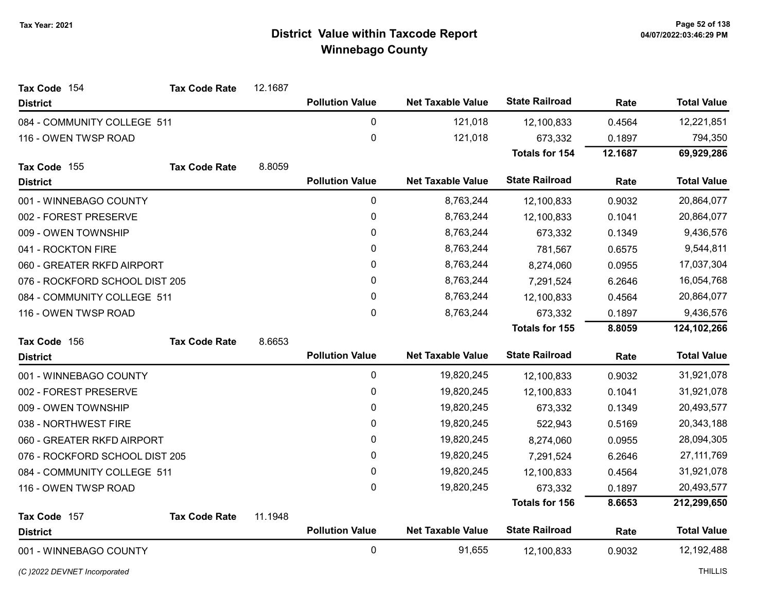# District Value within Taxcode Report
## Winnebago County

Tax Year: 2021

**Tax Code** 154 &nbsp;&nbsp; **Tax Code Rate** 12.1687

| District | Pollution Value | Net Taxable Value | State Railroad | Rate | Total Value |
|---|---|---|---|---|---|
| 084 - COMMUNITY COLLEGE 511 | 0 | 121,018 | 12,100,833 | 0.4564 | 12,221,851 |
| 116 - OWEN TWSP ROAD | 0 | 121,018 | 673,332 | 0.1897 | 794,350 |
| | | | **Totals for 154** | **12.1687** | **69,929,286** |

**Tax Code** 155 &nbsp;&nbsp; **Tax Code Rate** 8.8059

| District | Pollution Value | Net Taxable Value | State Railroad | Rate | Total Value |
|---|---|---|---|---|---|
| 001 - WINNEBAGO COUNTY | 0 | 8,763,244 | 12,100,833 | 0.9032 | 20,864,077 |
| 002 - FOREST PRESERVE | 0 | 8,763,244 | 12,100,833 | 0.1041 | 20,864,077 |
| 009 - OWEN TOWNSHIP | 0 | 8,763,244 | 673,332 | 0.1349 | 9,436,576 |
| 041 - ROCKTON FIRE | 0 | 8,763,244 | 781,567 | 0.6575 | 9,544,811 |
| 060 - GREATER RKFD AIRPORT | 0 | 8,763,244 | 8,274,060 | 0.0955 | 17,037,304 |
| 076 - ROCKFORD SCHOOL DIST 205 | 0 | 8,763,244 | 7,291,524 | 6.2646 | 16,054,768 |
| 084 - COMMUNITY COLLEGE 511 | 0 | 8,763,244 | 12,100,833 | 0.4564 | 20,864,077 |
| 116 - OWEN TWSP ROAD | 0 | 8,763,244 | 673,332 | 0.1897 | 9,436,576 |
| | | | **Totals for 155** | **8.8059** | **124,102,266** |

**Tax Code** 156 &nbsp;&nbsp; **Tax Code Rate** 8.6653

| District | Pollution Value | Net Taxable Value | State Railroad | Rate | Total Value |
|---|---|---|---|---|---|
| 001 - WINNEBAGO COUNTY | 0 | 19,820,245 | 12,100,833 | 0.9032 | 31,921,078 |
| 002 - FOREST PRESERVE | 0 | 19,820,245 | 12,100,833 | 0.1041 | 31,921,078 |
| 009 - OWEN TOWNSHIP | 0 | 19,820,245 | 673,332 | 0.1349 | 20,493,577 |
| 038 - NORTHWEST FIRE | 0 | 19,820,245 | 522,943 | 0.5169 | 20,343,188 |
| 060 - GREATER RKFD AIRPORT | 0 | 19,820,245 | 8,274,060 | 0.0955 | 28,094,305 |
| 076 - ROCKFORD SCHOOL DIST 205 | 0 | 19,820,245 | 7,291,524 | 6.2646 | 27,111,769 |
| 084 - COMMUNITY COLLEGE 511 | 0 | 19,820,245 | 12,100,833 | 0.4564 | 31,921,078 |
| 116 - OWEN TWSP ROAD | 0 | 19,820,245 | 673,332 | 0.1897 | 20,493,577 |
| | | | **Totals for 156** | **8.6653** | **212,299,650** |

**Tax Code** 157 &nbsp;&nbsp; **Tax Code Rate** 11.1948

| District | Pollution Value | Net Taxable Value | State Railroad | Rate | Total Value |
|---|---|---|---|---|---|
| 001 - WINNEBAGO COUNTY | 0 | 91,655 | 12,100,833 | 0.9032 | 12,192,488 |

*(C )2022 DEVNET Incorporated* &nbsp;&nbsp; THILLIS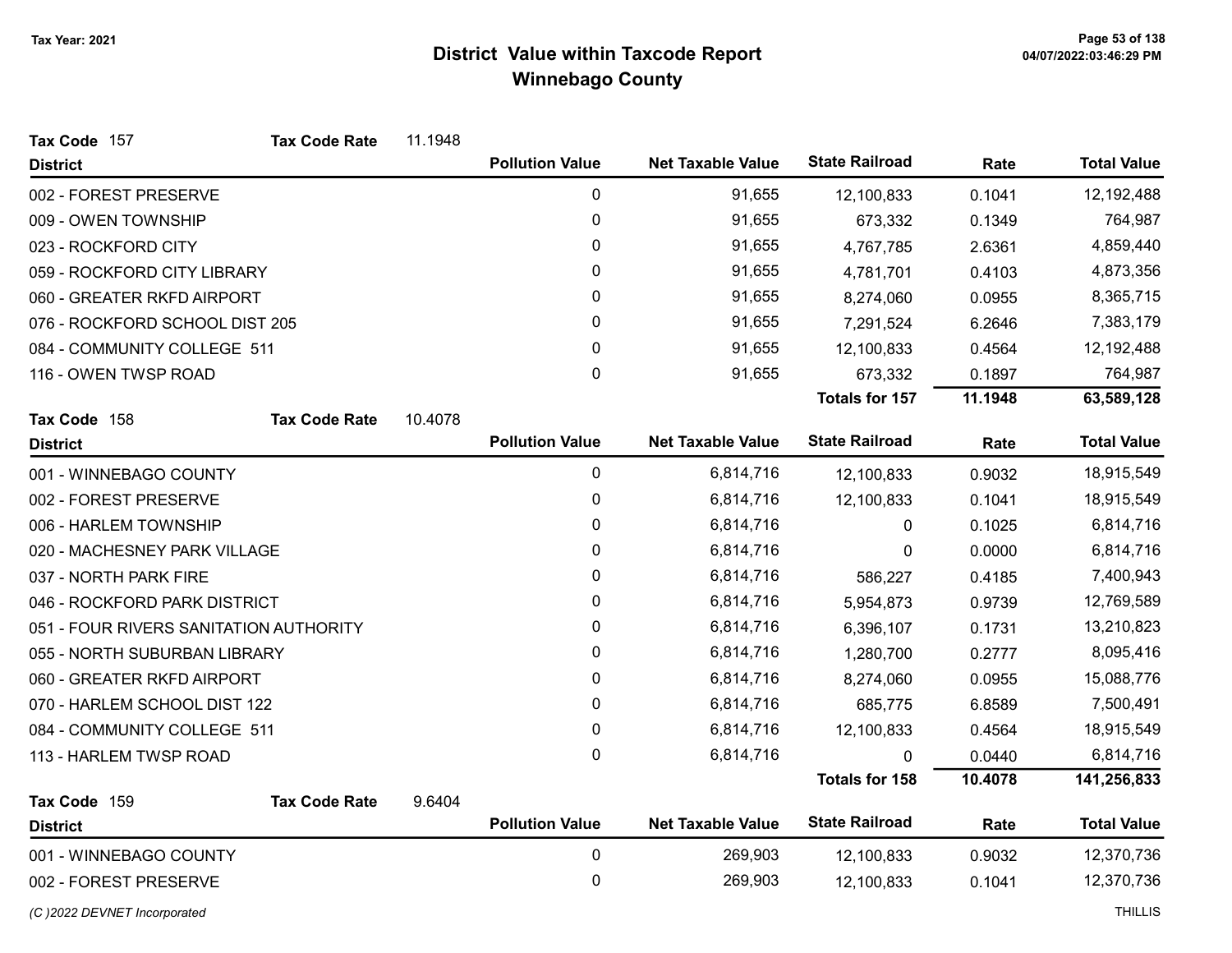**Tax Year: 2021**

# District Value within Taxcode Report
## Winnebago County

**Tax Code** 157 **Tax Code Rate** 11.1948

| District | Pollution Value | Net Taxable Value | State Railroad | Rate | Total Value |
|---|---|---|---|---|---|
| 002 - FOREST PRESERVE | 0 | 91,655 | 12,100,833 | 0.1041 | 12,192,488 |
| 009 - OWEN TOWNSHIP | 0 | 91,655 | 673,332 | 0.1349 | 764,987 |
| 023 - ROCKFORD CITY | 0 | 91,655 | 4,767,785 | 2.6361 | 4,859,440 |
| 059 - ROCKFORD CITY LIBRARY | 0 | 91,655 | 4,781,701 | 0.4103 | 4,873,356 |
| 060 - GREATER RKFD AIRPORT | 0 | 91,655 | 8,274,060 | 0.0955 | 8,365,715 |
| 076 - ROCKFORD SCHOOL DIST 205 | 0 | 91,655 | 7,291,524 | 6.2646 | 7,383,179 |
| 084 - COMMUNITY COLLEGE 511 | 0 | 91,655 | 12,100,833 | 0.4564 | 12,192,488 |
| 116 - OWEN TWSP ROAD | 0 | 91,655 | 673,332 | 0.1897 | 764,987 |
| | | | **Totals for 157** | **11.1948** | **63,589,128** |

**Tax Code** 158 **Tax Code Rate** 10.4078

| District | Pollution Value | Net Taxable Value | State Railroad | Rate | Total Value |
|---|---|---|---|---|---|
| 001 - WINNEBAGO COUNTY | 0 | 6,814,716 | 12,100,833 | 0.9032 | 18,915,549 |
| 002 - FOREST PRESERVE | 0 | 6,814,716 | 12,100,833 | 0.1041 | 18,915,549 |
| 006 - HARLEM TOWNSHIP | 0 | 6,814,716 | 0 | 0.1025 | 6,814,716 |
| 020 - MACHESNEY PARK VILLAGE | 0 | 6,814,716 | 0 | 0.0000 | 6,814,716 |
| 037 - NORTH PARK FIRE | 0 | 6,814,716 | 586,227 | 0.4185 | 7,400,943 |
| 046 - ROCKFORD PARK DISTRICT | 0 | 6,814,716 | 5,954,873 | 0.9739 | 12,769,589 |
| 051 - FOUR RIVERS SANITATION AUTHORITY | 0 | 6,814,716 | 6,396,107 | 0.1731 | 13,210,823 |
| 055 - NORTH SUBURBAN LIBRARY | 0 | 6,814,716 | 1,280,700 | 0.2777 | 8,095,416 |
| 060 - GREATER RKFD AIRPORT | 0 | 6,814,716 | 8,274,060 | 0.0955 | 15,088,776 |
| 070 - HARLEM SCHOOL DIST 122 | 0 | 6,814,716 | 685,775 | 6.8589 | 7,500,491 |
| 084 - COMMUNITY COLLEGE 511 | 0 | 6,814,716 | 12,100,833 | 0.4564 | 18,915,549 |
| 113 - HARLEM TWSP ROAD | 0 | 6,814,716 | 0 | 0.0440 | 6,814,716 |
| | | | **Totals for 158** | **10.4078** | **141,256,833** |

**Tax Code** 159 **Tax Code Rate** 9.6404

| District | Pollution Value | Net Taxable Value | State Railroad | Rate | Total Value |
|---|---|---|---|---|---|
| 001 - WINNEBAGO COUNTY | 0 | 269,903 | 12,100,833 | 0.9032 | 12,370,736 |
| 002 - FOREST PRESERVE | 0 | 269,903 | 12,100,833 | 0.1041 | 12,370,736 |

*(C )2022 DEVNET Incorporated* THILLIS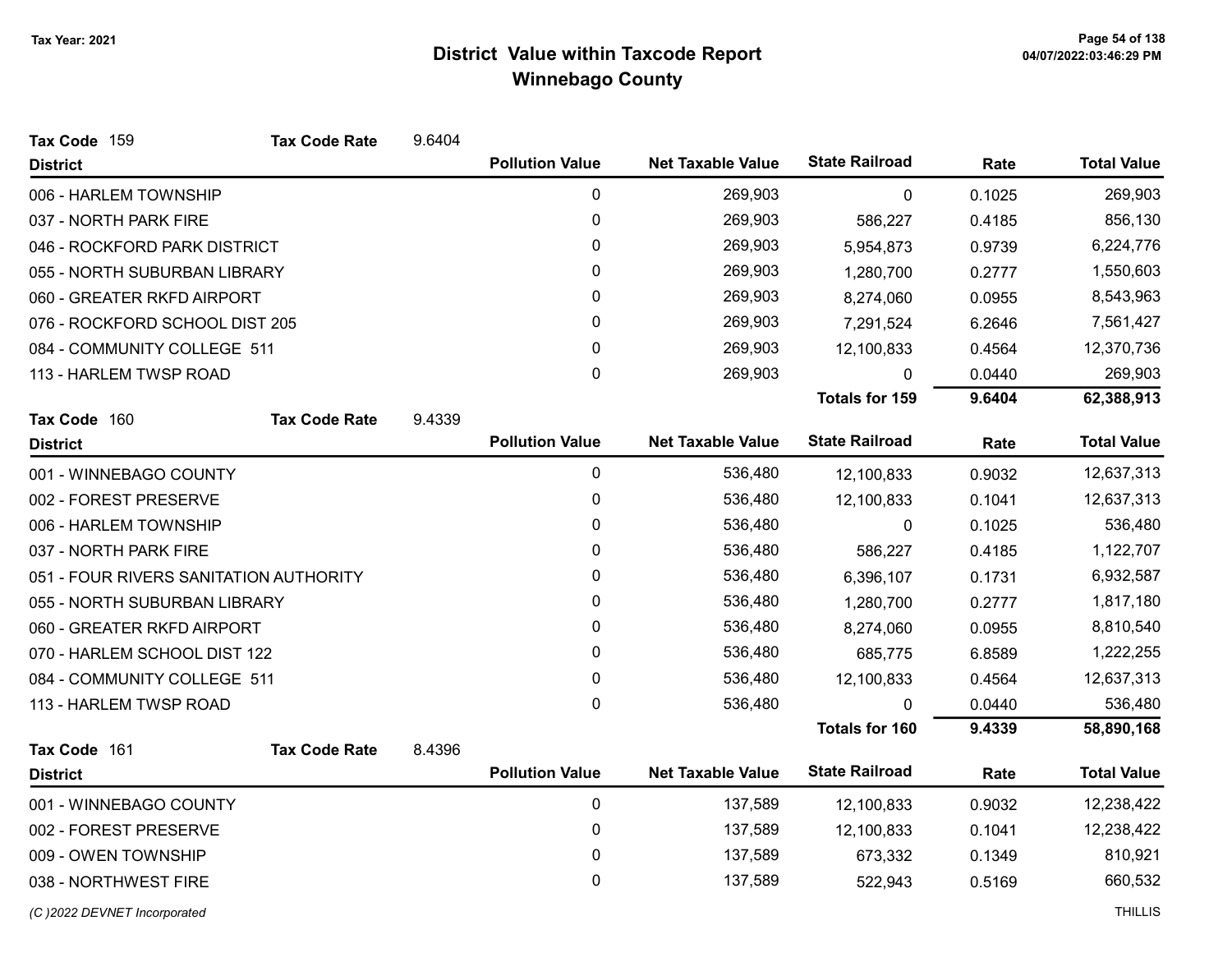Tax Year: 2021

# District Value within Taxcode Report
## Winnebago County

**Tax Code** 159 **Tax Code Rate** 9.6404

| District | Pollution Value | Net Taxable Value | State Railroad | Rate | Total Value |
|---|---|---|---|---|---|
| 006 - HARLEM TOWNSHIP | 0 | 269,903 | 0 | 0.1025 | 269,903 |
| 037 - NORTH PARK FIRE | 0 | 269,903 | 586,227 | 0.4185 | 856,130 |
| 046 - ROCKFORD PARK DISTRICT | 0 | 269,903 | 5,954,873 | 0.9739 | 6,224,776 |
| 055 - NORTH SUBURBAN LIBRARY | 0 | 269,903 | 1,280,700 | 0.2777 | 1,550,603 |
| 060 - GREATER RKFD AIRPORT | 0 | 269,903 | 8,274,060 | 0.0955 | 8,543,963 |
| 076 - ROCKFORD SCHOOL DIST 205 | 0 | 269,903 | 7,291,524 | 6.2646 | 7,561,427 |
| 084 - COMMUNITY COLLEGE 511 | 0 | 269,903 | 12,100,833 | 0.4564 | 12,370,736 |
| 113 - HARLEM TWSP ROAD | 0 | 269,903 | 0 | 0.0440 | 269,903 |
| | | | **Totals for 159** | **9.6404** | **62,388,913** |

**Tax Code** 160 **Tax Code Rate** 9.4339

| District | Pollution Value | Net Taxable Value | State Railroad | Rate | Total Value |
|---|---|---|---|---|---|
| 001 - WINNEBAGO COUNTY | 0 | 536,480 | 12,100,833 | 0.9032 | 12,637,313 |
| 002 - FOREST PRESERVE | 0 | 536,480 | 12,100,833 | 0.1041 | 12,637,313 |
| 006 - HARLEM TOWNSHIP | 0 | 536,480 | 0 | 0.1025 | 536,480 |
| 037 - NORTH PARK FIRE | 0 | 536,480 | 586,227 | 0.4185 | 1,122,707 |
| 051 - FOUR RIVERS SANITATION AUTHORITY | 0 | 536,480 | 6,396,107 | 0.1731 | 6,932,587 |
| 055 - NORTH SUBURBAN LIBRARY | 0 | 536,480 | 1,280,700 | 0.2777 | 1,817,180 |
| 060 - GREATER RKFD AIRPORT | 0 | 536,480 | 8,274,060 | 0.0955 | 8,810,540 |
| 070 - HARLEM SCHOOL DIST 122 | 0 | 536,480 | 685,775 | 6.8589 | 1,222,255 |
| 084 - COMMUNITY COLLEGE 511 | 0 | 536,480 | 12,100,833 | 0.4564 | 12,637,313 |
| 113 - HARLEM TWSP ROAD | 0 | 536,480 | 0 | 0.0440 | 536,480 |
| | | | **Totals for 160** | **9.4339** | **58,890,168** |

**Tax Code** 161 **Tax Code Rate** 8.4396

| District | Pollution Value | Net Taxable Value | State Railroad | Rate | Total Value |
|---|---|---|---|---|---|
| 001 - WINNEBAGO COUNTY | 0 | 137,589 | 12,100,833 | 0.9032 | 12,238,422 |
| 002 - FOREST PRESERVE | 0 | 137,589 | 12,100,833 | 0.1041 | 12,238,422 |
| 009 - OWEN TOWNSHIP | 0 | 137,589 | 673,332 | 0.1349 | 810,921 |
| 038 - NORTHWEST FIRE | 0 | 137,589 | 522,943 | 0.5169 | 660,532 |

*(C )2022 DEVNET Incorporated* THILLIS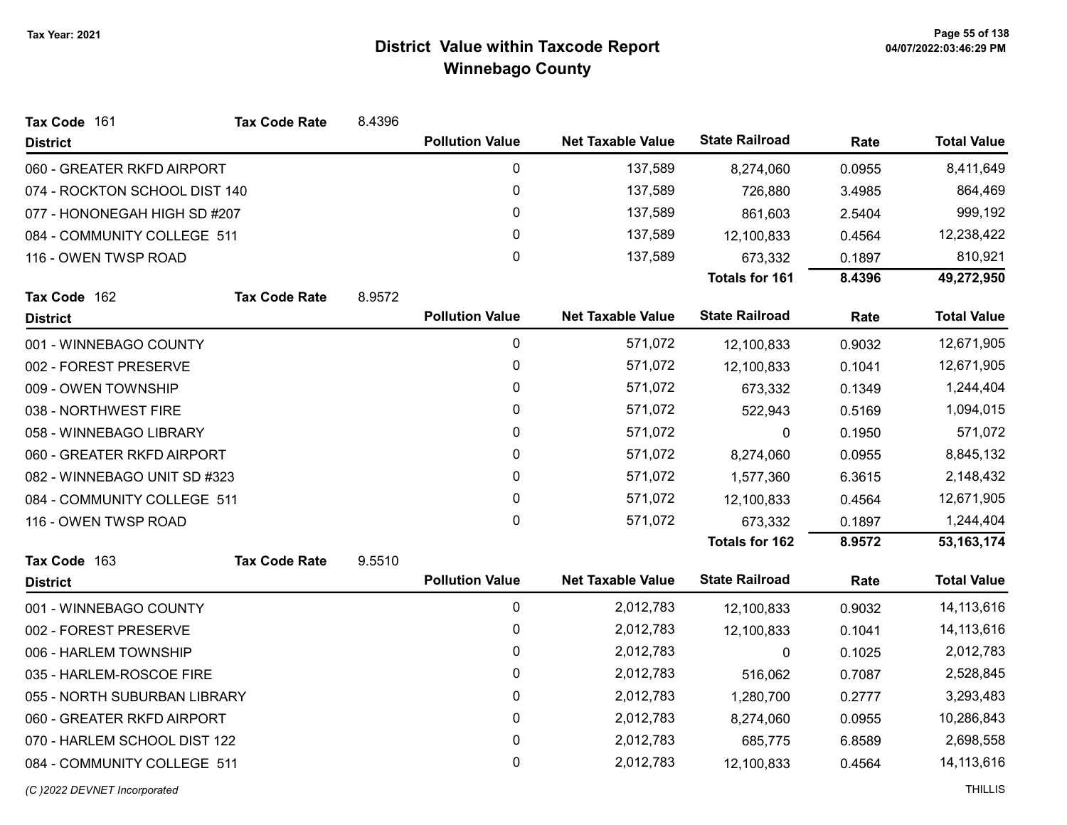# District Value within Taxcode Report

## Winnebago County

Tax Year: 2021

**Tax Code** 161 **Tax Code Rate** 8.4396

| District | Pollution Value | Net Taxable Value | State Railroad | Rate | Total Value |
|---|---|---|---|---|---|
| 060 - GREATER RKFD AIRPORT | 0 | 137,589 | 8,274,060 | 0.0955 | 8,411,649 |
| 074 - ROCKTON SCHOOL DIST 140 | 0 | 137,589 | 726,880 | 3.4985 | 864,469 |
| 077 - HONONEGAH HIGH SD #207 | 0 | 137,589 | 861,603 | 2.5404 | 999,192 |
| 084 - COMMUNITY COLLEGE 511 | 0 | 137,589 | 12,100,833 | 0.4564 | 12,238,422 |
| 116 - OWEN TWSP ROAD | 0 | 137,589 | 673,332 | 0.1897 | 810,921 |
| | | | **Totals for 161** | **8.4396** | **49,272,950** |

**Tax Code** 162 **Tax Code Rate** 8.9572

| District | Pollution Value | Net Taxable Value | State Railroad | Rate | Total Value |
|---|---|---|---|---|---|
| 001 - WINNEBAGO COUNTY | 0 | 571,072 | 12,100,833 | 0.9032 | 12,671,905 |
| 002 - FOREST PRESERVE | 0 | 571,072 | 12,100,833 | 0.1041 | 12,671,905 |
| 009 - OWEN TOWNSHIP | 0 | 571,072 | 673,332 | 0.1349 | 1,244,404 |
| 038 - NORTHWEST FIRE | 0 | 571,072 | 522,943 | 0.5169 | 1,094,015 |
| 058 - WINNEBAGO LIBRARY | 0 | 571,072 | 0 | 0.1950 | 571,072 |
| 060 - GREATER RKFD AIRPORT | 0 | 571,072 | 8,274,060 | 0.0955 | 8,845,132 |
| 082 - WINNEBAGO UNIT SD #323 | 0 | 571,072 | 1,577,360 | 6.3615 | 2,148,432 |
| 084 - COMMUNITY COLLEGE 511 | 0 | 571,072 | 12,100,833 | 0.4564 | 12,671,905 |
| 116 - OWEN TWSP ROAD | 0 | 571,072 | 673,332 | 0.1897 | 1,244,404 |
| | | | **Totals for 162** | **8.9572** | **53,163,174** |

**Tax Code** 163 **Tax Code Rate** 9.5510

| District | Pollution Value | Net Taxable Value | State Railroad | Rate | Total Value |
|---|---|---|---|---|---|
| 001 - WINNEBAGO COUNTY | 0 | 2,012,783 | 12,100,833 | 0.9032 | 14,113,616 |
| 002 - FOREST PRESERVE | 0 | 2,012,783 | 12,100,833 | 0.1041 | 14,113,616 |
| 006 - HARLEM TOWNSHIP | 0 | 2,012,783 | 0 | 0.1025 | 2,012,783 |
| 035 - HARLEM-ROSCOE FIRE | 0 | 2,012,783 | 516,062 | 0.7087 | 2,528,845 |
| 055 - NORTH SUBURBAN LIBRARY | 0 | 2,012,783 | 1,280,700 | 0.2777 | 3,293,483 |
| 060 - GREATER RKFD AIRPORT | 0 | 2,012,783 | 8,274,060 | 0.0955 | 10,286,843 |
| 070 - HARLEM SCHOOL DIST 122 | 0 | 2,012,783 | 685,775 | 6.8589 | 2,698,558 |
| 084 - COMMUNITY COLLEGE 511 | 0 | 2,012,783 | 12,100,833 | 0.4564 | 14,113,616 |

*(C )2022 DEVNET Incorporated* THILLIS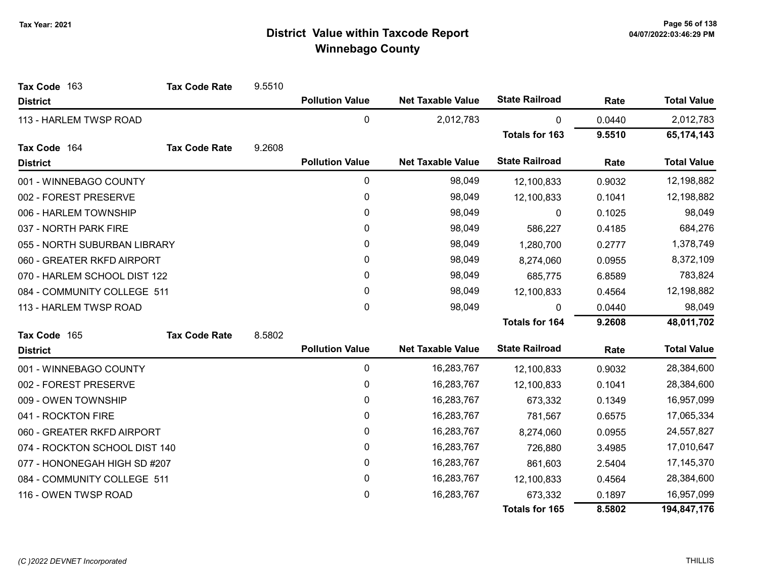Tax Year: 2021

# District Value within Taxcode Report
## Winnebago County

04/07/2022:03:46:29 PM

**Tax Code** 163 **Tax Code Rate** 9.5510

| District | Pollution Value | Net Taxable Value | State Railroad | Rate | Total Value |
|---|---|---|---|---|---|
| 113 - HARLEM TWSP ROAD | 0 | 2,012,783 | 0 | 0.0440 | 2,012,783 |
| | | | **Totals for 163** | **9.5510** | **65,174,143** |

**Tax Code** 164 **Tax Code Rate** 9.2608

| District | Pollution Value | Net Taxable Value | State Railroad | Rate | Total Value |
|---|---|---|---|---|---|
| 001 - WINNEBAGO COUNTY | 0 | 98,049 | 12,100,833 | 0.9032 | 12,198,882 |
| 002 - FOREST PRESERVE | 0 | 98,049 | 12,100,833 | 0.1041 | 12,198,882 |
| 006 - HARLEM TOWNSHIP | 0 | 98,049 | 0 | 0.1025 | 98,049 |
| 037 - NORTH PARK FIRE | 0 | 98,049 | 586,227 | 0.4185 | 684,276 |
| 055 - NORTH SUBURBAN LIBRARY | 0 | 98,049 | 1,280,700 | 0.2777 | 1,378,749 |
| 060 - GREATER RKFD AIRPORT | 0 | 98,049 | 8,274,060 | 0.0955 | 8,372,109 |
| 070 - HARLEM SCHOOL DIST 122 | 0 | 98,049 | 685,775 | 6.8589 | 783,824 |
| 084 - COMMUNITY COLLEGE 511 | 0 | 98,049 | 12,100,833 | 0.4564 | 12,198,882 |
| 113 - HARLEM TWSP ROAD | 0 | 98,049 | 0 | 0.0440 | 98,049 |
| | | | **Totals for 164** | **9.2608** | **48,011,702** |

**Tax Code** 165 **Tax Code Rate** 8.5802

| District | Pollution Value | Net Taxable Value | State Railroad | Rate | Total Value |
|---|---|---|---|---|---|
| 001 - WINNEBAGO COUNTY | 0 | 16,283,767 | 12,100,833 | 0.9032 | 28,384,600 |
| 002 - FOREST PRESERVE | 0 | 16,283,767 | 12,100,833 | 0.1041 | 28,384,600 |
| 009 - OWEN TOWNSHIP | 0 | 16,283,767 | 673,332 | 0.1349 | 16,957,099 |
| 041 - ROCKTON FIRE | 0 | 16,283,767 | 781,567 | 0.6575 | 17,065,334 |
| 060 - GREATER RKFD AIRPORT | 0 | 16,283,767 | 8,274,060 | 0.0955 | 24,557,827 |
| 074 - ROCKTON SCHOOL DIST 140 | 0 | 16,283,767 | 726,880 | 3.4985 | 17,010,647 |
| 077 - HONONEGAH HIGH SD #207 | 0 | 16,283,767 | 861,603 | 2.5404 | 17,145,370 |
| 084 - COMMUNITY COLLEGE 511 | 0 | 16,283,767 | 12,100,833 | 0.4564 | 28,384,600 |
| 116 - OWEN TWSP ROAD | 0 | 16,283,767 | 673,332 | 0.1897 | 16,957,099 |
| | | | **Totals for 165** | **8.5802** | **194,847,176** |

(C )2022 DEVNET Incorporated

THILLIS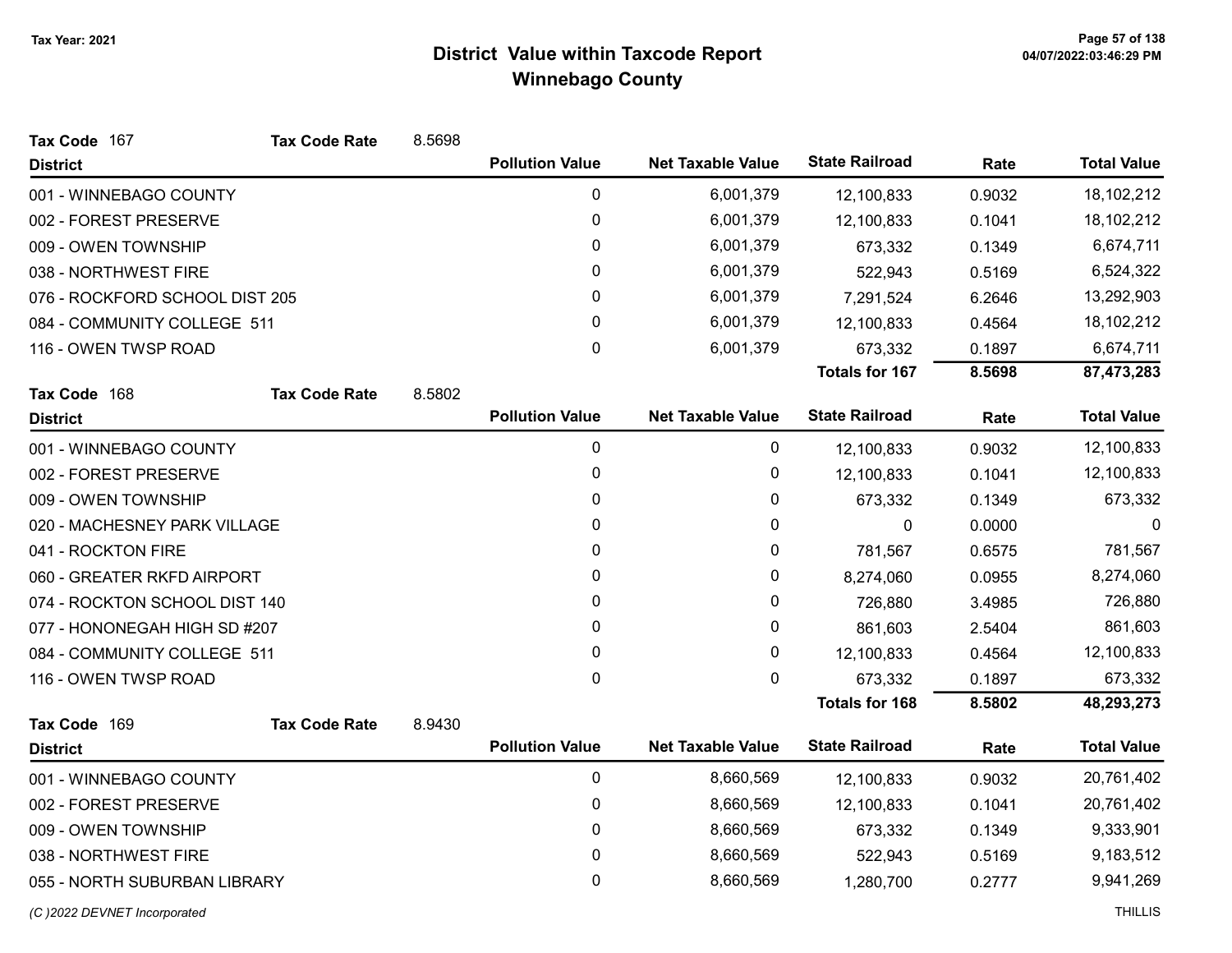# District Value within Taxcode Report

## Winnebago County

Tax Year: 2021

**Tax Code** 167 **Tax Code Rate** 8.5698

| District | Pollution Value | Net Taxable Value | State Railroad | Rate | Total Value |
|---|---|---|---|---|---|
| 001 - WINNEBAGO COUNTY | 0 | 6,001,379 | 12,100,833 | 0.9032 | 18,102,212 |
| 002 - FOREST PRESERVE | 0 | 6,001,379 | 12,100,833 | 0.1041 | 18,102,212 |
| 009 - OWEN TOWNSHIP | 0 | 6,001,379 | 673,332 | 0.1349 | 6,674,711 |
| 038 - NORTHWEST FIRE | 0 | 6,001,379 | 522,943 | 0.5169 | 6,524,322 |
| 076 - ROCKFORD SCHOOL DIST 205 | 0 | 6,001,379 | 7,291,524 | 6.2646 | 13,292,903 |
| 084 - COMMUNITY COLLEGE 511 | 0 | 6,001,379 | 12,100,833 | 0.4564 | 18,102,212 |
| 116 - OWEN TWSP ROAD | 0 | 6,001,379 | 673,332 | 0.1897 | 6,674,711 |
| | | | **Totals for 167** | **8.5698** | **87,473,283** |

**Tax Code** 168 **Tax Code Rate** 8.5802

| District | Pollution Value | Net Taxable Value | State Railroad | Rate | Total Value |
|---|---|---|---|---|---|
| 001 - WINNEBAGO COUNTY | 0 | 0 | 12,100,833 | 0.9032 | 12,100,833 |
| 002 - FOREST PRESERVE | 0 | 0 | 12,100,833 | 0.1041 | 12,100,833 |
| 009 - OWEN TOWNSHIP | 0 | 0 | 673,332 | 0.1349 | 673,332 |
| 020 - MACHESNEY PARK VILLAGE | 0 | 0 | 0 | 0.0000 | 0 |
| 041 - ROCKTON FIRE | 0 | 0 | 781,567 | 0.6575 | 781,567 |
| 060 - GREATER RKFD AIRPORT | 0 | 0 | 8,274,060 | 0.0955 | 8,274,060 |
| 074 - ROCKTON SCHOOL DIST 140 | 0 | 0 | 726,880 | 3.4985 | 726,880 |
| 077 - HONONEGAH HIGH SD #207 | 0 | 0 | 861,603 | 2.5404 | 861,603 |
| 084 - COMMUNITY COLLEGE 511 | 0 | 0 | 12,100,833 | 0.4564 | 12,100,833 |
| 116 - OWEN TWSP ROAD | 0 | 0 | 673,332 | 0.1897 | 673,332 |
| | | | **Totals for 168** | **8.5802** | **48,293,273** |

**Tax Code** 169 **Tax Code Rate** 8.9430

| District | Pollution Value | Net Taxable Value | State Railroad | Rate | Total Value |
|---|---|---|---|---|---|
| 001 - WINNEBAGO COUNTY | 0 | 8,660,569 | 12,100,833 | 0.9032 | 20,761,402 |
| 002 - FOREST PRESERVE | 0 | 8,660,569 | 12,100,833 | 0.1041 | 20,761,402 |
| 009 - OWEN TOWNSHIP | 0 | 8,660,569 | 673,332 | 0.1349 | 9,333,901 |
| 038 - NORTHWEST FIRE | 0 | 8,660,569 | 522,943 | 0.5169 | 9,183,512 |
| 055 - NORTH SUBURBAN LIBRARY | 0 | 8,660,569 | 1,280,700 | 0.2777 | 9,941,269 |

*(C )2022 DEVNET Incorporated*

THILLIS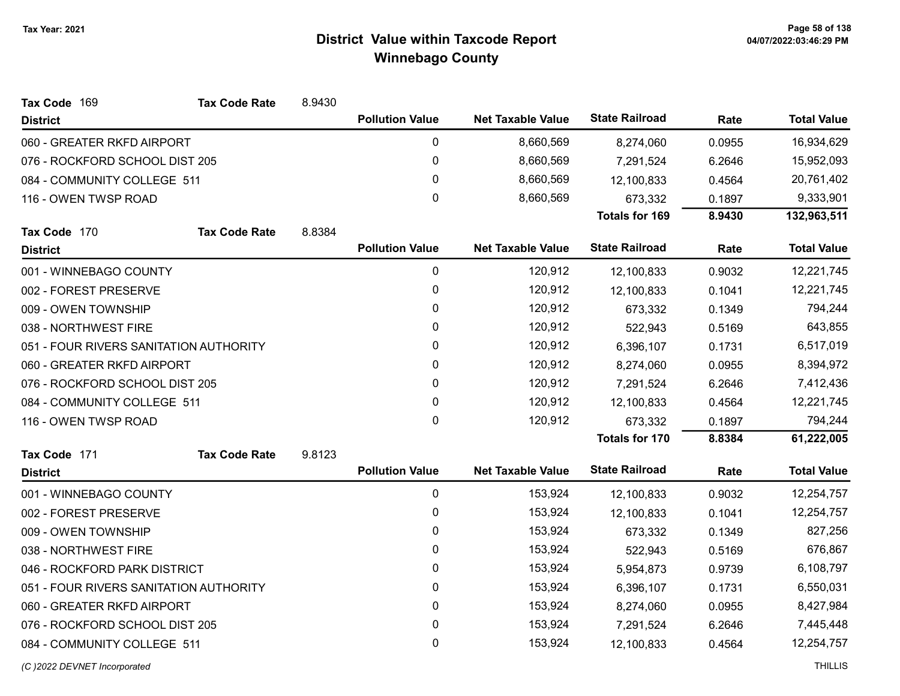# District Value within Taxcode Report
## Winnebago County

Tax Year: 2021

**Tax Code** 169 **Tax Code Rate** 8.9430

| District | Pollution Value | Net Taxable Value | State Railroad | Rate | Total Value |
|---|---|---|---|---|---|
| 060 - GREATER RKFD AIRPORT | 0 | 8,660,569 | 8,274,060 | 0.0955 | 16,934,629 |
| 076 - ROCKFORD SCHOOL DIST 205 | 0 | 8,660,569 | 7,291,524 | 6.2646 | 15,952,093 |
| 084 - COMMUNITY COLLEGE 511 | 0 | 8,660,569 | 12,100,833 | 0.4564 | 20,761,402 |
| 116 - OWEN TWSP ROAD | 0 | 8,660,569 | 673,332 | 0.1897 | 9,333,901 |
| | | | **Totals for 169** | **8.9430** | **132,963,511** |

**Tax Code** 170 **Tax Code Rate** 8.8384

| District | Pollution Value | Net Taxable Value | State Railroad | Rate | Total Value |
|---|---|---|---|---|---|
| 001 - WINNEBAGO COUNTY | 0 | 120,912 | 12,100,833 | 0.9032 | 12,221,745 |
| 002 - FOREST PRESERVE | 0 | 120,912 | 12,100,833 | 0.1041 | 12,221,745 |
| 009 - OWEN TOWNSHIP | 0 | 120,912 | 673,332 | 0.1349 | 794,244 |
| 038 - NORTHWEST FIRE | 0 | 120,912 | 522,943 | 0.5169 | 643,855 |
| 051 - FOUR RIVERS SANITATION AUTHORITY | 0 | 120,912 | 6,396,107 | 0.1731 | 6,517,019 |
| 060 - GREATER RKFD AIRPORT | 0 | 120,912 | 8,274,060 | 0.0955 | 8,394,972 |
| 076 - ROCKFORD SCHOOL DIST 205 | 0 | 120,912 | 7,291,524 | 6.2646 | 7,412,436 |
| 084 - COMMUNITY COLLEGE 511 | 0 | 120,912 | 12,100,833 | 0.4564 | 12,221,745 |
| 116 - OWEN TWSP ROAD | 0 | 120,912 | 673,332 | 0.1897 | 794,244 |
| | | | **Totals for 170** | **8.8384** | **61,222,005** |

**Tax Code** 171 **Tax Code Rate** 9.8123

| District | Pollution Value | Net Taxable Value | State Railroad | Rate | Total Value |
|---|---|---|---|---|---|
| 001 - WINNEBAGO COUNTY | 0 | 153,924 | 12,100,833 | 0.9032 | 12,254,757 |
| 002 - FOREST PRESERVE | 0 | 153,924 | 12,100,833 | 0.1041 | 12,254,757 |
| 009 - OWEN TOWNSHIP | 0 | 153,924 | 673,332 | 0.1349 | 827,256 |
| 038 - NORTHWEST FIRE | 0 | 153,924 | 522,943 | 0.5169 | 676,867 |
| 046 - ROCKFORD PARK DISTRICT | 0 | 153,924 | 5,954,873 | 0.9739 | 6,108,797 |
| 051 - FOUR RIVERS SANITATION AUTHORITY | 0 | 153,924 | 6,396,107 | 0.1731 | 6,550,031 |
| 060 - GREATER RKFD AIRPORT | 0 | 153,924 | 8,274,060 | 0.0955 | 8,427,984 |
| 076 - ROCKFORD SCHOOL DIST 205 | 0 | 153,924 | 7,291,524 | 6.2646 | 7,445,448 |
| 084 - COMMUNITY COLLEGE 511 | 0 | 153,924 | 12,100,833 | 0.4564 | 12,254,757 |

*(C )2022 DEVNET Incorporated* THILLIS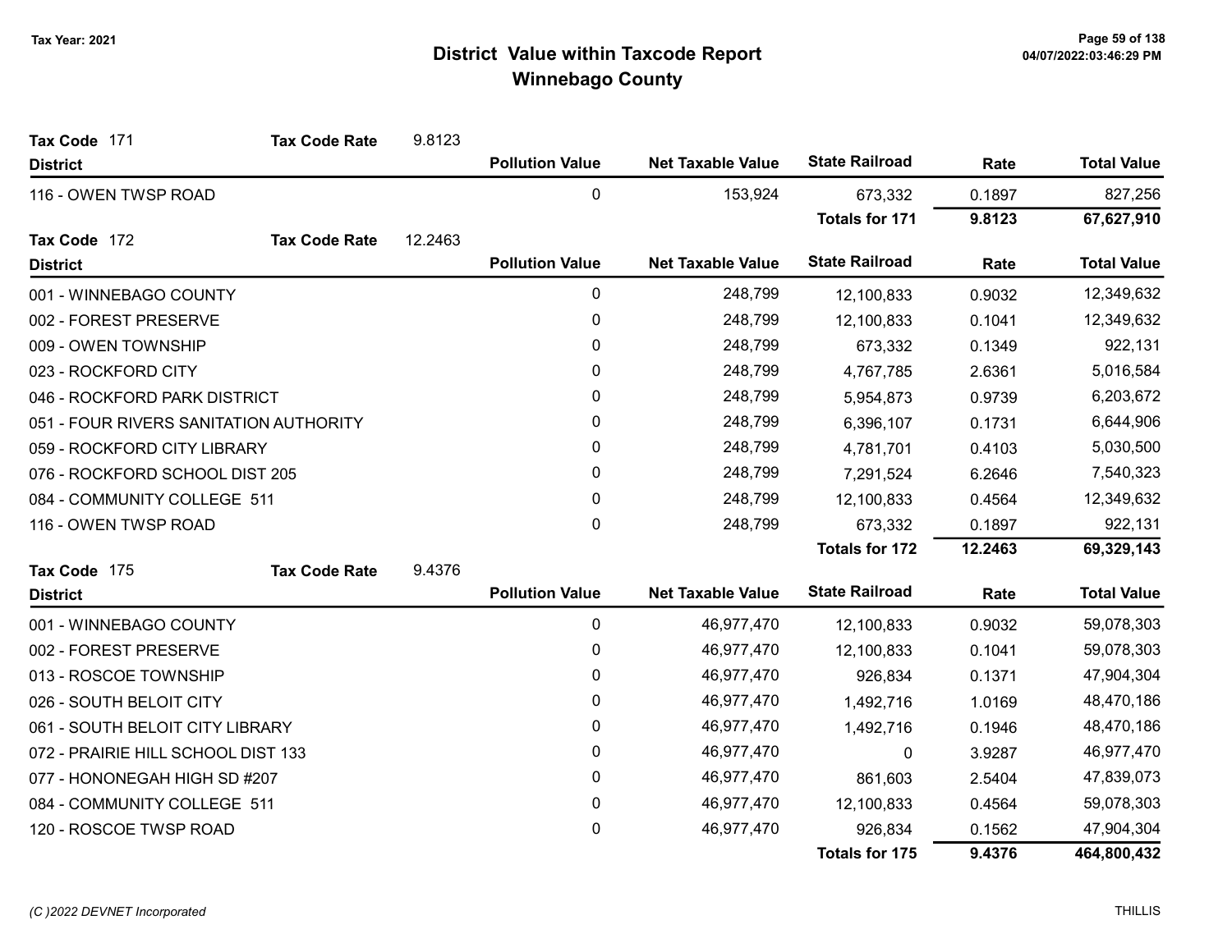# District Value within Taxcode Report
## Winnebago County

Tax Year: 2021

**Tax Code** 171 **Tax Code Rate** 9.8123

| District | Pollution Value | Net Taxable Value | State Railroad | Rate | Total Value |
|---|---|---|---|---|---|
| 116 - OWEN TWSP ROAD | 0 | 153,924 | 673,332 | 0.1897 | 827,256 |
| | | | **Totals for 171** | **9.8123** | **67,627,910** |

**Tax Code** 172 **Tax Code Rate** 12.2463

| District | Pollution Value | Net Taxable Value | State Railroad | Rate | Total Value |
|---|---|---|---|---|---|
| 001 - WINNEBAGO COUNTY | 0 | 248,799 | 12,100,833 | 0.9032 | 12,349,632 |
| 002 - FOREST PRESERVE | 0 | 248,799 | 12,100,833 | 0.1041 | 12,349,632 |
| 009 - OWEN TOWNSHIP | 0 | 248,799 | 673,332 | 0.1349 | 922,131 |
| 023 - ROCKFORD CITY | 0 | 248,799 | 4,767,785 | 2.6361 | 5,016,584 |
| 046 - ROCKFORD PARK DISTRICT | 0 | 248,799 | 5,954,873 | 0.9739 | 6,203,672 |
| 051 - FOUR RIVERS SANITATION AUTHORITY | 0 | 248,799 | 6,396,107 | 0.1731 | 6,644,906 |
| 059 - ROCKFORD CITY LIBRARY | 0 | 248,799 | 4,781,701 | 0.4103 | 5,030,500 |
| 076 - ROCKFORD SCHOOL DIST 205 | 0 | 248,799 | 7,291,524 | 6.2646 | 7,540,323 |
| 084 - COMMUNITY COLLEGE 511 | 0 | 248,799 | 12,100,833 | 0.4564 | 12,349,632 |
| 116 - OWEN TWSP ROAD | 0 | 248,799 | 673,332 | 0.1897 | 922,131 |
| | | | **Totals for 172** | **12.2463** | **69,329,143** |

**Tax Code** 175 **Tax Code Rate** 9.4376

| District | Pollution Value | Net Taxable Value | State Railroad | Rate | Total Value |
|---|---|---|---|---|---|
| 001 - WINNEBAGO COUNTY | 0 | 46,977,470 | 12,100,833 | 0.9032 | 59,078,303 |
| 002 - FOREST PRESERVE | 0 | 46,977,470 | 12,100,833 | 0.1041 | 59,078,303 |
| 013 - ROSCOE TOWNSHIP | 0 | 46,977,470 | 926,834 | 0.1371 | 47,904,304 |
| 026 - SOUTH BELOIT CITY | 0 | 46,977,470 | 1,492,716 | 1.0169 | 48,470,186 |
| 061 - SOUTH BELOIT CITY LIBRARY | 0 | 46,977,470 | 1,492,716 | 0.1946 | 48,470,186 |
| 072 - PRAIRIE HILL SCHOOL DIST 133 | 0 | 46,977,470 | 0 | 3.9287 | 46,977,470 |
| 077 - HONONEGAH HIGH SD #207 | 0 | 46,977,470 | 861,603 | 2.5404 | 47,839,073 |
| 084 - COMMUNITY COLLEGE 511 | 0 | 46,977,470 | 12,100,833 | 0.4564 | 59,078,303 |
| 120 - ROSCOE TWSP ROAD | 0 | 46,977,470 | 926,834 | 0.1562 | 47,904,304 |
| | | | **Totals for 175** | **9.4376** | **464,800,432** |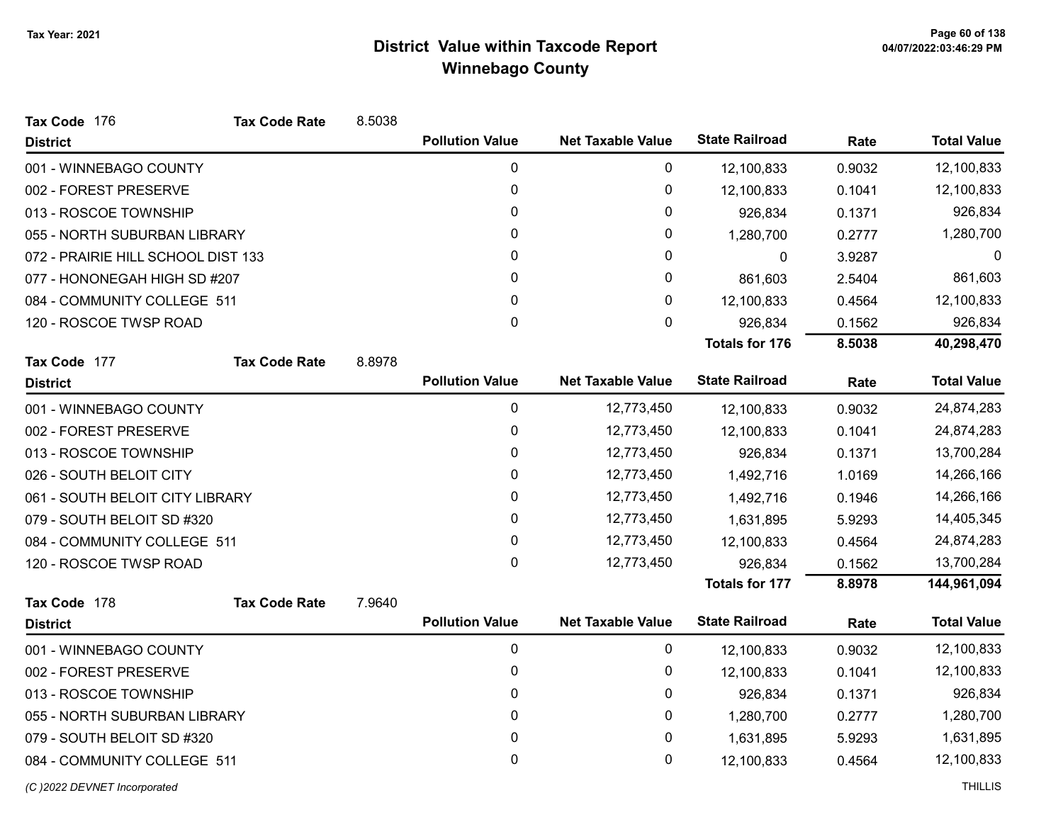# District Value within Taxcode Report
## Winnebago County

Tax Year: 2021

**Tax Code** 176 **Tax Code Rate** 8.5038

| District | Pollution Value | Net Taxable Value | State Railroad | Rate | Total Value |
|---|---|---|---|---|---|
| 001 - WINNEBAGO COUNTY | 0 | 0 | 12,100,833 | 0.9032 | 12,100,833 |
| 002 - FOREST PRESERVE | 0 | 0 | 12,100,833 | 0.1041 | 12,100,833 |
| 013 - ROSCOE TOWNSHIP | 0 | 0 | 926,834 | 0.1371 | 926,834 |
| 055 - NORTH SUBURBAN LIBRARY | 0 | 0 | 1,280,700 | 0.2777 | 1,280,700 |
| 072 - PRAIRIE HILL SCHOOL DIST 133 | 0 | 0 | 0 | 3.9287 | 0 |
| 077 - HONONEGAH HIGH SD #207 | 0 | 0 | 861,603 | 2.5404 | 861,603 |
| 084 - COMMUNITY COLLEGE 511 | 0 | 0 | 12,100,833 | 0.4564 | 12,100,833 |
| 120 - ROSCOE TWSP ROAD | 0 | 0 | 926,834 | 0.1562 | 926,834 |
| | | | **Totals for 176** | **8.5038** | **40,298,470** |

**Tax Code** 177 **Tax Code Rate** 8.8978

| District | Pollution Value | Net Taxable Value | State Railroad | Rate | Total Value |
|---|---|---|---|---|---|
| 001 - WINNEBAGO COUNTY | 0 | 12,773,450 | 12,100,833 | 0.9032 | 24,874,283 |
| 002 - FOREST PRESERVE | 0 | 12,773,450 | 12,100,833 | 0.1041 | 24,874,283 |
| 013 - ROSCOE TOWNSHIP | 0 | 12,773,450 | 926,834 | 0.1371 | 13,700,284 |
| 026 - SOUTH BELOIT CITY | 0 | 12,773,450 | 1,492,716 | 1.0169 | 14,266,166 |
| 061 - SOUTH BELOIT CITY LIBRARY | 0 | 12,773,450 | 1,492,716 | 0.1946 | 14,266,166 |
| 079 - SOUTH BELOIT SD #320 | 0 | 12,773,450 | 1,631,895 | 5.9293 | 14,405,345 |
| 084 - COMMUNITY COLLEGE 511 | 0 | 12,773,450 | 12,100,833 | 0.4564 | 24,874,283 |
| 120 - ROSCOE TWSP ROAD | 0 | 12,773,450 | 926,834 | 0.1562 | 13,700,284 |
| | | | **Totals for 177** | **8.8978** | **144,961,094** |

**Tax Code** 178 **Tax Code Rate** 7.9640

| District | Pollution Value | Net Taxable Value | State Railroad | Rate | Total Value |
|---|---|---|---|---|---|
| 001 - WINNEBAGO COUNTY | 0 | 0 | 12,100,833 | 0.9032 | 12,100,833 |
| 002 - FOREST PRESERVE | 0 | 0 | 12,100,833 | 0.1041 | 12,100,833 |
| 013 - ROSCOE TOWNSHIP | 0 | 0 | 926,834 | 0.1371 | 926,834 |
| 055 - NORTH SUBURBAN LIBRARY | 0 | 0 | 1,280,700 | 0.2777 | 1,280,700 |
| 079 - SOUTH BELOIT SD #320 | 0 | 0 | 1,631,895 | 5.9293 | 1,631,895 |
| 084 - COMMUNITY COLLEGE 511 | 0 | 0 | 12,100,833 | 0.4564 | 12,100,833 |

*(C )2022 DEVNET Incorporated* THILLIS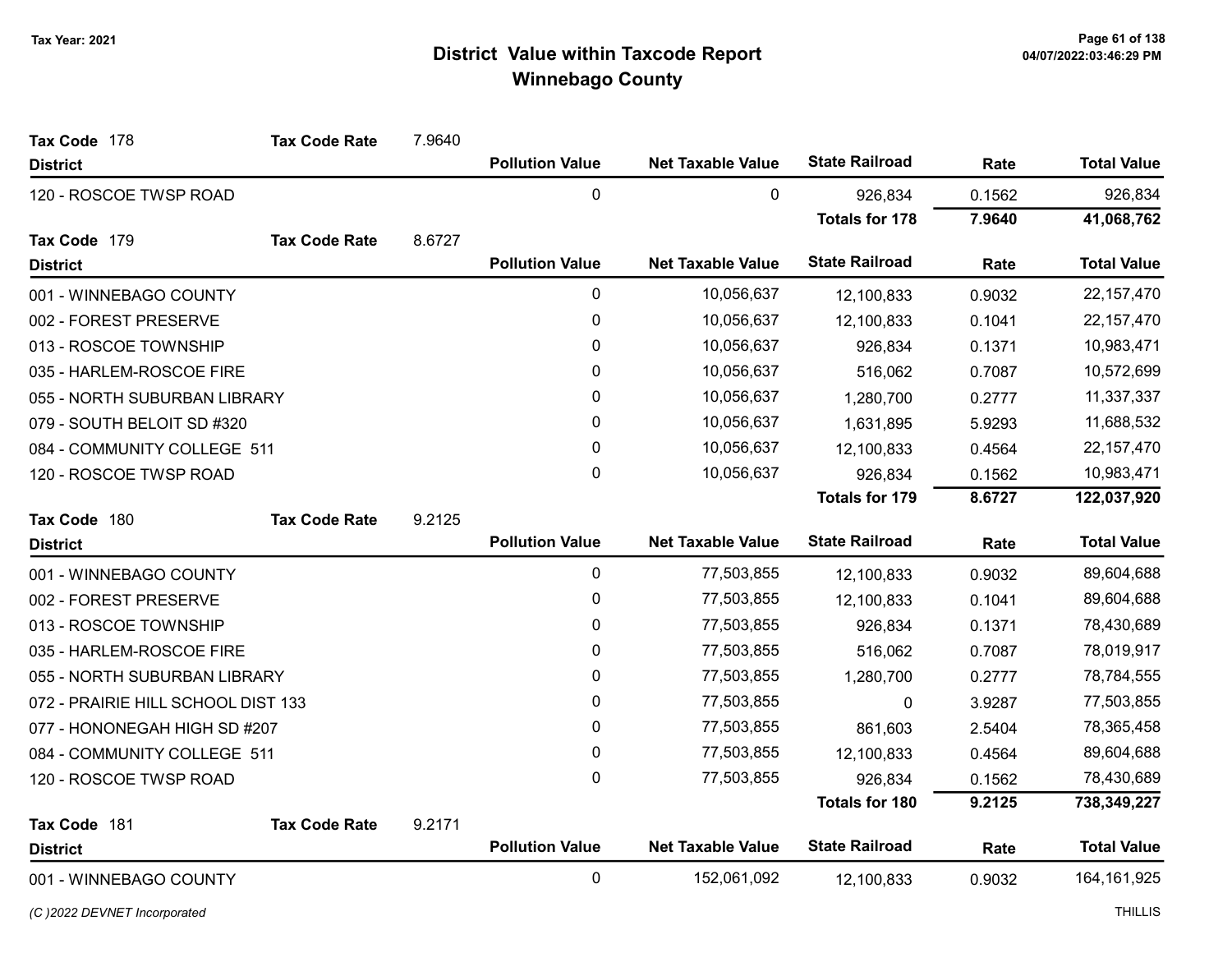# District Value within Taxcode Report
## Winnebago County

Tax Year: 2021

**Tax Code** 178 **Tax Code Rate** 7.9640

| District | Pollution Value | Net Taxable Value | State Railroad | Rate | Total Value |
|---|---|---|---|---|---|
| 120 - ROSCOE TWSP ROAD | 0 | 0 | 926,834 | 0.1562 | 926,834 |
| | | | **Totals for 178** | **7.9640** | **41,068,762** |

**Tax Code** 179 **Tax Code Rate** 8.6727

| District | Pollution Value | Net Taxable Value | State Railroad | Rate | Total Value |
|---|---|---|---|---|---|
| 001 - WINNEBAGO COUNTY | 0 | 10,056,637 | 12,100,833 | 0.9032 | 22,157,470 |
| 002 - FOREST PRESERVE | 0 | 10,056,637 | 12,100,833 | 0.1041 | 22,157,470 |
| 013 - ROSCOE TOWNSHIP | 0 | 10,056,637 | 926,834 | 0.1371 | 10,983,471 |
| 035 - HARLEM-ROSCOE FIRE | 0 | 10,056,637 | 516,062 | 0.7087 | 10,572,699 |
| 055 - NORTH SUBURBAN LIBRARY | 0 | 10,056,637 | 1,280,700 | 0.2777 | 11,337,337 |
| 079 - SOUTH BELOIT SD #320 | 0 | 10,056,637 | 1,631,895 | 5.9293 | 11,688,532 |
| 084 - COMMUNITY COLLEGE 511 | 0 | 10,056,637 | 12,100,833 | 0.4564 | 22,157,470 |
| 120 - ROSCOE TWSP ROAD | 0 | 10,056,637 | 926,834 | 0.1562 | 10,983,471 |
| | | | **Totals for 179** | **8.6727** | **122,037,920** |

**Tax Code** 180 **Tax Code Rate** 9.2125

| District | Pollution Value | Net Taxable Value | State Railroad | Rate | Total Value |
|---|---|---|---|---|---|
| 001 - WINNEBAGO COUNTY | 0 | 77,503,855 | 12,100,833 | 0.9032 | 89,604,688 |
| 002 - FOREST PRESERVE | 0 | 77,503,855 | 12,100,833 | 0.1041 | 89,604,688 |
| 013 - ROSCOE TOWNSHIP | 0 | 77,503,855 | 926,834 | 0.1371 | 78,430,689 |
| 035 - HARLEM-ROSCOE FIRE | 0 | 77,503,855 | 516,062 | 0.7087 | 78,019,917 |
| 055 - NORTH SUBURBAN LIBRARY | 0 | 77,503,855 | 1,280,700 | 0.2777 | 78,784,555 |
| 072 - PRAIRIE HILL SCHOOL DIST 133 | 0 | 77,503,855 | 0 | 3.9287 | 77,503,855 |
| 077 - HONONEGAH HIGH SD #207 | 0 | 77,503,855 | 861,603 | 2.5404 | 78,365,458 |
| 084 - COMMUNITY COLLEGE 511 | 0 | 77,503,855 | 12,100,833 | 0.4564 | 89,604,688 |
| 120 - ROSCOE TWSP ROAD | 0 | 77,503,855 | 926,834 | 0.1562 | 78,430,689 |
| | | | **Totals for 180** | **9.2125** | **738,349,227** |

**Tax Code** 181 **Tax Code Rate** 9.2171

| District | Pollution Value | Net Taxable Value | State Railroad | Rate | Total Value |
|---|---|---|---|---|---|
| 001 - WINNEBAGO COUNTY | 0 | 152,061,092 | 12,100,833 | 0.9032 | 164,161,925 |

*(C )2022 DEVNET Incorporated* THILLIS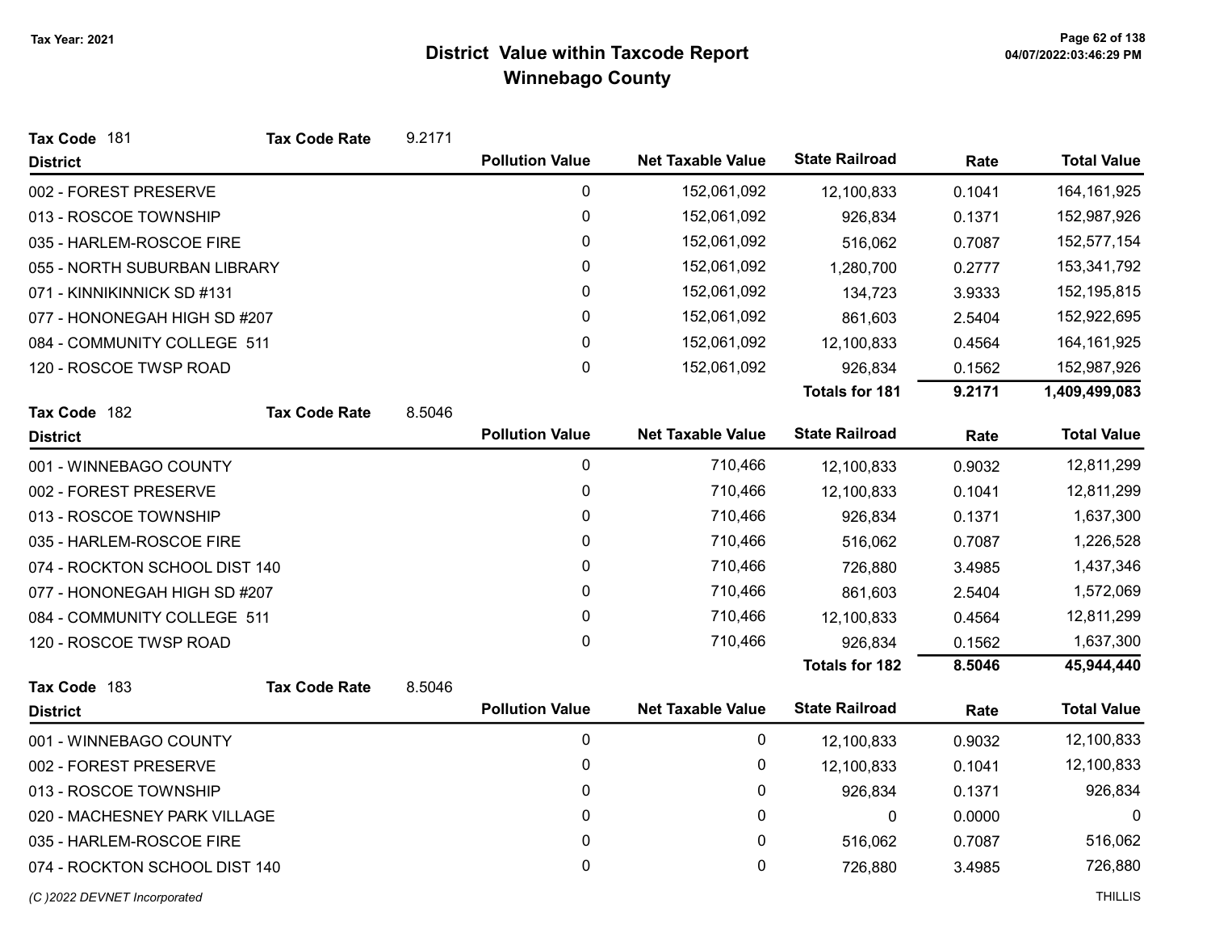# District Value within Taxcode Report

## Winnebago County

Tax Year: 2021

**Tax Code** 181 **Tax Code Rate** 9.2171

| District | Pollution Value | Net Taxable Value | State Railroad | Rate | Total Value |
|---|---|---|---|---|---|
| 002 - FOREST PRESERVE | 0 | 152,061,092 | 12,100,833 | 0.1041 | 164,161,925 |
| 013 - ROSCOE TOWNSHIP | 0 | 152,061,092 | 926,834 | 0.1371 | 152,987,926 |
| 035 - HARLEM-ROSCOE FIRE | 0 | 152,061,092 | 516,062 | 0.7087 | 152,577,154 |
| 055 - NORTH SUBURBAN LIBRARY | 0 | 152,061,092 | 1,280,700 | 0.2777 | 153,341,792 |
| 071 - KINNIKINNICK SD #131 | 0 | 152,061,092 | 134,723 | 3.9333 | 152,195,815 |
| 077 - HONONEGAH HIGH SD #207 | 0 | 152,061,092 | 861,603 | 2.5404 | 152,922,695 |
| 084 - COMMUNITY COLLEGE 511 | 0 | 152,061,092 | 12,100,833 | 0.4564 | 164,161,925 |
| 120 - ROSCOE TWSP ROAD | 0 | 152,061,092 | 926,834 | 0.1562 | 152,987,926 |
| | | | **Totals for 181** | **9.2171** | **1,409,499,083** |

**Tax Code** 182 **Tax Code Rate** 8.5046

| District | Pollution Value | Net Taxable Value | State Railroad | Rate | Total Value |
|---|---|---|---|---|---|
| 001 - WINNEBAGO COUNTY | 0 | 710,466 | 12,100,833 | 0.9032 | 12,811,299 |
| 002 - FOREST PRESERVE | 0 | 710,466 | 12,100,833 | 0.1041 | 12,811,299 |
| 013 - ROSCOE TOWNSHIP | 0 | 710,466 | 926,834 | 0.1371 | 1,637,300 |
| 035 - HARLEM-ROSCOE FIRE | 0 | 710,466 | 516,062 | 0.7087 | 1,226,528 |
| 074 - ROCKTON SCHOOL DIST 140 | 0 | 710,466 | 726,880 | 3.4985 | 1,437,346 |
| 077 - HONONEGAH HIGH SD #207 | 0 | 710,466 | 861,603 | 2.5404 | 1,572,069 |
| 084 - COMMUNITY COLLEGE 511 | 0 | 710,466 | 12,100,833 | 0.4564 | 12,811,299 |
| 120 - ROSCOE TWSP ROAD | 0 | 710,466 | 926,834 | 0.1562 | 1,637,300 |
| | | | **Totals for 182** | **8.5046** | **45,944,440** |

**Tax Code** 183 **Tax Code Rate** 8.5046

| District | Pollution Value | Net Taxable Value | State Railroad | Rate | Total Value |
|---|---|---|---|---|---|
| 001 - WINNEBAGO COUNTY | 0 | 0 | 12,100,833 | 0.9032 | 12,100,833 |
| 002 - FOREST PRESERVE | 0 | 0 | 12,100,833 | 0.1041 | 12,100,833 |
| 013 - ROSCOE TOWNSHIP | 0 | 0 | 926,834 | 0.1371 | 926,834 |
| 020 - MACHESNEY PARK VILLAGE | 0 | 0 | 0 | 0.0000 | 0 |
| 035 - HARLEM-ROSCOE FIRE | 0 | 0 | 516,062 | 0.7087 | 516,062 |
| 074 - ROCKTON SCHOOL DIST 140 | 0 | 0 | 726,880 | 3.4985 | 726,880 |

(C )2022 DEVNET Incorporated THILLIS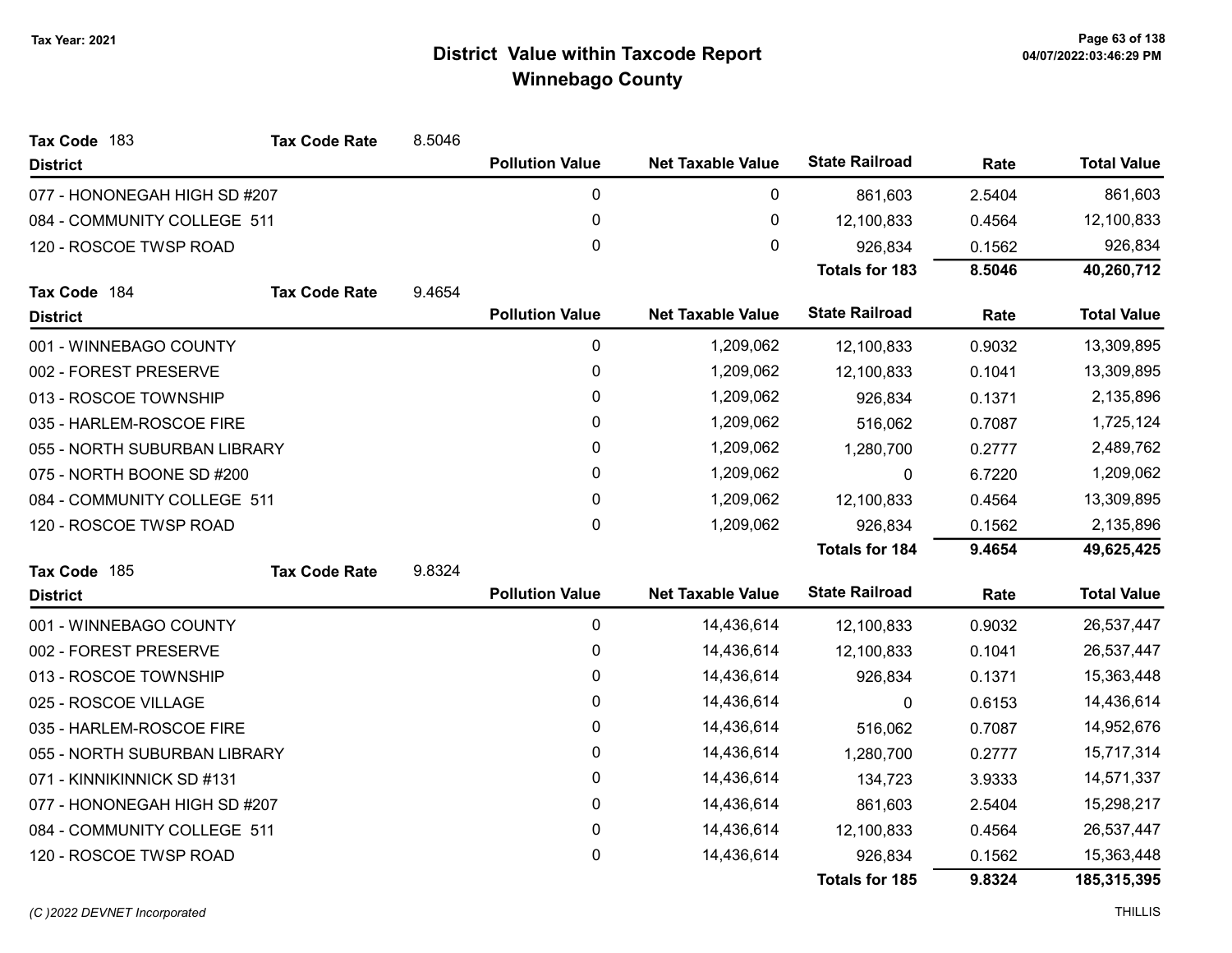**Tax Year: 2021**

# District Value within Taxcode Report
## Winnebago County

**Tax Code** 183 **Tax Code Rate** 8.5046

| District | Pollution Value | Net Taxable Value | State Railroad | Rate | Total Value |
|---|---|---|---|---|---|
| 077 - HONONEGAH HIGH SD #207 | 0 | 0 | 861,603 | 2.5404 | 861,603 |
| 084 - COMMUNITY COLLEGE 511 | 0 | 0 | 12,100,833 | 0.4564 | 12,100,833 |
| 120 - ROSCOE TWSP ROAD | 0 | 0 | 926,834 | 0.1562 | 926,834 |
| | | | **Totals for 183** | **8.5046** | **40,260,712** |

**Tax Code** 184 **Tax Code Rate** 9.4654

| District | Pollution Value | Net Taxable Value | State Railroad | Rate | Total Value |
|---|---|---|---|---|---|
| 001 - WINNEBAGO COUNTY | 0 | 1,209,062 | 12,100,833 | 0.9032 | 13,309,895 |
| 002 - FOREST PRESERVE | 0 | 1,209,062 | 12,100,833 | 0.1041 | 13,309,895 |
| 013 - ROSCOE TOWNSHIP | 0 | 1,209,062 | 926,834 | 0.1371 | 2,135,896 |
| 035 - HARLEM-ROSCOE FIRE | 0 | 1,209,062 | 516,062 | 0.7087 | 1,725,124 |
| 055 - NORTH SUBURBAN LIBRARY | 0 | 1,209,062 | 1,280,700 | 0.2777 | 2,489,762 |
| 075 - NORTH BOONE SD #200 | 0 | 1,209,062 | 0 | 6.7220 | 1,209,062 |
| 084 - COMMUNITY COLLEGE 511 | 0 | 1,209,062 | 12,100,833 | 0.4564 | 13,309,895 |
| 120 - ROSCOE TWSP ROAD | 0 | 1,209,062 | 926,834 | 0.1562 | 2,135,896 |
| | | | **Totals for 184** | **9.4654** | **49,625,425** |

**Tax Code** 185 **Tax Code Rate** 9.8324

| District | Pollution Value | Net Taxable Value | State Railroad | Rate | Total Value |
|---|---|---|---|---|---|
| 001 - WINNEBAGO COUNTY | 0 | 14,436,614 | 12,100,833 | 0.9032 | 26,537,447 |
| 002 - FOREST PRESERVE | 0 | 14,436,614 | 12,100,833 | 0.1041 | 26,537,447 |
| 013 - ROSCOE TOWNSHIP | 0 | 14,436,614 | 926,834 | 0.1371 | 15,363,448 |
| 025 - ROSCOE VILLAGE | 0 | 14,436,614 | 0 | 0.6153 | 14,436,614 |
| 035 - HARLEM-ROSCOE FIRE | 0 | 14,436,614 | 516,062 | 0.7087 | 14,952,676 |
| 055 - NORTH SUBURBAN LIBRARY | 0 | 14,436,614 | 1,280,700 | 0.2777 | 15,717,314 |
| 071 - KINNIKINNICK SD #131 | 0 | 14,436,614 | 134,723 | 3.9333 | 14,571,337 |
| 077 - HONONEGAH HIGH SD #207 | 0 | 14,436,614 | 861,603 | 2.5404 | 15,298,217 |
| 084 - COMMUNITY COLLEGE 511 | 0 | 14,436,614 | 12,100,833 | 0.4564 | 26,537,447 |
| 120 - ROSCOE TWSP ROAD | 0 | 14,436,614 | 926,834 | 0.1562 | 15,363,448 |
| | | | **Totals for 185** | **9.8324** | **185,315,395** |

*(C )2022 DEVNET Incorporated* THILLIS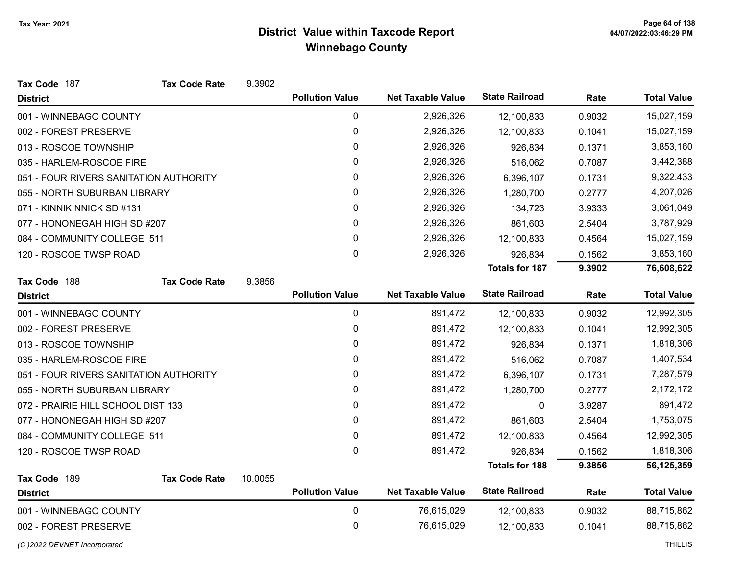# District Value within Taxcode Report
## Winnebago County

Tax Year: 2021

**Tax Code** 187 **Tax Code Rate** 9.3902

| District | Pollution Value | Net Taxable Value | State Railroad | Rate | Total Value |
|---|---|---|---|---|---|
| 001 - WINNEBAGO COUNTY | 0 | 2,926,326 | 12,100,833 | 0.9032 | 15,027,159 |
| 002 - FOREST PRESERVE | 0 | 2,926,326 | 12,100,833 | 0.1041 | 15,027,159 |
| 013 - ROSCOE TOWNSHIP | 0 | 2,926,326 | 926,834 | 0.1371 | 3,853,160 |
| 035 - HARLEM-ROSCOE FIRE | 0 | 2,926,326 | 516,062 | 0.7087 | 3,442,388 |
| 051 - FOUR RIVERS SANITATION AUTHORITY | 0 | 2,926,326 | 6,396,107 | 0.1731 | 9,322,433 |
| 055 - NORTH SUBURBAN LIBRARY | 0 | 2,926,326 | 1,280,700 | 0.2777 | 4,207,026 |
| 071 - KINNIKINNICK SD #131 | 0 | 2,926,326 | 134,723 | 3.9333 | 3,061,049 |
| 077 - HONONEGAH HIGH SD #207 | 0 | 2,926,326 | 861,603 | 2.5404 | 3,787,929 |
| 084 - COMMUNITY COLLEGE 511 | 0 | 2,926,326 | 12,100,833 | 0.4564 | 15,027,159 |
| 120 - ROSCOE TWSP ROAD | 0 | 2,926,326 | 926,834 | 0.1562 | 3,853,160 |
| | | | **Totals for 187** | **9.3902** | **76,608,622** |

**Tax Code** 188 **Tax Code Rate** 9.3856

| District | Pollution Value | Net Taxable Value | State Railroad | Rate | Total Value |
|---|---|---|---|---|---|
| 001 - WINNEBAGO COUNTY | 0 | 891,472 | 12,100,833 | 0.9032 | 12,992,305 |
| 002 - FOREST PRESERVE | 0 | 891,472 | 12,100,833 | 0.1041 | 12,992,305 |
| 013 - ROSCOE TOWNSHIP | 0 | 891,472 | 926,834 | 0.1371 | 1,818,306 |
| 035 - HARLEM-ROSCOE FIRE | 0 | 891,472 | 516,062 | 0.7087 | 1,407,534 |
| 051 - FOUR RIVERS SANITATION AUTHORITY | 0 | 891,472 | 6,396,107 | 0.1731 | 7,287,579 |
| 055 - NORTH SUBURBAN LIBRARY | 0 | 891,472 | 1,280,700 | 0.2777 | 2,172,172 |
| 072 - PRAIRIE HILL SCHOOL DIST 133 | 0 | 891,472 | 0 | 3.9287 | 891,472 |
| 077 - HONONEGAH HIGH SD #207 | 0 | 891,472 | 861,603 | 2.5404 | 1,753,075 |
| 084 - COMMUNITY COLLEGE 511 | 0 | 891,472 | 12,100,833 | 0.4564 | 12,992,305 |
| 120 - ROSCOE TWSP ROAD | 0 | 891,472 | 926,834 | 0.1562 | 1,818,306 |
| | | | **Totals for 188** | **9.3856** | **56,125,359** |

**Tax Code** 189 **Tax Code Rate** 10.0055

| District | Pollution Value | Net Taxable Value | State Railroad | Rate | Total Value |
|---|---|---|---|---|---|
| 001 - WINNEBAGO COUNTY | 0 | 76,615,029 | 12,100,833 | 0.9032 | 88,715,862 |
| 002 - FOREST PRESERVE | 0 | 76,615,029 | 12,100,833 | 0.1041 | 88,715,862 |

(C )2022 DEVNET Incorporated

THILLIS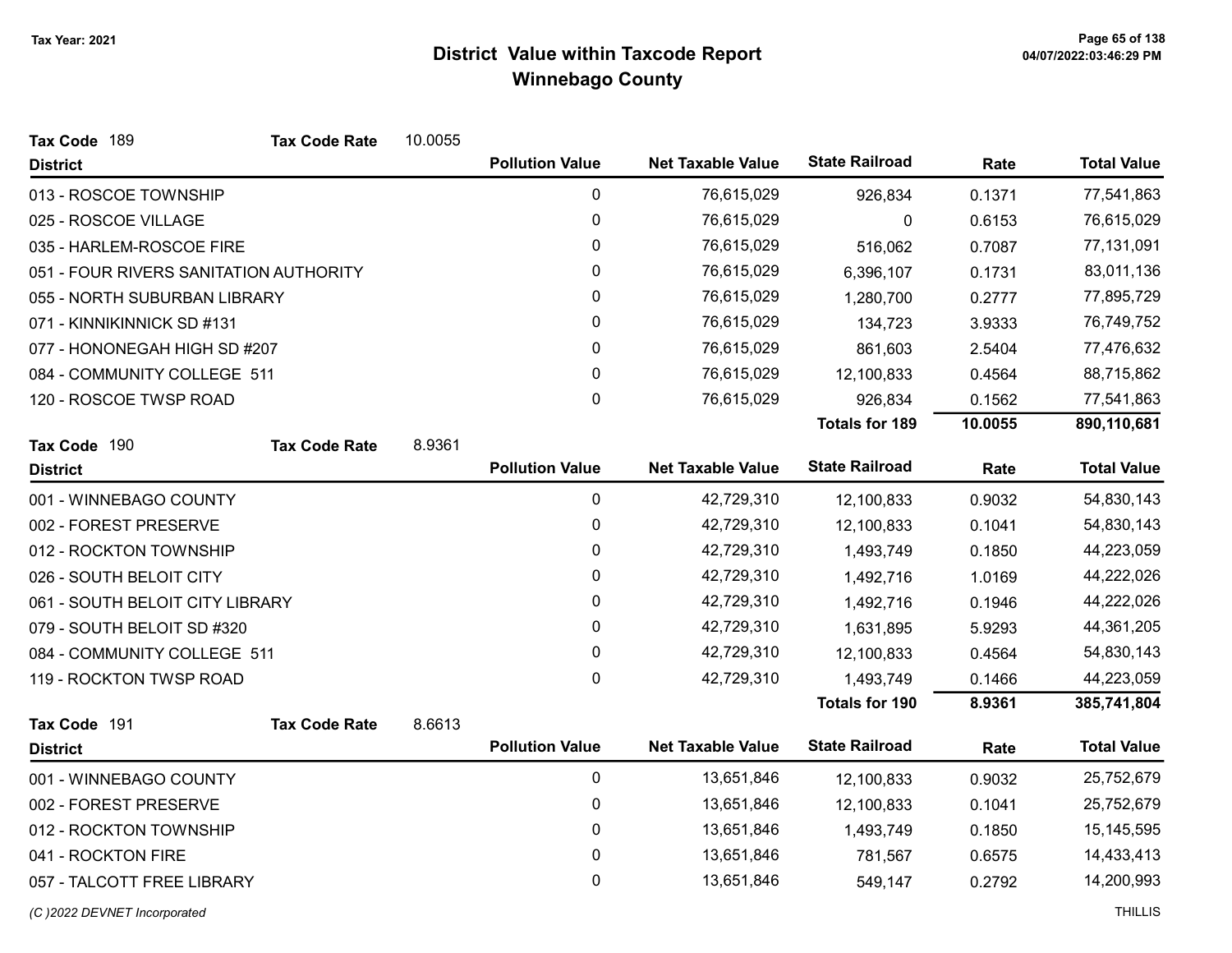# District Value within Taxcode Report
## Winnebago County

Tax Year: 2021

**Tax Code** 189 **Tax Code Rate** 10.0055

| District | Pollution Value | Net Taxable Value | State Railroad | Rate | Total Value |
|---|---|---|---|---|---|
| 013 - ROSCOE TOWNSHIP | 0 | 76,615,029 | 926,834 | 0.1371 | 77,541,863 |
| 025 - ROSCOE VILLAGE | 0 | 76,615,029 | 0 | 0.6153 | 76,615,029 |
| 035 - HARLEM-ROSCOE FIRE | 0 | 76,615,029 | 516,062 | 0.7087 | 77,131,091 |
| 051 - FOUR RIVERS SANITATION AUTHORITY | 0 | 76,615,029 | 6,396,107 | 0.1731 | 83,011,136 |
| 055 - NORTH SUBURBAN LIBRARY | 0 | 76,615,029 | 1,280,700 | 0.2777 | 77,895,729 |
| 071 - KINNIKINNICK SD #131 | 0 | 76,615,029 | 134,723 | 3.9333 | 76,749,752 |
| 077 - HONONEGAH HIGH SD #207 | 0 | 76,615,029 | 861,603 | 2.5404 | 77,476,632 |
| 084 - COMMUNITY COLLEGE 511 | 0 | 76,615,029 | 12,100,833 | 0.4564 | 88,715,862 |
| 120 - ROSCOE TWSP ROAD | 0 | 76,615,029 | 926,834 | 0.1562 | 77,541,863 |
| | | | **Totals for 189** | **10.0055** | **890,110,681** |

**Tax Code** 190 **Tax Code Rate** 8.9361

| District | Pollution Value | Net Taxable Value | State Railroad | Rate | Total Value |
|---|---|---|---|---|---|
| 001 - WINNEBAGO COUNTY | 0 | 42,729,310 | 12,100,833 | 0.9032 | 54,830,143 |
| 002 - FOREST PRESERVE | 0 | 42,729,310 | 12,100,833 | 0.1041 | 54,830,143 |
| 012 - ROCKTON TOWNSHIP | 0 | 42,729,310 | 1,493,749 | 0.1850 | 44,223,059 |
| 026 - SOUTH BELOIT CITY | 0 | 42,729,310 | 1,492,716 | 1.0169 | 44,222,026 |
| 061 - SOUTH BELOIT CITY LIBRARY | 0 | 42,729,310 | 1,492,716 | 0.1946 | 44,222,026 |
| 079 - SOUTH BELOIT SD #320 | 0 | 42,729,310 | 1,631,895 | 5.9293 | 44,361,205 |
| 084 - COMMUNITY COLLEGE 511 | 0 | 42,729,310 | 12,100,833 | 0.4564 | 54,830,143 |
| 119 - ROCKTON TWSP ROAD | 0 | 42,729,310 | 1,493,749 | 0.1466 | 44,223,059 |
| | | | **Totals for 190** | **8.9361** | **385,741,804** |

**Tax Code** 191 **Tax Code Rate** 8.6613

| District | Pollution Value | Net Taxable Value | State Railroad | Rate | Total Value |
|---|---|---|---|---|---|
| 001 - WINNEBAGO COUNTY | 0 | 13,651,846 | 12,100,833 | 0.9032 | 25,752,679 |
| 002 - FOREST PRESERVE | 0 | 13,651,846 | 12,100,833 | 0.1041 | 25,752,679 |
| 012 - ROCKTON TOWNSHIP | 0 | 13,651,846 | 1,493,749 | 0.1850 | 15,145,595 |
| 041 - ROCKTON FIRE | 0 | 13,651,846 | 781,567 | 0.6575 | 14,433,413 |
| 057 - TALCOTT FREE LIBRARY | 0 | 13,651,846 | 549,147 | 0.2792 | 14,200,993 |

(C )2022 DEVNET Incorporated THILLIS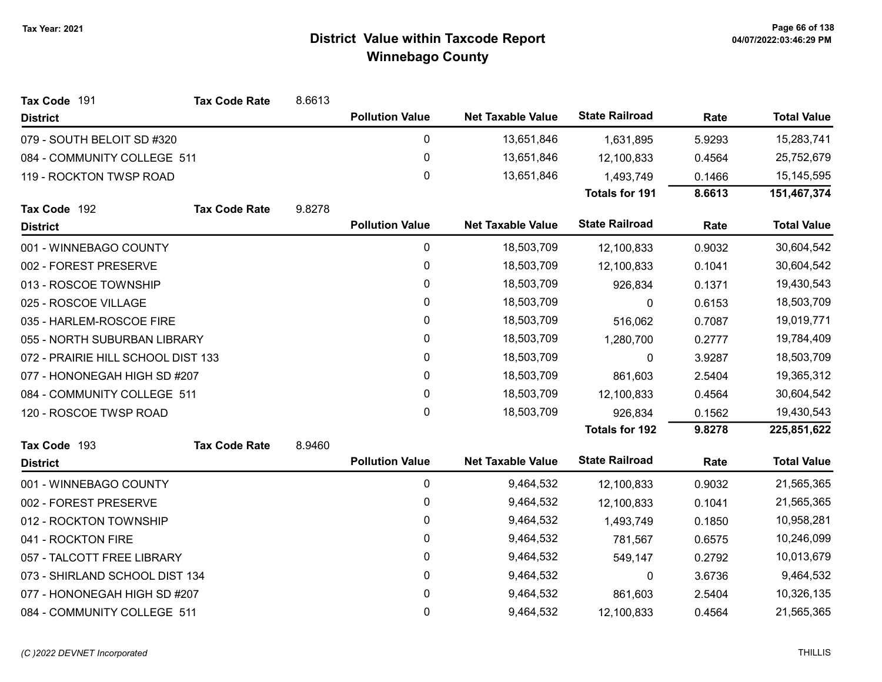# District Value within Taxcode Report
## Winnebago County

Tax Year: 2021

**Tax Code** 191 **Tax Code Rate** 8.6613

| District | Pollution Value | Net Taxable Value | State Railroad | Rate | Total Value |
|---|---|---|---|---|---|
| 079 - SOUTH BELOIT SD #320 | 0 | 13,651,846 | 1,631,895 | 5.9293 | 15,283,741 |
| 084 - COMMUNITY COLLEGE 511 | 0 | 13,651,846 | 12,100,833 | 0.4564 | 25,752,679 |
| 119 - ROCKTON TWSP ROAD | 0 | 13,651,846 | 1,493,749 | 0.1466 | 15,145,595 |
| | | | **Totals for 191** | **8.6613** | **151,467,374** |

**Tax Code** 192 **Tax Code Rate** 9.8278

| District | Pollution Value | Net Taxable Value | State Railroad | Rate | Total Value |
|---|---|---|---|---|---|
| 001 - WINNEBAGO COUNTY | 0 | 18,503,709 | 12,100,833 | 0.9032 | 30,604,542 |
| 002 - FOREST PRESERVE | 0 | 18,503,709 | 12,100,833 | 0.1041 | 30,604,542 |
| 013 - ROSCOE TOWNSHIP | 0 | 18,503,709 | 926,834 | 0.1371 | 19,430,543 |
| 025 - ROSCOE VILLAGE | 0 | 18,503,709 | 0 | 0.6153 | 18,503,709 |
| 035 - HARLEM-ROSCOE FIRE | 0 | 18,503,709 | 516,062 | 0.7087 | 19,019,771 |
| 055 - NORTH SUBURBAN LIBRARY | 0 | 18,503,709 | 1,280,700 | 0.2777 | 19,784,409 |
| 072 - PRAIRIE HILL SCHOOL DIST 133 | 0 | 18,503,709 | 0 | 3.9287 | 18,503,709 |
| 077 - HONONEGAH HIGH SD #207 | 0 | 18,503,709 | 861,603 | 2.5404 | 19,365,312 |
| 084 - COMMUNITY COLLEGE 511 | 0 | 18,503,709 | 12,100,833 | 0.4564 | 30,604,542 |
| 120 - ROSCOE TWSP ROAD | 0 | 18,503,709 | 926,834 | 0.1562 | 19,430,543 |
| | | | **Totals for 192** | **9.8278** | **225,851,622** |

**Tax Code** 193 **Tax Code Rate** 8.9460

| District | Pollution Value | Net Taxable Value | State Railroad | Rate | Total Value |
|---|---|---|---|---|---|
| 001 - WINNEBAGO COUNTY | 0 | 9,464,532 | 12,100,833 | 0.9032 | 21,565,365 |
| 002 - FOREST PRESERVE | 0 | 9,464,532 | 12,100,833 | 0.1041 | 21,565,365 |
| 012 - ROCKTON TOWNSHIP | 0 | 9,464,532 | 1,493,749 | 0.1850 | 10,958,281 |
| 041 - ROCKTON FIRE | 0 | 9,464,532 | 781,567 | 0.6575 | 10,246,099 |
| 057 - TALCOTT FREE LIBRARY | 0 | 9,464,532 | 549,147 | 0.2792 | 10,013,679 |
| 073 - SHIRLAND SCHOOL DIST 134 | 0 | 9,464,532 | 0 | 3.6736 | 9,464,532 |
| 077 - HONONEGAH HIGH SD #207 | 0 | 9,464,532 | 861,603 | 2.5404 | 10,326,135 |
| 084 - COMMUNITY COLLEGE 511 | 0 | 9,464,532 | 12,100,833 | 0.4564 | 21,565,365 |

*(C )2022 DEVNET Incorporated*　　THILLIS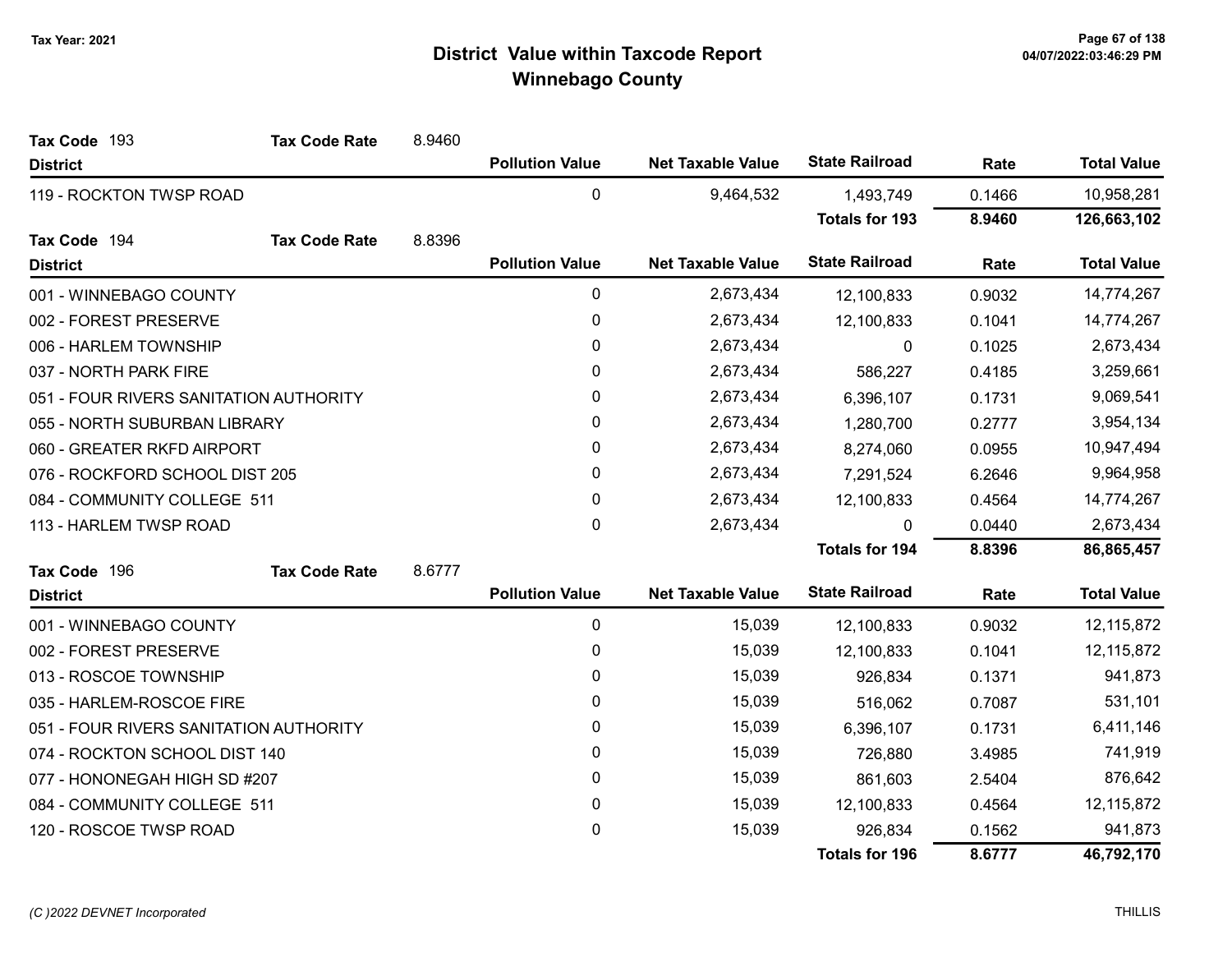# District Value within Taxcode Report

## Winnebago County

Tax Year: 2021

**Tax Code** 193 **Tax Code Rate** 8.9460

| District | Pollution Value | Net Taxable Value | State Railroad | Rate | Total Value |
|---|---|---|---|---|---|
| 119 - ROCKTON TWSP ROAD | 0 | 9,464,532 | 1,493,749 | 0.1466 | 10,958,281 |
| | | | **Totals for 193** | **8.9460** | **126,663,102** |

**Tax Code** 194 **Tax Code Rate** 8.8396

| District | Pollution Value | Net Taxable Value | State Railroad | Rate | Total Value |
|---|---|---|---|---|---|
| 001 - WINNEBAGO COUNTY | 0 | 2,673,434 | 12,100,833 | 0.9032 | 14,774,267 |
| 002 - FOREST PRESERVE | 0 | 2,673,434 | 12,100,833 | 0.1041 | 14,774,267 |
| 006 - HARLEM TOWNSHIP | 0 | 2,673,434 | 0 | 0.1025 | 2,673,434 |
| 037 - NORTH PARK FIRE | 0 | 2,673,434 | 586,227 | 0.4185 | 3,259,661 |
| 051 - FOUR RIVERS SANITATION AUTHORITY | 0 | 2,673,434 | 6,396,107 | 0.1731 | 9,069,541 |
| 055 - NORTH SUBURBAN LIBRARY | 0 | 2,673,434 | 1,280,700 | 0.2777 | 3,954,134 |
| 060 - GREATER RKFD AIRPORT | 0 | 2,673,434 | 8,274,060 | 0.0955 | 10,947,494 |
| 076 - ROCKFORD SCHOOL DIST 205 | 0 | 2,673,434 | 7,291,524 | 6.2646 | 9,964,958 |
| 084 - COMMUNITY COLLEGE 511 | 0 | 2,673,434 | 12,100,833 | 0.4564 | 14,774,267 |
| 113 - HARLEM TWSP ROAD | 0 | 2,673,434 | 0 | 0.0440 | 2,673,434 |
| | | | **Totals for 194** | **8.8396** | **86,865,457** |

**Tax Code** 196 **Tax Code Rate** 8.6777

| District | Pollution Value | Net Taxable Value | State Railroad | Rate | Total Value |
|---|---|---|---|---|---|
| 001 - WINNEBAGO COUNTY | 0 | 15,039 | 12,100,833 | 0.9032 | 12,115,872 |
| 002 - FOREST PRESERVE | 0 | 15,039 | 12,100,833 | 0.1041 | 12,115,872 |
| 013 - ROSCOE TOWNSHIP | 0 | 15,039 | 926,834 | 0.1371 | 941,873 |
| 035 - HARLEM-ROSCOE FIRE | 0 | 15,039 | 516,062 | 0.7087 | 531,101 |
| 051 - FOUR RIVERS SANITATION AUTHORITY | 0 | 15,039 | 6,396,107 | 0.1731 | 6,411,146 |
| 074 - ROCKTON SCHOOL DIST 140 | 0 | 15,039 | 726,880 | 3.4985 | 741,919 |
| 077 - HONONEGAH HIGH SD #207 | 0 | 15,039 | 861,603 | 2.5404 | 876,642 |
| 084 - COMMUNITY COLLEGE 511 | 0 | 15,039 | 12,100,833 | 0.4564 | 12,115,872 |
| 120 - ROSCOE TWSP ROAD | 0 | 15,039 | 926,834 | 0.1562 | 941,873 |
| | | | **Totals for 196** | **8.6777** | **46,792,170** |

*(C )2022 DEVNET Incorporated* THILLIS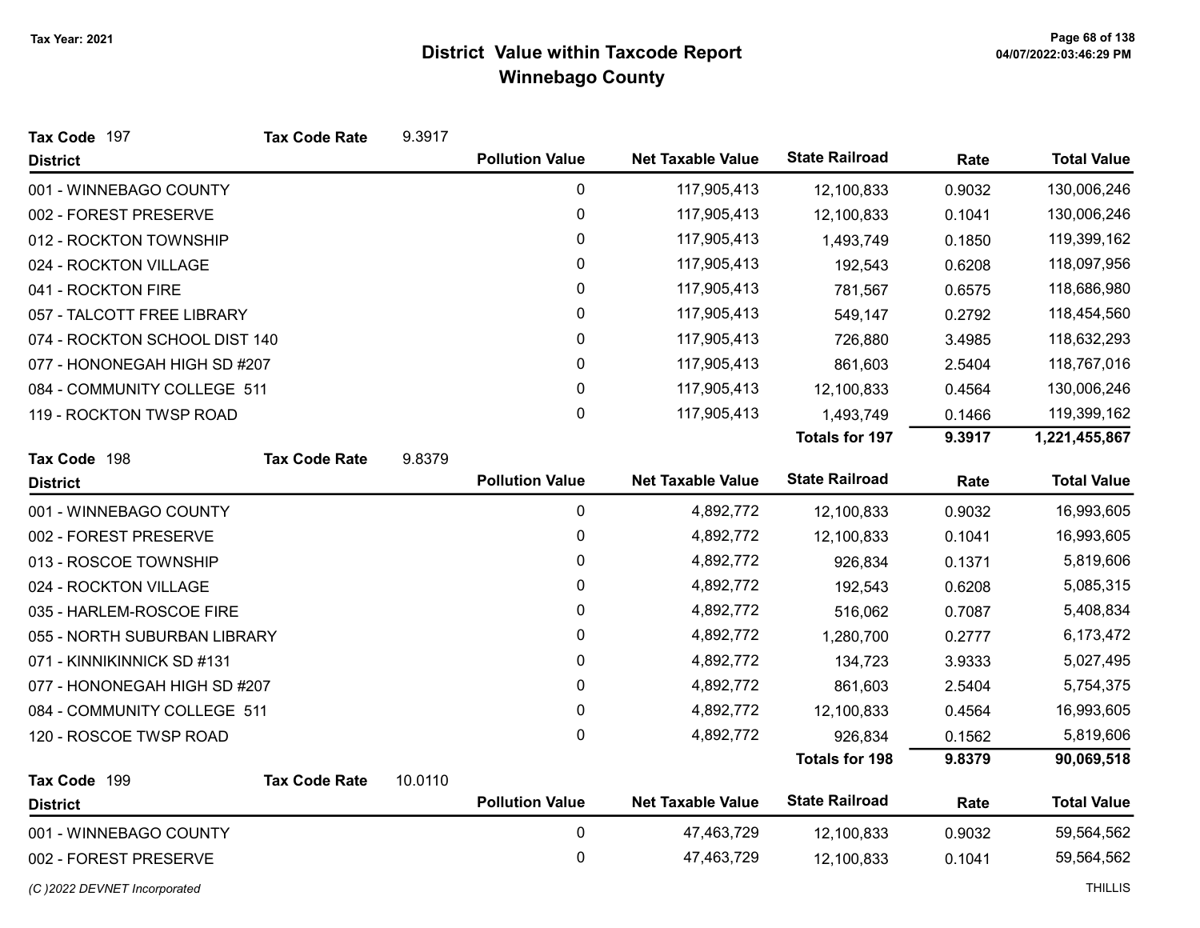Tax Year: 2021

# District Value within Taxcode Report
## Winnebago County

**Tax Code** 197 **Tax Code Rate** 9.3917

| District | Pollution Value | Net Taxable Value | State Railroad | Rate | Total Value |
|---|---|---|---|---|---|
| 001 - WINNEBAGO COUNTY | 0 | 117,905,413 | 12,100,833 | 0.9032 | 130,006,246 |
| 002 - FOREST PRESERVE | 0 | 117,905,413 | 12,100,833 | 0.1041 | 130,006,246 |
| 012 - ROCKTON TOWNSHIP | 0 | 117,905,413 | 1,493,749 | 0.1850 | 119,399,162 |
| 024 - ROCKTON VILLAGE | 0 | 117,905,413 | 192,543 | 0.6208 | 118,097,956 |
| 041 - ROCKTON FIRE | 0 | 117,905,413 | 781,567 | 0.6575 | 118,686,980 |
| 057 - TALCOTT FREE LIBRARY | 0 | 117,905,413 | 549,147 | 0.2792 | 118,454,560 |
| 074 - ROCKTON SCHOOL DIST 140 | 0 | 117,905,413 | 726,880 | 3.4985 | 118,632,293 |
| 077 - HONONEGAH HIGH SD #207 | 0 | 117,905,413 | 861,603 | 2.5404 | 118,767,016 |
| 084 - COMMUNITY COLLEGE 511 | 0 | 117,905,413 | 12,100,833 | 0.4564 | 130,006,246 |
| 119 - ROCKTON TWSP ROAD | 0 | 117,905,413 | 1,493,749 | 0.1466 | 119,399,162 |
| | | | **Totals for 197** | **9.3917** | **1,221,455,867** |

**Tax Code** 198 **Tax Code Rate** 9.8379

| District | Pollution Value | Net Taxable Value | State Railroad | Rate | Total Value |
|---|---|---|---|---|---|
| 001 - WINNEBAGO COUNTY | 0 | 4,892,772 | 12,100,833 | 0.9032 | 16,993,605 |
| 002 - FOREST PRESERVE | 0 | 4,892,772 | 12,100,833 | 0.1041 | 16,993,605 |
| 013 - ROSCOE TOWNSHIP | 0 | 4,892,772 | 926,834 | 0.1371 | 5,819,606 |
| 024 - ROCKTON VILLAGE | 0 | 4,892,772 | 192,543 | 0.6208 | 5,085,315 |
| 035 - HARLEM-ROSCOE FIRE | 0 | 4,892,772 | 516,062 | 0.7087 | 5,408,834 |
| 055 - NORTH SUBURBAN LIBRARY | 0 | 4,892,772 | 1,280,700 | 0.2777 | 6,173,472 |
| 071 - KINNIKINNICK SD #131 | 0 | 4,892,772 | 134,723 | 3.9333 | 5,027,495 |
| 077 - HONONEGAH HIGH SD #207 | 0 | 4,892,772 | 861,603 | 2.5404 | 5,754,375 |
| 084 - COMMUNITY COLLEGE 511 | 0 | 4,892,772 | 12,100,833 | 0.4564 | 16,993,605 |
| 120 - ROSCOE TWSP ROAD | 0 | 4,892,772 | 926,834 | 0.1562 | 5,819,606 |
| | | | **Totals for 198** | **9.8379** | **90,069,518** |

**Tax Code** 199 **Tax Code Rate** 10.0110

| District | Pollution Value | Net Taxable Value | State Railroad | Rate | Total Value |
|---|---|---|---|---|---|
| 001 - WINNEBAGO COUNTY | 0 | 47,463,729 | 12,100,833 | 0.9032 | 59,564,562 |
| 002 - FOREST PRESERVE | 0 | 47,463,729 | 12,100,833 | 0.1041 | 59,564,562 |

*(C )2022 DEVNET Incorporated* THILLIS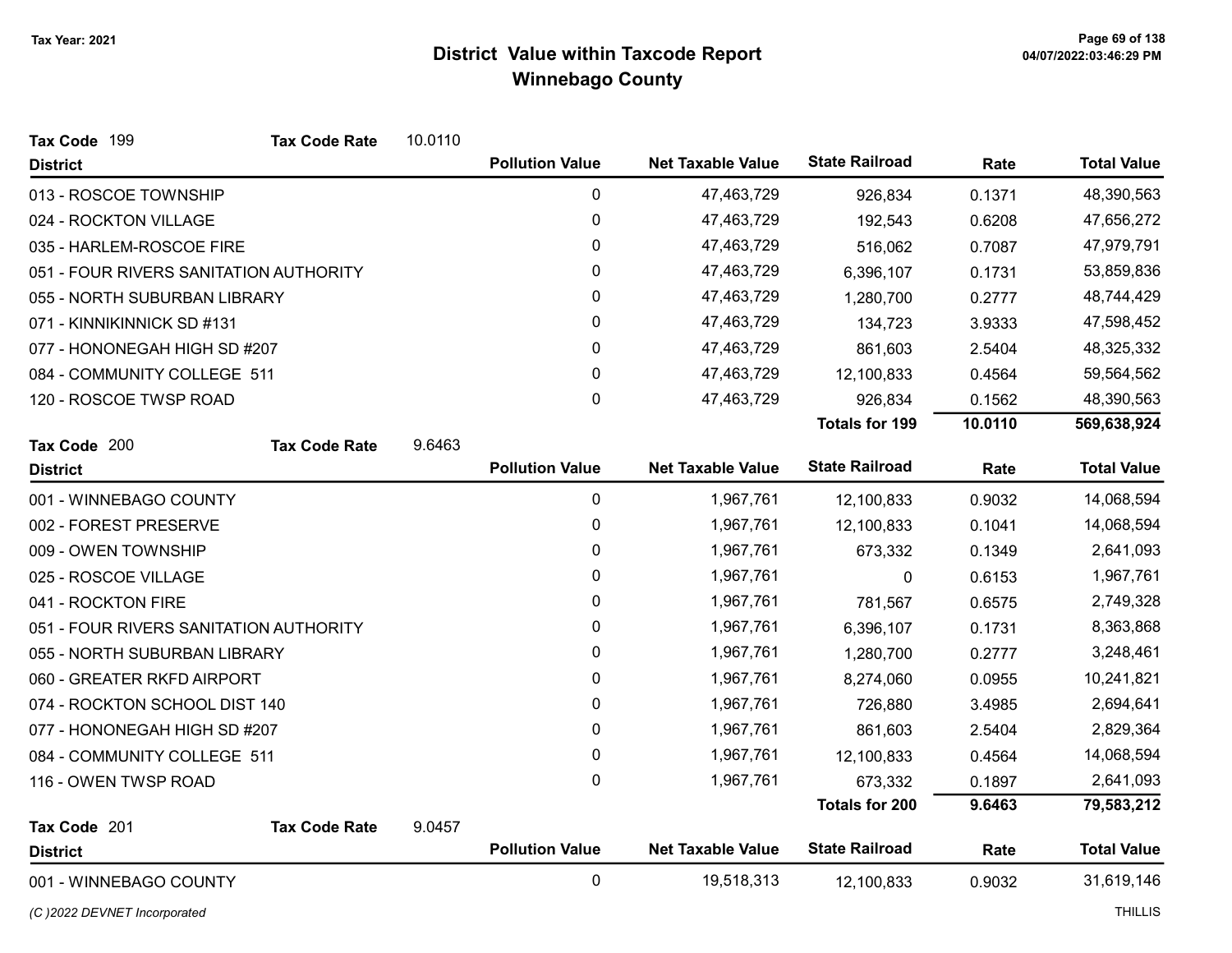# District Value within Taxcode Report
## Winnebago County

Tax Year: 2021

**Tax Code** 199 **Tax Code Rate** 10.0110

| District | Pollution Value | Net Taxable Value | State Railroad | Rate | Total Value |
|---|---|---|---|---|---|
| 013 - ROSCOE TOWNSHIP | 0 | 47,463,729 | 926,834 | 0.1371 | 48,390,563 |
| 024 - ROCKTON VILLAGE | 0 | 47,463,729 | 192,543 | 0.6208 | 47,656,272 |
| 035 - HARLEM-ROSCOE FIRE | 0 | 47,463,729 | 516,062 | 0.7087 | 47,979,791 |
| 051 - FOUR RIVERS SANITATION AUTHORITY | 0 | 47,463,729 | 6,396,107 | 0.1731 | 53,859,836 |
| 055 - NORTH SUBURBAN LIBRARY | 0 | 47,463,729 | 1,280,700 | 0.2777 | 48,744,429 |
| 071 - KINNIKINNICK SD #131 | 0 | 47,463,729 | 134,723 | 3.9333 | 47,598,452 |
| 077 - HONONEGAH HIGH SD #207 | 0 | 47,463,729 | 861,603 | 2.5404 | 48,325,332 |
| 084 - COMMUNITY COLLEGE 511 | 0 | 47,463,729 | 12,100,833 | 0.4564 | 59,564,562 |
| 120 - ROSCOE TWSP ROAD | 0 | 47,463,729 | 926,834 | 0.1562 | 48,390,563 |
| | | | **Totals for 199** | **10.0110** | **569,638,924** |

**Tax Code** 200 **Tax Code Rate** 9.6463

| District | Pollution Value | Net Taxable Value | State Railroad | Rate | Total Value |
|---|---|---|---|---|---|
| 001 - WINNEBAGO COUNTY | 0 | 1,967,761 | 12,100,833 | 0.9032 | 14,068,594 |
| 002 - FOREST PRESERVE | 0 | 1,967,761 | 12,100,833 | 0.1041 | 14,068,594 |
| 009 - OWEN TOWNSHIP | 0 | 1,967,761 | 673,332 | 0.1349 | 2,641,093 |
| 025 - ROSCOE VILLAGE | 0 | 1,967,761 | 0 | 0.6153 | 1,967,761 |
| 041 - ROCKTON FIRE | 0 | 1,967,761 | 781,567 | 0.6575 | 2,749,328 |
| 051 - FOUR RIVERS SANITATION AUTHORITY | 0 | 1,967,761 | 6,396,107 | 0.1731 | 8,363,868 |
| 055 - NORTH SUBURBAN LIBRARY | 0 | 1,967,761 | 1,280,700 | 0.2777 | 3,248,461 |
| 060 - GREATER RKFD AIRPORT | 0 | 1,967,761 | 8,274,060 | 0.0955 | 10,241,821 |
| 074 - ROCKTON SCHOOL DIST 140 | 0 | 1,967,761 | 726,880 | 3.4985 | 2,694,641 |
| 077 - HONONEGAH HIGH SD #207 | 0 | 1,967,761 | 861,603 | 2.5404 | 2,829,364 |
| 084 - COMMUNITY COLLEGE 511 | 0 | 1,967,761 | 12,100,833 | 0.4564 | 14,068,594 |
| 116 - OWEN TWSP ROAD | 0 | 1,967,761 | 673,332 | 0.1897 | 2,641,093 |
| | | | **Totals for 200** | **9.6463** | **79,583,212** |

**Tax Code** 201 **Tax Code Rate** 9.0457

| District | Pollution Value | Net Taxable Value | State Railroad | Rate | Total Value |
|---|---|---|---|---|---|
| 001 - WINNEBAGO COUNTY | 0 | 19,518,313 | 12,100,833 | 0.9032 | 31,619,146 |

(C )2022 DEVNET Incorporated

THILLIS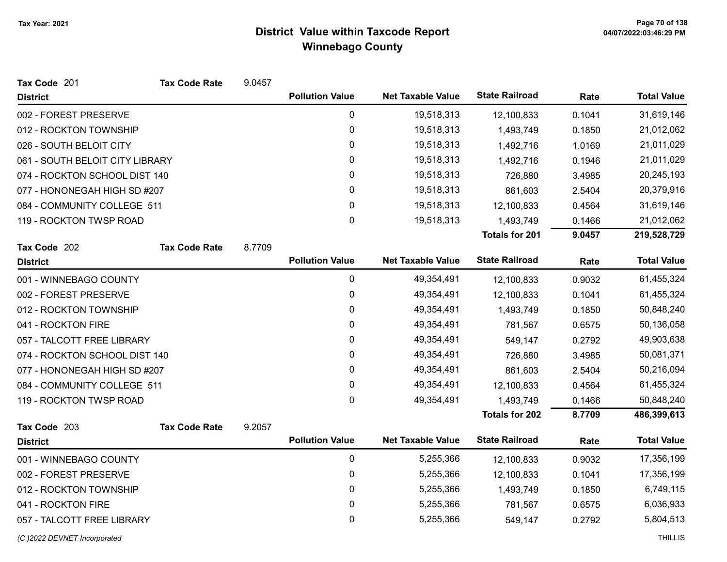# District Value within Taxcode Report

## Winnebago County

Tax Year: 2021

**Tax Code** 201 **Tax Code Rate** 9.0457

| District | Pollution Value | Net Taxable Value | State Railroad | Rate | Total Value |
|---|---|---|---|---|---|
| 002 - FOREST PRESERVE | 0 | 19,518,313 | 12,100,833 | 0.1041 | 31,619,146 |
| 012 - ROCKTON TOWNSHIP | 0 | 19,518,313 | 1,493,749 | 0.1850 | 21,012,062 |
| 026 - SOUTH BELOIT CITY | 0 | 19,518,313 | 1,492,716 | 1.0169 | 21,011,029 |
| 061 - SOUTH BELOIT CITY LIBRARY | 0 | 19,518,313 | 1,492,716 | 0.1946 | 21,011,029 |
| 074 - ROCKTON SCHOOL DIST 140 | 0 | 19,518,313 | 726,880 | 3.4985 | 20,245,193 |
| 077 - HONONEGAH HIGH SD #207 | 0 | 19,518,313 | 861,603 | 2.5404 | 20,379,916 |
| 084 - COMMUNITY COLLEGE 511 | 0 | 19,518,313 | 12,100,833 | 0.4564 | 31,619,146 |
| 119 - ROCKTON TWSP ROAD | 0 | 19,518,313 | 1,493,749 | 0.1466 | 21,012,062 |
| | | | **Totals for 201** | **9.0457** | **219,528,729** |

**Tax Code** 202 **Tax Code Rate** 8.7709

| District | Pollution Value | Net Taxable Value | State Railroad | Rate | Total Value |
|---|---|---|---|---|---|
| 001 - WINNEBAGO COUNTY | 0 | 49,354,491 | 12,100,833 | 0.9032 | 61,455,324 |
| 002 - FOREST PRESERVE | 0 | 49,354,491 | 12,100,833 | 0.1041 | 61,455,324 |
| 012 - ROCKTON TOWNSHIP | 0 | 49,354,491 | 1,493,749 | 0.1850 | 50,848,240 |
| 041 - ROCKTON FIRE | 0 | 49,354,491 | 781,567 | 0.6575 | 50,136,058 |
| 057 - TALCOTT FREE LIBRARY | 0 | 49,354,491 | 549,147 | 0.2792 | 49,903,638 |
| 074 - ROCKTON SCHOOL DIST 140 | 0 | 49,354,491 | 726,880 | 3.4985 | 50,081,371 |
| 077 - HONONEGAH HIGH SD #207 | 0 | 49,354,491 | 861,603 | 2.5404 | 50,216,094 |
| 084 - COMMUNITY COLLEGE 511 | 0 | 49,354,491 | 12,100,833 | 0.4564 | 61,455,324 |
| 119 - ROCKTON TWSP ROAD | 0 | 49,354,491 | 1,493,749 | 0.1466 | 50,848,240 |
| | | | **Totals for 202** | **8.7709** | **486,399,613** |

**Tax Code** 203 **Tax Code Rate** 9.2057

| District | Pollution Value | Net Taxable Value | State Railroad | Rate | Total Value |
|---|---|---|---|---|---|
| 001 - WINNEBAGO COUNTY | 0 | 5,255,366 | 12,100,833 | 0.9032 | 17,356,199 |
| 002 - FOREST PRESERVE | 0 | 5,255,366 | 12,100,833 | 0.1041 | 17,356,199 |
| 012 - ROCKTON TOWNSHIP | 0 | 5,255,366 | 1,493,749 | 0.1850 | 6,749,115 |
| 041 - ROCKTON FIRE | 0 | 5,255,366 | 781,567 | 0.6575 | 6,036,933 |
| 057 - TALCOTT FREE LIBRARY | 0 | 5,255,366 | 549,147 | 0.2792 | 5,804,513 |

*(C )2022 DEVNET Incorporated* THILLIS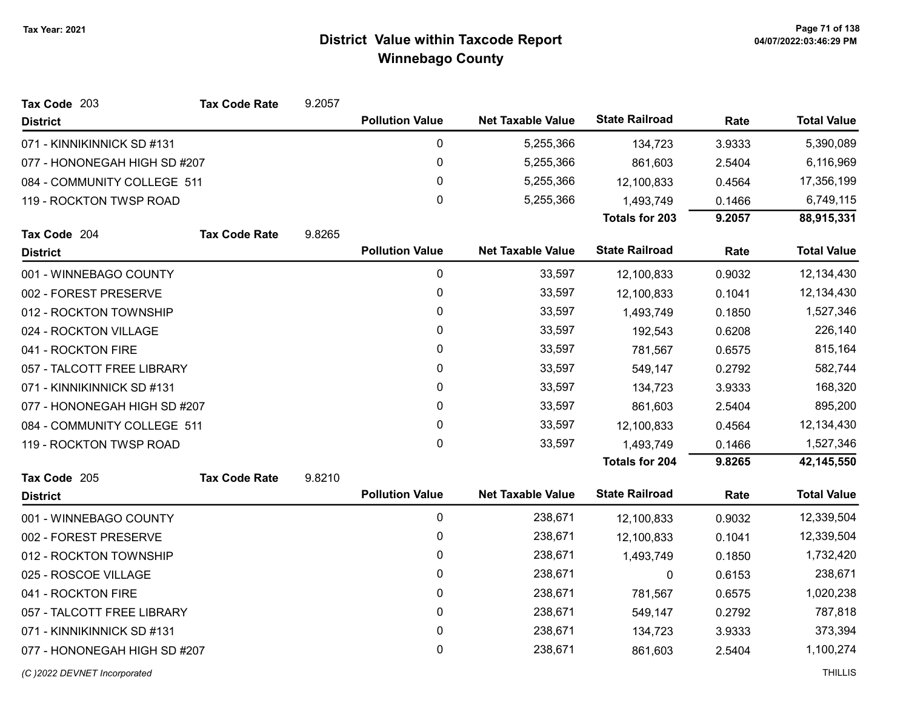# District Value within Taxcode Report

## Winnebago County

Tax Year: 2021

**Tax Code** 203 **Tax Code Rate** 9.2057

| District | Pollution Value | Net Taxable Value | State Railroad | Rate | Total Value |
|---|---|---|---|---|---|
| 071 - KINNIKINNICK SD #131 | 0 | 5,255,366 | 134,723 | 3.9333 | 5,390,089 |
| 077 - HONONEGAH HIGH SD #207 | 0 | 5,255,366 | 861,603 | 2.5404 | 6,116,969 |
| 084 - COMMUNITY COLLEGE 511 | 0 | 5,255,366 | 12,100,833 | 0.4564 | 17,356,199 |
| 119 - ROCKTON TWSP ROAD | 0 | 5,255,366 | 1,493,749 | 0.1466 | 6,749,115 |
| | | | **Totals for 203** | **9.2057** | **88,915,331** |

**Tax Code** 204 **Tax Code Rate** 9.8265

| District | Pollution Value | Net Taxable Value | State Railroad | Rate | Total Value |
|---|---|---|---|---|---|
| 001 - WINNEBAGO COUNTY | 0 | 33,597 | 12,100,833 | 0.9032 | 12,134,430 |
| 002 - FOREST PRESERVE | 0 | 33,597 | 12,100,833 | 0.1041 | 12,134,430 |
| 012 - ROCKTON TOWNSHIP | 0 | 33,597 | 1,493,749 | 0.1850 | 1,527,346 |
| 024 - ROCKTON VILLAGE | 0 | 33,597 | 192,543 | 0.6208 | 226,140 |
| 041 - ROCKTON FIRE | 0 | 33,597 | 781,567 | 0.6575 | 815,164 |
| 057 - TALCOTT FREE LIBRARY | 0 | 33,597 | 549,147 | 0.2792 | 582,744 |
| 071 - KINNIKINNICK SD #131 | 0 | 33,597 | 134,723 | 3.9333 | 168,320 |
| 077 - HONONEGAH HIGH SD #207 | 0 | 33,597 | 861,603 | 2.5404 | 895,200 |
| 084 - COMMUNITY COLLEGE 511 | 0 | 33,597 | 12,100,833 | 0.4564 | 12,134,430 |
| 119 - ROCKTON TWSP ROAD | 0 | 33,597 | 1,493,749 | 0.1466 | 1,527,346 |
| | | | **Totals for 204** | **9.8265** | **42,145,550** |

**Tax Code** 205 **Tax Code Rate** 9.8210

| District | Pollution Value | Net Taxable Value | State Railroad | Rate | Total Value |
|---|---|---|---|---|---|
| 001 - WINNEBAGO COUNTY | 0 | 238,671 | 12,100,833 | 0.9032 | 12,339,504 |
| 002 - FOREST PRESERVE | 0 | 238,671 | 12,100,833 | 0.1041 | 12,339,504 |
| 012 - ROCKTON TOWNSHIP | 0 | 238,671 | 1,493,749 | 0.1850 | 1,732,420 |
| 025 - ROSCOE VILLAGE | 0 | 238,671 | 0 | 0.6153 | 238,671 |
| 041 - ROCKTON FIRE | 0 | 238,671 | 781,567 | 0.6575 | 1,020,238 |
| 057 - TALCOTT FREE LIBRARY | 0 | 238,671 | 549,147 | 0.2792 | 787,818 |
| 071 - KINNIKINNICK SD #131 | 0 | 238,671 | 134,723 | 3.9333 | 373,394 |
| 077 - HONONEGAH HIGH SD #207 | 0 | 238,671 | 861,603 | 2.5404 | 1,100,274 |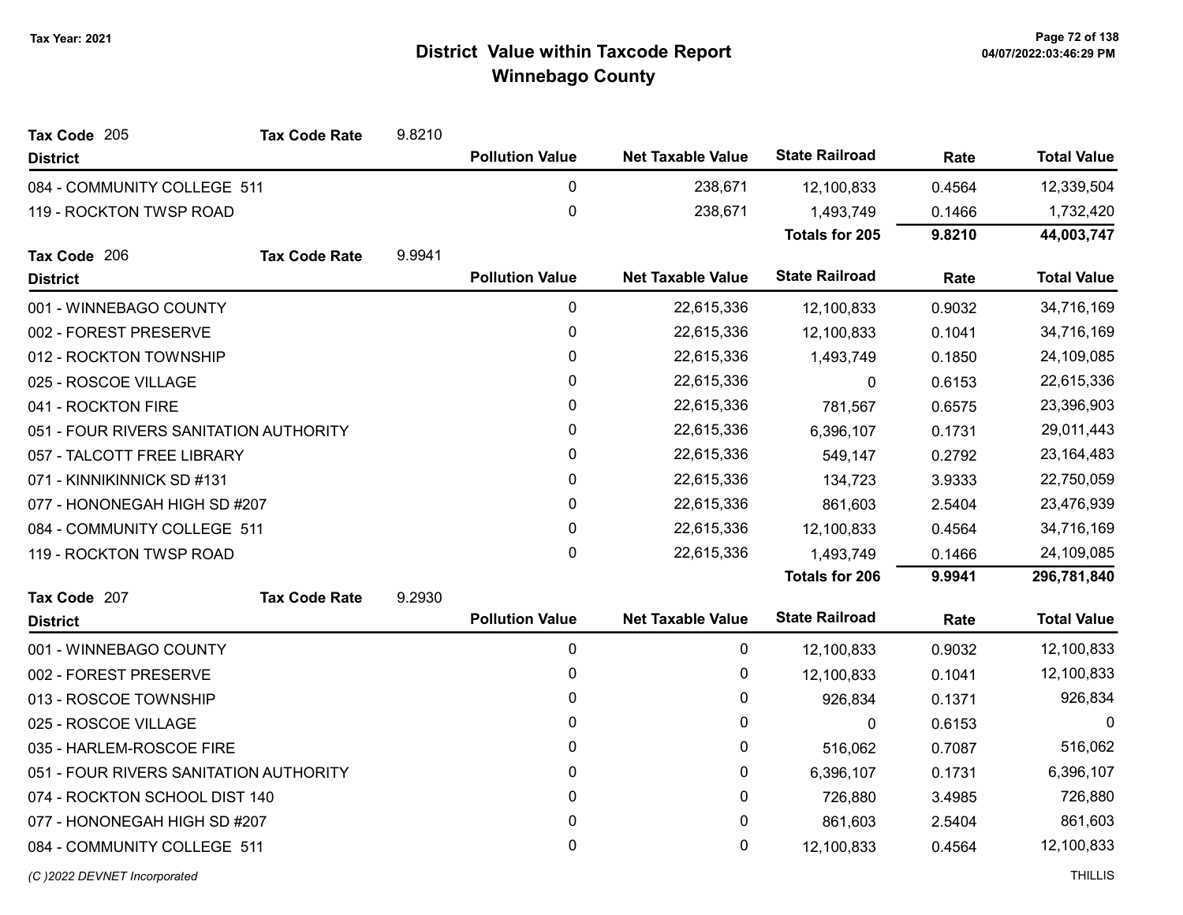Tax Year: 2021

# District Value within Taxcode Report
## Winnebago County

**Tax Code** 205 **Tax Code Rate** 9.8210

| District | Pollution Value | Net Taxable Value | State Railroad | Rate | Total Value |
|---|---|---|---|---|---|
| 084 - COMMUNITY COLLEGE 511 | 0 | 238,671 | 12,100,833 | 0.4564 | 12,339,504 |
| 119 - ROCKTON TWSP ROAD | 0 | 238,671 | 1,493,749 | 0.1466 | 1,732,420 |
| | | | **Totals for 205** | **9.8210** | **44,003,747** |

**Tax Code** 206 **Tax Code Rate** 9.9941

| District | Pollution Value | Net Taxable Value | State Railroad | Rate | Total Value |
|---|---|---|---|---|---|
| 001 - WINNEBAGO COUNTY | 0 | 22,615,336 | 12,100,833 | 0.9032 | 34,716,169 |
| 002 - FOREST PRESERVE | 0 | 22,615,336 | 12,100,833 | 0.1041 | 34,716,169 |
| 012 - ROCKTON TOWNSHIP | 0 | 22,615,336 | 1,493,749 | 0.1850 | 24,109,085 |
| 025 - ROSCOE VILLAGE | 0 | 22,615,336 | 0 | 0.6153 | 22,615,336 |
| 041 - ROCKTON FIRE | 0 | 22,615,336 | 781,567 | 0.6575 | 23,396,903 |
| 051 - FOUR RIVERS SANITATION AUTHORITY | 0 | 22,615,336 | 6,396,107 | 0.1731 | 29,011,443 |
| 057 - TALCOTT FREE LIBRARY | 0 | 22,615,336 | 549,147 | 0.2792 | 23,164,483 |
| 071 - KINNIKINNICK SD #131 | 0 | 22,615,336 | 134,723 | 3.9333 | 22,750,059 |
| 077 - HONONEGAH HIGH SD #207 | 0 | 22,615,336 | 861,603 | 2.5404 | 23,476,939 |
| 084 - COMMUNITY COLLEGE 511 | 0 | 22,615,336 | 12,100,833 | 0.4564 | 34,716,169 |
| 119 - ROCKTON TWSP ROAD | 0 | 22,615,336 | 1,493,749 | 0.1466 | 24,109,085 |
| | | | **Totals for 206** | **9.9941** | **296,781,840** |

**Tax Code** 207 **Tax Code Rate** 9.2930

| District | Pollution Value | Net Taxable Value | State Railroad | Rate | Total Value |
|---|---|---|---|---|---|
| 001 - WINNEBAGO COUNTY | 0 | 0 | 12,100,833 | 0.9032 | 12,100,833 |
| 002 - FOREST PRESERVE | 0 | 0 | 12,100,833 | 0.1041 | 12,100,833 |
| 013 - ROSCOE TOWNSHIP | 0 | 0 | 926,834 | 0.1371 | 926,834 |
| 025 - ROSCOE VILLAGE | 0 | 0 | 0 | 0.6153 | 0 |
| 035 - HARLEM-ROSCOE FIRE | 0 | 0 | 516,062 | 0.7087 | 516,062 |
| 051 - FOUR RIVERS SANITATION AUTHORITY | 0 | 0 | 6,396,107 | 0.1731 | 6,396,107 |
| 074 - ROCKTON SCHOOL DIST 140 | 0 | 0 | 726,880 | 3.4985 | 726,880 |
| 077 - HONONEGAH HIGH SD #207 | 0 | 0 | 861,603 | 2.5404 | 861,603 |
| 084 - COMMUNITY COLLEGE 511 | 0 | 0 | 12,100,833 | 0.4564 | 12,100,833 |

(C )2022 DEVNET Incorporated THILLIS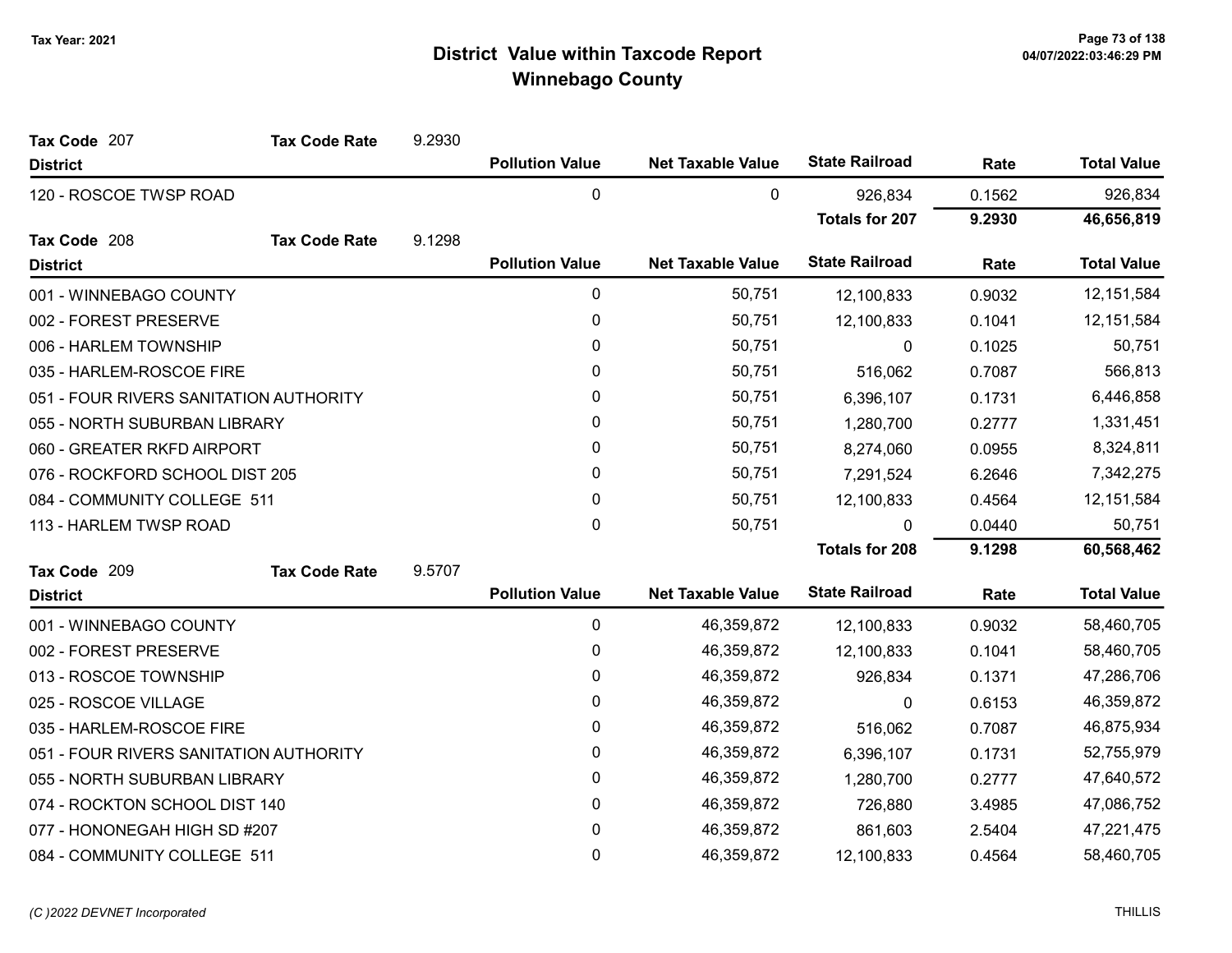# District Value within Taxcode Report
## Winnebago County

Tax Year: 2021

**Tax Code** 207 **Tax Code Rate** 9.2930

| District | Pollution Value | Net Taxable Value | State Railroad | Rate | Total Value |
|---|---|---|---|---|---|
| 120 - ROSCOE TWSP ROAD | 0 | 0 | 926,834 | 0.1562 | 926,834 |
| | | | **Totals for 207** | **9.2930** | **46,656,819** |

**Tax Code** 208 **Tax Code Rate** 9.1298

| District | Pollution Value | Net Taxable Value | State Railroad | Rate | Total Value |
|---|---|---|---|---|---|
| 001 - WINNEBAGO COUNTY | 0 | 50,751 | 12,100,833 | 0.9032 | 12,151,584 |
| 002 - FOREST PRESERVE | 0 | 50,751 | 12,100,833 | 0.1041 | 12,151,584 |
| 006 - HARLEM TOWNSHIP | 0 | 50,751 | 0 | 0.1025 | 50,751 |
| 035 - HARLEM-ROSCOE FIRE | 0 | 50,751 | 516,062 | 0.7087 | 566,813 |
| 051 - FOUR RIVERS SANITATION AUTHORITY | 0 | 50,751 | 6,396,107 | 0.1731 | 6,446,858 |
| 055 - NORTH SUBURBAN LIBRARY | 0 | 50,751 | 1,280,700 | 0.2777 | 1,331,451 |
| 060 - GREATER RKFD AIRPORT | 0 | 50,751 | 8,274,060 | 0.0955 | 8,324,811 |
| 076 - ROCKFORD SCHOOL DIST 205 | 0 | 50,751 | 7,291,524 | 6.2646 | 7,342,275 |
| 084 - COMMUNITY COLLEGE 511 | 0 | 50,751 | 12,100,833 | 0.4564 | 12,151,584 |
| 113 - HARLEM TWSP ROAD | 0 | 50,751 | 0 | 0.0440 | 50,751 |
| | | | **Totals for 208** | **9.1298** | **60,568,462** |

**Tax Code** 209 **Tax Code Rate** 9.5707

| District | Pollution Value | Net Taxable Value | State Railroad | Rate | Total Value |
|---|---|---|---|---|---|
| 001 - WINNEBAGO COUNTY | 0 | 46,359,872 | 12,100,833 | 0.9032 | 58,460,705 |
| 002 - FOREST PRESERVE | 0 | 46,359,872 | 12,100,833 | 0.1041 | 58,460,705 |
| 013 - ROSCOE TOWNSHIP | 0 | 46,359,872 | 926,834 | 0.1371 | 47,286,706 |
| 025 - ROSCOE VILLAGE | 0 | 46,359,872 | 0 | 0.6153 | 46,359,872 |
| 035 - HARLEM-ROSCOE FIRE | 0 | 46,359,872 | 516,062 | 0.7087 | 46,875,934 |
| 051 - FOUR RIVERS SANITATION AUTHORITY | 0 | 46,359,872 | 6,396,107 | 0.1731 | 52,755,979 |
| 055 - NORTH SUBURBAN LIBRARY | 0 | 46,359,872 | 1,280,700 | 0.2777 | 47,640,572 |
| 074 - ROCKTON SCHOOL DIST 140 | 0 | 46,359,872 | 726,880 | 3.4985 | 47,086,752 |
| 077 - HONONEGAH HIGH SD #207 | 0 | 46,359,872 | 861,603 | 2.5404 | 47,221,475 |
| 084 - COMMUNITY COLLEGE 511 | 0 | 46,359,872 | 12,100,833 | 0.4564 | 58,460,705 |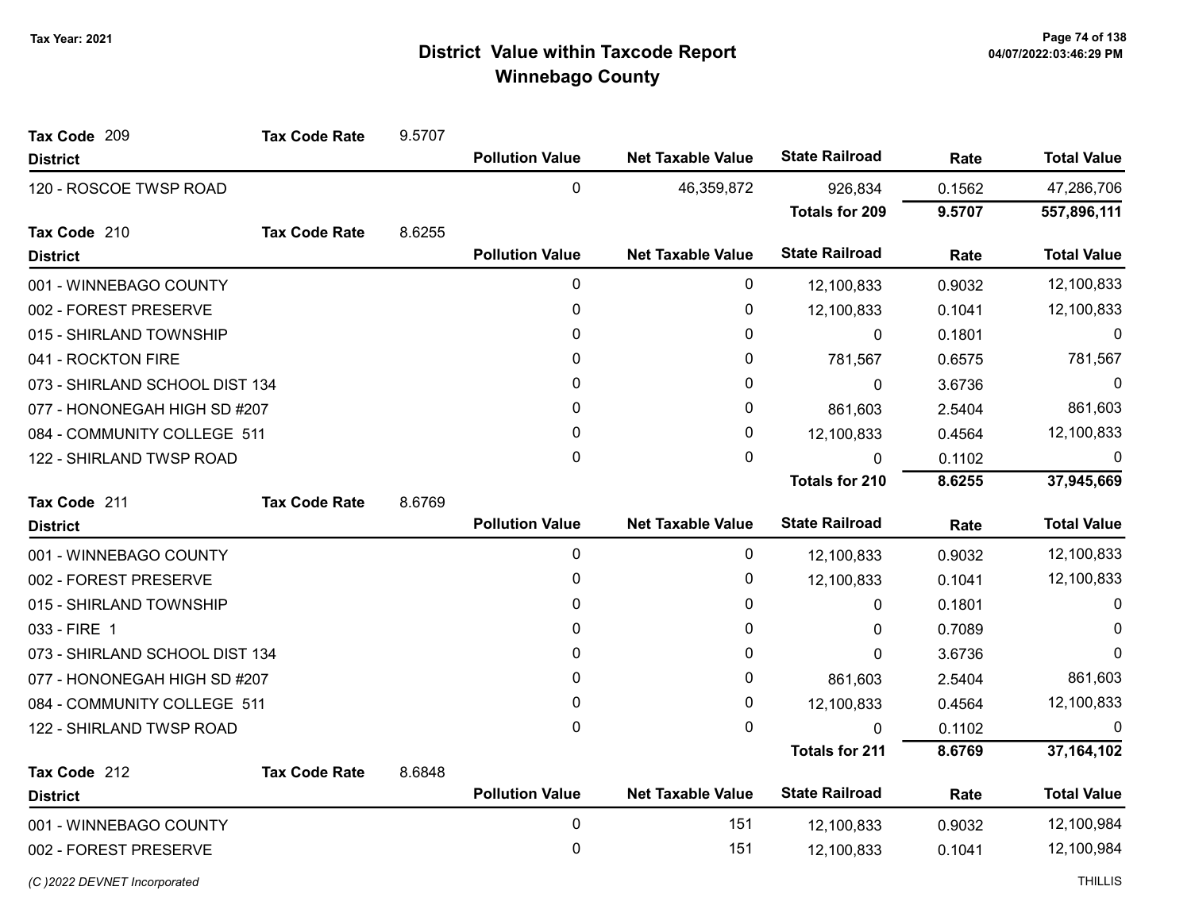# District Value within Taxcode Report
## Winnebago County

Tax Year: 2021

**Tax Code** 209 **Tax Code Rate** 9.5707

| District | Pollution Value | Net Taxable Value | State Railroad | Rate | Total Value |
|---|---|---|---|---|---|
| 120 - ROSCOE TWSP ROAD | 0 | 46,359,872 | 926,834 | 0.1562 | 47,286,706 |
| | | | **Totals for 209** | **9.5707** | **557,896,111** |

**Tax Code** 210 **Tax Code Rate** 8.6255

| District | Pollution Value | Net Taxable Value | State Railroad | Rate | Total Value |
|---|---|---|---|---|---|
| 001 - WINNEBAGO COUNTY | 0 | 0 | 12,100,833 | 0.9032 | 12,100,833 |
| 002 - FOREST PRESERVE | 0 | 0 | 12,100,833 | 0.1041 | 12,100,833 |
| 015 - SHIRLAND TOWNSHIP | 0 | 0 | 0 | 0.1801 | 0 |
| 041 - ROCKTON FIRE | 0 | 0 | 781,567 | 0.6575 | 781,567 |
| 073 - SHIRLAND SCHOOL DIST 134 | 0 | 0 | 0 | 3.6736 | 0 |
| 077 - HONONEGAH HIGH SD #207 | 0 | 0 | 861,603 | 2.5404 | 861,603 |
| 084 - COMMUNITY COLLEGE 511 | 0 | 0 | 12,100,833 | 0.4564 | 12,100,833 |
| 122 - SHIRLAND TWSP ROAD | 0 | 0 | 0 | 0.1102 | 0 |
| | | | **Totals for 210** | **8.6255** | **37,945,669** |

**Tax Code** 211 **Tax Code Rate** 8.6769

| District | Pollution Value | Net Taxable Value | State Railroad | Rate | Total Value |
|---|---|---|---|---|---|
| 001 - WINNEBAGO COUNTY | 0 | 0 | 12,100,833 | 0.9032 | 12,100,833 |
| 002 - FOREST PRESERVE | 0 | 0 | 12,100,833 | 0.1041 | 12,100,833 |
| 015 - SHIRLAND TOWNSHIP | 0 | 0 | 0 | 0.1801 | 0 |
| 033 - FIRE 1 | 0 | 0 | 0 | 0.7089 | 0 |
| 073 - SHIRLAND SCHOOL DIST 134 | 0 | 0 | 0 | 3.6736 | 0 |
| 077 - HONONEGAH HIGH SD #207 | 0 | 0 | 861,603 | 2.5404 | 861,603 |
| 084 - COMMUNITY COLLEGE 511 | 0 | 0 | 12,100,833 | 0.4564 | 12,100,833 |
| 122 - SHIRLAND TWSP ROAD | 0 | 0 | 0 | 0.1102 | 0 |
| | | | **Totals for 211** | **8.6769** | **37,164,102** |

**Tax Code** 212 **Tax Code Rate** 8.6848

| District | Pollution Value | Net Taxable Value | State Railroad | Rate | Total Value |
|---|---|---|---|---|---|
| 001 - WINNEBAGO COUNTY | 0 | 151 | 12,100,833 | 0.9032 | 12,100,984 |
| 002 - FOREST PRESERVE | 0 | 151 | 12,100,833 | 0.1041 | 12,100,984 |

*(C )2022 DEVNET Incorporated* THILLIS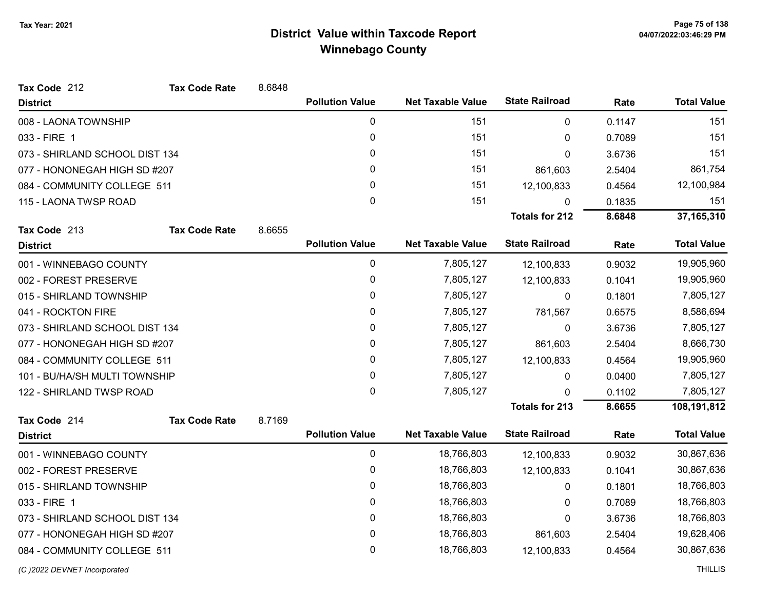# District Value within Taxcode Report
## Winnebago County

Tax Year: 2021

**Tax Code** 212 **Tax Code Rate** 8.6848

| District | Pollution Value | Net Taxable Value | State Railroad | Rate | Total Value |
|---|---|---|---|---|---|
| 008 - LAONA TOWNSHIP | 0 | 151 | 0 | 0.1147 | 151 |
| 033 - FIRE 1 | 0 | 151 | 0 | 0.7089 | 151 |
| 073 - SHIRLAND SCHOOL DIST 134 | 0 | 151 | 0 | 3.6736 | 151 |
| 077 - HONONEGAH HIGH SD #207 | 0 | 151 | 861,603 | 2.5404 | 861,754 |
| 084 - COMMUNITY COLLEGE 511 | 0 | 151 | 12,100,833 | 0.4564 | 12,100,984 |
| 115 - LAONA TWSP ROAD | 0 | 151 | 0 | 0.1835 | 151 |
| | | | **Totals for 212** | **8.6848** | **37,165,310** |

**Tax Code** 213 **Tax Code Rate** 8.6655

| District | Pollution Value | Net Taxable Value | State Railroad | Rate | Total Value |
|---|---|---|---|---|---|
| 001 - WINNEBAGO COUNTY | 0 | 7,805,127 | 12,100,833 | 0.9032 | 19,905,960 |
| 002 - FOREST PRESERVE | 0 | 7,805,127 | 12,100,833 | 0.1041 | 19,905,960 |
| 015 - SHIRLAND TOWNSHIP | 0 | 7,805,127 | 0 | 0.1801 | 7,805,127 |
| 041 - ROCKTON FIRE | 0 | 7,805,127 | 781,567 | 0.6575 | 8,586,694 |
| 073 - SHIRLAND SCHOOL DIST 134 | 0 | 7,805,127 | 0 | 3.6736 | 7,805,127 |
| 077 - HONONEGAH HIGH SD #207 | 0 | 7,805,127 | 861,603 | 2.5404 | 8,666,730 |
| 084 - COMMUNITY COLLEGE 511 | 0 | 7,805,127 | 12,100,833 | 0.4564 | 19,905,960 |
| 101 - BU/HA/SH MULTI TOWNSHIP | 0 | 7,805,127 | 0 | 0.0400 | 7,805,127 |
| 122 - SHIRLAND TWSP ROAD | 0 | 7,805,127 | 0 | 0.1102 | 7,805,127 |
| | | | **Totals for 213** | **8.6655** | **108,191,812** |

**Tax Code** 214 **Tax Code Rate** 8.7169

| District | Pollution Value | Net Taxable Value | State Railroad | Rate | Total Value |
|---|---|---|---|---|---|
| 001 - WINNEBAGO COUNTY | 0 | 18,766,803 | 12,100,833 | 0.9032 | 30,867,636 |
| 002 - FOREST PRESERVE | 0 | 18,766,803 | 12,100,833 | 0.1041 | 30,867,636 |
| 015 - SHIRLAND TOWNSHIP | 0 | 18,766,803 | 0 | 0.1801 | 18,766,803 |
| 033 - FIRE 1 | 0 | 18,766,803 | 0 | 0.7089 | 18,766,803 |
| 073 - SHIRLAND SCHOOL DIST 134 | 0 | 18,766,803 | 0 | 3.6736 | 18,766,803 |
| 077 - HONONEGAH HIGH SD #207 | 0 | 18,766,803 | 861,603 | 2.5404 | 19,628,406 |
| 084 - COMMUNITY COLLEGE 511 | 0 | 18,766,803 | 12,100,833 | 0.4564 | 30,867,636 |

*(C )2022 DEVNET Incorporated* THILLIS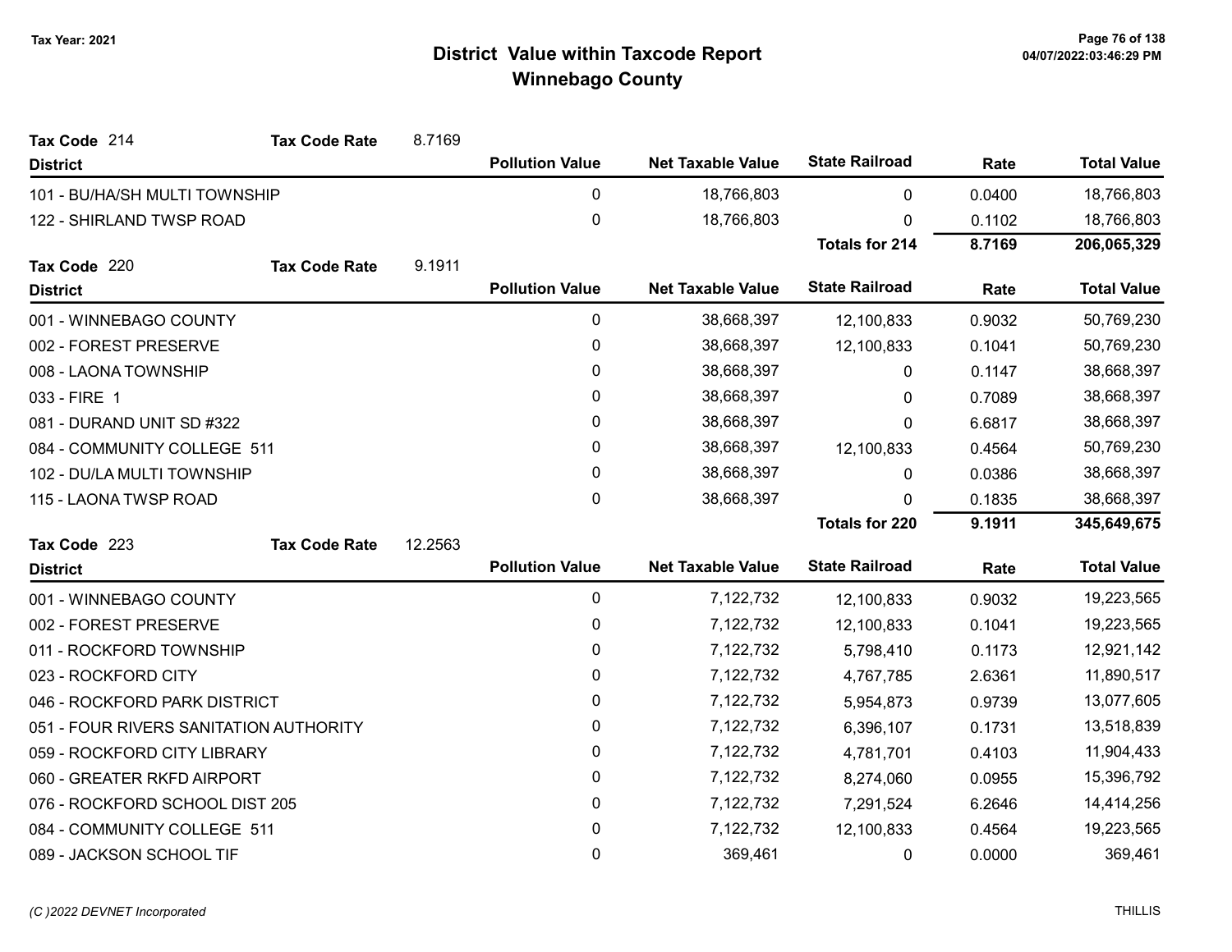# District Value within Taxcode Report
## Winnebago County

Tax Year: 2021

**Tax Code** 214 **Tax Code Rate** 8.7169

| District | Pollution Value | Net Taxable Value | State Railroad | Rate | Total Value |
|---|---|---|---|---|---|
| 101 - BU/HA/SH MULTI TOWNSHIP | 0 | 18,766,803 | 0 | 0.0400 | 18,766,803 |
| 122 - SHIRLAND TWSP ROAD | 0 | 18,766,803 | 0 | 0.1102 | 18,766,803 |
| | | | **Totals for 214** | **8.7169** | **206,065,329** |

**Tax Code** 220 **Tax Code Rate** 9.1911

| District | Pollution Value | Net Taxable Value | State Railroad | Rate | Total Value |
|---|---|---|---|---|---|
| 001 - WINNEBAGO COUNTY | 0 | 38,668,397 | 12,100,833 | 0.9032 | 50,769,230 |
| 002 - FOREST PRESERVE | 0 | 38,668,397 | 12,100,833 | 0.1041 | 50,769,230 |
| 008 - LAONA TOWNSHIP | 0 | 38,668,397 | 0 | 0.1147 | 38,668,397 |
| 033 - FIRE 1 | 0 | 38,668,397 | 0 | 0.7089 | 38,668,397 |
| 081 - DURAND UNIT SD #322 | 0 | 38,668,397 | 0 | 6.6817 | 38,668,397 |
| 084 - COMMUNITY COLLEGE 511 | 0 | 38,668,397 | 12,100,833 | 0.4564 | 50,769,230 |
| 102 - DU/LA MULTI TOWNSHIP | 0 | 38,668,397 | 0 | 0.0386 | 38,668,397 |
| 115 - LAONA TWSP ROAD | 0 | 38,668,397 | 0 | 0.1835 | 38,668,397 |
| | | | **Totals for 220** | **9.1911** | **345,649,675** |

**Tax Code** 223 **Tax Code Rate** 12.2563

| District | Pollution Value | Net Taxable Value | State Railroad | Rate | Total Value |
|---|---|---|---|---|---|
| 001 - WINNEBAGO COUNTY | 0 | 7,122,732 | 12,100,833 | 0.9032 | 19,223,565 |
| 002 - FOREST PRESERVE | 0 | 7,122,732 | 12,100,833 | 0.1041 | 19,223,565 |
| 011 - ROCKFORD TOWNSHIP | 0 | 7,122,732 | 5,798,410 | 0.1173 | 12,921,142 |
| 023 - ROCKFORD CITY | 0 | 7,122,732 | 4,767,785 | 2.6361 | 11,890,517 |
| 046 - ROCKFORD PARK DISTRICT | 0 | 7,122,732 | 5,954,873 | 0.9739 | 13,077,605 |
| 051 - FOUR RIVERS SANITATION AUTHORITY | 0 | 7,122,732 | 6,396,107 | 0.1731 | 13,518,839 |
| 059 - ROCKFORD CITY LIBRARY | 0 | 7,122,732 | 4,781,701 | 0.4103 | 11,904,433 |
| 060 - GREATER RKFD AIRPORT | 0 | 7,122,732 | 8,274,060 | 0.0955 | 15,396,792 |
| 076 - ROCKFORD SCHOOL DIST 205 | 0 | 7,122,732 | 7,291,524 | 6.2646 | 14,414,256 |
| 084 - COMMUNITY COLLEGE 511 | 0 | 7,122,732 | 12,100,833 | 0.4564 | 19,223,565 |
| 089 - JACKSON SCHOOL TIF | 0 | 369,461 | 0 | 0.0000 | 369,461 |

*(C )2022 DEVNET Incorporated* THILLIS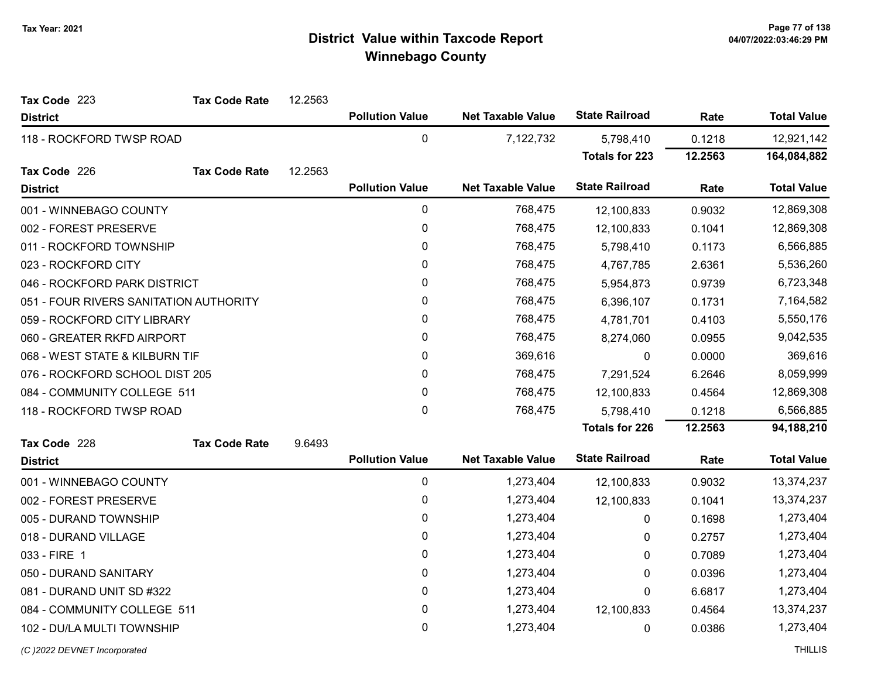# District Value within Taxcode Report
## Winnebago County

Tax Year: 2021

**Tax Code** 223 **Tax Code Rate** 12.2563

| District | Pollution Value | Net Taxable Value | State Railroad | Rate | Total Value |
|---|---|---|---|---|---|
| 118 - ROCKFORD TWSP ROAD | 0 | 7,122,732 | 5,798,410 | 0.1218 | 12,921,142 |
| | | | **Totals for 223** | **12.2563** | **164,084,882** |

**Tax Code** 226 **Tax Code Rate** 12.2563

| District | Pollution Value | Net Taxable Value | State Railroad | Rate | Total Value |
|---|---|---|---|---|---|
| 001 - WINNEBAGO COUNTY | 0 | 768,475 | 12,100,833 | 0.9032 | 12,869,308 |
| 002 - FOREST PRESERVE | 0 | 768,475 | 12,100,833 | 0.1041 | 12,869,308 |
| 011 - ROCKFORD TOWNSHIP | 0 | 768,475 | 5,798,410 | 0.1173 | 6,566,885 |
| 023 - ROCKFORD CITY | 0 | 768,475 | 4,767,785 | 2.6361 | 5,536,260 |
| 046 - ROCKFORD PARK DISTRICT | 0 | 768,475 | 5,954,873 | 0.9739 | 6,723,348 |
| 051 - FOUR RIVERS SANITATION AUTHORITY | 0 | 768,475 | 6,396,107 | 0.1731 | 7,164,582 |
| 059 - ROCKFORD CITY LIBRARY | 0 | 768,475 | 4,781,701 | 0.4103 | 5,550,176 |
| 060 - GREATER RKFD AIRPORT | 0 | 768,475 | 8,274,060 | 0.0955 | 9,042,535 |
| 068 - WEST STATE & KILBURN TIF | 0 | 369,616 | 0 | 0.0000 | 369,616 |
| 076 - ROCKFORD SCHOOL DIST 205 | 0 | 768,475 | 7,291,524 | 6.2646 | 8,059,999 |
| 084 - COMMUNITY COLLEGE 511 | 0 | 768,475 | 12,100,833 | 0.4564 | 12,869,308 |
| 118 - ROCKFORD TWSP ROAD | 0 | 768,475 | 5,798,410 | 0.1218 | 6,566,885 |
| | | | **Totals for 226** | **12.2563** | **94,188,210** |

**Tax Code** 228 **Tax Code Rate** 9.6493

| District | Pollution Value | Net Taxable Value | State Railroad | Rate | Total Value |
|---|---|---|---|---|---|
| 001 - WINNEBAGO COUNTY | 0 | 1,273,404 | 12,100,833 | 0.9032 | 13,374,237 |
| 002 - FOREST PRESERVE | 0 | 1,273,404 | 12,100,833 | 0.1041 | 13,374,237 |
| 005 - DURAND TOWNSHIP | 0 | 1,273,404 | 0 | 0.1698 | 1,273,404 |
| 018 - DURAND VILLAGE | 0 | 1,273,404 | 0 | 0.2757 | 1,273,404 |
| 033 - FIRE 1 | 0 | 1,273,404 | 0 | 0.7089 | 1,273,404 |
| 050 - DURAND SANITARY | 0 | 1,273,404 | 0 | 0.0396 | 1,273,404 |
| 081 - DURAND UNIT SD #322 | 0 | 1,273,404 | 0 | 6.6817 | 1,273,404 |
| 084 - COMMUNITY COLLEGE 511 | 0 | 1,273,404 | 12,100,833 | 0.4564 | 13,374,237 |
| 102 - DU/LA MULTI TOWNSHIP | 0 | 1,273,404 | 0 | 0.0386 | 1,273,404 |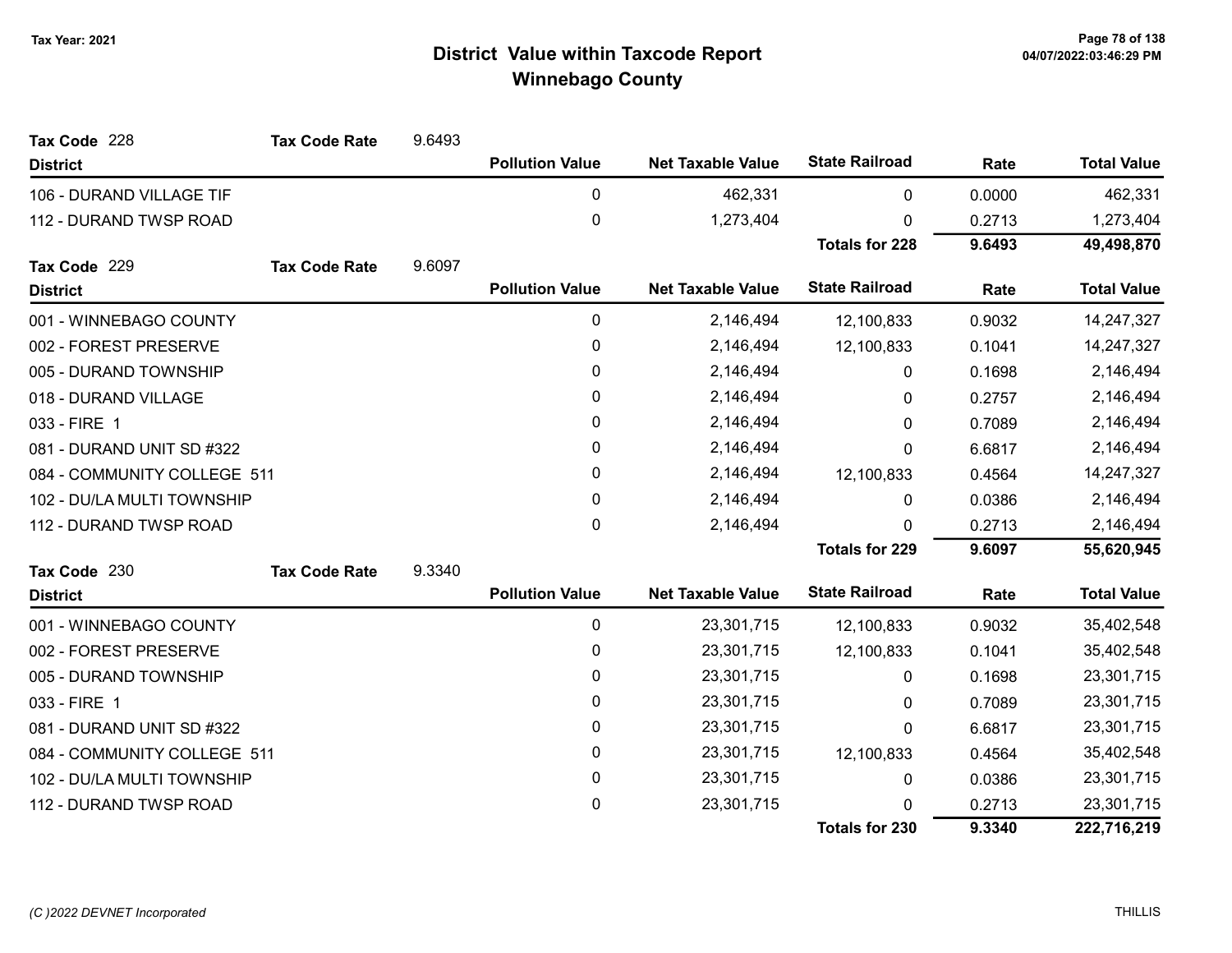**Tax Year: 2021**

# District Value within Taxcode Report
## Winnebago County

**Tax Code** 228 **Tax Code Rate** 9.6493

| District | Pollution Value | Net Taxable Value | State Railroad | Rate | Total Value |
|---|---|---|---|---|---|
| 106 - DURAND VILLAGE TIF | 0 | 462,331 | 0 | 0.0000 | 462,331 |
| 112 - DURAND TWSP ROAD | 0 | 1,273,404 | 0 | 0.2713 | 1,273,404 |
| | | | **Totals for 228** | **9.6493** | **49,498,870** |

**Tax Code** 229 **Tax Code Rate** 9.6097

| District | Pollution Value | Net Taxable Value | State Railroad | Rate | Total Value |
|---|---|---|---|---|---|
| 001 - WINNEBAGO COUNTY | 0 | 2,146,494 | 12,100,833 | 0.9032 | 14,247,327 |
| 002 - FOREST PRESERVE | 0 | 2,146,494 | 12,100,833 | 0.1041 | 14,247,327 |
| 005 - DURAND TOWNSHIP | 0 | 2,146,494 | 0 | 0.1698 | 2,146,494 |
| 018 - DURAND VILLAGE | 0 | 2,146,494 | 0 | 0.2757 | 2,146,494 |
| 033 - FIRE 1 | 0 | 2,146,494 | 0 | 0.7089 | 2,146,494 |
| 081 - DURAND UNIT SD #322 | 0 | 2,146,494 | 0 | 6.6817 | 2,146,494 |
| 084 - COMMUNITY COLLEGE 511 | 0 | 2,146,494 | 12,100,833 | 0.4564 | 14,247,327 |
| 102 - DU/LA MULTI TOWNSHIP | 0 | 2,146,494 | 0 | 0.0386 | 2,146,494 |
| 112 - DURAND TWSP ROAD | 0 | 2,146,494 | 0 | 0.2713 | 2,146,494 |
| | | | **Totals for 229** | **9.6097** | **55,620,945** |

**Tax Code** 230 **Tax Code Rate** 9.3340

| District | Pollution Value | Net Taxable Value | State Railroad | Rate | Total Value |
|---|---|---|---|---|---|
| 001 - WINNEBAGO COUNTY | 0 | 23,301,715 | 12,100,833 | 0.9032 | 35,402,548 |
| 002 - FOREST PRESERVE | 0 | 23,301,715 | 12,100,833 | 0.1041 | 35,402,548 |
| 005 - DURAND TOWNSHIP | 0 | 23,301,715 | 0 | 0.1698 | 23,301,715 |
| 033 - FIRE 1 | 0 | 23,301,715 | 0 | 0.7089 | 23,301,715 |
| 081 - DURAND UNIT SD #322 | 0 | 23,301,715 | 0 | 6.6817 | 23,301,715 |
| 084 - COMMUNITY COLLEGE 511 | 0 | 23,301,715 | 12,100,833 | 0.4564 | 35,402,548 |
| 102 - DU/LA MULTI TOWNSHIP | 0 | 23,301,715 | 0 | 0.0386 | 23,301,715 |
| 112 - DURAND TWSP ROAD | 0 | 23,301,715 | 0 | 0.2713 | 23,301,715 |
| | | | **Totals for 230** | **9.3340** | **222,716,219** |

*(C )2022 DEVNET Incorporated*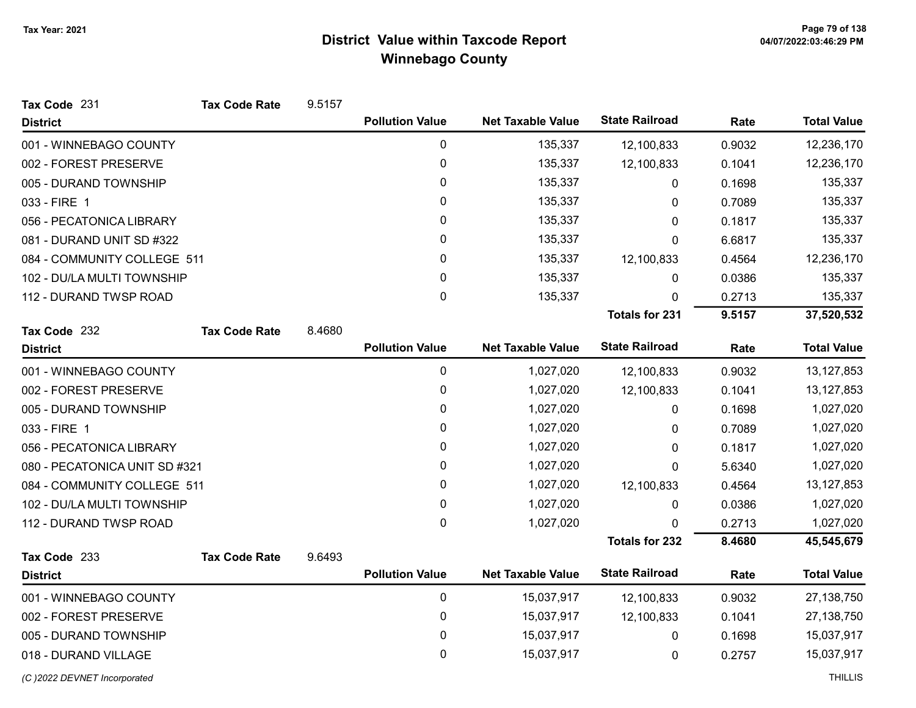# District Value within Taxcode Report
## Winnebago County

Tax Year: 2021

**Tax Code** 231 **Tax Code Rate** 9.5157

| District | Pollution Value | Net Taxable Value | State Railroad | Rate | Total Value |
|---|---|---|---|---|---|
| 001 - WINNEBAGO COUNTY | 0 | 135,337 | 12,100,833 | 0.9032 | 12,236,170 |
| 002 - FOREST PRESERVE | 0 | 135,337 | 12,100,833 | 0.1041 | 12,236,170 |
| 005 - DURAND TOWNSHIP | 0 | 135,337 | 0 | 0.1698 | 135,337 |
| 033 - FIRE 1 | 0 | 135,337 | 0 | 0.7089 | 135,337 |
| 056 - PECATONICA LIBRARY | 0 | 135,337 | 0 | 0.1817 | 135,337 |
| 081 - DURAND UNIT SD #322 | 0 | 135,337 | 0 | 6.6817 | 135,337 |
| 084 - COMMUNITY COLLEGE 511 | 0 | 135,337 | 12,100,833 | 0.4564 | 12,236,170 |
| 102 - DU/LA MULTI TOWNSHIP | 0 | 135,337 | 0 | 0.0386 | 135,337 |
| 112 - DURAND TWSP ROAD | 0 | 135,337 | 0 | 0.2713 | 135,337 |
| | | | **Totals for 231** | **9.5157** | **37,520,532** |

**Tax Code** 232 **Tax Code Rate** 8.4680

| District | Pollution Value | Net Taxable Value | State Railroad | Rate | Total Value |
|---|---|---|---|---|---|
| 001 - WINNEBAGO COUNTY | 0 | 1,027,020 | 12,100,833 | 0.9032 | 13,127,853 |
| 002 - FOREST PRESERVE | 0 | 1,027,020 | 12,100,833 | 0.1041 | 13,127,853 |
| 005 - DURAND TOWNSHIP | 0 | 1,027,020 | 0 | 0.1698 | 1,027,020 |
| 033 - FIRE 1 | 0 | 1,027,020 | 0 | 0.7089 | 1,027,020 |
| 056 - PECATONICA LIBRARY | 0 | 1,027,020 | 0 | 0.1817 | 1,027,020 |
| 080 - PECATONICA UNIT SD #321 | 0 | 1,027,020 | 0 | 5.6340 | 1,027,020 |
| 084 - COMMUNITY COLLEGE 511 | 0 | 1,027,020 | 12,100,833 | 0.4564 | 13,127,853 |
| 102 - DU/LA MULTI TOWNSHIP | 0 | 1,027,020 | 0 | 0.0386 | 1,027,020 |
| 112 - DURAND TWSP ROAD | 0 | 1,027,020 | 0 | 0.2713 | 1,027,020 |
| | | | **Totals for 232** | **8.4680** | **45,545,679** |

**Tax Code** 233 **Tax Code Rate** 9.6493

| District | Pollution Value | Net Taxable Value | State Railroad | Rate | Total Value |
|---|---|---|---|---|---|
| 001 - WINNEBAGO COUNTY | 0 | 15,037,917 | 12,100,833 | 0.9032 | 27,138,750 |
| 002 - FOREST PRESERVE | 0 | 15,037,917 | 12,100,833 | 0.1041 | 27,138,750 |
| 005 - DURAND TOWNSHIP | 0 | 15,037,917 | 0 | 0.1698 | 15,037,917 |
| 018 - DURAND VILLAGE | 0 | 15,037,917 | 0 | 0.2757 | 15,037,917 |

*(C )2022 DEVNET Incorporated* THILLIS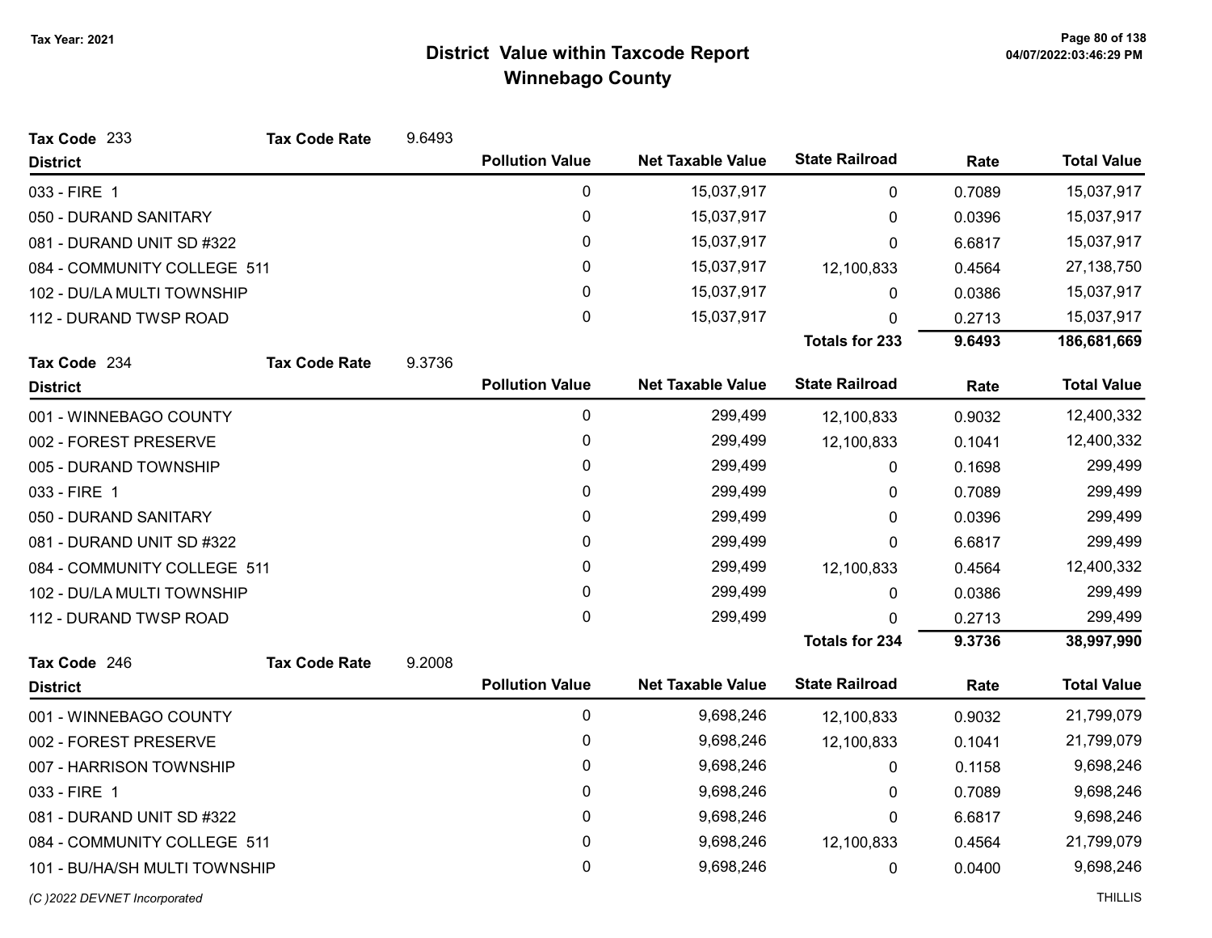# District Value within Taxcode Report
## Winnebago County

Tax Year: 2021

**Tax Code** 233 **Tax Code Rate** 9.6493

| District | Pollution Value | Net Taxable Value | State Railroad | Rate | Total Value |
|---|---|---|---|---|---|
| 033 - FIRE 1 | 0 | 15,037,917 | 0 | 0.7089 | 15,037,917 |
| 050 - DURAND SANITARY | 0 | 15,037,917 | 0 | 0.0396 | 15,037,917 |
| 081 - DURAND UNIT SD #322 | 0 | 15,037,917 | 0 | 6.6817 | 15,037,917 |
| 084 - COMMUNITY COLLEGE 511 | 0 | 15,037,917 | 12,100,833 | 0.4564 | 27,138,750 |
| 102 - DU/LA MULTI TOWNSHIP | 0 | 15,037,917 | 0 | 0.0386 | 15,037,917 |
| 112 - DURAND TWSP ROAD | 0 | 15,037,917 | 0 | 0.2713 | 15,037,917 |
| | | | **Totals for 233** | **9.6493** | **186,681,669** |

**Tax Code** 234 **Tax Code Rate** 9.3736

| District | Pollution Value | Net Taxable Value | State Railroad | Rate | Total Value |
|---|---|---|---|---|---|
| 001 - WINNEBAGO COUNTY | 0 | 299,499 | 12,100,833 | 0.9032 | 12,400,332 |
| 002 - FOREST PRESERVE | 0 | 299,499 | 12,100,833 | 0.1041 | 12,400,332 |
| 005 - DURAND TOWNSHIP | 0 | 299,499 | 0 | 0.1698 | 299,499 |
| 033 - FIRE 1 | 0 | 299,499 | 0 | 0.7089 | 299,499 |
| 050 - DURAND SANITARY | 0 | 299,499 | 0 | 0.0396 | 299,499 |
| 081 - DURAND UNIT SD #322 | 0 | 299,499 | 0 | 6.6817 | 299,499 |
| 084 - COMMUNITY COLLEGE 511 | 0 | 299,499 | 12,100,833 | 0.4564 | 12,400,332 |
| 102 - DU/LA MULTI TOWNSHIP | 0 | 299,499 | 0 | 0.0386 | 299,499 |
| 112 - DURAND TWSP ROAD | 0 | 299,499 | 0 | 0.2713 | 299,499 |
| | | | **Totals for 234** | **9.3736** | **38,997,990** |

**Tax Code** 246 **Tax Code Rate** 9.2008

| District | Pollution Value | Net Taxable Value | State Railroad | Rate | Total Value |
|---|---|---|---|---|---|
| 001 - WINNEBAGO COUNTY | 0 | 9,698,246 | 12,100,833 | 0.9032 | 21,799,079 |
| 002 - FOREST PRESERVE | 0 | 9,698,246 | 12,100,833 | 0.1041 | 21,799,079 |
| 007 - HARRISON TOWNSHIP | 0 | 9,698,246 | 0 | 0.1158 | 9,698,246 |
| 033 - FIRE 1 | 0 | 9,698,246 | 0 | 0.7089 | 9,698,246 |
| 081 - DURAND UNIT SD #322 | 0 | 9,698,246 | 0 | 6.6817 | 9,698,246 |
| 084 - COMMUNITY COLLEGE 511 | 0 | 9,698,246 | 12,100,833 | 0.4564 | 21,799,079 |
| 101 - BU/HA/SH MULTI TOWNSHIP | 0 | 9,698,246 | 0 | 0.0400 | 9,698,246 |

*(C )2022 DEVNET Incorporated* THILLIS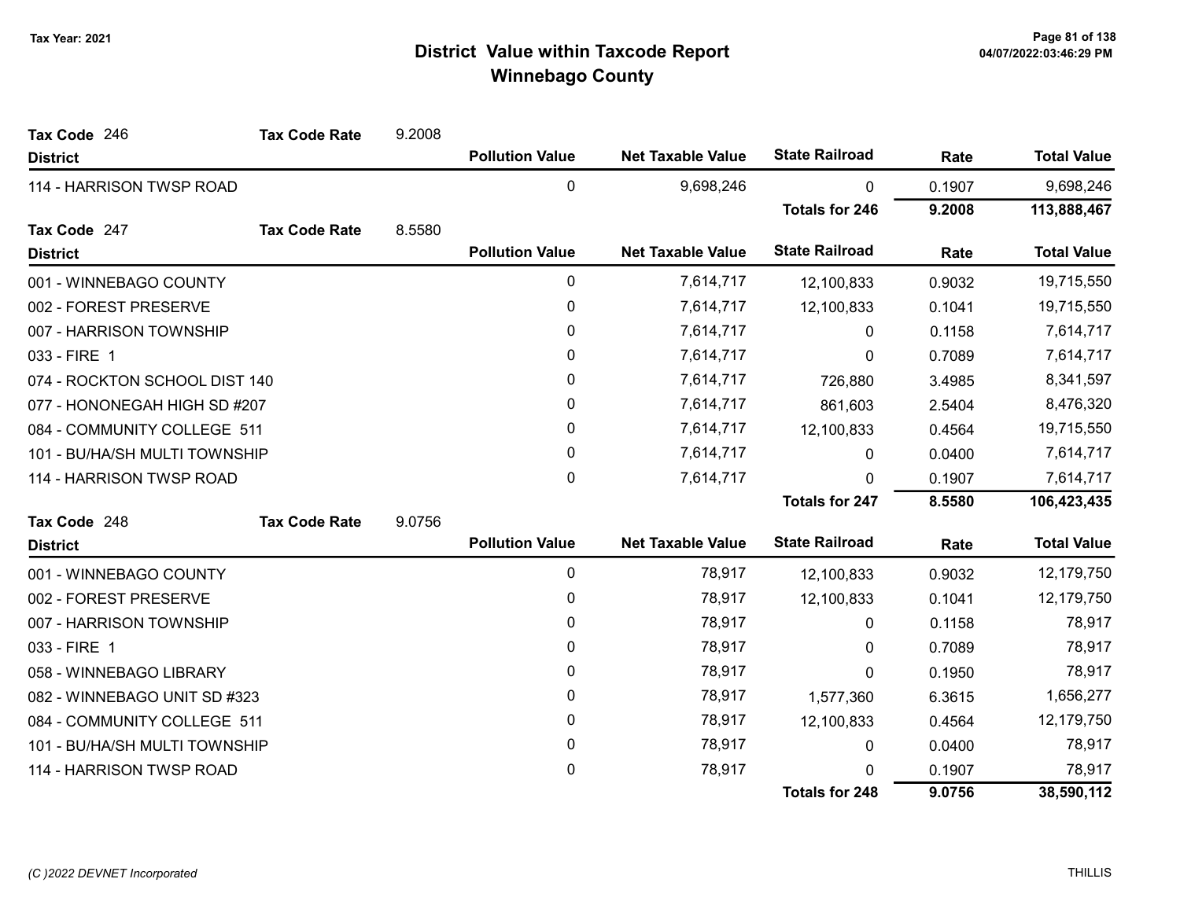# District Value within Taxcode Report
## Winnebago County

Tax Year: 2021

**Tax Code** 246 **Tax Code Rate** 9.2008

| District | Pollution Value | Net Taxable Value | State Railroad | Rate | Total Value |
|---|---|---|---|---|---|
| 114 - HARRISON TWSP ROAD | 0 | 9,698,246 | 0 | 0.1907 | 9,698,246 |
| | | | **Totals for 246** | **9.2008** | **113,888,467** |

**Tax Code** 247 **Tax Code Rate** 8.5580

| District | Pollution Value | Net Taxable Value | State Railroad | Rate | Total Value |
|---|---|---|---|---|---|
| 001 - WINNEBAGO COUNTY | 0 | 7,614,717 | 12,100,833 | 0.9032 | 19,715,550 |
| 002 - FOREST PRESERVE | 0 | 7,614,717 | 12,100,833 | 0.1041 | 19,715,550 |
| 007 - HARRISON TOWNSHIP | 0 | 7,614,717 | 0 | 0.1158 | 7,614,717 |
| 033 - FIRE 1 | 0 | 7,614,717 | 0 | 0.7089 | 7,614,717 |
| 074 - ROCKTON SCHOOL DIST 140 | 0 | 7,614,717 | 726,880 | 3.4985 | 8,341,597 |
| 077 - HONONEGAH HIGH SD #207 | 0 | 7,614,717 | 861,603 | 2.5404 | 8,476,320 |
| 084 - COMMUNITY COLLEGE 511 | 0 | 7,614,717 | 12,100,833 | 0.4564 | 19,715,550 |
| 101 - BU/HA/SH MULTI TOWNSHIP | 0 | 7,614,717 | 0 | 0.0400 | 7,614,717 |
| 114 - HARRISON TWSP ROAD | 0 | 7,614,717 | 0 | 0.1907 | 7,614,717 |
| | | | **Totals for 247** | **8.5580** | **106,423,435** |

**Tax Code** 248 **Tax Code Rate** 9.0756

| District | Pollution Value | Net Taxable Value | State Railroad | Rate | Total Value |
|---|---|---|---|---|---|
| 001 - WINNEBAGO COUNTY | 0 | 78,917 | 12,100,833 | 0.9032 | 12,179,750 |
| 002 - FOREST PRESERVE | 0 | 78,917 | 12,100,833 | 0.1041 | 12,179,750 |
| 007 - HARRISON TOWNSHIP | 0 | 78,917 | 0 | 0.1158 | 78,917 |
| 033 - FIRE 1 | 0 | 78,917 | 0 | 0.7089 | 78,917 |
| 058 - WINNEBAGO LIBRARY | 0 | 78,917 | 0 | 0.1950 | 78,917 |
| 082 - WINNEBAGO UNIT SD #323 | 0 | 78,917 | 1,577,360 | 6.3615 | 1,656,277 |
| 084 - COMMUNITY COLLEGE 511 | 0 | 78,917 | 12,100,833 | 0.4564 | 12,179,750 |
| 101 - BU/HA/SH MULTI TOWNSHIP | 0 | 78,917 | 0 | 0.0400 | 78,917 |
| 114 - HARRISON TWSP ROAD | 0 | 78,917 | 0 | 0.1907 | 78,917 |
| | | | **Totals for 248** | **9.0756** | **38,590,112** |

*(C )2022 DEVNET Incorporated* THILLIS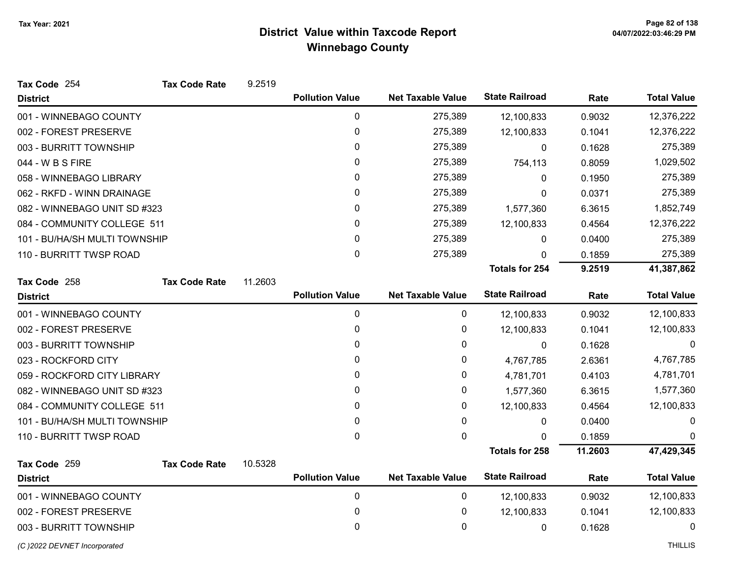# District Value within Taxcode Report
## Winnebago County

Tax Year: 2021

**Tax Code** 254 **Tax Code Rate** 9.2519

| District | Pollution Value | Net Taxable Value | State Railroad | Rate | Total Value |
|---|---|---|---|---|---|
| 001 - WINNEBAGO COUNTY | 0 | 275,389 | 12,100,833 | 0.9032 | 12,376,222 |
| 002 - FOREST PRESERVE | 0 | 275,389 | 12,100,833 | 0.1041 | 12,376,222 |
| 003 - BURRITT TOWNSHIP | 0 | 275,389 | 0 | 0.1628 | 275,389 |
| 044 - W B S FIRE | 0 | 275,389 | 754,113 | 0.8059 | 1,029,502 |
| 058 - WINNEBAGO LIBRARY | 0 | 275,389 | 0 | 0.1950 | 275,389 |
| 062 - RKFD - WINN DRAINAGE | 0 | 275,389 | 0 | 0.0371 | 275,389 |
| 082 - WINNEBAGO UNIT SD #323 | 0 | 275,389 | 1,577,360 | 6.3615 | 1,852,749 |
| 084 - COMMUNITY COLLEGE 511 | 0 | 275,389 | 12,100,833 | 0.4564 | 12,376,222 |
| 101 - BU/HA/SH MULTI TOWNSHIP | 0 | 275,389 | 0 | 0.0400 | 275,389 |
| 110 - BURRITT TWSP ROAD | 0 | 275,389 | 0 | 0.1859 | 275,389 |
| | | | **Totals for 254** | **9.2519** | **41,387,862** |

**Tax Code** 258 **Tax Code Rate** 11.2603

| District | Pollution Value | Net Taxable Value | State Railroad | Rate | Total Value |
|---|---|---|---|---|---|
| 001 - WINNEBAGO COUNTY | 0 | 0 | 12,100,833 | 0.9032 | 12,100,833 |
| 002 - FOREST PRESERVE | 0 | 0 | 12,100,833 | 0.1041 | 12,100,833 |
| 003 - BURRITT TOWNSHIP | 0 | 0 | 0 | 0.1628 | 0 |
| 023 - ROCKFORD CITY | 0 | 0 | 4,767,785 | 2.6361 | 4,767,785 |
| 059 - ROCKFORD CITY LIBRARY | 0 | 0 | 4,781,701 | 0.4103 | 4,781,701 |
| 082 - WINNEBAGO UNIT SD #323 | 0 | 0 | 1,577,360 | 6.3615 | 1,577,360 |
| 084 - COMMUNITY COLLEGE 511 | 0 | 0 | 12,100,833 | 0.4564 | 12,100,833 |
| 101 - BU/HA/SH MULTI TOWNSHIP | 0 | 0 | 0 | 0.0400 | 0 |
| 110 - BURRITT TWSP ROAD | 0 | 0 | 0 | 0.1859 | 0 |
| | | | **Totals for 258** | **11.2603** | **47,429,345** |

**Tax Code** 259 **Tax Code Rate** 10.5328

| District | Pollution Value | Net Taxable Value | State Railroad | Rate | Total Value |
|---|---|---|---|---|---|
| 001 - WINNEBAGO COUNTY | 0 | 0 | 12,100,833 | 0.9032 | 12,100,833 |
| 002 - FOREST PRESERVE | 0 | 0 | 12,100,833 | 0.1041 | 12,100,833 |
| 003 - BURRITT TOWNSHIP | 0 | 0 | 0 | 0.1628 | 0 |

(C )2022 DEVNET Incorporated THILLIS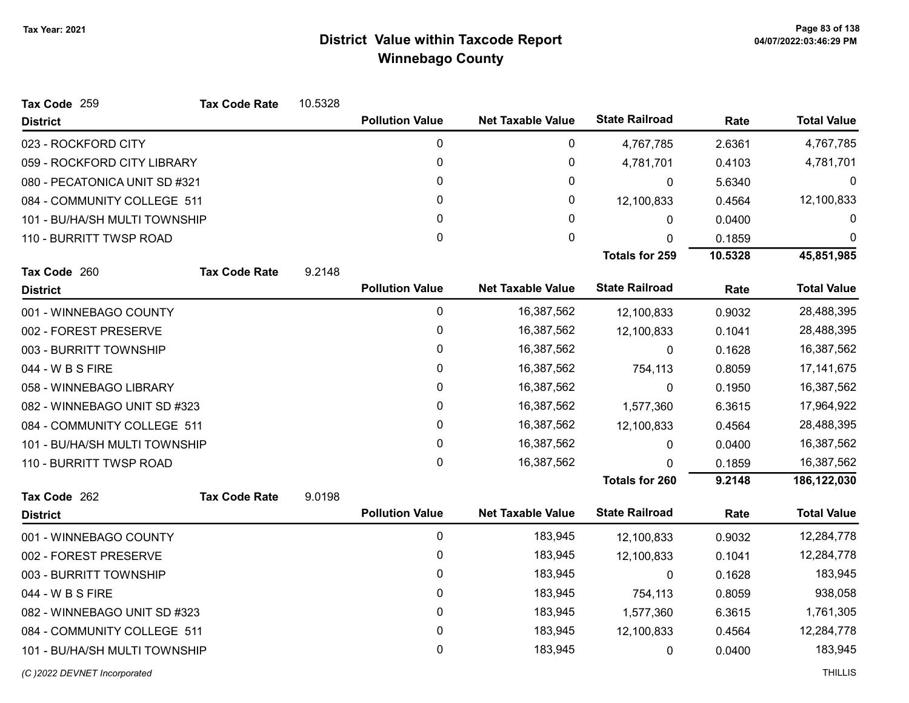# District Value within Taxcode Report

## Winnebago County

Tax Year: 2021

### Tax Code 259 — Tax Code Rate 10.5328

| District | Pollution Value | Net Taxable Value | State Railroad | Rate | Total Value |
|---|---|---|---|---|---|
| 023 - ROCKFORD CITY | 0 | 0 | 4,767,785 | 2.6361 | 4,767,785 |
| 059 - ROCKFORD CITY LIBRARY | 0 | 0 | 4,781,701 | 0.4103 | 4,781,701 |
| 080 - PECATONICA UNIT SD #321 | 0 | 0 | 0 | 5.6340 | 0 |
| 084 - COMMUNITY COLLEGE 511 | 0 | 0 | 12,100,833 | 0.4564 | 12,100,833 |
| 101 - BU/HA/SH MULTI TOWNSHIP | 0 | 0 | 0 | 0.0400 | 0 |
| 110 - BURRITT TWSP ROAD | 0 | 0 | 0 | 0.1859 | 0 |
| | | | **Totals for 259** | **10.5328** | **45,851,985** |

### Tax Code 260 — Tax Code Rate 9.2148

| District | Pollution Value | Net Taxable Value | State Railroad | Rate | Total Value |
|---|---|---|---|---|---|
| 001 - WINNEBAGO COUNTY | 0 | 16,387,562 | 12,100,833 | 0.9032 | 28,488,395 |
| 002 - FOREST PRESERVE | 0 | 16,387,562 | 12,100,833 | 0.1041 | 28,488,395 |
| 003 - BURRITT TOWNSHIP | 0 | 16,387,562 | 0 | 0.1628 | 16,387,562 |
| 044 - W B S FIRE | 0 | 16,387,562 | 754,113 | 0.8059 | 17,141,675 |
| 058 - WINNEBAGO LIBRARY | 0 | 16,387,562 | 0 | 0.1950 | 16,387,562 |
| 082 - WINNEBAGO UNIT SD #323 | 0 | 16,387,562 | 1,577,360 | 6.3615 | 17,964,922 |
| 084 - COMMUNITY COLLEGE 511 | 0 | 16,387,562 | 12,100,833 | 0.4564 | 28,488,395 |
| 101 - BU/HA/SH MULTI TOWNSHIP | 0 | 16,387,562 | 0 | 0.0400 | 16,387,562 |
| 110 - BURRITT TWSP ROAD | 0 | 16,387,562 | 0 | 0.1859 | 16,387,562 |
| | | | **Totals for 260** | **9.2148** | **186,122,030** |

### Tax Code 262 — Tax Code Rate 9.0198

| District | Pollution Value | Net Taxable Value | State Railroad | Rate | Total Value |
|---|---|---|---|---|---|
| 001 - WINNEBAGO COUNTY | 0 | 183,945 | 12,100,833 | 0.9032 | 12,284,778 |
| 002 - FOREST PRESERVE | 0 | 183,945 | 12,100,833 | 0.1041 | 12,284,778 |
| 003 - BURRITT TOWNSHIP | 0 | 183,945 | 0 | 0.1628 | 183,945 |
| 044 - W B S FIRE | 0 | 183,945 | 754,113 | 0.8059 | 938,058 |
| 082 - WINNEBAGO UNIT SD #323 | 0 | 183,945 | 1,577,360 | 6.3615 | 1,761,305 |
| 084 - COMMUNITY COLLEGE 511 | 0 | 183,945 | 12,100,833 | 0.4564 | 12,284,778 |
| 101 - BU/HA/SH MULTI TOWNSHIP | 0 | 183,945 | 0 | 0.0400 | 183,945 |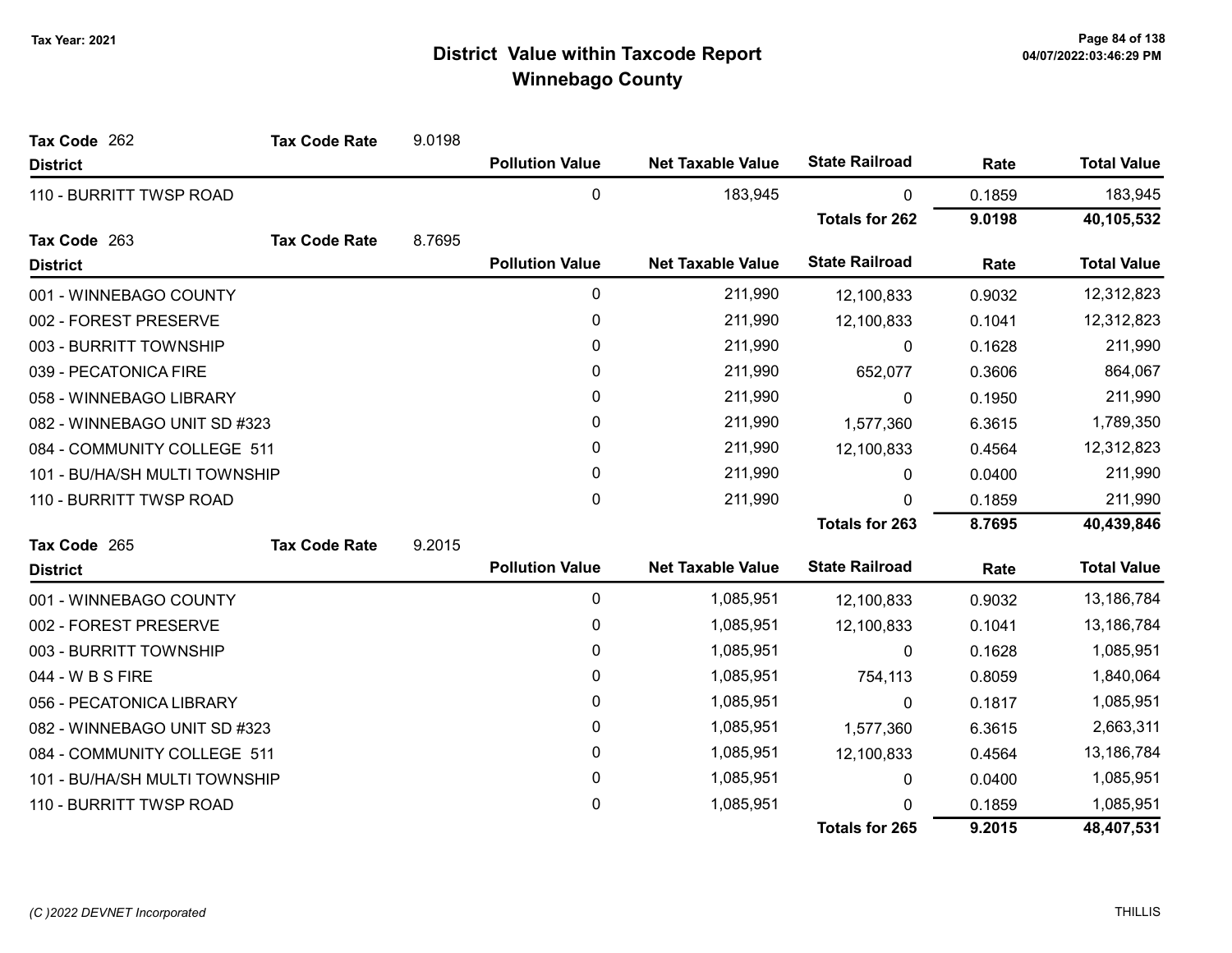# District Value within Taxcode Report
## Winnebago County

Tax Year: 2021

**Tax Code** 262 **Tax Code Rate** 9.0198

| District | Pollution Value | Net Taxable Value | State Railroad | Rate | Total Value |
|---|---|---|---|---|---|
| 110 - BURRITT TWSP ROAD | 0 | 183,945 | 0 | 0.1859 | 183,945 |
| | | | **Totals for 262** | **9.0198** | **40,105,532** |

**Tax Code** 263 **Tax Code Rate** 8.7695

| District | Pollution Value | Net Taxable Value | State Railroad | Rate | Total Value |
|---|---|---|---|---|---|
| 001 - WINNEBAGO COUNTY | 0 | 211,990 | 12,100,833 | 0.9032 | 12,312,823 |
| 002 - FOREST PRESERVE | 0 | 211,990 | 12,100,833 | 0.1041 | 12,312,823 |
| 003 - BURRITT TOWNSHIP | 0 | 211,990 | 0 | 0.1628 | 211,990 |
| 039 - PECATONICA FIRE | 0 | 211,990 | 652,077 | 0.3606 | 864,067 |
| 058 - WINNEBAGO LIBRARY | 0 | 211,990 | 0 | 0.1950 | 211,990 |
| 082 - WINNEBAGO UNIT SD #323 | 0 | 211,990 | 1,577,360 | 6.3615 | 1,789,350 |
| 084 - COMMUNITY COLLEGE 511 | 0 | 211,990 | 12,100,833 | 0.4564 | 12,312,823 |
| 101 - BU/HA/SH MULTI TOWNSHIP | 0 | 211,990 | 0 | 0.0400 | 211,990 |
| 110 - BURRITT TWSP ROAD | 0 | 211,990 | 0 | 0.1859 | 211,990 |
| | | | **Totals for 263** | **8.7695** | **40,439,846** |

**Tax Code** 265 **Tax Code Rate** 9.2015

| District | Pollution Value | Net Taxable Value | State Railroad | Rate | Total Value |
|---|---|---|---|---|---|
| 001 - WINNEBAGO COUNTY | 0 | 1,085,951 | 12,100,833 | 0.9032 | 13,186,784 |
| 002 - FOREST PRESERVE | 0 | 1,085,951 | 12,100,833 | 0.1041 | 13,186,784 |
| 003 - BURRITT TOWNSHIP | 0 | 1,085,951 | 0 | 0.1628 | 1,085,951 |
| 044 - W B S FIRE | 0 | 1,085,951 | 754,113 | 0.8059 | 1,840,064 |
| 056 - PECATONICA LIBRARY | 0 | 1,085,951 | 0 | 0.1817 | 1,085,951 |
| 082 - WINNEBAGO UNIT SD #323 | 0 | 1,085,951 | 1,577,360 | 6.3615 | 2,663,311 |
| 084 - COMMUNITY COLLEGE 511 | 0 | 1,085,951 | 12,100,833 | 0.4564 | 13,186,784 |
| 101 - BU/HA/SH MULTI TOWNSHIP | 0 | 1,085,951 | 0 | 0.0400 | 1,085,951 |
| 110 - BURRITT TWSP ROAD | 0 | 1,085,951 | 0 | 0.1859 | 1,085,951 |
| | | | **Totals for 265** | **9.2015** | **48,407,531** |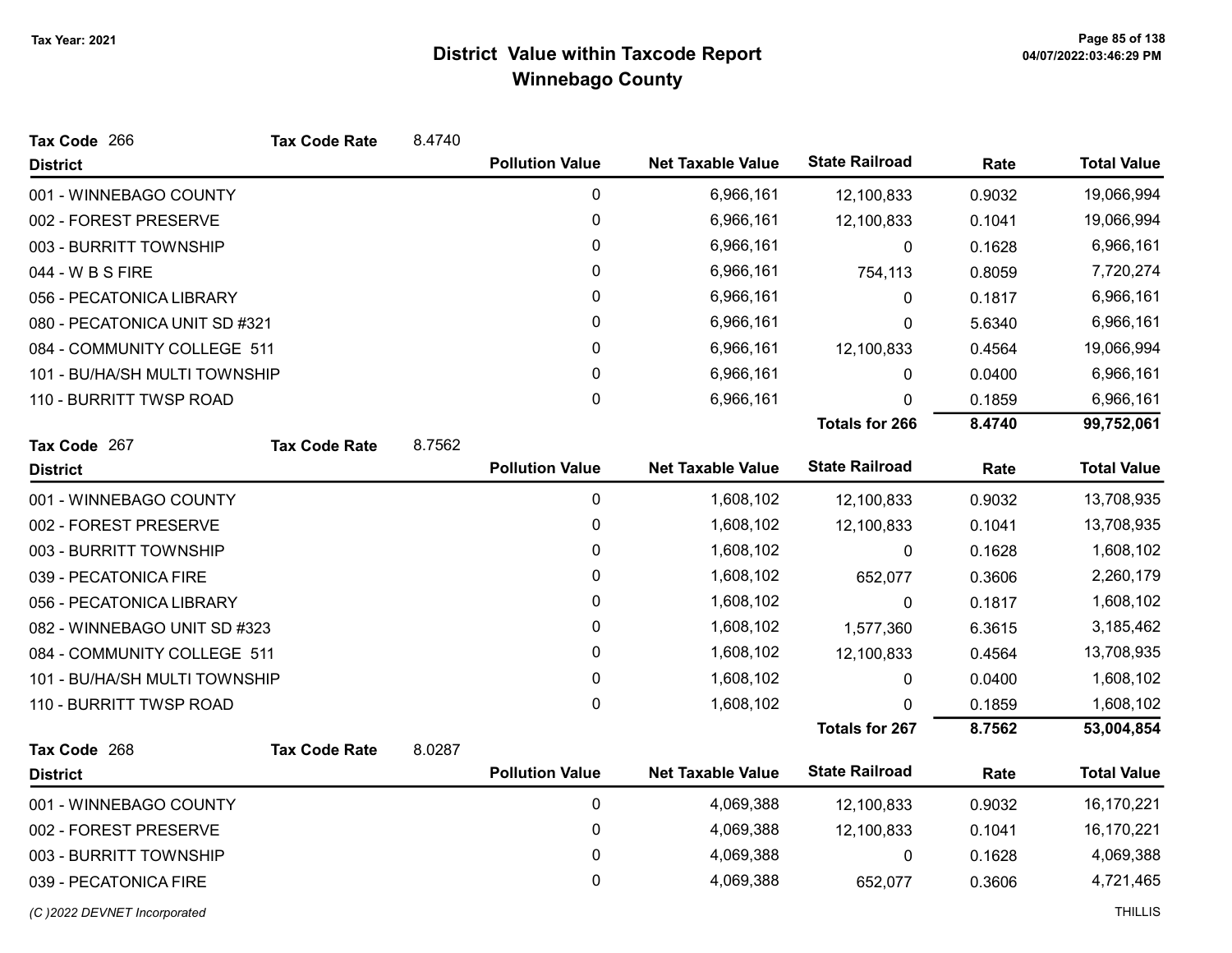# District Value within Taxcode Report
## Winnebago County

Tax Year: 2021

**Tax Code** 266 **Tax Code Rate** 8.4740

| District | Pollution Value | Net Taxable Value | State Railroad | Rate | Total Value |
|---|---|---|---|---|---|
| 001 - WINNEBAGO COUNTY | 0 | 6,966,161 | 12,100,833 | 0.9032 | 19,066,994 |
| 002 - FOREST PRESERVE | 0 | 6,966,161 | 12,100,833 | 0.1041 | 19,066,994 |
| 003 - BURRITT TOWNSHIP | 0 | 6,966,161 | 0 | 0.1628 | 6,966,161 |
| 044 - W B S FIRE | 0 | 6,966,161 | 754,113 | 0.8059 | 7,720,274 |
| 056 - PECATONICA LIBRARY | 0 | 6,966,161 | 0 | 0.1817 | 6,966,161 |
| 080 - PECATONICA UNIT SD #321 | 0 | 6,966,161 | 0 | 5.6340 | 6,966,161 |
| 084 - COMMUNITY COLLEGE 511 | 0 | 6,966,161 | 12,100,833 | 0.4564 | 19,066,994 |
| 101 - BU/HA/SH MULTI TOWNSHIP | 0 | 6,966,161 | 0 | 0.0400 | 6,966,161 |
| 110 - BURRITT TWSP ROAD | 0 | 6,966,161 | 0 | 0.1859 | 6,966,161 |
| | | | **Totals for 266** | **8.4740** | **99,752,061** |

**Tax Code** 267 **Tax Code Rate** 8.7562

| District | Pollution Value | Net Taxable Value | State Railroad | Rate | Total Value |
|---|---|---|---|---|---|
| 001 - WINNEBAGO COUNTY | 0 | 1,608,102 | 12,100,833 | 0.9032 | 13,708,935 |
| 002 - FOREST PRESERVE | 0 | 1,608,102 | 12,100,833 | 0.1041 | 13,708,935 |
| 003 - BURRITT TOWNSHIP | 0 | 1,608,102 | 0 | 0.1628 | 1,608,102 |
| 039 - PECATONICA FIRE | 0 | 1,608,102 | 652,077 | 0.3606 | 2,260,179 |
| 056 - PECATONICA LIBRARY | 0 | 1,608,102 | 0 | 0.1817 | 1,608,102 |
| 082 - WINNEBAGO UNIT SD #323 | 0 | 1,608,102 | 1,577,360 | 6.3615 | 3,185,462 |
| 084 - COMMUNITY COLLEGE 511 | 0 | 1,608,102 | 12,100,833 | 0.4564 | 13,708,935 |
| 101 - BU/HA/SH MULTI TOWNSHIP | 0 | 1,608,102 | 0 | 0.0400 | 1,608,102 |
| 110 - BURRITT TWSP ROAD | 0 | 1,608,102 | 0 | 0.1859 | 1,608,102 |
| | | | **Totals for 267** | **8.7562** | **53,004,854** |

**Tax Code** 268 **Tax Code Rate** 8.0287

| District | Pollution Value | Net Taxable Value | State Railroad | Rate | Total Value |
|---|---|---|---|---|---|
| 001 - WINNEBAGO COUNTY | 0 | 4,069,388 | 12,100,833 | 0.9032 | 16,170,221 |
| 002 - FOREST PRESERVE | 0 | 4,069,388 | 12,100,833 | 0.1041 | 16,170,221 |
| 003 - BURRITT TOWNSHIP | 0 | 4,069,388 | 0 | 0.1628 | 4,069,388 |
| 039 - PECATONICA FIRE | 0 | 4,069,388 | 652,077 | 0.3606 | 4,721,465 |

*(C )2022 DEVNET Incorporated* THILLIS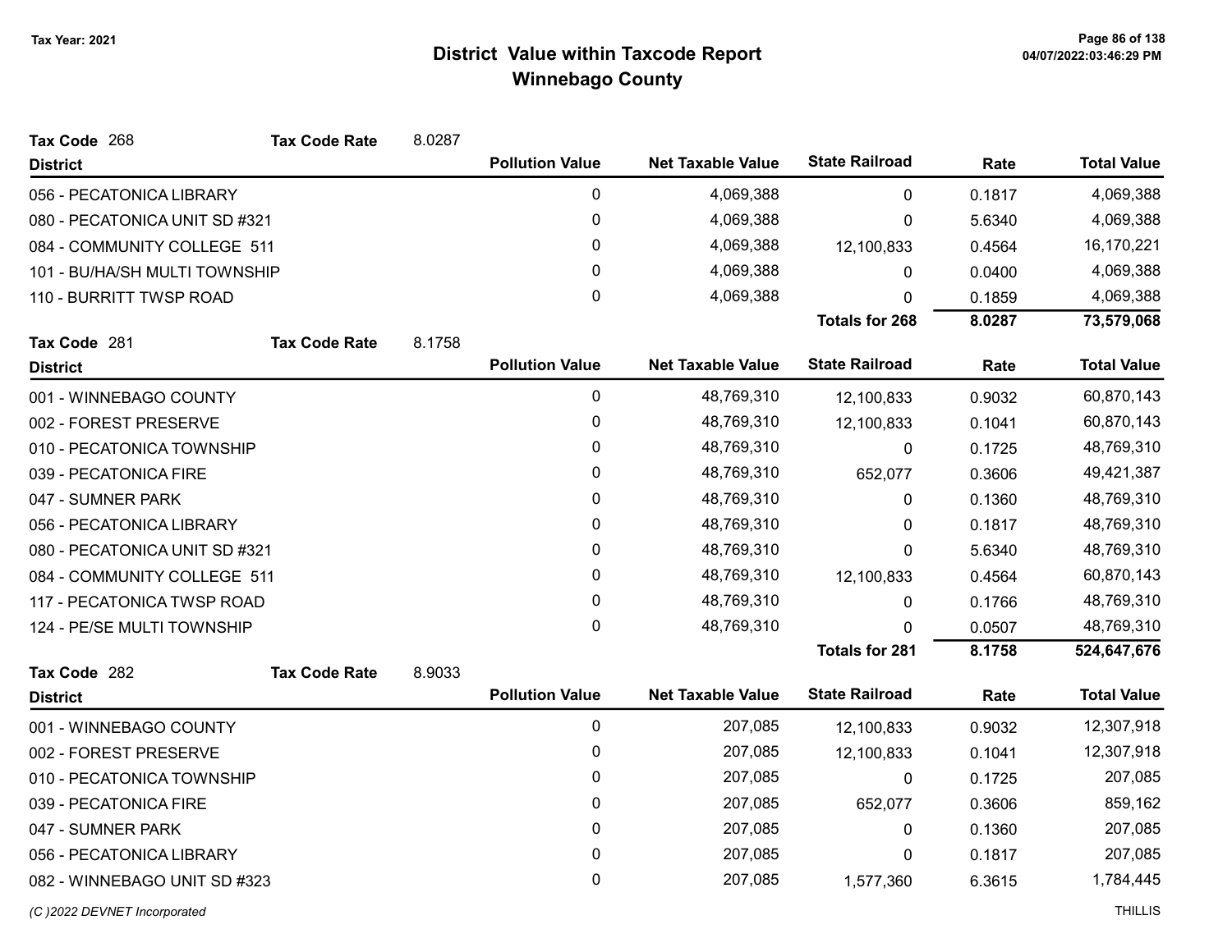# District Value within Taxcode Report

## Winnebago County

Tax Year: 2021

**Tax Code** 268 **Tax Code Rate** 8.0287

| District | Pollution Value | Net Taxable Value | State Railroad | Rate | Total Value |
|---|---|---|---|---|---|
| 056 - PECATONICA LIBRARY | 0 | 4,069,388 | 0 | 0.1817 | 4,069,388 |
| 080 - PECATONICA UNIT SD #321 | 0 | 4,069,388 | 0 | 5.6340 | 4,069,388 |
| 084 - COMMUNITY COLLEGE 511 | 0 | 4,069,388 | 12,100,833 | 0.4564 | 16,170,221 |
| 101 - BU/HA/SH MULTI TOWNSHIP | 0 | 4,069,388 | 0 | 0.0400 | 4,069,388 |
| 110 - BURRITT TWSP ROAD | 0 | 4,069,388 | 0 | 0.1859 | 4,069,388 |
| | | | **Totals for 268** | **8.0287** | **73,579,068** |

**Tax Code** 281 **Tax Code Rate** 8.1758

| District | Pollution Value | Net Taxable Value | State Railroad | Rate | Total Value |
|---|---|---|---|---|---|
| 001 - WINNEBAGO COUNTY | 0 | 48,769,310 | 12,100,833 | 0.9032 | 60,870,143 |
| 002 - FOREST PRESERVE | 0 | 48,769,310 | 12,100,833 | 0.1041 | 60,870,143 |
| 010 - PECATONICA TOWNSHIP | 0 | 48,769,310 | 0 | 0.1725 | 48,769,310 |
| 039 - PECATONICA FIRE | 0 | 48,769,310 | 652,077 | 0.3606 | 49,421,387 |
| 047 - SUMNER PARK | 0 | 48,769,310 | 0 | 0.1360 | 48,769,310 |
| 056 - PECATONICA LIBRARY | 0 | 48,769,310 | 0 | 0.1817 | 48,769,310 |
| 080 - PECATONICA UNIT SD #321 | 0 | 48,769,310 | 0 | 5.6340 | 48,769,310 |
| 084 - COMMUNITY COLLEGE 511 | 0 | 48,769,310 | 12,100,833 | 0.4564 | 60,870,143 |
| 117 - PECATONICA TWSP ROAD | 0 | 48,769,310 | 0 | 0.1766 | 48,769,310 |
| 124 - PE/SE MULTI TOWNSHIP | 0 | 48,769,310 | 0 | 0.0507 | 48,769,310 |
| | | | **Totals for 281** | **8.1758** | **524,647,676** |

**Tax Code** 282 **Tax Code Rate** 8.9033

| District | Pollution Value | Net Taxable Value | State Railroad | Rate | Total Value |
|---|---|---|---|---|---|
| 001 - WINNEBAGO COUNTY | 0 | 207,085 | 12,100,833 | 0.9032 | 12,307,918 |
| 002 - FOREST PRESERVE | 0 | 207,085 | 12,100,833 | 0.1041 | 12,307,918 |
| 010 - PECATONICA TOWNSHIP | 0 | 207,085 | 0 | 0.1725 | 207,085 |
| 039 - PECATONICA FIRE | 0 | 207,085 | 652,077 | 0.3606 | 859,162 |
| 047 - SUMNER PARK | 0 | 207,085 | 0 | 0.1360 | 207,085 |
| 056 - PECATONICA LIBRARY | 0 | 207,085 | 0 | 0.1817 | 207,085 |
| 082 - WINNEBAGO UNIT SD #323 | 0 | 207,085 | 1,577,360 | 6.3615 | 1,784,445 |

(C )2022 DEVNET Incorporated THILLIS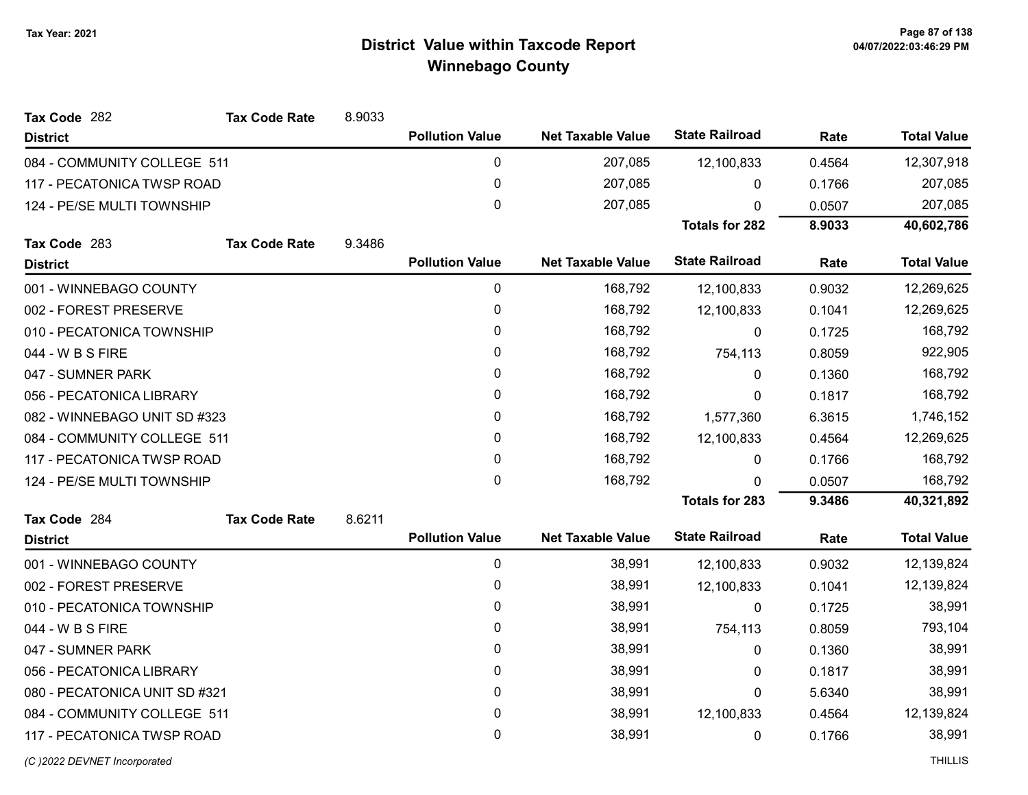# District Value within Taxcode Report

## Winnebago County

Tax Year: 2021

**Tax Code** 282 **Tax Code Rate** 8.9033

| District | Pollution Value | Net Taxable Value | State Railroad | Rate | Total Value |
|---|---|---|---|---|---|
| 084 - COMMUNITY COLLEGE 511 | 0 | 207,085 | 12,100,833 | 0.4564 | 12,307,918 |
| 117 - PECATONICA TWSP ROAD | 0 | 207,085 | 0 | 0.1766 | 207,085 |
| 124 - PE/SE MULTI TOWNSHIP | 0 | 207,085 | 0 | 0.0507 | 207,085 |
| | | | **Totals for 282** | **8.9033** | **40,602,786** |

**Tax Code** 283 **Tax Code Rate** 9.3486

| District | Pollution Value | Net Taxable Value | State Railroad | Rate | Total Value |
|---|---|---|---|---|---|
| 001 - WINNEBAGO COUNTY | 0 | 168,792 | 12,100,833 | 0.9032 | 12,269,625 |
| 002 - FOREST PRESERVE | 0 | 168,792 | 12,100,833 | 0.1041 | 12,269,625 |
| 010 - PECATONICA TOWNSHIP | 0 | 168,792 | 0 | 0.1725 | 168,792 |
| 044 - W B S FIRE | 0 | 168,792 | 754,113 | 0.8059 | 922,905 |
| 047 - SUMNER PARK | 0 | 168,792 | 0 | 0.1360 | 168,792 |
| 056 - PECATONICA LIBRARY | 0 | 168,792 | 0 | 0.1817 | 168,792 |
| 082 - WINNEBAGO UNIT SD #323 | 0 | 168,792 | 1,577,360 | 6.3615 | 1,746,152 |
| 084 - COMMUNITY COLLEGE 511 | 0 | 168,792 | 12,100,833 | 0.4564 | 12,269,625 |
| 117 - PECATONICA TWSP ROAD | 0 | 168,792 | 0 | 0.1766 | 168,792 |
| 124 - PE/SE MULTI TOWNSHIP | 0 | 168,792 | 0 | 0.0507 | 168,792 |
| | | | **Totals for 283** | **9.3486** | **40,321,892** |

**Tax Code** 284 **Tax Code Rate** 8.6211

| District | Pollution Value | Net Taxable Value | State Railroad | Rate | Total Value |
|---|---|---|---|---|---|
| 001 - WINNEBAGO COUNTY | 0 | 38,991 | 12,100,833 | 0.9032 | 12,139,824 |
| 002 - FOREST PRESERVE | 0 | 38,991 | 12,100,833 | 0.1041 | 12,139,824 |
| 010 - PECATONICA TOWNSHIP | 0 | 38,991 | 0 | 0.1725 | 38,991 |
| 044 - W B S FIRE | 0 | 38,991 | 754,113 | 0.8059 | 793,104 |
| 047 - SUMNER PARK | 0 | 38,991 | 0 | 0.1360 | 38,991 |
| 056 - PECATONICA LIBRARY | 0 | 38,991 | 0 | 0.1817 | 38,991 |
| 080 - PECATONICA UNIT SD #321 | 0 | 38,991 | 0 | 5.6340 | 38,991 |
| 084 - COMMUNITY COLLEGE 511 | 0 | 38,991 | 12,100,833 | 0.4564 | 12,139,824 |
| 117 - PECATONICA TWSP ROAD | 0 | 38,991 | 0 | 0.1766 | 38,991 |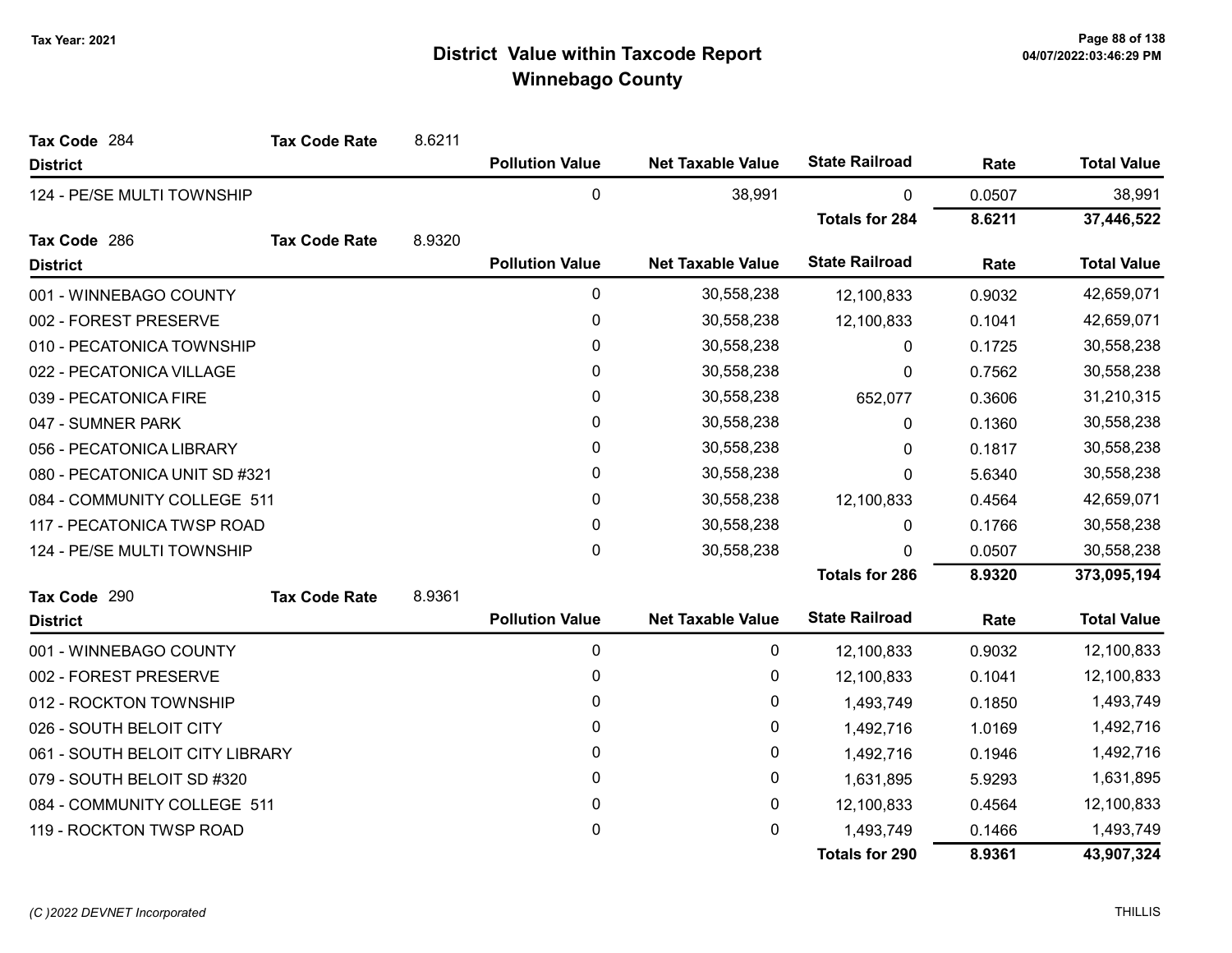# District Value within Taxcode Report
## Winnebago County

Tax Year: 2021

**Tax Code** 284 **Tax Code Rate** 8.6211

| District | Pollution Value | Net Taxable Value | State Railroad | Rate | Total Value |
|---|---|---|---|---|---|
| 124 - PE/SE MULTI TOWNSHIP | 0 | 38,991 | 0 | 0.0507 | 38,991 |
| | | | **Totals for 284** | **8.6211** | **37,446,522** |

**Tax Code** 286 **Tax Code Rate** 8.9320

| District | Pollution Value | Net Taxable Value | State Railroad | Rate | Total Value |
|---|---|---|---|---|---|
| 001 - WINNEBAGO COUNTY | 0 | 30,558,238 | 12,100,833 | 0.9032 | 42,659,071 |
| 002 - FOREST PRESERVE | 0 | 30,558,238 | 12,100,833 | 0.1041 | 42,659,071 |
| 010 - PECATONICA TOWNSHIP | 0 | 30,558,238 | 0 | 0.1725 | 30,558,238 |
| 022 - PECATONICA VILLAGE | 0 | 30,558,238 | 0 | 0.7562 | 30,558,238 |
| 039 - PECATONICA FIRE | 0 | 30,558,238 | 652,077 | 0.3606 | 31,210,315 |
| 047 - SUMNER PARK | 0 | 30,558,238 | 0 | 0.1360 | 30,558,238 |
| 056 - PECATONICA LIBRARY | 0 | 30,558,238 | 0 | 0.1817 | 30,558,238 |
| 080 - PECATONICA UNIT SD #321 | 0 | 30,558,238 | 0 | 5.6340 | 30,558,238 |
| 084 - COMMUNITY COLLEGE 511 | 0 | 30,558,238 | 12,100,833 | 0.4564 | 42,659,071 |
| 117 - PECATONICA TWSP ROAD | 0 | 30,558,238 | 0 | 0.1766 | 30,558,238 |
| 124 - PE/SE MULTI TOWNSHIP | 0 | 30,558,238 | 0 | 0.0507 | 30,558,238 |
| | | | **Totals for 286** | **8.9320** | **373,095,194** |

**Tax Code** 290 **Tax Code Rate** 8.9361

| District | Pollution Value | Net Taxable Value | State Railroad | Rate | Total Value |
|---|---|---|---|---|---|
| 001 - WINNEBAGO COUNTY | 0 | 0 | 12,100,833 | 0.9032 | 12,100,833 |
| 002 - FOREST PRESERVE | 0 | 0 | 12,100,833 | 0.1041 | 12,100,833 |
| 012 - ROCKTON TOWNSHIP | 0 | 0 | 1,493,749 | 0.1850 | 1,493,749 |
| 026 - SOUTH BELOIT CITY | 0 | 0 | 1,492,716 | 1.0169 | 1,492,716 |
| 061 - SOUTH BELOIT CITY LIBRARY | 0 | 0 | 1,492,716 | 0.1946 | 1,492,716 |
| 079 - SOUTH BELOIT SD #320 | 0 | 0 | 1,631,895 | 5.9293 | 1,631,895 |
| 084 - COMMUNITY COLLEGE 511 | 0 | 0 | 12,100,833 | 0.4564 | 12,100,833 |
| 119 - ROCKTON TWSP ROAD | 0 | 0 | 1,493,749 | 0.1466 | 1,493,749 |
| | | | **Totals for 290** | **8.9361** | **43,907,324** |

*(C )2022 DEVNET Incorporated*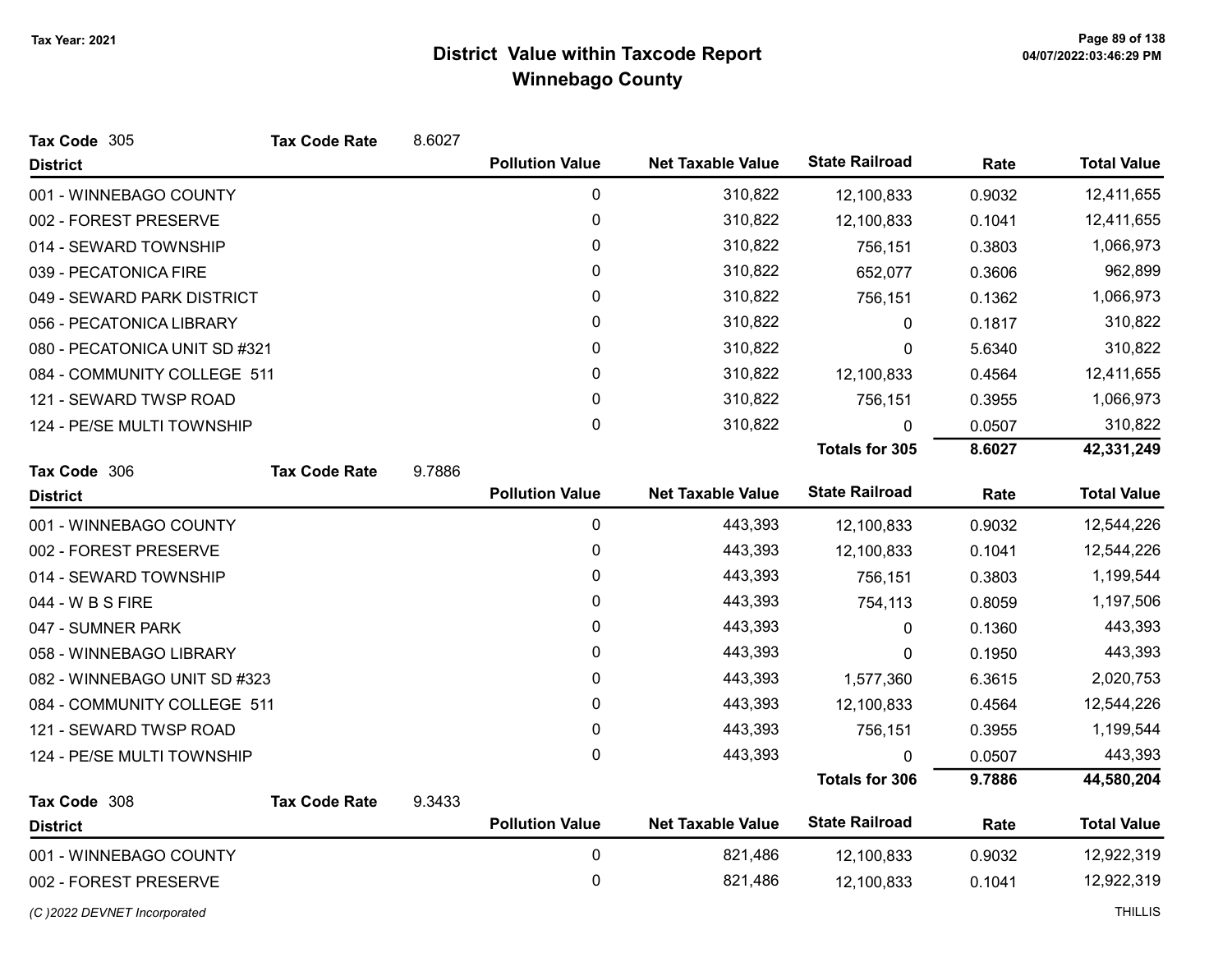# District Value within Taxcode Report
## Winnebago County

Tax Year: 2021

**Tax Code** 305 **Tax Code Rate** 8.6027

| District | Pollution Value | Net Taxable Value | State Railroad | Rate | Total Value |
|---|---|---|---|---|---|
| 001 - WINNEBAGO COUNTY | 0 | 310,822 | 12,100,833 | 0.9032 | 12,411,655 |
| 002 - FOREST PRESERVE | 0 | 310,822 | 12,100,833 | 0.1041 | 12,411,655 |
| 014 - SEWARD TOWNSHIP | 0 | 310,822 | 756,151 | 0.3803 | 1,066,973 |
| 039 - PECATONICA FIRE | 0 | 310,822 | 652,077 | 0.3606 | 962,899 |
| 049 - SEWARD PARK DISTRICT | 0 | 310,822 | 756,151 | 0.1362 | 1,066,973 |
| 056 - PECATONICA LIBRARY | 0 | 310,822 | 0 | 0.1817 | 310,822 |
| 080 - PECATONICA UNIT SD #321 | 0 | 310,822 | 0 | 5.6340 | 310,822 |
| 084 - COMMUNITY COLLEGE 511 | 0 | 310,822 | 12,100,833 | 0.4564 | 12,411,655 |
| 121 - SEWARD TWSP ROAD | 0 | 310,822 | 756,151 | 0.3955 | 1,066,973 |
| 124 - PE/SE MULTI TOWNSHIP | 0 | 310,822 | 0 | 0.0507 | 310,822 |
| | | | **Totals for 305** | **8.6027** | **42,331,249** |

**Tax Code** 306 **Tax Code Rate** 9.7886

| District | Pollution Value | Net Taxable Value | State Railroad | Rate | Total Value |
|---|---|---|---|---|---|
| 001 - WINNEBAGO COUNTY | 0 | 443,393 | 12,100,833 | 0.9032 | 12,544,226 |
| 002 - FOREST PRESERVE | 0 | 443,393 | 12,100,833 | 0.1041 | 12,544,226 |
| 014 - SEWARD TOWNSHIP | 0 | 443,393 | 756,151 | 0.3803 | 1,199,544 |
| 044 - W B S FIRE | 0 | 443,393 | 754,113 | 0.8059 | 1,197,506 |
| 047 - SUMNER PARK | 0 | 443,393 | 0 | 0.1360 | 443,393 |
| 058 - WINNEBAGO LIBRARY | 0 | 443,393 | 0 | 0.1950 | 443,393 |
| 082 - WINNEBAGO UNIT SD #323 | 0 | 443,393 | 1,577,360 | 6.3615 | 2,020,753 |
| 084 - COMMUNITY COLLEGE 511 | 0 | 443,393 | 12,100,833 | 0.4564 | 12,544,226 |
| 121 - SEWARD TWSP ROAD | 0 | 443,393 | 756,151 | 0.3955 | 1,199,544 |
| 124 - PE/SE MULTI TOWNSHIP | 0 | 443,393 | 0 | 0.0507 | 443,393 |
| | | | **Totals for 306** | **9.7886** | **44,580,204** |

**Tax Code** 308 **Tax Code Rate** 9.3433

| District | Pollution Value | Net Taxable Value | State Railroad | Rate | Total Value |
|---|---|---|---|---|---|
| 001 - WINNEBAGO COUNTY | 0 | 821,486 | 12,100,833 | 0.9032 | 12,922,319 |
| 002 - FOREST PRESERVE | 0 | 821,486 | 12,100,833 | 0.1041 | 12,922,319 |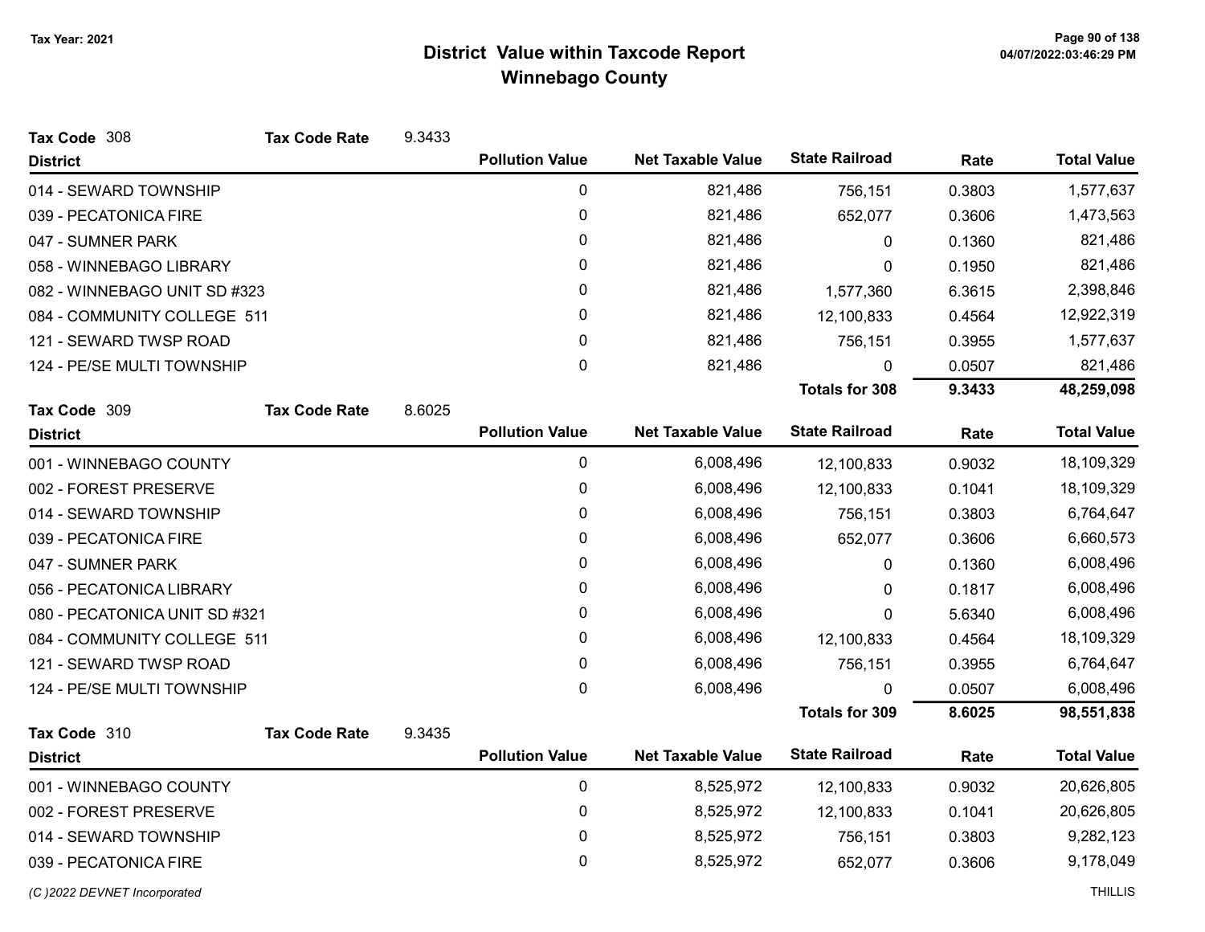# District Value within Taxcode Report
## Winnebago County

Tax Year: 2021

**Tax Code** 308 **Tax Code Rate** 9.3433

| District | Pollution Value | Net Taxable Value | State Railroad | Rate | Total Value |
|---|---|---|---|---|---|
| 014 - SEWARD TOWNSHIP | 0 | 821,486 | 756,151 | 0.3803 | 1,577,637 |
| 039 - PECATONICA FIRE | 0 | 821,486 | 652,077 | 0.3606 | 1,473,563 |
| 047 - SUMNER PARK | 0 | 821,486 | 0 | 0.1360 | 821,486 |
| 058 - WINNEBAGO LIBRARY | 0 | 821,486 | 0 | 0.1950 | 821,486 |
| 082 - WINNEBAGO UNIT SD #323 | 0 | 821,486 | 1,577,360 | 6.3615 | 2,398,846 |
| 084 - COMMUNITY COLLEGE 511 | 0 | 821,486 | 12,100,833 | 0.4564 | 12,922,319 |
| 121 - SEWARD TWSP ROAD | 0 | 821,486 | 756,151 | 0.3955 | 1,577,637 |
| 124 - PE/SE MULTI TOWNSHIP | 0 | 821,486 | 0 | 0.0507 | 821,486 |
| | | | **Totals for 308** | **9.3433** | **48,259,098** |

**Tax Code** 309 **Tax Code Rate** 8.6025

| District | Pollution Value | Net Taxable Value | State Railroad | Rate | Total Value |
|---|---|---|---|---|---|
| 001 - WINNEBAGO COUNTY | 0 | 6,008,496 | 12,100,833 | 0.9032 | 18,109,329 |
| 002 - FOREST PRESERVE | 0 | 6,008,496 | 12,100,833 | 0.1041 | 18,109,329 |
| 014 - SEWARD TOWNSHIP | 0 | 6,008,496 | 756,151 | 0.3803 | 6,764,647 |
| 039 - PECATONICA FIRE | 0 | 6,008,496 | 652,077 | 0.3606 | 6,660,573 |
| 047 - SUMNER PARK | 0 | 6,008,496 | 0 | 0.1360 | 6,008,496 |
| 056 - PECATONICA LIBRARY | 0 | 6,008,496 | 0 | 0.1817 | 6,008,496 |
| 080 - PECATONICA UNIT SD #321 | 0 | 6,008,496 | 0 | 5.6340 | 6,008,496 |
| 084 - COMMUNITY COLLEGE 511 | 0 | 6,008,496 | 12,100,833 | 0.4564 | 18,109,329 |
| 121 - SEWARD TWSP ROAD | 0 | 6,008,496 | 756,151 | 0.3955 | 6,764,647 |
| 124 - PE/SE MULTI TOWNSHIP | 0 | 6,008,496 | 0 | 0.0507 | 6,008,496 |
| | | | **Totals for 309** | **8.6025** | **98,551,838** |

**Tax Code** 310 **Tax Code Rate** 9.3435

| District | Pollution Value | Net Taxable Value | State Railroad | Rate | Total Value |
|---|---|---|---|---|---|
| 001 - WINNEBAGO COUNTY | 0 | 8,525,972 | 12,100,833 | 0.9032 | 20,626,805 |
| 002 - FOREST PRESERVE | 0 | 8,525,972 | 12,100,833 | 0.1041 | 20,626,805 |
| 014 - SEWARD TOWNSHIP | 0 | 8,525,972 | 756,151 | 0.3803 | 9,282,123 |
| 039 - PECATONICA FIRE | 0 | 8,525,972 | 652,077 | 0.3606 | 9,178,049 |

*(C )2022 DEVNET Incorporated* THILLIS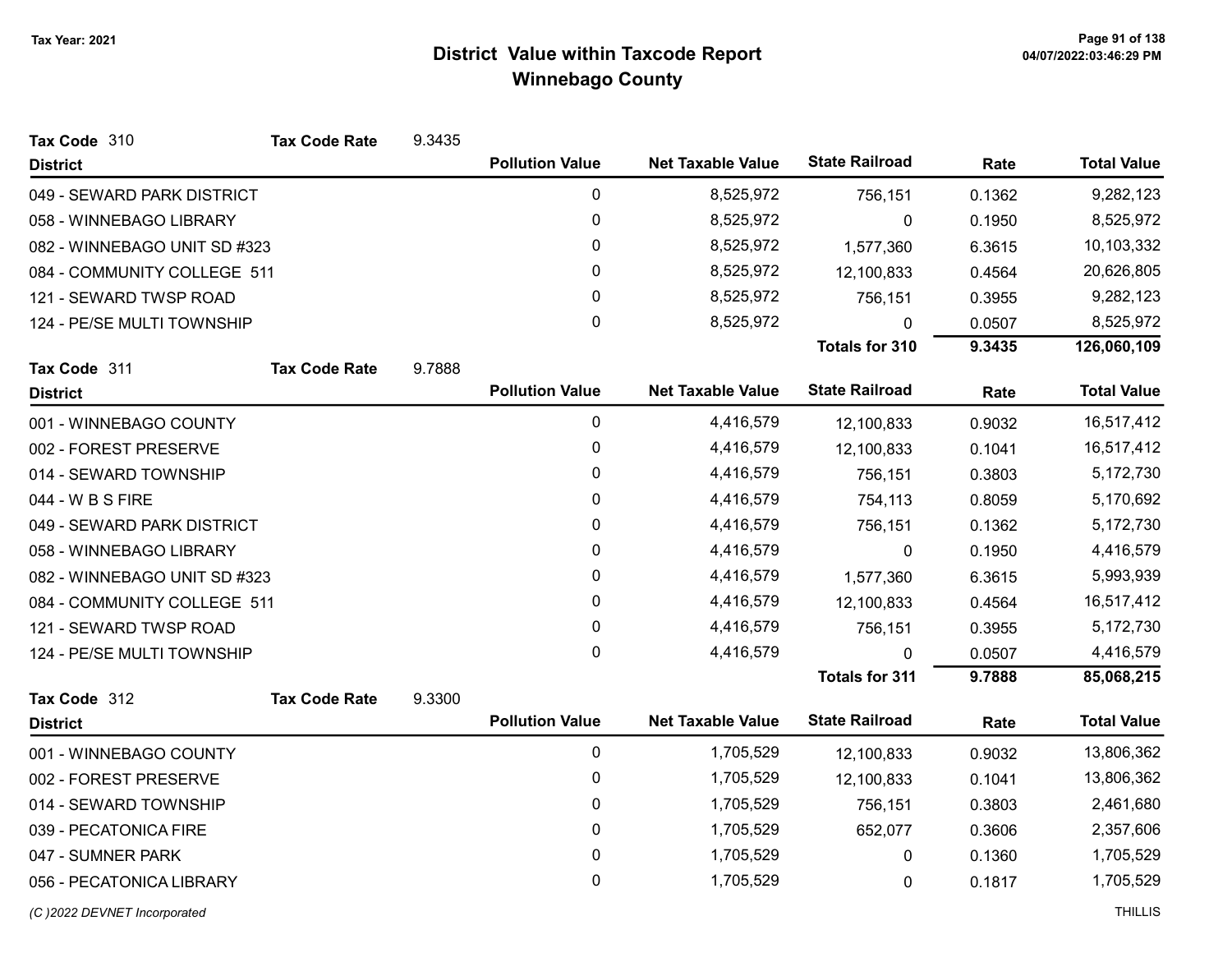# District Value within Taxcode Report

## Winnebago County

Tax Year: 2021

**Tax Code** 310 **Tax Code Rate** 9.3435

| District | Pollution Value | Net Taxable Value | State Railroad | Rate | Total Value |
|---|---|---|---|---|---|
| 049 - SEWARD PARK DISTRICT | 0 | 8,525,972 | 756,151 | 0.1362 | 9,282,123 |
| 058 - WINNEBAGO LIBRARY | 0 | 8,525,972 | 0 | 0.1950 | 8,525,972 |
| 082 - WINNEBAGO UNIT SD #323 | 0 | 8,525,972 | 1,577,360 | 6.3615 | 10,103,332 |
| 084 - COMMUNITY COLLEGE 511 | 0 | 8,525,972 | 12,100,833 | 0.4564 | 20,626,805 |
| 121 - SEWARD TWSP ROAD | 0 | 8,525,972 | 756,151 | 0.3955 | 9,282,123 |
| 124 - PE/SE MULTI TOWNSHIP | 0 | 8,525,972 | 0 | 0.0507 | 8,525,972 |
| | | | **Totals for 310** | **9.3435** | **126,060,109** |

**Tax Code** 311 **Tax Code Rate** 9.7888

| District | Pollution Value | Net Taxable Value | State Railroad | Rate | Total Value |
|---|---|---|---|---|---|
| 001 - WINNEBAGO COUNTY | 0 | 4,416,579 | 12,100,833 | 0.9032 | 16,517,412 |
| 002 - FOREST PRESERVE | 0 | 4,416,579 | 12,100,833 | 0.1041 | 16,517,412 |
| 014 - SEWARD TOWNSHIP | 0 | 4,416,579 | 756,151 | 0.3803 | 5,172,730 |
| 044 - W B S FIRE | 0 | 4,416,579 | 754,113 | 0.8059 | 5,170,692 |
| 049 - SEWARD PARK DISTRICT | 0 | 4,416,579 | 756,151 | 0.1362 | 5,172,730 |
| 058 - WINNEBAGO LIBRARY | 0 | 4,416,579 | 0 | 0.1950 | 4,416,579 |
| 082 - WINNEBAGO UNIT SD #323 | 0 | 4,416,579 | 1,577,360 | 6.3615 | 5,993,939 |
| 084 - COMMUNITY COLLEGE 511 | 0 | 4,416,579 | 12,100,833 | 0.4564 | 16,517,412 |
| 121 - SEWARD TWSP ROAD | 0 | 4,416,579 | 756,151 | 0.3955 | 5,172,730 |
| 124 - PE/SE MULTI TOWNSHIP | 0 | 4,416,579 | 0 | 0.0507 | 4,416,579 |
| | | | **Totals for 311** | **9.7888** | **85,068,215** |

**Tax Code** 312 **Tax Code Rate** 9.3300

| District | Pollution Value | Net Taxable Value | State Railroad | Rate | Total Value |
|---|---|---|---|---|---|
| 001 - WINNEBAGO COUNTY | 0 | 1,705,529 | 12,100,833 | 0.9032 | 13,806,362 |
| 002 - FOREST PRESERVE | 0 | 1,705,529 | 12,100,833 | 0.1041 | 13,806,362 |
| 014 - SEWARD TOWNSHIP | 0 | 1,705,529 | 756,151 | 0.3803 | 2,461,680 |
| 039 - PECATONICA FIRE | 0 | 1,705,529 | 652,077 | 0.3606 | 2,357,606 |
| 047 - SUMNER PARK | 0 | 1,705,529 | 0 | 0.1360 | 1,705,529 |
| 056 - PECATONICA LIBRARY | 0 | 1,705,529 | 0 | 0.1817 | 1,705,529 |

*(C )2022 DEVNET Incorporated* THILLIS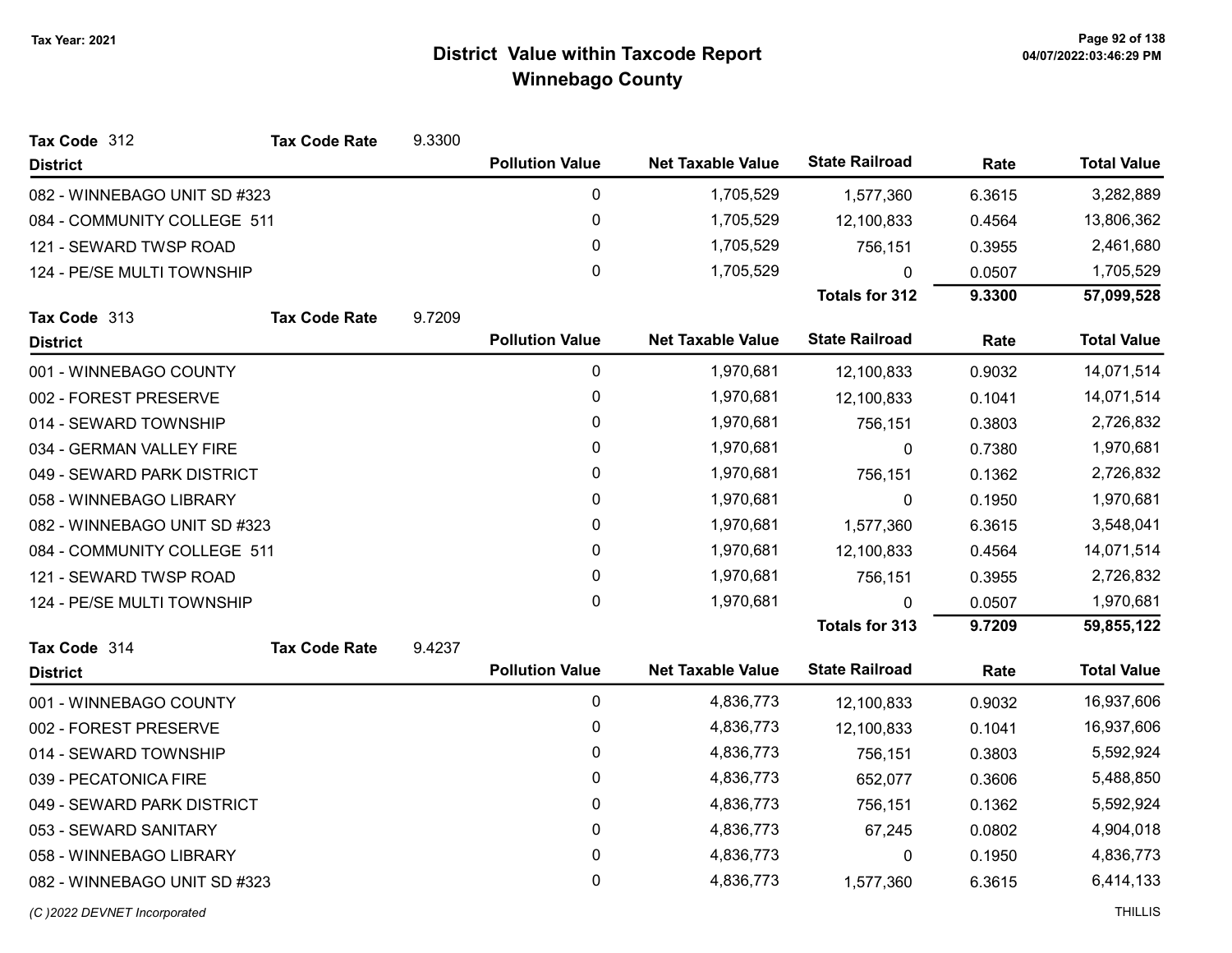# District Value within Taxcode Report
## Winnebago County

Tax Year: 2021

**Tax Code** 312 **Tax Code Rate** 9.3300

| District | Pollution Value | Net Taxable Value | State Railroad | Rate | Total Value |
|---|---|---|---|---|---|
| 082 - WINNEBAGO UNIT SD #323 | 0 | 1,705,529 | 1,577,360 | 6.3615 | 3,282,889 |
| 084 - COMMUNITY COLLEGE 511 | 0 | 1,705,529 | 12,100,833 | 0.4564 | 13,806,362 |
| 121 - SEWARD TWSP ROAD | 0 | 1,705,529 | 756,151 | 0.3955 | 2,461,680 |
| 124 - PE/SE MULTI TOWNSHIP | 0 | 1,705,529 | 0 | 0.0507 | 1,705,529 |
| | | | **Totals for 312** | **9.3300** | **57,099,528** |

**Tax Code** 313 **Tax Code Rate** 9.7209

| District | Pollution Value | Net Taxable Value | State Railroad | Rate | Total Value |
|---|---|---|---|---|---|
| 001 - WINNEBAGO COUNTY | 0 | 1,970,681 | 12,100,833 | 0.9032 | 14,071,514 |
| 002 - FOREST PRESERVE | 0 | 1,970,681 | 12,100,833 | 0.1041 | 14,071,514 |
| 014 - SEWARD TOWNSHIP | 0 | 1,970,681 | 756,151 | 0.3803 | 2,726,832 |
| 034 - GERMAN VALLEY FIRE | 0 | 1,970,681 | 0 | 0.7380 | 1,970,681 |
| 049 - SEWARD PARK DISTRICT | 0 | 1,970,681 | 756,151 | 0.1362 | 2,726,832 |
| 058 - WINNEBAGO LIBRARY | 0 | 1,970,681 | 0 | 0.1950 | 1,970,681 |
| 082 - WINNEBAGO UNIT SD #323 | 0 | 1,970,681 | 1,577,360 | 6.3615 | 3,548,041 |
| 084 - COMMUNITY COLLEGE 511 | 0 | 1,970,681 | 12,100,833 | 0.4564 | 14,071,514 |
| 121 - SEWARD TWSP ROAD | 0 | 1,970,681 | 756,151 | 0.3955 | 2,726,832 |
| 124 - PE/SE MULTI TOWNSHIP | 0 | 1,970,681 | 0 | 0.0507 | 1,970,681 |
| | | | **Totals for 313** | **9.7209** | **59,855,122** |

**Tax Code** 314 **Tax Code Rate** 9.4237

| District | Pollution Value | Net Taxable Value | State Railroad | Rate | Total Value |
|---|---|---|---|---|---|
| 001 - WINNEBAGO COUNTY | 0 | 4,836,773 | 12,100,833 | 0.9032 | 16,937,606 |
| 002 - FOREST PRESERVE | 0 | 4,836,773 | 12,100,833 | 0.1041 | 16,937,606 |
| 014 - SEWARD TOWNSHIP | 0 | 4,836,773 | 756,151 | 0.3803 | 5,592,924 |
| 039 - PECATONICA FIRE | 0 | 4,836,773 | 652,077 | 0.3606 | 5,488,850 |
| 049 - SEWARD PARK DISTRICT | 0 | 4,836,773 | 756,151 | 0.1362 | 5,592,924 |
| 053 - SEWARD SANITARY | 0 | 4,836,773 | 67,245 | 0.0802 | 4,904,018 |
| 058 - WINNEBAGO LIBRARY | 0 | 4,836,773 | 0 | 0.1950 | 4,836,773 |
| 082 - WINNEBAGO UNIT SD #323 | 0 | 4,836,773 | 1,577,360 | 6.3615 | 6,414,133 |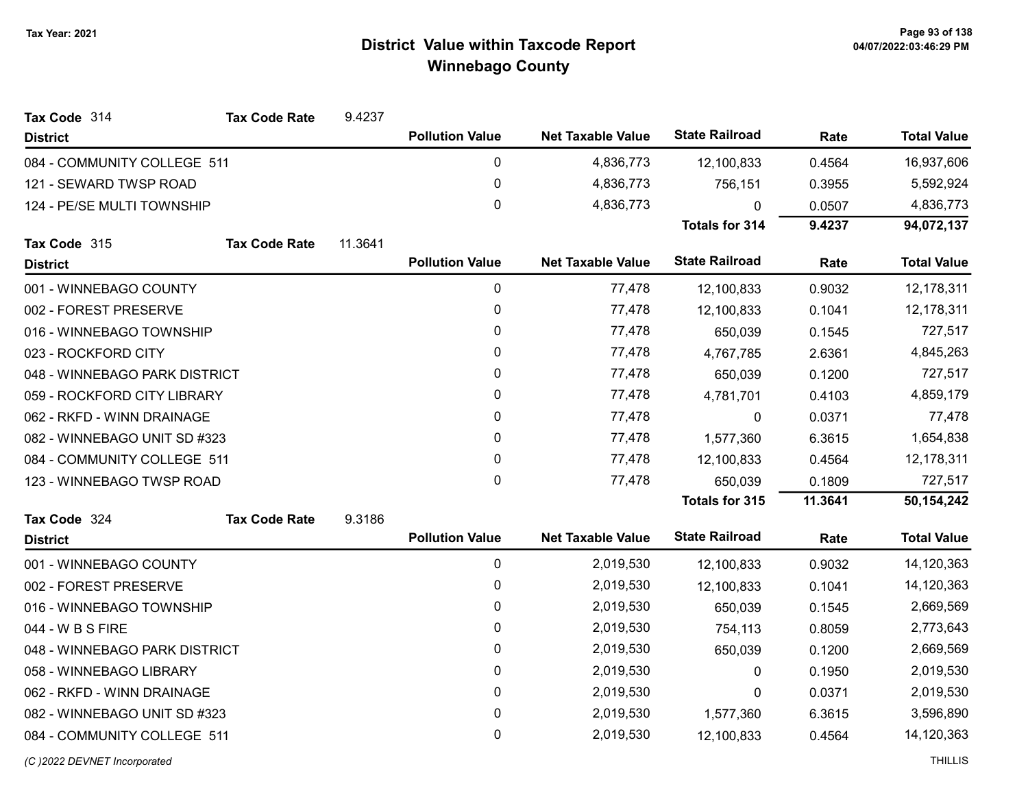# District Value within Taxcode Report
## Winnebago County

Tax Year: 2021

**Tax Code** 314 **Tax Code Rate** 9.4237

| District | Pollution Value | Net Taxable Value | State Railroad | Rate | Total Value |
|---|---|---|---|---|---|
| 084 - COMMUNITY COLLEGE 511 | 0 | 4,836,773 | 12,100,833 | 0.4564 | 16,937,606 |
| 121 - SEWARD TWSP ROAD | 0 | 4,836,773 | 756,151 | 0.3955 | 5,592,924 |
| 124 - PE/SE MULTI TOWNSHIP | 0 | 4,836,773 | 0 | 0.0507 | 4,836,773 |
| | | | **Totals for 314** | **9.4237** | **94,072,137** |

**Tax Code** 315 **Tax Code Rate** 11.3641

| District | Pollution Value | Net Taxable Value | State Railroad | Rate | Total Value |
|---|---|---|---|---|---|
| 001 - WINNEBAGO COUNTY | 0 | 77,478 | 12,100,833 | 0.9032 | 12,178,311 |
| 002 - FOREST PRESERVE | 0 | 77,478 | 12,100,833 | 0.1041 | 12,178,311 |
| 016 - WINNEBAGO TOWNSHIP | 0 | 77,478 | 650,039 | 0.1545 | 727,517 |
| 023 - ROCKFORD CITY | 0 | 77,478 | 4,767,785 | 2.6361 | 4,845,263 |
| 048 - WINNEBAGO PARK DISTRICT | 0 | 77,478 | 650,039 | 0.1200 | 727,517 |
| 059 - ROCKFORD CITY LIBRARY | 0 | 77,478 | 4,781,701 | 0.4103 | 4,859,179 |
| 062 - RKFD - WINN DRAINAGE | 0 | 77,478 | 0 | 0.0371 | 77,478 |
| 082 - WINNEBAGO UNIT SD #323 | 0 | 77,478 | 1,577,360 | 6.3615 | 1,654,838 |
| 084 - COMMUNITY COLLEGE 511 | 0 | 77,478 | 12,100,833 | 0.4564 | 12,178,311 |
| 123 - WINNEBAGO TWSP ROAD | 0 | 77,478 | 650,039 | 0.1809 | 727,517 |
| | | | **Totals for 315** | **11.3641** | **50,154,242** |

**Tax Code** 324 **Tax Code Rate** 9.3186

| District | Pollution Value | Net Taxable Value | State Railroad | Rate | Total Value |
|---|---|---|---|---|---|
| 001 - WINNEBAGO COUNTY | 0 | 2,019,530 | 12,100,833 | 0.9032 | 14,120,363 |
| 002 - FOREST PRESERVE | 0 | 2,019,530 | 12,100,833 | 0.1041 | 14,120,363 |
| 016 - WINNEBAGO TOWNSHIP | 0 | 2,019,530 | 650,039 | 0.1545 | 2,669,569 |
| 044 - W B S FIRE | 0 | 2,019,530 | 754,113 | 0.8059 | 2,773,643 |
| 048 - WINNEBAGO PARK DISTRICT | 0 | 2,019,530 | 650,039 | 0.1200 | 2,669,569 |
| 058 - WINNEBAGO LIBRARY | 0 | 2,019,530 | 0 | 0.1950 | 2,019,530 |
| 062 - RKFD - WINN DRAINAGE | 0 | 2,019,530 | 0 | 0.0371 | 2,019,530 |
| 082 - WINNEBAGO UNIT SD #323 | 0 | 2,019,530 | 1,577,360 | 6.3615 | 3,596,890 |
| 084 - COMMUNITY COLLEGE 511 | 0 | 2,019,530 | 12,100,833 | 0.4564 | 14,120,363 |

(C )2022 DEVNET Incorporated THILLIS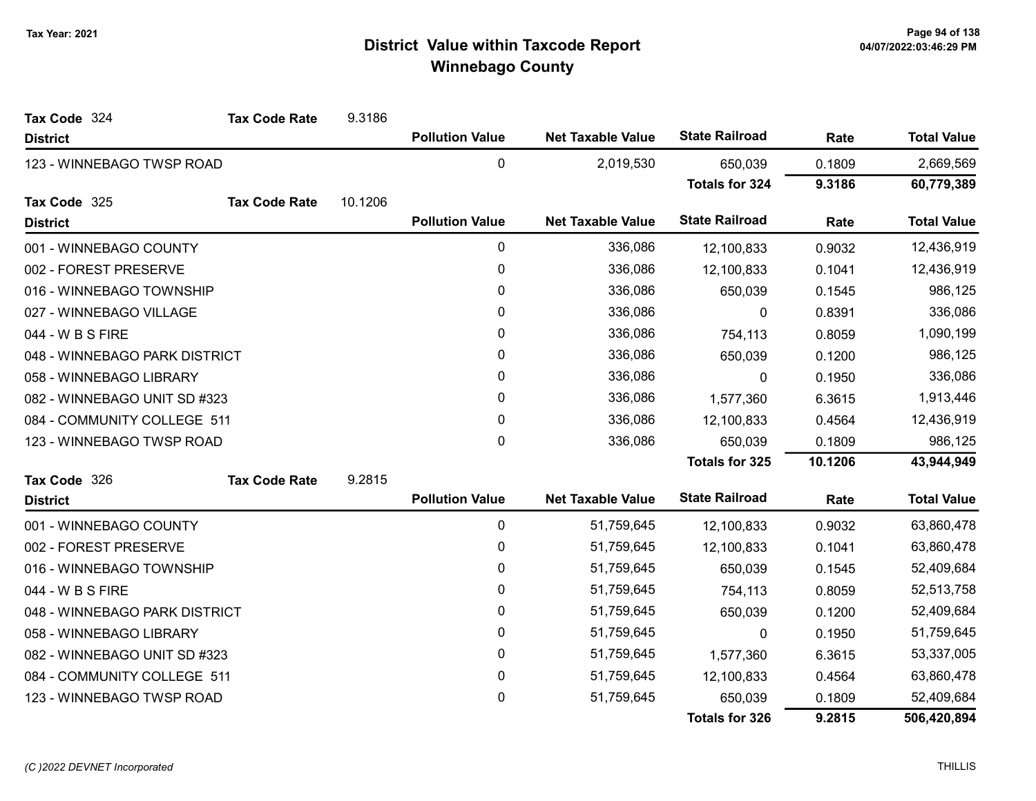Tax Year: 2021

# District Value within Taxcode Report
## Winnebago County

**Tax Code** 324 **Tax Code Rate** 9.3186

| District | Pollution Value | Net Taxable Value | State Railroad | Rate | Total Value |
|---|---|---|---|---|---|
| 123 - WINNEBAGO TWSP ROAD | 0 | 2,019,530 | 650,039 | 0.1809 | 2,669,569 |
| | | | **Totals for 324** | **9.3186** | **60,779,389** |

**Tax Code** 325 **Tax Code Rate** 10.1206

| District | Pollution Value | Net Taxable Value | State Railroad | Rate | Total Value |
|---|---|---|---|---|---|
| 001 - WINNEBAGO COUNTY | 0 | 336,086 | 12,100,833 | 0.9032 | 12,436,919 |
| 002 - FOREST PRESERVE | 0 | 336,086 | 12,100,833 | 0.1041 | 12,436,919 |
| 016 - WINNEBAGO TOWNSHIP | 0 | 336,086 | 650,039 | 0.1545 | 986,125 |
| 027 - WINNEBAGO VILLAGE | 0 | 336,086 | 0 | 0.8391 | 336,086 |
| 044 - W B S FIRE | 0 | 336,086 | 754,113 | 0.8059 | 1,090,199 |
| 048 - WINNEBAGO PARK DISTRICT | 0 | 336,086 | 650,039 | 0.1200 | 986,125 |
| 058 - WINNEBAGO LIBRARY | 0 | 336,086 | 0 | 0.1950 | 336,086 |
| 082 - WINNEBAGO UNIT SD #323 | 0 | 336,086 | 1,577,360 | 6.3615 | 1,913,446 |
| 084 - COMMUNITY COLLEGE 511 | 0 | 336,086 | 12,100,833 | 0.4564 | 12,436,919 |
| 123 - WINNEBAGO TWSP ROAD | 0 | 336,086 | 650,039 | 0.1809 | 986,125 |
| | | | **Totals for 325** | **10.1206** | **43,944,949** |

**Tax Code** 326 **Tax Code Rate** 9.2815

| District | Pollution Value | Net Taxable Value | State Railroad | Rate | Total Value |
|---|---|---|---|---|---|
| 001 - WINNEBAGO COUNTY | 0 | 51,759,645 | 12,100,833 | 0.9032 | 63,860,478 |
| 002 - FOREST PRESERVE | 0 | 51,759,645 | 12,100,833 | 0.1041 | 63,860,478 |
| 016 - WINNEBAGO TOWNSHIP | 0 | 51,759,645 | 650,039 | 0.1545 | 52,409,684 |
| 044 - W B S FIRE | 0 | 51,759,645 | 754,113 | 0.8059 | 52,513,758 |
| 048 - WINNEBAGO PARK DISTRICT | 0 | 51,759,645 | 650,039 | 0.1200 | 52,409,684 |
| 058 - WINNEBAGO LIBRARY | 0 | 51,759,645 | 0 | 0.1950 | 51,759,645 |
| 082 - WINNEBAGO UNIT SD #323 | 0 | 51,759,645 | 1,577,360 | 6.3615 | 53,337,005 |
| 084 - COMMUNITY COLLEGE 511 | 0 | 51,759,645 | 12,100,833 | 0.4564 | 63,860,478 |
| 123 - WINNEBAGO TWSP ROAD | 0 | 51,759,645 | 650,039 | 0.1809 | 52,409,684 |
| | | | **Totals for 326** | **9.2815** | **506,420,894** |

*(C )2022 DEVNET Incorporated* THILLIS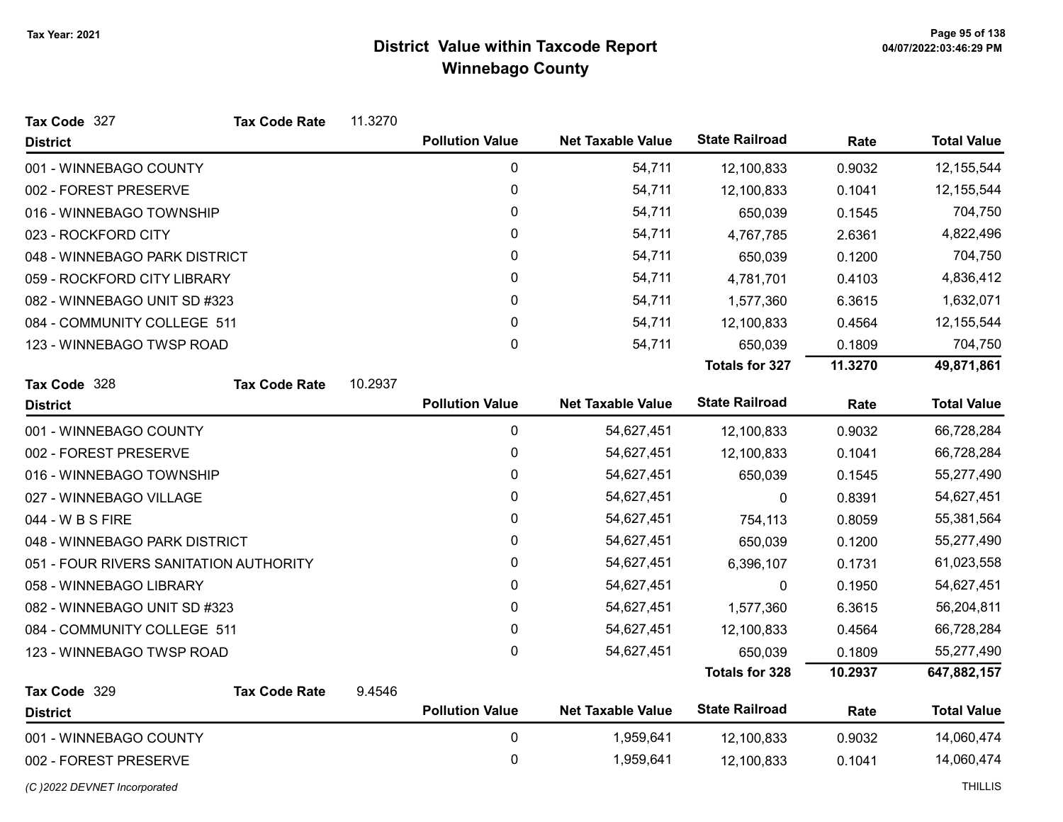# District Value within Taxcode Report
## Winnebago County

Tax Year: 2021

**Tax Code** 327 **Tax Code Rate** 11.3270

| District | Pollution Value | Net Taxable Value | State Railroad | Rate | Total Value |
|---|---|---|---|---|---|
| 001 - WINNEBAGO COUNTY | 0 | 54,711 | 12,100,833 | 0.9032 | 12,155,544 |
| 002 - FOREST PRESERVE | 0 | 54,711 | 12,100,833 | 0.1041 | 12,155,544 |
| 016 - WINNEBAGO TOWNSHIP | 0 | 54,711 | 650,039 | 0.1545 | 704,750 |
| 023 - ROCKFORD CITY | 0 | 54,711 | 4,767,785 | 2.6361 | 4,822,496 |
| 048 - WINNEBAGO PARK DISTRICT | 0 | 54,711 | 650,039 | 0.1200 | 704,750 |
| 059 - ROCKFORD CITY LIBRARY | 0 | 54,711 | 4,781,701 | 0.4103 | 4,836,412 |
| 082 - WINNEBAGO UNIT SD #323 | 0 | 54,711 | 1,577,360 | 6.3615 | 1,632,071 |
| 084 - COMMUNITY COLLEGE 511 | 0 | 54,711 | 12,100,833 | 0.4564 | 12,155,544 |
| 123 - WINNEBAGO TWSP ROAD | 0 | 54,711 | 650,039 | 0.1809 | 704,750 |
| | | | **Totals for 327** | **11.3270** | **49,871,861** |

**Tax Code** 328 **Tax Code Rate** 10.2937

| District | Pollution Value | Net Taxable Value | State Railroad | Rate | Total Value |
|---|---|---|---|---|---|
| 001 - WINNEBAGO COUNTY | 0 | 54,627,451 | 12,100,833 | 0.9032 | 66,728,284 |
| 002 - FOREST PRESERVE | 0 | 54,627,451 | 12,100,833 | 0.1041 | 66,728,284 |
| 016 - WINNEBAGO TOWNSHIP | 0 | 54,627,451 | 650,039 | 0.1545 | 55,277,490 |
| 027 - WINNEBAGO VILLAGE | 0 | 54,627,451 | 0 | 0.8391 | 54,627,451 |
| 044 - W B S FIRE | 0 | 54,627,451 | 754,113 | 0.8059 | 55,381,564 |
| 048 - WINNEBAGO PARK DISTRICT | 0 | 54,627,451 | 650,039 | 0.1200 | 55,277,490 |
| 051 - FOUR RIVERS SANITATION AUTHORITY | 0 | 54,627,451 | 6,396,107 | 0.1731 | 61,023,558 |
| 058 - WINNEBAGO LIBRARY | 0 | 54,627,451 | 0 | 0.1950 | 54,627,451 |
| 082 - WINNEBAGO UNIT SD #323 | 0 | 54,627,451 | 1,577,360 | 6.3615 | 56,204,811 |
| 084 - COMMUNITY COLLEGE 511 | 0 | 54,627,451 | 12,100,833 | 0.4564 | 66,728,284 |
| 123 - WINNEBAGO TWSP ROAD | 0 | 54,627,451 | 650,039 | 0.1809 | 55,277,490 |
| | | | **Totals for 328** | **10.2937** | **647,882,157** |

**Tax Code** 329 **Tax Code Rate** 9.4546

| District | Pollution Value | Net Taxable Value | State Railroad | Rate | Total Value |
|---|---|---|---|---|---|
| 001 - WINNEBAGO COUNTY | 0 | 1,959,641 | 12,100,833 | 0.9032 | 14,060,474 |
| 002 - FOREST PRESERVE | 0 | 1,959,641 | 12,100,833 | 0.1041 | 14,060,474 |

(C )2022 DEVNET Incorporated

THILLIS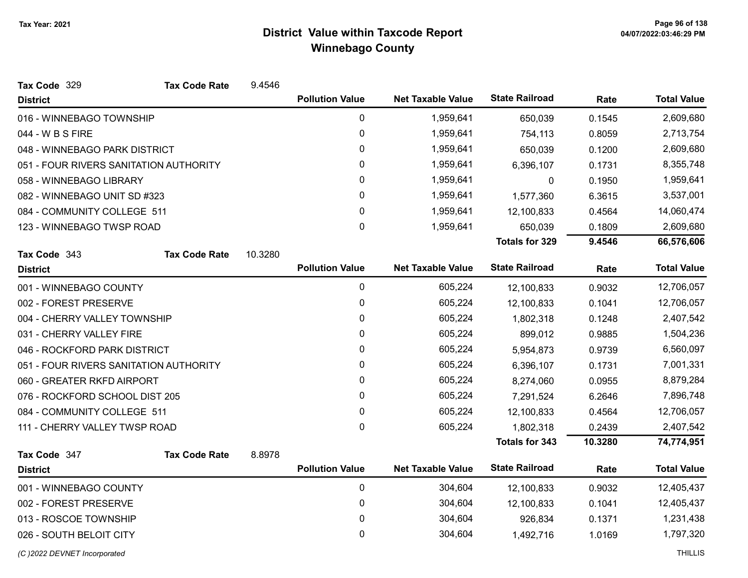# District Value within Taxcode Report
## Winnebago County

Tax Year: 2021

**Tax Code** 329 **Tax Code Rate** 9.4546

| District | Pollution Value | Net Taxable Value | State Railroad | Rate | Total Value |
|---|---|---|---|---|---|
| 016 - WINNEBAGO TOWNSHIP | 0 | 1,959,641 | 650,039 | 0.1545 | 2,609,680 |
| 044 - W B S FIRE | 0 | 1,959,641 | 754,113 | 0.8059 | 2,713,754 |
| 048 - WINNEBAGO PARK DISTRICT | 0 | 1,959,641 | 650,039 | 0.1200 | 2,609,680 |
| 051 - FOUR RIVERS SANITATION AUTHORITY | 0 | 1,959,641 | 6,396,107 | 0.1731 | 8,355,748 |
| 058 - WINNEBAGO LIBRARY | 0 | 1,959,641 | 0 | 0.1950 | 1,959,641 |
| 082 - WINNEBAGO UNIT SD #323 | 0 | 1,959,641 | 1,577,360 | 6.3615 | 3,537,001 |
| 084 - COMMUNITY COLLEGE 511 | 0 | 1,959,641 | 12,100,833 | 0.4564 | 14,060,474 |
| 123 - WINNEBAGO TWSP ROAD | 0 | 1,959,641 | 650,039 | 0.1809 | 2,609,680 |
| | | | **Totals for 329** | **9.4546** | **66,576,606** |

**Tax Code** 343 **Tax Code Rate** 10.3280

| District | Pollution Value | Net Taxable Value | State Railroad | Rate | Total Value |
|---|---|---|---|---|---|
| 001 - WINNEBAGO COUNTY | 0 | 605,224 | 12,100,833 | 0.9032 | 12,706,057 |
| 002 - FOREST PRESERVE | 0 | 605,224 | 12,100,833 | 0.1041 | 12,706,057 |
| 004 - CHERRY VALLEY TOWNSHIP | 0 | 605,224 | 1,802,318 | 0.1248 | 2,407,542 |
| 031 - CHERRY VALLEY FIRE | 0 | 605,224 | 899,012 | 0.9885 | 1,504,236 |
| 046 - ROCKFORD PARK DISTRICT | 0 | 605,224 | 5,954,873 | 0.9739 | 6,560,097 |
| 051 - FOUR RIVERS SANITATION AUTHORITY | 0 | 605,224 | 6,396,107 | 0.1731 | 7,001,331 |
| 060 - GREATER RKFD AIRPORT | 0 | 605,224 | 8,274,060 | 0.0955 | 8,879,284 |
| 076 - ROCKFORD SCHOOL DIST 205 | 0 | 605,224 | 7,291,524 | 6.2646 | 7,896,748 |
| 084 - COMMUNITY COLLEGE 511 | 0 | 605,224 | 12,100,833 | 0.4564 | 12,706,057 |
| 111 - CHERRY VALLEY TWSP ROAD | 0 | 605,224 | 1,802,318 | 0.2439 | 2,407,542 |
| | | | **Totals for 343** | **10.3280** | **74,774,951** |

**Tax Code** 347 **Tax Code Rate** 8.8978

| District | Pollution Value | Net Taxable Value | State Railroad | Rate | Total Value |
|---|---|---|---|---|---|
| 001 - WINNEBAGO COUNTY | 0 | 304,604 | 12,100,833 | 0.9032 | 12,405,437 |
| 002 - FOREST PRESERVE | 0 | 304,604 | 12,100,833 | 0.1041 | 12,405,437 |
| 013 - ROSCOE TOWNSHIP | 0 | 304,604 | 926,834 | 0.1371 | 1,231,438 |
| 026 - SOUTH BELOIT CITY | 0 | 304,604 | 1,492,716 | 1.0169 | 1,797,320 |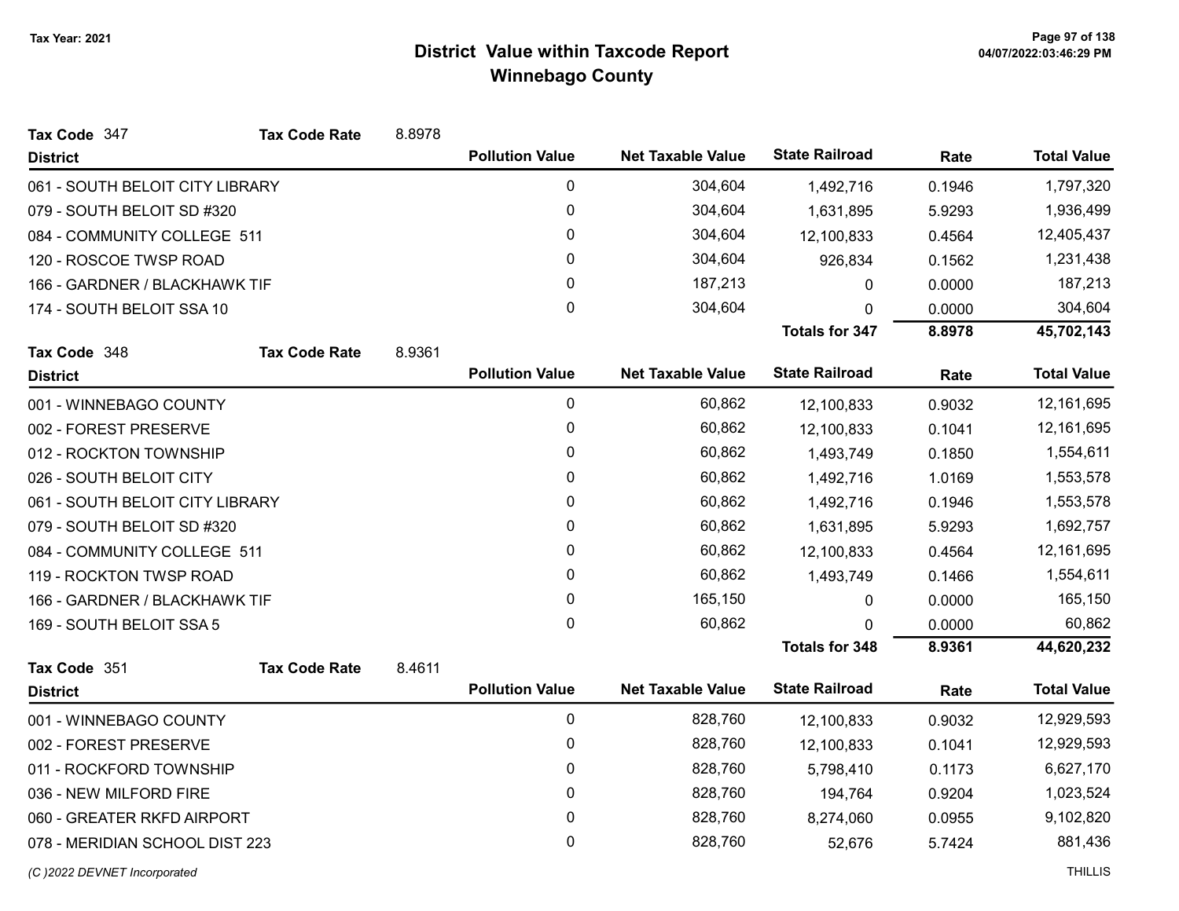# District Value within Taxcode Report
## Winnebago County

Tax Year: 2021

**Tax Code** 347 **Tax Code Rate** 8.8978

| District | Pollution Value | Net Taxable Value | State Railroad | Rate | Total Value |
|---|---|---|---|---|---|
| 061 - SOUTH BELOIT CITY LIBRARY | 0 | 304,604 | 1,492,716 | 0.1946 | 1,797,320 |
| 079 - SOUTH BELOIT SD #320 | 0 | 304,604 | 1,631,895 | 5.9293 | 1,936,499 |
| 084 - COMMUNITY COLLEGE 511 | 0 | 304,604 | 12,100,833 | 0.4564 | 12,405,437 |
| 120 - ROSCOE TWSP ROAD | 0 | 304,604 | 926,834 | 0.1562 | 1,231,438 |
| 166 - GARDNER / BLACKHAWK TIF | 0 | 187,213 | 0 | 0.0000 | 187,213 |
| 174 - SOUTH BELOIT SSA 10 | 0 | 304,604 | 0 | 0.0000 | 304,604 |
| | | | **Totals for 347** | **8.8978** | **45,702,143** |

**Tax Code** 348 **Tax Code Rate** 8.9361

| District | Pollution Value | Net Taxable Value | State Railroad | Rate | Total Value |
|---|---|---|---|---|---|
| 001 - WINNEBAGO COUNTY | 0 | 60,862 | 12,100,833 | 0.9032 | 12,161,695 |
| 002 - FOREST PRESERVE | 0 | 60,862 | 12,100,833 | 0.1041 | 12,161,695 |
| 012 - ROCKTON TOWNSHIP | 0 | 60,862 | 1,493,749 | 0.1850 | 1,554,611 |
| 026 - SOUTH BELOIT CITY | 0 | 60,862 | 1,492,716 | 1.0169 | 1,553,578 |
| 061 - SOUTH BELOIT CITY LIBRARY | 0 | 60,862 | 1,492,716 | 0.1946 | 1,553,578 |
| 079 - SOUTH BELOIT SD #320 | 0 | 60,862 | 1,631,895 | 5.9293 | 1,692,757 |
| 084 - COMMUNITY COLLEGE 511 | 0 | 60,862 | 12,100,833 | 0.4564 | 12,161,695 |
| 119 - ROCKTON TWSP ROAD | 0 | 60,862 | 1,493,749 | 0.1466 | 1,554,611 |
| 166 - GARDNER / BLACKHAWK TIF | 0 | 165,150 | 0 | 0.0000 | 165,150 |
| 169 - SOUTH BELOIT SSA 5 | 0 | 60,862 | 0 | 0.0000 | 60,862 |
| | | | **Totals for 348** | **8.9361** | **44,620,232** |

**Tax Code** 351 **Tax Code Rate** 8.4611

| District | Pollution Value | Net Taxable Value | State Railroad | Rate | Total Value |
|---|---|---|---|---|---|
| 001 - WINNEBAGO COUNTY | 0 | 828,760 | 12,100,833 | 0.9032 | 12,929,593 |
| 002 - FOREST PRESERVE | 0 | 828,760 | 12,100,833 | 0.1041 | 12,929,593 |
| 011 - ROCKFORD TOWNSHIP | 0 | 828,760 | 5,798,410 | 0.1173 | 6,627,170 |
| 036 - NEW MILFORD FIRE | 0 | 828,760 | 194,764 | 0.9204 | 1,023,524 |
| 060 - GREATER RKFD AIRPORT | 0 | 828,760 | 8,274,060 | 0.0955 | 9,102,820 |
| 078 - MERIDIAN SCHOOL DIST 223 | 0 | 828,760 | 52,676 | 5.7424 | 881,436 |

*(C )2022 DEVNET Incorporated* THILLIS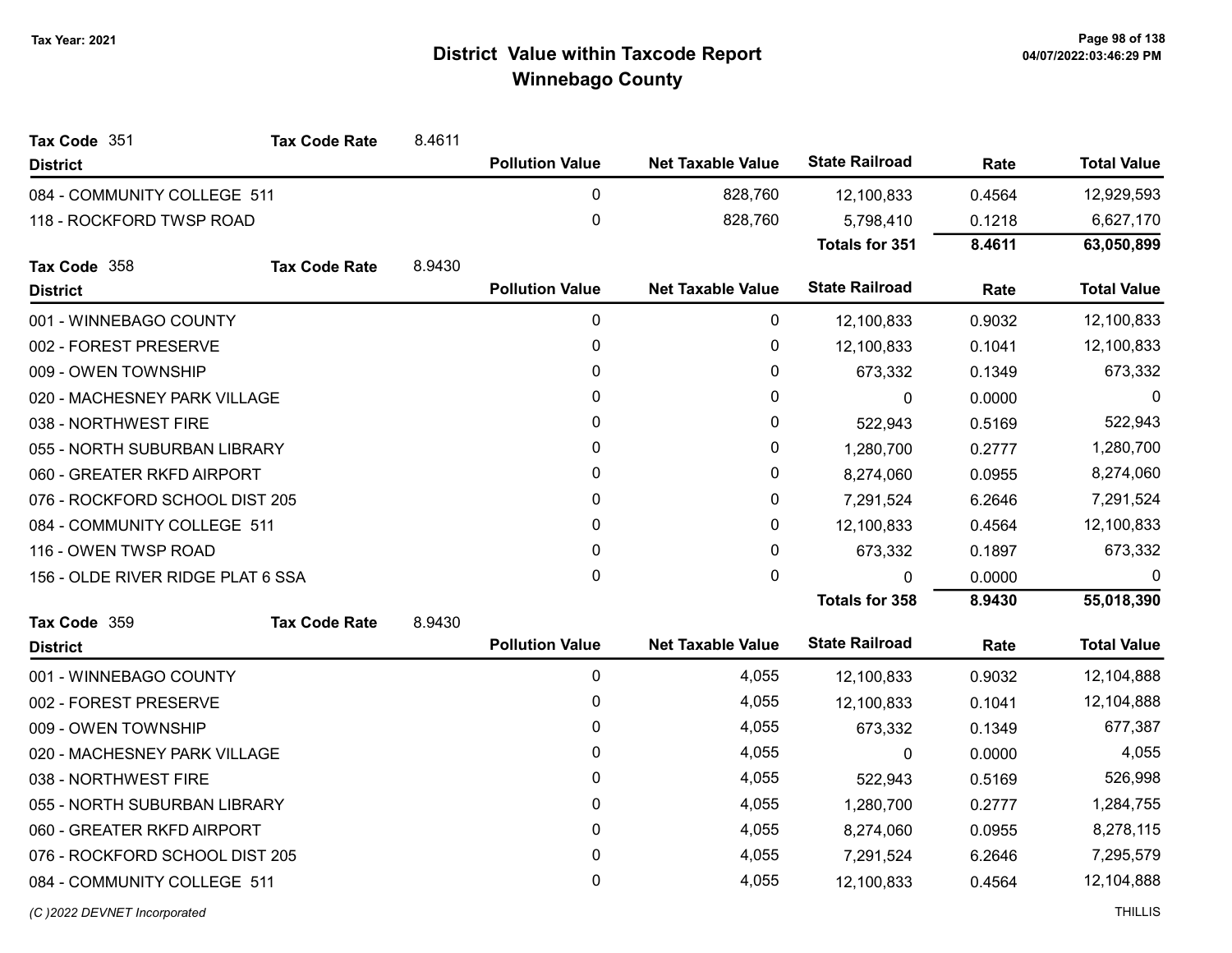# District Value within Taxcode Report
## Winnebago County

Tax Year: 2021

**Tax Code** 351 **Tax Code Rate** 8.4611

| District | Pollution Value | Net Taxable Value | State Railroad | Rate | Total Value |
|---|---|---|---|---|---|
| 084 - COMMUNITY COLLEGE 511 | 0 | 828,760 | 12,100,833 | 0.4564 | 12,929,593 |
| 118 - ROCKFORD TWSP ROAD | 0 | 828,760 | 5,798,410 | 0.1218 | 6,627,170 |
| | | | **Totals for 351** | **8.4611** | **63,050,899** |

**Tax Code** 358 **Tax Code Rate** 8.9430

| District | Pollution Value | Net Taxable Value | State Railroad | Rate | Total Value |
|---|---|---|---|---|---|
| 001 - WINNEBAGO COUNTY | 0 | 0 | 12,100,833 | 0.9032 | 12,100,833 |
| 002 - FOREST PRESERVE | 0 | 0 | 12,100,833 | 0.1041 | 12,100,833 |
| 009 - OWEN TOWNSHIP | 0 | 0 | 673,332 | 0.1349 | 673,332 |
| 020 - MACHESNEY PARK VILLAGE | 0 | 0 | 0 | 0.0000 | 0 |
| 038 - NORTHWEST FIRE | 0 | 0 | 522,943 | 0.5169 | 522,943 |
| 055 - NORTH SUBURBAN LIBRARY | 0 | 0 | 1,280,700 | 0.2777 | 1,280,700 |
| 060 - GREATER RKFD AIRPORT | 0 | 0 | 8,274,060 | 0.0955 | 8,274,060 |
| 076 - ROCKFORD SCHOOL DIST 205 | 0 | 0 | 7,291,524 | 6.2646 | 7,291,524 |
| 084 - COMMUNITY COLLEGE 511 | 0 | 0 | 12,100,833 | 0.4564 | 12,100,833 |
| 116 - OWEN TWSP ROAD | 0 | 0 | 673,332 | 0.1897 | 673,332 |
| 156 - OLDE RIVER RIDGE PLAT 6 SSA | 0 | 0 | 0 | 0.0000 | 0 |
| | | | **Totals for 358** | **8.9430** | **55,018,390** |

**Tax Code** 359 **Tax Code Rate** 8.9430

| District | Pollution Value | Net Taxable Value | State Railroad | Rate | Total Value |
|---|---|---|---|---|---|
| 001 - WINNEBAGO COUNTY | 0 | 4,055 | 12,100,833 | 0.9032 | 12,104,888 |
| 002 - FOREST PRESERVE | 0 | 4,055 | 12,100,833 | 0.1041 | 12,104,888 |
| 009 - OWEN TOWNSHIP | 0 | 4,055 | 673,332 | 0.1349 | 677,387 |
| 020 - MACHESNEY PARK VILLAGE | 0 | 4,055 | 0 | 0.0000 | 4,055 |
| 038 - NORTHWEST FIRE | 0 | 4,055 | 522,943 | 0.5169 | 526,998 |
| 055 - NORTH SUBURBAN LIBRARY | 0 | 4,055 | 1,280,700 | 0.2777 | 1,284,755 |
| 060 - GREATER RKFD AIRPORT | 0 | 4,055 | 8,274,060 | 0.0955 | 8,278,115 |
| 076 - ROCKFORD SCHOOL DIST 205 | 0 | 4,055 | 7,291,524 | 6.2646 | 7,295,579 |
| 084 - COMMUNITY COLLEGE 511 | 0 | 4,055 | 12,100,833 | 0.4564 | 12,104,888 |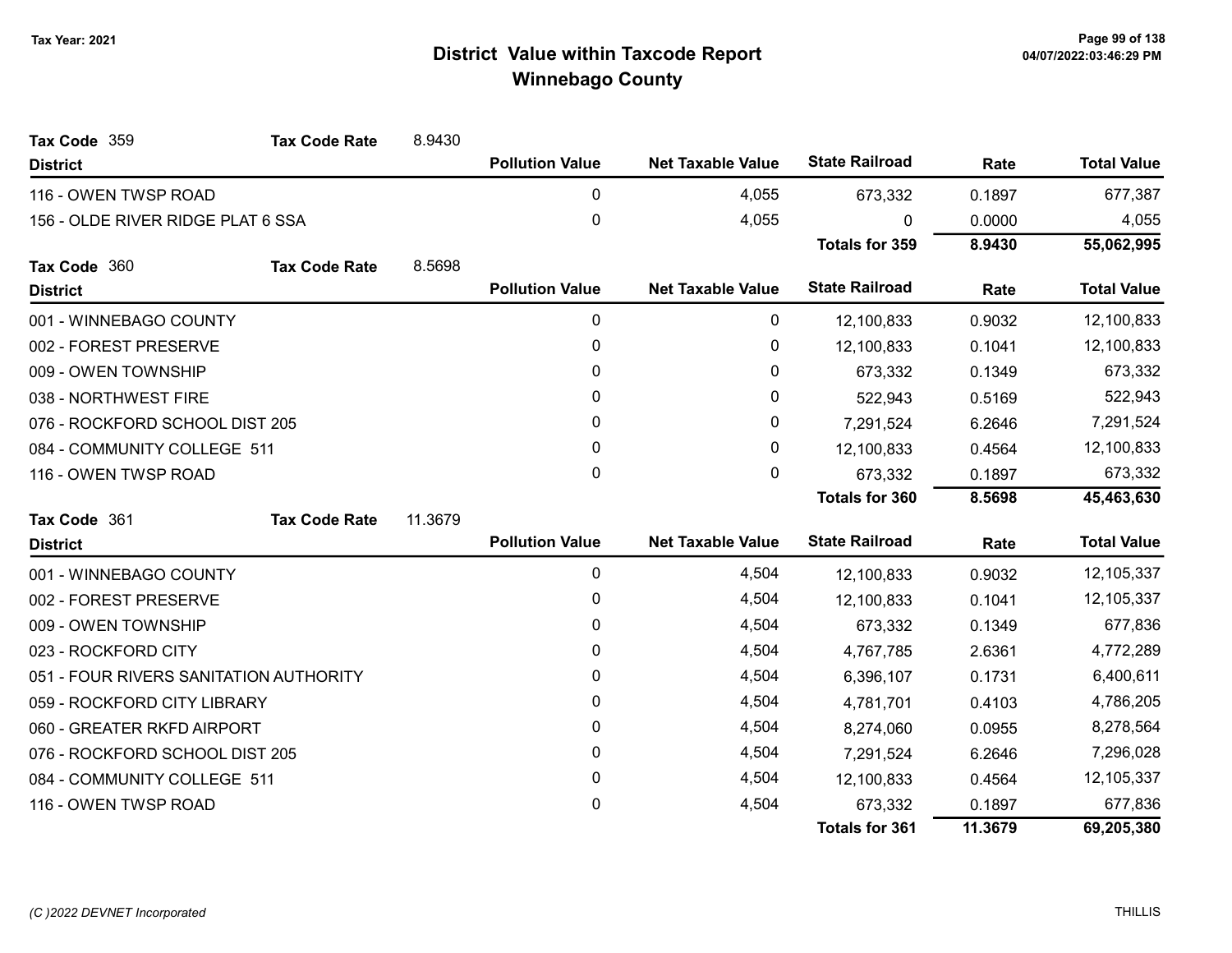# District Value within Taxcode Report
## Winnebago County

Tax Year: 2021

**Tax Code** 359 **Tax Code Rate** 8.9430

| District | Pollution Value | Net Taxable Value | State Railroad | Rate | Total Value |
|---|---|---|---|---|---|
| 116 - OWEN TWSP ROAD | 0 | 4,055 | 673,332 | 0.1897 | 677,387 |
| 156 - OLDE RIVER RIDGE PLAT 6 SSA | 0 | 4,055 | 0 | 0.0000 | 4,055 |
| | | | **Totals for 359** | **8.9430** | **55,062,995** |

**Tax Code** 360 **Tax Code Rate** 8.5698

| District | Pollution Value | Net Taxable Value | State Railroad | Rate | Total Value |
|---|---|---|---|---|---|
| 001 - WINNEBAGO COUNTY | 0 | 0 | 12,100,833 | 0.9032 | 12,100,833 |
| 002 - FOREST PRESERVE | 0 | 0 | 12,100,833 | 0.1041 | 12,100,833 |
| 009 - OWEN TOWNSHIP | 0 | 0 | 673,332 | 0.1349 | 673,332 |
| 038 - NORTHWEST FIRE | 0 | 0 | 522,943 | 0.5169 | 522,943 |
| 076 - ROCKFORD SCHOOL DIST 205 | 0 | 0 | 7,291,524 | 6.2646 | 7,291,524 |
| 084 - COMMUNITY COLLEGE 511 | 0 | 0 | 12,100,833 | 0.4564 | 12,100,833 |
| 116 - OWEN TWSP ROAD | 0 | 0 | 673,332 | 0.1897 | 673,332 |
| | | | **Totals for 360** | **8.5698** | **45,463,630** |

**Tax Code** 361 **Tax Code Rate** 11.3679

| District | Pollution Value | Net Taxable Value | State Railroad | Rate | Total Value |
|---|---|---|---|---|---|
| 001 - WINNEBAGO COUNTY | 0 | 4,504 | 12,100,833 | 0.9032 | 12,105,337 |
| 002 - FOREST PRESERVE | 0 | 4,504 | 12,100,833 | 0.1041 | 12,105,337 |
| 009 - OWEN TOWNSHIP | 0 | 4,504 | 673,332 | 0.1349 | 677,836 |
| 023 - ROCKFORD CITY | 0 | 4,504 | 4,767,785 | 2.6361 | 4,772,289 |
| 051 - FOUR RIVERS SANITATION AUTHORITY | 0 | 4,504 | 6,396,107 | 0.1731 | 6,400,611 |
| 059 - ROCKFORD CITY LIBRARY | 0 | 4,504 | 4,781,701 | 0.4103 | 4,786,205 |
| 060 - GREATER RKFD AIRPORT | 0 | 4,504 | 8,274,060 | 0.0955 | 8,278,564 |
| 076 - ROCKFORD SCHOOL DIST 205 | 0 | 4,504 | 7,291,524 | 6.2646 | 7,296,028 |
| 084 - COMMUNITY COLLEGE 511 | 0 | 4,504 | 12,100,833 | 0.4564 | 12,105,337 |
| 116 - OWEN TWSP ROAD | 0 | 4,504 | 673,332 | 0.1897 | 677,836 |
| | | | **Totals for 361** | **11.3679** | **69,205,380** |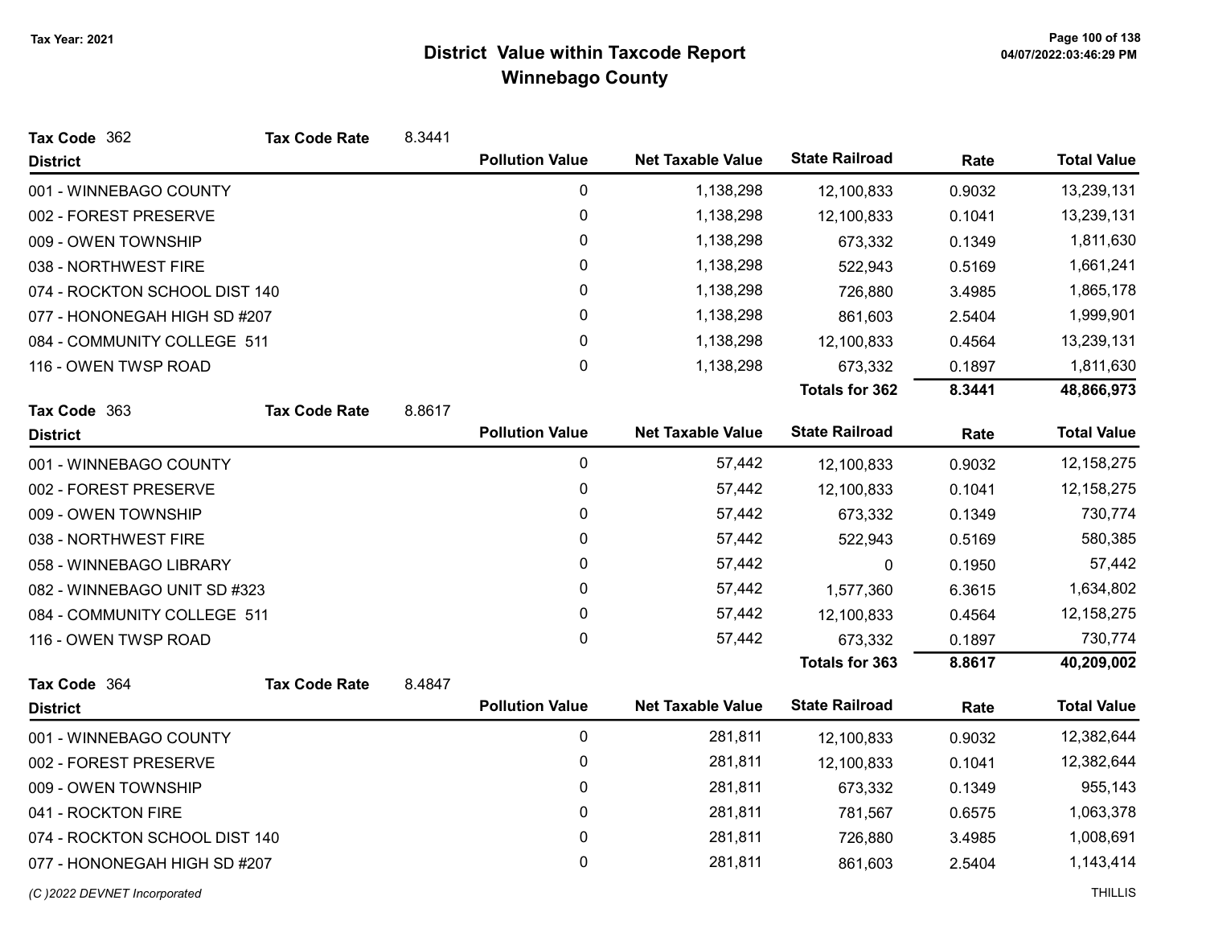# District Value within Taxcode Report
## Winnebago County

Tax Year: 2021

**Tax Code** 362 **Tax Code Rate** 8.3441

| District | Pollution Value | Net Taxable Value | State Railroad | Rate | Total Value |
|---|---|---|---|---|---|
| 001 - WINNEBAGO COUNTY | 0 | 1,138,298 | 12,100,833 | 0.9032 | 13,239,131 |
| 002 - FOREST PRESERVE | 0 | 1,138,298 | 12,100,833 | 0.1041 | 13,239,131 |
| 009 - OWEN TOWNSHIP | 0 | 1,138,298 | 673,332 | 0.1349 | 1,811,630 |
| 038 - NORTHWEST FIRE | 0 | 1,138,298 | 522,943 | 0.5169 | 1,661,241 |
| 074 - ROCKTON SCHOOL DIST 140 | 0 | 1,138,298 | 726,880 | 3.4985 | 1,865,178 |
| 077 - HONONEGAH HIGH SD #207 | 0 | 1,138,298 | 861,603 | 2.5404 | 1,999,901 |
| 084 - COMMUNITY COLLEGE 511 | 0 | 1,138,298 | 12,100,833 | 0.4564 | 13,239,131 |
| 116 - OWEN TWSP ROAD | 0 | 1,138,298 | 673,332 | 0.1897 | 1,811,630 |
| | | | **Totals for 362** | **8.3441** | **48,866,973** |

**Tax Code** 363 **Tax Code Rate** 8.8617

| District | Pollution Value | Net Taxable Value | State Railroad | Rate | Total Value |
|---|---|---|---|---|---|
| 001 - WINNEBAGO COUNTY | 0 | 57,442 | 12,100,833 | 0.9032 | 12,158,275 |
| 002 - FOREST PRESERVE | 0 | 57,442 | 12,100,833 | 0.1041 | 12,158,275 |
| 009 - OWEN TOWNSHIP | 0 | 57,442 | 673,332 | 0.1349 | 730,774 |
| 038 - NORTHWEST FIRE | 0 | 57,442 | 522,943 | 0.5169 | 580,385 |
| 058 - WINNEBAGO LIBRARY | 0 | 57,442 | 0 | 0.1950 | 57,442 |
| 082 - WINNEBAGO UNIT SD #323 | 0 | 57,442 | 1,577,360 | 6.3615 | 1,634,802 |
| 084 - COMMUNITY COLLEGE 511 | 0 | 57,442 | 12,100,833 | 0.4564 | 12,158,275 |
| 116 - OWEN TWSP ROAD | 0 | 57,442 | 673,332 | 0.1897 | 730,774 |
| | | | **Totals for 363** | **8.8617** | **40,209,002** |

**Tax Code** 364 **Tax Code Rate** 8.4847

| District | Pollution Value | Net Taxable Value | State Railroad | Rate | Total Value |
|---|---|---|---|---|---|
| 001 - WINNEBAGO COUNTY | 0 | 281,811 | 12,100,833 | 0.9032 | 12,382,644 |
| 002 - FOREST PRESERVE | 0 | 281,811 | 12,100,833 | 0.1041 | 12,382,644 |
| 009 - OWEN TOWNSHIP | 0 | 281,811 | 673,332 | 0.1349 | 955,143 |
| 041 - ROCKTON FIRE | 0 | 281,811 | 781,567 | 0.6575 | 1,063,378 |
| 074 - ROCKTON SCHOOL DIST 140 | 0 | 281,811 | 726,880 | 3.4985 | 1,008,691 |
| 077 - HONONEGAH HIGH SD #207 | 0 | 281,811 | 861,603 | 2.5404 | 1,143,414 |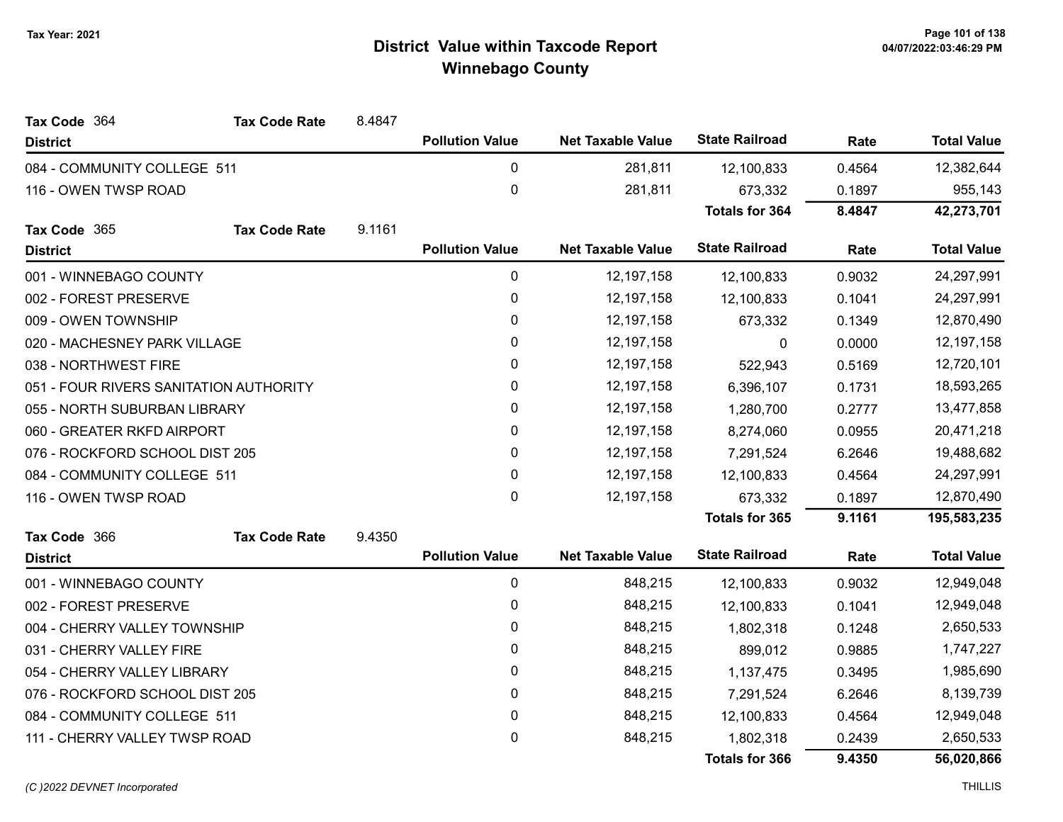# District Value within Taxcode Report
## Winnebago County

Tax Year: 2021

**Tax Code** 364 **Tax Code Rate** 8.4847

| District | Pollution Value | Net Taxable Value | State Railroad | Rate | Total Value |
|---|---|---|---|---|---|
| 084 - COMMUNITY COLLEGE 511 | 0 | 281,811 | 12,100,833 | 0.4564 | 12,382,644 |
| 116 - OWEN TWSP ROAD | 0 | 281,811 | 673,332 | 0.1897 | 955,143 |
| | | | **Totals for 364** | **8.4847** | **42,273,701** |

**Tax Code** 365 **Tax Code Rate** 9.1161

| District | Pollution Value | Net Taxable Value | State Railroad | Rate | Total Value |
|---|---|---|---|---|---|
| 001 - WINNEBAGO COUNTY | 0 | 12,197,158 | 12,100,833 | 0.9032 | 24,297,991 |
| 002 - FOREST PRESERVE | 0 | 12,197,158 | 12,100,833 | 0.1041 | 24,297,991 |
| 009 - OWEN TOWNSHIP | 0 | 12,197,158 | 673,332 | 0.1349 | 12,870,490 |
| 020 - MACHESNEY PARK VILLAGE | 0 | 12,197,158 | 0 | 0.0000 | 12,197,158 |
| 038 - NORTHWEST FIRE | 0 | 12,197,158 | 522,943 | 0.5169 | 12,720,101 |
| 051 - FOUR RIVERS SANITATION AUTHORITY | 0 | 12,197,158 | 6,396,107 | 0.1731 | 18,593,265 |
| 055 - NORTH SUBURBAN LIBRARY | 0 | 12,197,158 | 1,280,700 | 0.2777 | 13,477,858 |
| 060 - GREATER RKFD AIRPORT | 0 | 12,197,158 | 8,274,060 | 0.0955 | 20,471,218 |
| 076 - ROCKFORD SCHOOL DIST 205 | 0 | 12,197,158 | 7,291,524 | 6.2646 | 19,488,682 |
| 084 - COMMUNITY COLLEGE 511 | 0 | 12,197,158 | 12,100,833 | 0.4564 | 24,297,991 |
| 116 - OWEN TWSP ROAD | 0 | 12,197,158 | 673,332 | 0.1897 | 12,870,490 |
| | | | **Totals for 365** | **9.1161** | **195,583,235** |

**Tax Code** 366 **Tax Code Rate** 9.4350

| District | Pollution Value | Net Taxable Value | State Railroad | Rate | Total Value |
|---|---|---|---|---|---|
| 001 - WINNEBAGO COUNTY | 0 | 848,215 | 12,100,833 | 0.9032 | 12,949,048 |
| 002 - FOREST PRESERVE | 0 | 848,215 | 12,100,833 | 0.1041 | 12,949,048 |
| 004 - CHERRY VALLEY TOWNSHIP | 0 | 848,215 | 1,802,318 | 0.1248 | 2,650,533 |
| 031 - CHERRY VALLEY FIRE | 0 | 848,215 | 899,012 | 0.9885 | 1,747,227 |
| 054 - CHERRY VALLEY LIBRARY | 0 | 848,215 | 1,137,475 | 0.3495 | 1,985,690 |
| 076 - ROCKFORD SCHOOL DIST 205 | 0 | 848,215 | 7,291,524 | 6.2646 | 8,139,739 |
| 084 - COMMUNITY COLLEGE 511 | 0 | 848,215 | 12,100,833 | 0.4564 | 12,949,048 |
| 111 - CHERRY VALLEY TWSP ROAD | 0 | 848,215 | 1,802,318 | 0.2439 | 2,650,533 |
| | | | **Totals for 366** | **9.4350** | **56,020,866** |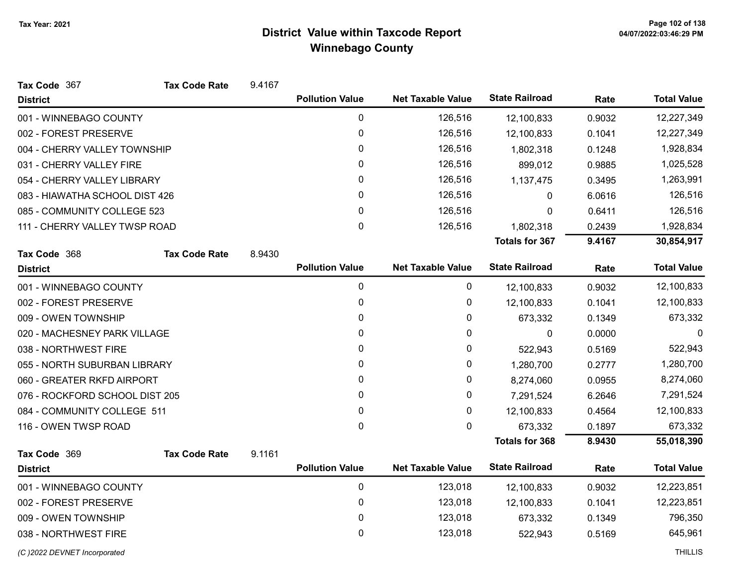Tax Year: 2021

# District Value within Taxcode Report
## Winnebago County

**Tax Code** 367 **Tax Code Rate** 9.4167

| District | Pollution Value | Net Taxable Value | State Railroad | Rate | Total Value |
|---|---|---|---|---|---|
| 001 - WINNEBAGO COUNTY | 0 | 126,516 | 12,100,833 | 0.9032 | 12,227,349 |
| 002 - FOREST PRESERVE | 0 | 126,516 | 12,100,833 | 0.1041 | 12,227,349 |
| 004 - CHERRY VALLEY TOWNSHIP | 0 | 126,516 | 1,802,318 | 0.1248 | 1,928,834 |
| 031 - CHERRY VALLEY FIRE | 0 | 126,516 | 899,012 | 0.9885 | 1,025,528 |
| 054 - CHERRY VALLEY LIBRARY | 0 | 126,516 | 1,137,475 | 0.3495 | 1,263,991 |
| 083 - HIAWATHA SCHOOL DIST 426 | 0 | 126,516 | 0 | 6.0616 | 126,516 |
| 085 - COMMUNITY COLLEGE 523 | 0 | 126,516 | 0 | 0.6411 | 126,516 |
| 111 - CHERRY VALLEY TWSP ROAD | 0 | 126,516 | 1,802,318 | 0.2439 | 1,928,834 |
| | | | **Totals for 367** | **9.4167** | **30,854,917** |

**Tax Code** 368 **Tax Code Rate** 8.9430

| District | Pollution Value | Net Taxable Value | State Railroad | Rate | Total Value |
|---|---|---|---|---|---|
| 001 - WINNEBAGO COUNTY | 0 | 0 | 12,100,833 | 0.9032 | 12,100,833 |
| 002 - FOREST PRESERVE | 0 | 0 | 12,100,833 | 0.1041 | 12,100,833 |
| 009 - OWEN TOWNSHIP | 0 | 0 | 673,332 | 0.1349 | 673,332 |
| 020 - MACHESNEY PARK VILLAGE | 0 | 0 | 0 | 0.0000 | 0 |
| 038 - NORTHWEST FIRE | 0 | 0 | 522,943 | 0.5169 | 522,943 |
| 055 - NORTH SUBURBAN LIBRARY | 0 | 0 | 1,280,700 | 0.2777 | 1,280,700 |
| 060 - GREATER RKFD AIRPORT | 0 | 0 | 8,274,060 | 0.0955 | 8,274,060 |
| 076 - ROCKFORD SCHOOL DIST 205 | 0 | 0 | 7,291,524 | 6.2646 | 7,291,524 |
| 084 - COMMUNITY COLLEGE 511 | 0 | 0 | 12,100,833 | 0.4564 | 12,100,833 |
| 116 - OWEN TWSP ROAD | 0 | 0 | 673,332 | 0.1897 | 673,332 |
| | | | **Totals for 368** | **8.9430** | **55,018,390** |

**Tax Code** 369 **Tax Code Rate** 9.1161

| District | Pollution Value | Net Taxable Value | State Railroad | Rate | Total Value |
|---|---|---|---|---|---|
| 001 - WINNEBAGO COUNTY | 0 | 123,018 | 12,100,833 | 0.9032 | 12,223,851 |
| 002 - FOREST PRESERVE | 0 | 123,018 | 12,100,833 | 0.1041 | 12,223,851 |
| 009 - OWEN TOWNSHIP | 0 | 123,018 | 673,332 | 0.1349 | 796,350 |
| 038 - NORTHWEST FIRE | 0 | 123,018 | 522,943 | 0.5169 | 645,961 |

(C )2022 DEVNET Incorporated THILLIS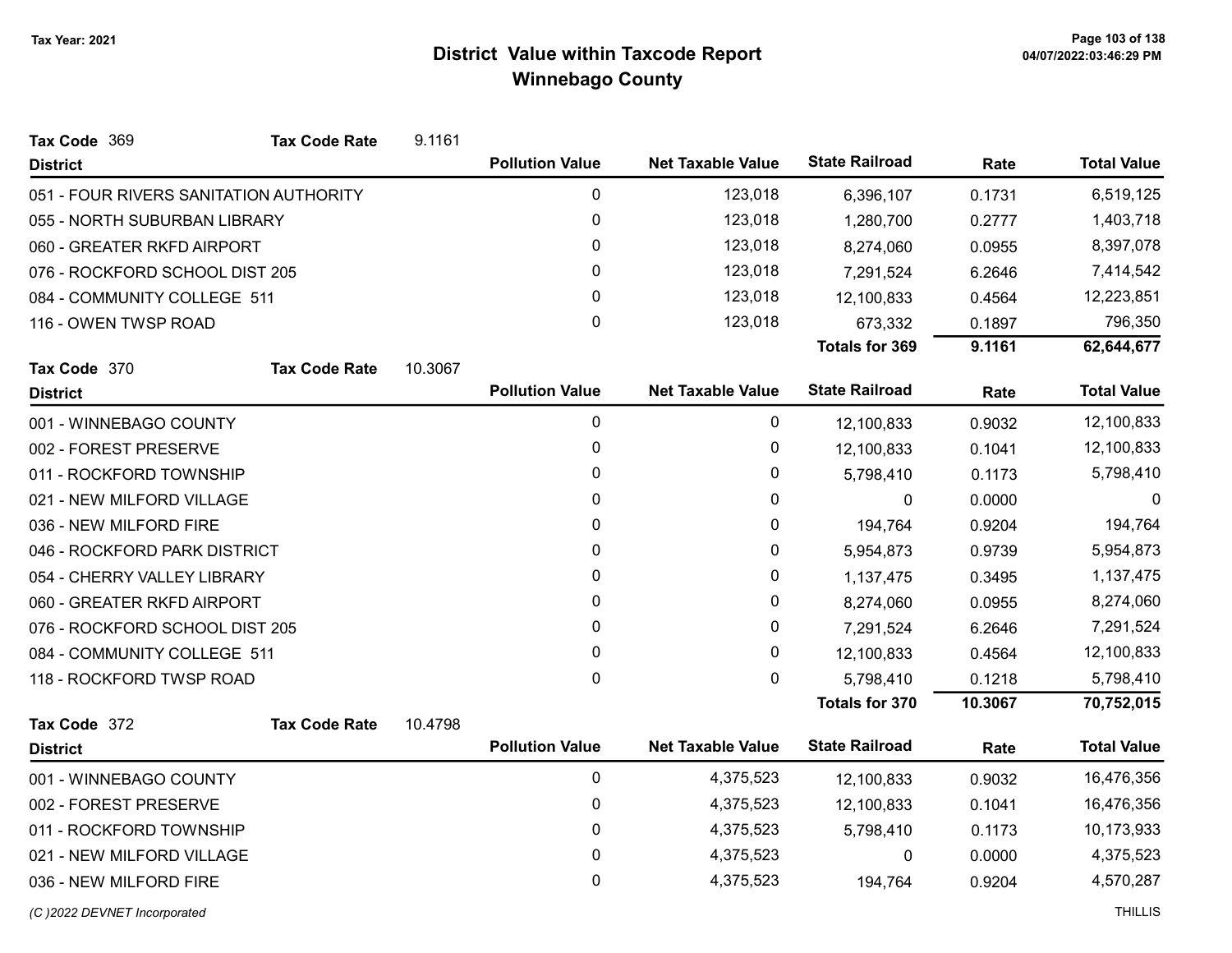# District Value within Taxcode Report
## Winnebago County

Tax Year: 2021

**Tax Code** 369 **Tax Code Rate** 9.1161

| District | Pollution Value | Net Taxable Value | State Railroad | Rate | Total Value |
|---|---|---|---|---|---|
| 051 - FOUR RIVERS SANITATION AUTHORITY | 0 | 123,018 | 6,396,107 | 0.1731 | 6,519,125 |
| 055 - NORTH SUBURBAN LIBRARY | 0 | 123,018 | 1,280,700 | 0.2777 | 1,403,718 |
| 060 - GREATER RKFD AIRPORT | 0 | 123,018 | 8,274,060 | 0.0955 | 8,397,078 |
| 076 - ROCKFORD SCHOOL DIST 205 | 0 | 123,018 | 7,291,524 | 6.2646 | 7,414,542 |
| 084 - COMMUNITY COLLEGE 511 | 0 | 123,018 | 12,100,833 | 0.4564 | 12,223,851 |
| 116 - OWEN TWSP ROAD | 0 | 123,018 | 673,332 | 0.1897 | 796,350 |
| | | | **Totals for 369** | **9.1161** | **62,644,677** |

**Tax Code** 370 **Tax Code Rate** 10.3067

| District | Pollution Value | Net Taxable Value | State Railroad | Rate | Total Value |
|---|---|---|---|---|---|
| 001 - WINNEBAGO COUNTY | 0 | 0 | 12,100,833 | 0.9032 | 12,100,833 |
| 002 - FOREST PRESERVE | 0 | 0 | 12,100,833 | 0.1041 | 12,100,833 |
| 011 - ROCKFORD TOWNSHIP | 0 | 0 | 5,798,410 | 0.1173 | 5,798,410 |
| 021 - NEW MILFORD VILLAGE | 0 | 0 | 0 | 0.0000 | 0 |
| 036 - NEW MILFORD FIRE | 0 | 0 | 194,764 | 0.9204 | 194,764 |
| 046 - ROCKFORD PARK DISTRICT | 0 | 0 | 5,954,873 | 0.9739 | 5,954,873 |
| 054 - CHERRY VALLEY LIBRARY | 0 | 0 | 1,137,475 | 0.3495 | 1,137,475 |
| 060 - GREATER RKFD AIRPORT | 0 | 0 | 8,274,060 | 0.0955 | 8,274,060 |
| 076 - ROCKFORD SCHOOL DIST 205 | 0 | 0 | 7,291,524 | 6.2646 | 7,291,524 |
| 084 - COMMUNITY COLLEGE 511 | 0 | 0 | 12,100,833 | 0.4564 | 12,100,833 |
| 118 - ROCKFORD TWSP ROAD | 0 | 0 | 5,798,410 | 0.1218 | 5,798,410 |
| | | | **Totals for 370** | **10.3067** | **70,752,015** |

**Tax Code** 372 **Tax Code Rate** 10.4798

| District | Pollution Value | Net Taxable Value | State Railroad | Rate | Total Value |
|---|---|---|---|---|---|
| 001 - WINNEBAGO COUNTY | 0 | 4,375,523 | 12,100,833 | 0.9032 | 16,476,356 |
| 002 - FOREST PRESERVE | 0 | 4,375,523 | 12,100,833 | 0.1041 | 16,476,356 |
| 011 - ROCKFORD TOWNSHIP | 0 | 4,375,523 | 5,798,410 | 0.1173 | 10,173,933 |
| 021 - NEW MILFORD VILLAGE | 0 | 4,375,523 | 0 | 0.0000 | 4,375,523 |
| 036 - NEW MILFORD FIRE | 0 | 4,375,523 | 194,764 | 0.9204 | 4,570,287 |

(C )2022 DEVNET Incorporated

THILLIS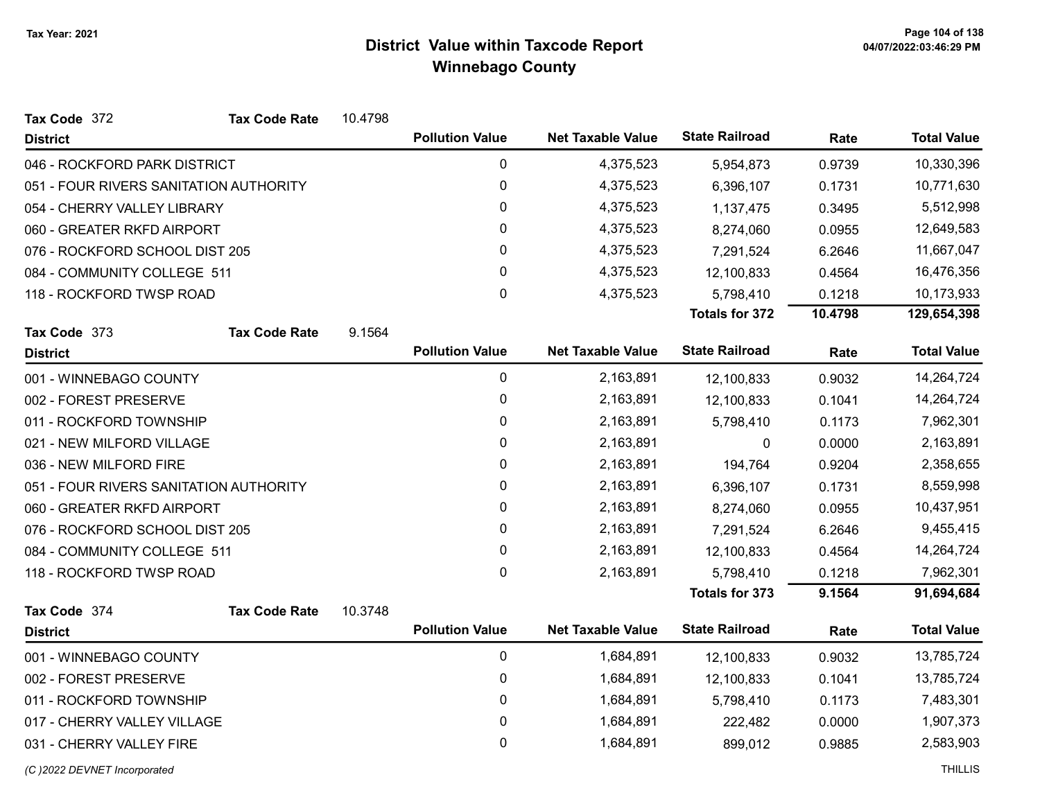# District Value within Taxcode Report
## Winnebago County

Tax Year: 2021

**Tax Code** 372 **Tax Code Rate** 10.4798

| District | Pollution Value | Net Taxable Value | State Railroad | Rate | Total Value |
|---|---|---|---|---|---|
| 046 - ROCKFORD PARK DISTRICT | 0 | 4,375,523 | 5,954,873 | 0.9739 | 10,330,396 |
| 051 - FOUR RIVERS SANITATION AUTHORITY | 0 | 4,375,523 | 6,396,107 | 0.1731 | 10,771,630 |
| 054 - CHERRY VALLEY LIBRARY | 0 | 4,375,523 | 1,137,475 | 0.3495 | 5,512,998 |
| 060 - GREATER RKFD AIRPORT | 0 | 4,375,523 | 8,274,060 | 0.0955 | 12,649,583 |
| 076 - ROCKFORD SCHOOL DIST 205 | 0 | 4,375,523 | 7,291,524 | 6.2646 | 11,667,047 |
| 084 - COMMUNITY COLLEGE 511 | 0 | 4,375,523 | 12,100,833 | 0.4564 | 16,476,356 |
| 118 - ROCKFORD TWSP ROAD | 0 | 4,375,523 | 5,798,410 | 0.1218 | 10,173,933 |
| | | | **Totals for 372** | **10.4798** | **129,654,398** |

**Tax Code** 373 **Tax Code Rate** 9.1564

| District | Pollution Value | Net Taxable Value | State Railroad | Rate | Total Value |
|---|---|---|---|---|---|
| 001 - WINNEBAGO COUNTY | 0 | 2,163,891 | 12,100,833 | 0.9032 | 14,264,724 |
| 002 - FOREST PRESERVE | 0 | 2,163,891 | 12,100,833 | 0.1041 | 14,264,724 |
| 011 - ROCKFORD TOWNSHIP | 0 | 2,163,891 | 5,798,410 | 0.1173 | 7,962,301 |
| 021 - NEW MILFORD VILLAGE | 0 | 2,163,891 | 0 | 0.0000 | 2,163,891 |
| 036 - NEW MILFORD FIRE | 0 | 2,163,891 | 194,764 | 0.9204 | 2,358,655 |
| 051 - FOUR RIVERS SANITATION AUTHORITY | 0 | 2,163,891 | 6,396,107 | 0.1731 | 8,559,998 |
| 060 - GREATER RKFD AIRPORT | 0 | 2,163,891 | 8,274,060 | 0.0955 | 10,437,951 |
| 076 - ROCKFORD SCHOOL DIST 205 | 0 | 2,163,891 | 7,291,524 | 6.2646 | 9,455,415 |
| 084 - COMMUNITY COLLEGE 511 | 0 | 2,163,891 | 12,100,833 | 0.4564 | 14,264,724 |
| 118 - ROCKFORD TWSP ROAD | 0 | 2,163,891 | 5,798,410 | 0.1218 | 7,962,301 |
| | | | **Totals for 373** | **9.1564** | **91,694,684** |

**Tax Code** 374 **Tax Code Rate** 10.3748

| District | Pollution Value | Net Taxable Value | State Railroad | Rate | Total Value |
|---|---|---|---|---|---|
| 001 - WINNEBAGO COUNTY | 0 | 1,684,891 | 12,100,833 | 0.9032 | 13,785,724 |
| 002 - FOREST PRESERVE | 0 | 1,684,891 | 12,100,833 | 0.1041 | 13,785,724 |
| 011 - ROCKFORD TOWNSHIP | 0 | 1,684,891 | 5,798,410 | 0.1173 | 7,483,301 |
| 017 - CHERRY VALLEY VILLAGE | 0 | 1,684,891 | 222,482 | 0.0000 | 1,907,373 |
| 031 - CHERRY VALLEY FIRE | 0 | 1,684,891 | 899,012 | 0.9885 | 2,583,903 |

(C )2022 DEVNET Incorporated THILLIS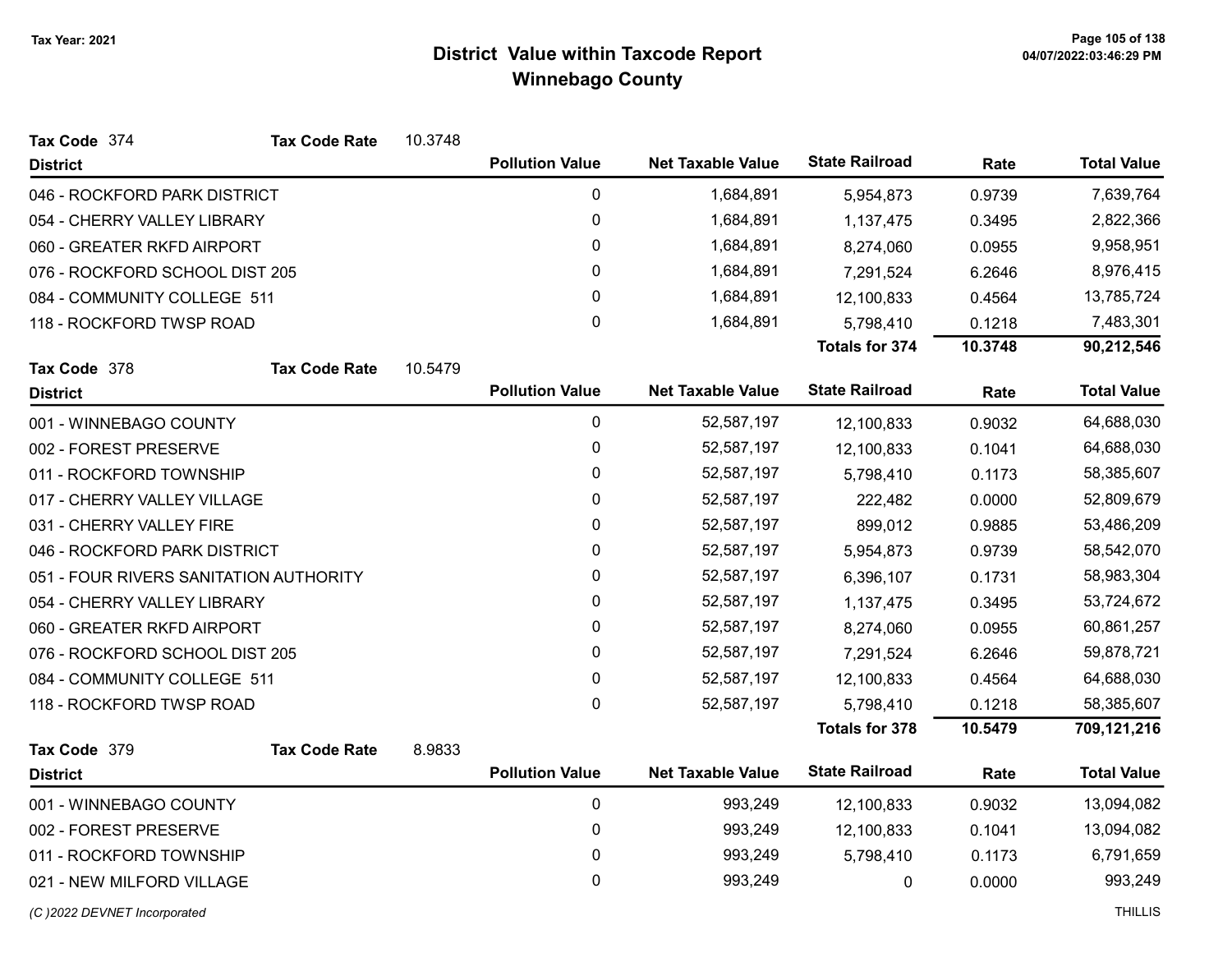# District Value within Taxcode Report
## Winnebago County

Tax Year: 2021

**Tax Code** 374 **Tax Code Rate** 10.3748

| District | Pollution Value | Net Taxable Value | State Railroad | Rate | Total Value |
|---|---|---|---|---|---|
| 046 - ROCKFORD PARK DISTRICT | 0 | 1,684,891 | 5,954,873 | 0.9739 | 7,639,764 |
| 054 - CHERRY VALLEY LIBRARY | 0 | 1,684,891 | 1,137,475 | 0.3495 | 2,822,366 |
| 060 - GREATER RKFD AIRPORT | 0 | 1,684,891 | 8,274,060 | 0.0955 | 9,958,951 |
| 076 - ROCKFORD SCHOOL DIST 205 | 0 | 1,684,891 | 7,291,524 | 6.2646 | 8,976,415 |
| 084 - COMMUNITY COLLEGE 511 | 0 | 1,684,891 | 12,100,833 | 0.4564 | 13,785,724 |
| 118 - ROCKFORD TWSP ROAD | 0 | 1,684,891 | 5,798,410 | 0.1218 | 7,483,301 |
| | | | **Totals for 374** | **10.3748** | **90,212,546** |

**Tax Code** 378 **Tax Code Rate** 10.5479

| District | Pollution Value | Net Taxable Value | State Railroad | Rate | Total Value |
|---|---|---|---|---|---|
| 001 - WINNEBAGO COUNTY | 0 | 52,587,197 | 12,100,833 | 0.9032 | 64,688,030 |
| 002 - FOREST PRESERVE | 0 | 52,587,197 | 12,100,833 | 0.1041 | 64,688,030 |
| 011 - ROCKFORD TOWNSHIP | 0 | 52,587,197 | 5,798,410 | 0.1173 | 58,385,607 |
| 017 - CHERRY VALLEY VILLAGE | 0 | 52,587,197 | 222,482 | 0.0000 | 52,809,679 |
| 031 - CHERRY VALLEY FIRE | 0 | 52,587,197 | 899,012 | 0.9885 | 53,486,209 |
| 046 - ROCKFORD PARK DISTRICT | 0 | 52,587,197 | 5,954,873 | 0.9739 | 58,542,070 |
| 051 - FOUR RIVERS SANITATION AUTHORITY | 0 | 52,587,197 | 6,396,107 | 0.1731 | 58,983,304 |
| 054 - CHERRY VALLEY LIBRARY | 0 | 52,587,197 | 1,137,475 | 0.3495 | 53,724,672 |
| 060 - GREATER RKFD AIRPORT | 0 | 52,587,197 | 8,274,060 | 0.0955 | 60,861,257 |
| 076 - ROCKFORD SCHOOL DIST 205 | 0 | 52,587,197 | 7,291,524 | 6.2646 | 59,878,721 |
| 084 - COMMUNITY COLLEGE 511 | 0 | 52,587,197 | 12,100,833 | 0.4564 | 64,688,030 |
| 118 - ROCKFORD TWSP ROAD | 0 | 52,587,197 | 5,798,410 | 0.1218 | 58,385,607 |
| | | | **Totals for 378** | **10.5479** | **709,121,216** |

**Tax Code** 379 **Tax Code Rate** 8.9833

| District | Pollution Value | Net Taxable Value | State Railroad | Rate | Total Value |
|---|---|---|---|---|---|
| 001 - WINNEBAGO COUNTY | 0 | 993,249 | 12,100,833 | 0.9032 | 13,094,082 |
| 002 - FOREST PRESERVE | 0 | 993,249 | 12,100,833 | 0.1041 | 13,094,082 |
| 011 - ROCKFORD TOWNSHIP | 0 | 993,249 | 5,798,410 | 0.1173 | 6,791,659 |
| 021 - NEW MILFORD VILLAGE | 0 | 993,249 | 0 | 0.0000 | 993,249 |

(C )2022 DEVNET Incorporated

THILLIS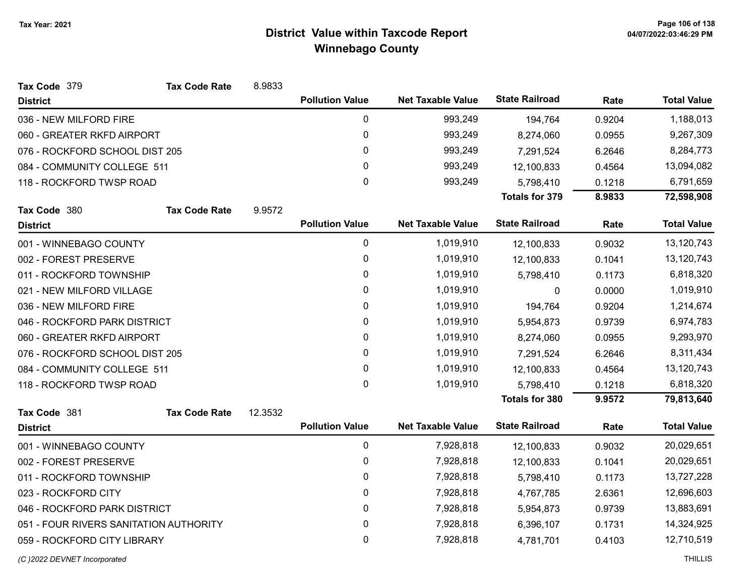# District Value within Taxcode Report
## Winnebago County

Tax Year: 2021

**Tax Code** 379 **Tax Code Rate** 8.9833

| District | Pollution Value | Net Taxable Value | State Railroad | Rate | Total Value |
|---|---|---|---|---|---|
| 036 - NEW MILFORD FIRE | 0 | 993,249 | 194,764 | 0.9204 | 1,188,013 |
| 060 - GREATER RKFD AIRPORT | 0 | 993,249 | 8,274,060 | 0.0955 | 9,267,309 |
| 076 - ROCKFORD SCHOOL DIST 205 | 0 | 993,249 | 7,291,524 | 6.2646 | 8,284,773 |
| 084 - COMMUNITY COLLEGE 511 | 0 | 993,249 | 12,100,833 | 0.4564 | 13,094,082 |
| 118 - ROCKFORD TWSP ROAD | 0 | 993,249 | 5,798,410 | 0.1218 | 6,791,659 |
| | | | **Totals for 379** | **8.9833** | **72,598,908** |

**Tax Code** 380 **Tax Code Rate** 9.9572

| District | Pollution Value | Net Taxable Value | State Railroad | Rate | Total Value |
|---|---|---|---|---|---|
| 001 - WINNEBAGO COUNTY | 0 | 1,019,910 | 12,100,833 | 0.9032 | 13,120,743 |
| 002 - FOREST PRESERVE | 0 | 1,019,910 | 12,100,833 | 0.1041 | 13,120,743 |
| 011 - ROCKFORD TOWNSHIP | 0 | 1,019,910 | 5,798,410 | 0.1173 | 6,818,320 |
| 021 - NEW MILFORD VILLAGE | 0 | 1,019,910 | 0 | 0.0000 | 1,019,910 |
| 036 - NEW MILFORD FIRE | 0 | 1,019,910 | 194,764 | 0.9204 | 1,214,674 |
| 046 - ROCKFORD PARK DISTRICT | 0 | 1,019,910 | 5,954,873 | 0.9739 | 6,974,783 |
| 060 - GREATER RKFD AIRPORT | 0 | 1,019,910 | 8,274,060 | 0.0955 | 9,293,970 |
| 076 - ROCKFORD SCHOOL DIST 205 | 0 | 1,019,910 | 7,291,524 | 6.2646 | 8,311,434 |
| 084 - COMMUNITY COLLEGE 511 | 0 | 1,019,910 | 12,100,833 | 0.4564 | 13,120,743 |
| 118 - ROCKFORD TWSP ROAD | 0 | 1,019,910 | 5,798,410 | 0.1218 | 6,818,320 |
| | | | **Totals for 380** | **9.9572** | **79,813,640** |

**Tax Code** 381 **Tax Code Rate** 12.3532

| District | Pollution Value | Net Taxable Value | State Railroad | Rate | Total Value |
|---|---|---|---|---|---|
| 001 - WINNEBAGO COUNTY | 0 | 7,928,818 | 12,100,833 | 0.9032 | 20,029,651 |
| 002 - FOREST PRESERVE | 0 | 7,928,818 | 12,100,833 | 0.1041 | 20,029,651 |
| 011 - ROCKFORD TOWNSHIP | 0 | 7,928,818 | 5,798,410 | 0.1173 | 13,727,228 |
| 023 - ROCKFORD CITY | 0 | 7,928,818 | 4,767,785 | 2.6361 | 12,696,603 |
| 046 - ROCKFORD PARK DISTRICT | 0 | 7,928,818 | 5,954,873 | 0.9739 | 13,883,691 |
| 051 - FOUR RIVERS SANITATION AUTHORITY | 0 | 7,928,818 | 6,396,107 | 0.1731 | 14,324,925 |
| 059 - ROCKFORD CITY LIBRARY | 0 | 7,928,818 | 4,781,701 | 0.4103 | 12,710,519 |

*(C )2022 DEVNET Incorporated* THILLIS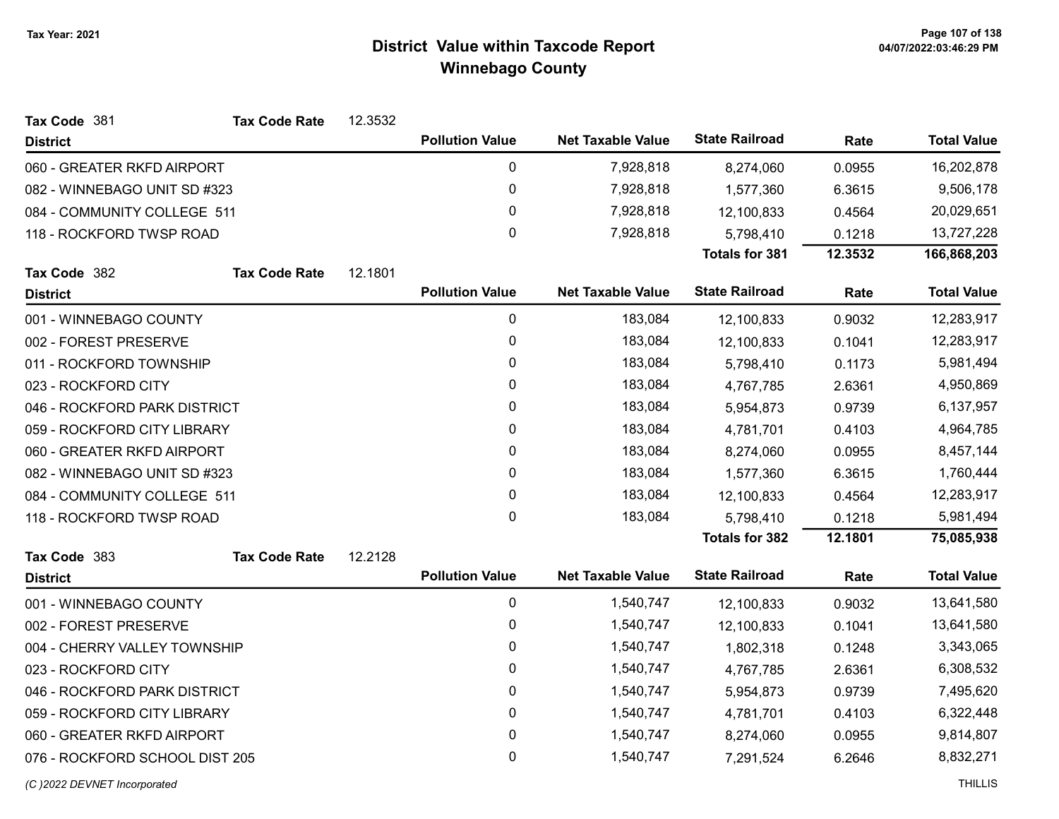Tax Year: 2021

# District Value within Taxcode Report
## Winnebago County

**Tax Code** 381 **Tax Code Rate** 12.3532

| District | Pollution Value | Net Taxable Value | State Railroad | Rate | Total Value |
|---|---|---|---|---|---|
| 060 - GREATER RKFD AIRPORT | 0 | 7,928,818 | 8,274,060 | 0.0955 | 16,202,878 |
| 082 - WINNEBAGO UNIT SD #323 | 0 | 7,928,818 | 1,577,360 | 6.3615 | 9,506,178 |
| 084 - COMMUNITY COLLEGE 511 | 0 | 7,928,818 | 12,100,833 | 0.4564 | 20,029,651 |
| 118 - ROCKFORD TWSP ROAD | 0 | 7,928,818 | 5,798,410 | 0.1218 | 13,727,228 |
| | | | **Totals for 381** | **12.3532** | **166,868,203** |

**Tax Code** 382 **Tax Code Rate** 12.1801

| District | Pollution Value | Net Taxable Value | State Railroad | Rate | Total Value |
|---|---|---|---|---|---|
| 001 - WINNEBAGO COUNTY | 0 | 183,084 | 12,100,833 | 0.9032 | 12,283,917 |
| 002 - FOREST PRESERVE | 0 | 183,084 | 12,100,833 | 0.1041 | 12,283,917 |
| 011 - ROCKFORD TOWNSHIP | 0 | 183,084 | 5,798,410 | 0.1173 | 5,981,494 |
| 023 - ROCKFORD CITY | 0 | 183,084 | 4,767,785 | 2.6361 | 4,950,869 |
| 046 - ROCKFORD PARK DISTRICT | 0 | 183,084 | 5,954,873 | 0.9739 | 6,137,957 |
| 059 - ROCKFORD CITY LIBRARY | 0 | 183,084 | 4,781,701 | 0.4103 | 4,964,785 |
| 060 - GREATER RKFD AIRPORT | 0 | 183,084 | 8,274,060 | 0.0955 | 8,457,144 |
| 082 - WINNEBAGO UNIT SD #323 | 0 | 183,084 | 1,577,360 | 6.3615 | 1,760,444 |
| 084 - COMMUNITY COLLEGE 511 | 0 | 183,084 | 12,100,833 | 0.4564 | 12,283,917 |
| 118 - ROCKFORD TWSP ROAD | 0 | 183,084 | 5,798,410 | 0.1218 | 5,981,494 |
| | | | **Totals for 382** | **12.1801** | **75,085,938** |

**Tax Code** 383 **Tax Code Rate** 12.2128

| District | Pollution Value | Net Taxable Value | State Railroad | Rate | Total Value |
|---|---|---|---|---|---|
| 001 - WINNEBAGO COUNTY | 0 | 1,540,747 | 12,100,833 | 0.9032 | 13,641,580 |
| 002 - FOREST PRESERVE | 0 | 1,540,747 | 12,100,833 | 0.1041 | 13,641,580 |
| 004 - CHERRY VALLEY TOWNSHIP | 0 | 1,540,747 | 1,802,318 | 0.1248 | 3,343,065 |
| 023 - ROCKFORD CITY | 0 | 1,540,747 | 4,767,785 | 2.6361 | 6,308,532 |
| 046 - ROCKFORD PARK DISTRICT | 0 | 1,540,747 | 5,954,873 | 0.9739 | 7,495,620 |
| 059 - ROCKFORD CITY LIBRARY | 0 | 1,540,747 | 4,781,701 | 0.4103 | 6,322,448 |
| 060 - GREATER RKFD AIRPORT | 0 | 1,540,747 | 8,274,060 | 0.0955 | 9,814,807 |
| 076 - ROCKFORD SCHOOL DIST 205 | 0 | 1,540,747 | 7,291,524 | 6.2646 | 8,832,271 |

*(C )2022 DEVNET Incorporated* THILLIS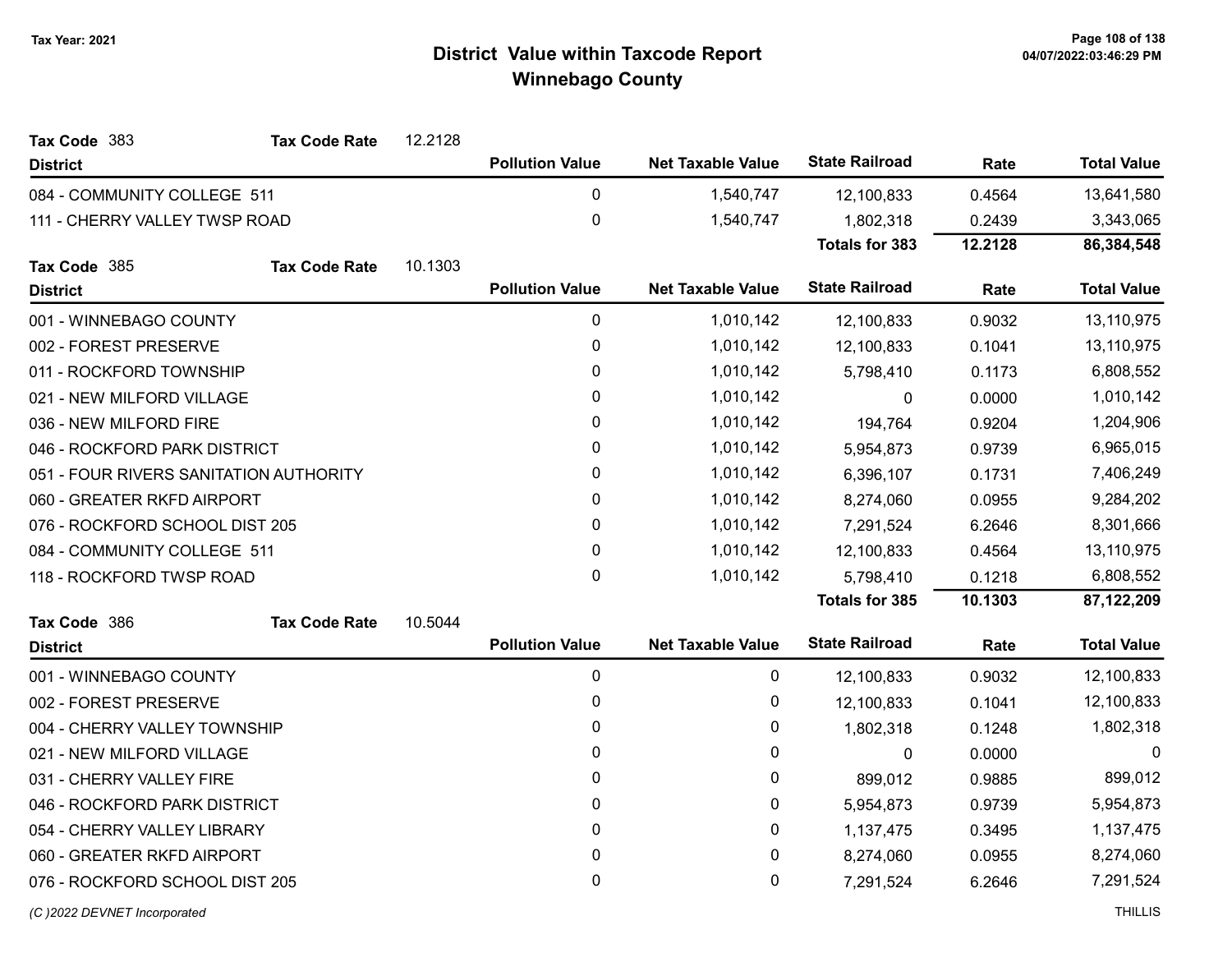# District Value within Taxcode Report

## Winnebago County

Tax Year: 2021

**Tax Code** 383 **Tax Code Rate** 12.2128

| District | Pollution Value | Net Taxable Value | State Railroad | Rate | Total Value |
|---|---|---|---|---|---|
| 084 - COMMUNITY COLLEGE 511 | 0 | 1,540,747 | 12,100,833 | 0.4564 | 13,641,580 |
| 111 - CHERRY VALLEY TWSP ROAD | 0 | 1,540,747 | 1,802,318 | 0.2439 | 3,343,065 |
| | | | **Totals for 383** | **12.2128** | **86,384,548** |

**Tax Code** 385 **Tax Code Rate** 10.1303

| District | Pollution Value | Net Taxable Value | State Railroad | Rate | Total Value |
|---|---|---|---|---|---|
| 001 - WINNEBAGO COUNTY | 0 | 1,010,142 | 12,100,833 | 0.9032 | 13,110,975 |
| 002 - FOREST PRESERVE | 0 | 1,010,142 | 12,100,833 | 0.1041 | 13,110,975 |
| 011 - ROCKFORD TOWNSHIP | 0 | 1,010,142 | 5,798,410 | 0.1173 | 6,808,552 |
| 021 - NEW MILFORD VILLAGE | 0 | 1,010,142 | 0 | 0.0000 | 1,010,142 |
| 036 - NEW MILFORD FIRE | 0 | 1,010,142 | 194,764 | 0.9204 | 1,204,906 |
| 046 - ROCKFORD PARK DISTRICT | 0 | 1,010,142 | 5,954,873 | 0.9739 | 6,965,015 |
| 051 - FOUR RIVERS SANITATION AUTHORITY | 0 | 1,010,142 | 6,396,107 | 0.1731 | 7,406,249 |
| 060 - GREATER RKFD AIRPORT | 0 | 1,010,142 | 8,274,060 | 0.0955 | 9,284,202 |
| 076 - ROCKFORD SCHOOL DIST 205 | 0 | 1,010,142 | 7,291,524 | 6.2646 | 8,301,666 |
| 084 - COMMUNITY COLLEGE 511 | 0 | 1,010,142 | 12,100,833 | 0.4564 | 13,110,975 |
| 118 - ROCKFORD TWSP ROAD | 0 | 1,010,142 | 5,798,410 | 0.1218 | 6,808,552 |
| | | | **Totals for 385** | **10.1303** | **87,122,209** |

**Tax Code** 386 **Tax Code Rate** 10.5044

| District | Pollution Value | Net Taxable Value | State Railroad | Rate | Total Value |
|---|---|---|---|---|---|
| 001 - WINNEBAGO COUNTY | 0 | 0 | 12,100,833 | 0.9032 | 12,100,833 |
| 002 - FOREST PRESERVE | 0 | 0 | 12,100,833 | 0.1041 | 12,100,833 |
| 004 - CHERRY VALLEY TOWNSHIP | 0 | 0 | 1,802,318 | 0.1248 | 1,802,318 |
| 021 - NEW MILFORD VILLAGE | 0 | 0 | 0 | 0.0000 | 0 |
| 031 - CHERRY VALLEY FIRE | 0 | 0 | 899,012 | 0.9885 | 899,012 |
| 046 - ROCKFORD PARK DISTRICT | 0 | 0 | 5,954,873 | 0.9739 | 5,954,873 |
| 054 - CHERRY VALLEY LIBRARY | 0 | 0 | 1,137,475 | 0.3495 | 1,137,475 |
| 060 - GREATER RKFD AIRPORT | 0 | 0 | 8,274,060 | 0.0955 | 8,274,060 |
| 076 - ROCKFORD SCHOOL DIST 205 | 0 | 0 | 7,291,524 | 6.2646 | 7,291,524 |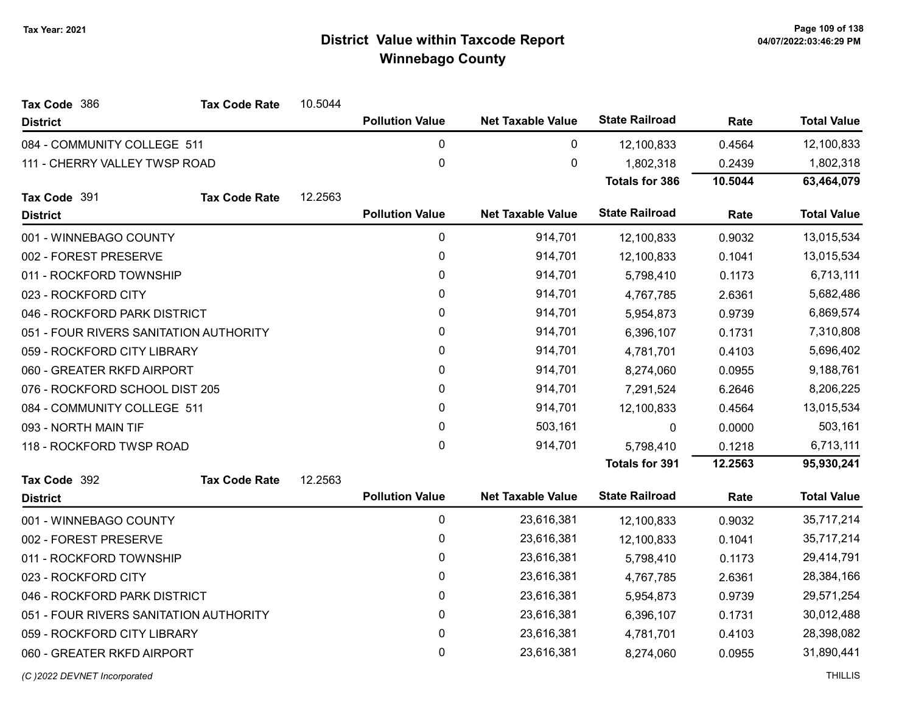# District Value within Taxcode Report

## Winnebago County

Tax Year: 2021

**Tax Code** 386 **Tax Code Rate** 10.5044

| District | Pollution Value | Net Taxable Value | State Railroad | Rate | Total Value |
|---|---|---|---|---|---|
| 084 - COMMUNITY COLLEGE 511 | 0 | 0 | 12,100,833 | 0.4564 | 12,100,833 |
| 111 - CHERRY VALLEY TWSP ROAD | 0 | 0 | 1,802,318 | 0.2439 | 1,802,318 |
| | | | **Totals for 386** | **10.5044** | **63,464,079** |

**Tax Code** 391 **Tax Code Rate** 12.2563

| District | Pollution Value | Net Taxable Value | State Railroad | Rate | Total Value |
|---|---|---|---|---|---|
| 001 - WINNEBAGO COUNTY | 0 | 914,701 | 12,100,833 | 0.9032 | 13,015,534 |
| 002 - FOREST PRESERVE | 0 | 914,701 | 12,100,833 | 0.1041 | 13,015,534 |
| 011 - ROCKFORD TOWNSHIP | 0 | 914,701 | 5,798,410 | 0.1173 | 6,713,111 |
| 023 - ROCKFORD CITY | 0 | 914,701 | 4,767,785 | 2.6361 | 5,682,486 |
| 046 - ROCKFORD PARK DISTRICT | 0 | 914,701 | 5,954,873 | 0.9739 | 6,869,574 |
| 051 - FOUR RIVERS SANITATION AUTHORITY | 0 | 914,701 | 6,396,107 | 0.1731 | 7,310,808 |
| 059 - ROCKFORD CITY LIBRARY | 0 | 914,701 | 4,781,701 | 0.4103 | 5,696,402 |
| 060 - GREATER RKFD AIRPORT | 0 | 914,701 | 8,274,060 | 0.0955 | 9,188,761 |
| 076 - ROCKFORD SCHOOL DIST 205 | 0 | 914,701 | 7,291,524 | 6.2646 | 8,206,225 |
| 084 - COMMUNITY COLLEGE 511 | 0 | 914,701 | 12,100,833 | 0.4564 | 13,015,534 |
| 093 - NORTH MAIN TIF | 0 | 503,161 | 0 | 0.0000 | 503,161 |
| 118 - ROCKFORD TWSP ROAD | 0 | 914,701 | 5,798,410 | 0.1218 | 6,713,111 |
| | | | **Totals for 391** | **12.2563** | **95,930,241** |

**Tax Code** 392 **Tax Code Rate** 12.2563

| District | Pollution Value | Net Taxable Value | State Railroad | Rate | Total Value |
|---|---|---|---|---|---|
| 001 - WINNEBAGO COUNTY | 0 | 23,616,381 | 12,100,833 | 0.9032 | 35,717,214 |
| 002 - FOREST PRESERVE | 0 | 23,616,381 | 12,100,833 | 0.1041 | 35,717,214 |
| 011 - ROCKFORD TOWNSHIP | 0 | 23,616,381 | 5,798,410 | 0.1173 | 29,414,791 |
| 023 - ROCKFORD CITY | 0 | 23,616,381 | 4,767,785 | 2.6361 | 28,384,166 |
| 046 - ROCKFORD PARK DISTRICT | 0 | 23,616,381 | 5,954,873 | 0.9739 | 29,571,254 |
| 051 - FOUR RIVERS SANITATION AUTHORITY | 0 | 23,616,381 | 6,396,107 | 0.1731 | 30,012,488 |
| 059 - ROCKFORD CITY LIBRARY | 0 | 23,616,381 | 4,781,701 | 0.4103 | 28,398,082 |
| 060 - GREATER RKFD AIRPORT | 0 | 23,616,381 | 8,274,060 | 0.0955 | 31,890,441 |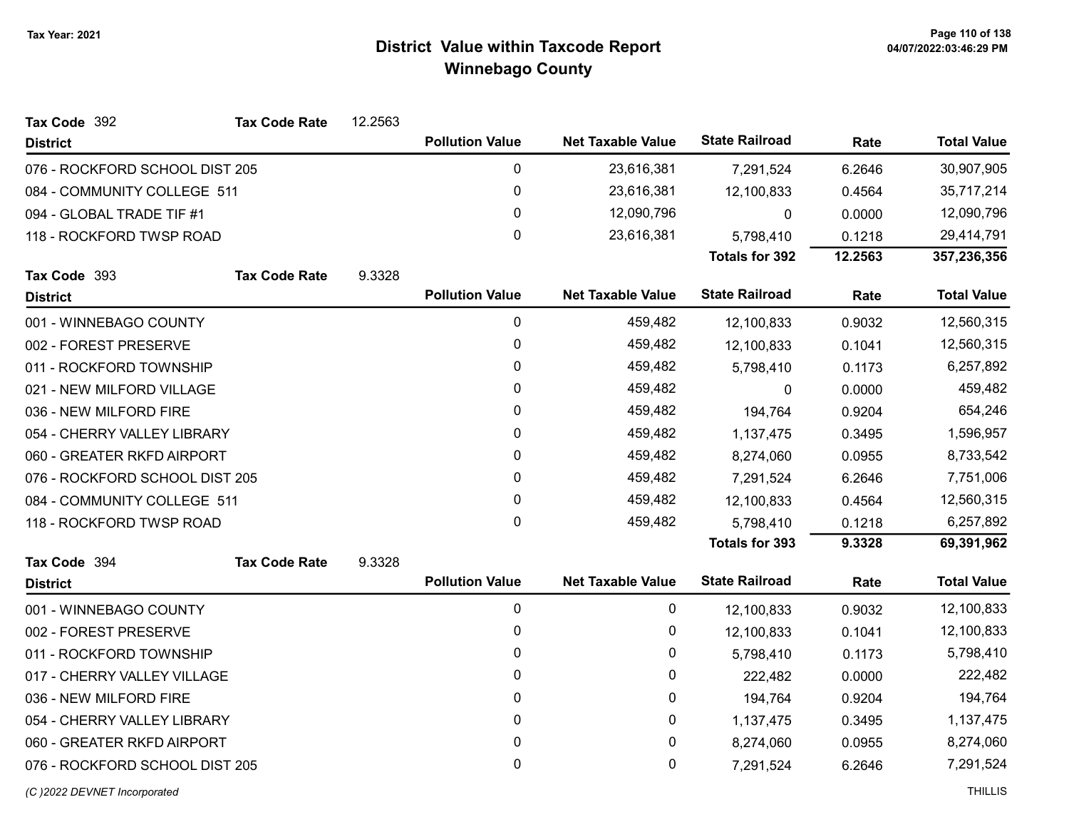# District Value within Taxcode Report
## Winnebago County

Tax Year: 2021

**Tax Code** 392 **Tax Code Rate** 12.2563

| District | Pollution Value | Net Taxable Value | State Railroad | Rate | Total Value |
|---|---|---|---|---|---|
| 076 - ROCKFORD SCHOOL DIST 205 | 0 | 23,616,381 | 7,291,524 | 6.2646 | 30,907,905 |
| 084 - COMMUNITY COLLEGE 511 | 0 | 23,616,381 | 12,100,833 | 0.4564 | 35,717,214 |
| 094 - GLOBAL TRADE TIF #1 | 0 | 12,090,796 | 0 | 0.0000 | 12,090,796 |
| 118 - ROCKFORD TWSP ROAD | 0 | 23,616,381 | 5,798,410 | 0.1218 | 29,414,791 |
| | | | **Totals for 392** | **12.2563** | **357,236,356** |

**Tax Code** 393 **Tax Code Rate** 9.3328

| District | Pollution Value | Net Taxable Value | State Railroad | Rate | Total Value |
|---|---|---|---|---|---|
| 001 - WINNEBAGO COUNTY | 0 | 459,482 | 12,100,833 | 0.9032 | 12,560,315 |
| 002 - FOREST PRESERVE | 0 | 459,482 | 12,100,833 | 0.1041 | 12,560,315 |
| 011 - ROCKFORD TOWNSHIP | 0 | 459,482 | 5,798,410 | 0.1173 | 6,257,892 |
| 021 - NEW MILFORD VILLAGE | 0 | 459,482 | 0 | 0.0000 | 459,482 |
| 036 - NEW MILFORD FIRE | 0 | 459,482 | 194,764 | 0.9204 | 654,246 |
| 054 - CHERRY VALLEY LIBRARY | 0 | 459,482 | 1,137,475 | 0.3495 | 1,596,957 |
| 060 - GREATER RKFD AIRPORT | 0 | 459,482 | 8,274,060 | 0.0955 | 8,733,542 |
| 076 - ROCKFORD SCHOOL DIST 205 | 0 | 459,482 | 7,291,524 | 6.2646 | 7,751,006 |
| 084 - COMMUNITY COLLEGE 511 | 0 | 459,482 | 12,100,833 | 0.4564 | 12,560,315 |
| 118 - ROCKFORD TWSP ROAD | 0 | 459,482 | 5,798,410 | 0.1218 | 6,257,892 |
| | | | **Totals for 393** | **9.3328** | **69,391,962** |

**Tax Code** 394 **Tax Code Rate** 9.3328

| District | Pollution Value | Net Taxable Value | State Railroad | Rate | Total Value |
|---|---|---|---|---|---|
| 001 - WINNEBAGO COUNTY | 0 | 0 | 12,100,833 | 0.9032 | 12,100,833 |
| 002 - FOREST PRESERVE | 0 | 0 | 12,100,833 | 0.1041 | 12,100,833 |
| 011 - ROCKFORD TOWNSHIP | 0 | 0 | 5,798,410 | 0.1173 | 5,798,410 |
| 017 - CHERRY VALLEY VILLAGE | 0 | 0 | 222,482 | 0.0000 | 222,482 |
| 036 - NEW MILFORD FIRE | 0 | 0 | 194,764 | 0.9204 | 194,764 |
| 054 - CHERRY VALLEY LIBRARY | 0 | 0 | 1,137,475 | 0.3495 | 1,137,475 |
| 060 - GREATER RKFD AIRPORT | 0 | 0 | 8,274,060 | 0.0955 | 8,274,060 |
| 076 - ROCKFORD SCHOOL DIST 205 | 0 | 0 | 7,291,524 | 6.2646 | 7,291,524 |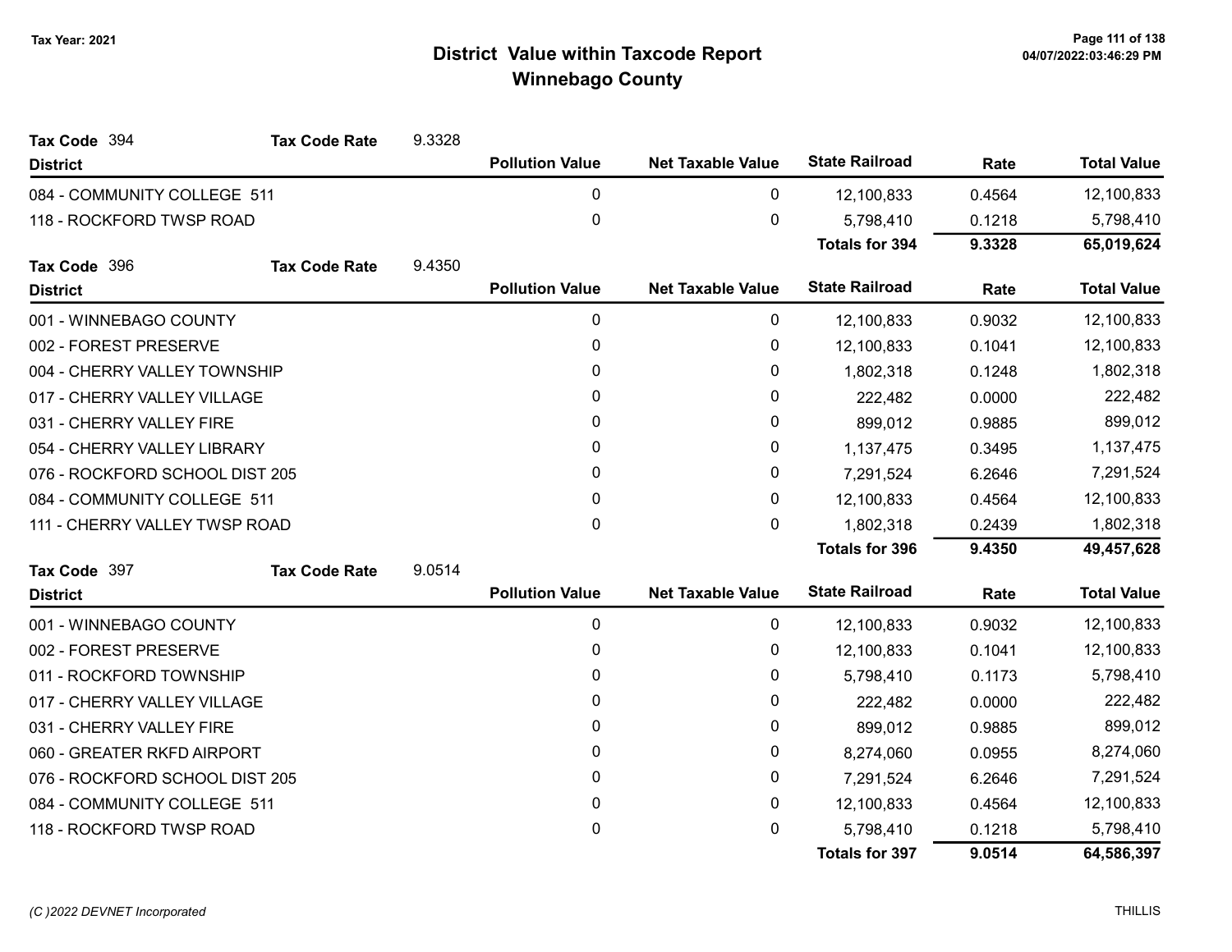# District Value within Taxcode Report
## Winnebago County

Tax Year: 2021

**Tax Code** 394 **Tax Code Rate** 9.3328

| District | Pollution Value | Net Taxable Value | State Railroad | Rate | Total Value |
|---|---|---|---|---|---|
| 084 - COMMUNITY COLLEGE 511 | 0 | 0 | 12,100,833 | 0.4564 | 12,100,833 |
| 118 - ROCKFORD TWSP ROAD | 0 | 0 | 5,798,410 | 0.1218 | 5,798,410 |
| | | | **Totals for 394** | **9.3328** | **65,019,624** |

**Tax Code** 396 **Tax Code Rate** 9.4350

| District | Pollution Value | Net Taxable Value | State Railroad | Rate | Total Value |
|---|---|---|---|---|---|
| 001 - WINNEBAGO COUNTY | 0 | 0 | 12,100,833 | 0.9032 | 12,100,833 |
| 002 - FOREST PRESERVE | 0 | 0 | 12,100,833 | 0.1041 | 12,100,833 |
| 004 - CHERRY VALLEY TOWNSHIP | 0 | 0 | 1,802,318 | 0.1248 | 1,802,318 |
| 017 - CHERRY VALLEY VILLAGE | 0 | 0 | 222,482 | 0.0000 | 222,482 |
| 031 - CHERRY VALLEY FIRE | 0 | 0 | 899,012 | 0.9885 | 899,012 |
| 054 - CHERRY VALLEY LIBRARY | 0 | 0 | 1,137,475 | 0.3495 | 1,137,475 |
| 076 - ROCKFORD SCHOOL DIST 205 | 0 | 0 | 7,291,524 | 6.2646 | 7,291,524 |
| 084 - COMMUNITY COLLEGE 511 | 0 | 0 | 12,100,833 | 0.4564 | 12,100,833 |
| 111 - CHERRY VALLEY TWSP ROAD | 0 | 0 | 1,802,318 | 0.2439 | 1,802,318 |
| | | | **Totals for 396** | **9.4350** | **49,457,628** |

**Tax Code** 397 **Tax Code Rate** 9.0514

| District | Pollution Value | Net Taxable Value | State Railroad | Rate | Total Value |
|---|---|---|---|---|---|
| 001 - WINNEBAGO COUNTY | 0 | 0 | 12,100,833 | 0.9032 | 12,100,833 |
| 002 - FOREST PRESERVE | 0 | 0 | 12,100,833 | 0.1041 | 12,100,833 |
| 011 - ROCKFORD TOWNSHIP | 0 | 0 | 5,798,410 | 0.1173 | 5,798,410 |
| 017 - CHERRY VALLEY VILLAGE | 0 | 0 | 222,482 | 0.0000 | 222,482 |
| 031 - CHERRY VALLEY FIRE | 0 | 0 | 899,012 | 0.9885 | 899,012 |
| 060 - GREATER RKFD AIRPORT | 0 | 0 | 8,274,060 | 0.0955 | 8,274,060 |
| 076 - ROCKFORD SCHOOL DIST 205 | 0 | 0 | 7,291,524 | 6.2646 | 7,291,524 |
| 084 - COMMUNITY COLLEGE 511 | 0 | 0 | 12,100,833 | 0.4564 | 12,100,833 |
| 118 - ROCKFORD TWSP ROAD | 0 | 0 | 5,798,410 | 0.1218 | 5,798,410 |
| | | | **Totals for 397** | **9.0514** | **64,586,397** |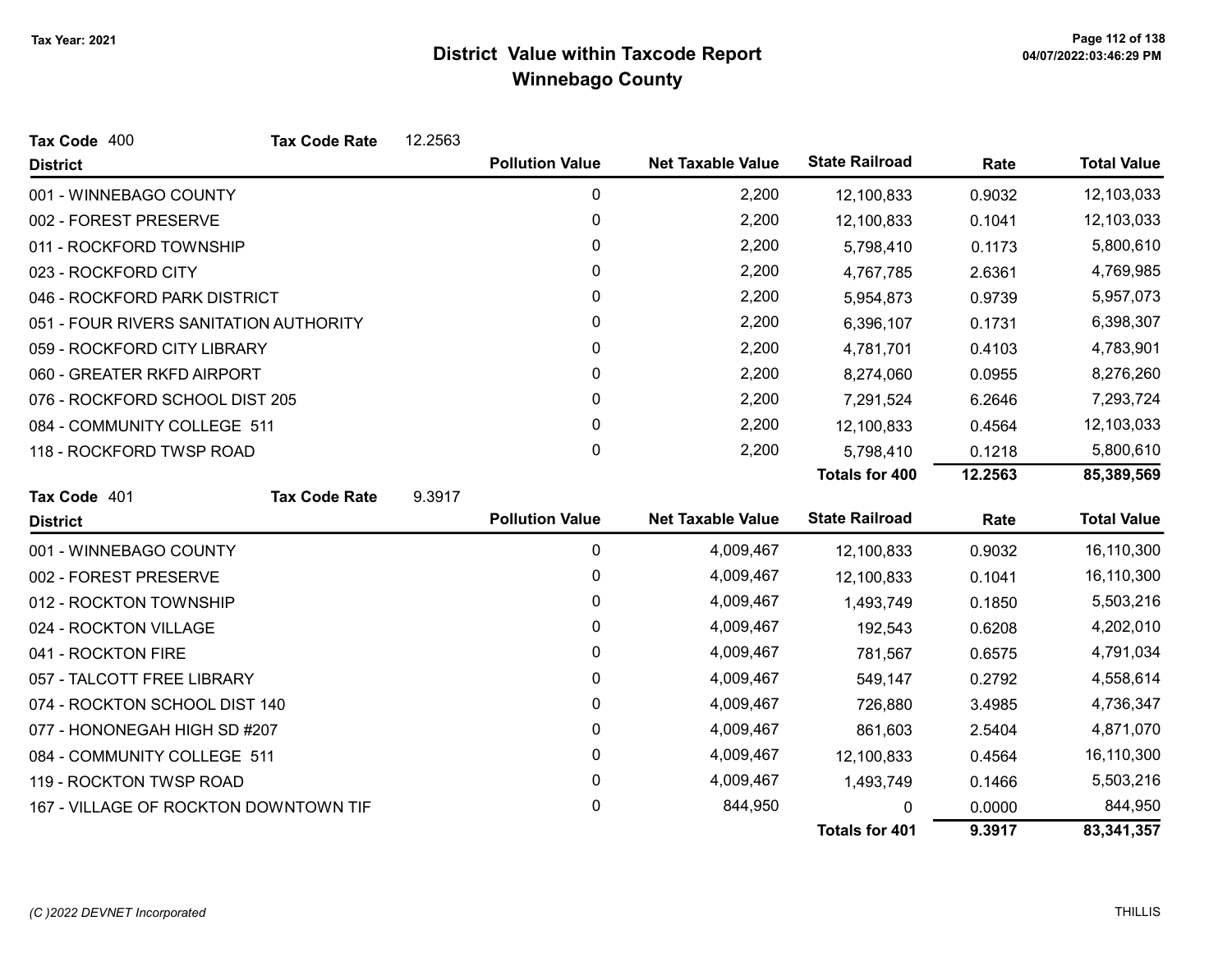# District Value within Taxcode Report
## Winnebago County

Tax Year: 2021

**Tax Code** 400 **Tax Code Rate** 12.2563

| District | Pollution Value | Net Taxable Value | State Railroad | Rate | Total Value |
|---|---|---|---|---|---|
| 001 - WINNEBAGO COUNTY | 0 | 2,200 | 12,100,833 | 0.9032 | 12,103,033 |
| 002 - FOREST PRESERVE | 0 | 2,200 | 12,100,833 | 0.1041 | 12,103,033 |
| 011 - ROCKFORD TOWNSHIP | 0 | 2,200 | 5,798,410 | 0.1173 | 5,800,610 |
| 023 - ROCKFORD CITY | 0 | 2,200 | 4,767,785 | 2.6361 | 4,769,985 |
| 046 - ROCKFORD PARK DISTRICT | 0 | 2,200 | 5,954,873 | 0.9739 | 5,957,073 |
| 051 - FOUR RIVERS SANITATION AUTHORITY | 0 | 2,200 | 6,396,107 | 0.1731 | 6,398,307 |
| 059 - ROCKFORD CITY LIBRARY | 0 | 2,200 | 4,781,701 | 0.4103 | 4,783,901 |
| 060 - GREATER RKFD AIRPORT | 0 | 2,200 | 8,274,060 | 0.0955 | 8,276,260 |
| 076 - ROCKFORD SCHOOL DIST 205 | 0 | 2,200 | 7,291,524 | 6.2646 | 7,293,724 |
| 084 - COMMUNITY COLLEGE 511 | 0 | 2,200 | 12,100,833 | 0.4564 | 12,103,033 |
| 118 - ROCKFORD TWSP ROAD | 0 | 2,200 | 5,798,410 | 0.1218 | 5,800,610 |
| | | | **Totals for 400** | **12.2563** | **85,389,569** |

**Tax Code** 401 **Tax Code Rate** 9.3917

| District | Pollution Value | Net Taxable Value | State Railroad | Rate | Total Value |
|---|---|---|---|---|---|
| 001 - WINNEBAGO COUNTY | 0 | 4,009,467 | 12,100,833 | 0.9032 | 16,110,300 |
| 002 - FOREST PRESERVE | 0 | 4,009,467 | 12,100,833 | 0.1041 | 16,110,300 |
| 012 - ROCKTON TOWNSHIP | 0 | 4,009,467 | 1,493,749 | 0.1850 | 5,503,216 |
| 024 - ROCKTON VILLAGE | 0 | 4,009,467 | 192,543 | 0.6208 | 4,202,010 |
| 041 - ROCKTON FIRE | 0 | 4,009,467 | 781,567 | 0.6575 | 4,791,034 |
| 057 - TALCOTT FREE LIBRARY | 0 | 4,009,467 | 549,147 | 0.2792 | 4,558,614 |
| 074 - ROCKTON SCHOOL DIST 140 | 0 | 4,009,467 | 726,880 | 3.4985 | 4,736,347 |
| 077 - HONONEGAH HIGH SD #207 | 0 | 4,009,467 | 861,603 | 2.5404 | 4,871,070 |
| 084 - COMMUNITY COLLEGE 511 | 0 | 4,009,467 | 12,100,833 | 0.4564 | 16,110,300 |
| 119 - ROCKTON TWSP ROAD | 0 | 4,009,467 | 1,493,749 | 0.1466 | 5,503,216 |
| 167 - VILLAGE OF ROCKTON DOWNTOWN TIF | 0 | 844,950 | 0 | 0.0000 | 844,950 |
| | | | **Totals for 401** | **9.3917** | **83,341,357** |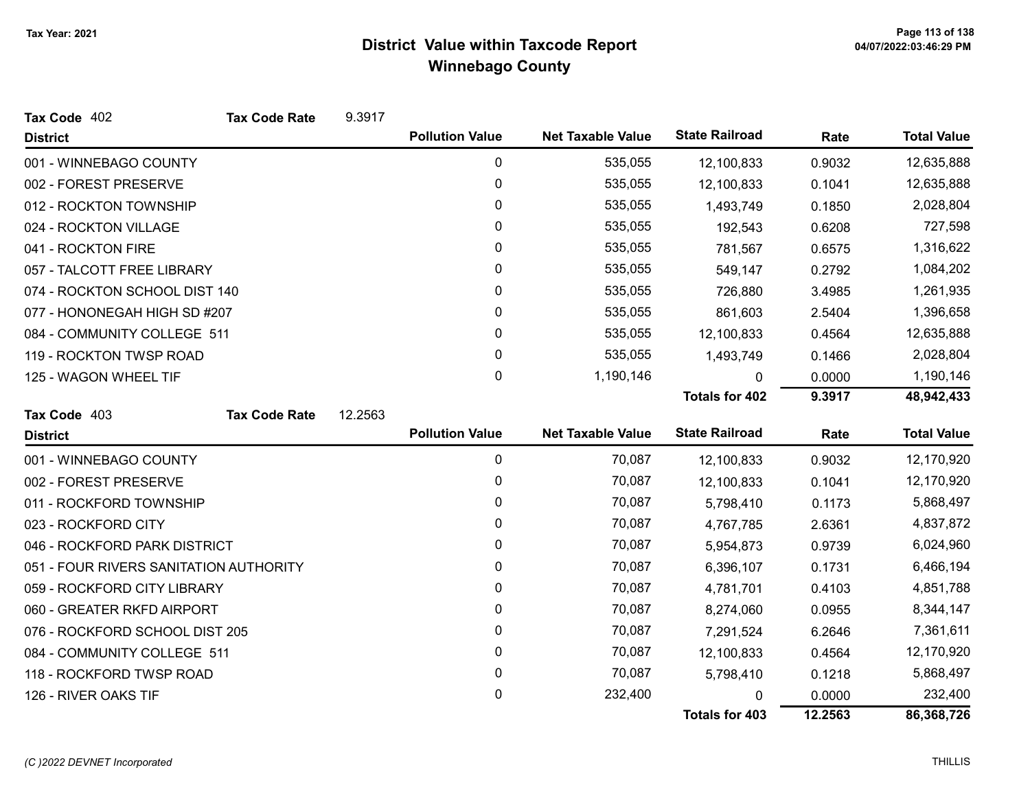# District Value within Taxcode Report

## Winnebago County

Tax Year: 2021

**Tax Code** 402 **Tax Code Rate** 9.3917

| District | Pollution Value | Net Taxable Value | State Railroad | Rate | Total Value |
|---|---|---|---|---|---|
| 001 - WINNEBAGO COUNTY | 0 | 535,055 | 12,100,833 | 0.9032 | 12,635,888 |
| 002 - FOREST PRESERVE | 0 | 535,055 | 12,100,833 | 0.1041 | 12,635,888 |
| 012 - ROCKTON TOWNSHIP | 0 | 535,055 | 1,493,749 | 0.1850 | 2,028,804 |
| 024 - ROCKTON VILLAGE | 0 | 535,055 | 192,543 | 0.6208 | 727,598 |
| 041 - ROCKTON FIRE | 0 | 535,055 | 781,567 | 0.6575 | 1,316,622 |
| 057 - TALCOTT FREE LIBRARY | 0 | 535,055 | 549,147 | 0.2792 | 1,084,202 |
| 074 - ROCKTON SCHOOL DIST 140 | 0 | 535,055 | 726,880 | 3.4985 | 1,261,935 |
| 077 - HONONEGAH HIGH SD #207 | 0 | 535,055 | 861,603 | 2.5404 | 1,396,658 |
| 084 - COMMUNITY COLLEGE 511 | 0 | 535,055 | 12,100,833 | 0.4564 | 12,635,888 |
| 119 - ROCKTON TWSP ROAD | 0 | 535,055 | 1,493,749 | 0.1466 | 2,028,804 |
| 125 - WAGON WHEEL TIF | 0 | 1,190,146 | 0 | 0.0000 | 1,190,146 |
| | | | **Totals for 402** | **9.3917** | **48,942,433** |

**Tax Code** 403 **Tax Code Rate** 12.2563

| District | Pollution Value | Net Taxable Value | State Railroad | Rate | Total Value |
|---|---|---|---|---|---|
| 001 - WINNEBAGO COUNTY | 0 | 70,087 | 12,100,833 | 0.9032 | 12,170,920 |
| 002 - FOREST PRESERVE | 0 | 70,087 | 12,100,833 | 0.1041 | 12,170,920 |
| 011 - ROCKFORD TOWNSHIP | 0 | 70,087 | 5,798,410 | 0.1173 | 5,868,497 |
| 023 - ROCKFORD CITY | 0 | 70,087 | 4,767,785 | 2.6361 | 4,837,872 |
| 046 - ROCKFORD PARK DISTRICT | 0 | 70,087 | 5,954,873 | 0.9739 | 6,024,960 |
| 051 - FOUR RIVERS SANITATION AUTHORITY | 0 | 70,087 | 6,396,107 | 0.1731 | 6,466,194 |
| 059 - ROCKFORD CITY LIBRARY | 0 | 70,087 | 4,781,701 | 0.4103 | 4,851,788 |
| 060 - GREATER RKFD AIRPORT | 0 | 70,087 | 8,274,060 | 0.0955 | 8,344,147 |
| 076 - ROCKFORD SCHOOL DIST 205 | 0 | 70,087 | 7,291,524 | 6.2646 | 7,361,611 |
| 084 - COMMUNITY COLLEGE 511 | 0 | 70,087 | 12,100,833 | 0.4564 | 12,170,920 |
| 118 - ROCKFORD TWSP ROAD | 0 | 70,087 | 5,798,410 | 0.1218 | 5,868,497 |
| 126 - RIVER OAKS TIF | 0 | 232,400 | 0 | 0.0000 | 232,400 |
| | | | **Totals for 403** | **12.2563** | **86,368,726** |

*(C )2022 DEVNET Incorporated* THILLIS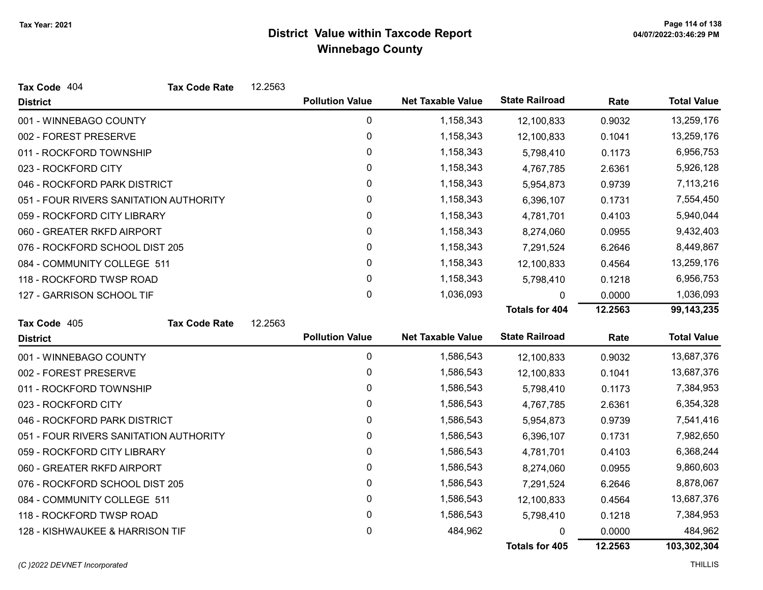# District Value within Taxcode Report
## Winnebago County

Tax Year: 2021

**Tax Code** 404 **Tax Code Rate** 12.2563

| District | Pollution Value | Net Taxable Value | State Railroad | Rate | Total Value |
|---|---|---|---|---|---|
| 001 - WINNEBAGO COUNTY | 0 | 1,158,343 | 12,100,833 | 0.9032 | 13,259,176 |
| 002 - FOREST PRESERVE | 0 | 1,158,343 | 12,100,833 | 0.1041 | 13,259,176 |
| 011 - ROCKFORD TOWNSHIP | 0 | 1,158,343 | 5,798,410 | 0.1173 | 6,956,753 |
| 023 - ROCKFORD CITY | 0 | 1,158,343 | 4,767,785 | 2.6361 | 5,926,128 |
| 046 - ROCKFORD PARK DISTRICT | 0 | 1,158,343 | 5,954,873 | 0.9739 | 7,113,216 |
| 051 - FOUR RIVERS SANITATION AUTHORITY | 0 | 1,158,343 | 6,396,107 | 0.1731 | 7,554,450 |
| 059 - ROCKFORD CITY LIBRARY | 0 | 1,158,343 | 4,781,701 | 0.4103 | 5,940,044 |
| 060 - GREATER RKFD AIRPORT | 0 | 1,158,343 | 8,274,060 | 0.0955 | 9,432,403 |
| 076 - ROCKFORD SCHOOL DIST 205 | 0 | 1,158,343 | 7,291,524 | 6.2646 | 8,449,867 |
| 084 - COMMUNITY COLLEGE 511 | 0 | 1,158,343 | 12,100,833 | 0.4564 | 13,259,176 |
| 118 - ROCKFORD TWSP ROAD | 0 | 1,158,343 | 5,798,410 | 0.1218 | 6,956,753 |
| 127 - GARRISON SCHOOL TIF | 0 | 1,036,093 | 0 | 0.0000 | 1,036,093 |
| | | | **Totals for 404** | **12.2563** | **99,143,235** |

**Tax Code** 405 **Tax Code Rate** 12.2563

| District | Pollution Value | Net Taxable Value | State Railroad | Rate | Total Value |
|---|---|---|---|---|---|
| 001 - WINNEBAGO COUNTY | 0 | 1,586,543 | 12,100,833 | 0.9032 | 13,687,376 |
| 002 - FOREST PRESERVE | 0 | 1,586,543 | 12,100,833 | 0.1041 | 13,687,376 |
| 011 - ROCKFORD TOWNSHIP | 0 | 1,586,543 | 5,798,410 | 0.1173 | 7,384,953 |
| 023 - ROCKFORD CITY | 0 | 1,586,543 | 4,767,785 | 2.6361 | 6,354,328 |
| 046 - ROCKFORD PARK DISTRICT | 0 | 1,586,543 | 5,954,873 | 0.9739 | 7,541,416 |
| 051 - FOUR RIVERS SANITATION AUTHORITY | 0 | 1,586,543 | 6,396,107 | 0.1731 | 7,982,650 |
| 059 - ROCKFORD CITY LIBRARY | 0 | 1,586,543 | 4,781,701 | 0.4103 | 6,368,244 |
| 060 - GREATER RKFD AIRPORT | 0 | 1,586,543 | 8,274,060 | 0.0955 | 9,860,603 |
| 076 - ROCKFORD SCHOOL DIST 205 | 0 | 1,586,543 | 7,291,524 | 6.2646 | 8,878,067 |
| 084 - COMMUNITY COLLEGE 511 | 0 | 1,586,543 | 12,100,833 | 0.4564 | 13,687,376 |
| 118 - ROCKFORD TWSP ROAD | 0 | 1,586,543 | 5,798,410 | 0.1218 | 7,384,953 |
| 128 - KISHWAUKEE & HARRISON TIF | 0 | 484,962 | 0 | 0.0000 | 484,962 |
| | | | **Totals for 405** | **12.2563** | **103,302,304** |

(C )2022 DEVNET Incorporated THILLIS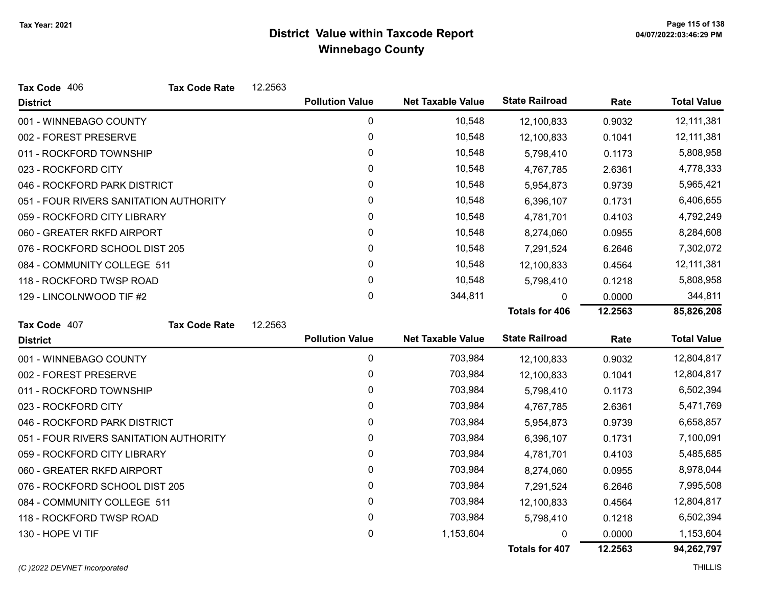# District Value within Taxcode Report

## Winnebago County

Tax Year: 2021

**Tax Code** 406 **Tax Code Rate** 12.2563

| District | Pollution Value | Net Taxable Value | State Railroad | Rate | Total Value |
|---|---|---|---|---|---|
| 001 - WINNEBAGO COUNTY | 0 | 10,548 | 12,100,833 | 0.9032 | 12,111,381 |
| 002 - FOREST PRESERVE | 0 | 10,548 | 12,100,833 | 0.1041 | 12,111,381 |
| 011 - ROCKFORD TOWNSHIP | 0 | 10,548 | 5,798,410 | 0.1173 | 5,808,958 |
| 023 - ROCKFORD CITY | 0 | 10,548 | 4,767,785 | 2.6361 | 4,778,333 |
| 046 - ROCKFORD PARK DISTRICT | 0 | 10,548 | 5,954,873 | 0.9739 | 5,965,421 |
| 051 - FOUR RIVERS SANITATION AUTHORITY | 0 | 10,548 | 6,396,107 | 0.1731 | 6,406,655 |
| 059 - ROCKFORD CITY LIBRARY | 0 | 10,548 | 4,781,701 | 0.4103 | 4,792,249 |
| 060 - GREATER RKFD AIRPORT | 0 | 10,548 | 8,274,060 | 0.0955 | 8,284,608 |
| 076 - ROCKFORD SCHOOL DIST 205 | 0 | 10,548 | 7,291,524 | 6.2646 | 7,302,072 |
| 084 - COMMUNITY COLLEGE 511 | 0 | 10,548 | 12,100,833 | 0.4564 | 12,111,381 |
| 118 - ROCKFORD TWSP ROAD | 0 | 10,548 | 5,798,410 | 0.1218 | 5,808,958 |
| 129 - LINCOLNWOOD TIF #2 | 0 | 344,811 | 0 | 0.0000 | 344,811 |
| | | | **Totals for 406** | **12.2563** | **85,826,208** |

**Tax Code** 407 **Tax Code Rate** 12.2563

| District | Pollution Value | Net Taxable Value | State Railroad | Rate | Total Value |
|---|---|---|---|---|---|
| 001 - WINNEBAGO COUNTY | 0 | 703,984 | 12,100,833 | 0.9032 | 12,804,817 |
| 002 - FOREST PRESERVE | 0 | 703,984 | 12,100,833 | 0.1041 | 12,804,817 |
| 011 - ROCKFORD TOWNSHIP | 0 | 703,984 | 5,798,410 | 0.1173 | 6,502,394 |
| 023 - ROCKFORD CITY | 0 | 703,984 | 4,767,785 | 2.6361 | 5,471,769 |
| 046 - ROCKFORD PARK DISTRICT | 0 | 703,984 | 5,954,873 | 0.9739 | 6,658,857 |
| 051 - FOUR RIVERS SANITATION AUTHORITY | 0 | 703,984 | 6,396,107 | 0.1731 | 7,100,091 |
| 059 - ROCKFORD CITY LIBRARY | 0 | 703,984 | 4,781,701 | 0.4103 | 5,485,685 |
| 060 - GREATER RKFD AIRPORT | 0 | 703,984 | 8,274,060 | 0.0955 | 8,978,044 |
| 076 - ROCKFORD SCHOOL DIST 205 | 0 | 703,984 | 7,291,524 | 6.2646 | 7,995,508 |
| 084 - COMMUNITY COLLEGE 511 | 0 | 703,984 | 12,100,833 | 0.4564 | 12,804,817 |
| 118 - ROCKFORD TWSP ROAD | 0 | 703,984 | 5,798,410 | 0.1218 | 6,502,394 |
| 130 - HOPE VI TIF | 0 | 1,153,604 | 0 | 0.0000 | 1,153,604 |
| | | | **Totals for 407** | **12.2563** | **94,262,797** |

*(C )2022 DEVNET Incorporated* THILLIS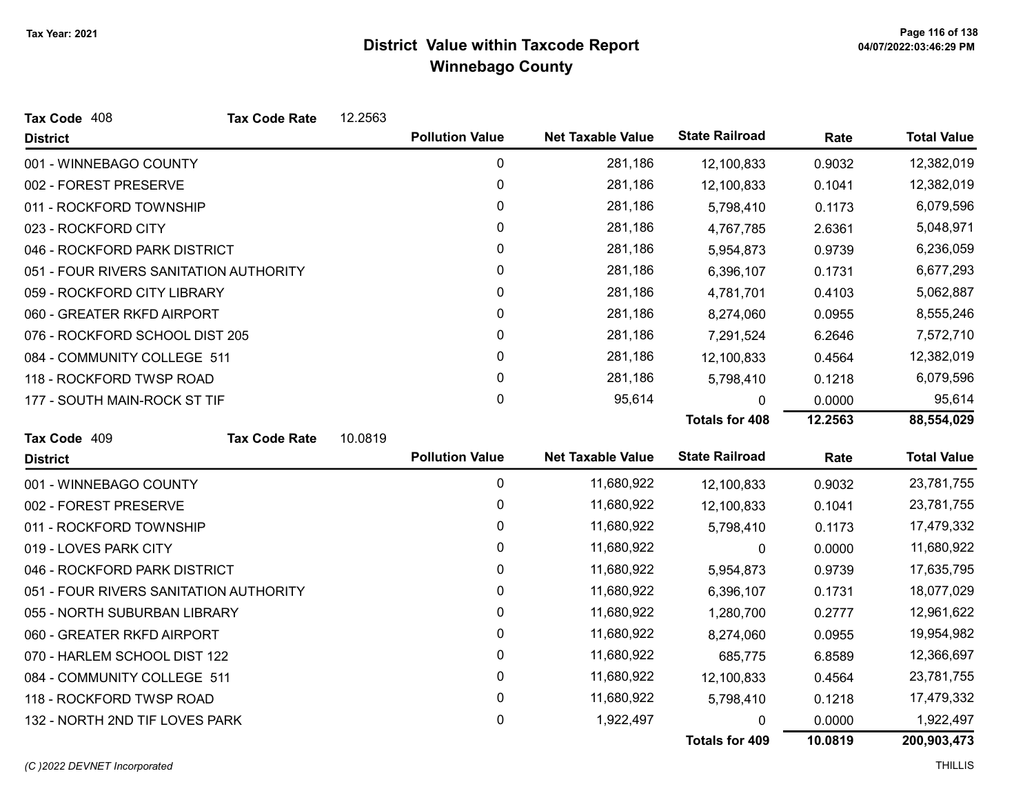# District Value within Taxcode Report
## Winnebago County

Tax Year: 2021

**Tax Code** 408 **Tax Code Rate** 12.2563

| District | Pollution Value | Net Taxable Value | State Railroad | Rate | Total Value |
|---|---|---|---|---|---|
| 001 - WINNEBAGO COUNTY | 0 | 281,186 | 12,100,833 | 0.9032 | 12,382,019 |
| 002 - FOREST PRESERVE | 0 | 281,186 | 12,100,833 | 0.1041 | 12,382,019 |
| 011 - ROCKFORD TOWNSHIP | 0 | 281,186 | 5,798,410 | 0.1173 | 6,079,596 |
| 023 - ROCKFORD CITY | 0 | 281,186 | 4,767,785 | 2.6361 | 5,048,971 |
| 046 - ROCKFORD PARK DISTRICT | 0 | 281,186 | 5,954,873 | 0.9739 | 6,236,059 |
| 051 - FOUR RIVERS SANITATION AUTHORITY | 0 | 281,186 | 6,396,107 | 0.1731 | 6,677,293 |
| 059 - ROCKFORD CITY LIBRARY | 0 | 281,186 | 4,781,701 | 0.4103 | 5,062,887 |
| 060 - GREATER RKFD AIRPORT | 0 | 281,186 | 8,274,060 | 0.0955 | 8,555,246 |
| 076 - ROCKFORD SCHOOL DIST 205 | 0 | 281,186 | 7,291,524 | 6.2646 | 7,572,710 |
| 084 - COMMUNITY COLLEGE 511 | 0 | 281,186 | 12,100,833 | 0.4564 | 12,382,019 |
| 118 - ROCKFORD TWSP ROAD | 0 | 281,186 | 5,798,410 | 0.1218 | 6,079,596 |
| 177 - SOUTH MAIN-ROCK ST TIF | 0 | 95,614 | 0 | 0.0000 | 95,614 |
| | | | **Totals for 408** | **12.2563** | **88,554,029** |

**Tax Code** 409 **Tax Code Rate** 10.0819

| District | Pollution Value | Net Taxable Value | State Railroad | Rate | Total Value |
|---|---|---|---|---|---|
| 001 - WINNEBAGO COUNTY | 0 | 11,680,922 | 12,100,833 | 0.9032 | 23,781,755 |
| 002 - FOREST PRESERVE | 0 | 11,680,922 | 12,100,833 | 0.1041 | 23,781,755 |
| 011 - ROCKFORD TOWNSHIP | 0 | 11,680,922 | 5,798,410 | 0.1173 | 17,479,332 |
| 019 - LOVES PARK CITY | 0 | 11,680,922 | 0 | 0.0000 | 11,680,922 |
| 046 - ROCKFORD PARK DISTRICT | 0 | 11,680,922 | 5,954,873 | 0.9739 | 17,635,795 |
| 051 - FOUR RIVERS SANITATION AUTHORITY | 0 | 11,680,922 | 6,396,107 | 0.1731 | 18,077,029 |
| 055 - NORTH SUBURBAN LIBRARY | 0 | 11,680,922 | 1,280,700 | 0.2777 | 12,961,622 |
| 060 - GREATER RKFD AIRPORT | 0 | 11,680,922 | 8,274,060 | 0.0955 | 19,954,982 |
| 070 - HARLEM SCHOOL DIST 122 | 0 | 11,680,922 | 685,775 | 6.8589 | 12,366,697 |
| 084 - COMMUNITY COLLEGE 511 | 0 | 11,680,922 | 12,100,833 | 0.4564 | 23,781,755 |
| 118 - ROCKFORD TWSP ROAD | 0 | 11,680,922 | 5,798,410 | 0.1218 | 17,479,332 |
| 132 - NORTH 2ND TIF LOVES PARK | 0 | 1,922,497 | 0 | 0.0000 | 1,922,497 |
| | | | **Totals for 409** | **10.0819** | **200,903,473** |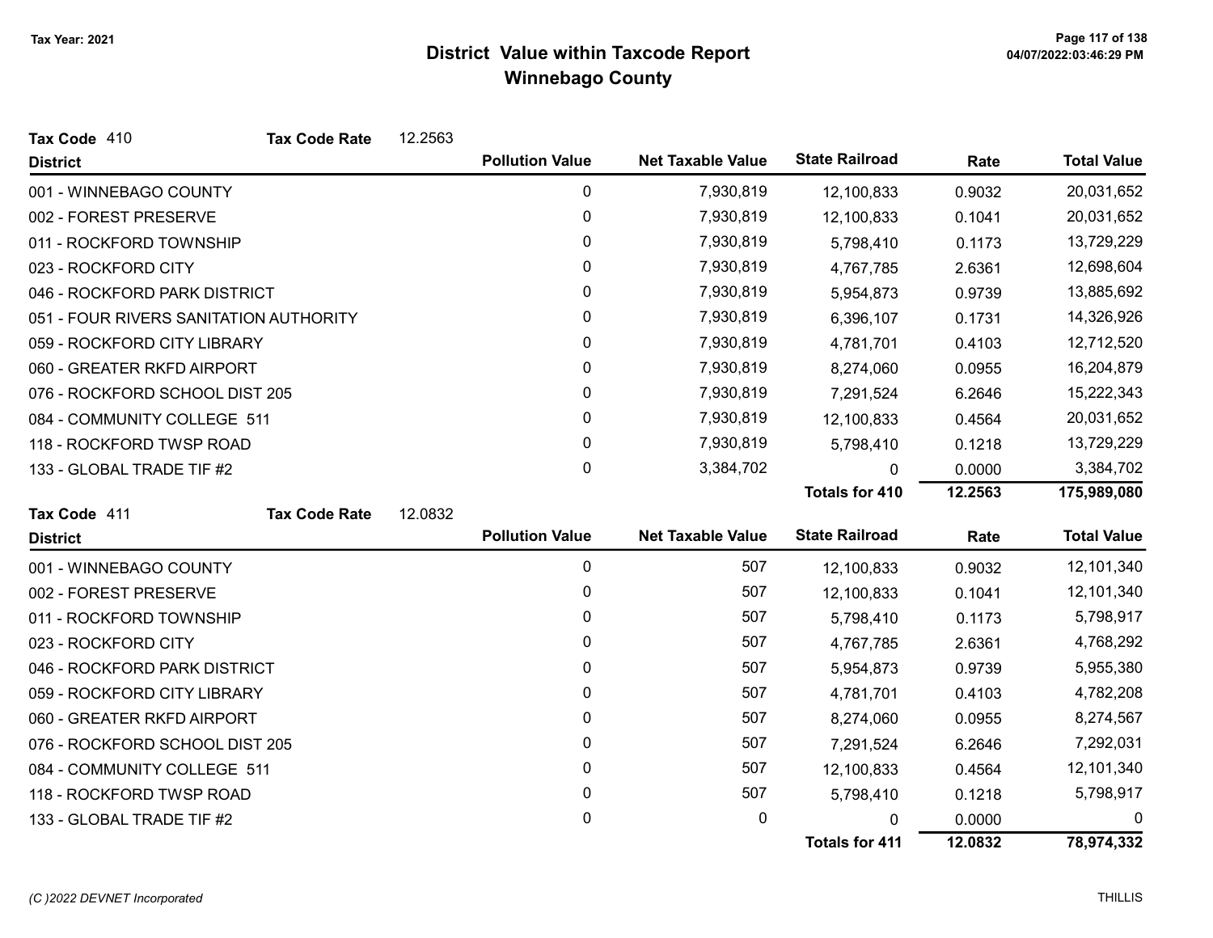# District Value within Taxcode Report
## Winnebago County

Tax Year: 2021

**Tax Code** 410 **Tax Code Rate** 12.2563

| District | Pollution Value | Net Taxable Value | State Railroad | Rate | Total Value |
|---|---|---|---|---|---|
| 001 - WINNEBAGO COUNTY | 0 | 7,930,819 | 12,100,833 | 0.9032 | 20,031,652 |
| 002 - FOREST PRESERVE | 0 | 7,930,819 | 12,100,833 | 0.1041 | 20,031,652 |
| 011 - ROCKFORD TOWNSHIP | 0 | 7,930,819 | 5,798,410 | 0.1173 | 13,729,229 |
| 023 - ROCKFORD CITY | 0 | 7,930,819 | 4,767,785 | 2.6361 | 12,698,604 |
| 046 - ROCKFORD PARK DISTRICT | 0 | 7,930,819 | 5,954,873 | 0.9739 | 13,885,692 |
| 051 - FOUR RIVERS SANITATION AUTHORITY | 0 | 7,930,819 | 6,396,107 | 0.1731 | 14,326,926 |
| 059 - ROCKFORD CITY LIBRARY | 0 | 7,930,819 | 4,781,701 | 0.4103 | 12,712,520 |
| 060 - GREATER RKFD AIRPORT | 0 | 7,930,819 | 8,274,060 | 0.0955 | 16,204,879 |
| 076 - ROCKFORD SCHOOL DIST 205 | 0 | 7,930,819 | 7,291,524 | 6.2646 | 15,222,343 |
| 084 - COMMUNITY COLLEGE 511 | 0 | 7,930,819 | 12,100,833 | 0.4564 | 20,031,652 |
| 118 - ROCKFORD TWSP ROAD | 0 | 7,930,819 | 5,798,410 | 0.1218 | 13,729,229 |
| 133 - GLOBAL TRADE TIF #2 | 0 | 3,384,702 | 0 | 0.0000 | 3,384,702 |
| | | | **Totals for 410** | **12.2563** | **175,989,080** |

**Tax Code** 411 **Tax Code Rate** 12.0832

| District | Pollution Value | Net Taxable Value | State Railroad | Rate | Total Value |
|---|---|---|---|---|---|
| 001 - WINNEBAGO COUNTY | 0 | 507 | 12,100,833 | 0.9032 | 12,101,340 |
| 002 - FOREST PRESERVE | 0 | 507 | 12,100,833 | 0.1041 | 12,101,340 |
| 011 - ROCKFORD TOWNSHIP | 0 | 507 | 5,798,410 | 0.1173 | 5,798,917 |
| 023 - ROCKFORD CITY | 0 | 507 | 4,767,785 | 2.6361 | 4,768,292 |
| 046 - ROCKFORD PARK DISTRICT | 0 | 507 | 5,954,873 | 0.9739 | 5,955,380 |
| 059 - ROCKFORD CITY LIBRARY | 0 | 507 | 4,781,701 | 0.4103 | 4,782,208 |
| 060 - GREATER RKFD AIRPORT | 0 | 507 | 8,274,060 | 0.0955 | 8,274,567 |
| 076 - ROCKFORD SCHOOL DIST 205 | 0 | 507 | 7,291,524 | 6.2646 | 7,292,031 |
| 084 - COMMUNITY COLLEGE 511 | 0 | 507 | 12,100,833 | 0.4564 | 12,101,340 |
| 118 - ROCKFORD TWSP ROAD | 0 | 507 | 5,798,410 | 0.1218 | 5,798,917 |
| 133 - GLOBAL TRADE TIF #2 | 0 | 0 | 0 | 0.0000 | 0 |
| | | | **Totals for 411** | **12.0832** | **78,974,332** |

*(C )2022 DEVNET Incorporated*

THILLIS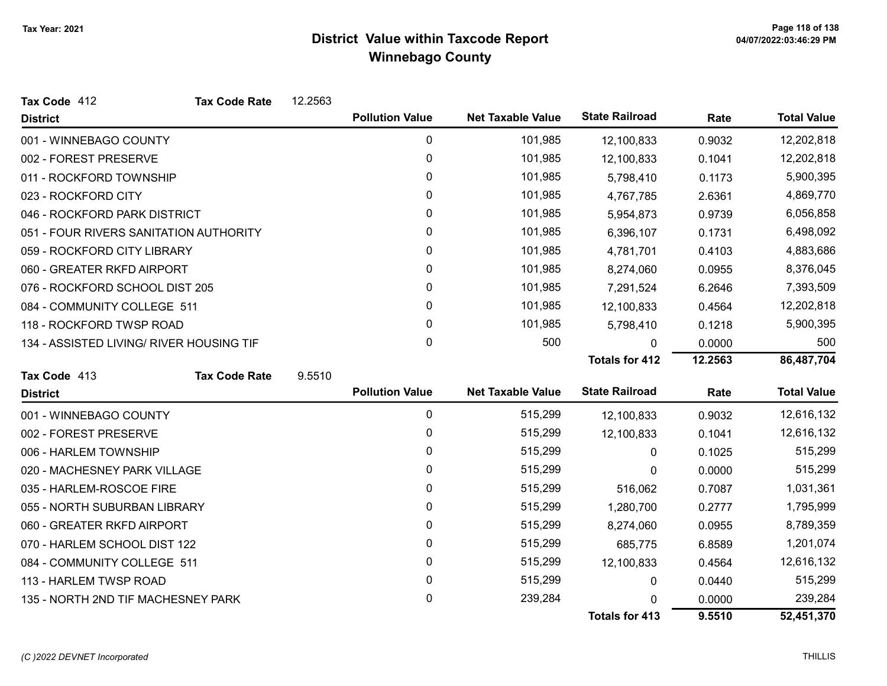Tax Year: 2021

# District Value within Taxcode Report
## Winnebago County

**Tax Code** 412 **Tax Code Rate** 12.2563

| District | Pollution Value | Net Taxable Value | State Railroad | Rate | Total Value |
|---|---|---|---|---|---|
| 001 - WINNEBAGO COUNTY | 0 | 101,985 | 12,100,833 | 0.9032 | 12,202,818 |
| 002 - FOREST PRESERVE | 0 | 101,985 | 12,100,833 | 0.1041 | 12,202,818 |
| 011 - ROCKFORD TOWNSHIP | 0 | 101,985 | 5,798,410 | 0.1173 | 5,900,395 |
| 023 - ROCKFORD CITY | 0 | 101,985 | 4,767,785 | 2.6361 | 4,869,770 |
| 046 - ROCKFORD PARK DISTRICT | 0 | 101,985 | 5,954,873 | 0.9739 | 6,056,858 |
| 051 - FOUR RIVERS SANITATION AUTHORITY | 0 | 101,985 | 6,396,107 | 0.1731 | 6,498,092 |
| 059 - ROCKFORD CITY LIBRARY | 0 | 101,985 | 4,781,701 | 0.4103 | 4,883,686 |
| 060 - GREATER RKFD AIRPORT | 0 | 101,985 | 8,274,060 | 0.0955 | 8,376,045 |
| 076 - ROCKFORD SCHOOL DIST 205 | 0 | 101,985 | 7,291,524 | 6.2646 | 7,393,509 |
| 084 - COMMUNITY COLLEGE 511 | 0 | 101,985 | 12,100,833 | 0.4564 | 12,202,818 |
| 118 - ROCKFORD TWSP ROAD | 0 | 101,985 | 5,798,410 | 0.1218 | 5,900,395 |
| 134 - ASSISTED LIVING/ RIVER HOUSING TIF | 0 | 500 | 0 | 0.0000 | 500 |
| | | | **Totals for 412** | **12.2563** | **86,487,704** |

**Tax Code** 413 **Tax Code Rate** 9.5510

| District | Pollution Value | Net Taxable Value | State Railroad | Rate | Total Value |
|---|---|---|---|---|---|
| 001 - WINNEBAGO COUNTY | 0 | 515,299 | 12,100,833 | 0.9032 | 12,616,132 |
| 002 - FOREST PRESERVE | 0 | 515,299 | 12,100,833 | 0.1041 | 12,616,132 |
| 006 - HARLEM TOWNSHIP | 0 | 515,299 | 0 | 0.1025 | 515,299 |
| 020 - MACHESNEY PARK VILLAGE | 0 | 515,299 | 0 | 0.0000 | 515,299 |
| 035 - HARLEM-ROSCOE FIRE | 0 | 515,299 | 516,062 | 0.7087 | 1,031,361 |
| 055 - NORTH SUBURBAN LIBRARY | 0 | 515,299 | 1,280,700 | 0.2777 | 1,795,999 |
| 060 - GREATER RKFD AIRPORT | 0 | 515,299 | 8,274,060 | 0.0955 | 8,789,359 |
| 070 - HARLEM SCHOOL DIST 122 | 0 | 515,299 | 685,775 | 6.8589 | 1,201,074 |
| 084 - COMMUNITY COLLEGE 511 | 0 | 515,299 | 12,100,833 | 0.4564 | 12,616,132 |
| 113 - HARLEM TWSP ROAD | 0 | 515,299 | 0 | 0.0440 | 515,299 |
| 135 - NORTH 2ND TIF MACHESNEY PARK | 0 | 239,284 | 0 | 0.0000 | 239,284 |
| | | | **Totals for 413** | **9.5510** | **52,451,370** |

(C )2022 DEVNET Incorporated THILLIS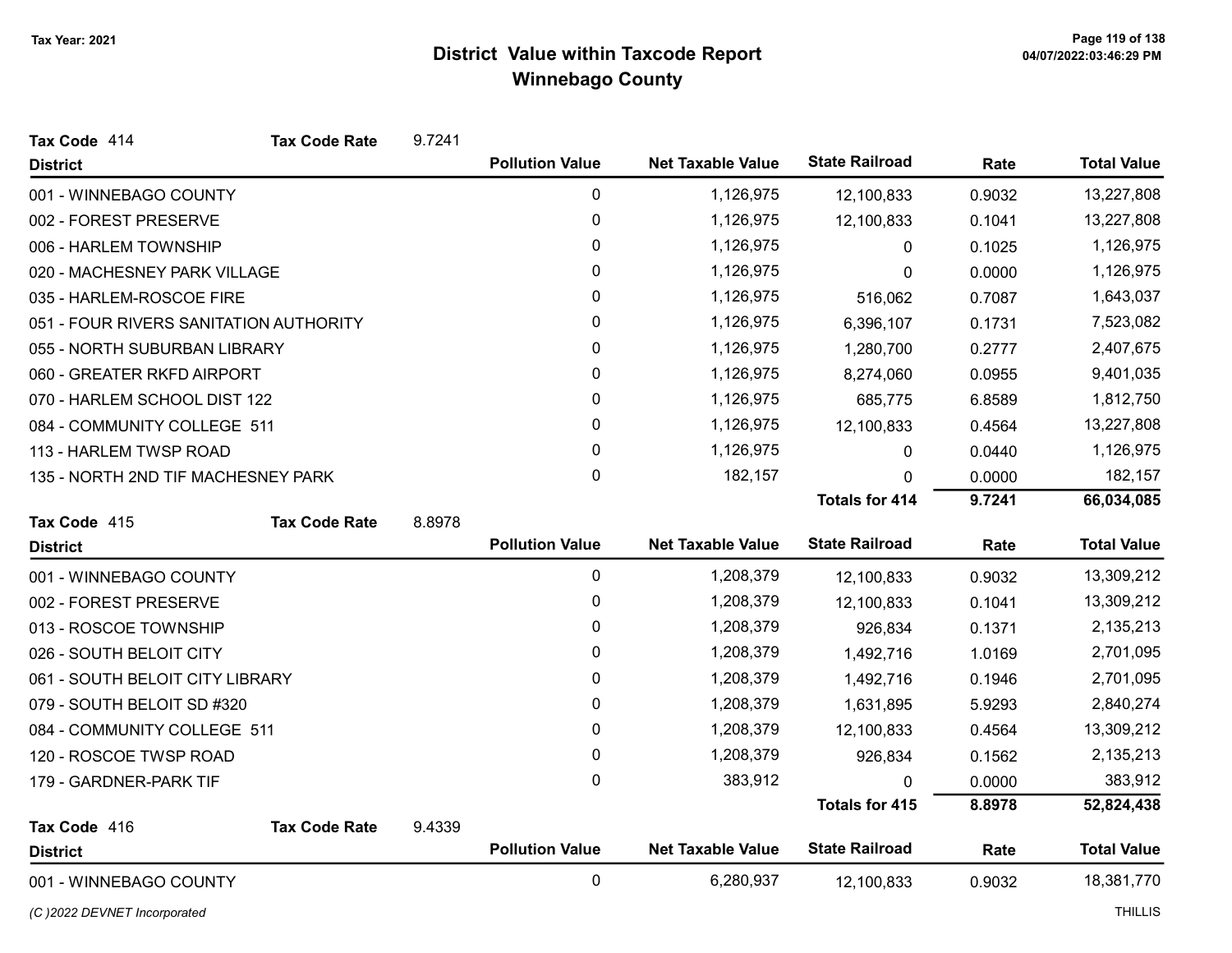# District Value within Taxcode Report
## Winnebago County

Tax Year: 2021

**Tax Code** 414 **Tax Code Rate** 9.7241

| District | Pollution Value | Net Taxable Value | State Railroad | Rate | Total Value |
|---|---|---|---|---|---|
| 001 - WINNEBAGO COUNTY | 0 | 1,126,975 | 12,100,833 | 0.9032 | 13,227,808 |
| 002 - FOREST PRESERVE | 0 | 1,126,975 | 12,100,833 | 0.1041 | 13,227,808 |
| 006 - HARLEM TOWNSHIP | 0 | 1,126,975 | 0 | 0.1025 | 1,126,975 |
| 020 - MACHESNEY PARK VILLAGE | 0 | 1,126,975 | 0 | 0.0000 | 1,126,975 |
| 035 - HARLEM-ROSCOE FIRE | 0 | 1,126,975 | 516,062 | 0.7087 | 1,643,037 |
| 051 - FOUR RIVERS SANITATION AUTHORITY | 0 | 1,126,975 | 6,396,107 | 0.1731 | 7,523,082 |
| 055 - NORTH SUBURBAN LIBRARY | 0 | 1,126,975 | 1,280,700 | 0.2777 | 2,407,675 |
| 060 - GREATER RKFD AIRPORT | 0 | 1,126,975 | 8,274,060 | 0.0955 | 9,401,035 |
| 070 - HARLEM SCHOOL DIST 122 | 0 | 1,126,975 | 685,775 | 6.8589 | 1,812,750 |
| 084 - COMMUNITY COLLEGE 511 | 0 | 1,126,975 | 12,100,833 | 0.4564 | 13,227,808 |
| 113 - HARLEM TWSP ROAD | 0 | 1,126,975 | 0 | 0.0440 | 1,126,975 |
| 135 - NORTH 2ND TIF MACHESNEY PARK | 0 | 182,157 | 0 | 0.0000 | 182,157 |
| | | | **Totals for 414** | **9.7241** | **66,034,085** |

**Tax Code** 415 **Tax Code Rate** 8.8978

| District | Pollution Value | Net Taxable Value | State Railroad | Rate | Total Value |
|---|---|---|---|---|---|
| 001 - WINNEBAGO COUNTY | 0 | 1,208,379 | 12,100,833 | 0.9032 | 13,309,212 |
| 002 - FOREST PRESERVE | 0 | 1,208,379 | 12,100,833 | 0.1041 | 13,309,212 |
| 013 - ROSCOE TOWNSHIP | 0 | 1,208,379 | 926,834 | 0.1371 | 2,135,213 |
| 026 - SOUTH BELOIT CITY | 0 | 1,208,379 | 1,492,716 | 1.0169 | 2,701,095 |
| 061 - SOUTH BELOIT CITY LIBRARY | 0 | 1,208,379 | 1,492,716 | 0.1946 | 2,701,095 |
| 079 - SOUTH BELOIT SD #320 | 0 | 1,208,379 | 1,631,895 | 5.9293 | 2,840,274 |
| 084 - COMMUNITY COLLEGE 511 | 0 | 1,208,379 | 12,100,833 | 0.4564 | 13,309,212 |
| 120 - ROSCOE TWSP ROAD | 0 | 1,208,379 | 926,834 | 0.1562 | 2,135,213 |
| 179 - GARDNER-PARK TIF | 0 | 383,912 | 0 | 0.0000 | 383,912 |
| | | | **Totals for 415** | **8.8978** | **52,824,438** |

**Tax Code** 416 **Tax Code Rate** 9.4339

| District | Pollution Value | Net Taxable Value | State Railroad | Rate | Total Value |
|---|---|---|---|---|---|
| 001 - WINNEBAGO COUNTY | 0 | 6,280,937 | 12,100,833 | 0.9032 | 18,381,770 |

*(C )2022 DEVNET Incorporated*

THILLIS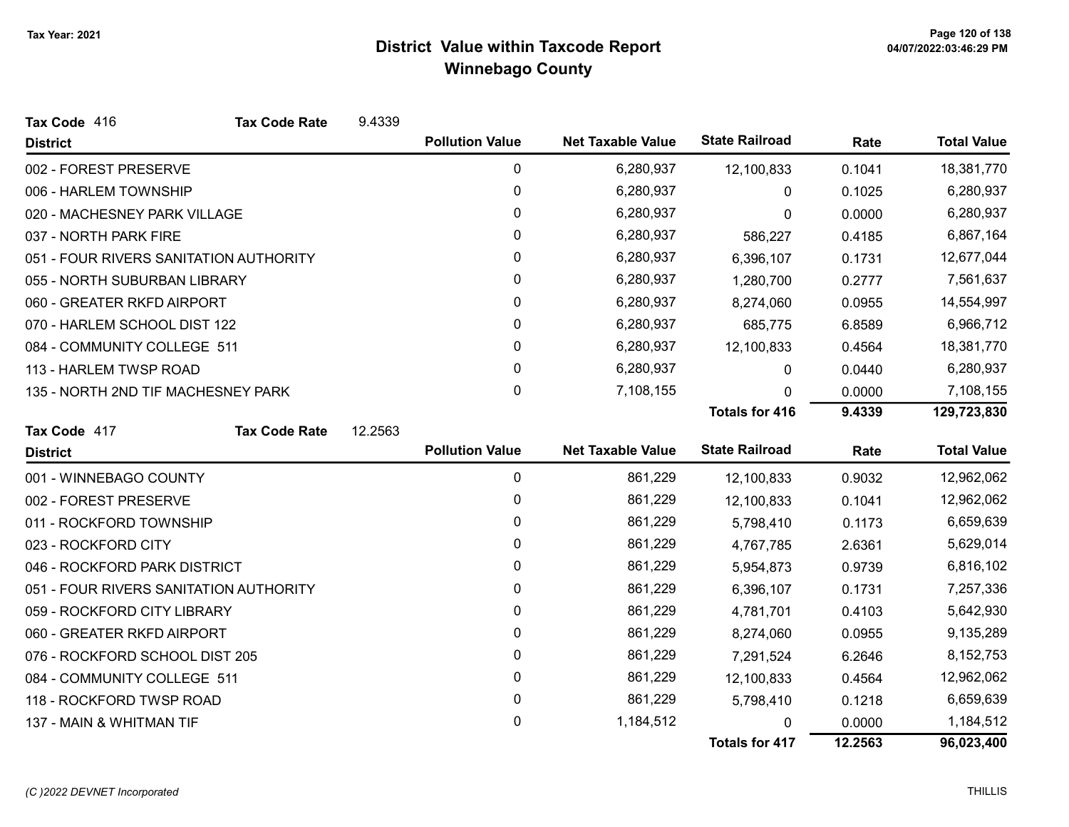Tax Year: 2021

# District Value within Taxcode Report

## Winnebago County

**Tax Code** 416 **Tax Code Rate** 9.4339

| District | Pollution Value | Net Taxable Value | State Railroad | Rate | Total Value |
|---|---|---|---|---|---|
| 002 - FOREST PRESERVE | 0 | 6,280,937 | 12,100,833 | 0.1041 | 18,381,770 |
| 006 - HARLEM TOWNSHIP | 0 | 6,280,937 | 0 | 0.1025 | 6,280,937 |
| 020 - MACHESNEY PARK VILLAGE | 0 | 6,280,937 | 0 | 0.0000 | 6,280,937 |
| 037 - NORTH PARK FIRE | 0 | 6,280,937 | 586,227 | 0.4185 | 6,867,164 |
| 051 - FOUR RIVERS SANITATION AUTHORITY | 0 | 6,280,937 | 6,396,107 | 0.1731 | 12,677,044 |
| 055 - NORTH SUBURBAN LIBRARY | 0 | 6,280,937 | 1,280,700 | 0.2777 | 7,561,637 |
| 060 - GREATER RKFD AIRPORT | 0 | 6,280,937 | 8,274,060 | 0.0955 | 14,554,997 |
| 070 - HARLEM SCHOOL DIST 122 | 0 | 6,280,937 | 685,775 | 6.8589 | 6,966,712 |
| 084 - COMMUNITY COLLEGE 511 | 0 | 6,280,937 | 12,100,833 | 0.4564 | 18,381,770 |
| 113 - HARLEM TWSP ROAD | 0 | 6,280,937 | 0 | 0.0440 | 6,280,937 |
| 135 - NORTH 2ND TIF MACHESNEY PARK | 0 | 7,108,155 | 0 | 0.0000 | 7,108,155 |
| | | | **Totals for 416** | **9.4339** | **129,723,830** |

**Tax Code** 417 **Tax Code Rate** 12.2563

| District | Pollution Value | Net Taxable Value | State Railroad | Rate | Total Value |
|---|---|---|---|---|---|
| 001 - WINNEBAGO COUNTY | 0 | 861,229 | 12,100,833 | 0.9032 | 12,962,062 |
| 002 - FOREST PRESERVE | 0 | 861,229 | 12,100,833 | 0.1041 | 12,962,062 |
| 011 - ROCKFORD TOWNSHIP | 0 | 861,229 | 5,798,410 | 0.1173 | 6,659,639 |
| 023 - ROCKFORD CITY | 0 | 861,229 | 4,767,785 | 2.6361 | 5,629,014 |
| 046 - ROCKFORD PARK DISTRICT | 0 | 861,229 | 5,954,873 | 0.9739 | 6,816,102 |
| 051 - FOUR RIVERS SANITATION AUTHORITY | 0 | 861,229 | 6,396,107 | 0.1731 | 7,257,336 |
| 059 - ROCKFORD CITY LIBRARY | 0 | 861,229 | 4,781,701 | 0.4103 | 5,642,930 |
| 060 - GREATER RKFD AIRPORT | 0 | 861,229 | 8,274,060 | 0.0955 | 9,135,289 |
| 076 - ROCKFORD SCHOOL DIST 205 | 0 | 861,229 | 7,291,524 | 6.2646 | 8,152,753 |
| 084 - COMMUNITY COLLEGE 511 | 0 | 861,229 | 12,100,833 | 0.4564 | 12,962,062 |
| 118 - ROCKFORD TWSP ROAD | 0 | 861,229 | 5,798,410 | 0.1218 | 6,659,639 |
| 137 - MAIN & WHITMAN TIF | 0 | 1,184,512 | 0 | 0.0000 | 1,184,512 |
| | | | **Totals for 417** | **12.2563** | **96,023,400** |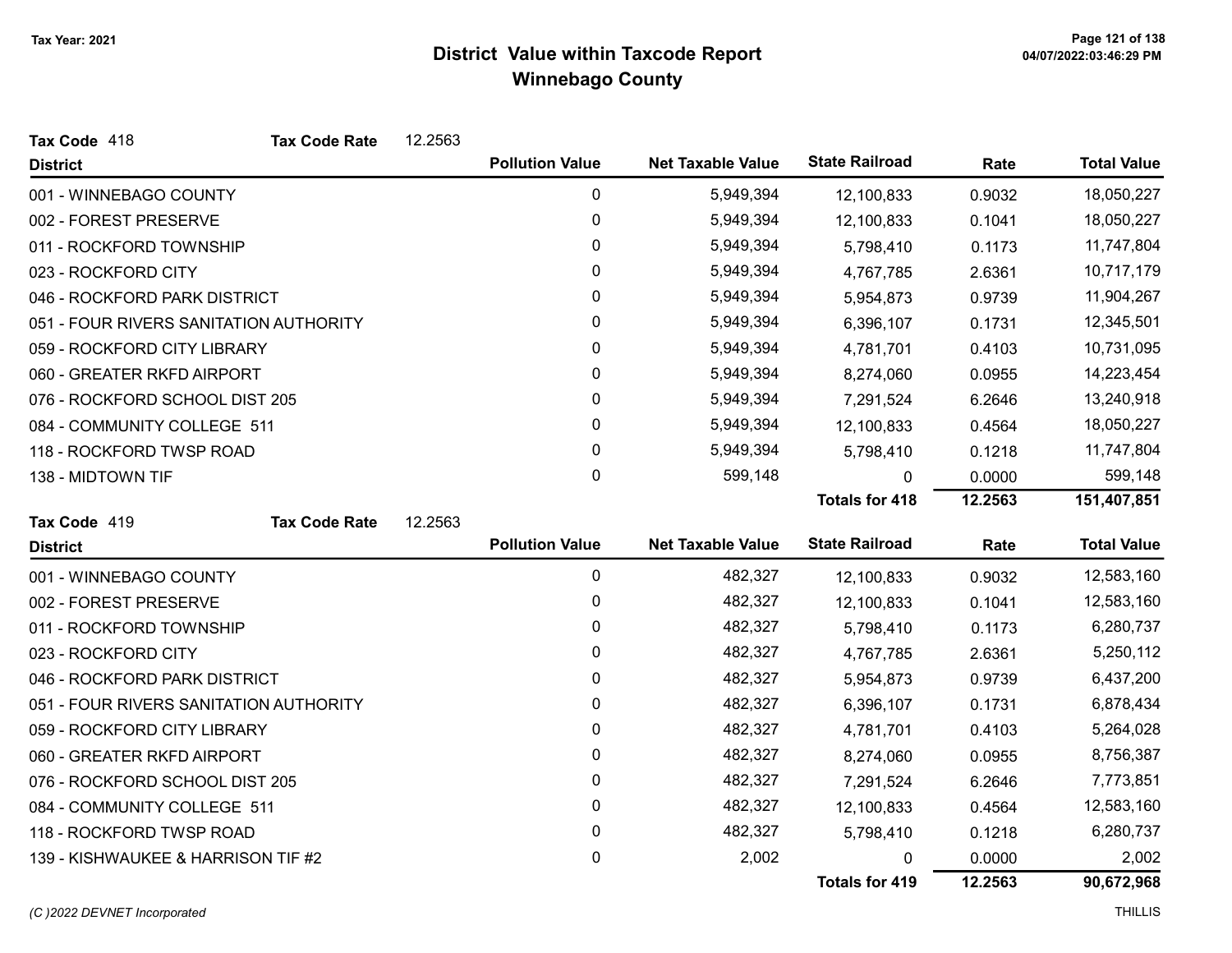# District Value within Taxcode Report
## Winnebago County

Tax Year: 2021

**Tax Code** 418 **Tax Code Rate** 12.2563

| District | Pollution Value | Net Taxable Value | State Railroad | Rate | Total Value |
|---|---|---|---|---|---|
| 001 - WINNEBAGO COUNTY | 0 | 5,949,394 | 12,100,833 | 0.9032 | 18,050,227 |
| 002 - FOREST PRESERVE | 0 | 5,949,394 | 12,100,833 | 0.1041 | 18,050,227 |
| 011 - ROCKFORD TOWNSHIP | 0 | 5,949,394 | 5,798,410 | 0.1173 | 11,747,804 |
| 023 - ROCKFORD CITY | 0 | 5,949,394 | 4,767,785 | 2.6361 | 10,717,179 |
| 046 - ROCKFORD PARK DISTRICT | 0 | 5,949,394 | 5,954,873 | 0.9739 | 11,904,267 |
| 051 - FOUR RIVERS SANITATION AUTHORITY | 0 | 5,949,394 | 6,396,107 | 0.1731 | 12,345,501 |
| 059 - ROCKFORD CITY LIBRARY | 0 | 5,949,394 | 4,781,701 | 0.4103 | 10,731,095 |
| 060 - GREATER RKFD AIRPORT | 0 | 5,949,394 | 8,274,060 | 0.0955 | 14,223,454 |
| 076 - ROCKFORD SCHOOL DIST 205 | 0 | 5,949,394 | 7,291,524 | 6.2646 | 13,240,918 |
| 084 - COMMUNITY COLLEGE 511 | 0 | 5,949,394 | 12,100,833 | 0.4564 | 18,050,227 |
| 118 - ROCKFORD TWSP ROAD | 0 | 5,949,394 | 5,798,410 | 0.1218 | 11,747,804 |
| 138 - MIDTOWN TIF | 0 | 599,148 | 0 | 0.0000 | 599,148 |
| | | | **Totals for 418** | **12.2563** | **151,407,851** |

**Tax Code** 419 **Tax Code Rate** 12.2563

| District | Pollution Value | Net Taxable Value | State Railroad | Rate | Total Value |
|---|---|---|---|---|---|
| 001 - WINNEBAGO COUNTY | 0 | 482,327 | 12,100,833 | 0.9032 | 12,583,160 |
| 002 - FOREST PRESERVE | 0 | 482,327 | 12,100,833 | 0.1041 | 12,583,160 |
| 011 - ROCKFORD TOWNSHIP | 0 | 482,327 | 5,798,410 | 0.1173 | 6,280,737 |
| 023 - ROCKFORD CITY | 0 | 482,327 | 4,767,785 | 2.6361 | 5,250,112 |
| 046 - ROCKFORD PARK DISTRICT | 0 | 482,327 | 5,954,873 | 0.9739 | 6,437,200 |
| 051 - FOUR RIVERS SANITATION AUTHORITY | 0 | 482,327 | 6,396,107 | 0.1731 | 6,878,434 |
| 059 - ROCKFORD CITY LIBRARY | 0 | 482,327 | 4,781,701 | 0.4103 | 5,264,028 |
| 060 - GREATER RKFD AIRPORT | 0 | 482,327 | 8,274,060 | 0.0955 | 8,756,387 |
| 076 - ROCKFORD SCHOOL DIST 205 | 0 | 482,327 | 7,291,524 | 6.2646 | 7,773,851 |
| 084 - COMMUNITY COLLEGE 511 | 0 | 482,327 | 12,100,833 | 0.4564 | 12,583,160 |
| 118 - ROCKFORD TWSP ROAD | 0 | 482,327 | 5,798,410 | 0.1218 | 6,280,737 |
| 139 - KISHWAUKEE & HARRISON TIF #2 | 0 | 2,002 | 0 | 0.0000 | 2,002 |
| | | | **Totals for 419** | **12.2563** | **90,672,968** |

*(C )2022 DEVNET Incorporated* THILLIS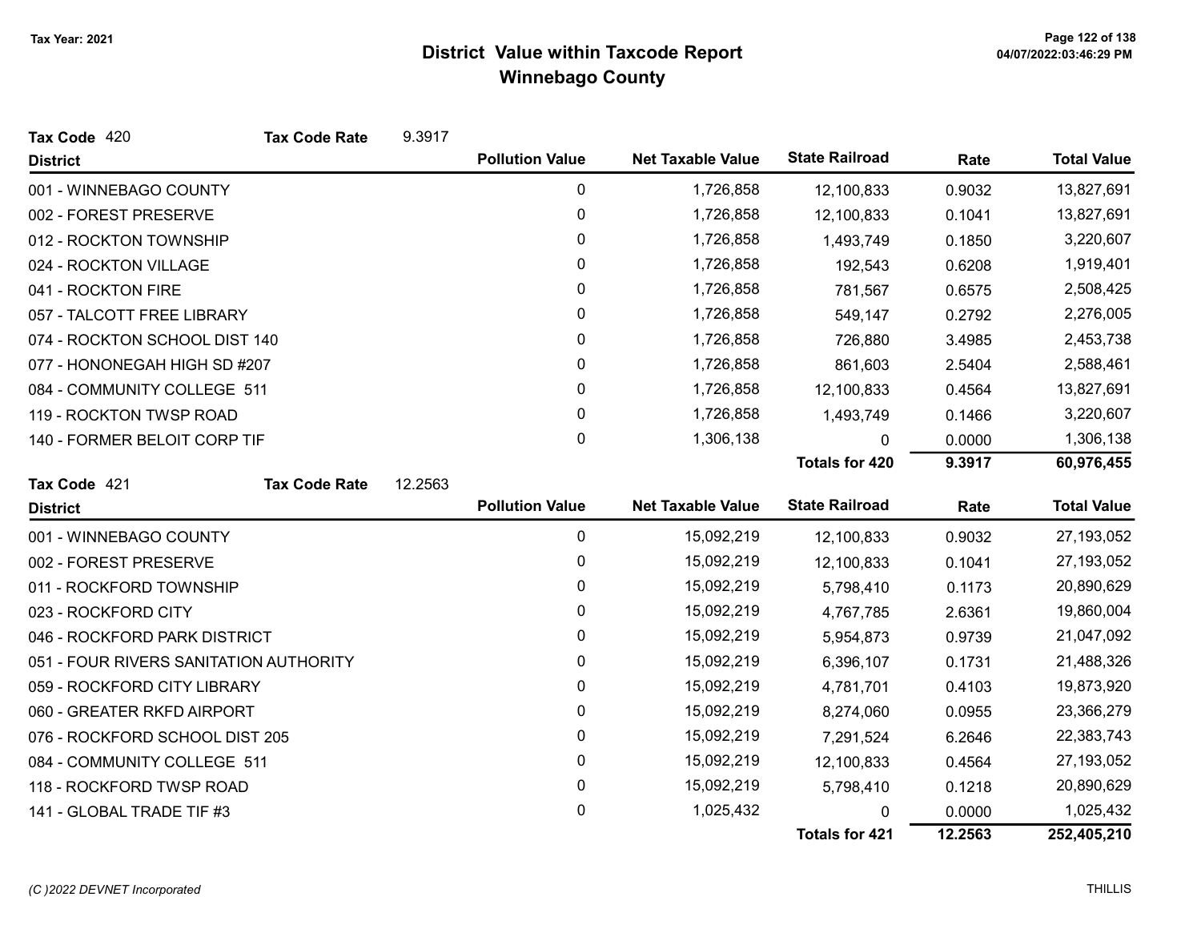# District Value within Taxcode Report
## Winnebago County

Tax Year: 2021

**Tax Code** 420 **Tax Code Rate** 9.3917

| District | Pollution Value | Net Taxable Value | State Railroad | Rate | Total Value |
|---|---|---|---|---|---|
| 001 - WINNEBAGO COUNTY | 0 | 1,726,858 | 12,100,833 | 0.9032 | 13,827,691 |
| 002 - FOREST PRESERVE | 0 | 1,726,858 | 12,100,833 | 0.1041 | 13,827,691 |
| 012 - ROCKTON TOWNSHIP | 0 | 1,726,858 | 1,493,749 | 0.1850 | 3,220,607 |
| 024 - ROCKTON VILLAGE | 0 | 1,726,858 | 192,543 | 0.6208 | 1,919,401 |
| 041 - ROCKTON FIRE | 0 | 1,726,858 | 781,567 | 0.6575 | 2,508,425 |
| 057 - TALCOTT FREE LIBRARY | 0 | 1,726,858 | 549,147 | 0.2792 | 2,276,005 |
| 074 - ROCKTON SCHOOL DIST 140 | 0 | 1,726,858 | 726,880 | 3.4985 | 2,453,738 |
| 077 - HONONEGAH HIGH SD #207 | 0 | 1,726,858 | 861,603 | 2.5404 | 2,588,461 |
| 084 - COMMUNITY COLLEGE 511 | 0 | 1,726,858 | 12,100,833 | 0.4564 | 13,827,691 |
| 119 - ROCKTON TWSP ROAD | 0 | 1,726,858 | 1,493,749 | 0.1466 | 3,220,607 |
| 140 - FORMER BELOIT CORP TIF | 0 | 1,306,138 | 0 | 0.0000 | 1,306,138 |
| | | | **Totals for 420** | **9.3917** | **60,976,455** |

**Tax Code** 421 **Tax Code Rate** 12.2563

| District | Pollution Value | Net Taxable Value | State Railroad | Rate | Total Value |
|---|---|---|---|---|---|
| 001 - WINNEBAGO COUNTY | 0 | 15,092,219 | 12,100,833 | 0.9032 | 27,193,052 |
| 002 - FOREST PRESERVE | 0 | 15,092,219 | 12,100,833 | 0.1041 | 27,193,052 |
| 011 - ROCKFORD TOWNSHIP | 0 | 15,092,219 | 5,798,410 | 0.1173 | 20,890,629 |
| 023 - ROCKFORD CITY | 0 | 15,092,219 | 4,767,785 | 2.6361 | 19,860,004 |
| 046 - ROCKFORD PARK DISTRICT | 0 | 15,092,219 | 5,954,873 | 0.9739 | 21,047,092 |
| 051 - FOUR RIVERS SANITATION AUTHORITY | 0 | 15,092,219 | 6,396,107 | 0.1731 | 21,488,326 |
| 059 - ROCKFORD CITY LIBRARY | 0 | 15,092,219 | 4,781,701 | 0.4103 | 19,873,920 |
| 060 - GREATER RKFD AIRPORT | 0 | 15,092,219 | 8,274,060 | 0.0955 | 23,366,279 |
| 076 - ROCKFORD SCHOOL DIST 205 | 0 | 15,092,219 | 7,291,524 | 6.2646 | 22,383,743 |
| 084 - COMMUNITY COLLEGE 511 | 0 | 15,092,219 | 12,100,833 | 0.4564 | 27,193,052 |
| 118 - ROCKFORD TWSP ROAD | 0 | 15,092,219 | 5,798,410 | 0.1218 | 20,890,629 |
| 141 - GLOBAL TRADE TIF #3 | 0 | 1,025,432 | 0 | 0.0000 | 1,025,432 |
| | | | **Totals for 421** | **12.2563** | **252,405,210** |

(C )2022 DEVNET Incorporated THILLIS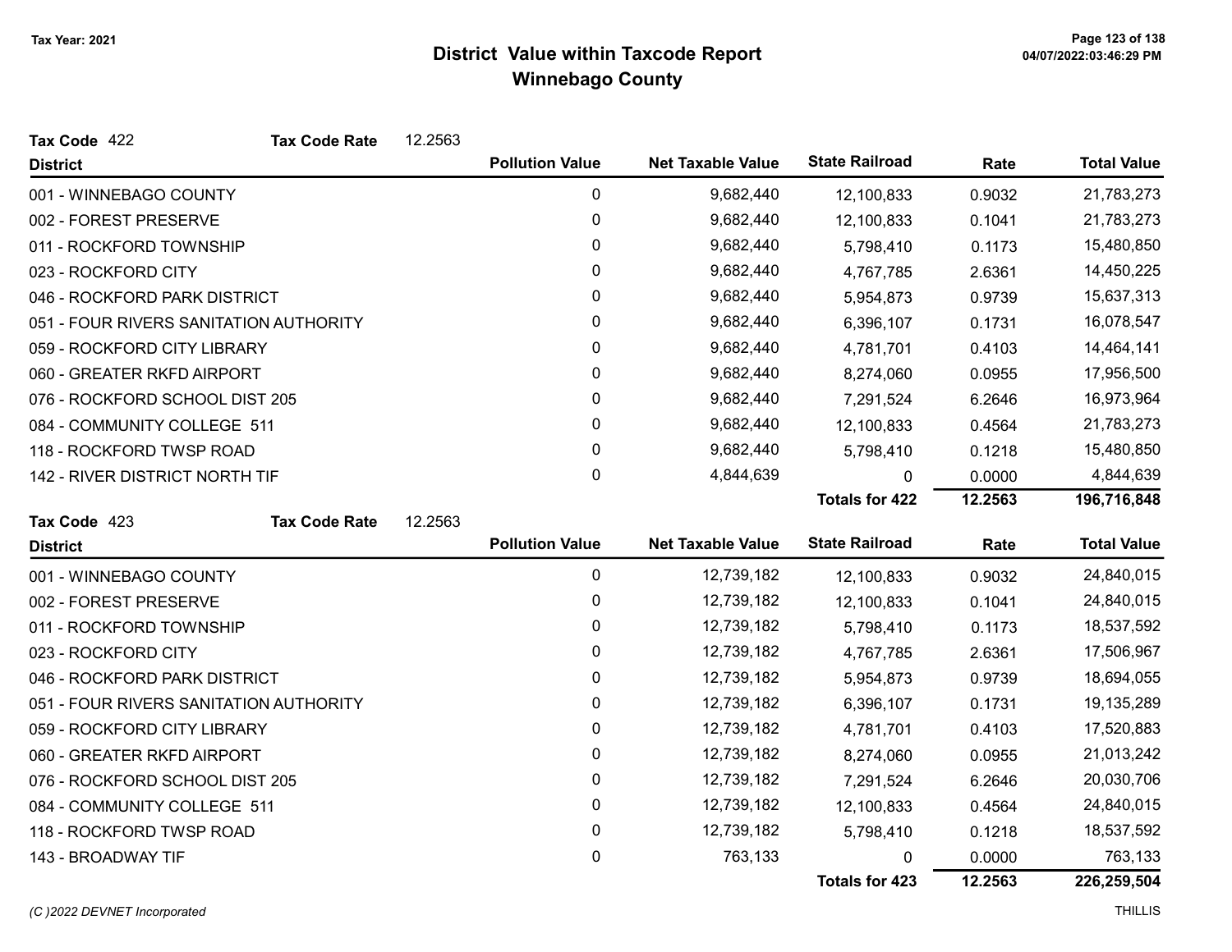# District Value within Taxcode Report
## Winnebago County

Tax Year: 2021

**Tax Code** 422 **Tax Code Rate** 12.2563

| District | Pollution Value | Net Taxable Value | State Railroad | Rate | Total Value |
|---|---|---|---|---|---|
| 001 - WINNEBAGO COUNTY | 0 | 9,682,440 | 12,100,833 | 0.9032 | 21,783,273 |
| 002 - FOREST PRESERVE | 0 | 9,682,440 | 12,100,833 | 0.1041 | 21,783,273 |
| 011 - ROCKFORD TOWNSHIP | 0 | 9,682,440 | 5,798,410 | 0.1173 | 15,480,850 |
| 023 - ROCKFORD CITY | 0 | 9,682,440 | 4,767,785 | 2.6361 | 14,450,225 |
| 046 - ROCKFORD PARK DISTRICT | 0 | 9,682,440 | 5,954,873 | 0.9739 | 15,637,313 |
| 051 - FOUR RIVERS SANITATION AUTHORITY | 0 | 9,682,440 | 6,396,107 | 0.1731 | 16,078,547 |
| 059 - ROCKFORD CITY LIBRARY | 0 | 9,682,440 | 4,781,701 | 0.4103 | 14,464,141 |
| 060 - GREATER RKFD AIRPORT | 0 | 9,682,440 | 8,274,060 | 0.0955 | 17,956,500 |
| 076 - ROCKFORD SCHOOL DIST 205 | 0 | 9,682,440 | 7,291,524 | 6.2646 | 16,973,964 |
| 084 - COMMUNITY COLLEGE 511 | 0 | 9,682,440 | 12,100,833 | 0.4564 | 21,783,273 |
| 118 - ROCKFORD TWSP ROAD | 0 | 9,682,440 | 5,798,410 | 0.1218 | 15,480,850 |
| 142 - RIVER DISTRICT NORTH TIF | 0 | 4,844,639 | 0 | 0.0000 | 4,844,639 |
| | | | **Totals for 422** | **12.2563** | **196,716,848** |

**Tax Code** 423 **Tax Code Rate** 12.2563

| District | Pollution Value | Net Taxable Value | State Railroad | Rate | Total Value |
|---|---|---|---|---|---|
| 001 - WINNEBAGO COUNTY | 0 | 12,739,182 | 12,100,833 | 0.9032 | 24,840,015 |
| 002 - FOREST PRESERVE | 0 | 12,739,182 | 12,100,833 | 0.1041 | 24,840,015 |
| 011 - ROCKFORD TOWNSHIP | 0 | 12,739,182 | 5,798,410 | 0.1173 | 18,537,592 |
| 023 - ROCKFORD CITY | 0 | 12,739,182 | 4,767,785 | 2.6361 | 17,506,967 |
| 046 - ROCKFORD PARK DISTRICT | 0 | 12,739,182 | 5,954,873 | 0.9739 | 18,694,055 |
| 051 - FOUR RIVERS SANITATION AUTHORITY | 0 | 12,739,182 | 6,396,107 | 0.1731 | 19,135,289 |
| 059 - ROCKFORD CITY LIBRARY | 0 | 12,739,182 | 4,781,701 | 0.4103 | 17,520,883 |
| 060 - GREATER RKFD AIRPORT | 0 | 12,739,182 | 8,274,060 | 0.0955 | 21,013,242 |
| 076 - ROCKFORD SCHOOL DIST 205 | 0 | 12,739,182 | 7,291,524 | 6.2646 | 20,030,706 |
| 084 - COMMUNITY COLLEGE 511 | 0 | 12,739,182 | 12,100,833 | 0.4564 | 24,840,015 |
| 118 - ROCKFORD TWSP ROAD | 0 | 12,739,182 | 5,798,410 | 0.1218 | 18,537,592 |
| 143 - BROADWAY TIF | 0 | 763,133 | 0 | 0.0000 | 763,133 |
| | | | **Totals for 423** | **12.2563** | **226,259,504** |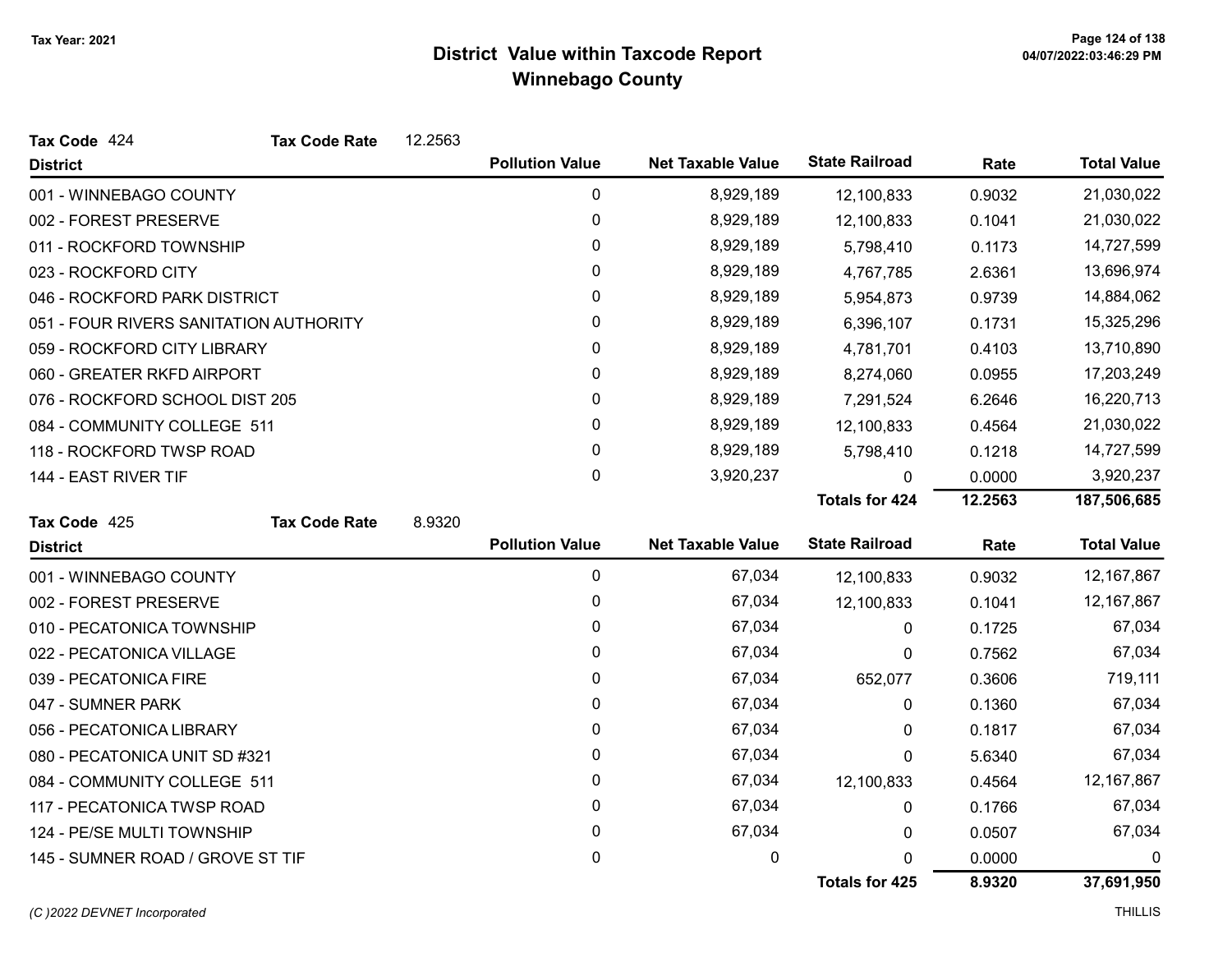# District Value within Taxcode Report
## Winnebago County

Tax Year: 2021

**Tax Code** 424 **Tax Code Rate** 12.2563

| District | Pollution Value | Net Taxable Value | State Railroad | Rate | Total Value |
|---|---|---|---|---|---|
| 001 - WINNEBAGO COUNTY | 0 | 8,929,189 | 12,100,833 | 0.9032 | 21,030,022 |
| 002 - FOREST PRESERVE | 0 | 8,929,189 | 12,100,833 | 0.1041 | 21,030,022 |
| 011 - ROCKFORD TOWNSHIP | 0 | 8,929,189 | 5,798,410 | 0.1173 | 14,727,599 |
| 023 - ROCKFORD CITY | 0 | 8,929,189 | 4,767,785 | 2.6361 | 13,696,974 |
| 046 - ROCKFORD PARK DISTRICT | 0 | 8,929,189 | 5,954,873 | 0.9739 | 14,884,062 |
| 051 - FOUR RIVERS SANITATION AUTHORITY | 0 | 8,929,189 | 6,396,107 | 0.1731 | 15,325,296 |
| 059 - ROCKFORD CITY LIBRARY | 0 | 8,929,189 | 4,781,701 | 0.4103 | 13,710,890 |
| 060 - GREATER RKFD AIRPORT | 0 | 8,929,189 | 8,274,060 | 0.0955 | 17,203,249 |
| 076 - ROCKFORD SCHOOL DIST 205 | 0 | 8,929,189 | 7,291,524 | 6.2646 | 16,220,713 |
| 084 - COMMUNITY COLLEGE 511 | 0 | 8,929,189 | 12,100,833 | 0.4564 | 21,030,022 |
| 118 - ROCKFORD TWSP ROAD | 0 | 8,929,189 | 5,798,410 | 0.1218 | 14,727,599 |
| 144 - EAST RIVER TIF | 0 | 3,920,237 | 0 | 0.0000 | 3,920,237 |
| | | | **Totals for 424** | **12.2563** | **187,506,685** |

**Tax Code** 425 **Tax Code Rate** 8.9320

| District | Pollution Value | Net Taxable Value | State Railroad | Rate | Total Value |
|---|---|---|---|---|---|
| 001 - WINNEBAGO COUNTY | 0 | 67,034 | 12,100,833 | 0.9032 | 12,167,867 |
| 002 - FOREST PRESERVE | 0 | 67,034 | 12,100,833 | 0.1041 | 12,167,867 |
| 010 - PECATONICA TOWNSHIP | 0 | 67,034 | 0 | 0.1725 | 67,034 |
| 022 - PECATONICA VILLAGE | 0 | 67,034 | 0 | 0.7562 | 67,034 |
| 039 - PECATONICA FIRE | 0 | 67,034 | 652,077 | 0.3606 | 719,111 |
| 047 - SUMNER PARK | 0 | 67,034 | 0 | 0.1360 | 67,034 |
| 056 - PECATONICA LIBRARY | 0 | 67,034 | 0 | 0.1817 | 67,034 |
| 080 - PECATONICA UNIT SD #321 | 0 | 67,034 | 0 | 5.6340 | 67,034 |
| 084 - COMMUNITY COLLEGE 511 | 0 | 67,034 | 12,100,833 | 0.4564 | 12,167,867 |
| 117 - PECATONICA TWSP ROAD | 0 | 67,034 | 0 | 0.1766 | 67,034 |
| 124 - PE/SE MULTI TOWNSHIP | 0 | 67,034 | 0 | 0.0507 | 67,034 |
| 145 - SUMNER ROAD / GROVE ST TIF | 0 | 0 | 0 | 0.0000 | 0 |
| | | | **Totals for 425** | **8.9320** | **37,691,950** |

(C )2022 DEVNET Incorporated

THILLIS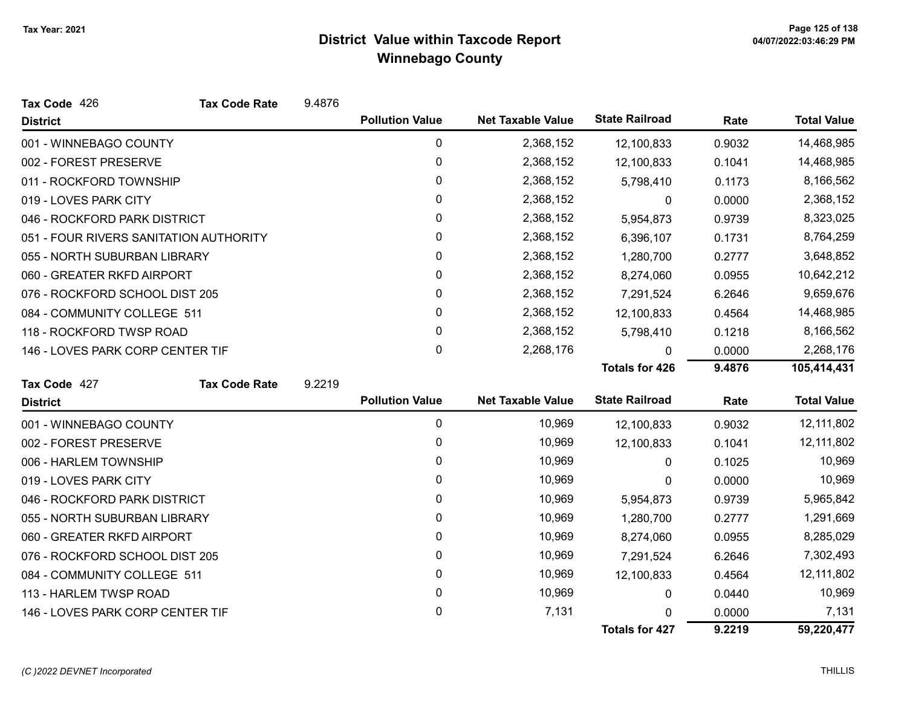# District Value within Taxcode Report
## Winnebago County

Tax Year: 2021

**Tax Code** 426 **Tax Code Rate** 9.4876

| District | Pollution Value | Net Taxable Value | State Railroad | Rate | Total Value |
|---|---|---|---|---|---|
| 001 - WINNEBAGO COUNTY | 0 | 2,368,152 | 12,100,833 | 0.9032 | 14,468,985 |
| 002 - FOREST PRESERVE | 0 | 2,368,152 | 12,100,833 | 0.1041 | 14,468,985 |
| 011 - ROCKFORD TOWNSHIP | 0 | 2,368,152 | 5,798,410 | 0.1173 | 8,166,562 |
| 019 - LOVES PARK CITY | 0 | 2,368,152 | 0 | 0.0000 | 2,368,152 |
| 046 - ROCKFORD PARK DISTRICT | 0 | 2,368,152 | 5,954,873 | 0.9739 | 8,323,025 |
| 051 - FOUR RIVERS SANITATION AUTHORITY | 0 | 2,368,152 | 6,396,107 | 0.1731 | 8,764,259 |
| 055 - NORTH SUBURBAN LIBRARY | 0 | 2,368,152 | 1,280,700 | 0.2777 | 3,648,852 |
| 060 - GREATER RKFD AIRPORT | 0 | 2,368,152 | 8,274,060 | 0.0955 | 10,642,212 |
| 076 - ROCKFORD SCHOOL DIST 205 | 0 | 2,368,152 | 7,291,524 | 6.2646 | 9,659,676 |
| 084 - COMMUNITY COLLEGE 511 | 0 | 2,368,152 | 12,100,833 | 0.4564 | 14,468,985 |
| 118 - ROCKFORD TWSP ROAD | 0 | 2,368,152 | 5,798,410 | 0.1218 | 8,166,562 |
| 146 - LOVES PARK CORP CENTER TIF | 0 | 2,268,176 | 0 | 0.0000 | 2,268,176 |
| | | | **Totals for 426** | **9.4876** | **105,414,431** |

**Tax Code** 427 **Tax Code Rate** 9.2219

| District | Pollution Value | Net Taxable Value | State Railroad | Rate | Total Value |
|---|---|---|---|---|---|
| 001 - WINNEBAGO COUNTY | 0 | 10,969 | 12,100,833 | 0.9032 | 12,111,802 |
| 002 - FOREST PRESERVE | 0 | 10,969 | 12,100,833 | 0.1041 | 12,111,802 |
| 006 - HARLEM TOWNSHIP | 0 | 10,969 | 0 | 0.1025 | 10,969 |
| 019 - LOVES PARK CITY | 0 | 10,969 | 0 | 0.0000 | 10,969 |
| 046 - ROCKFORD PARK DISTRICT | 0 | 10,969 | 5,954,873 | 0.9739 | 5,965,842 |
| 055 - NORTH SUBURBAN LIBRARY | 0 | 10,969 | 1,280,700 | 0.2777 | 1,291,669 |
| 060 - GREATER RKFD AIRPORT | 0 | 10,969 | 8,274,060 | 0.0955 | 8,285,029 |
| 076 - ROCKFORD SCHOOL DIST 205 | 0 | 10,969 | 7,291,524 | 6.2646 | 7,302,493 |
| 084 - COMMUNITY COLLEGE 511 | 0 | 10,969 | 12,100,833 | 0.4564 | 12,111,802 |
| 113 - HARLEM TWSP ROAD | 0 | 10,969 | 0 | 0.0440 | 10,969 |
| 146 - LOVES PARK CORP CENTER TIF | 0 | 7,131 | 0 | 0.0000 | 7,131 |
| | | | **Totals for 427** | **9.2219** | **59,220,477** |

*(C )2022 DEVNET Incorporated* THILLIS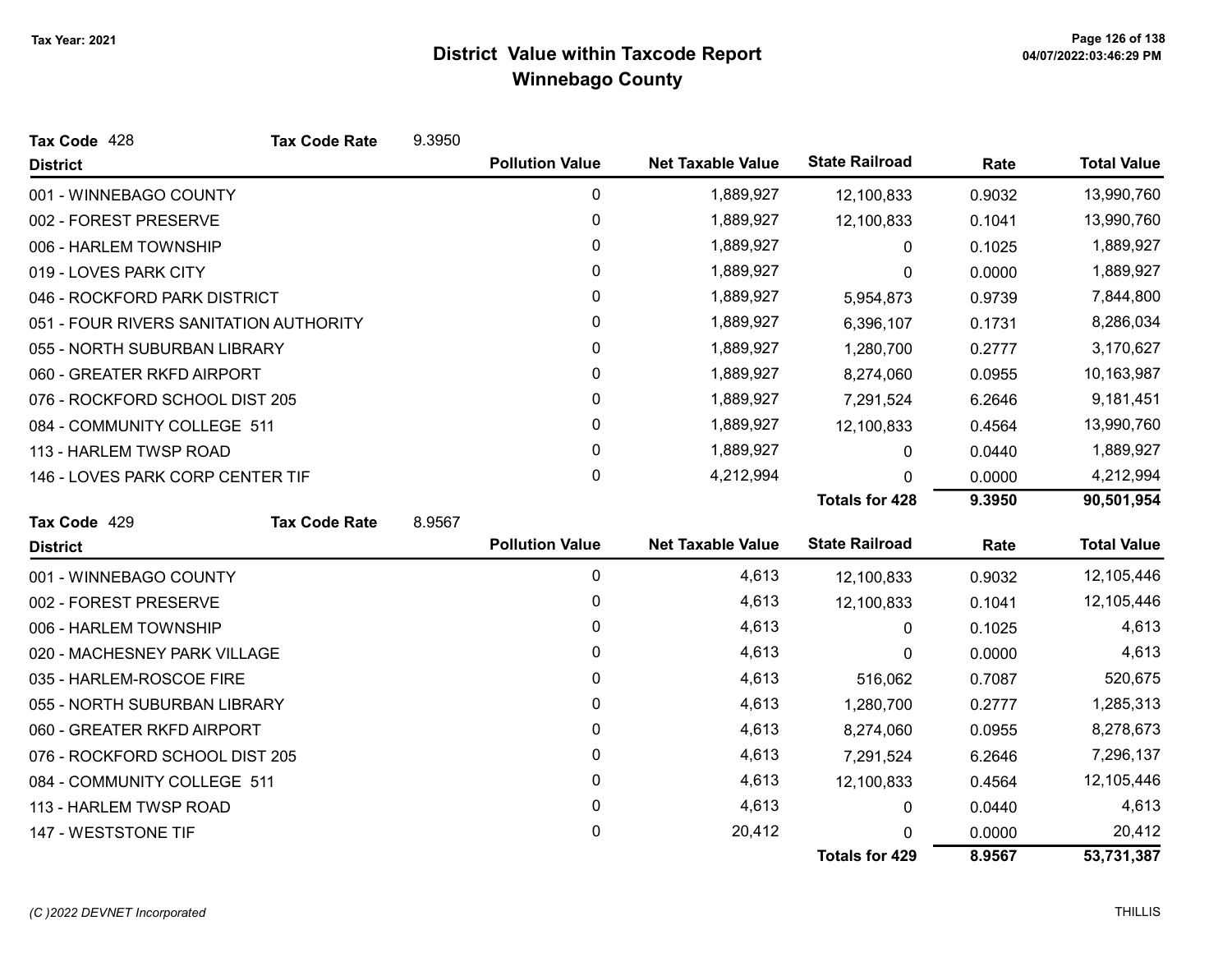# District Value within Taxcode Report
## Winnebago County

Tax Year: 2021

**Tax Code** 428 **Tax Code Rate** 9.3950

| District | Pollution Value | Net Taxable Value | State Railroad | Rate | Total Value |
|---|---|---|---|---|---|
| 001 - WINNEBAGO COUNTY | 0 | 1,889,927 | 12,100,833 | 0.9032 | 13,990,760 |
| 002 - FOREST PRESERVE | 0 | 1,889,927 | 12,100,833 | 0.1041 | 13,990,760 |
| 006 - HARLEM TOWNSHIP | 0 | 1,889,927 | 0 | 0.1025 | 1,889,927 |
| 019 - LOVES PARK CITY | 0 | 1,889,927 | 0 | 0.0000 | 1,889,927 |
| 046 - ROCKFORD PARK DISTRICT | 0 | 1,889,927 | 5,954,873 | 0.9739 | 7,844,800 |
| 051 - FOUR RIVERS SANITATION AUTHORITY | 0 | 1,889,927 | 6,396,107 | 0.1731 | 8,286,034 |
| 055 - NORTH SUBURBAN LIBRARY | 0 | 1,889,927 | 1,280,700 | 0.2777 | 3,170,627 |
| 060 - GREATER RKFD AIRPORT | 0 | 1,889,927 | 8,274,060 | 0.0955 | 10,163,987 |
| 076 - ROCKFORD SCHOOL DIST 205 | 0 | 1,889,927 | 7,291,524 | 6.2646 | 9,181,451 |
| 084 - COMMUNITY COLLEGE 511 | 0 | 1,889,927 | 12,100,833 | 0.4564 | 13,990,760 |
| 113 - HARLEM TWSP ROAD | 0 | 1,889,927 | 0 | 0.0440 | 1,889,927 |
| 146 - LOVES PARK CORP CENTER TIF | 0 | 4,212,994 | 0 | 0.0000 | 4,212,994 |
| | | | **Totals for 428** | **9.3950** | **90,501,954** |

**Tax Code** 429 **Tax Code Rate** 8.9567

| District | Pollution Value | Net Taxable Value | State Railroad | Rate | Total Value |
|---|---|---|---|---|---|
| 001 - WINNEBAGO COUNTY | 0 | 4,613 | 12,100,833 | 0.9032 | 12,105,446 |
| 002 - FOREST PRESERVE | 0 | 4,613 | 12,100,833 | 0.1041 | 12,105,446 |
| 006 - HARLEM TOWNSHIP | 0 | 4,613 | 0 | 0.1025 | 4,613 |
| 020 - MACHESNEY PARK VILLAGE | 0 | 4,613 | 0 | 0.0000 | 4,613 |
| 035 - HARLEM-ROSCOE FIRE | 0 | 4,613 | 516,062 | 0.7087 | 520,675 |
| 055 - NORTH SUBURBAN LIBRARY | 0 | 4,613 | 1,280,700 | 0.2777 | 1,285,313 |
| 060 - GREATER RKFD AIRPORT | 0 | 4,613 | 8,274,060 | 0.0955 | 8,278,673 |
| 076 - ROCKFORD SCHOOL DIST 205 | 0 | 4,613 | 7,291,524 | 6.2646 | 7,296,137 |
| 084 - COMMUNITY COLLEGE 511 | 0 | 4,613 | 12,100,833 | 0.4564 | 12,105,446 |
| 113 - HARLEM TWSP ROAD | 0 | 4,613 | 0 | 0.0440 | 4,613 |
| 147 - WESTSTONE TIF | 0 | 20,412 | 0 | 0.0000 | 20,412 |
| | | | **Totals for 429** | **8.9567** | **53,731,387** |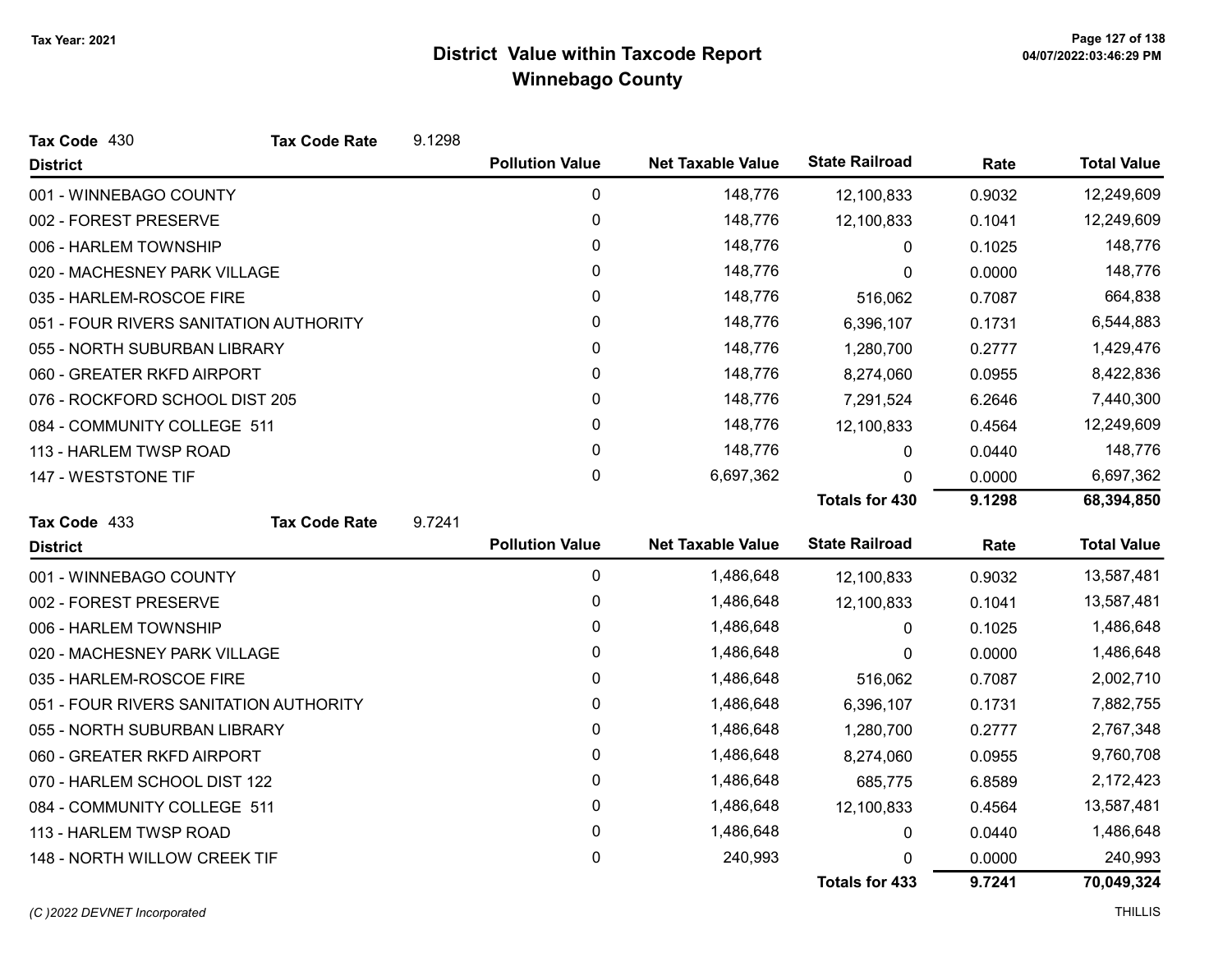# District Value within Taxcode Report

## Winnebago County

Tax Year: 2021

**Tax Code** 430 **Tax Code Rate** 9.1298

| District | Pollution Value | Net Taxable Value | State Railroad | Rate | Total Value |
|---|---|---|---|---|---|
| 001 - WINNEBAGO COUNTY | 0 | 148,776 | 12,100,833 | 0.9032 | 12,249,609 |
| 002 - FOREST PRESERVE | 0 | 148,776 | 12,100,833 | 0.1041 | 12,249,609 |
| 006 - HARLEM TOWNSHIP | 0 | 148,776 | 0 | 0.1025 | 148,776 |
| 020 - MACHESNEY PARK VILLAGE | 0 | 148,776 | 0 | 0.0000 | 148,776 |
| 035 - HARLEM-ROSCOE FIRE | 0 | 148,776 | 516,062 | 0.7087 | 664,838 |
| 051 - FOUR RIVERS SANITATION AUTHORITY | 0 | 148,776 | 6,396,107 | 0.1731 | 6,544,883 |
| 055 - NORTH SUBURBAN LIBRARY | 0 | 148,776 | 1,280,700 | 0.2777 | 1,429,476 |
| 060 - GREATER RKFD AIRPORT | 0 | 148,776 | 8,274,060 | 0.0955 | 8,422,836 |
| 076 - ROCKFORD SCHOOL DIST 205 | 0 | 148,776 | 7,291,524 | 6.2646 | 7,440,300 |
| 084 - COMMUNITY COLLEGE 511 | 0 | 148,776 | 12,100,833 | 0.4564 | 12,249,609 |
| 113 - HARLEM TWSP ROAD | 0 | 148,776 | 0 | 0.0440 | 148,776 |
| 147 - WESTSTONE TIF | 0 | 6,697,362 | 0 | 0.0000 | 6,697,362 |
| | | | **Totals for 430** | **9.1298** | **68,394,850** |

**Tax Code** 433 **Tax Code Rate** 9.7241

| District | Pollution Value | Net Taxable Value | State Railroad | Rate | Total Value |
|---|---|---|---|---|---|
| 001 - WINNEBAGO COUNTY | 0 | 1,486,648 | 12,100,833 | 0.9032 | 13,587,481 |
| 002 - FOREST PRESERVE | 0 | 1,486,648 | 12,100,833 | 0.1041 | 13,587,481 |
| 006 - HARLEM TOWNSHIP | 0 | 1,486,648 | 0 | 0.1025 | 1,486,648 |
| 020 - MACHESNEY PARK VILLAGE | 0 | 1,486,648 | 0 | 0.0000 | 1,486,648 |
| 035 - HARLEM-ROSCOE FIRE | 0 | 1,486,648 | 516,062 | 0.7087 | 2,002,710 |
| 051 - FOUR RIVERS SANITATION AUTHORITY | 0 | 1,486,648 | 6,396,107 | 0.1731 | 7,882,755 |
| 055 - NORTH SUBURBAN LIBRARY | 0 | 1,486,648 | 1,280,700 | 0.2777 | 2,767,348 |
| 060 - GREATER RKFD AIRPORT | 0 | 1,486,648 | 8,274,060 | 0.0955 | 9,760,708 |
| 070 - HARLEM SCHOOL DIST 122 | 0 | 1,486,648 | 685,775 | 6.8589 | 2,172,423 |
| 084 - COMMUNITY COLLEGE 511 | 0 | 1,486,648 | 12,100,833 | 0.4564 | 13,587,481 |
| 113 - HARLEM TWSP ROAD | 0 | 1,486,648 | 0 | 0.0440 | 1,486,648 |
| 148 - NORTH WILLOW CREEK TIF | 0 | 240,993 | 0 | 0.0000 | 240,993 |
| | | | **Totals for 433** | **9.7241** | **70,049,324** |

*(C )2022 DEVNET Incorporated* THILLIS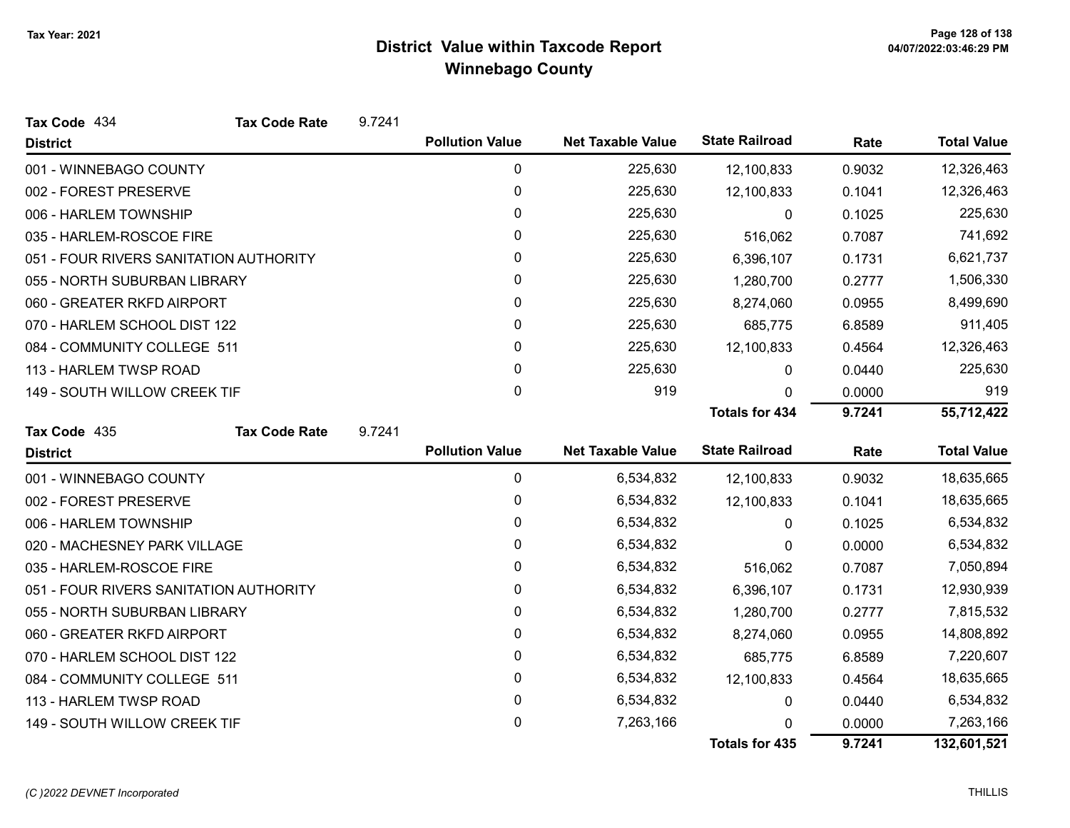# District Value within Taxcode Report
## Winnebago County

Tax Year: 2021

**Tax Code** 434 **Tax Code Rate** 9.7241

| District | Pollution Value | Net Taxable Value | State Railroad | Rate | Total Value |
|---|---|---|---|---|---|
| 001 - WINNEBAGO COUNTY | 0 | 225,630 | 12,100,833 | 0.9032 | 12,326,463 |
| 002 - FOREST PRESERVE | 0 | 225,630 | 12,100,833 | 0.1041 | 12,326,463 |
| 006 - HARLEM TOWNSHIP | 0 | 225,630 | 0 | 0.1025 | 225,630 |
| 035 - HARLEM-ROSCOE FIRE | 0 | 225,630 | 516,062 | 0.7087 | 741,692 |
| 051 - FOUR RIVERS SANITATION AUTHORITY | 0 | 225,630 | 6,396,107 | 0.1731 | 6,621,737 |
| 055 - NORTH SUBURBAN LIBRARY | 0 | 225,630 | 1,280,700 | 0.2777 | 1,506,330 |
| 060 - GREATER RKFD AIRPORT | 0 | 225,630 | 8,274,060 | 0.0955 | 8,499,690 |
| 070 - HARLEM SCHOOL DIST 122 | 0 | 225,630 | 685,775 | 6.8589 | 911,405 |
| 084 - COMMUNITY COLLEGE 511 | 0 | 225,630 | 12,100,833 | 0.4564 | 12,326,463 |
| 113 - HARLEM TWSP ROAD | 0 | 225,630 | 0 | 0.0440 | 225,630 |
| 149 - SOUTH WILLOW CREEK TIF | 0 | 919 | 0 | 0.0000 | 919 |
| | | | **Totals for 434** | **9.7241** | **55,712,422** |

**Tax Code** 435 **Tax Code Rate** 9.7241

| District | Pollution Value | Net Taxable Value | State Railroad | Rate | Total Value |
|---|---|---|---|---|---|
| 001 - WINNEBAGO COUNTY | 0 | 6,534,832 | 12,100,833 | 0.9032 | 18,635,665 |
| 002 - FOREST PRESERVE | 0 | 6,534,832 | 12,100,833 | 0.1041 | 18,635,665 |
| 006 - HARLEM TOWNSHIP | 0 | 6,534,832 | 0 | 0.1025 | 6,534,832 |
| 020 - MACHESNEY PARK VILLAGE | 0 | 6,534,832 | 0 | 0.0000 | 6,534,832 |
| 035 - HARLEM-ROSCOE FIRE | 0 | 6,534,832 | 516,062 | 0.7087 | 7,050,894 |
| 051 - FOUR RIVERS SANITATION AUTHORITY | 0 | 6,534,832 | 6,396,107 | 0.1731 | 12,930,939 |
| 055 - NORTH SUBURBAN LIBRARY | 0 | 6,534,832 | 1,280,700 | 0.2777 | 7,815,532 |
| 060 - GREATER RKFD AIRPORT | 0 | 6,534,832 | 8,274,060 | 0.0955 | 14,808,892 |
| 070 - HARLEM SCHOOL DIST 122 | 0 | 6,534,832 | 685,775 | 6.8589 | 7,220,607 |
| 084 - COMMUNITY COLLEGE 511 | 0 | 6,534,832 | 12,100,833 | 0.4564 | 18,635,665 |
| 113 - HARLEM TWSP ROAD | 0 | 6,534,832 | 0 | 0.0440 | 6,534,832 |
| 149 - SOUTH WILLOW CREEK TIF | 0 | 7,263,166 | 0 | 0.0000 | 7,263,166 |
| | | | **Totals for 435** | **9.7241** | **132,601,521** |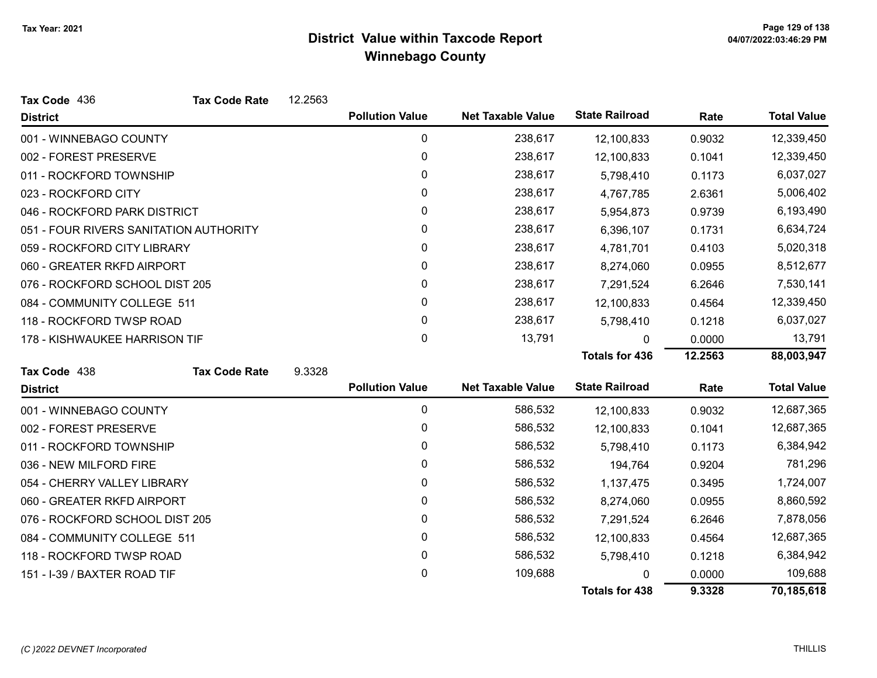# District Value within Taxcode Report
## Winnebago County

Tax Year: 2021

**Tax Code** 436 **Tax Code Rate** 12.2563

| District | Pollution Value | Net Taxable Value | State Railroad | Rate | Total Value |
|---|---|---|---|---|---|
| 001 - WINNEBAGO COUNTY | 0 | 238,617 | 12,100,833 | 0.9032 | 12,339,450 |
| 002 - FOREST PRESERVE | 0 | 238,617 | 12,100,833 | 0.1041 | 12,339,450 |
| 011 - ROCKFORD TOWNSHIP | 0 | 238,617 | 5,798,410 | 0.1173 | 6,037,027 |
| 023 - ROCKFORD CITY | 0 | 238,617 | 4,767,785 | 2.6361 | 5,006,402 |
| 046 - ROCKFORD PARK DISTRICT | 0 | 238,617 | 5,954,873 | 0.9739 | 6,193,490 |
| 051 - FOUR RIVERS SANITATION AUTHORITY | 0 | 238,617 | 6,396,107 | 0.1731 | 6,634,724 |
| 059 - ROCKFORD CITY LIBRARY | 0 | 238,617 | 4,781,701 | 0.4103 | 5,020,318 |
| 060 - GREATER RKFD AIRPORT | 0 | 238,617 | 8,274,060 | 0.0955 | 8,512,677 |
| 076 - ROCKFORD SCHOOL DIST 205 | 0 | 238,617 | 7,291,524 | 6.2646 | 7,530,141 |
| 084 - COMMUNITY COLLEGE 511 | 0 | 238,617 | 12,100,833 | 0.4564 | 12,339,450 |
| 118 - ROCKFORD TWSP ROAD | 0 | 238,617 | 5,798,410 | 0.1218 | 6,037,027 |
| 178 - KISHWAUKEE HARRISON TIF | 0 | 13,791 | 0 | 0.0000 | 13,791 |
| | | | **Totals for 436** | **12.2563** | **88,003,947** |

**Tax Code** 438 **Tax Code Rate** 9.3328

| District | Pollution Value | Net Taxable Value | State Railroad | Rate | Total Value |
|---|---|---|---|---|---|
| 001 - WINNEBAGO COUNTY | 0 | 586,532 | 12,100,833 | 0.9032 | 12,687,365 |
| 002 - FOREST PRESERVE | 0 | 586,532 | 12,100,833 | 0.1041 | 12,687,365 |
| 011 - ROCKFORD TOWNSHIP | 0 | 586,532 | 5,798,410 | 0.1173 | 6,384,942 |
| 036 - NEW MILFORD FIRE | 0 | 586,532 | 194,764 | 0.9204 | 781,296 |
| 054 - CHERRY VALLEY LIBRARY | 0 | 586,532 | 1,137,475 | 0.3495 | 1,724,007 |
| 060 - GREATER RKFD AIRPORT | 0 | 586,532 | 8,274,060 | 0.0955 | 8,860,592 |
| 076 - ROCKFORD SCHOOL DIST 205 | 0 | 586,532 | 7,291,524 | 6.2646 | 7,878,056 |
| 084 - COMMUNITY COLLEGE 511 | 0 | 586,532 | 12,100,833 | 0.4564 | 12,687,365 |
| 118 - ROCKFORD TWSP ROAD | 0 | 586,532 | 5,798,410 | 0.1218 | 6,384,942 |
| 151 - I-39 / BAXTER ROAD TIF | 0 | 109,688 | 0 | 0.0000 | 109,688 |
| | | | **Totals for 438** | **9.3328** | **70,185,618** |

*(C )2022 DEVNET Incorporated* THILLIS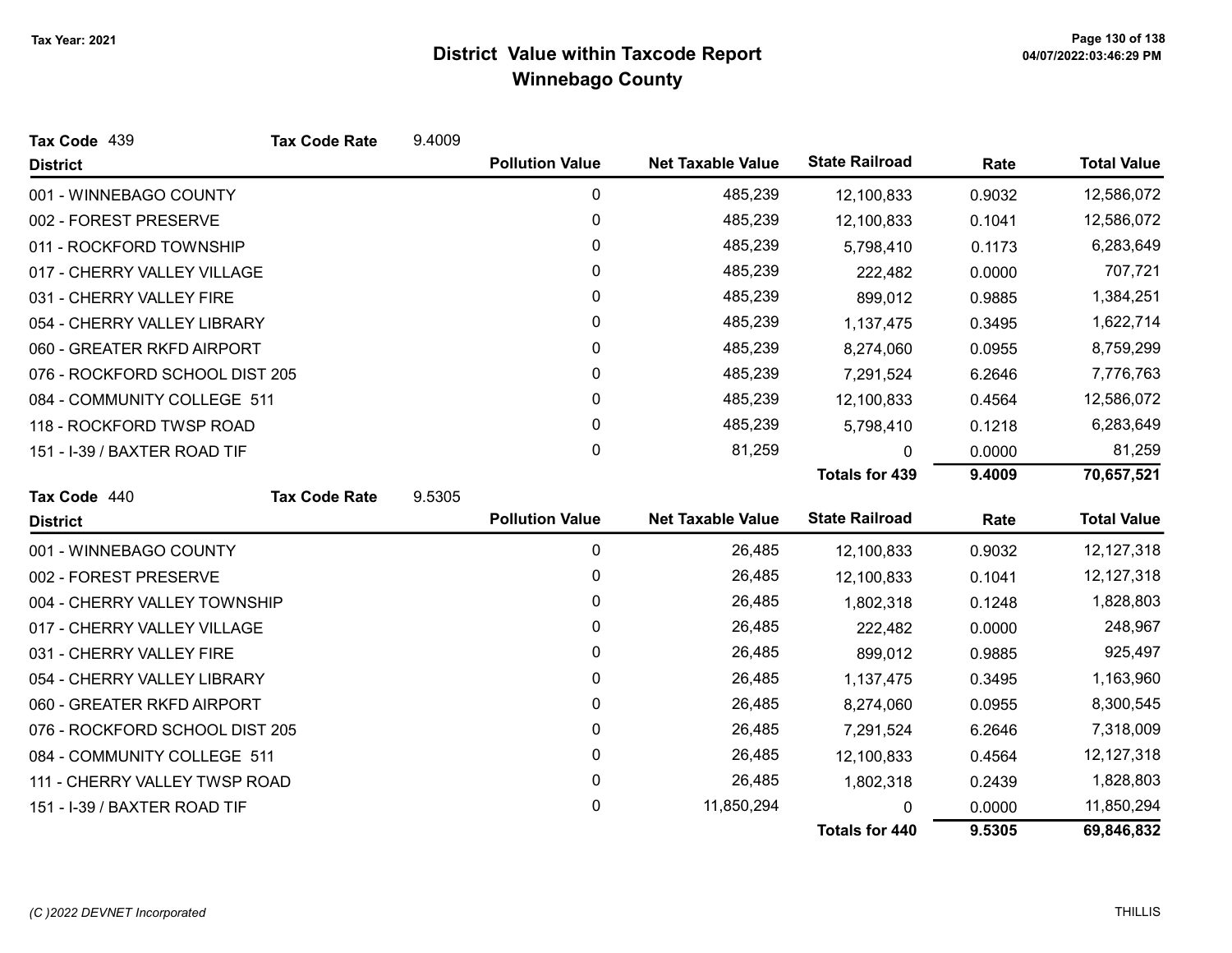# District Value within Taxcode Report
## Winnebago County

Tax Year: 2021

**Tax Code** 439 **Tax Code Rate** 9.4009

| District | Pollution Value | Net Taxable Value | State Railroad | Rate | Total Value |
|---|---|---|---|---|---|
| 001 - WINNEBAGO COUNTY | 0 | 485,239 | 12,100,833 | 0.9032 | 12,586,072 |
| 002 - FOREST PRESERVE | 0 | 485,239 | 12,100,833 | 0.1041 | 12,586,072 |
| 011 - ROCKFORD TOWNSHIP | 0 | 485,239 | 5,798,410 | 0.1173 | 6,283,649 |
| 017 - CHERRY VALLEY VILLAGE | 0 | 485,239 | 222,482 | 0.0000 | 707,721 |
| 031 - CHERRY VALLEY FIRE | 0 | 485,239 | 899,012 | 0.9885 | 1,384,251 |
| 054 - CHERRY VALLEY LIBRARY | 0 | 485,239 | 1,137,475 | 0.3495 | 1,622,714 |
| 060 - GREATER RKFD AIRPORT | 0 | 485,239 | 8,274,060 | 0.0955 | 8,759,299 |
| 076 - ROCKFORD SCHOOL DIST 205 | 0 | 485,239 | 7,291,524 | 6.2646 | 7,776,763 |
| 084 - COMMUNITY COLLEGE 511 | 0 | 485,239 | 12,100,833 | 0.4564 | 12,586,072 |
| 118 - ROCKFORD TWSP ROAD | 0 | 485,239 | 5,798,410 | 0.1218 | 6,283,649 |
| 151 - I-39 / BAXTER ROAD TIF | 0 | 81,259 | 0 | 0.0000 | 81,259 |
| | | | **Totals for 439** | **9.4009** | **70,657,521** |

**Tax Code** 440 **Tax Code Rate** 9.5305

| District | Pollution Value | Net Taxable Value | State Railroad | Rate | Total Value |
|---|---|---|---|---|---|
| 001 - WINNEBAGO COUNTY | 0 | 26,485 | 12,100,833 | 0.9032 | 12,127,318 |
| 002 - FOREST PRESERVE | 0 | 26,485 | 12,100,833 | 0.1041 | 12,127,318 |
| 004 - CHERRY VALLEY TOWNSHIP | 0 | 26,485 | 1,802,318 | 0.1248 | 1,828,803 |
| 017 - CHERRY VALLEY VILLAGE | 0 | 26,485 | 222,482 | 0.0000 | 248,967 |
| 031 - CHERRY VALLEY FIRE | 0 | 26,485 | 899,012 | 0.9885 | 925,497 |
| 054 - CHERRY VALLEY LIBRARY | 0 | 26,485 | 1,137,475 | 0.3495 | 1,163,960 |
| 060 - GREATER RKFD AIRPORT | 0 | 26,485 | 8,274,060 | 0.0955 | 8,300,545 |
| 076 - ROCKFORD SCHOOL DIST 205 | 0 | 26,485 | 7,291,524 | 6.2646 | 7,318,009 |
| 084 - COMMUNITY COLLEGE 511 | 0 | 26,485 | 12,100,833 | 0.4564 | 12,127,318 |
| 111 - CHERRY VALLEY TWSP ROAD | 0 | 26,485 | 1,802,318 | 0.2439 | 1,828,803 |
| 151 - I-39 / BAXTER ROAD TIF | 0 | 11,850,294 | 0 | 0.0000 | 11,850,294 |
| | | | **Totals for 440** | **9.5305** | **69,846,832** |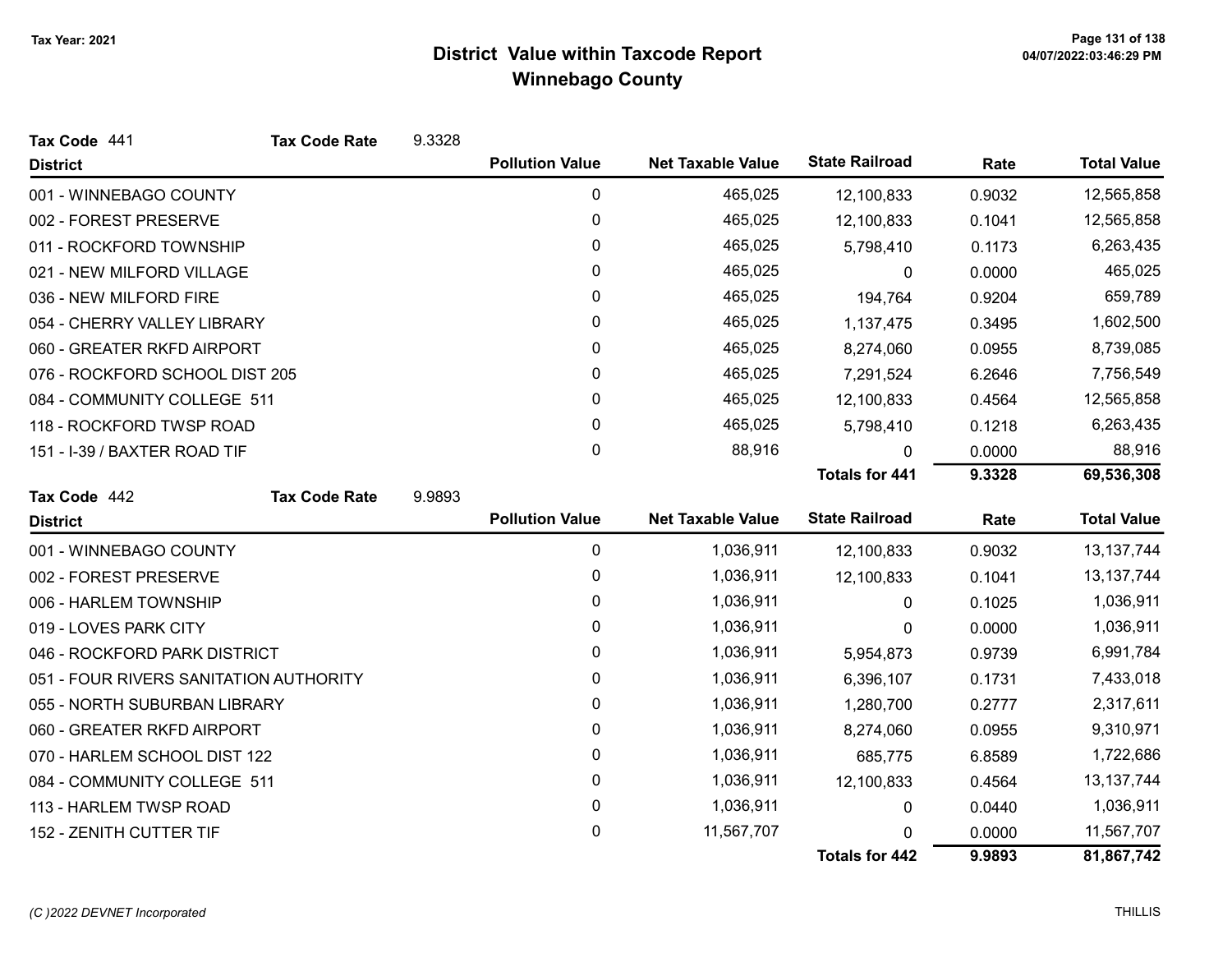# District Value within Taxcode Report

## Winnebago County

Tax Year: 2021

**Tax Code** 441 **Tax Code Rate** 9.3328

| District | Pollution Value | Net Taxable Value | State Railroad | Rate | Total Value |
|---|---|---|---|---|---|
| 001 - WINNEBAGO COUNTY | 0 | 465,025 | 12,100,833 | 0.9032 | 12,565,858 |
| 002 - FOREST PRESERVE | 0 | 465,025 | 12,100,833 | 0.1041 | 12,565,858 |
| 011 - ROCKFORD TOWNSHIP | 0 | 465,025 | 5,798,410 | 0.1173 | 6,263,435 |
| 021 - NEW MILFORD VILLAGE | 0 | 465,025 | 0 | 0.0000 | 465,025 |
| 036 - NEW MILFORD FIRE | 0 | 465,025 | 194,764 | 0.9204 | 659,789 |
| 054 - CHERRY VALLEY LIBRARY | 0 | 465,025 | 1,137,475 | 0.3495 | 1,602,500 |
| 060 - GREATER RKFD AIRPORT | 0 | 465,025 | 8,274,060 | 0.0955 | 8,739,085 |
| 076 - ROCKFORD SCHOOL DIST 205 | 0 | 465,025 | 7,291,524 | 6.2646 | 7,756,549 |
| 084 - COMMUNITY COLLEGE 511 | 0 | 465,025 | 12,100,833 | 0.4564 | 12,565,858 |
| 118 - ROCKFORD TWSP ROAD | 0 | 465,025 | 5,798,410 | 0.1218 | 6,263,435 |
| 151 - I-39 / BAXTER ROAD TIF | 0 | 88,916 | 0 | 0.0000 | 88,916 |
| | | | **Totals for 441** | **9.3328** | **69,536,308** |

**Tax Code** 442 **Tax Code Rate** 9.9893

| District | Pollution Value | Net Taxable Value | State Railroad | Rate | Total Value |
|---|---|---|---|---|---|
| 001 - WINNEBAGO COUNTY | 0 | 1,036,911 | 12,100,833 | 0.9032 | 13,137,744 |
| 002 - FOREST PRESERVE | 0 | 1,036,911 | 12,100,833 | 0.1041 | 13,137,744 |
| 006 - HARLEM TOWNSHIP | 0 | 1,036,911 | 0 | 0.1025 | 1,036,911 |
| 019 - LOVES PARK CITY | 0 | 1,036,911 | 0 | 0.0000 | 1,036,911 |
| 046 - ROCKFORD PARK DISTRICT | 0 | 1,036,911 | 5,954,873 | 0.9739 | 6,991,784 |
| 051 - FOUR RIVERS SANITATION AUTHORITY | 0 | 1,036,911 | 6,396,107 | 0.1731 | 7,433,018 |
| 055 - NORTH SUBURBAN LIBRARY | 0 | 1,036,911 | 1,280,700 | 0.2777 | 2,317,611 |
| 060 - GREATER RKFD AIRPORT | 0 | 1,036,911 | 8,274,060 | 0.0955 | 9,310,971 |
| 070 - HARLEM SCHOOL DIST 122 | 0 | 1,036,911 | 685,775 | 6.8589 | 1,722,686 |
| 084 - COMMUNITY COLLEGE 511 | 0 | 1,036,911 | 12,100,833 | 0.4564 | 13,137,744 |
| 113 - HARLEM TWSP ROAD | 0 | 1,036,911 | 0 | 0.0440 | 1,036,911 |
| 152 - ZENITH CUTTER TIF | 0 | 11,567,707 | 0 | 0.0000 | 11,567,707 |
| | | | **Totals for 442** | **9.9893** | **81,867,742** |

*(C )2022 DEVNET Incorporated* THILLIS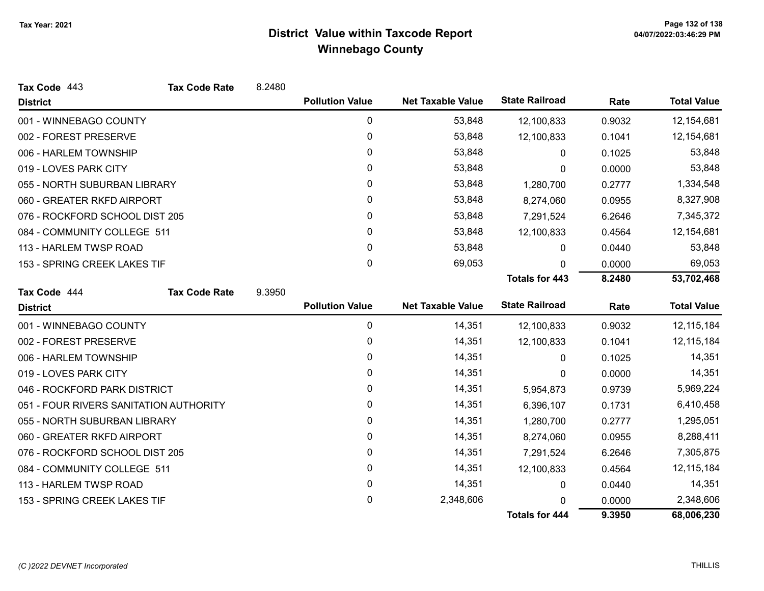# District Value within Taxcode Report
## Winnebago County

Tax Year: 2021

**Tax Code** 443 **Tax Code Rate** 8.2480

| District | Pollution Value | Net Taxable Value | State Railroad | Rate | Total Value |
|---|---|---|---|---|---|
| 001 - WINNEBAGO COUNTY | 0 | 53,848 | 12,100,833 | 0.9032 | 12,154,681 |
| 002 - FOREST PRESERVE | 0 | 53,848 | 12,100,833 | 0.1041 | 12,154,681 |
| 006 - HARLEM TOWNSHIP | 0 | 53,848 | 0 | 0.1025 | 53,848 |
| 019 - LOVES PARK CITY | 0 | 53,848 | 0 | 0.0000 | 53,848 |
| 055 - NORTH SUBURBAN LIBRARY | 0 | 53,848 | 1,280,700 | 0.2777 | 1,334,548 |
| 060 - GREATER RKFD AIRPORT | 0 | 53,848 | 8,274,060 | 0.0955 | 8,327,908 |
| 076 - ROCKFORD SCHOOL DIST 205 | 0 | 53,848 | 7,291,524 | 6.2646 | 7,345,372 |
| 084 - COMMUNITY COLLEGE 511 | 0 | 53,848 | 12,100,833 | 0.4564 | 12,154,681 |
| 113 - HARLEM TWSP ROAD | 0 | 53,848 | 0 | 0.0440 | 53,848 |
| 153 - SPRING CREEK LAKES TIF | 0 | 69,053 | 0 | 0.0000 | 69,053 |
| | | | **Totals for 443** | **8.2480** | **53,702,468** |

**Tax Code** 444 **Tax Code Rate** 9.3950

| District | Pollution Value | Net Taxable Value | State Railroad | Rate | Total Value |
|---|---|---|---|---|---|
| 001 - WINNEBAGO COUNTY | 0 | 14,351 | 12,100,833 | 0.9032 | 12,115,184 |
| 002 - FOREST PRESERVE | 0 | 14,351 | 12,100,833 | 0.1041 | 12,115,184 |
| 006 - HARLEM TOWNSHIP | 0 | 14,351 | 0 | 0.1025 | 14,351 |
| 019 - LOVES PARK CITY | 0 | 14,351 | 0 | 0.0000 | 14,351 |
| 046 - ROCKFORD PARK DISTRICT | 0 | 14,351 | 5,954,873 | 0.9739 | 5,969,224 |
| 051 - FOUR RIVERS SANITATION AUTHORITY | 0 | 14,351 | 6,396,107 | 0.1731 | 6,410,458 |
| 055 - NORTH SUBURBAN LIBRARY | 0 | 14,351 | 1,280,700 | 0.2777 | 1,295,051 |
| 060 - GREATER RKFD AIRPORT | 0 | 14,351 | 8,274,060 | 0.0955 | 8,288,411 |
| 076 - ROCKFORD SCHOOL DIST 205 | 0 | 14,351 | 7,291,524 | 6.2646 | 7,305,875 |
| 084 - COMMUNITY COLLEGE 511 | 0 | 14,351 | 12,100,833 | 0.4564 | 12,115,184 |
| 113 - HARLEM TWSP ROAD | 0 | 14,351 | 0 | 0.0440 | 14,351 |
| 153 - SPRING CREEK LAKES TIF | 0 | 2,348,606 | 0 | 0.0000 | 2,348,606 |
| | | | **Totals for 444** | **9.3950** | **68,006,230** |

*(C )2022 DEVNET Incorporated* THILLIS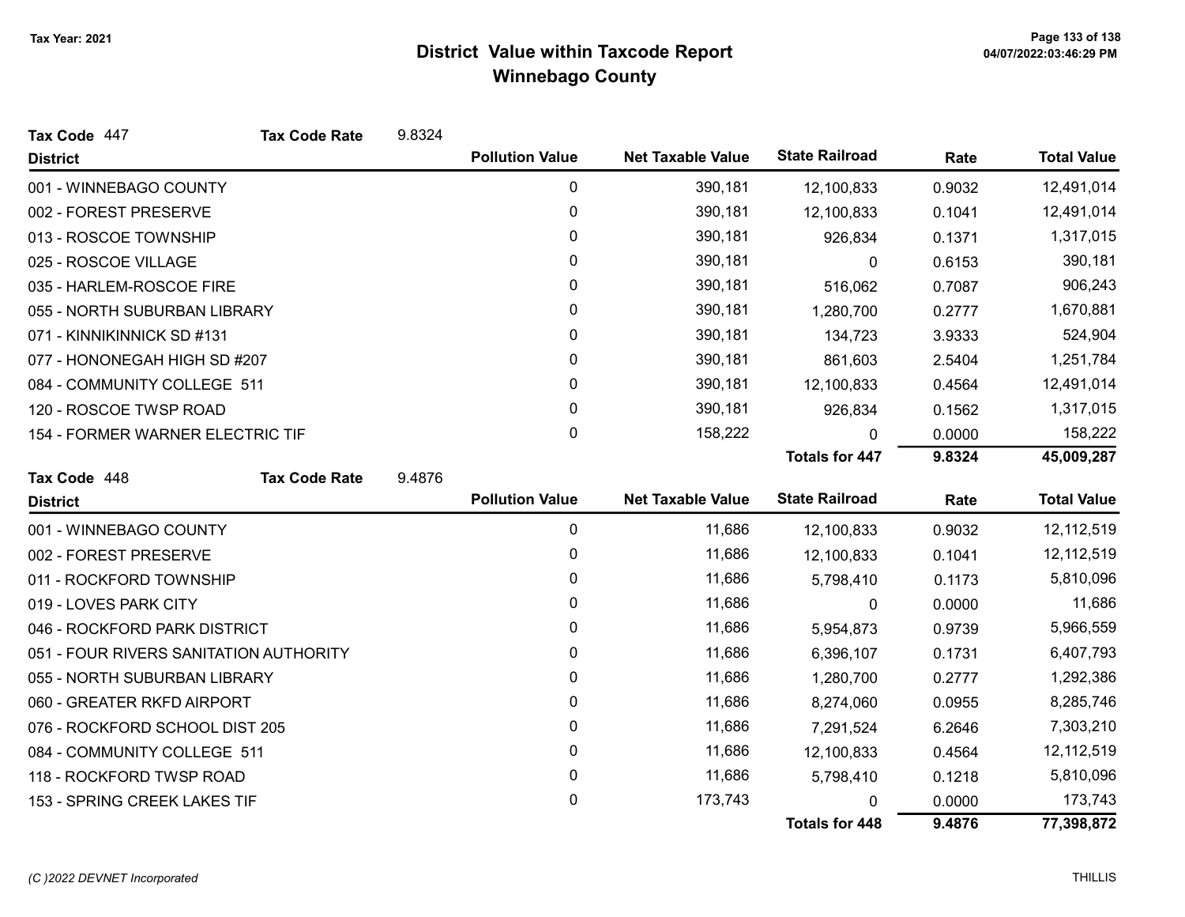# District Value within Taxcode Report
## Winnebago County

Tax Year: 2021

**Tax Code** 447 **Tax Code Rate** 9.8324

| District | Pollution Value | Net Taxable Value | State Railroad | Rate | Total Value |
|---|---|---|---|---|---|
| 001 - WINNEBAGO COUNTY | 0 | 390,181 | 12,100,833 | 0.9032 | 12,491,014 |
| 002 - FOREST PRESERVE | 0 | 390,181 | 12,100,833 | 0.1041 | 12,491,014 |
| 013 - ROSCOE TOWNSHIP | 0 | 390,181 | 926,834 | 0.1371 | 1,317,015 |
| 025 - ROSCOE VILLAGE | 0 | 390,181 | 0 | 0.6153 | 390,181 |
| 035 - HARLEM-ROSCOE FIRE | 0 | 390,181 | 516,062 | 0.7087 | 906,243 |
| 055 - NORTH SUBURBAN LIBRARY | 0 | 390,181 | 1,280,700 | 0.2777 | 1,670,881 |
| 071 - KINNIKINNICK SD #131 | 0 | 390,181 | 134,723 | 3.9333 | 524,904 |
| 077 - HONONEGAH HIGH SD #207 | 0 | 390,181 | 861,603 | 2.5404 | 1,251,784 |
| 084 - COMMUNITY COLLEGE 511 | 0 | 390,181 | 12,100,833 | 0.4564 | 12,491,014 |
| 120 - ROSCOE TWSP ROAD | 0 | 390,181 | 926,834 | 0.1562 | 1,317,015 |
| 154 - FORMER WARNER ELECTRIC TIF | 0 | 158,222 | 0 | 0.0000 | 158,222 |
| | | | **Totals for 447** | **9.8324** | **45,009,287** |

**Tax Code** 448 **Tax Code Rate** 9.4876

| District | Pollution Value | Net Taxable Value | State Railroad | Rate | Total Value |
|---|---|---|---|---|---|
| 001 - WINNEBAGO COUNTY | 0 | 11,686 | 12,100,833 | 0.9032 | 12,112,519 |
| 002 - FOREST PRESERVE | 0 | 11,686 | 12,100,833 | 0.1041 | 12,112,519 |
| 011 - ROCKFORD TOWNSHIP | 0 | 11,686 | 5,798,410 | 0.1173 | 5,810,096 |
| 019 - LOVES PARK CITY | 0 | 11,686 | 0 | 0.0000 | 11,686 |
| 046 - ROCKFORD PARK DISTRICT | 0 | 11,686 | 5,954,873 | 0.9739 | 5,966,559 |
| 051 - FOUR RIVERS SANITATION AUTHORITY | 0 | 11,686 | 6,396,107 | 0.1731 | 6,407,793 |
| 055 - NORTH SUBURBAN LIBRARY | 0 | 11,686 | 1,280,700 | 0.2777 | 1,292,386 |
| 060 - GREATER RKFD AIRPORT | 0 | 11,686 | 8,274,060 | 0.0955 | 8,285,746 |
| 076 - ROCKFORD SCHOOL DIST 205 | 0 | 11,686 | 7,291,524 | 6.2646 | 7,303,210 |
| 084 - COMMUNITY COLLEGE 511 | 0 | 11,686 | 12,100,833 | 0.4564 | 12,112,519 |
| 118 - ROCKFORD TWSP ROAD | 0 | 11,686 | 5,798,410 | 0.1218 | 5,810,096 |
| 153 - SPRING CREEK LAKES TIF | 0 | 173,743 | 0 | 0.0000 | 173,743 |
| | | | **Totals for 448** | **9.4876** | **77,398,872** |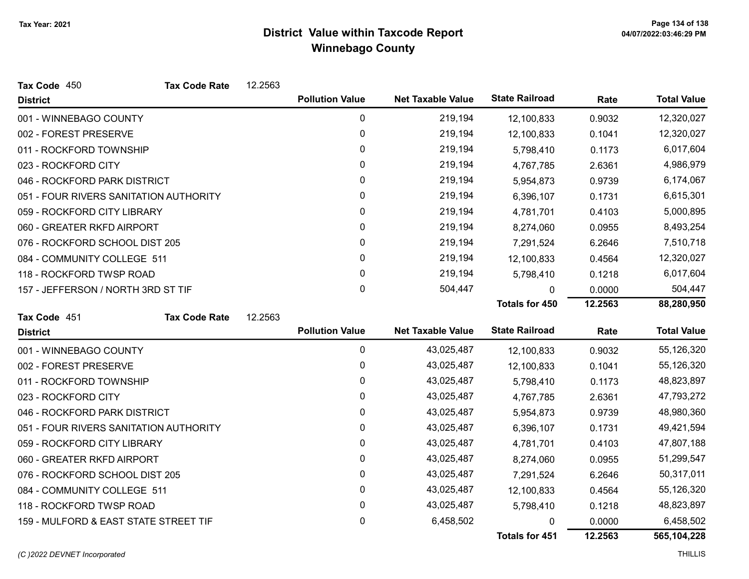Tax Year: 2021

# District Value within Taxcode Report
## Winnebago County

04/07/2022:03:46:29 PM

**Tax Code** 450 **Tax Code Rate** 12.2563

| District | Pollution Value | Net Taxable Value | State Railroad | Rate | Total Value |
|---|---|---|---|---|---|
| 001 - WINNEBAGO COUNTY | 0 | 219,194 | 12,100,833 | 0.9032 | 12,320,027 |
| 002 - FOREST PRESERVE | 0 | 219,194 | 12,100,833 | 0.1041 | 12,320,027 |
| 011 - ROCKFORD TOWNSHIP | 0 | 219,194 | 5,798,410 | 0.1173 | 6,017,604 |
| 023 - ROCKFORD CITY | 0 | 219,194 | 4,767,785 | 2.6361 | 4,986,979 |
| 046 - ROCKFORD PARK DISTRICT | 0 | 219,194 | 5,954,873 | 0.9739 | 6,174,067 |
| 051 - FOUR RIVERS SANITATION AUTHORITY | 0 | 219,194 | 6,396,107 | 0.1731 | 6,615,301 |
| 059 - ROCKFORD CITY LIBRARY | 0 | 219,194 | 4,781,701 | 0.4103 | 5,000,895 |
| 060 - GREATER RKFD AIRPORT | 0 | 219,194 | 8,274,060 | 0.0955 | 8,493,254 |
| 076 - ROCKFORD SCHOOL DIST 205 | 0 | 219,194 | 7,291,524 | 6.2646 | 7,510,718 |
| 084 - COMMUNITY COLLEGE 511 | 0 | 219,194 | 12,100,833 | 0.4564 | 12,320,027 |
| 118 - ROCKFORD TWSP ROAD | 0 | 219,194 | 5,798,410 | 0.1218 | 6,017,604 |
| 157 - JEFFERSON / NORTH 3RD ST TIF | 0 | 504,447 | 0 | 0.0000 | 504,447 |
| | | | **Totals for 450** | **12.2563** | **88,280,950** |

**Tax Code** 451 **Tax Code Rate** 12.2563

| District | Pollution Value | Net Taxable Value | State Railroad | Rate | Total Value |
|---|---|---|---|---|---|
| 001 - WINNEBAGO COUNTY | 0 | 43,025,487 | 12,100,833 | 0.9032 | 55,126,320 |
| 002 - FOREST PRESERVE | 0 | 43,025,487 | 12,100,833 | 0.1041 | 55,126,320 |
| 011 - ROCKFORD TOWNSHIP | 0 | 43,025,487 | 5,798,410 | 0.1173 | 48,823,897 |
| 023 - ROCKFORD CITY | 0 | 43,025,487 | 4,767,785 | 2.6361 | 47,793,272 |
| 046 - ROCKFORD PARK DISTRICT | 0 | 43,025,487 | 5,954,873 | 0.9739 | 48,980,360 |
| 051 - FOUR RIVERS SANITATION AUTHORITY | 0 | 43,025,487 | 6,396,107 | 0.1731 | 49,421,594 |
| 059 - ROCKFORD CITY LIBRARY | 0 | 43,025,487 | 4,781,701 | 0.4103 | 47,807,188 |
| 060 - GREATER RKFD AIRPORT | 0 | 43,025,487 | 8,274,060 | 0.0955 | 51,299,547 |
| 076 - ROCKFORD SCHOOL DIST 205 | 0 | 43,025,487 | 7,291,524 | 6.2646 | 50,317,011 |
| 084 - COMMUNITY COLLEGE 511 | 0 | 43,025,487 | 12,100,833 | 0.4564 | 55,126,320 |
| 118 - ROCKFORD TWSP ROAD | 0 | 43,025,487 | 5,798,410 | 0.1218 | 48,823,897 |
| 159 - MULFORD & EAST STATE STREET TIF | 0 | 6,458,502 | 0 | 0.0000 | 6,458,502 |
| | | | **Totals for 451** | **12.2563** | **565,104,228** |

(C )2022 DEVNET Incorporated THILLIS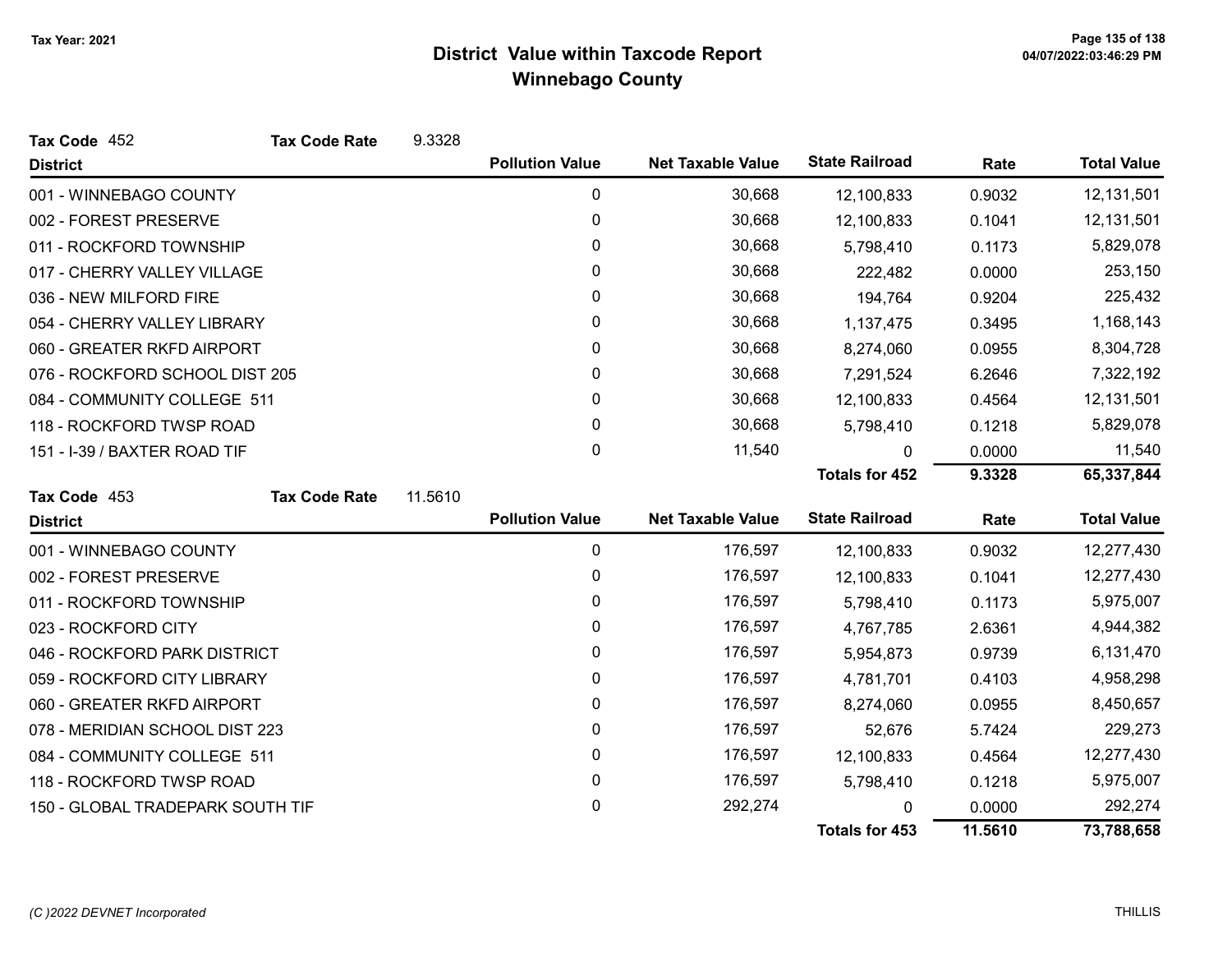# District Value within Taxcode Report

## Winnebago County

Tax Year: 2021

**Tax Code** 452 **Tax Code Rate** 9.3328

| District | Pollution Value | Net Taxable Value | State Railroad | Rate | Total Value |
|---|---|---|---|---|---|
| 001 - WINNEBAGO COUNTY | 0 | 30,668 | 12,100,833 | 0.9032 | 12,131,501 |
| 002 - FOREST PRESERVE | 0 | 30,668 | 12,100,833 | 0.1041 | 12,131,501 |
| 011 - ROCKFORD TOWNSHIP | 0 | 30,668 | 5,798,410 | 0.1173 | 5,829,078 |
| 017 - CHERRY VALLEY VILLAGE | 0 | 30,668 | 222,482 | 0.0000 | 253,150 |
| 036 - NEW MILFORD FIRE | 0 | 30,668 | 194,764 | 0.9204 | 225,432 |
| 054 - CHERRY VALLEY LIBRARY | 0 | 30,668 | 1,137,475 | 0.3495 | 1,168,143 |
| 060 - GREATER RKFD AIRPORT | 0 | 30,668 | 8,274,060 | 0.0955 | 8,304,728 |
| 076 - ROCKFORD SCHOOL DIST 205 | 0 | 30,668 | 7,291,524 | 6.2646 | 7,322,192 |
| 084 - COMMUNITY COLLEGE 511 | 0 | 30,668 | 12,100,833 | 0.4564 | 12,131,501 |
| 118 - ROCKFORD TWSP ROAD | 0 | 30,668 | 5,798,410 | 0.1218 | 5,829,078 |
| 151 - I-39 / BAXTER ROAD TIF | 0 | 11,540 | 0 | 0.0000 | 11,540 |
| | | | **Totals for 452** | **9.3328** | **65,337,844** |

**Tax Code** 453 **Tax Code Rate** 11.5610

| District | Pollution Value | Net Taxable Value | State Railroad | Rate | Total Value |
|---|---|---|---|---|---|
| 001 - WINNEBAGO COUNTY | 0 | 176,597 | 12,100,833 | 0.9032 | 12,277,430 |
| 002 - FOREST PRESERVE | 0 | 176,597 | 12,100,833 | 0.1041 | 12,277,430 |
| 011 - ROCKFORD TOWNSHIP | 0 | 176,597 | 5,798,410 | 0.1173 | 5,975,007 |
| 023 - ROCKFORD CITY | 0 | 176,597 | 4,767,785 | 2.6361 | 4,944,382 |
| 046 - ROCKFORD PARK DISTRICT | 0 | 176,597 | 5,954,873 | 0.9739 | 6,131,470 |
| 059 - ROCKFORD CITY LIBRARY | 0 | 176,597 | 4,781,701 | 0.4103 | 4,958,298 |
| 060 - GREATER RKFD AIRPORT | 0 | 176,597 | 8,274,060 | 0.0955 | 8,450,657 |
| 078 - MERIDIAN SCHOOL DIST 223 | 0 | 176,597 | 52,676 | 5.7424 | 229,273 |
| 084 - COMMUNITY COLLEGE 511 | 0 | 176,597 | 12,100,833 | 0.4564 | 12,277,430 |
| 118 - ROCKFORD TWSP ROAD | 0 | 176,597 | 5,798,410 | 0.1218 | 5,975,007 |
| 150 - GLOBAL TRADEPARK SOUTH TIF | 0 | 292,274 | 0 | 0.0000 | 292,274 |
| | | | **Totals for 453** | **11.5610** | **73,788,658** |

*(C )2022 DEVNET Incorporated*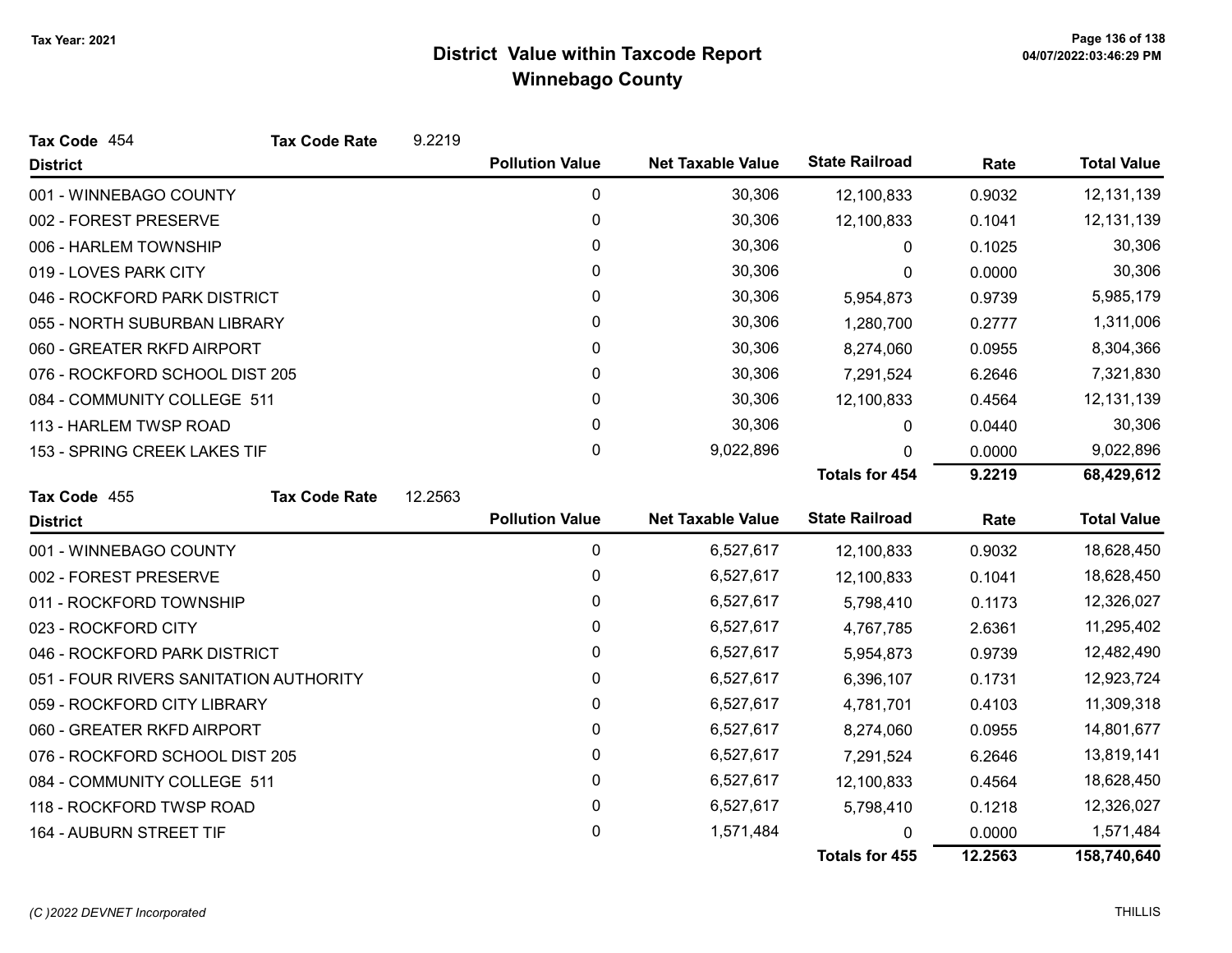# District Value within Taxcode Report

## Winnebago County

Tax Year: 2021

04/07/2022:03:46:29 PM

**Tax Code** 454 **Tax Code Rate** 9.2219

| District | Pollution Value | Net Taxable Value | State Railroad | Rate | Total Value |
|---|---|---|---|---|---|
| 001 - WINNEBAGO COUNTY | 0 | 30,306 | 12,100,833 | 0.9032 | 12,131,139 |
| 002 - FOREST PRESERVE | 0 | 30,306 | 12,100,833 | 0.1041 | 12,131,139 |
| 006 - HARLEM TOWNSHIP | 0 | 30,306 | 0 | 0.1025 | 30,306 |
| 019 - LOVES PARK CITY | 0 | 30,306 | 0 | 0.0000 | 30,306 |
| 046 - ROCKFORD PARK DISTRICT | 0 | 30,306 | 5,954,873 | 0.9739 | 5,985,179 |
| 055 - NORTH SUBURBAN LIBRARY | 0 | 30,306 | 1,280,700 | 0.2777 | 1,311,006 |
| 060 - GREATER RKFD AIRPORT | 0 | 30,306 | 8,274,060 | 0.0955 | 8,304,366 |
| 076 - ROCKFORD SCHOOL DIST 205 | 0 | 30,306 | 7,291,524 | 6.2646 | 7,321,830 |
| 084 - COMMUNITY COLLEGE 511 | 0 | 30,306 | 12,100,833 | 0.4564 | 12,131,139 |
| 113 - HARLEM TWSP ROAD | 0 | 30,306 | 0 | 0.0440 | 30,306 |
| 153 - SPRING CREEK LAKES TIF | 0 | 9,022,896 | 0 | 0.0000 | 9,022,896 |
| | | | **Totals for 454** | **9.2219** | **68,429,612** |

**Tax Code** 455 **Tax Code Rate** 12.2563

| District | Pollution Value | Net Taxable Value | State Railroad | Rate | Total Value |
|---|---|---|---|---|---|
| 001 - WINNEBAGO COUNTY | 0 | 6,527,617 | 12,100,833 | 0.9032 | 18,628,450 |
| 002 - FOREST PRESERVE | 0 | 6,527,617 | 12,100,833 | 0.1041 | 18,628,450 |
| 011 - ROCKFORD TOWNSHIP | 0 | 6,527,617 | 5,798,410 | 0.1173 | 12,326,027 |
| 023 - ROCKFORD CITY | 0 | 6,527,617 | 4,767,785 | 2.6361 | 11,295,402 |
| 046 - ROCKFORD PARK DISTRICT | 0 | 6,527,617 | 5,954,873 | 0.9739 | 12,482,490 |
| 051 - FOUR RIVERS SANITATION AUTHORITY | 0 | 6,527,617 | 6,396,107 | 0.1731 | 12,923,724 |
| 059 - ROCKFORD CITY LIBRARY | 0 | 6,527,617 | 4,781,701 | 0.4103 | 11,309,318 |
| 060 - GREATER RKFD AIRPORT | 0 | 6,527,617 | 8,274,060 | 0.0955 | 14,801,677 |
| 076 - ROCKFORD SCHOOL DIST 205 | 0 | 6,527,617 | 7,291,524 | 6.2646 | 13,819,141 |
| 084 - COMMUNITY COLLEGE 511 | 0 | 6,527,617 | 12,100,833 | 0.4564 | 18,628,450 |
| 118 - ROCKFORD TWSP ROAD | 0 | 6,527,617 | 5,798,410 | 0.1218 | 12,326,027 |
| 164 - AUBURN STREET TIF | 0 | 1,571,484 | 0 | 0.0000 | 1,571,484 |
| | | | **Totals for 455** | **12.2563** | **158,740,640** |

*(C )2022 DEVNET Incorporated* THILLIS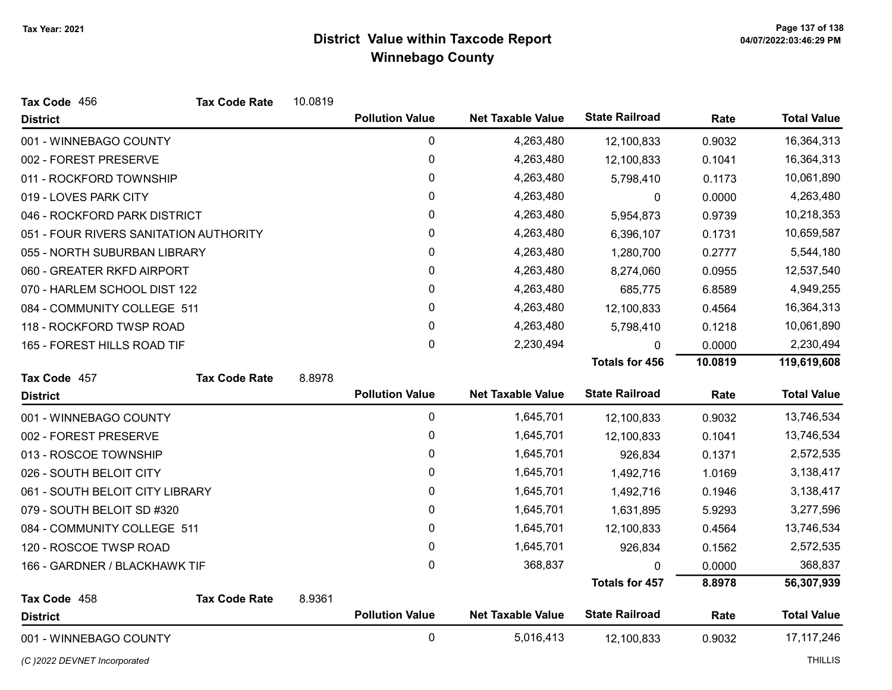# District Value within Taxcode Report
## Winnebago County

Tax Year: 2021

**Tax Code** 456 **Tax Code Rate** 10.0819

| District | Pollution Value | Net Taxable Value | State Railroad | Rate | Total Value |
|---|---|---|---|---|---|
| 001 - WINNEBAGO COUNTY | 0 | 4,263,480 | 12,100,833 | 0.9032 | 16,364,313 |
| 002 - FOREST PRESERVE | 0 | 4,263,480 | 12,100,833 | 0.1041 | 16,364,313 |
| 011 - ROCKFORD TOWNSHIP | 0 | 4,263,480 | 5,798,410 | 0.1173 | 10,061,890 |
| 019 - LOVES PARK CITY | 0 | 4,263,480 | 0 | 0.0000 | 4,263,480 |
| 046 - ROCKFORD PARK DISTRICT | 0 | 4,263,480 | 5,954,873 | 0.9739 | 10,218,353 |
| 051 - FOUR RIVERS SANITATION AUTHORITY | 0 | 4,263,480 | 6,396,107 | 0.1731 | 10,659,587 |
| 055 - NORTH SUBURBAN LIBRARY | 0 | 4,263,480 | 1,280,700 | 0.2777 | 5,544,180 |
| 060 - GREATER RKFD AIRPORT | 0 | 4,263,480 | 8,274,060 | 0.0955 | 12,537,540 |
| 070 - HARLEM SCHOOL DIST 122 | 0 | 4,263,480 | 685,775 | 6.8589 | 4,949,255 |
| 084 - COMMUNITY COLLEGE 511 | 0 | 4,263,480 | 12,100,833 | 0.4564 | 16,364,313 |
| 118 - ROCKFORD TWSP ROAD | 0 | 4,263,480 | 5,798,410 | 0.1218 | 10,061,890 |
| 165 - FOREST HILLS ROAD TIF | 0 | 2,230,494 | 0 | 0.0000 | 2,230,494 |
| | | | **Totals for 456** | **10.0819** | **119,619,608** |

**Tax Code** 457 **Tax Code Rate** 8.8978

| District | Pollution Value | Net Taxable Value | State Railroad | Rate | Total Value |
|---|---|---|---|---|---|
| 001 - WINNEBAGO COUNTY | 0 | 1,645,701 | 12,100,833 | 0.9032 | 13,746,534 |
| 002 - FOREST PRESERVE | 0 | 1,645,701 | 12,100,833 | 0.1041 | 13,746,534 |
| 013 - ROSCOE TOWNSHIP | 0 | 1,645,701 | 926,834 | 0.1371 | 2,572,535 |
| 026 - SOUTH BELOIT CITY | 0 | 1,645,701 | 1,492,716 | 1.0169 | 3,138,417 |
| 061 - SOUTH BELOIT CITY LIBRARY | 0 | 1,645,701 | 1,492,716 | 0.1946 | 3,138,417 |
| 079 - SOUTH BELOIT SD #320 | 0 | 1,645,701 | 1,631,895 | 5.9293 | 3,277,596 |
| 084 - COMMUNITY COLLEGE 511 | 0 | 1,645,701 | 12,100,833 | 0.4564 | 13,746,534 |
| 120 - ROSCOE TWSP ROAD | 0 | 1,645,701 | 926,834 | 0.1562 | 2,572,535 |
| 166 - GARDNER / BLACKHAWK TIF | 0 | 368,837 | 0 | 0.0000 | 368,837 |
| | | | **Totals for 457** | **8.8978** | **56,307,939** |

**Tax Code** 458 **Tax Code Rate** 8.9361

| District | Pollution Value | Net Taxable Value | State Railroad | Rate | Total Value |
|---|---|---|---|---|---|
| 001 - WINNEBAGO COUNTY | 0 | 5,016,413 | 12,100,833 | 0.9032 | 17,117,246 |

(C )2022 DEVNET Incorporated THILLIS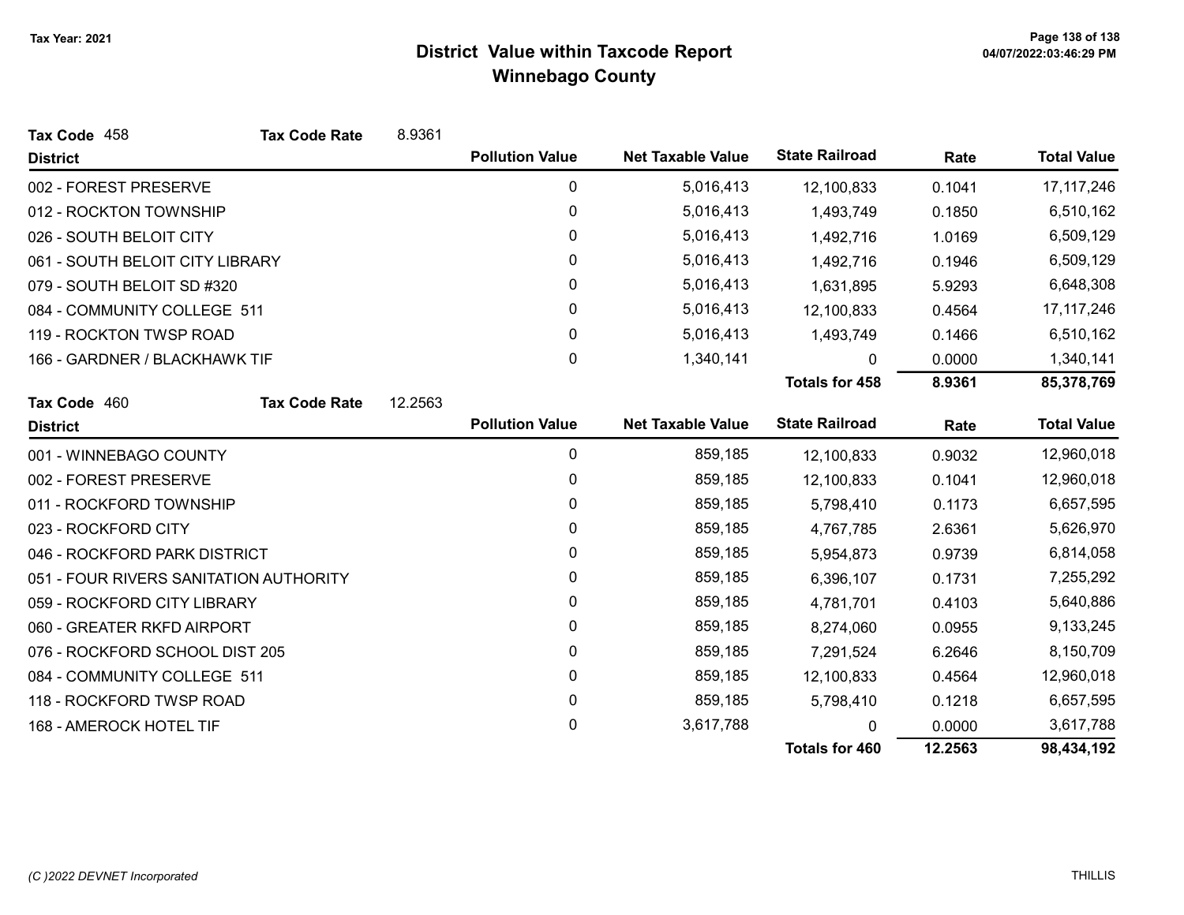Tax Year: 2021

# District Value within Taxcode Report
## Winnebago County

04/07/2022:03:46:29 PM

**Tax Code** 458 **Tax Code Rate** 8.9361

| District | Pollution Value | Net Taxable Value | State Railroad | Rate | Total Value |
|---|---|---|---|---|---|
| 002 - FOREST PRESERVE | 0 | 5,016,413 | 12,100,833 | 0.1041 | 17,117,246 |
| 012 - ROCKTON TOWNSHIP | 0 | 5,016,413 | 1,493,749 | 0.1850 | 6,510,162 |
| 026 - SOUTH BELOIT CITY | 0 | 5,016,413 | 1,492,716 | 1.0169 | 6,509,129 |
| 061 - SOUTH BELOIT CITY LIBRARY | 0 | 5,016,413 | 1,492,716 | 0.1946 | 6,509,129 |
| 079 - SOUTH BELOIT SD #320 | 0 | 5,016,413 | 1,631,895 | 5.9293 | 6,648,308 |
| 084 - COMMUNITY COLLEGE 511 | 0 | 5,016,413 | 12,100,833 | 0.4564 | 17,117,246 |
| 119 - ROCKTON TWSP ROAD | 0 | 5,016,413 | 1,493,749 | 0.1466 | 6,510,162 |
| 166 - GARDNER / BLACKHAWK TIF | 0 | 1,340,141 | 0 | 0.0000 | 1,340,141 |
| | | | **Totals for 458** | **8.9361** | **85,378,769** |

**Tax Code** 460 **Tax Code Rate** 12.2563

| District | Pollution Value | Net Taxable Value | State Railroad | Rate | Total Value |
|---|---|---|---|---|---|
| 001 - WINNEBAGO COUNTY | 0 | 859,185 | 12,100,833 | 0.9032 | 12,960,018 |
| 002 - FOREST PRESERVE | 0 | 859,185 | 12,100,833 | 0.1041 | 12,960,018 |
| 011 - ROCKFORD TOWNSHIP | 0 | 859,185 | 5,798,410 | 0.1173 | 6,657,595 |
| 023 - ROCKFORD CITY | 0 | 859,185 | 4,767,785 | 2.6361 | 5,626,970 |
| 046 - ROCKFORD PARK DISTRICT | 0 | 859,185 | 5,954,873 | 0.9739 | 6,814,058 |
| 051 - FOUR RIVERS SANITATION AUTHORITY | 0 | 859,185 | 6,396,107 | 0.1731 | 7,255,292 |
| 059 - ROCKFORD CITY LIBRARY | 0 | 859,185 | 4,781,701 | 0.4103 | 5,640,886 |
| 060 - GREATER RKFD AIRPORT | 0 | 859,185 | 8,274,060 | 0.0955 | 9,133,245 |
| 076 - ROCKFORD SCHOOL DIST 205 | 0 | 859,185 | 7,291,524 | 6.2646 | 8,150,709 |
| 084 - COMMUNITY COLLEGE 511 | 0 | 859,185 | 12,100,833 | 0.4564 | 12,960,018 |
| 118 - ROCKFORD TWSP ROAD | 0 | 859,185 | 5,798,410 | 0.1218 | 6,657,595 |
| 168 - AMEROCK HOTEL TIF | 0 | 3,617,788 | 0 | 0.0000 | 3,617,788 |
| | | | **Totals for 460** | **12.2563** | **98,434,192** |

(C )2022 DEVNET Incorporated THILLIS